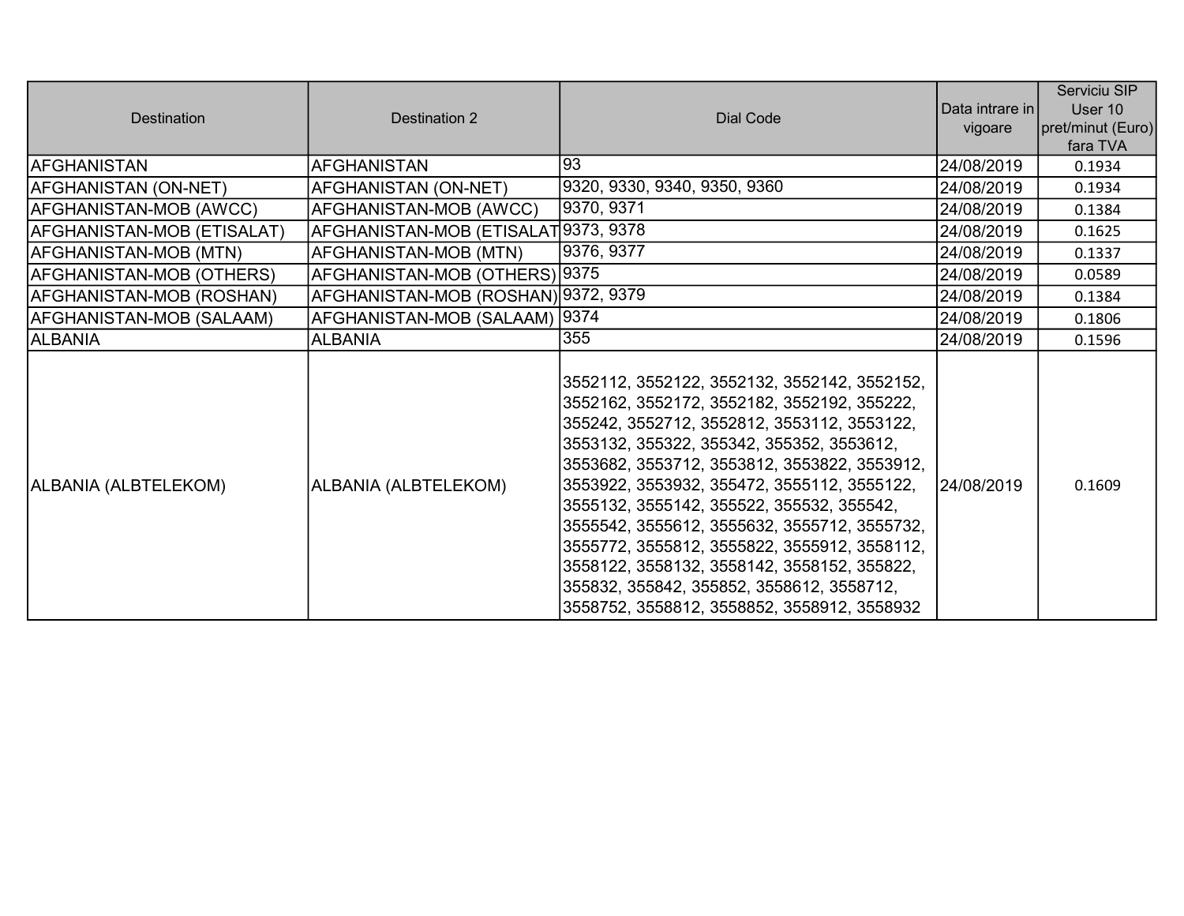| Destination | Destination 2 | Dial Code | Data intrare in vigoare | Serviciu SIP User 10 pret/minut (Euro) fara TVA |
| --- | --- | --- | --- | --- |
| AFGHANISTAN | AFGHANISTAN | 93 | 24/08/2019 | 0.1934 |
| AFGHANISTAN (ON-NET) | AFGHANISTAN (ON-NET) | 9320, 9330, 9340, 9350, 9360 | 24/08/2019 | 0.1934 |
| AFGHANISTAN-MOB (AWCC) | AFGHANISTAN-MOB (AWCC) | 9370, 9371 | 24/08/2019 | 0.1384 |
| AFGHANISTAN-MOB (ETISALAT) | AFGHANISTAN-MOB (ETISALAT | 9373, 9378 | 24/08/2019 | 0.1625 |
| AFGHANISTAN-MOB (MTN) | AFGHANISTAN-MOB (MTN) | 9376, 9377 | 24/08/2019 | 0.1337 |
| AFGHANISTAN-MOB (OTHERS) | AFGHANISTAN-MOB (OTHERS) | 9375 | 24/08/2019 | 0.0589 |
| AFGHANISTAN-MOB (ROSHAN) | AFGHANISTAN-MOB (ROSHAN) | 9372, 9379 | 24/08/2019 | 0.1384 |
| AFGHANISTAN-MOB (SALAAM) | AFGHANISTAN-MOB (SALAAM) | 9374 | 24/08/2019 | 0.1806 |
| ALBANIA | ALBANIA | 355 | 24/08/2019 | 0.1596 |
| ALBANIA (ALBTELEKOM) | ALBANIA (ALBTELEKOM) | 3552112, 3552122, 3552132, 3552142, 3552152, 3552162, 3552172, 3552182, 3552192, 355222, 355242, 3552712, 3552812, 3553112, 3553122, 3553132, 355322, 355342, 355352, 3553612, 3553682, 3553712, 3553812, 3553822, 3553912, 3553922, 3553932, 355472, 3555112, 3555122, 3555132, 3555142, 355522, 355532, 355542, 3555542, 3555612, 3555632, 3555712, 3555732, 3555772, 3555812, 3555822, 3555912, 3558112, 3558122, 3558132, 3558142, 3558152, 355822, 355832, 355842, 355852, 3558612, 3558712, 3558752, 3558812, 3558852, 3558912, 3558932 | 24/08/2019 | 0.1609 |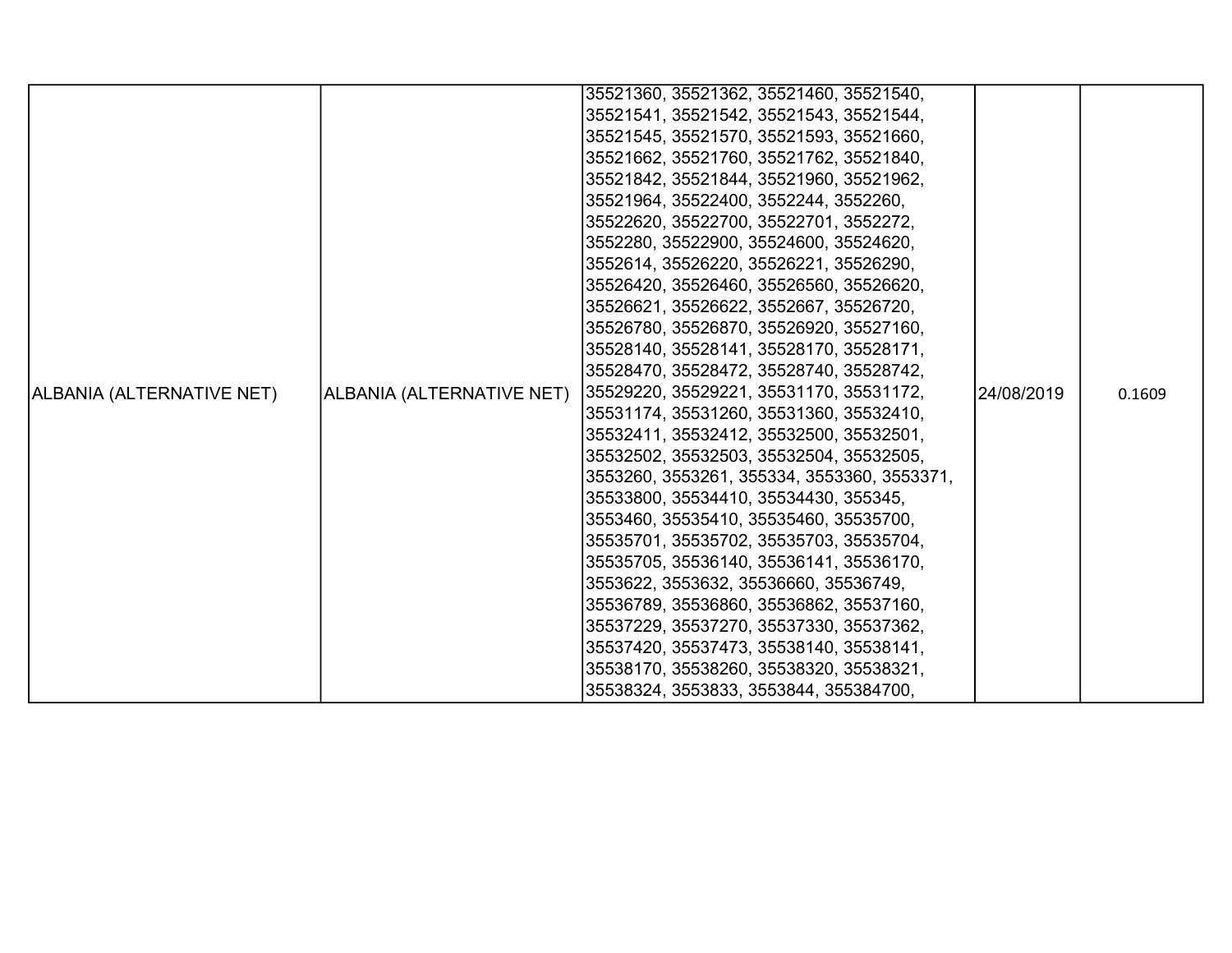| ALBANIA (ALTERNATIVE NET) | ALBANIA (ALTERNATIVE NET) | 35521360, 35521362, 35521460, 35521540, 35521541, 35521542, 35521543, 35521544, 35521545, 35521570, 35521593, 35521660, 35521662, 35521760, 35521762, 35521840, 35521842, 35521844, 35521960, 35521962, 35521964, 35522400, 3552244, 3552260, 35522620, 35522700, 35522701, 3552272, 3552280, 35522900, 35524600, 35524620, 3552614, 35526220, 35526221, 35526290, 35526420, 35526460, 35526560, 35526620, 35526621, 35526622, 3552667, 35526720, 35526780, 35526870, 35526920, 35527160, 35528140, 35528141, 35528170, 35528171, 35528470, 35528472, 35528740, 35528742, 35529220, 35529221, 35531170, 35531172, 35531174, 35531260, 35531360, 35532410, 35532411, 35532412, 35532500, 35532501, 35532502, 35532503, 35532504, 35532505, 3553260, 3553261, 355334, 3553360, 3553371, 35533800, 35534410, 35534430, 355345, 3553460, 35535410, 35535460, 35535700, 35535701, 35535702, 35535703, 35535704, 35535705, 35536140, 35536141, 35536170, 3553622, 3553632, 35536660, 35536749, 35536789, 35536860, 35536862, 35537160, 35537229, 35537270, 35537330, 35537362, 35537420, 35537473, 35538140, 35538141, 35538170, 35538260, 35538320, 35538321, 35538324, 3553833, 3553844, 355384700, | 24/08/2019 | 0.1609 |
|---|---|---|---|---|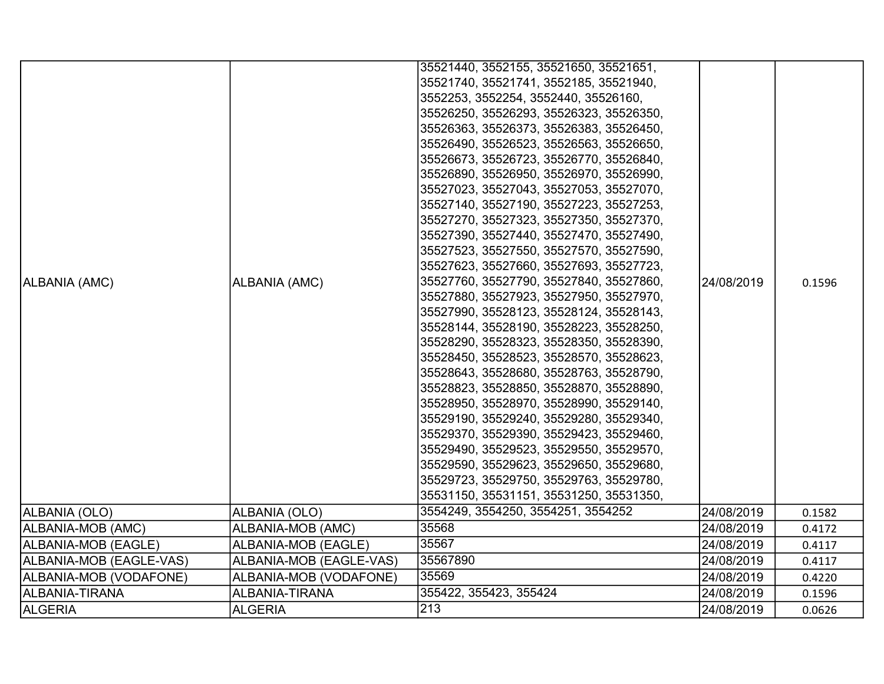| | | | | |
|---|---|---|---|---|
| ALBANIA (AMC) | ALBANIA (AMC) | 35521440, 3552155, 35521650, 35521651, 35521740, 35521741, 3552185, 35521940, 3552253, 3552254, 3552440, 35526160, 35526250, 35526293, 35526323, 35526350, 35526363, 35526373, 35526383, 35526450, 35526490, 35526523, 35526563, 35526650, 35526673, 35526723, 35526770, 35526840, 35526890, 35526950, 35526970, 35526990, 35527023, 35527043, 35527053, 35527070, 35527140, 35527190, 35527223, 35527253, 35527270, 35527323, 35527350, 35527370, 35527390, 35527440, 35527470, 35527490, 35527523, 35527550, 35527570, 35527590, 35527623, 35527660, 35527693, 35527723, 35527760, 35527790, 35527840, 35527860, 35527880, 35527923, 35527950, 35527970, 35527990, 35528123, 35528124, 35528143, 35528144, 35528190, 35528223, 35528250, 35528290, 35528323, 35528350, 35528390, 35528450, 35528523, 35528570, 35528623, 35528643, 35528680, 35528763, 35528790, 35528823, 35528850, 35528870, 35528890, 35528950, 35528970, 35528990, 35529140, 35529190, 35529240, 35529280, 35529340, 35529370, 35529390, 35529423, 35529460, 35529490, 35529523, 35529550, 35529570, 35529590, 35529623, 35529650, 35529680, 35529723, 35529750, 35529763, 35529780, 35531150, 35531151, 35531250, 35531350, | 24/08/2019 | 0.1596 |
| ALBANIA (OLO) | ALBANIA (OLO) | 3554249, 3554250, 3554251, 3554252 | 24/08/2019 | 0.1582 |
| ALBANIA-MOB (AMC) | ALBANIA-MOB (AMC) | 35568 | 24/08/2019 | 0.4172 |
| ALBANIA-MOB (EAGLE) | ALBANIA-MOB (EAGLE) | 35567 | 24/08/2019 | 0.4117 |
| ALBANIA-MOB (EAGLE-VAS) | ALBANIA-MOB (EAGLE-VAS) | 35567890 | 24/08/2019 | 0.4117 |
| ALBANIA-MOB (VODAFONE) | ALBANIA-MOB (VODAFONE) | 35569 | 24/08/2019 | 0.4220 |
| ALBANIA-TIRANA | ALBANIA-TIRANA | 355422, 355423, 355424 | 24/08/2019 | 0.1596 |
| ALGERIA | ALGERIA | 213 | 24/08/2019 | 0.0626 |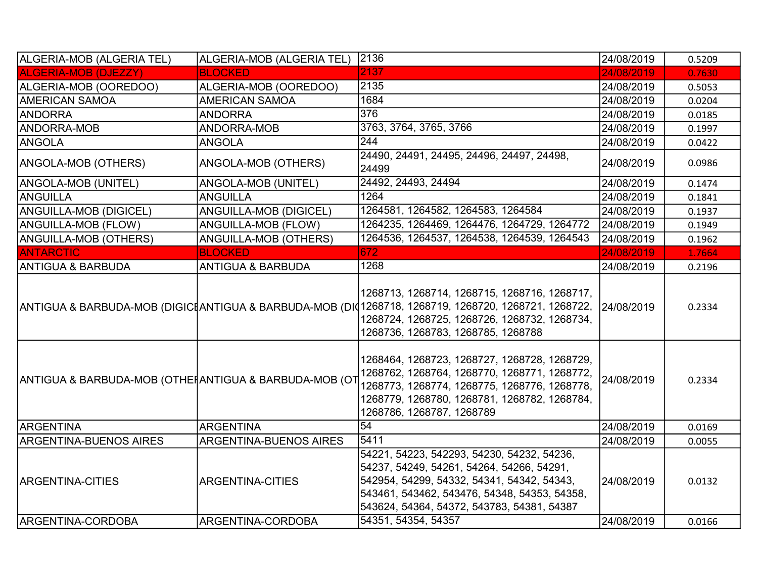| ALGERIA-MOB (ALGERIA TEL) | ALGERIA-MOB (ALGERIA TEL) | 2136 | 24/08/2019 | 0.5209 |
|---|---|---|---|---|
| ALGERIA-MOB (DJEZZY) | BLOCKED | 2137 | 24/08/2019 | 0.7630 |
| ALGERIA-MOB (OOREDOO) | ALGERIA-MOB (OOREDOO) | 2135 | 24/08/2019 | 0.5053 |
| AMERICAN SAMOA | AMERICAN SAMOA | 1684 | 24/08/2019 | 0.0204 |
| ANDORRA | ANDORRA | 376 | 24/08/2019 | 0.0185 |
| ANDORRA-MOB | ANDORRA-MOB | 3763, 3764, 3765, 3766 | 24/08/2019 | 0.1997 |
| ANGOLA | ANGOLA | 244 | 24/08/2019 | 0.0422 |
| ANGOLA-MOB (OTHERS) | ANGOLA-MOB (OTHERS) | 24490, 24491, 24495, 24496, 24497, 24498, 24499 | 24/08/2019 | 0.0986 |
| ANGOLA-MOB (UNITEL) | ANGOLA-MOB (UNITEL) | 24492, 24493, 24494 | 24/08/2019 | 0.1474 |
| ANGUILLA | ANGUILLA | 1264 | 24/08/2019 | 0.1841 |
| ANGUILLA-MOB (DIGICEL) | ANGUILLA-MOB (DIGICEL) | 1264581, 1264582, 1264583, 1264584 | 24/08/2019 | 0.1937 |
| ANGUILLA-MOB (FLOW) | ANGUILLA-MOB (FLOW) | 1264235, 1264469, 1264476, 1264729, 1264772 | 24/08/2019 | 0.1949 |
| ANGUILLA-MOB (OTHERS) | ANGUILLA-MOB (OTHERS) | 1264536, 1264537, 1264538, 1264539, 1264543 | 24/08/2019 | 0.1962 |
| ANTARCTIC | BLOCKED | 672 | 24/08/2019 | 1.7664 |
| ANTIGUA & BARBUDA | ANTIGUA & BARBUDA | 1268 | 24/08/2019 | 0.2196 |
| ANTIGUA & BARBUDA-MOB (DIGICE | ANTIGUA & BARBUDA-MOB (DI | 1268713, 1268714, 1268715, 1268716, 1268717, 1268718, 1268719, 1268720, 1268721, 1268722, 1268724, 1268725, 1268726, 1268732, 1268734, 1268736, 1268783, 1268785, 1268788 | 24/08/2019 | 0.2334 |
| ANTIGUA & BARBUDA-MOB (OTHE | ANTIGUA & BARBUDA-MOB (OT | 1268464, 1268723, 1268727, 1268728, 1268729, 1268762, 1268764, 1268770, 1268771, 1268772, 1268773, 1268774, 1268775, 1268776, 1268778, 1268779, 1268780, 1268781, 1268782, 1268784, 1268786, 1268787, 1268789 | 24/08/2019 | 0.2334 |
| ARGENTINA | ARGENTINA | 54 | 24/08/2019 | 0.0169 |
| ARGENTINA-BUENOS AIRES | ARGENTINA-BUENOS AIRES | 5411 | 24/08/2019 | 0.0055 |
| ARGENTINA-CITIES | ARGENTINA-CITIES | 54221, 54223, 542293, 54230, 54232, 54236, 54237, 54249, 54261, 54264, 54266, 54291, 542954, 54299, 54332, 54341, 54342, 54343, 543461, 543462, 543476, 54348, 54353, 54358, 543624, 54364, 54372, 543783, 54381, 54387 | 24/08/2019 | 0.0132 |
| ARGENTINA-CORDOBA | ARGENTINA-CORDOBA | 54351, 54354, 54357 | 24/08/2019 | 0.0166 |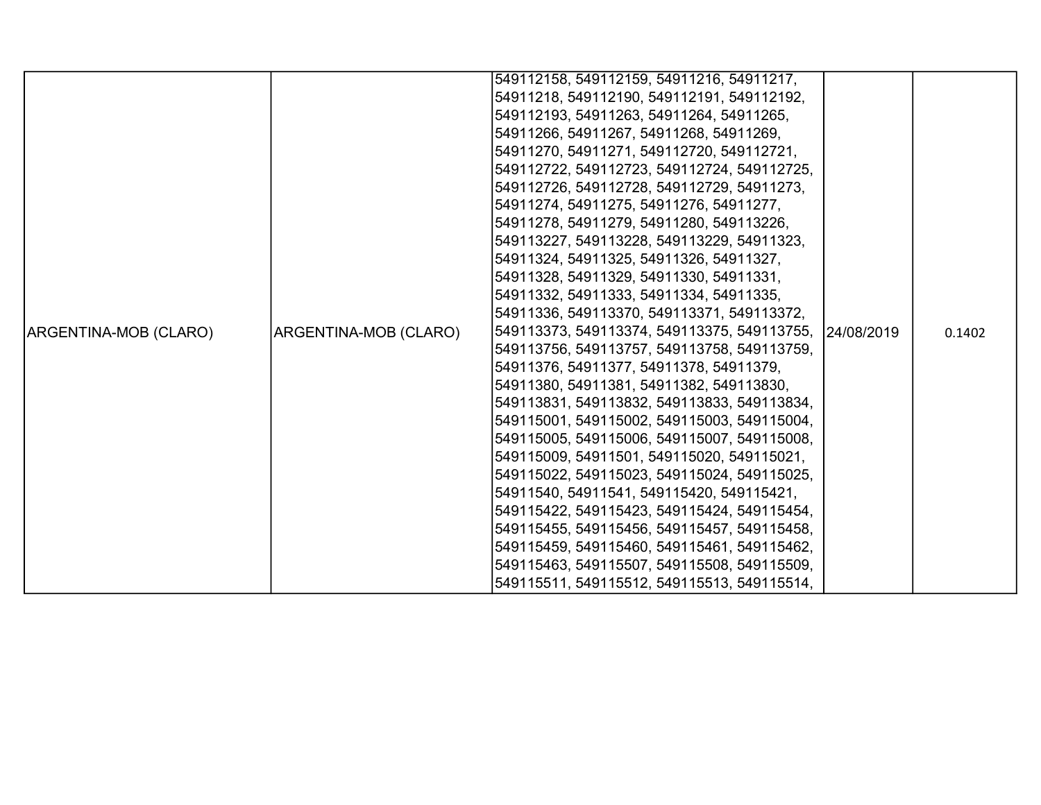| ARGENTINA-MOB (CLARO) | ARGENTINA-MOB (CLARO) | 549112158, 549112159, 54911216, 54911217, 54911218, 549112190, 549112191, 549112192, 549112193, 54911263, 54911264, 54911265, 54911266, 54911267, 54911268, 54911269, 54911270, 54911271, 549112720, 549112721, 549112722, 549112723, 549112724, 549112725, 549112726, 549112728, 549112729, 54911273, 54911274, 54911275, 54911276, 54911277, 54911278, 54911279, 54911280, 549113226, 549113227, 549113228, 549113229, 54911323, 54911324, 54911325, 54911326, 54911327, 54911328, 54911329, 54911330, 54911331, 54911332, 54911333, 54911334, 54911335, 54911336, 549113370, 549113371, 549113372, 549113373, 549113374, 549113375, 549113755, 549113756, 549113757, 549113758, 549113759, 54911376, 54911377, 54911378, 54911379, 54911380, 54911381, 54911382, 549113830, 549113831, 549113832, 549113833, 549113834, 549115001, 549115002, 549115003, 549115004, 549115005, 549115006, 549115007, 549115008, 549115009, 54911501, 549115020, 549115021, 549115022, 549115023, 549115024, 549115025, 54911540, 54911541, 549115420, 549115421, 549115422, 549115423, 549115424, 549115454, 549115455, 549115456, 549115457, 549115458, 549115459, 549115460, 549115461, 549115462, 549115463, 549115507, 549115508, 549115509, 549115511, 549115512, 549115513, 549115514, | 24/08/2019 | 0.1402 |
|---|---|---|---|---|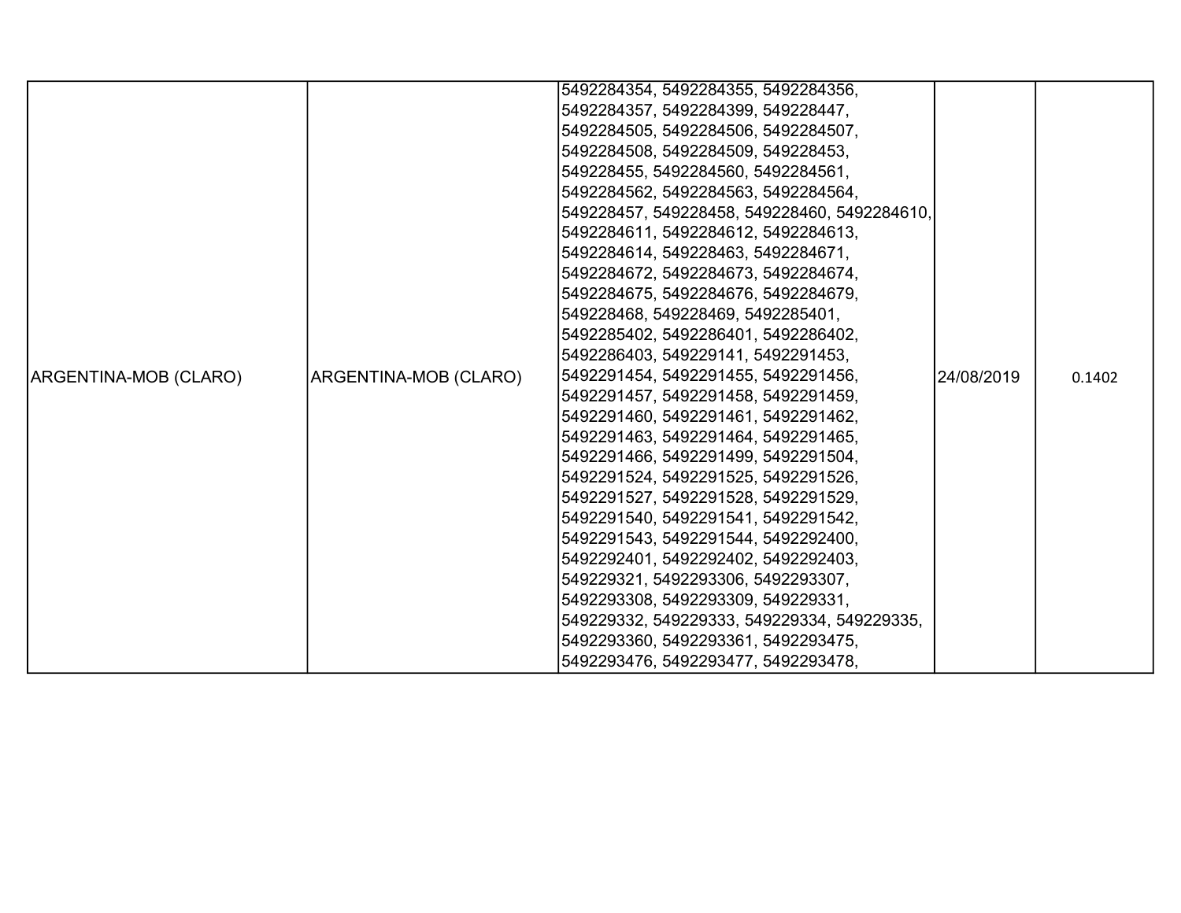| | | | | |
|---|---|---|---|---|
| ARGENTINA-MOB (CLARO) | ARGENTINA-MOB (CLARO) | 5492284354, 5492284355, 5492284356, 5492284357, 5492284399, 549228447, 5492284505, 5492284506, 5492284507, 5492284508, 5492284509, 549228453, 549228455, 5492284560, 5492284561, 5492284562, 5492284563, 5492284564, 549228457, 549228458, 549228460, 5492284610, 5492284611, 5492284612, 5492284613, 5492284614, 549228463, 5492284671, 5492284672, 5492284673, 5492284674, 5492284675, 5492284676, 5492284679, 549228468, 549228469, 5492285401, 5492285402, 5492286401, 5492286402, 5492286403, 549229141, 5492291453, 5492291454, 5492291455, 5492291456, 5492291457, 5492291458, 5492291459, 5492291460, 5492291461, 5492291462, 5492291463, 5492291464, 5492291465, 5492291466, 5492291499, 5492291504, 5492291524, 5492291525, 5492291526, 5492291527, 5492291528, 5492291529, 5492291540, 5492291541, 5492291542, 5492291543, 5492291544, 5492292400, 5492292401, 5492292402, 5492292403, 549229321, 5492293306, 5492293307, 5492293308, 5492293309, 549229331, 549229332, 549229333, 549229334, 549229335, 5492293360, 5492293361, 5492293475, 5492293476, 5492293477, 5492293478, | 24/08/2019 | 0.1402 |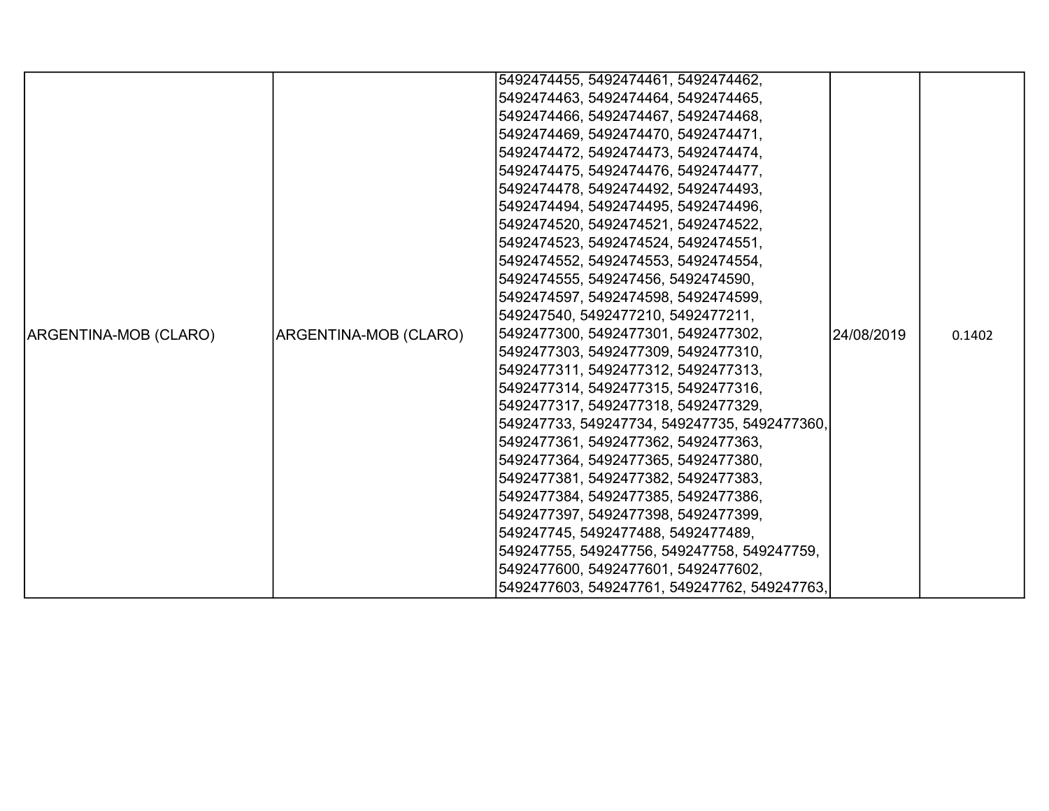| | | | | |
|---|---|---|---|---|
| ARGENTINA-MOB (CLARO) | ARGENTINA-MOB (CLARO) | 5492474455, 5492474461, 5492474462, 5492474463, 5492474464, 5492474465, 5492474466, 5492474467, 5492474468, 5492474469, 5492474470, 5492474471, 5492474472, 5492474473, 5492474474, 5492474475, 5492474476, 5492474477, 5492474478, 5492474492, 5492474493, 5492474494, 5492474495, 5492474496, 5492474520, 5492474521, 5492474522, 5492474523, 5492474524, 5492474551, 5492474552, 5492474553, 5492474554, 5492474555, 549247456, 5492474590, 5492474597, 5492474598, 5492474599, 549247540, 5492477210, 5492477211, 5492477300, 5492477301, 5492477302, 5492477303, 5492477309, 5492477310, 5492477311, 5492477312, 5492477313, 5492477314, 5492477315, 5492477316, 5492477317, 5492477318, 5492477329, 549247733, 549247734, 549247735, 5492477360, 5492477361, 5492477362, 5492477363, 5492477364, 5492477365, 5492477380, 5492477381, 5492477382, 5492477383, 5492477384, 5492477385, 5492477386, 5492477397, 5492477398, 5492477399, 549247745, 5492477488, 5492477489, 549247755, 549247756, 549247758, 549247759, 5492477600, 5492477601, 5492477602, 5492477603, 549247761, 549247762, 549247763, | 24/08/2019 | 0.1402 |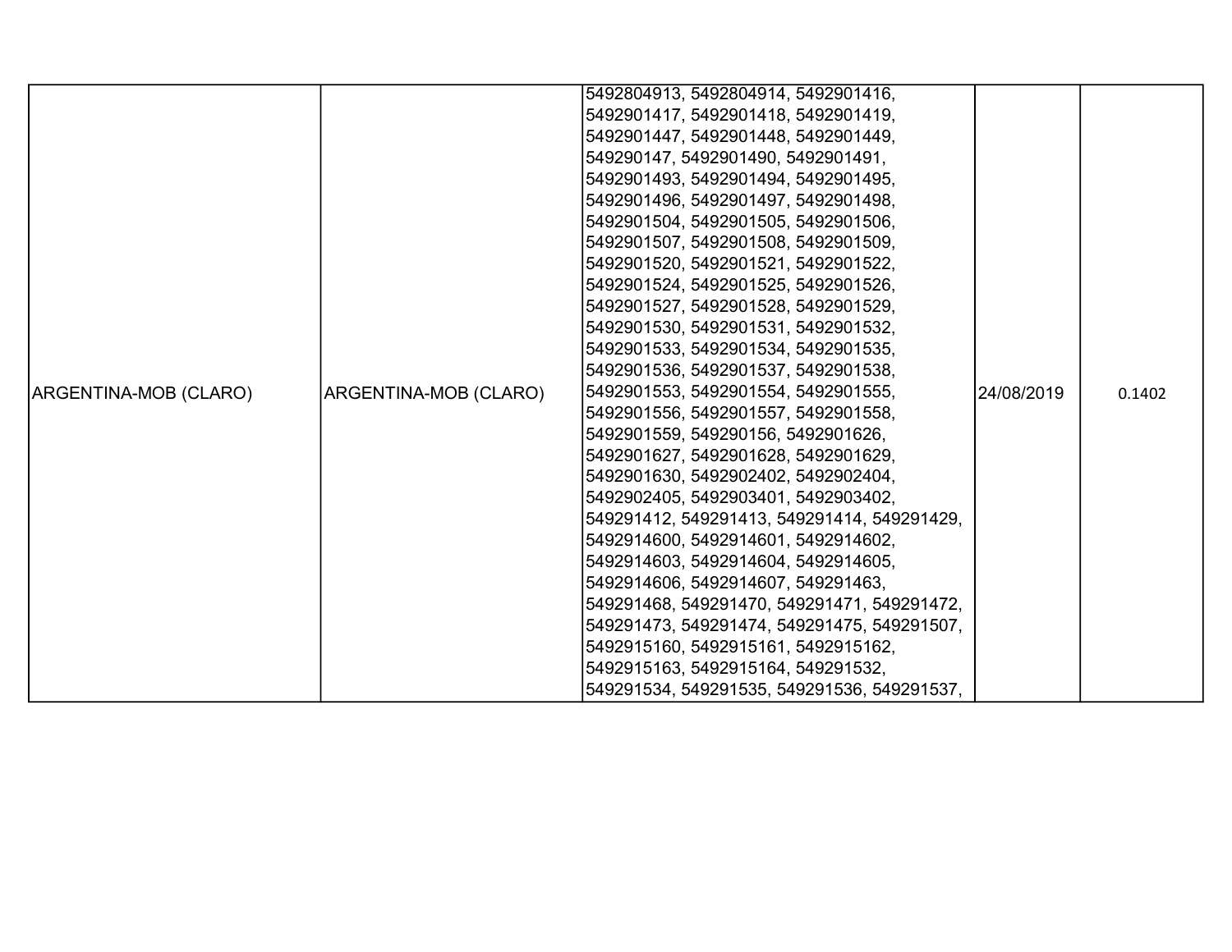| ARGENTINA-MOB (CLARO) | ARGENTINA-MOB (CLARO) | 5492804913, 5492804914, 5492901416, 5492901417, 5492901418, 5492901419, 5492901447, 5492901448, 5492901449, 549290147, 5492901490, 5492901491, 5492901493, 5492901494, 5492901495, 5492901496, 5492901497, 5492901498, 5492901504, 5492901505, 5492901506, 5492901507, 5492901508, 5492901509, 5492901520, 5492901521, 5492901522, 5492901524, 5492901525, 5492901526, 5492901527, 5492901528, 5492901529, 5492901530, 5492901531, 5492901532, 5492901533, 5492901534, 5492901535, 5492901536, 5492901537, 5492901538, 5492901553, 5492901554, 5492901555, 5492901556, 5492901557, 5492901558, 5492901559, 549290156, 5492901626, 5492901627, 5492901628, 5492901629, 5492901630, 5492902402, 5492902404, 5492902405, 5492903401, 5492903402, 549291412, 549291413, 549291414, 549291429, 5492914600, 5492914601, 5492914602, 5492914603, 5492914604, 5492914605, 5492914606, 5492914607, 549291463, 549291468, 549291470, 549291471, 549291472, 549291473, 549291474, 549291475, 549291507, 5492915160, 5492915161, 5492915162, 5492915163, 5492915164, 549291532, 549291534, 549291535, 549291536, 549291537, | 24/08/2019 | 0.1402 |
|---|---|---|---|---|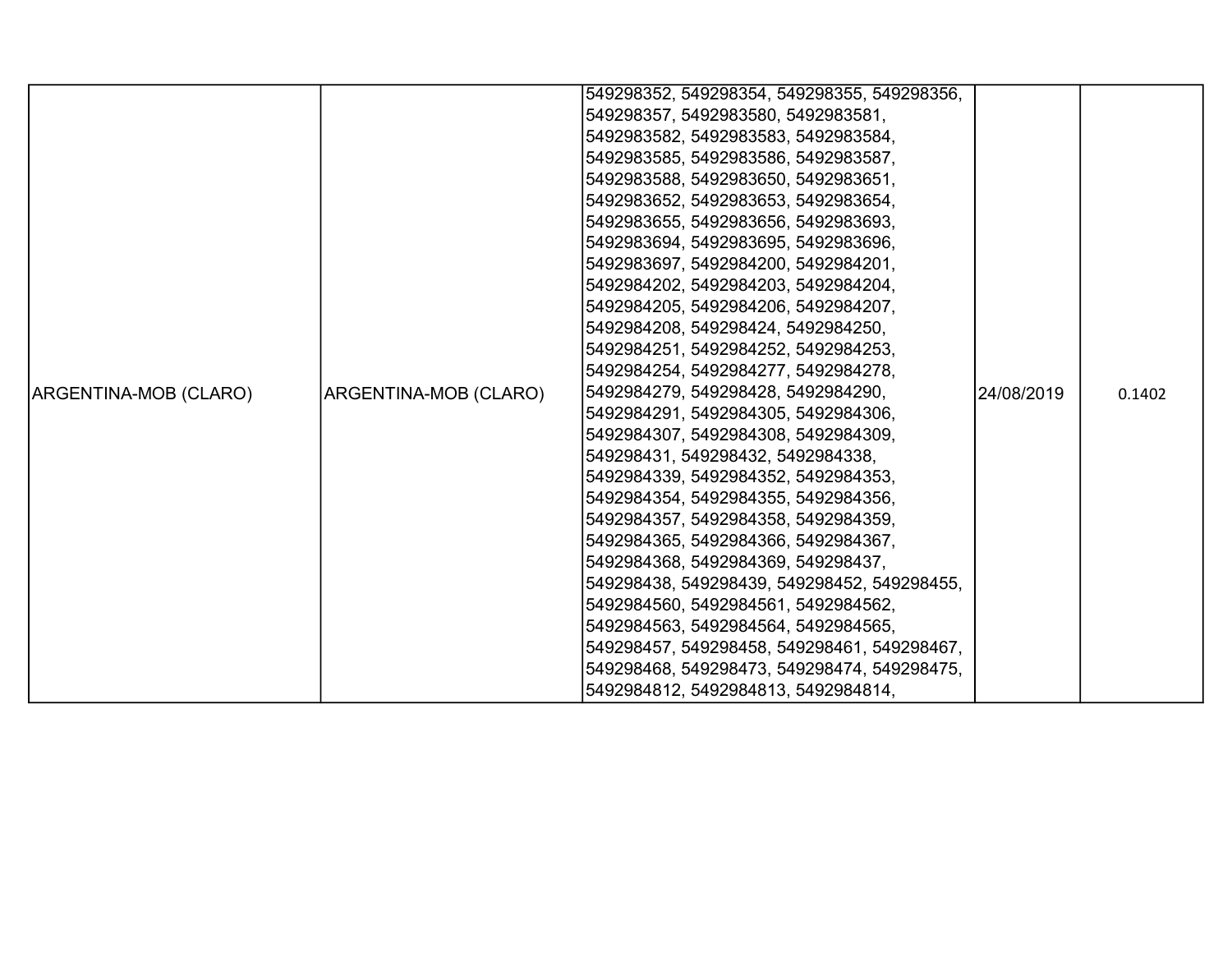| | | | | |
|---|---|---|---|---|
| ARGENTINA-MOB (CLARO) | ARGENTINA-MOB (CLARO) | 549298352, 549298354, 549298355, 549298356, 549298357, 5492983580, 5492983581, 5492983582, 5492983583, 5492983584, 5492983585, 5492983586, 5492983587, 5492983588, 5492983650, 5492983651, 5492983652, 5492983653, 5492983654, 5492983655, 5492983656, 5492983693, 5492983694, 5492983695, 5492983696, 5492983697, 5492984200, 5492984201, 5492984202, 5492984203, 5492984204, 5492984205, 5492984206, 5492984207, 5492984208, 549298424, 5492984250, 5492984251, 5492984252, 5492984253, 5492984254, 5492984277, 5492984278, 5492984279, 549298428, 5492984290, 5492984291, 5492984305, 5492984306, 5492984307, 5492984308, 5492984309, 549298431, 549298432, 5492984338, 5492984339, 5492984352, 5492984353, 5492984354, 5492984355, 5492984356, 5492984357, 5492984358, 5492984359, 5492984365, 5492984366, 5492984367, 5492984368, 5492984369, 549298437, 549298438, 549298439, 549298452, 549298455, 5492984560, 5492984561, 5492984562, 5492984563, 5492984564, 5492984565, 549298457, 549298458, 549298461, 549298467, 549298468, 549298473, 549298474, 549298475, 5492984812, 5492984813, 5492984814, | 24/08/2019 | 0.1402 |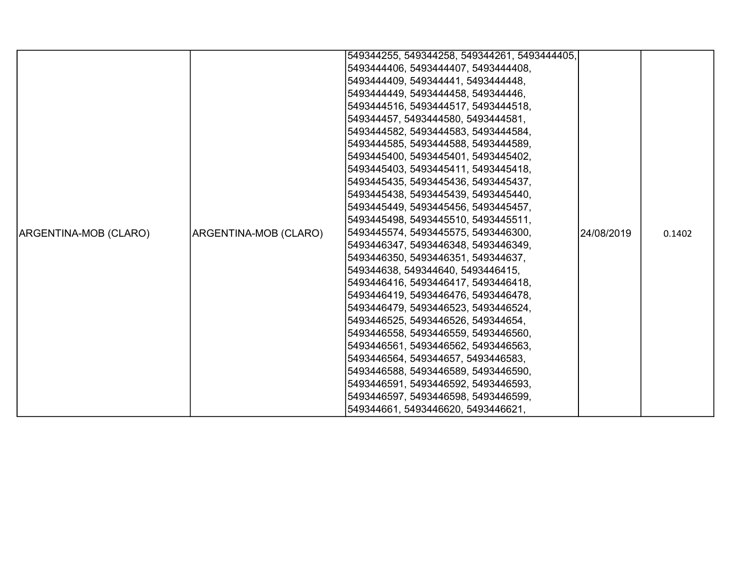| | | | | |
|---|---|---|---|---|
| ARGENTINA-MOB (CLARO) | ARGENTINA-MOB (CLARO) | 549344255, 549344258, 549344261, 5493444405, 5493444406, 5493444407, 5493444408, 5493444409, 549344441, 5493444448, 5493444449, 5493444458, 549344446, 5493444516, 5493444517, 5493444518, 549344457, 5493444580, 5493444581, 5493444582, 5493444583, 5493444584, 5493444585, 5493444588, 5493444589, 5493445400, 5493445401, 5493445402, 5493445403, 5493445411, 5493445418, 5493445435, 5493445436, 5493445437, 5493445438, 5493445439, 5493445440, 5493445449, 5493445456, 5493445457, 5493445498, 5493445510, 5493445511, 5493445574, 5493445575, 5493446300, 5493446347, 5493446348, 5493446349, 5493446350, 5493446351, 549344637, 549344638, 549344640, 5493446415, 5493446416, 5493446417, 5493446418, 5493446419, 5493446476, 5493446478, 5493446479, 5493446523, 5493446524, 5493446525, 5493446526, 549344654, 5493446558, 5493446559, 5493446560, 5493446561, 5493446562, 5493446563, 5493446564, 549344657, 5493446583, 5493446588, 5493446589, 5493446590, 5493446591, 5493446592, 5493446593, 5493446597, 5493446598, 5493446599, 549344661, 5493446620, 5493446621, | 24/08/2019 | 0.1402 |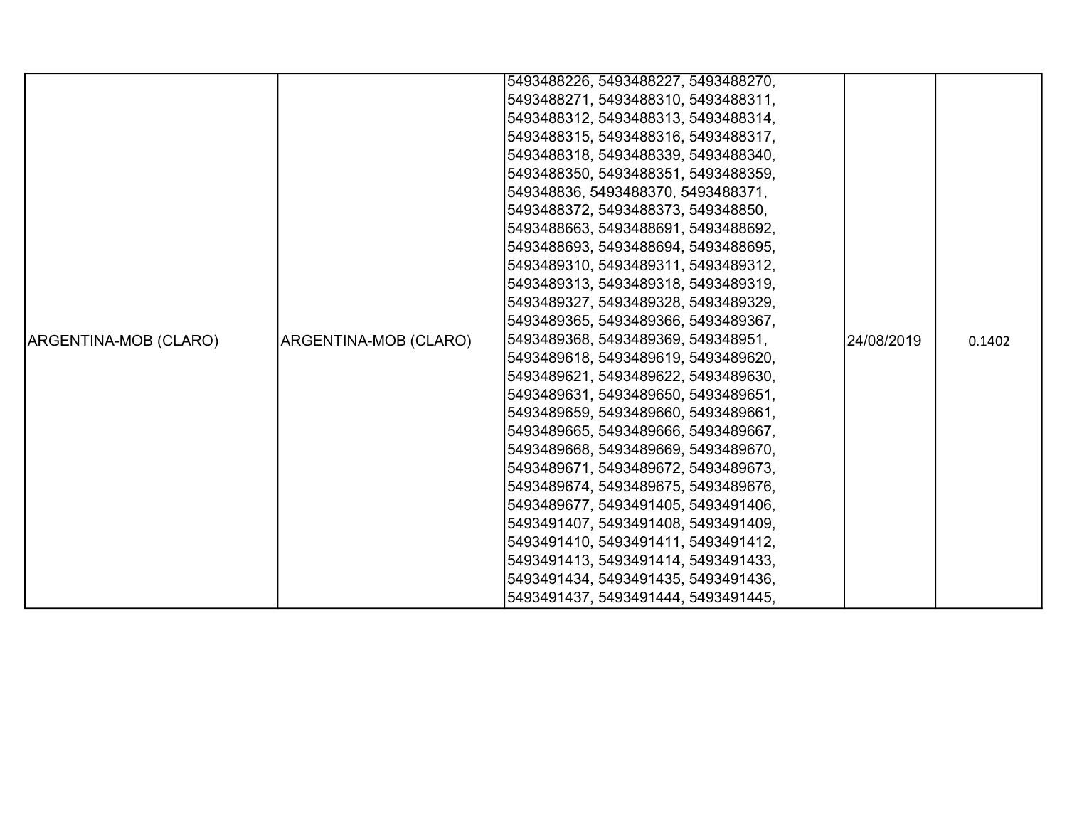| | | | | |
|---|---|---|---|---|
| ARGENTINA-MOB (CLARO) | ARGENTINA-MOB (CLARO) | 5493488226, 5493488227, 5493488270, 5493488271, 5493488310, 5493488311, 5493488312, 5493488313, 5493488314, 5493488315, 5493488316, 5493488317, 5493488318, 5493488339, 5493488340, 5493488350, 5493488351, 5493488359, 549348836, 5493488370, 5493488371, 5493488372, 5493488373, 549348850, 5493488663, 5493488691, 5493488692, 5493488693, 5493488694, 5493488695, 5493489310, 5493489311, 5493489312, 5493489313, 5493489318, 5493489319, 5493489327, 5493489328, 5493489329, 5493489365, 5493489366, 5493489367, 5493489368, 5493489369, 549348951, 5493489618, 5493489619, 5493489620, 5493489621, 5493489622, 5493489630, 5493489631, 5493489650, 5493489651, 5493489659, 5493489660, 5493489661, 5493489665, 5493489666, 5493489667, 5493489668, 5493489669, 5493489670, 5493489671, 5493489672, 5493489673, 5493489674, 5493489675, 5493489676, 5493489677, 5493491405, 5493491406, 5493491407, 5493491408, 5493491409, 5493491410, 5493491411, 5493491412, 5493491413, 5493491414, 5493491433, 5493491434, 5493491435, 5493491436, 5493491437, 5493491444, 5493491445, | 24/08/2019 | 0.1402 |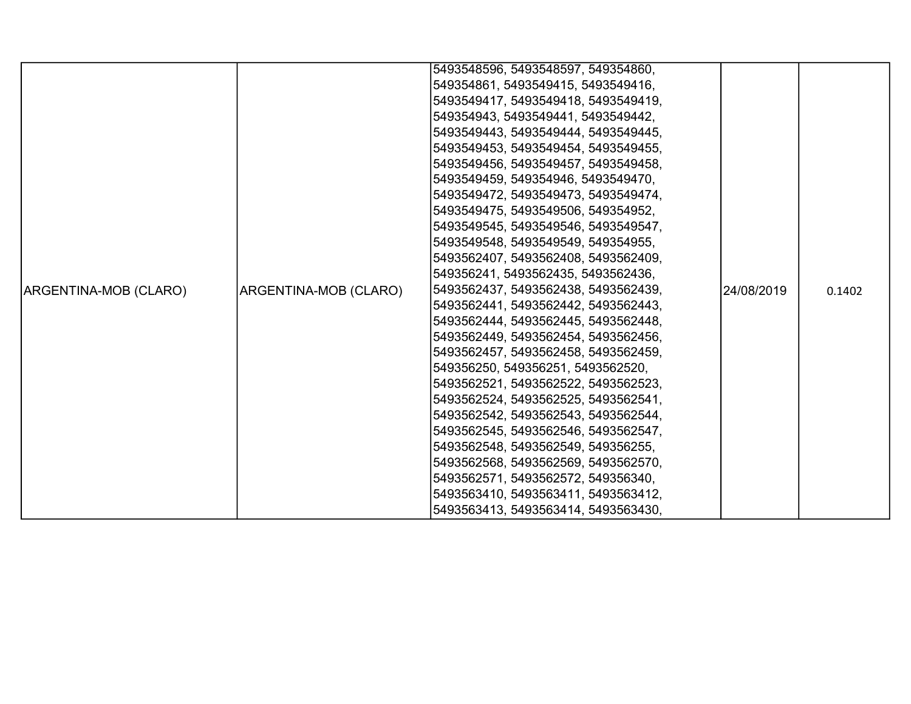| ARGENTINA-MOB (CLARO) | ARGENTINA-MOB (CLARO) | 5493548596, 5493548597, 549354860, 549354861, 5493549415, 5493549416, 5493549417, 5493549418, 5493549419, 549354943, 5493549441, 5493549442, 5493549443, 5493549444, 5493549445, 5493549453, 5493549454, 5493549455, 5493549456, 5493549457, 5493549458, 5493549459, 549354946, 5493549470, 5493549472, 5493549473, 5493549474, 5493549475, 5493549506, 549354952, 5493549545, 5493549546, 5493549547, 5493549548, 5493549549, 549354955, 5493562407, 5493562408, 5493562409, 549356241, 5493562435, 5493562436, 5493562437, 5493562438, 5493562439, 5493562441, 5493562442, 5493562443, 5493562444, 5493562445, 5493562448, 5493562449, 5493562454, 5493562456, 5493562457, 5493562458, 5493562459, 549356250, 549356251, 5493562520, 5493562521, 5493562522, 5493562523, 5493562524, 5493562525, 5493562541, 5493562542, 5493562543, 5493562544, 5493562545, 5493562546, 5493562547, 5493562548, 5493562549, 549356255, 5493562568, 5493562569, 5493562570, 5493562571, 5493562572, 549356340, 5493563410, 5493563411, 5493563412, 5493563413, 5493563414, 5493563430, | 24/08/2019 | 0.1402 |
|---|---|---|---|---|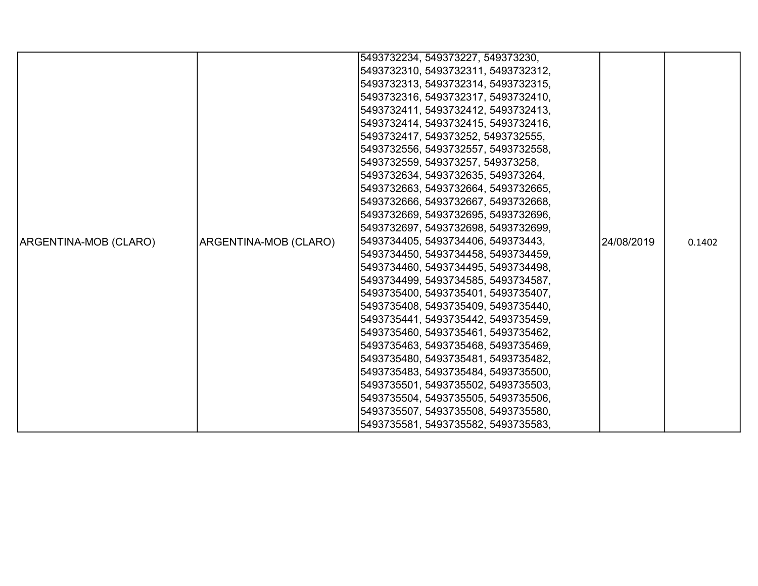| ARGENTINA-MOB (CLARO) | ARGENTINA-MOB (CLARO) | 5493732234, 549373227, 549373230, 5493732310, 5493732311, 5493732312, 5493732313, 5493732314, 5493732315, 5493732316, 5493732317, 5493732410, 5493732411, 5493732412, 5493732413, 5493732414, 5493732415, 5493732416, 5493732417, 549373252, 5493732555, 5493732556, 5493732557, 5493732558, 5493732559, 549373257, 549373258, 5493732634, 5493732635, 549373264, 5493732663, 5493732664, 5493732665, 5493732666, 5493732667, 5493732668, 5493732669, 5493732695, 5493732696, 5493732697, 5493732698, 5493732699, 5493734405, 5493734406, 549373443, 5493734450, 5493734458, 5493734459, 5493734460, 5493734495, 5493734498, 5493734499, 5493734585, 5493734587, 5493735400, 5493735401, 5493735407, 5493735408, 5493735409, 5493735440, 5493735441, 5493735442, 5493735459, 5493735460, 5493735461, 5493735462, 5493735463, 5493735468, 5493735469, 5493735480, 5493735481, 5493735482, 5493735483, 5493735484, 5493735500, 5493735501, 5493735502, 5493735503, 5493735504, 5493735505, 5493735506, 5493735507, 5493735508, 5493735580, 5493735581, 5493735582, 5493735583, | 24/08/2019 | 0.1402 |
|---|---|---|---|---|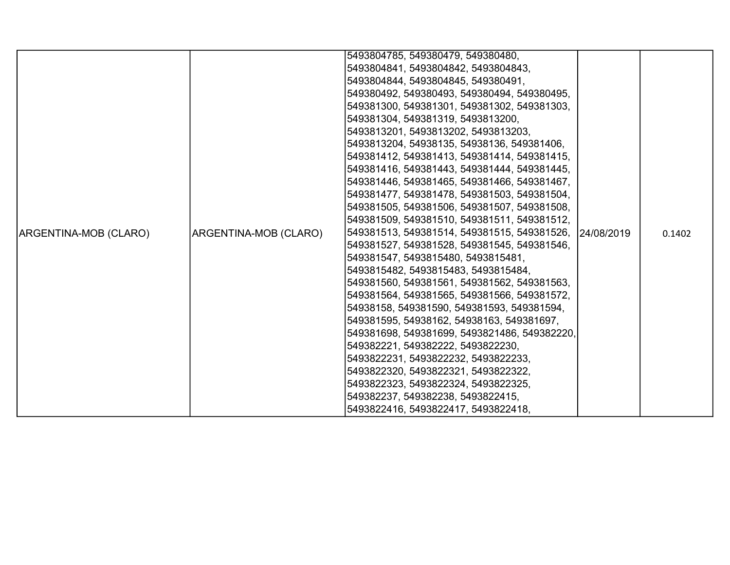| | | | | |
|---|---|---|---|---|
| ARGENTINA-MOB (CLARO) | ARGENTINA-MOB (CLARO) | 5493804785, 549380479, 549380480, 5493804841, 5493804842, 5493804843, 5493804844, 5493804845, 549380491, 549380492, 549380493, 549380494, 549380495, 549381300, 549381301, 549381302, 549381303, 549381304, 549381319, 5493813200, 5493813201, 5493813202, 5493813203, 5493813204, 54938135, 54938136, 549381406, 549381412, 549381413, 549381414, 549381415, 549381416, 549381443, 549381444, 549381445, 549381446, 549381465, 549381466, 549381467, 549381477, 549381478, 549381503, 549381504, 549381505, 549381506, 549381507, 549381508, 549381509, 549381510, 549381511, 549381512, 549381513, 549381514, 549381515, 549381526, 549381527, 549381528, 549381545, 549381546, 549381547, 5493815480, 5493815481, 5493815482, 5493815483, 5493815484, 549381560, 549381561, 549381562, 549381563, 549381564, 549381565, 549381566, 549381572, 54938158, 549381590, 549381593, 549381594, 549381595, 54938162, 54938163, 549381697, 549381698, 549381699, 5493821486, 549382220, 549382221, 549382222, 5493822230, 5493822231, 5493822232, 5493822233, 5493822320, 5493822321, 5493822322, 5493822323, 5493822324, 5493822325, 549382237, 549382238, 5493822415, 5493822416, 5493822417, 5493822418, | 24/08/2019 | 0.1402 |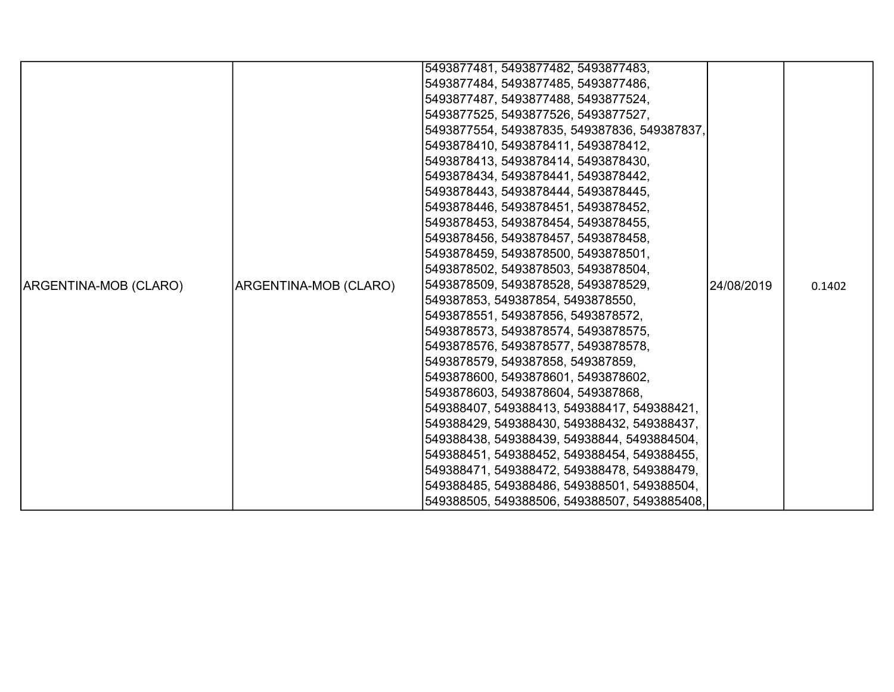| ARGENTINA-MOB (CLARO) | ARGENTINA-MOB (CLARO) | 5493877481, 5493877482, 5493877483, 5493877484, 5493877485, 5493877486, 5493877487, 5493877488, 5493877524, 5493877525, 5493877526, 5493877527, 5493877554, 549387835, 549387836, 549387837, 5493878410, 5493878411, 5493878412, 5493878413, 5493878414, 5493878430, 5493878434, 5493878441, 5493878442, 5493878443, 5493878444, 5493878445, 5493878446, 5493878451, 5493878452, 5493878453, 5493878454, 5493878455, 5493878456, 5493878457, 5493878458, 5493878459, 5493878500, 5493878501, 5493878502, 5493878503, 5493878504, 5493878509, 5493878528, 5493878529, 549387853, 549387854, 5493878550, 5493878551, 549387856, 5493878572, 5493878573, 5493878574, 5493878575, 5493878576, 5493878577, 5493878578, 5493878579, 549387858, 549387859, 5493878600, 5493878601, 5493878602, 5493878603, 5493878604, 549387868, 549388407, 549388413, 549388417, 549388421, 549388429, 549388430, 549388432, 549388437, 549388438, 549388439, 54938844, 5493884504, 549388451, 549388452, 549388454, 549388455, 549388471, 549388472, 549388478, 549388479, 549388485, 549388486, 549388501, 549388504, 549388505, 549388506, 549388507, 5493885408, | 24/08/2019 | 0.1402 |
|---|---|---|---|---|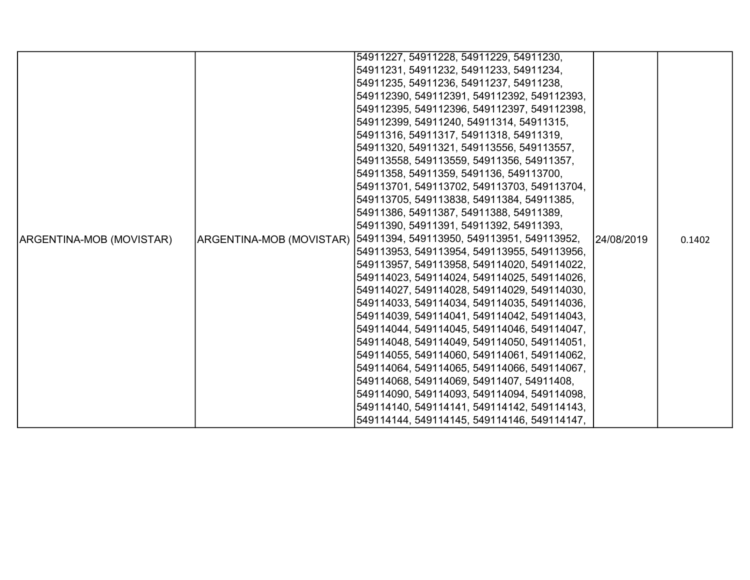| | | | | |
|---|---|---|---|---|
| ARGENTINA-MOB (MOVISTAR) | ARGENTINA-MOB (MOVISTAR) | 54911227, 54911228, 54911229, 54911230, 54911231, 54911232, 54911233, 54911234, 54911235, 54911236, 54911237, 54911238, 549112390, 549112391, 549112392, 549112393, 549112395, 549112396, 549112397, 549112398, 549112399, 54911240, 54911314, 54911315, 54911316, 54911317, 54911318, 54911319, 54911320, 54911321, 549113556, 549113557, 549113558, 549113559, 54911356, 54911357, 54911358, 54911359, 5491136, 549113700, 549113701, 549113702, 549113703, 549113704, 549113705, 549113838, 54911384, 54911385, 54911386, 54911387, 54911388, 54911389, 54911390, 54911391, 54911392, 54911393, 54911394, 549113950, 549113951, 549113952, 549113953, 549113954, 549113955, 549113956, 549113957, 549113958, 549114020, 549114022, 549114023, 549114024, 549114025, 549114026, 549114027, 549114028, 549114029, 549114030, 549114033, 549114034, 549114035, 549114036, 549114039, 549114041, 549114042, 549114043, 549114044, 549114045, 549114046, 549114047, 549114048, 549114049, 549114050, 549114051, 549114055, 549114060, 549114061, 549114062, 549114064, 549114065, 549114066, 549114067, 549114068, 549114069, 54911407, 54911408, 549114090, 549114093, 549114094, 549114098, 549114140, 549114141, 549114142, 549114143, 549114144, 549114145, 549114146, 549114147, | 24/08/2019 | 0.1402 |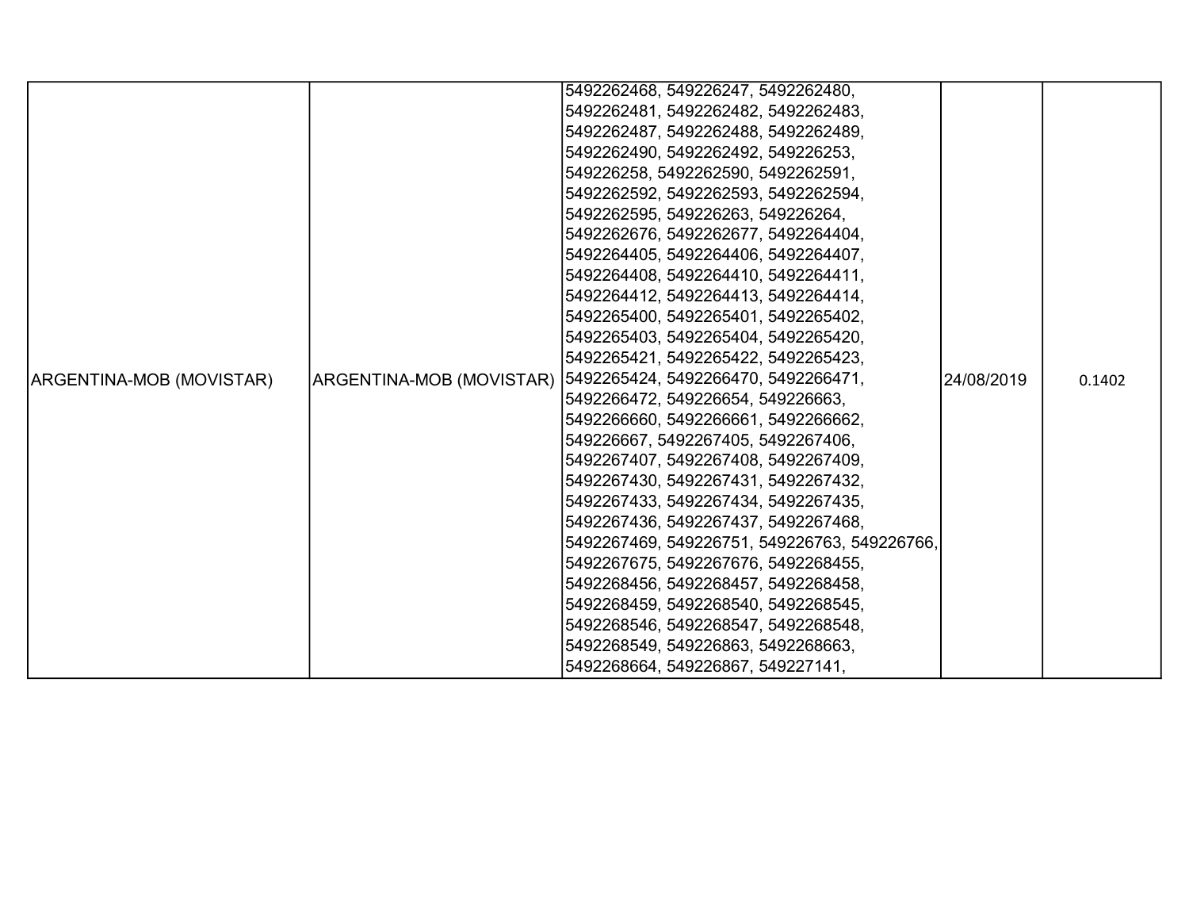| | | | | |
|---|---|---|---|---|
| ARGENTINA-MOB (MOVISTAR) | ARGENTINA-MOB (MOVISTAR) | 5492262468, 549226247, 5492262480, 5492262481, 5492262482, 5492262483, 5492262487, 5492262488, 5492262489, 5492262490, 5492262492, 549226253, 549226258, 5492262590, 5492262591, 5492262592, 5492262593, 5492262594, 5492262595, 549226263, 549226264, 5492262676, 5492262677, 5492264404, 5492264405, 5492264406, 5492264407, 5492264408, 5492264410, 5492264411, 5492264412, 5492264413, 5492264414, 5492265400, 5492265401, 5492265402, 5492265403, 5492265404, 5492265420, 5492265421, 5492265422, 5492265423, 5492265424, 5492266470, 5492266471, 5492266472, 549226654, 549226663, 5492266660, 5492266661, 5492266662, 549226667, 5492267405, 5492267406, 5492267407, 5492267408, 5492267409, 5492267430, 5492267431, 5492267432, 5492267433, 5492267434, 5492267435, 5492267436, 5492267437, 5492267468, 5492267469, 549226751, 549226763, 549226766, 5492267675, 5492267676, 5492268455, 5492268456, 5492268457, 5492268458, 5492268459, 5492268540, 5492268545, 5492268546, 5492268547, 5492268548, 5492268549, 549226863, 5492268663, 5492268664, 549226867, 549227141, | 24/08/2019 | 0.1402 |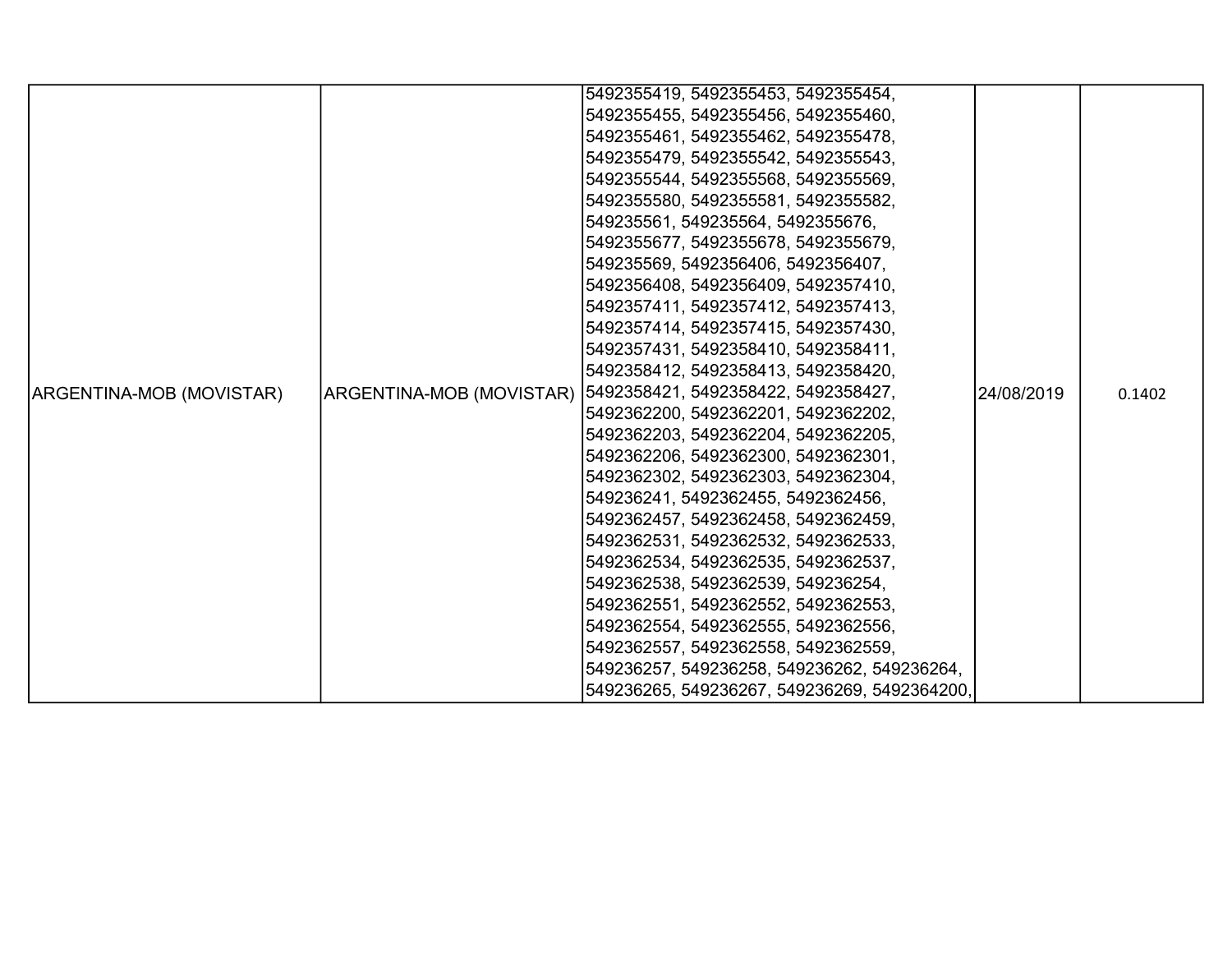| ARGENTINA-MOB (MOVISTAR) | ARGENTINA-MOB (MOVISTAR) | 5492355419, 5492355453, 5492355454, 5492355455, 5492355456, 5492355460, 5492355461, 5492355462, 5492355478, 5492355479, 5492355542, 5492355543, 5492355544, 5492355568, 5492355569, 5492355580, 5492355581, 5492355582, 549235561, 549235564, 5492355676, 5492355677, 5492355678, 5492355679, 549235569, 5492356406, 5492356407, 5492356408, 5492356409, 5492357410, 5492357411, 5492357412, 5492357413, 5492357414, 5492357415, 5492357430, 5492357431, 5492358410, 5492358411, 5492358412, 5492358413, 5492358420, 5492358421, 5492358422, 5492358427, 5492362200, 5492362201, 5492362202, 5492362203, 5492362204, 5492362205, 5492362206, 5492362300, 5492362301, 5492362302, 5492362303, 5492362304, 549236241, 5492362455, 5492362456, 5492362457, 5492362458, 5492362459, 5492362531, 5492362532, 5492362533, 5492362534, 5492362535, 5492362537, 5492362538, 5492362539, 549236254, 5492362551, 5492362552, 5492362553, 5492362554, 5492362555, 5492362556, 5492362557, 5492362558, 5492362559, 549236257, 549236258, 549236262, 549236264, 549236265, 549236267, 549236269, 5492364200, | 24/08/2019 | 0.1402 |
|---|---|---|---|---|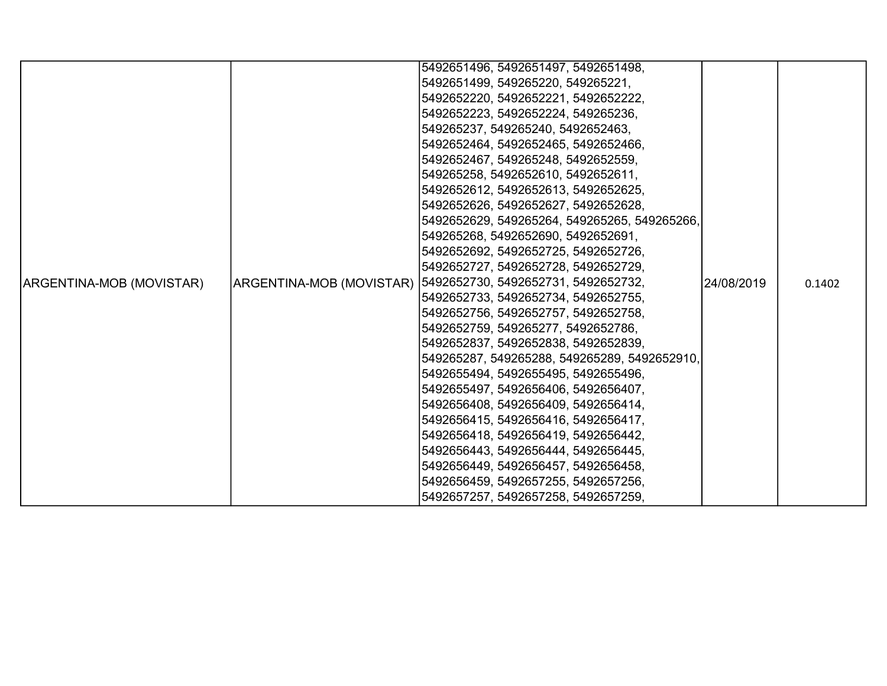| ARGENTINA-MOB (MOVISTAR) | ARGENTINA-MOB (MOVISTAR) | 5492651496, 5492651497, 5492651498, 5492651499, 549265220, 549265221, 5492652220, 5492652221, 5492652222, 5492652223, 5492652224, 549265236, 549265237, 549265240, 5492652463, 5492652464, 5492652465, 5492652466, 5492652467, 549265248, 5492652559, 549265258, 5492652610, 5492652611, 5492652612, 5492652613, 5492652625, 5492652626, 5492652627, 5492652628, 5492652629, 549265264, 549265265, 549265266, 549265268, 5492652690, 5492652691, 5492652692, 5492652725, 5492652726, 5492652727, 5492652728, 5492652729, 5492652730, 5492652731, 5492652732, 5492652733, 5492652734, 5492652755, 5492652756, 5492652757, 5492652758, 5492652759, 549265277, 5492652786, 5492652837, 5492652838, 5492652839, 549265287, 549265288, 549265289, 5492652910, 5492655494, 5492655495, 5492655496, 5492655497, 5492656406, 5492656407, 5492656408, 5492656409, 5492656414, 5492656415, 5492656416, 5492656417, 5492656418, 5492656419, 5492656442, 5492656443, 5492656444, 5492656445, 5492656449, 5492656457, 5492656458, 5492656459, 5492657255, 5492657256, 5492657257, 5492657258, 5492657259, | 24/08/2019 | 0.1402 |
|---|---|---|---|---|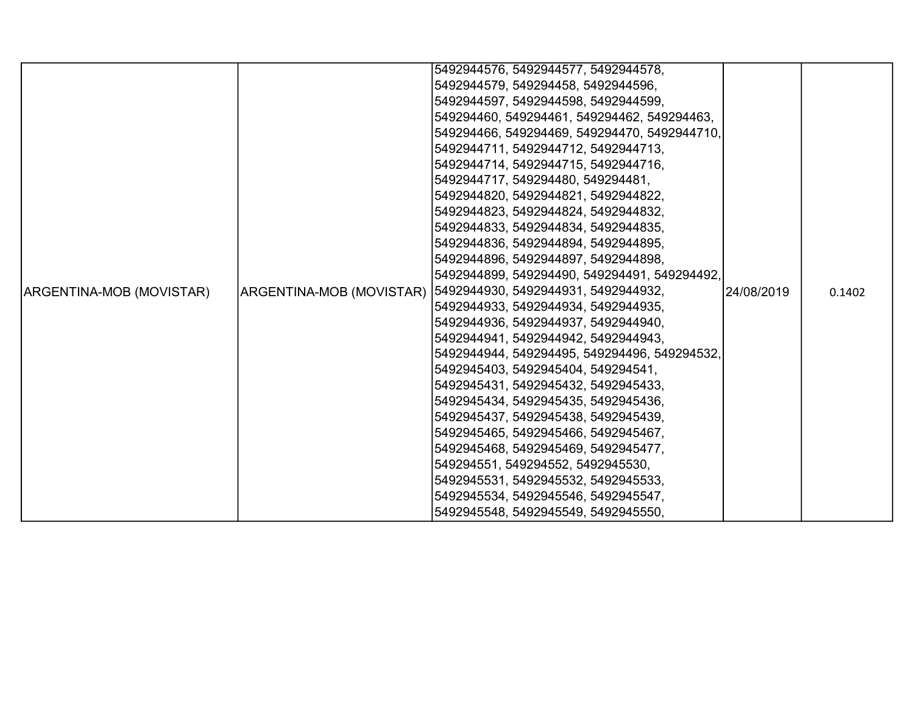| ARGENTINA-MOB (MOVISTAR) | ARGENTINA-MOB (MOVISTAR) | 5492944576, 5492944577, 5492944578, 5492944579, 549294458, 5492944596, 5492944597, 5492944598, 5492944599, 549294460, 549294461, 549294462, 549294463, 549294466, 549294469, 549294470, 5492944710, 5492944711, 5492944712, 5492944713, 5492944714, 5492944715, 5492944716, 5492944717, 549294480, 549294481, 5492944820, 5492944821, 5492944822, 5492944823, 5492944824, 5492944832, 5492944833, 5492944834, 5492944835, 5492944836, 5492944894, 5492944895, 5492944896, 5492944897, 5492944898, 5492944899, 549294490, 549294491, 549294492, 5492944930, 5492944931, 5492944932, 5492944933, 5492944934, 5492944935, 5492944936, 5492944937, 5492944940, 5492944941, 5492944942, 5492944943, 5492944944, 549294495, 549294496, 549294532, 5492945403, 5492945404, 549294541, 5492945431, 5492945432, 5492945433, 5492945434, 5492945435, 5492945436, 5492945437, 5492945438, 5492945439, 5492945465, 5492945466, 5492945467, 5492945468, 5492945469, 5492945477, 549294551, 549294552, 5492945530, 5492945531, 5492945532, 5492945533, 5492945534, 5492945546, 5492945547, 5492945548, 5492945549, 5492945550, | 24/08/2019 | 0.1402 |
|---|---|---|---|---|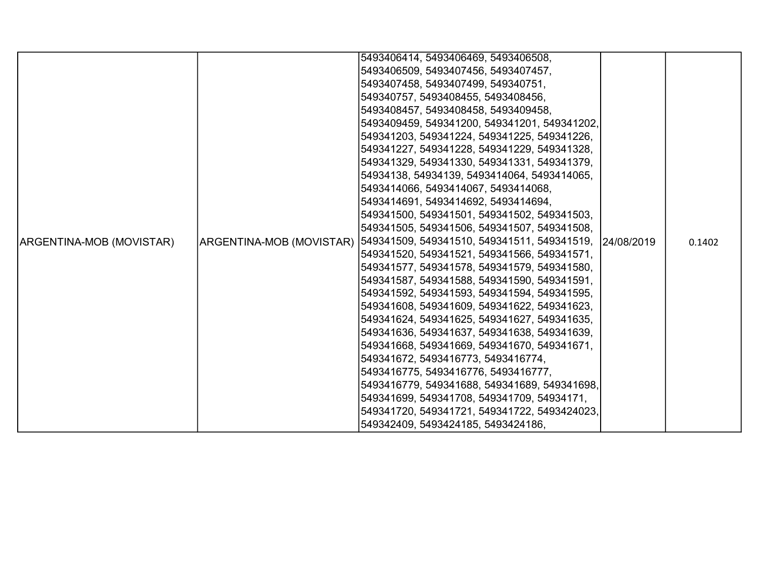| | | | | |
|---|---|---|---|---|
| ARGENTINA-MOB (MOVISTAR) | ARGENTINA-MOB (MOVISTAR) | 5493406414, 5493406469, 5493406508, 5493406509, 5493407456, 5493407457, 5493407458, 5493407499, 549340751, 549340757, 5493408455, 5493408456, 5493408457, 5493408458, 5493409458, 5493409459, 549341200, 549341201, 549341202, 549341203, 549341224, 549341225, 549341226, 549341227, 549341228, 549341229, 549341328, 549341329, 549341330, 549341331, 549341379, 54934138, 54934139, 5493414064, 5493414065, 5493414066, 5493414067, 5493414068, 5493414691, 5493414692, 5493414694, 549341500, 549341501, 549341502, 549341503, 549341505, 549341506, 549341507, 549341508, 549341509, 549341510, 549341511, 549341519, 549341520, 549341521, 549341566, 549341571, 549341577, 549341578, 549341579, 549341580, 549341587, 549341588, 549341590, 549341591, 549341592, 549341593, 549341594, 549341595, 549341608, 549341609, 549341622, 549341623, 549341624, 549341625, 549341627, 549341635, 549341636, 549341637, 549341638, 549341639, 549341668, 549341669, 549341670, 549341671, 549341672, 5493416773, 5493416774, 5493416775, 5493416776, 5493416777, 5493416779, 549341688, 549341689, 549341698, 549341699, 549341708, 549341709, 54934171, 549341720, 549341721, 549341722, 5493424023, 549342409, 5493424185, 5493424186, | 24/08/2019 | 0.1402 |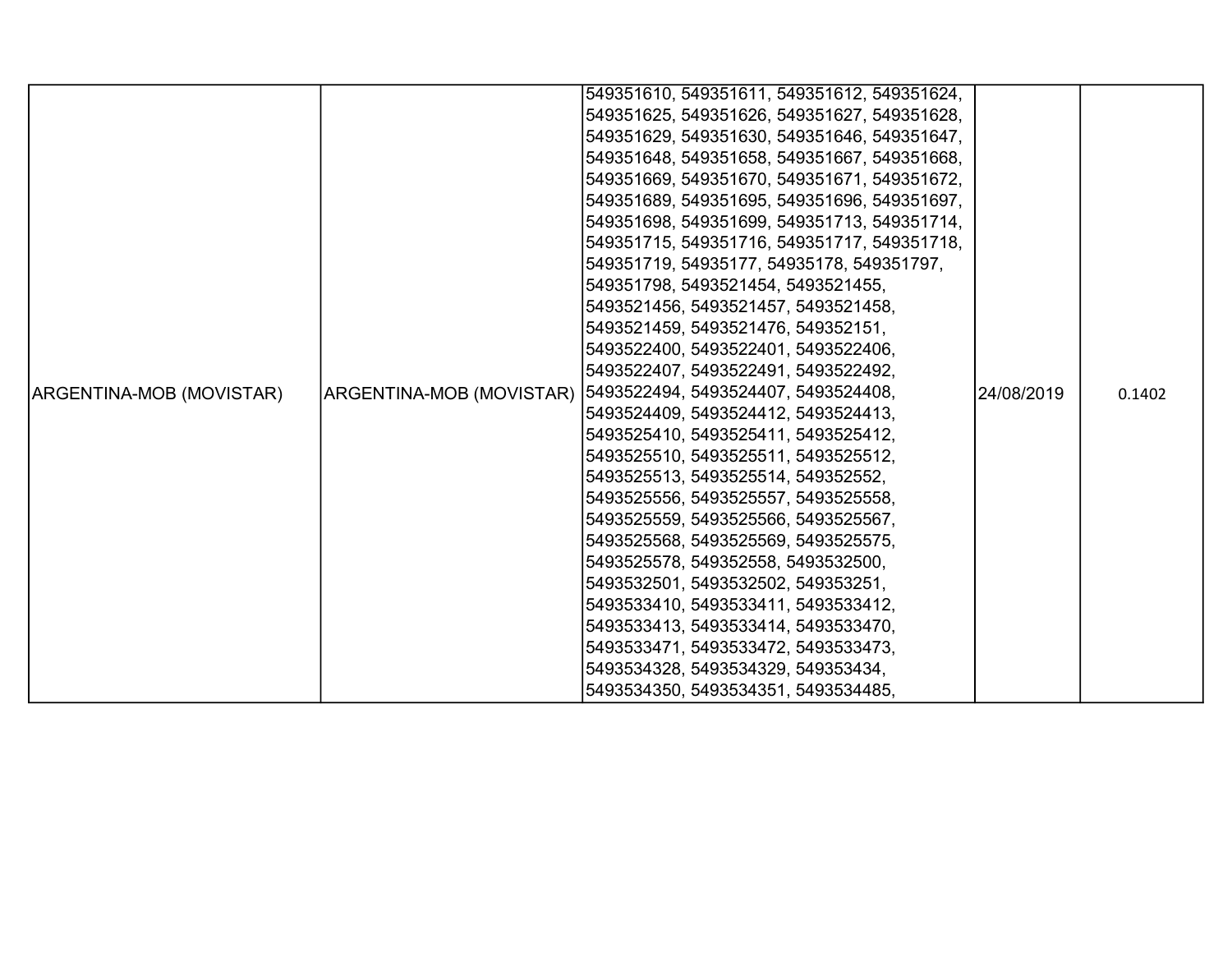| ARGENTINA-MOB (MOVISTAR) | ARGENTINA-MOB (MOVISTAR) | 549351610, 549351611, 549351612, 549351624, 549351625, 549351626, 549351627, 549351628, 549351629, 549351630, 549351646, 549351647, 549351648, 549351658, 549351667, 549351668, 549351669, 549351670, 549351671, 549351672, 549351689, 549351695, 549351696, 549351697, 549351698, 549351699, 549351713, 549351714, 549351715, 549351716, 549351717, 549351718, 549351719, 54935177, 54935178, 549351797, 549351798, 5493521454, 5493521455, 5493521456, 5493521457, 5493521458, 5493521459, 5493521476, 549352151, 5493522400, 5493522401, 5493522406, 5493522407, 5493522491, 5493522492, 5493522494, 5493524407, 5493524408, 5493524409, 5493524412, 5493524413, 5493525410, 5493525411, 5493525412, 5493525510, 5493525511, 5493525512, 5493525513, 5493525514, 549352552, 5493525556, 5493525557, 5493525558, 5493525559, 5493525566, 5493525567, 5493525568, 5493525569, 5493525575, 5493525578, 549352558, 5493532500, 5493532501, 5493532502, 549353251, 5493533410, 5493533411, 5493533412, 5493533413, 5493533414, 5493533470, 5493533471, 5493533472, 5493533473, 5493534328, 5493534329, 549353434, 5493534350, 5493534351, 5493534485, | 24/08/2019 | 0.1402 |
|---|---|---|---|---|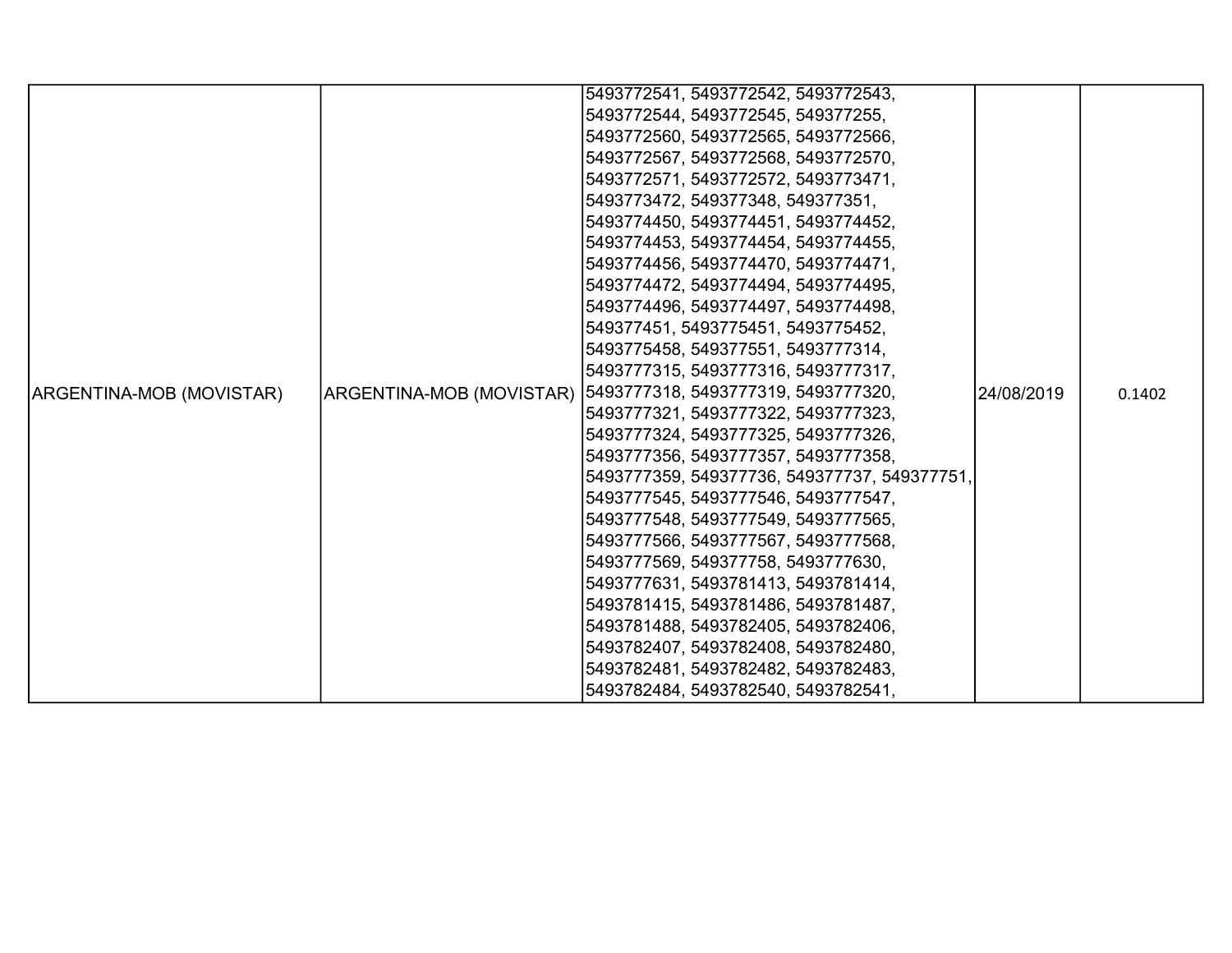| ARGENTINA-MOB (MOVISTAR) | ARGENTINA-MOB (MOVISTAR) | 5493772541, 5493772542, 5493772543, 5493772544, 5493772545, 549377255, 5493772560, 5493772565, 5493772566, 5493772567, 5493772568, 5493772570, 5493772571, 5493772572, 5493773471, 5493773472, 549377348, 549377351, 5493774450, 5493774451, 5493774452, 5493774453, 5493774454, 5493774455, 5493774456, 5493774470, 5493774471, 5493774472, 5493774494, 5493774495, 5493774496, 5493774497, 5493774498, 549377451, 5493775451, 5493775452, 5493775458, 549377551, 5493777314, 5493777315, 5493777316, 5493777317, 5493777318, 5493777319, 5493777320, 5493777321, 5493777322, 5493777323, 5493777324, 5493777325, 5493777326, 5493777356, 5493777357, 5493777358, 5493777359, 549377736, 549377737, 549377751, 5493777545, 5493777546, 5493777547, 5493777548, 5493777549, 5493777565, 5493777566, 5493777567, 5493777568, 5493777569, 549377758, 5493777630, 5493777631, 5493781413, 5493781414, 5493781415, 5493781486, 5493781487, 5493781488, 5493782405, 5493782406, 5493782407, 5493782408, 5493782480, 5493782481, 5493782482, 5493782483, 5493782484, 5493782540, 5493782541, | 24/08/2019 | 0.1402 |
|---|---|---|---|---|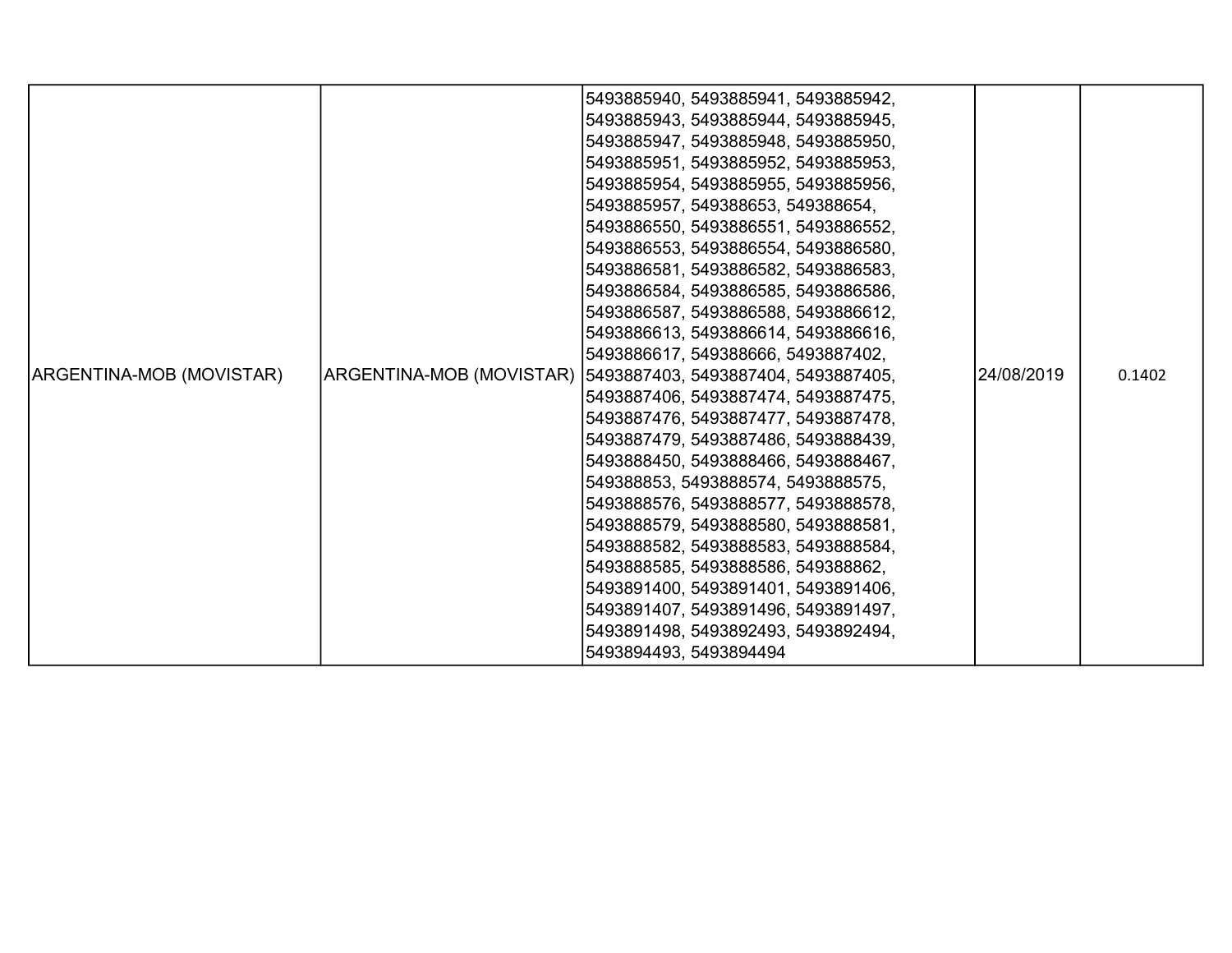| | | | | |
|---|---|---|---|---|
| ARGENTINA-MOB (MOVISTAR) | ARGENTINA-MOB (MOVISTAR) | 5493885940, 5493885941, 5493885942, 5493885943, 5493885944, 5493885945, 5493885947, 5493885948, 5493885950, 5493885951, 5493885952, 5493885953, 5493885954, 5493885955, 5493885956, 5493885957, 549388653, 549388654, 5493886550, 5493886551, 5493886552, 5493886553, 5493886554, 5493886580, 5493886581, 5493886582, 5493886583, 5493886584, 5493886585, 5493886586, 5493886587, 5493886588, 5493886612, 5493886613, 5493886614, 5493886616, 5493886617, 549388666, 5493887402, 5493887403, 5493887404, 5493887405, 5493887406, 5493887474, 5493887475, 5493887476, 5493887477, 5493887478, 5493887479, 5493887486, 5493888439, 5493888450, 5493888466, 5493888467, 549388853, 5493888574, 5493888575, 5493888576, 5493888577, 5493888578, 5493888579, 5493888580, 5493888581, 5493888582, 5493888583, 5493888584, 5493888585, 5493888586, 549388862, 5493891400, 5493891401, 5493891406, 5493891407, 5493891496, 5493891497, 5493891498, 5493892493, 5493892494, 5493894493, 5493894494 | 24/08/2019 | 0.1402 |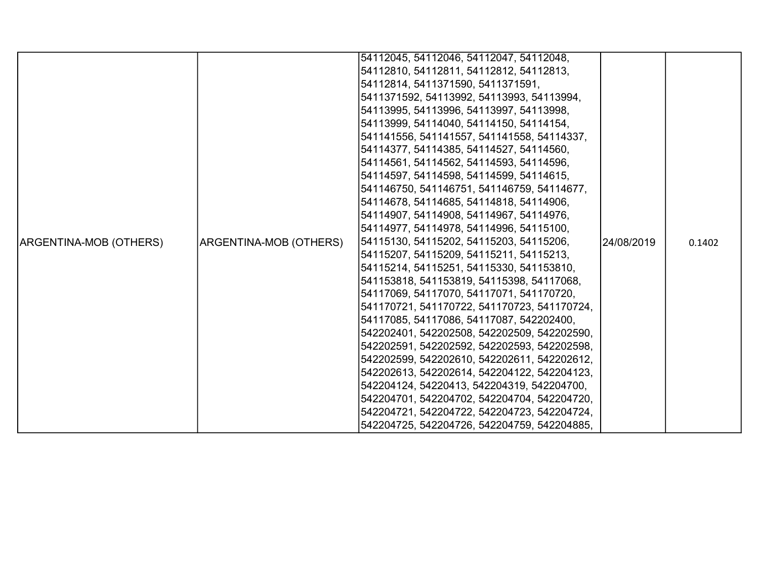| ARGENTINA-MOB (OTHERS) | ARGENTINA-MOB (OTHERS) | 54112045, 54112046, 54112047, 54112048, 54112810, 54112811, 54112812, 54112813, 54112814, 5411371590, 5411371591, 5411371592, 54113992, 54113993, 54113994, 54113995, 54113996, 54113997, 54113998, 54113999, 54114040, 54114150, 54114154, 541141556, 541141557, 541141558, 54114337, 54114377, 54114385, 54114527, 54114560, 54114561, 54114562, 54114593, 54114596, 54114597, 54114598, 54114599, 54114615, 541146750, 541146751, 541146759, 54114677, 54114678, 54114685, 54114818, 54114906, 54114907, 54114908, 54114967, 54114976, 54114977, 54114978, 54114996, 54115100, 54115130, 54115202, 54115203, 54115206, 54115207, 54115209, 54115211, 54115213, 54115214, 54115251, 54115330, 541153810, 541153818, 541153819, 54115398, 54117068, 54117069, 54117070, 54117071, 541170720, 541170721, 541170722, 541170723, 541170724, 54117085, 54117086, 54117087, 542202400, 542202401, 542202508, 542202509, 542202590, 542202591, 542202592, 542202593, 542202598, 542202599, 542202610, 542202611, 542202612, 542202613, 542202614, 542204122, 542204123, 542204124, 54220413, 542204319, 542204700, 542204701, 542204702, 542204704, 542204720, 542204721, 542204722, 542204723, 542204724, 542204725, 542204726, 542204759, 542204885, | 24/08/2019 | 0.1402 |
|---|---|---|---|---|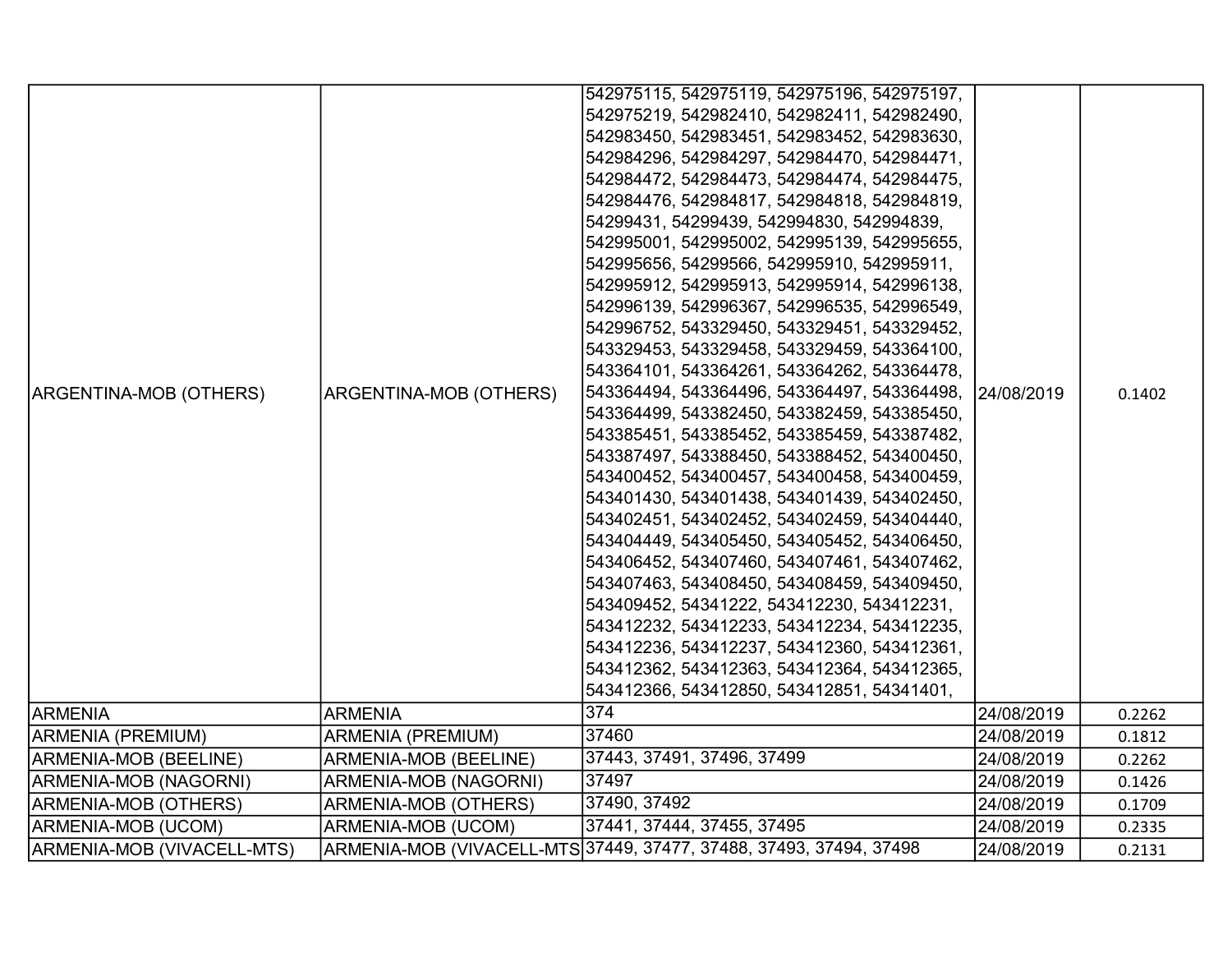| | | | | |
|---|---|---|---|---|
| ARGENTINA-MOB (OTHERS) | ARGENTINA-MOB (OTHERS) | 542975115, 542975119, 542975196, 542975197, 542975219, 542982410, 542982411, 542982490, 542983450, 542983451, 542983452, 542983630, 542984296, 542984297, 542984470, 542984471, 542984472, 542984473, 542984474, 542984475, 542984476, 542984817, 542984818, 542984819, 54299431, 54299439, 542994830, 542994839, 542995001, 542995002, 542995139, 542995655, 542995656, 54299566, 542995910, 542995911, 542995912, 542995913, 542995914, 542996138, 542996139, 542996367, 542996535, 542996549, 542996752, 543329450, 543329451, 543329452, 543329453, 543329458, 543329459, 543364100, 543364101, 543364261, 543364262, 543364478, 543364494, 543364496, 543364497, 543364498, 543364499, 543382450, 543382459, 543385450, 543385451, 543385452, 543385459, 543387482, 543387497, 543388450, 543388452, 543400450, 543400452, 543400457, 543400458, 543400459, 543401430, 543401438, 543401439, 543402450, 543402451, 543402452, 543402459, 543404440, 543404449, 543405450, 543405452, 543406450, 543406452, 543407460, 543407461, 543407462, 543407463, 543408450, 543408459, 543409450, 543409452, 54341222, 543412230, 543412231, 543412232, 543412233, 543412234, 543412235, 543412236, 543412237, 543412360, 543412361, 543412362, 543412363, 543412364, 543412365, 543412366, 543412850, 543412851, 54341401, | 24/08/2019 | 0.1402 |
| ARMENIA | ARMENIA | 374 | 24/08/2019 | 0.2262 |
| ARMENIA (PREMIUM) | ARMENIA (PREMIUM) | 37460 | 24/08/2019 | 0.1812 |
| ARMENIA-MOB (BEELINE) | ARMENIA-MOB (BEELINE) | 37443, 37491, 37496, 37499 | 24/08/2019 | 0.2262 |
| ARMENIA-MOB (NAGORNI) | ARMENIA-MOB (NAGORNI) | 37497 | 24/08/2019 | 0.1426 |
| ARMENIA-MOB (OTHERS) | ARMENIA-MOB (OTHERS) | 37490, 37492 | 24/08/2019 | 0.1709 |
| ARMENIA-MOB (UCOM) | ARMENIA-MOB (UCOM) | 37441, 37444, 37455, 37495 | 24/08/2019 | 0.2335 |
| ARMENIA-MOB (VIVACELL-MTS) | ARMENIA-MOB (VIVACELL-MTS | 37449, 37477, 37488, 37493, 37494, 37498 | 24/08/2019 | 0.2131 |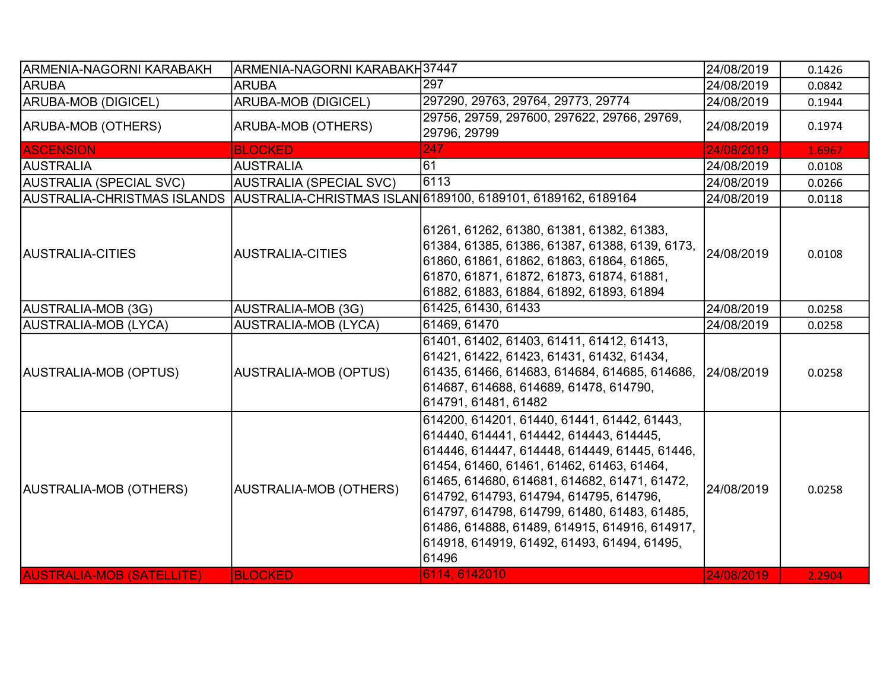| | | | | |
|---|---|---|---|---|
| ARMENIA-NAGORNI KARABAKH | ARMENIA-NAGORNI KARABAKH | 37447 | 24/08/2019 | 0.1426 |
| ARUBA | ARUBA | 297 | 24/08/2019 | 0.0842 |
| ARUBA-MOB (DIGICEL) | ARUBA-MOB (DIGICEL) | 297290, 29763, 29764, 29773, 29774 | 24/08/2019 | 0.1944 |
| ARUBA-MOB (OTHERS) | ARUBA-MOB (OTHERS) | 29756, 29759, 297600, 297622, 29766, 29769, 29796, 29799 | 24/08/2019 | 0.1974 |
| ASCENSION | BLOCKED | 247 | 24/08/2019 | 1.6967 |
| AUSTRALIA | AUSTRALIA | 61 | 24/08/2019 | 0.0108 |
| AUSTRALIA (SPECIAL SVC) | AUSTRALIA (SPECIAL SVC) | 6113 | 24/08/2019 | 0.0266 |
| AUSTRALIA-CHRISTMAS ISLANDS | AUSTRALIA-CHRISTMAS ISLANDS | 6189100, 6189101, 6189162, 6189164 | 24/08/2019 | 0.0118 |
| AUSTRALIA-CITIES | AUSTRALIA-CITIES | 61261, 61262, 61380, 61381, 61382, 61383, 61384, 61385, 61386, 61387, 61388, 6139, 6173, 61860, 61861, 61862, 61863, 61864, 61865, 61870, 61871, 61872, 61873, 61874, 61881, 61882, 61883, 61884, 61892, 61893, 61894 | 24/08/2019 | 0.0108 |
| AUSTRALIA-MOB (3G) | AUSTRALIA-MOB (3G) | 61425, 61430, 61433 | 24/08/2019 | 0.0258 |
| AUSTRALIA-MOB (LYCA) | AUSTRALIA-MOB (LYCA) | 61469, 61470 | 24/08/2019 | 0.0258 |
| AUSTRALIA-MOB (OPTUS) | AUSTRALIA-MOB (OPTUS) | 61401, 61402, 61403, 61411, 61412, 61413, 61421, 61422, 61423, 61431, 61432, 61434, 61435, 61466, 614683, 614684, 614685, 614686, 614687, 614688, 614689, 61478, 614790, 614791, 61481, 61482 | 24/08/2019 | 0.0258 |
| AUSTRALIA-MOB (OTHERS) | AUSTRALIA-MOB (OTHERS) | 614200, 614201, 61440, 61441, 61442, 61443, 614440, 614441, 614442, 614443, 614445, 614446, 614447, 614448, 614449, 61445, 61446, 61454, 61460, 61461, 61462, 61463, 61464, 61465, 614680, 614681, 614682, 61471, 61472, 614792, 614793, 614794, 614795, 614796, 614797, 614798, 614799, 61480, 61483, 61485, 61486, 614888, 61489, 614915, 614916, 614917, 614918, 614919, 61492, 61493, 61494, 61495, 61496 | 24/08/2019 | 0.0258 |
| AUSTRALIA-MOB (SATELLITE) | BLOCKED | 6114, 6142010 | 24/08/2019 | 2.2904 |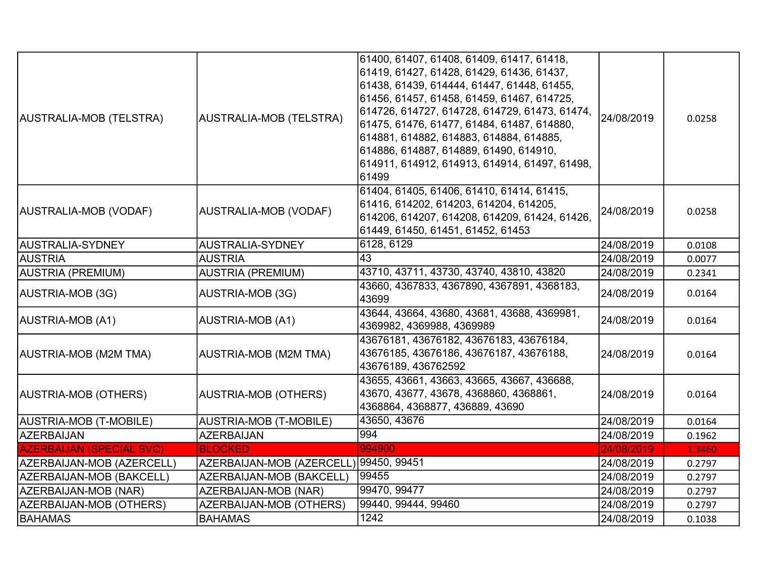| | | | | |
|---|---|---|---|---|
| AUSTRALIA-MOB (TELSTRA) | AUSTRALIA-MOB (TELSTRA) | 61400, 61407, 61408, 61409, 61417, 61418, 61419, 61427, 61428, 61429, 61436, 61437, 61438, 61439, 614444, 61447, 61448, 61455, 61456, 61457, 61458, 61459, 61467, 614725, 614726, 614727, 614728, 614729, 61473, 61474, 61475, 61476, 61477, 61484, 61487, 614880, 614881, 614882, 614883, 614884, 614885, 614886, 614887, 614889, 61490, 614910, 614911, 614912, 614913, 614914, 61497, 61498, 61499 | 24/08/2019 | 0.0258 |
| AUSTRALIA-MOB (VODAF) | AUSTRALIA-MOB (VODAF) | 61404, 61405, 61406, 61410, 61414, 61415, 61416, 614202, 614203, 614204, 614205, 614206, 614207, 614208, 614209, 61424, 61426, 61449, 61450, 61451, 61452, 61453 | 24/08/2019 | 0.0258 |
| AUSTRALIA-SYDNEY | AUSTRALIA-SYDNEY | 6128, 6129 | 24/08/2019 | 0.0108 |
| AUSTRIA | AUSTRIA | 43 | 24/08/2019 | 0.0077 |
| AUSTRIA (PREMIUM) | AUSTRIA (PREMIUM) | 43710, 43711, 43730, 43740, 43810, 43820 | 24/08/2019 | 0.2341 |
| AUSTRIA-MOB (3G) | AUSTRIA-MOB (3G) | 43660, 4367833, 4367890, 4367891, 4368183, 43699 | 24/08/2019 | 0.0164 |
| AUSTRIA-MOB (A1) | AUSTRIA-MOB (A1) | 43644, 43664, 43680, 43681, 43688, 4369981, 4369982, 4369988, 4369989 | 24/08/2019 | 0.0164 |
| AUSTRIA-MOB (M2M TMA) | AUSTRIA-MOB (M2M TMA) | 43676181, 43676182, 43676183, 43676184, 43676185, 43676186, 43676187, 43676188, 43676189, 436762592 | 24/08/2019 | 0.0164 |
| AUSTRIA-MOB (OTHERS) | AUSTRIA-MOB (OTHERS) | 43655, 43661, 43663, 43665, 43667, 436688, 43670, 43677, 43678, 4368860, 4368861, 4368864, 4368877, 436889, 43690 | 24/08/2019 | 0.0164 |
| AUSTRIA-MOB (T-MOBILE) | AUSTRIA-MOB (T-MOBILE) | 43650, 43676 | 24/08/2019 | 0.0164 |
| AZERBAIJAN | AZERBAIJAN | 994 | 24/08/2019 | 0.1962 |
| AZERBAIJAN (SPECIAL SVC) | BLOCKED | 994900 | 24/08/2019 | 1.3460 |
| AZERBAIJAN-MOB (AZERCELL) | AZERBAIJAN-MOB (AZERCELL) | 99450, 99451 | 24/08/2019 | 0.2797 |
| AZERBAIJAN-MOB (BAKCELL) | AZERBAIJAN-MOB (BAKCELL) | 99455 | 24/08/2019 | 0.2797 |
| AZERBAIJAN-MOB (NAR) | AZERBAIJAN-MOB (NAR) | 99470, 99477 | 24/08/2019 | 0.2797 |
| AZERBAIJAN-MOB (OTHERS) | AZERBAIJAN-MOB (OTHERS) | 99440, 99444, 99460 | 24/08/2019 | 0.2797 |
| BAHAMAS | BAHAMAS | 1242 | 24/08/2019 | 0.1038 |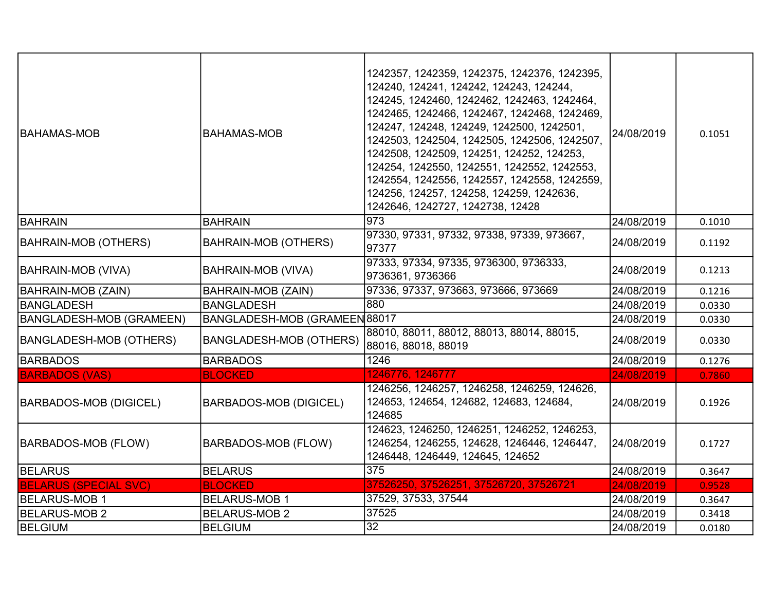| | | | | |
|---|---|---|---|---|
| BAHAMAS-MOB | BAHAMAS-MOB | 1242357, 1242359, 1242375, 1242376, 1242395, 124240, 124241, 124242, 124243, 124244, 124245, 1242460, 1242462, 1242463, 1242464, 1242465, 1242466, 1242467, 1242468, 1242469, 124247, 124248, 124249, 1242500, 1242501, 1242503, 1242504, 1242505, 1242506, 1242507, 1242508, 1242509, 124251, 124252, 124253, 124254, 1242550, 1242551, 1242552, 1242553, 1242554, 1242556, 1242557, 1242558, 1242559, 124256, 124257, 124258, 124259, 1242636, 1242646, 1242727, 1242738, 12428 | 24/08/2019 | 0.1051 |
| BAHRAIN | BAHRAIN | 973 | 24/08/2019 | 0.1010 |
| BAHRAIN-MOB (OTHERS) | BAHRAIN-MOB (OTHERS) | 97330, 97331, 97332, 97338, 97339, 973667, 97377 | 24/08/2019 | 0.1192 |
| BAHRAIN-MOB (VIVA) | BAHRAIN-MOB (VIVA) | 97333, 97334, 97335, 9736300, 9736333, 9736361, 9736366 | 24/08/2019 | 0.1213 |
| BAHRAIN-MOB (ZAIN) | BAHRAIN-MOB (ZAIN) | 97336, 97337, 973663, 973666, 973669 | 24/08/2019 | 0.1216 |
| BANGLADESH | BANGLADESH | 880 | 24/08/2019 | 0.0330 |
| BANGLADESH-MOB (GRAMEEN) | BANGLADESH-MOB (GRAMEEN | 88017 | 24/08/2019 | 0.0330 |
| BANGLADESH-MOB (OTHERS) | BANGLADESH-MOB (OTHERS) | 88010, 88011, 88012, 88013, 88014, 88015, 88016, 88018, 88019 | 24/08/2019 | 0.0330 |
| BARBADOS | BARBADOS | 1246 | 24/08/2019 | 0.1276 |
| BARBADOS (VAS) | BLOCKED | 1246776, 1246777 | 24/08/2019 | 0.7860 |
| BARBADOS-MOB (DIGICEL) | BARBADOS-MOB (DIGICEL) | 1246256, 1246257, 1246258, 1246259, 124626, 124653, 124654, 124682, 124683, 124684, 124685 | 24/08/2019 | 0.1926 |
| BARBADOS-MOB (FLOW) | BARBADOS-MOB (FLOW) | 124623, 1246250, 1246251, 1246252, 1246253, 1246254, 1246255, 124628, 1246446, 1246447, 1246448, 1246449, 124645, 124652 | 24/08/2019 | 0.1727 |
| BELARUS | BELARUS | 375 | 24/08/2019 | 0.3647 |
| BELARUS (SPECIAL SVC) | BLOCKED | 37526250, 37526251, 37526720, 37526721 | 24/08/2019 | 0.9528 |
| BELARUS-MOB 1 | BELARUS-MOB 1 | 37529, 37533, 37544 | 24/08/2019 | 0.3647 |
| BELARUS-MOB 2 | BELARUS-MOB 2 | 37525 | 24/08/2019 | 0.3418 |
| BELGIUM | BELGIUM | 32 | 24/08/2019 | 0.0180 |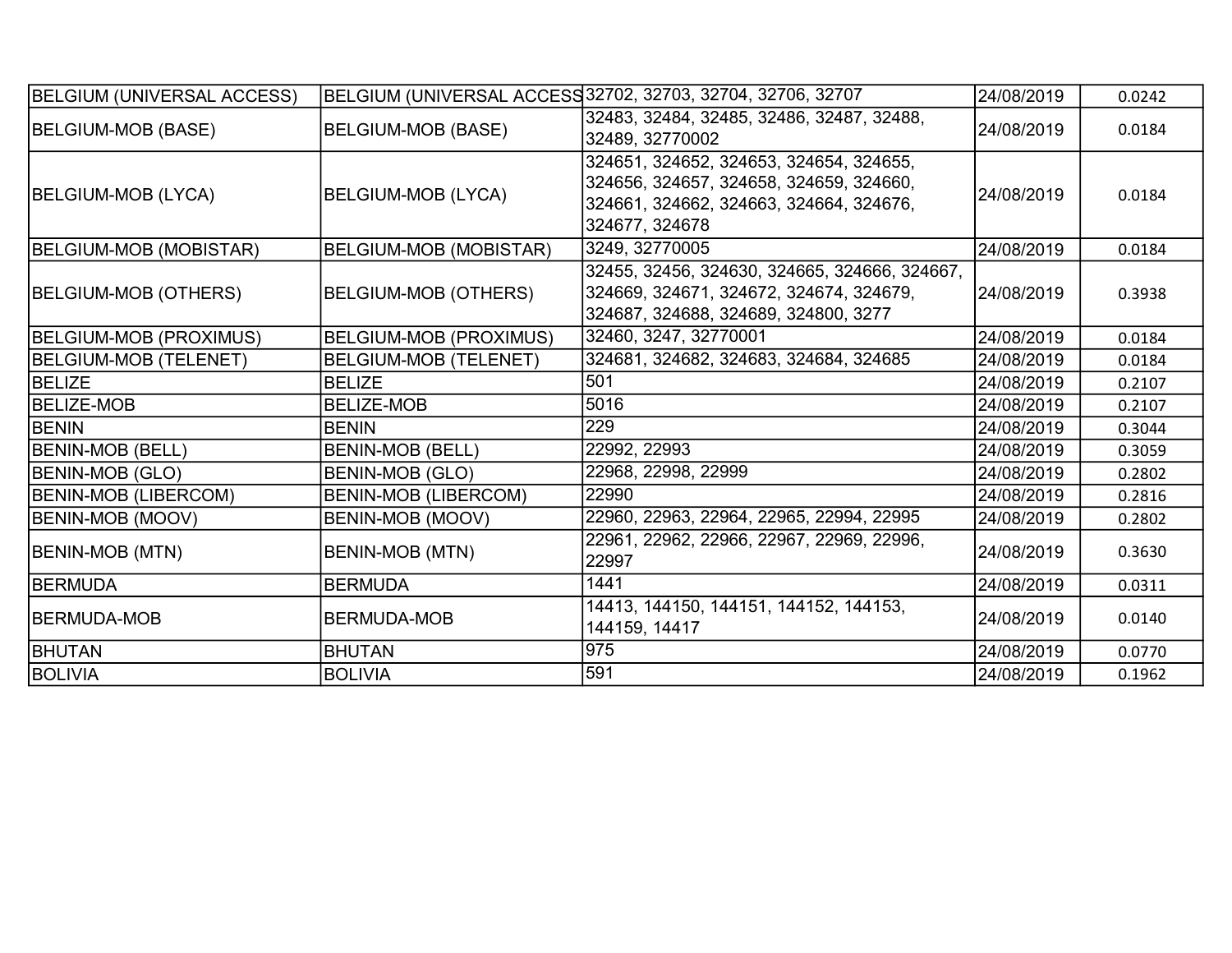| | | | | |
|---|---|---|---|---|
| BELGIUM (UNIVERSAL ACCESS) | BELGIUM (UNIVERSAL ACCESS | 32702, 32703, 32704, 32706, 32707 | 24/08/2019 | 0.0242 |
| BELGIUM-MOB (BASE) | BELGIUM-MOB (BASE) | 32483, 32484, 32485, 32486, 32487, 32488, 32489, 32770002 | 24/08/2019 | 0.0184 |
| BELGIUM-MOB (LYCA) | BELGIUM-MOB (LYCA) | 324651, 324652, 324653, 324654, 324655, 324656, 324657, 324658, 324659, 324660, 324661, 324662, 324663, 324664, 324676, 324677, 324678 | 24/08/2019 | 0.0184 |
| BELGIUM-MOB (MOBISTAR) | BELGIUM-MOB (MOBISTAR) | 3249, 32770005 | 24/08/2019 | 0.0184 |
| BELGIUM-MOB (OTHERS) | BELGIUM-MOB (OTHERS) | 32455, 32456, 324630, 324665, 324666, 324667, 324669, 324671, 324672, 324674, 324679, 324687, 324688, 324689, 324800, 3277 | 24/08/2019 | 0.3938 |
| BELGIUM-MOB (PROXIMUS) | BELGIUM-MOB (PROXIMUS) | 32460, 3247, 32770001 | 24/08/2019 | 0.0184 |
| BELGIUM-MOB (TELENET) | BELGIUM-MOB (TELENET) | 324681, 324682, 324683, 324684, 324685 | 24/08/2019 | 0.0184 |
| BELIZE | BELIZE | 501 | 24/08/2019 | 0.2107 |
| BELIZE-MOB | BELIZE-MOB | 5016 | 24/08/2019 | 0.2107 |
| BENIN | BENIN | 229 | 24/08/2019 | 0.3044 |
| BENIN-MOB (BELL) | BENIN-MOB (BELL) | 22992, 22993 | 24/08/2019 | 0.3059 |
| BENIN-MOB (GLO) | BENIN-MOB (GLO) | 22968, 22998, 22999 | 24/08/2019 | 0.2802 |
| BENIN-MOB (LIBERCOM) | BENIN-MOB (LIBERCOM) | 22990 | 24/08/2019 | 0.2816 |
| BENIN-MOB (MOOV) | BENIN-MOB (MOOV) | 22960, 22963, 22964, 22965, 22994, 22995 | 24/08/2019 | 0.2802 |
| BENIN-MOB (MTN) | BENIN-MOB (MTN) | 22961, 22962, 22966, 22967, 22969, 22996, 22997 | 24/08/2019 | 0.3630 |
| BERMUDA | BERMUDA | 1441 | 24/08/2019 | 0.0311 |
| BERMUDA-MOB | BERMUDA-MOB | 14413, 144150, 144151, 144152, 144153, 144159, 14417 | 24/08/2019 | 0.0140 |
| BHUTAN | BHUTAN | 975 | 24/08/2019 | 0.0770 |
| BOLIVIA | BOLIVIA | 591 | 24/08/2019 | 0.1962 |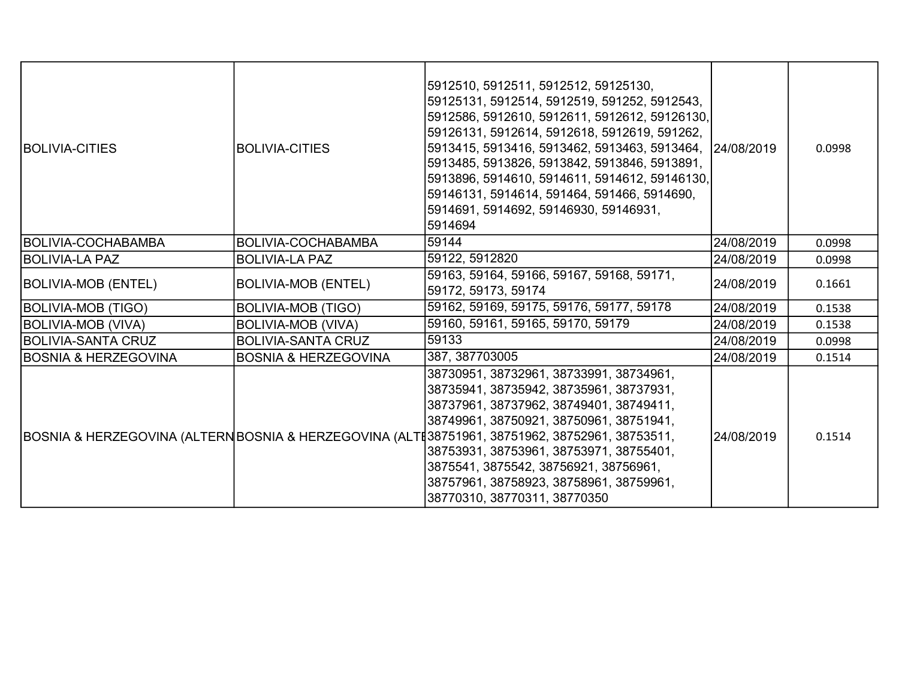| BOLIVIA-CITIES | BOLIVIA-CITIES | 5912510, 5912511, 5912512, 59125130, 59125131, 5912514, 5912519, 591252, 5912543, 5912586, 5912610, 5912611, 5912612, 59126130, 59126131, 5912614, 5912618, 5912619, 591262, 5913415, 5913416, 5913462, 5913463, 5913464, 5913485, 5913826, 5913842, 5913846, 5913891, 5913896, 5914610, 5914611, 5914612, 59146130, 59146131, 5914614, 591464, 591466, 5914690, 5914691, 5914692, 59146930, 59146931, 5914694 | 24/08/2019 | 0.0998 |
|---|---|---|---|---|
| BOLIVIA-COCHABAMBA | BOLIVIA-COCHABAMBA | 59144 | 24/08/2019 | 0.0998 |
| BOLIVIA-LA PAZ | BOLIVIA-LA PAZ | 59122, 5912820 | 24/08/2019 | 0.0998 |
| BOLIVIA-MOB (ENTEL) | BOLIVIA-MOB (ENTEL) | 59163, 59164, 59166, 59167, 59168, 59171, 59172, 59173, 59174 | 24/08/2019 | 0.1661 |
| BOLIVIA-MOB (TIGO) | BOLIVIA-MOB (TIGO) | 59162, 59169, 59175, 59176, 59177, 59178 | 24/08/2019 | 0.1538 |
| BOLIVIA-MOB (VIVA) | BOLIVIA-MOB (VIVA) | 59160, 59161, 59165, 59170, 59179 | 24/08/2019 | 0.1538 |
| BOLIVIA-SANTA CRUZ | BOLIVIA-SANTA CRUZ | 59133 | 24/08/2019 | 0.0998 |
| BOSNIA & HERZEGOVINA | BOSNIA & HERZEGOVINA | 387, 387703005 | 24/08/2019 | 0.1514 |
| BOSNIA & HERZEGOVINA (ALTERN | BOSNIA & HERZEGOVINA (ALTE | 38730951, 38732961, 38733991, 38734961, 38735941, 38735942, 38735961, 38737931, 38737961, 38737962, 38749401, 38749411, 38749961, 38750921, 38750961, 38751941, 38751961, 38751962, 38752961, 38753511, 38753931, 38753961, 38753971, 38755401, 3875541, 3875542, 38756921, 38756961, 38757961, 38758923, 38758961, 38759961, 38770310, 38770311, 38770350 | 24/08/2019 | 0.1514 |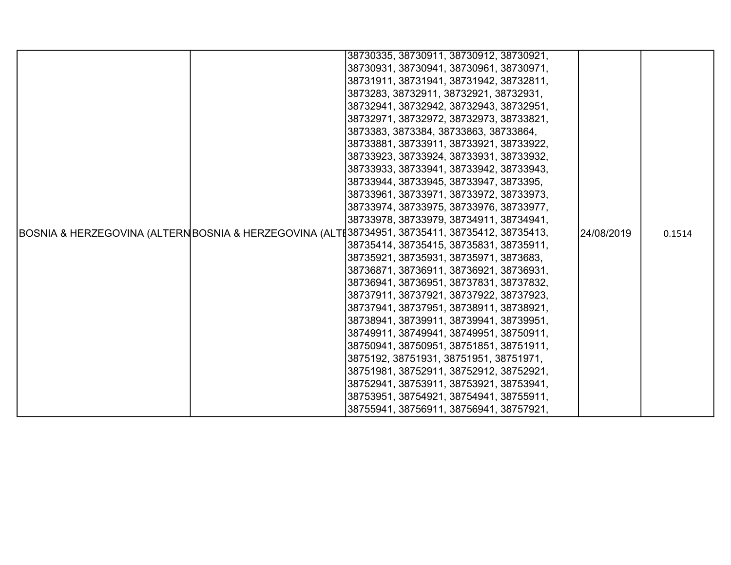| | | | | |
|---|---|---|---|---|
| BOSNIA & HERZEGOVINA (ALTERN | BOSNIA & HERZEGOVINA (ALTE | 38730335, 38730911, 38730912, 38730921, 38730931, 38730941, 38730961, 38730971, 38731911, 38731941, 38731942, 38732811, 3873283, 38732911, 38732921, 38732931, 38732941, 38732942, 38732943, 38732951, 38732971, 38732972, 38732973, 38733821, 3873383, 3873384, 38733863, 38733864, 38733881, 38733911, 38733921, 38733922, 38733923, 38733924, 38733931, 38733932, 38733933, 38733941, 38733942, 38733943, 38733944, 38733945, 38733947, 3873395, 38733961, 38733971, 38733972, 38733973, 38733974, 38733975, 38733976, 38733977, 38733978, 38733979, 38734911, 38734941, 38734951, 38735411, 38735412, 38735413, 38735414, 38735415, 38735831, 38735911, 38735921, 38735931, 38735971, 3873683, 38736871, 38736911, 38736921, 38736931, 38736941, 38736951, 38737831, 38737832, 38737911, 38737921, 38737922, 38737923, 38737941, 38737951, 38738911, 38738921, 38738941, 38739911, 38739941, 38739951, 38749911, 38749941, 38749951, 38750911, 38750941, 38750951, 38751851, 38751911, 3875192, 38751931, 38751951, 38751971, 38751981, 38752911, 38752912, 38752921, 38752941, 38753911, 38753921, 38753941, 38753951, 38754921, 38754941, 38755911, 38755941, 38756911, 38756941, 38757921, | 24/08/2019 | 0.1514 |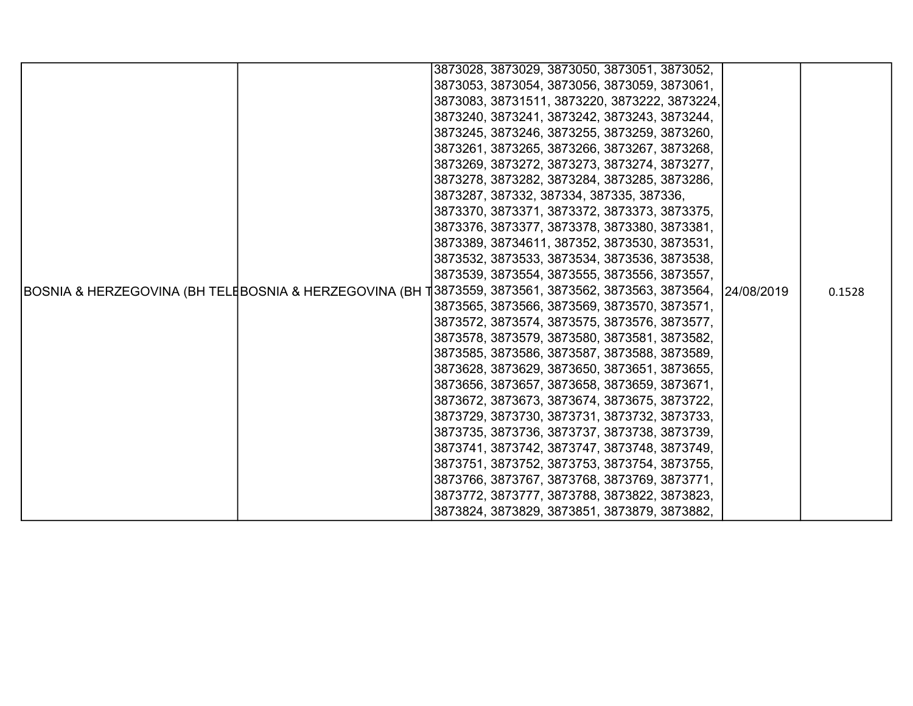| | | | | |
|---|---|---|---|---|
| BOSNIA & HERZEGOVINA (BH TELE | BOSNIA & HERZEGOVINA (BH T | 3873028, 3873029, 3873050, 3873051, 3873052, 3873053, 3873054, 3873056, 3873059, 3873061, 3873083, 38731511, 3873220, 3873222, 3873224, 3873240, 3873241, 3873242, 3873243, 3873244, 3873245, 3873246, 3873255, 3873259, 3873260, 3873261, 3873265, 3873266, 3873267, 3873268, 3873269, 3873272, 3873273, 3873274, 3873277, 3873278, 3873282, 3873284, 3873285, 3873286, 3873287, 387332, 387334, 387335, 387336, 3873370, 3873371, 3873372, 3873373, 3873375, 3873376, 3873377, 3873378, 3873380, 3873381, 3873389, 38734611, 387352, 3873530, 3873531, 3873532, 3873533, 3873534, 3873536, 3873538, 3873539, 3873554, 3873555, 3873556, 3873557, 3873559, 3873561, 3873562, 3873563, 3873564, 3873565, 3873566, 3873569, 3873570, 3873571, 3873572, 3873574, 3873575, 3873576, 3873577, 3873578, 3873579, 3873580, 3873581, 3873582, 3873585, 3873586, 3873587, 3873588, 3873589, 3873628, 3873629, 3873650, 3873651, 3873655, 3873656, 3873657, 3873658, 3873659, 3873671, 3873672, 3873673, 3873674, 3873675, 3873722, 3873729, 3873730, 3873731, 3873732, 3873733, 3873735, 3873736, 3873737, 3873738, 3873739, 3873741, 3873742, 3873747, 3873748, 3873749, 3873751, 3873752, 3873753, 3873754, 3873755, 3873766, 3873767, 3873768, 3873769, 3873771, 3873772, 3873777, 3873788, 3873822, 3873823, 3873824, 3873829, 3873851, 3873879, 3873882, | 24/08/2019 | 0.1528 |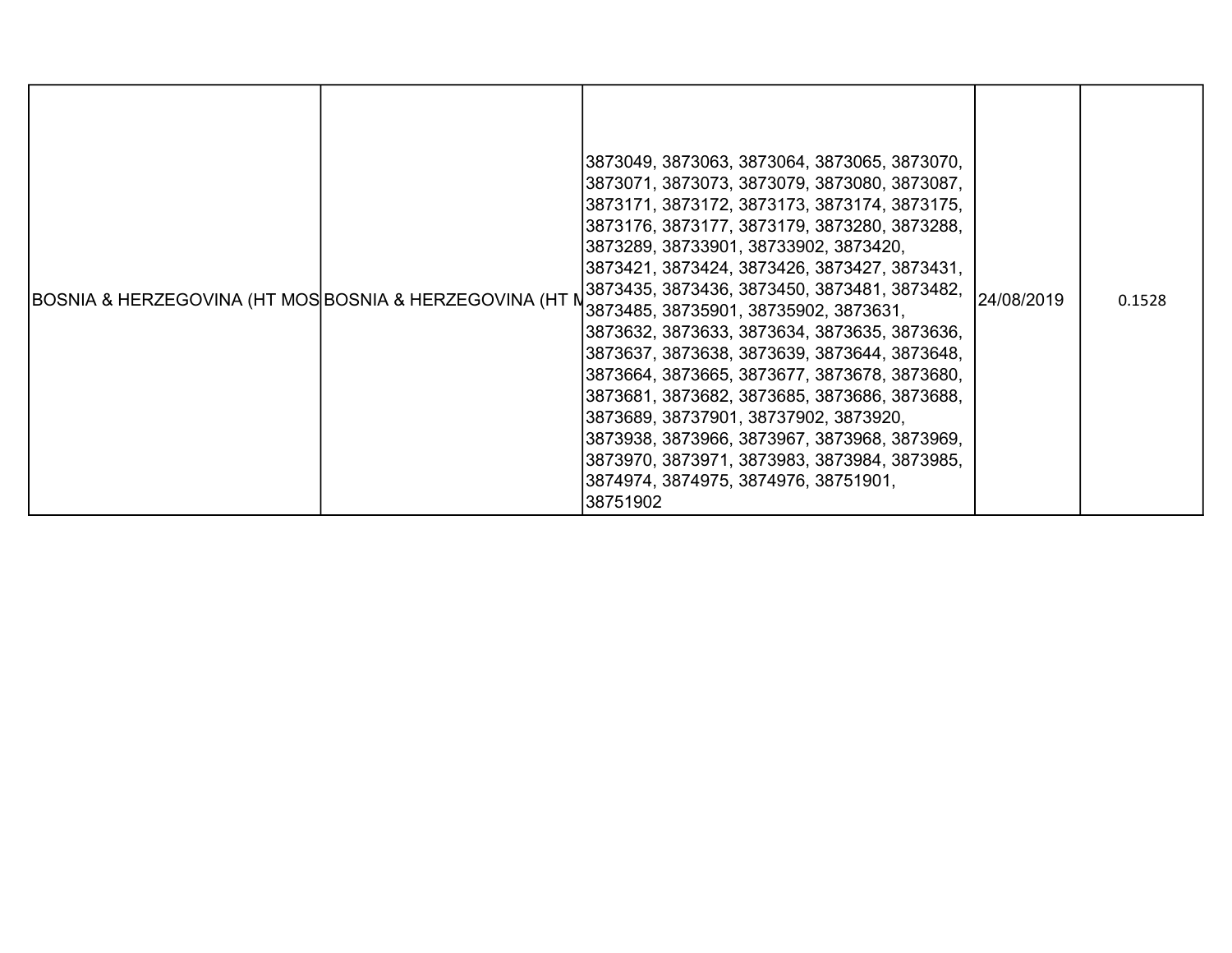| | | | | |
|---|---|---|---|---|
| BOSNIA & HERZEGOVINA (HT MOS | BOSNIA & HERZEGOVINA (HT M | 3873049, 3873063, 3873064, 3873065, 3873070, 3873071, 3873073, 3873079, 3873080, 3873087, 3873171, 3873172, 3873173, 3873174, 3873175, 3873176, 3873177, 3873179, 3873280, 3873288, 3873289, 38733901, 38733902, 3873420, 3873421, 3873424, 3873426, 3873427, 3873431, 3873435, 3873436, 3873450, 3873481, 3873482, 3873485, 38735901, 38735902, 3873631, 3873632, 3873633, 3873634, 3873635, 3873636, 3873637, 3873638, 3873639, 3873644, 3873648, 3873664, 3873665, 3873677, 3873678, 3873680, 3873681, 3873682, 3873685, 3873686, 3873688, 3873689, 38737901, 38737902, 3873920, 3873938, 3873966, 3873967, 3873968, 3873969, 3873970, 3873971, 3873983, 3873984, 3873985, 3874974, 3874975, 3874976, 38751901, 38751902 | 24/08/2019 | 0.1528 |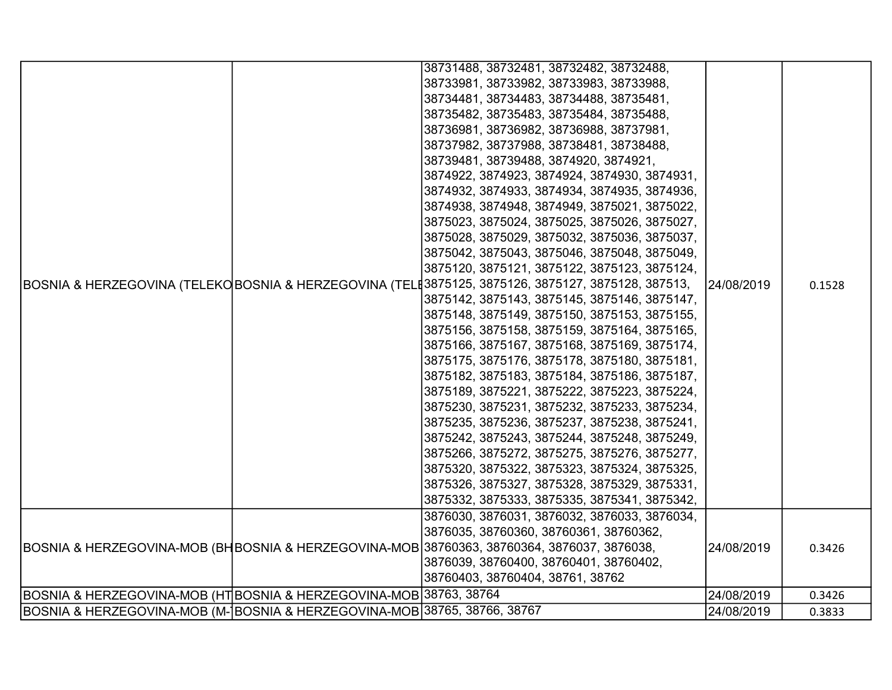| | | | | |
|---|---|---|---|---|
| BOSNIA & HERZEGOVINA (TELEKO | BOSNIA & HERZEGOVINA (TELE | 38731488, 38732481, 38732482, 38732488, 38733981, 38733982, 38733983, 38733988, 38734481, 38734483, 38734488, 38735481, 38735482, 38735483, 38735484, 38735488, 38736981, 38736982, 38736988, 38737981, 38737982, 38737988, 38738481, 38738488, 38739481, 38739488, 3874920, 3874921, 3874922, 3874923, 3874924, 3874930, 3874931, 3874932, 3874933, 3874934, 3874935, 3874936, 3874938, 3874948, 3874949, 3875021, 3875022, 3875023, 3875024, 3875025, 3875026, 3875027, 3875028, 3875029, 3875032, 3875036, 3875037, 3875042, 3875043, 3875046, 3875048, 3875049, 3875120, 3875121, 3875122, 3875123, 3875124, 3875125, 3875126, 3875127, 3875128, 387513, 3875142, 3875143, 3875145, 3875146, 3875147, 3875148, 3875149, 3875150, 3875153, 3875155, 3875156, 3875158, 3875159, 3875164, 3875165, 3875166, 3875167, 3875168, 3875169, 3875174, 3875175, 3875176, 3875178, 3875180, 3875181, 3875182, 3875183, 3875184, 3875186, 3875187, 3875189, 3875221, 3875222, 3875223, 3875224, 3875230, 3875231, 3875232, 3875233, 3875234, 3875235, 3875236, 3875237, 3875238, 3875241, 3875242, 3875243, 3875244, 3875248, 3875249, 3875266, 3875272, 3875275, 3875276, 3875277, 3875320, 3875322, 3875323, 3875324, 3875325, 3875326, 3875327, 3875328, 3875329, 3875331, 3875332, 3875333, 3875335, 3875341, 3875342, | 24/08/2019 | 0.1528 |
| BOSNIA & HERZEGOVINA-MOB (BH | BOSNIA & HERZEGOVINA-MOB | 3876030, 3876031, 3876032, 3876033, 3876034, 3876035, 38760360, 38760361, 38760362, 38760363, 38760364, 3876037, 3876038, 3876039, 38760400, 38760401, 38760402, 38760403, 38760404, 38761, 38762 | 24/08/2019 | 0.3426 |
| BOSNIA & HERZEGOVINA-MOB (HT | BOSNIA & HERZEGOVINA-MOB | 38763, 38764 | 24/08/2019 | 0.3426 |
| BOSNIA & HERZEGOVINA-MOB (M- | BOSNIA & HERZEGOVINA-MOB | 38765, 38766, 38767 | 24/08/2019 | 0.3833 |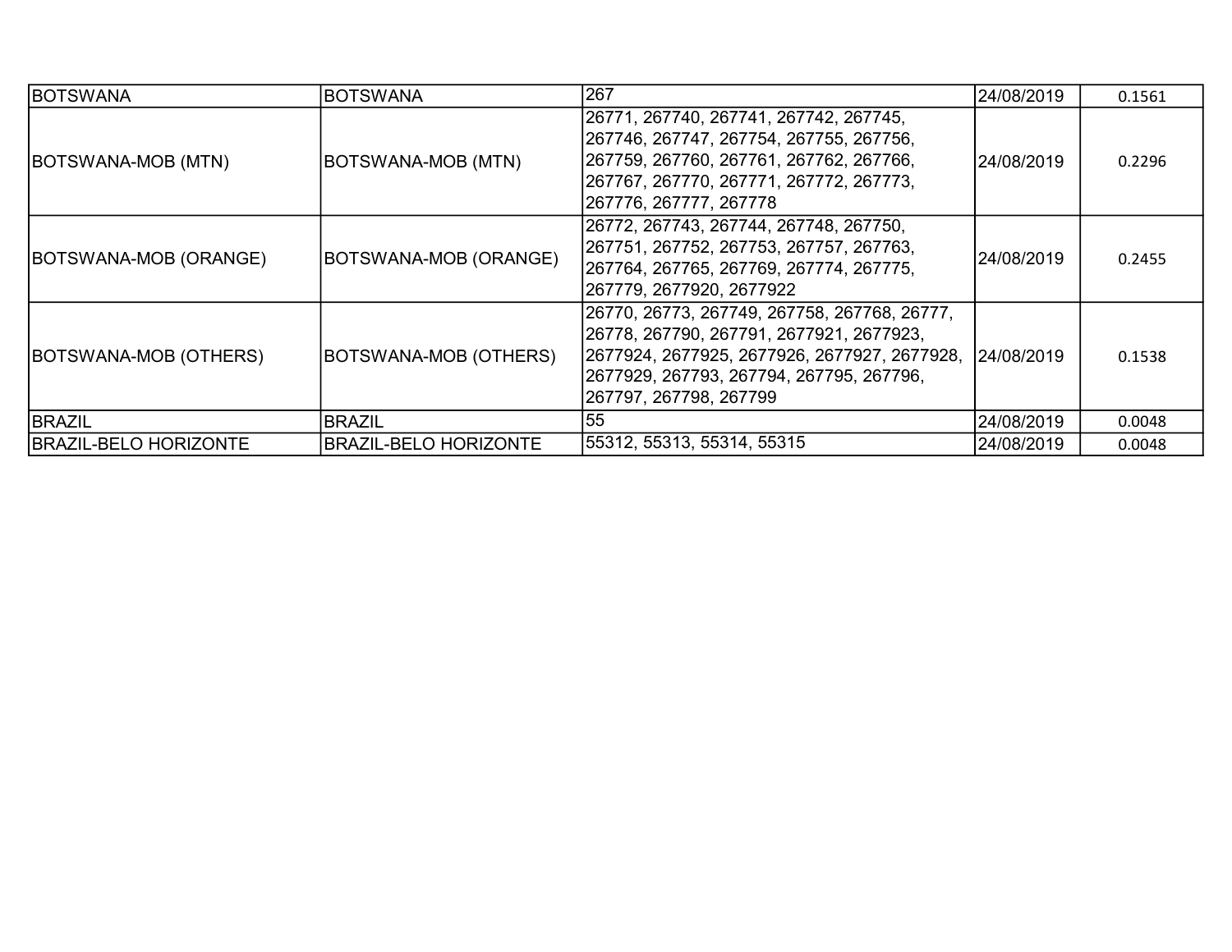| BOTSWANA | BOTSWANA | 267 | 24/08/2019 | 0.1561 |
|---|---|---|---|---|
| BOTSWANA-MOB (MTN) | BOTSWANA-MOB (MTN) | 26771, 267740, 267741, 267742, 267745, 267746, 267747, 267754, 267755, 267756, 267759, 267760, 267761, 267762, 267766, 267767, 267770, 267771, 267772, 267773, 267776, 267777, 267778 | 24/08/2019 | 0.2296 |
| BOTSWANA-MOB (ORANGE) | BOTSWANA-MOB (ORANGE) | 26772, 267743, 267744, 267748, 267750, 267751, 267752, 267753, 267757, 267763, 267764, 267765, 267769, 267774, 267775, 267779, 2677920, 2677922 | 24/08/2019 | 0.2455 |
| BOTSWANA-MOB (OTHERS) | BOTSWANA-MOB (OTHERS) | 26770, 26773, 267749, 267758, 267768, 26777, 26778, 267790, 267791, 2677921, 2677923, 2677924, 2677925, 2677926, 2677927, 2677928, 2677929, 267793, 267794, 267795, 267796, 267797, 267798, 267799 | 24/08/2019 | 0.1538 |
| BRAZIL | BRAZIL | 55 | 24/08/2019 | 0.0048 |
| BRAZIL-BELO HORIZONTE | BRAZIL-BELO HORIZONTE | 55312, 55313, 55314, 55315 | 24/08/2019 | 0.0048 |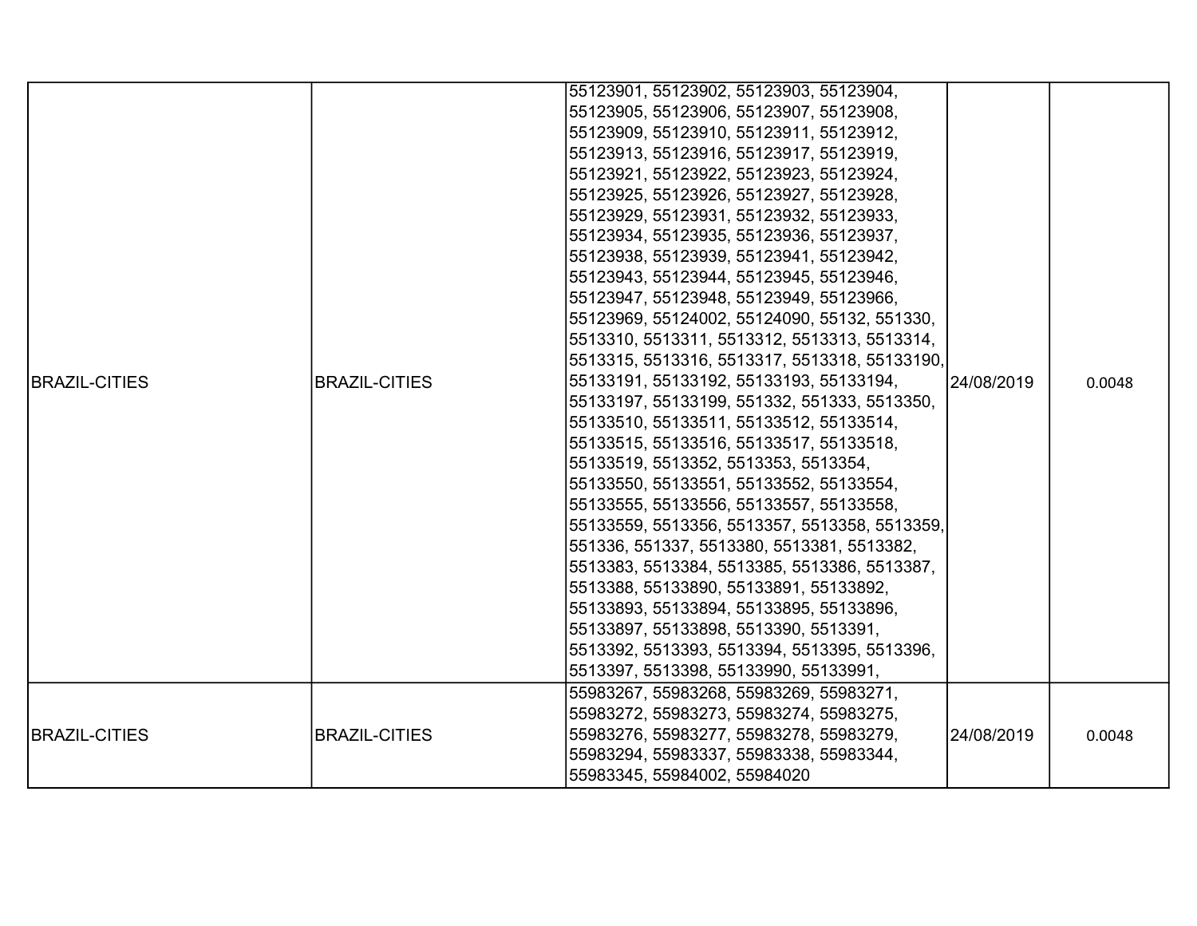| | | | | |
|---|---|---|---|---|
| BRAZIL-CITIES | BRAZIL-CITIES | 55123901, 55123902, 55123903, 55123904, 55123905, 55123906, 55123907, 55123908, 55123909, 55123910, 55123911, 55123912, 55123913, 55123916, 55123917, 55123919, 55123921, 55123922, 55123923, 55123924, 55123925, 55123926, 55123927, 55123928, 55123929, 55123931, 55123932, 55123933, 55123934, 55123935, 55123936, 55123937, 55123938, 55123939, 55123941, 55123942, 55123943, 55123944, 55123945, 55123946, 55123947, 55123948, 55123949, 55123966, 55123969, 55124002, 55124090, 55132, 551330, 5513310, 5513311, 5513312, 5513313, 5513314, 5513315, 5513316, 5513317, 5513318, 55133190, 55133191, 55133192, 55133193, 55133194, 55133197, 55133199, 551332, 551333, 5513350, 55133510, 55133511, 55133512, 55133514, 55133515, 55133516, 55133517, 55133518, 55133519, 5513352, 5513353, 5513354, 55133550, 55133551, 55133552, 55133554, 55133555, 55133556, 55133557, 55133558, 55133559, 5513356, 5513357, 5513358, 5513359, 551336, 551337, 5513380, 5513381, 5513382, 5513383, 5513384, 5513385, 5513386, 5513387, 5513388, 55133890, 55133891, 55133892, 55133893, 55133894, 55133895, 55133896, 55133897, 55133898, 5513390, 5513391, 5513392, 5513393, 5513394, 5513395, 5513396, 5513397, 5513398, 55133990, 55133991, | 24/08/2019 | 0.0048 |
| BRAZIL-CITIES | BRAZIL-CITIES | 55983267, 55983268, 55983269, 55983271, 55983272, 55983273, 55983274, 55983275, 55983276, 55983277, 55983278, 55983279, 55983294, 55983337, 55983338, 55983344, 55983345, 55984002, 55984020 | 24/08/2019 | 0.0048 |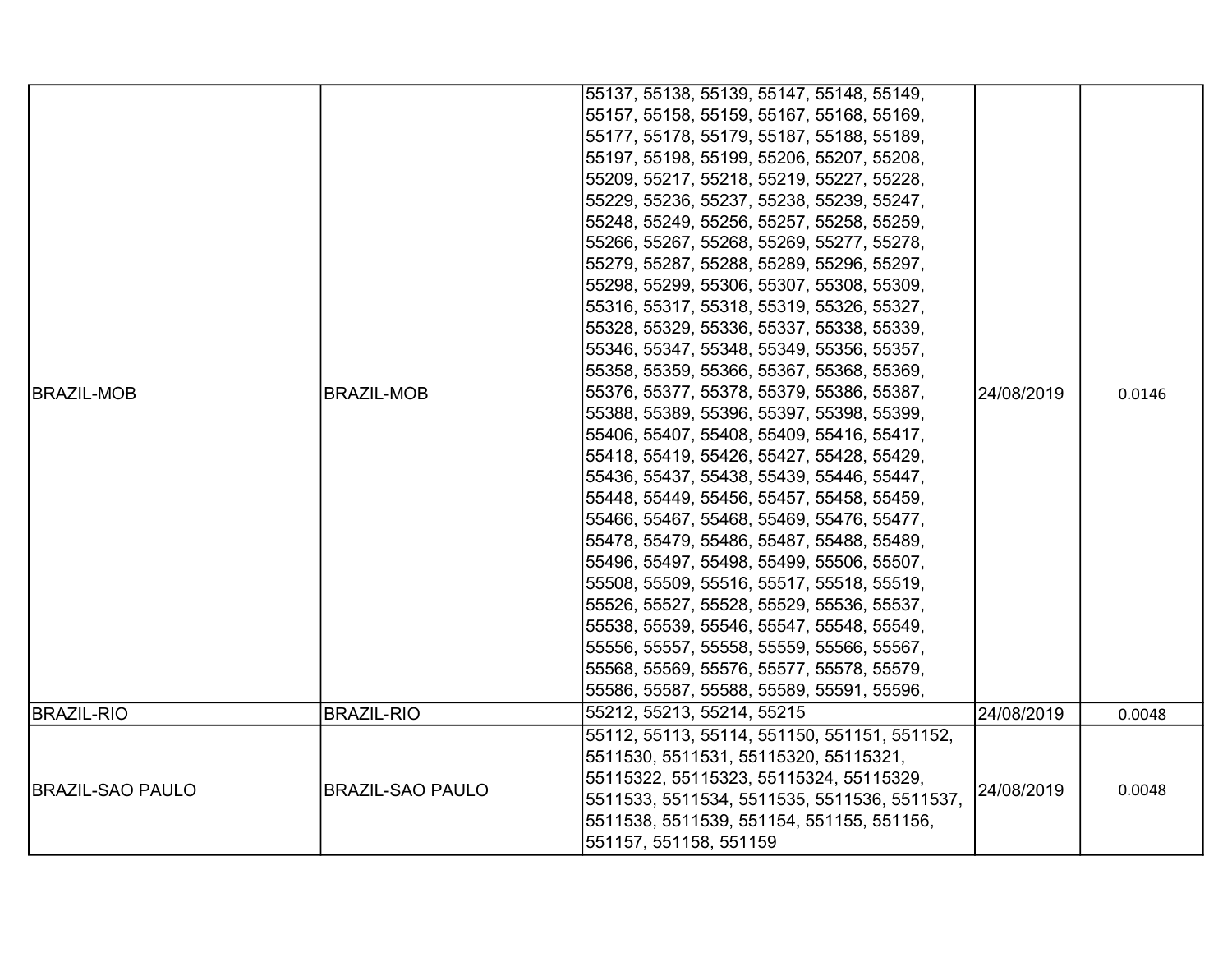| | | | | |
|---|---|---|---|---|
| BRAZIL-MOB | BRAZIL-MOB | 55137, 55138, 55139, 55147, 55148, 55149, 55157, 55158, 55159, 55167, 55168, 55169, 55177, 55178, 55179, 55187, 55188, 55189, 55197, 55198, 55199, 55206, 55207, 55208, 55209, 55217, 55218, 55219, 55227, 55228, 55229, 55236, 55237, 55238, 55239, 55247, 55248, 55249, 55256, 55257, 55258, 55259, 55266, 55267, 55268, 55269, 55277, 55278, 55279, 55287, 55288, 55289, 55296, 55297, 55298, 55299, 55306, 55307, 55308, 55309, 55316, 55317, 55318, 55319, 55326, 55327, 55328, 55329, 55336, 55337, 55338, 55339, 55346, 55347, 55348, 55349, 55356, 55357, 55358, 55359, 55366, 55367, 55368, 55369, 55376, 55377, 55378, 55379, 55386, 55387, 55388, 55389, 55396, 55397, 55398, 55399, 55406, 55407, 55408, 55409, 55416, 55417, 55418, 55419, 55426, 55427, 55428, 55429, 55436, 55437, 55438, 55439, 55446, 55447, 55448, 55449, 55456, 55457, 55458, 55459, 55466, 55467, 55468, 55469, 55476, 55477, 55478, 55479, 55486, 55487, 55488, 55489, 55496, 55497, 55498, 55499, 55506, 55507, 55508, 55509, 55516, 55517, 55518, 55519, 55526, 55527, 55528, 55529, 55536, 55537, 55538, 55539, 55546, 55547, 55548, 55549, 55556, 55557, 55558, 55559, 55566, 55567, 55568, 55569, 55576, 55577, 55578, 55579, 55586, 55587, 55588, 55589, 55591, 55596, | 24/08/2019 | 0.0146 |
| BRAZIL-RIO | BRAZIL-RIO | 55212, 55213, 55214, 55215 | 24/08/2019 | 0.0048 |
| BRAZIL-SAO PAULO | BRAZIL-SAO PAULO | 55112, 55113, 55114, 551150, 551151, 551152, 5511530, 5511531, 55115320, 55115321, 55115322, 55115323, 55115324, 55115329, 5511533, 5511534, 5511535, 5511536, 5511537, 5511538, 5511539, 551154, 551155, 551156, 551157, 551158, 551159 | 24/08/2019 | 0.0048 |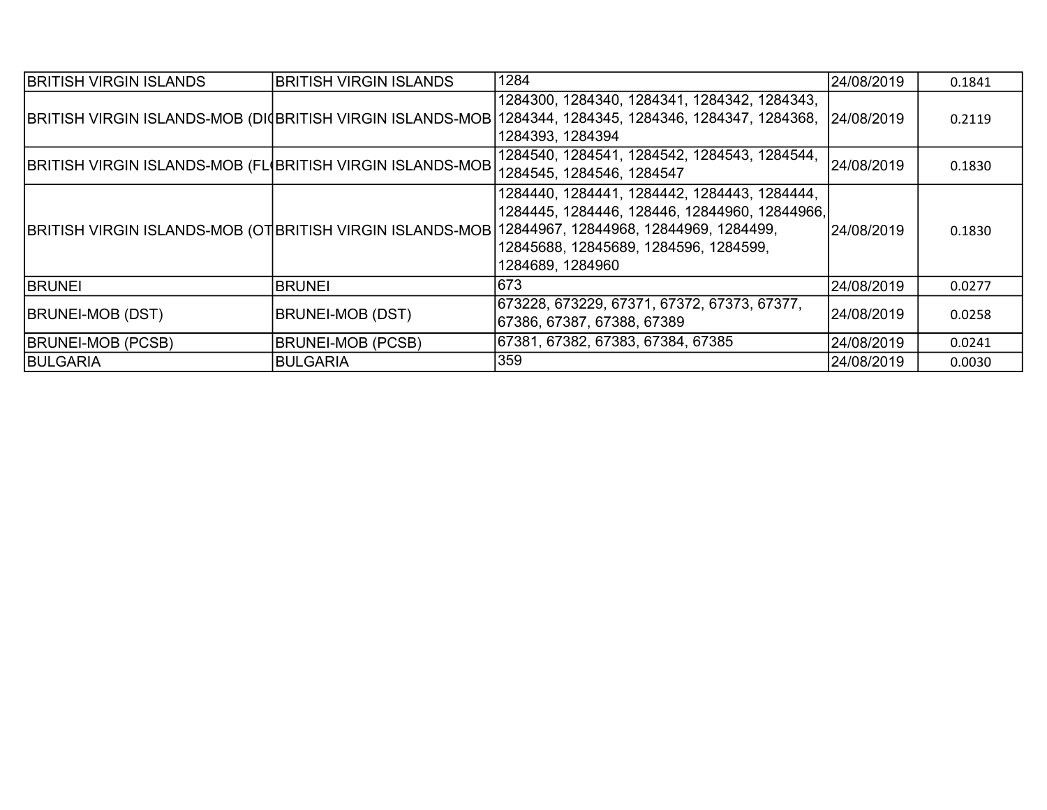| BRITISH VIRGIN ISLANDS | BRITISH VIRGIN ISLANDS | 1284 | 24/08/2019 | 0.1841 |
|---|---|---|---|---|
| BRITISH VIRGIN ISLANDS-MOB (DI | BRITISH VIRGIN ISLANDS-MOB | 1284300, 1284340, 1284341, 1284342, 1284343, 1284344, 1284345, 1284346, 1284347, 1284368, 1284393, 1284394 | 24/08/2019 | 0.2119 |
| BRITISH VIRGIN ISLANDS-MOB (FL | BRITISH VIRGIN ISLANDS-MOB | 1284540, 1284541, 1284542, 1284543, 1284544, 1284545, 1284546, 1284547 | 24/08/2019 | 0.1830 |
| BRITISH VIRGIN ISLANDS-MOB (OT | BRITISH VIRGIN ISLANDS-MOB | 1284440, 1284441, 1284442, 1284443, 1284444, 1284445, 1284446, 128446, 12844960, 12844966, 12844967, 12844968, 12844969, 1284499, 12845688, 12845689, 1284596, 1284599, 1284689, 1284960 | 24/08/2019 | 0.1830 |
| BRUNEI | BRUNEI | 673 | 24/08/2019 | 0.0277 |
| BRUNEI-MOB (DST) | BRUNEI-MOB (DST) | 673228, 673229, 67371, 67372, 67373, 67377, 67386, 67387, 67388, 67389 | 24/08/2019 | 0.0258 |
| BRUNEI-MOB (PCSB) | BRUNEI-MOB (PCSB) | 67381, 67382, 67383, 67384, 67385 | 24/08/2019 | 0.0241 |
| BULGARIA | BULGARIA | 359 | 24/08/2019 | 0.0030 |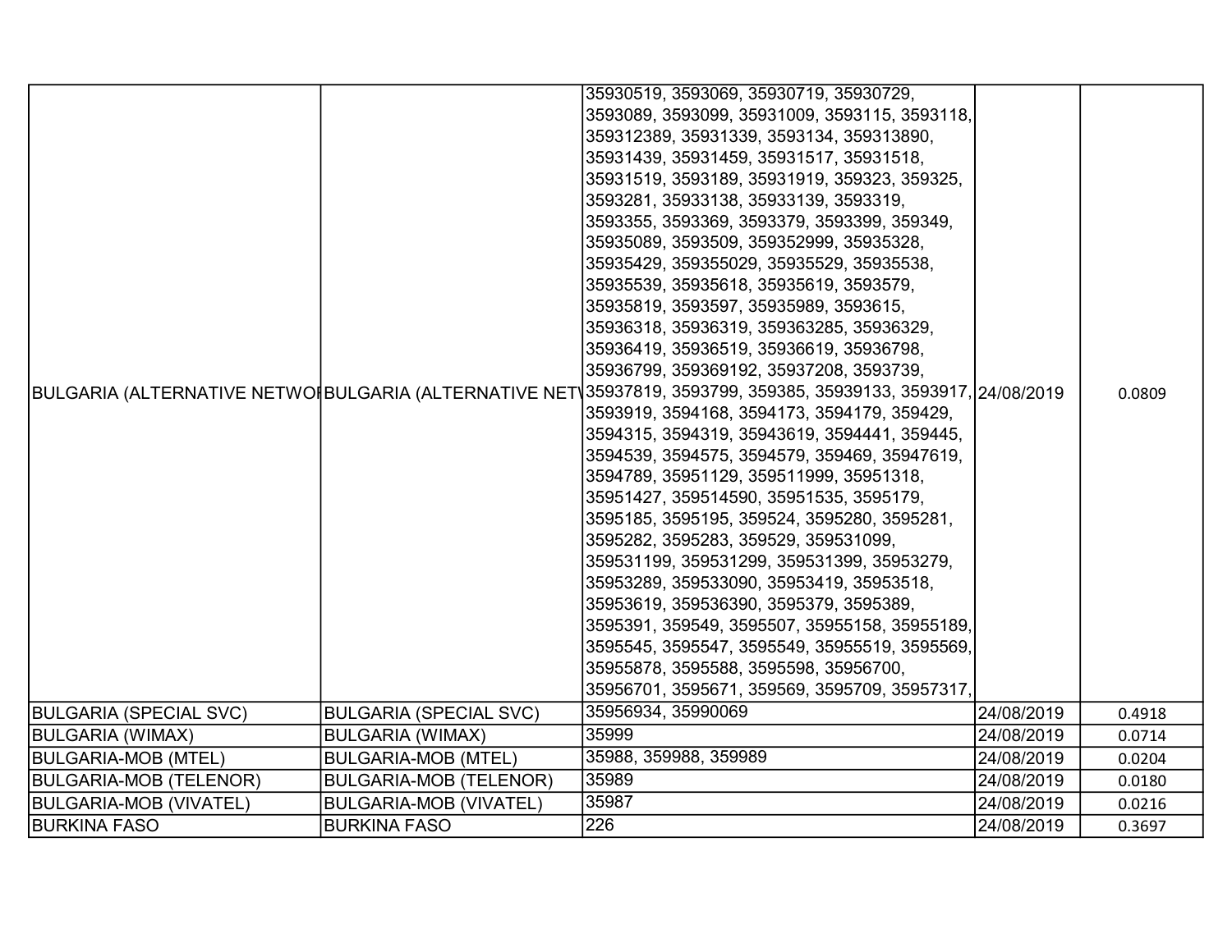| BULGARIA (ALTERNATIVE NETWOR | BULGARIA (ALTERNATIVE NETW | 35930519, 3593069, 35930719, 35930729, 3593089, 3593099, 35931009, 3593115, 3593118, 359312389, 35931339, 3593134, 359313890, 35931439, 35931459, 35931517, 35931518, 35931519, 3593189, 35931919, 359323, 359325, 3593281, 35933138, 35933139, 3593319, 3593355, 3593369, 3593379, 3593399, 359349, 35935089, 3593509, 359352999, 35935328, 35935429, 359355029, 35935529, 35935538, 35935539, 35935618, 35935619, 3593579, 35935819, 3593597, 35935989, 3593615, 35936318, 35936319, 359363285, 35936329, 35936419, 35936519, 35936619, 35936798, 35936799, 359369192, 35937208, 3593739, 35937819, 3593799, 359385, 35939133, 3593917, 3593919, 3594168, 3594173, 3594179, 359429, 3594315, 3594319, 35943619, 3594441, 359445, 3594539, 3594575, 3594579, 359469, 35947619, 3594789, 35951129, 359511999, 35951318, 35951427, 359514590, 35951535, 3595179, 3595185, 3595195, 359524, 3595280, 3595281, 3595282, 3595283, 359529, 359531099, 359531199, 359531299, 359531399, 35953279, 35953289, 359533090, 35953419, 35953518, 35953619, 359536390, 3595379, 3595389, 3595391, 359549, 3595507, 35955158, 35955189, 3595545, 3595547, 3595549, 35955519, 3595569, 35955878, 3595588, 3595598, 35956700, 35956701, 3595671, 359569, 3595709, 35957317, | 24/08/2019 | 0.0809 |
|---|---|---|---|---|
| BULGARIA (SPECIAL SVC) | BULGARIA (SPECIAL SVC) | 35956934, 35990069 | 24/08/2019 | 0.4918 |
| BULGARIA (WIMAX) | BULGARIA (WIMAX) | 35999 | 24/08/2019 | 0.0714 |
| BULGARIA-MOB (MTEL) | BULGARIA-MOB (MTEL) | 35988, 359988, 359989 | 24/08/2019 | 0.0204 |
| BULGARIA-MOB (TELENOR) | BULGARIA-MOB (TELENOR) | 35989 | 24/08/2019 | 0.0180 |
| BULGARIA-MOB (VIVATEL) | BULGARIA-MOB (VIVATEL) | 35987 | 24/08/2019 | 0.0216 |
| BURKINA FASO | BURKINA FASO | 226 | 24/08/2019 | 0.3697 |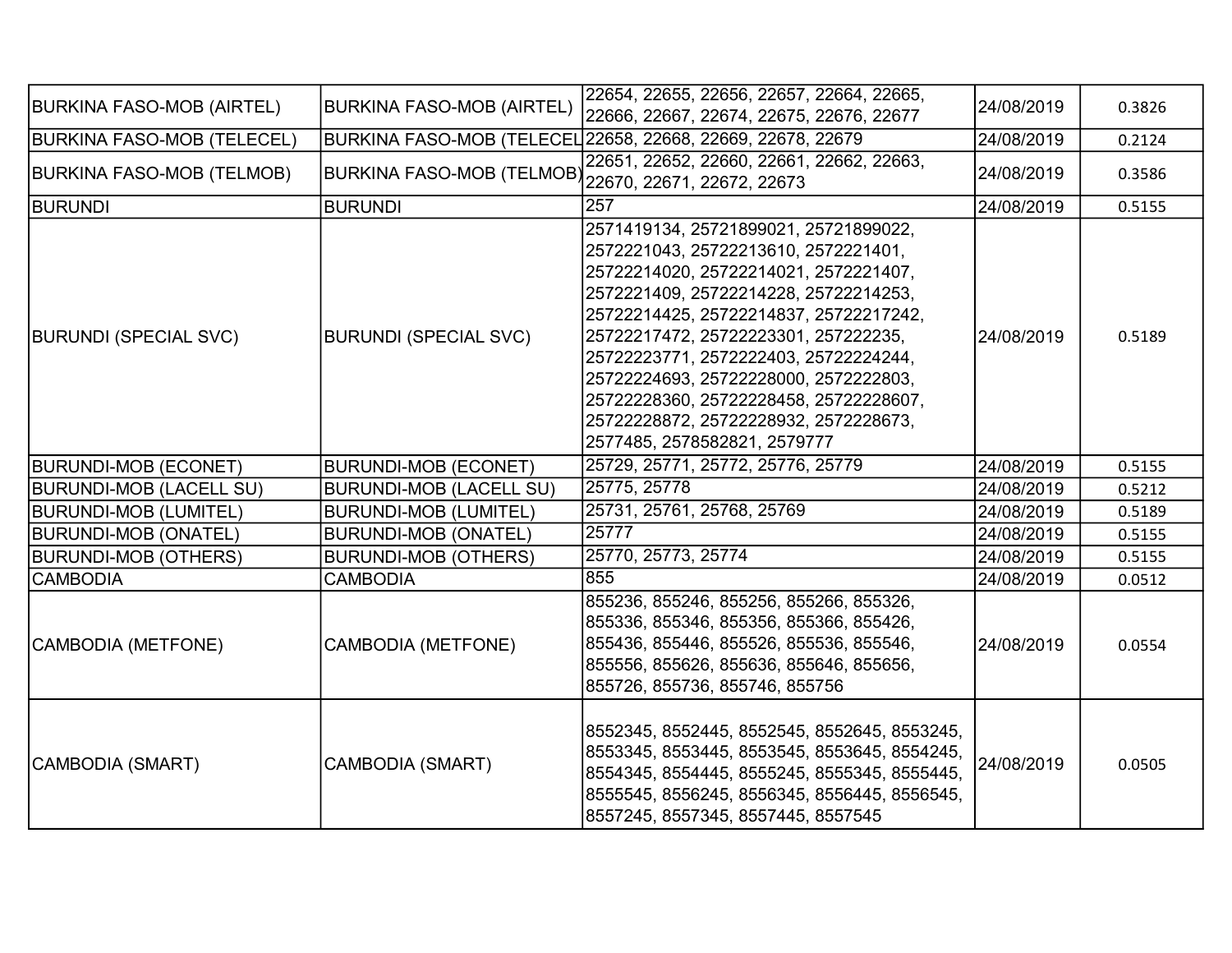| | | | | |
|---|---|---|---|---|
| BURKINA FASO-MOB (AIRTEL) | BURKINA FASO-MOB (AIRTEL) | 22654, 22655, 22656, 22657, 22664, 22665, 22666, 22667, 22674, 22675, 22676, 22677 | 24/08/2019 | 0.3826 |
| BURKINA FASO-MOB (TELECEL) | BURKINA FASO-MOB (TELECEL | 22658, 22668, 22669, 22678, 22679 | 24/08/2019 | 0.2124 |
| BURKINA FASO-MOB (TELMOB) | BURKINA FASO-MOB (TELMOB) | 22651, 22652, 22660, 22661, 22662, 22663, 22670, 22671, 22672, 22673 | 24/08/2019 | 0.3586 |
| BURUNDI | BURUNDI | 257 | 24/08/2019 | 0.5155 |
| BURUNDI (SPECIAL SVC) | BURUNDI (SPECIAL SVC) | 2571419134, 25721899021, 25721899022, 2572221043, 25722213610, 2572221401, 25722214020, 25722214021, 2572221407, 2572221409, 25722214228, 25722214253, 25722214425, 25722214837, 25722217242, 25722217472, 25722223301, 257222235, 25722223771, 2572222403, 25722224244, 25722224693, 25722228000, 2572222803, 25722228360, 25722228458, 25722228607, 25722228872, 25722228932, 2572228673, 2577485, 2578582821, 2579777 | 24/08/2019 | 0.5189 |
| BURUNDI-MOB (ECONET) | BURUNDI-MOB (ECONET) | 25729, 25771, 25772, 25776, 25779 | 24/08/2019 | 0.5155 |
| BURUNDI-MOB (LACELL SU) | BURUNDI-MOB (LACELL SU) | 25775, 25778 | 24/08/2019 | 0.5212 |
| BURUNDI-MOB (LUMITEL) | BURUNDI-MOB (LUMITEL) | 25731, 25761, 25768, 25769 | 24/08/2019 | 0.5189 |
| BURUNDI-MOB (ONATEL) | BURUNDI-MOB (ONATEL) | 25777 | 24/08/2019 | 0.5155 |
| BURUNDI-MOB (OTHERS) | BURUNDI-MOB (OTHERS) | 25770, 25773, 25774 | 24/08/2019 | 0.5155 |
| CAMBODIA | CAMBODIA | 855 | 24/08/2019 | 0.0512 |
| CAMBODIA (METFONE) | CAMBODIA (METFONE) | 855236, 855246, 855256, 855266, 855326, 855336, 855346, 855356, 855366, 855426, 855436, 855446, 855526, 855536, 855546, 855556, 855626, 855636, 855646, 855656, 855726, 855736, 855746, 855756 | 24/08/2019 | 0.0554 |
| CAMBODIA (SMART) | CAMBODIA (SMART) | 8552345, 8552445, 8552545, 8552645, 8553245, 8553345, 8553445, 8553545, 8553645, 8554245, 8554345, 8554445, 8555245, 8555345, 8555445, 8555545, 8556245, 8556345, 8556445, 8556545, 8557245, 8557345, 8557445, 8557545 | 24/08/2019 | 0.0505 |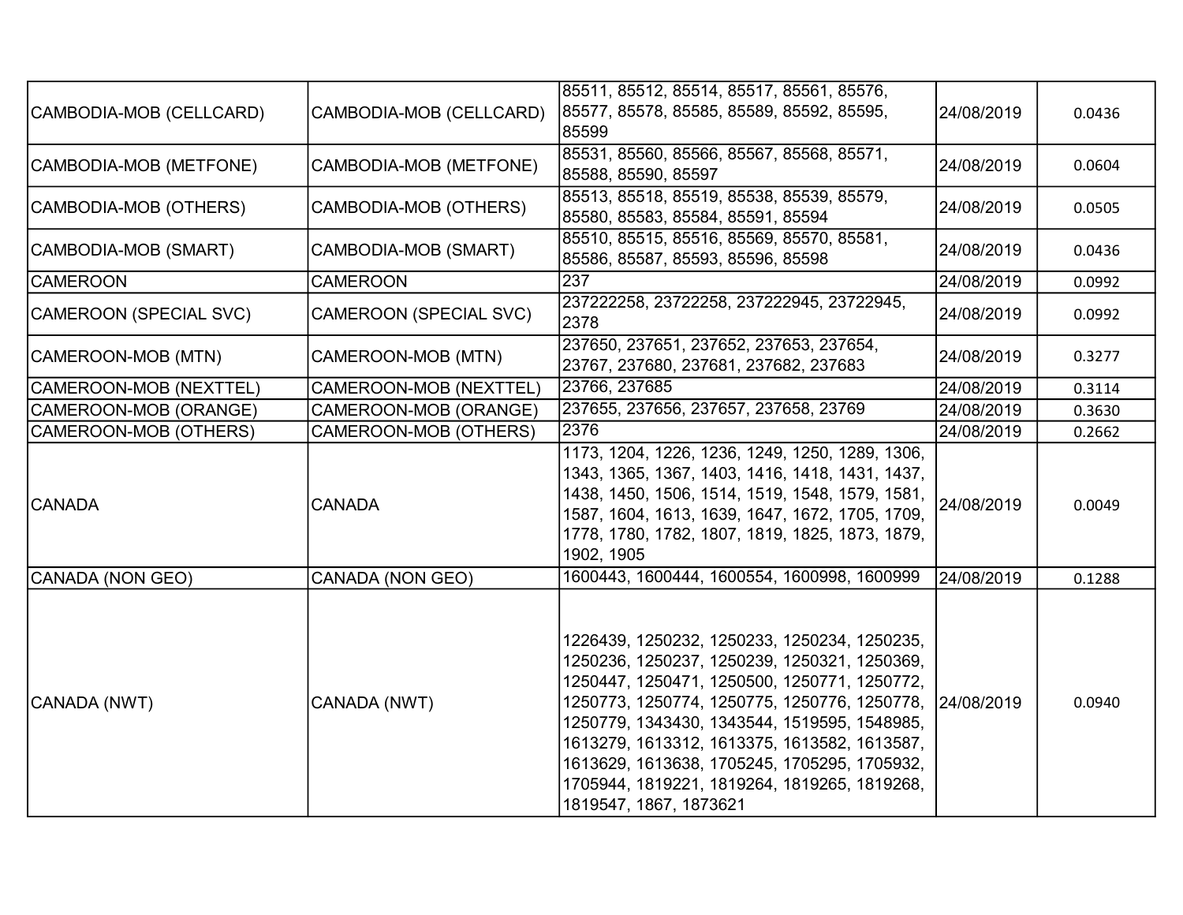| | | | | |
|---|---|---|---|---|
| CAMBODIA-MOB (CELLCARD) | CAMBODIA-MOB (CELLCARD) | 85511, 85512, 85514, 85517, 85561, 85576, 85577, 85578, 85585, 85589, 85592, 85595, 85599 | 24/08/2019 | 0.0436 |
| CAMBODIA-MOB (METFONE) | CAMBODIA-MOB (METFONE) | 85531, 85560, 85566, 85567, 85568, 85571, 85588, 85590, 85597 | 24/08/2019 | 0.0604 |
| CAMBODIA-MOB (OTHERS) | CAMBODIA-MOB (OTHERS) | 85513, 85518, 85519, 85538, 85539, 85579, 85580, 85583, 85584, 85591, 85594 | 24/08/2019 | 0.0505 |
| CAMBODIA-MOB (SMART) | CAMBODIA-MOB (SMART) | 85510, 85515, 85516, 85569, 85570, 85581, 85586, 85587, 85593, 85596, 85598 | 24/08/2019 | 0.0436 |
| CAMEROON | CAMEROON | 237 | 24/08/2019 | 0.0992 |
| CAMEROON (SPECIAL SVC) | CAMEROON (SPECIAL SVC) | 237222258, 23722258, 237222945, 23722945, 2378 | 24/08/2019 | 0.0992 |
| CAMEROON-MOB (MTN) | CAMEROON-MOB (MTN) | 237650, 237651, 237652, 237653, 237654, 23767, 237680, 237681, 237682, 237683 | 24/08/2019 | 0.3277 |
| CAMEROON-MOB (NEXTTEL) | CAMEROON-MOB (NEXTTEL) | 23766, 237685 | 24/08/2019 | 0.3114 |
| CAMEROON-MOB (ORANGE) | CAMEROON-MOB (ORANGE) | 237655, 237656, 237657, 237658, 23769 | 24/08/2019 | 0.3630 |
| CAMEROON-MOB (OTHERS) | CAMEROON-MOB (OTHERS) | 2376 | 24/08/2019 | 0.2662 |
| CANADA | CANADA | 1173, 1204, 1226, 1236, 1249, 1250, 1289, 1306, 1343, 1365, 1367, 1403, 1416, 1418, 1431, 1437, 1438, 1450, 1506, 1514, 1519, 1548, 1579, 1581, 1587, 1604, 1613, 1639, 1647, 1672, 1705, 1709, 1778, 1780, 1782, 1807, 1819, 1825, 1873, 1879, 1902, 1905 | 24/08/2019 | 0.0049 |
| CANADA (NON GEO) | CANADA (NON GEO) | 1600443, 1600444, 1600554, 1600998, 1600999 | 24/08/2019 | 0.1288 |
| CANADA (NWT) | CANADA (NWT) | 1226439, 1250232, 1250233, 1250234, 1250235, 1250236, 1250237, 1250239, 1250321, 1250369, 1250447, 1250471, 1250500, 1250771, 1250772, 1250773, 1250774, 1250775, 1250776, 1250778, 1250779, 1343430, 1343544, 1519595, 1548985, 1613279, 1613312, 1613375, 1613582, 1613587, 1613629, 1613638, 1705245, 1705295, 1705932, 1705944, 1819221, 1819264, 1819265, 1819268, 1819547, 1867, 1873621 | 24/08/2019 | 0.0940 |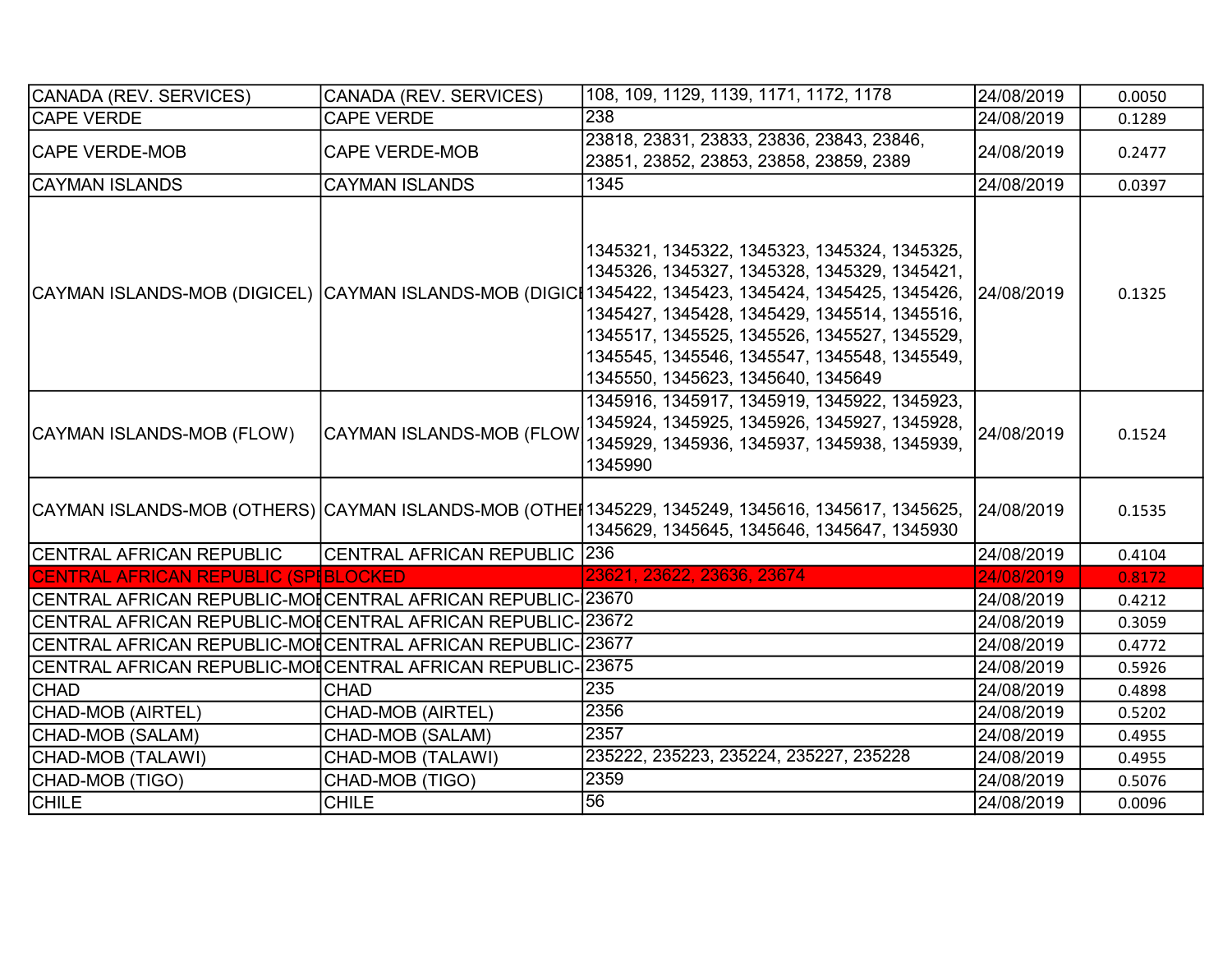| | | | | |
|---|---|---|---|---|
| CANADA (REV. SERVICES) | CANADA (REV. SERVICES) | 108, 109, 1129, 1139, 1171, 1172, 1178 | 24/08/2019 | 0.0050 |
| CAPE VERDE | CAPE VERDE | 238 | 24/08/2019 | 0.1289 |
| CAPE VERDE-MOB | CAPE VERDE-MOB | 23818, 23831, 23833, 23836, 23843, 23846, 23851, 23852, 23853, 23858, 23859, 2389 | 24/08/2019 | 0.2477 |
| CAYMAN ISLANDS | CAYMAN ISLANDS | 1345 | 24/08/2019 | 0.0397 |
| CAYMAN ISLANDS-MOB (DIGICEL) | CAYMAN ISLANDS-MOB (DIGICE | 1345321, 1345322, 1345323, 1345324, 1345325, 1345326, 1345327, 1345328, 1345329, 1345421, 1345422, 1345423, 1345424, 1345425, 1345426, 1345427, 1345428, 1345429, 1345514, 1345516, 1345517, 1345525, 1345526, 1345527, 1345529, 1345545, 1345546, 1345547, 1345548, 1345549, 1345550, 1345623, 1345640, 1345649 | 24/08/2019 | 0.1325 |
| CAYMAN ISLANDS-MOB (FLOW) | CAYMAN ISLANDS-MOB (FLOW | 1345916, 1345917, 1345919, 1345922, 1345923, 1345924, 1345925, 1345926, 1345927, 1345928, 1345929, 1345936, 1345937, 1345938, 1345939, 1345990 | 24/08/2019 | 0.1524 |
| CAYMAN ISLANDS-MOB (OTHERS) | CAYMAN ISLANDS-MOB (OTHE | 1345229, 1345249, 1345616, 1345617, 1345625, 1345629, 1345645, 1345646, 1345647, 1345930 | 24/08/2019 | 0.1535 |
| CENTRAL AFRICAN REPUBLIC | CENTRAL AFRICAN REPUBLIC | 236 | 24/08/2019 | 0.4104 |
| CENTRAL AFRICAN REPUBLIC (SPE | BLOCKED | 23621, 23622, 23636, 23674 | 24/08/2019 | 0.8172 |
| CENTRAL AFRICAN REPUBLIC-MOB | CENTRAL AFRICAN REPUBLIC- | 23670 | 24/08/2019 | 0.4212 |
| CENTRAL AFRICAN REPUBLIC-MOB | CENTRAL AFRICAN REPUBLIC- | 23672 | 24/08/2019 | 0.3059 |
| CENTRAL AFRICAN REPUBLIC-MOB | CENTRAL AFRICAN REPUBLIC- | 23677 | 24/08/2019 | 0.4772 |
| CENTRAL AFRICAN REPUBLIC-MOB | CENTRAL AFRICAN REPUBLIC- | 23675 | 24/08/2019 | 0.5926 |
| CHAD | CHAD | 235 | 24/08/2019 | 0.4898 |
| CHAD-MOB (AIRTEL) | CHAD-MOB (AIRTEL) | 2356 | 24/08/2019 | 0.5202 |
| CHAD-MOB (SALAM) | CHAD-MOB (SALAM) | 2357 | 24/08/2019 | 0.4955 |
| CHAD-MOB (TALAWI) | CHAD-MOB (TALAWI) | 235222, 235223, 235224, 235227, 235228 | 24/08/2019 | 0.4955 |
| CHAD-MOB (TIGO) | CHAD-MOB (TIGO) | 2359 | 24/08/2019 | 0.5076 |
| CHILE | CHILE | 56 | 24/08/2019 | 0.0096 |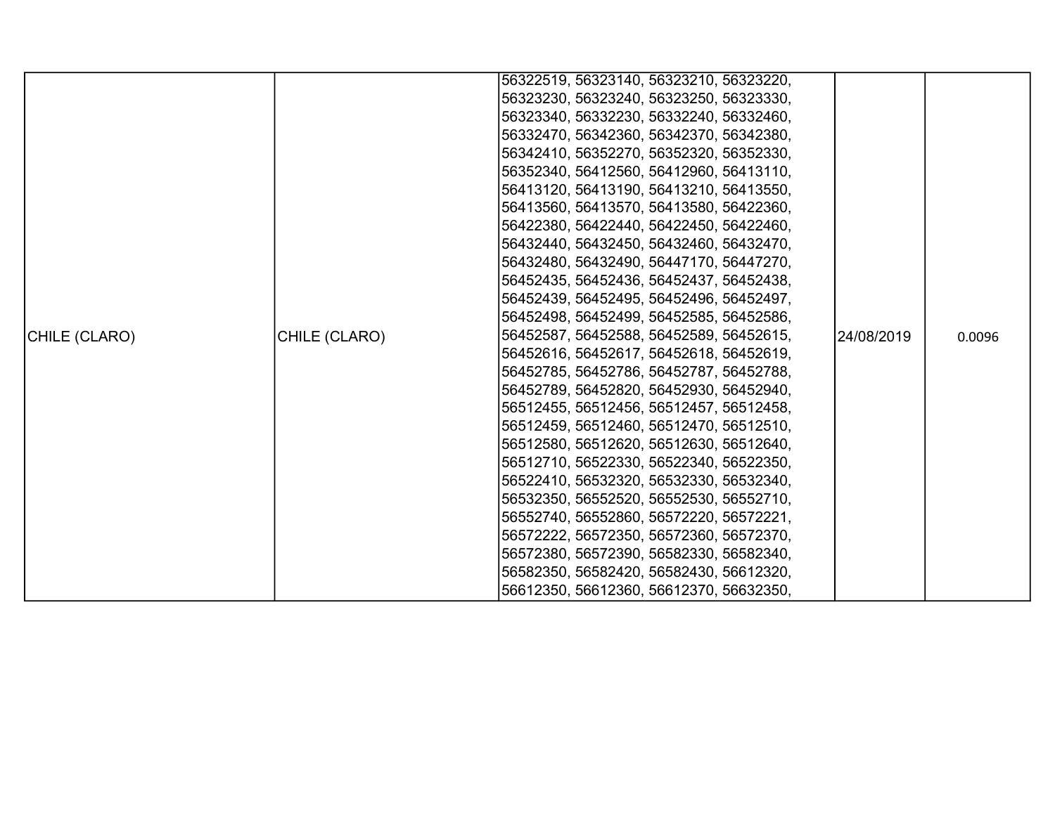| | | | | |
|---|---|---|---|---|
| CHILE (CLARO) | CHILE (CLARO) | 56322519, 56323140, 56323210, 56323220, 56323230, 56323240, 56323250, 56323330, 56323340, 56332230, 56332240, 56332460, 56332470, 56342360, 56342370, 56342380, 56342410, 56352270, 56352320, 56352330, 56352340, 56412560, 56412960, 56413110, 56413120, 56413190, 56413210, 56413550, 56413560, 56413570, 56413580, 56422360, 56422380, 56422440, 56422450, 56422460, 56432440, 56432450, 56432460, 56432470, 56432480, 56432490, 56447170, 56447270, 56452435, 56452436, 56452437, 56452438, 56452439, 56452495, 56452496, 56452497, 56452498, 56452499, 56452585, 56452586, 56452587, 56452588, 56452589, 56452615, 56452616, 56452617, 56452618, 56452619, 56452785, 56452786, 56452787, 56452788, 56452789, 56452820, 56452930, 56452940, 56512455, 56512456, 56512457, 56512458, 56512459, 56512460, 56512470, 56512510, 56512580, 56512620, 56512630, 56512640, 56512710, 56522330, 56522340, 56522350, 56522410, 56532320, 56532330, 56532340, 56532350, 56552520, 56552530, 56552710, 56552740, 56552860, 56572220, 56572221, 56572222, 56572350, 56572360, 56572370, 56572380, 56572390, 56582330, 56582340, 56582350, 56582420, 56582430, 56612320, 56612350, 56612360, 56612370, 56632350, | 24/08/2019 | 0.0096 |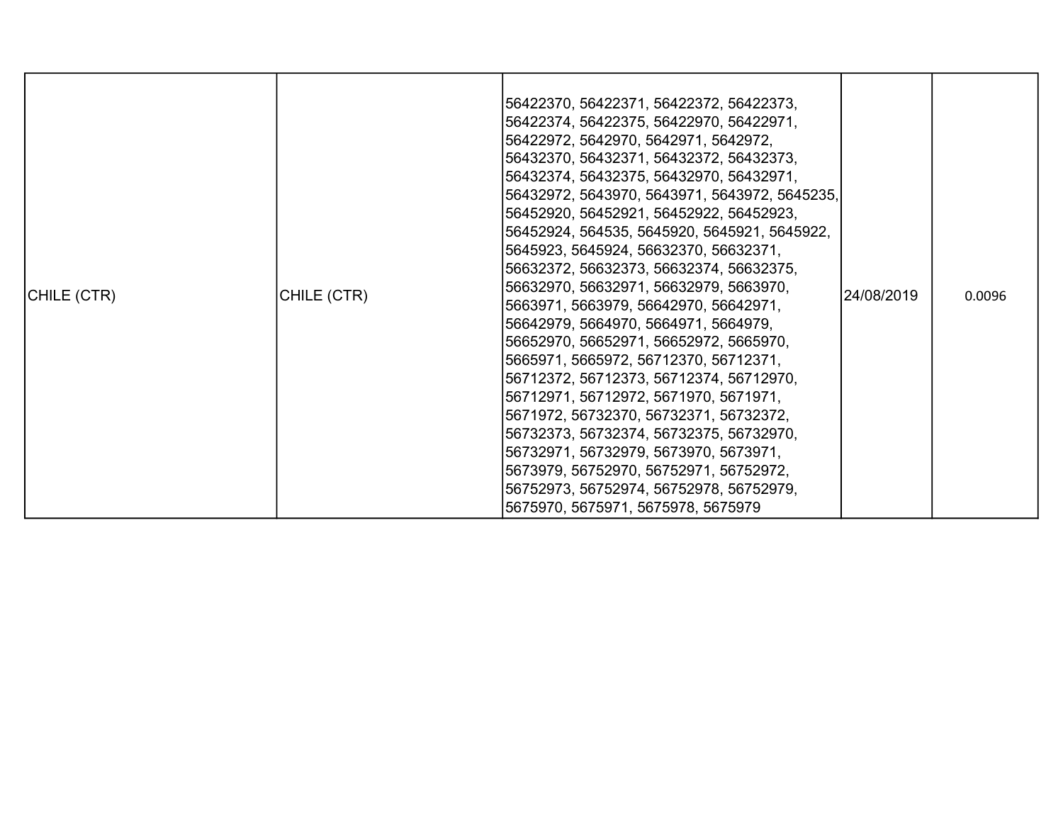| CHILE (CTR) | CHILE (CTR) | 56422370, 56422371, 56422372, 56422373, 56422374, 56422375, 56422970, 56422971, 56422972, 5642970, 5642971, 5642972, 56432370, 56432371, 56432372, 56432373, 56432374, 56432375, 56432970, 56432971, 56432972, 5643970, 5643971, 5643972, 5645235, 56452920, 56452921, 56452922, 56452923, 56452924, 564535, 5645920, 5645921, 5645922, 5645923, 5645924, 56632370, 56632371, 56632372, 56632373, 56632374, 56632375, 56632970, 56632971, 56632979, 5663970, 5663971, 5663979, 56642970, 56642971, 56642979, 5664970, 5664971, 5664979, 56652970, 56652971, 56652972, 5665970, 5665971, 5665972, 56712370, 56712371, 56712372, 56712373, 56712374, 56712970, 56712971, 56712972, 5671970, 5671971, 5671972, 56732370, 56732371, 56732372, 56732373, 56732374, 56732375, 56732970, 56732971, 56732979, 5673970, 5673971, 5673979, 56752970, 56752971, 56752972, 56752973, 56752974, 56752978, 56752979, 5675970, 5675971, 5675978, 5675979 | 24/08/2019 | 0.0096 |
|---|---|---|---|---|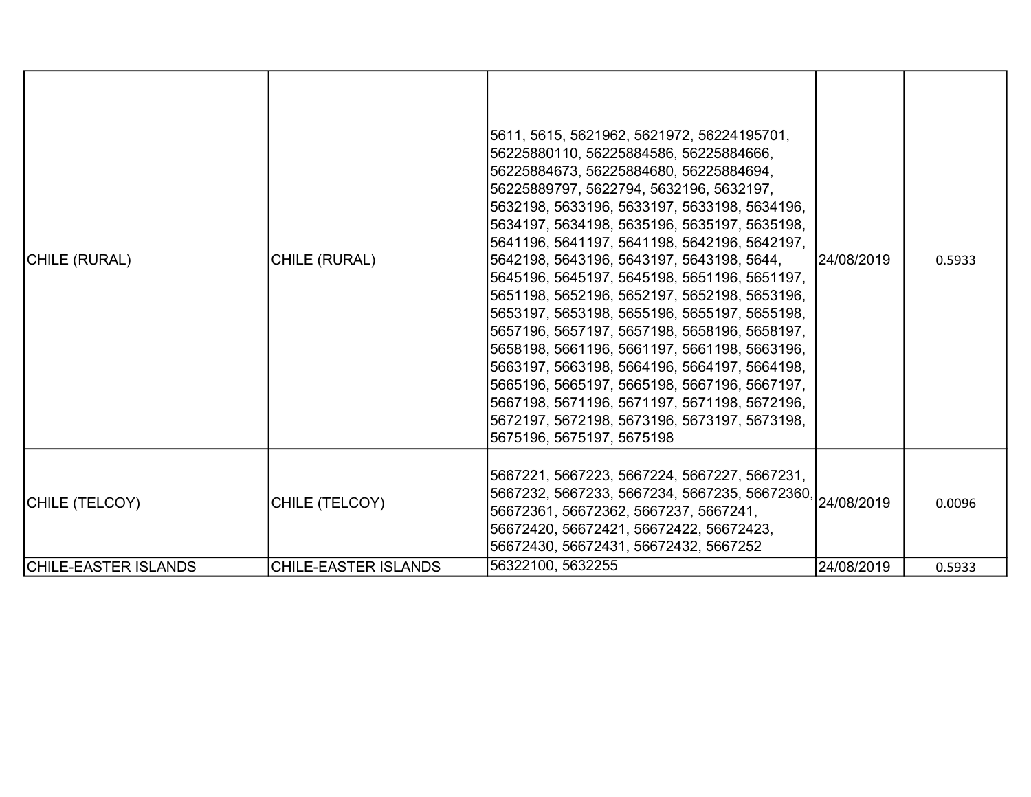| | | | | |
|---|---|---|---|---|
| CHILE (RURAL) | CHILE (RURAL) | 5611, 5615, 5621962, 5621972, 56224195701, 56225880110, 56225884586, 56225884666, 56225884673, 56225884680, 56225884694, 56225889797, 5622794, 5632196, 5632197, 5632198, 5633196, 5633197, 5633198, 5634196, 5634197, 5634198, 5635196, 5635197, 5635198, 5641196, 5641197, 5641198, 5642196, 5642197, 5642198, 5643196, 5643197, 5643198, 5644, 5645196, 5645197, 5645198, 5651196, 5651197, 5651198, 5652196, 5652197, 5652198, 5653196, 5653197, 5653198, 5655196, 5655197, 5655198, 5657196, 5657197, 5657198, 5658196, 5658197, 5658198, 5661196, 5661197, 5661198, 5663196, 5663197, 5663198, 5664196, 5664197, 5664198, 5665196, 5665197, 5665198, 5667196, 5667197, 5667198, 5671196, 5671197, 5671198, 5672196, 5672197, 5672198, 5673196, 5673197, 5673198, 5675196, 5675197, 5675198 | 24/08/2019 | 0.5933 |
| CHILE (TELCOY) | CHILE (TELCOY) | 5667221, 5667223, 5667224, 5667227, 5667231, 5667232, 5667233, 5667234, 5667235, 56672360, 56672361, 56672362, 5667237, 5667241, 56672420, 56672421, 56672422, 56672423, 56672430, 56672431, 56672432, 5667252 | 24/08/2019 | 0.0096 |
| CHILE-EASTER ISLANDS | CHILE-EASTER ISLANDS | 56322100, 5632255 | 24/08/2019 | 0.5933 |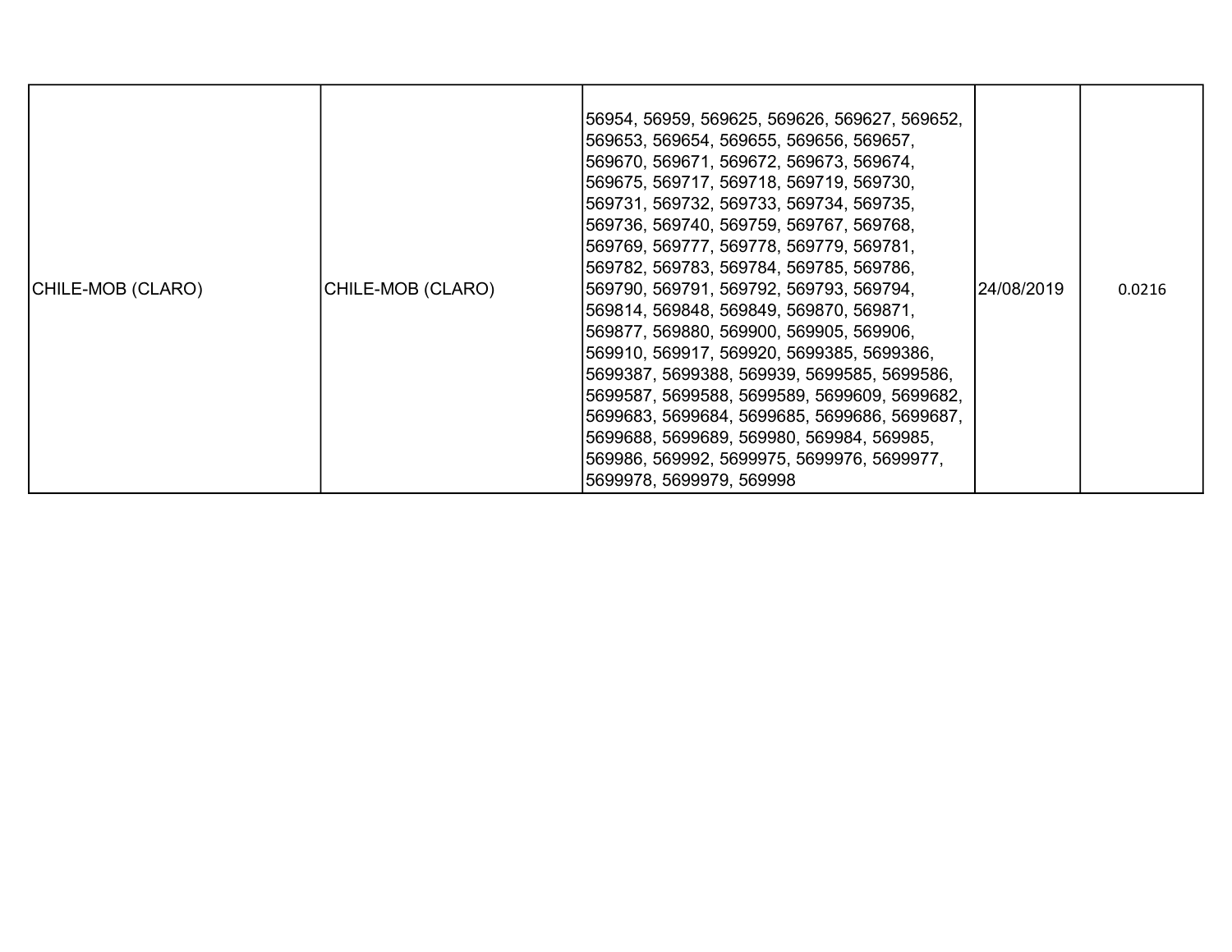| CHILE-MOB (CLARO) | CHILE-MOB (CLARO) | 56954, 56959, 569625, 569626, 569627, 569652, 569653, 569654, 569655, 569656, 569657, 569670, 569671, 569672, 569673, 569674, 569675, 569717, 569718, 569719, 569730, 569731, 569732, 569733, 569734, 569735, 569736, 569740, 569759, 569767, 569768, 569769, 569777, 569778, 569779, 569781, 569782, 569783, 569784, 569785, 569786, 569790, 569791, 569792, 569793, 569794, 569814, 569848, 569849, 569870, 569871, 569877, 569880, 569900, 569905, 569906, 569910, 569917, 569920, 5699385, 5699386, 5699387, 5699388, 569939, 5699585, 5699586, 5699587, 5699588, 5699589, 5699609, 5699682, 5699683, 5699684, 5699685, 5699686, 5699687, 5699688, 5699689, 569980, 569984, 569985, 569986, 569992, 5699975, 5699976, 5699977, 5699978, 5699979, 569998 | 24/08/2019 | 0.0216 |
|---|---|---|---|---|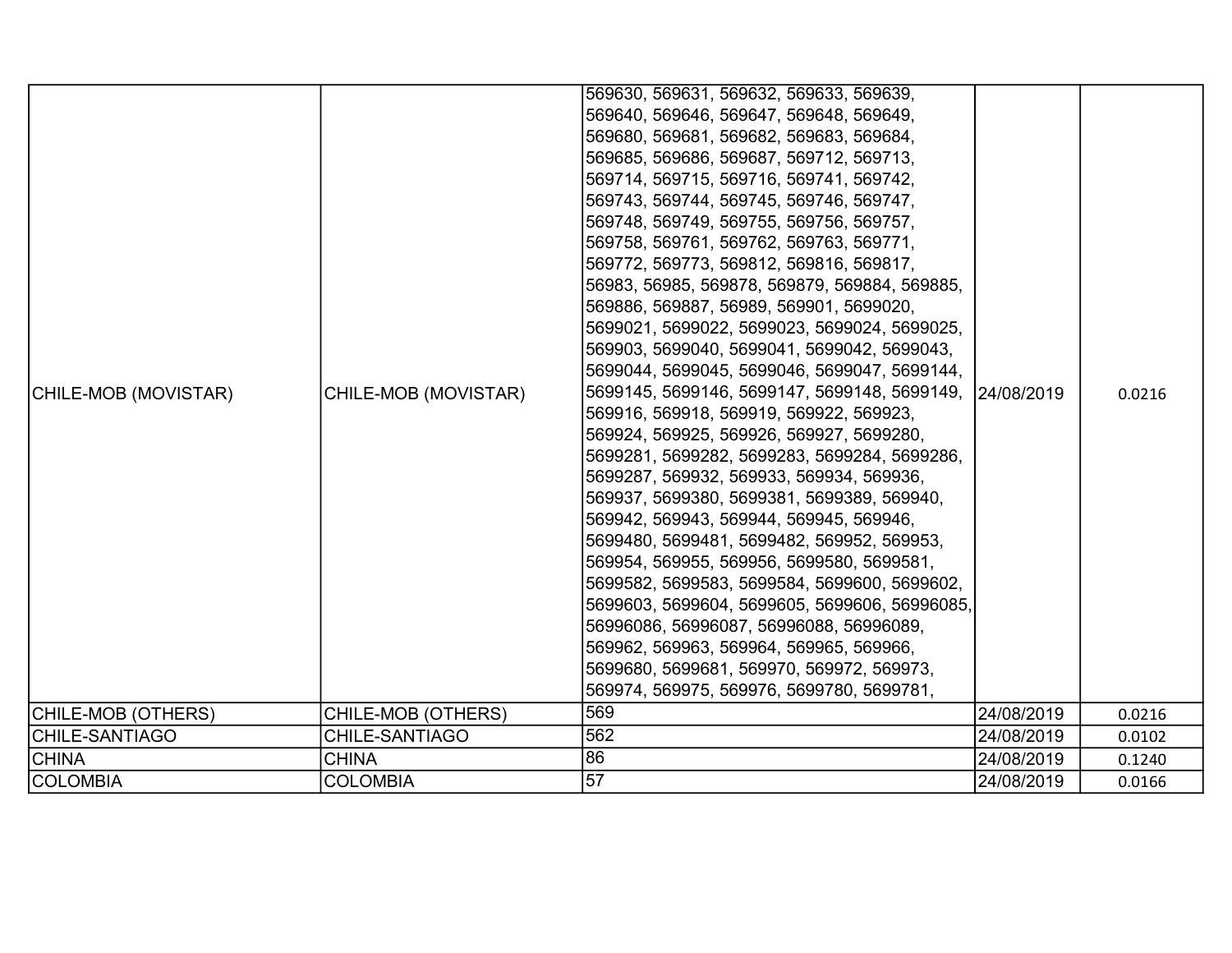| | | | | |
|---|---|---|---|---|
| CHILE-MOB (MOVISTAR) | CHILE-MOB (MOVISTAR) | 569630, 569631, 569632, 569633, 569639, 569640, 569646, 569647, 569648, 569649, 569680, 569681, 569682, 569683, 569684, 569685, 569686, 569687, 569712, 569713, 569714, 569715, 569716, 569741, 569742, 569743, 569744, 569745, 569746, 569747, 569748, 569749, 569755, 569756, 569757, 569758, 569761, 569762, 569763, 569771, 569772, 569773, 569812, 569816, 569817, 56983, 56985, 569878, 569879, 569884, 569885, 569886, 569887, 56989, 569901, 5699020, 5699021, 5699022, 5699023, 5699024, 5699025, 569903, 5699040, 5699041, 5699042, 5699043, 5699044, 5699045, 5699046, 5699047, 5699144, 5699145, 5699146, 5699147, 5699148, 5699149, 569916, 569918, 569919, 569922, 569923, 569924, 569925, 569926, 569927, 5699280, 5699281, 5699282, 5699283, 5699284, 5699286, 5699287, 569932, 569933, 569934, 569936, 569937, 5699380, 5699381, 5699389, 569940, 569942, 569943, 569944, 569945, 569946, 5699480, 5699481, 5699482, 569952, 569953, 569954, 569955, 569956, 5699580, 5699581, 5699582, 5699583, 5699584, 5699600, 5699602, 5699603, 5699604, 5699605, 5699606, 56996085, 56996086, 56996087, 56996088, 56996089, 569962, 569963, 569964, 569965, 569966, 5699680, 5699681, 569970, 569972, 569973, 569974, 569975, 569976, 5699780, 5699781, | 24/08/2019 | 0.0216 |
| CHILE-MOB (OTHERS) | CHILE-MOB (OTHERS) | 569 | 24/08/2019 | 0.0216 |
| CHILE-SANTIAGO | CHILE-SANTIAGO | 562 | 24/08/2019 | 0.0102 |
| CHINA | CHINA | 86 | 24/08/2019 | 0.1240 |
| COLOMBIA | COLOMBIA | 57 | 24/08/2019 | 0.0166 |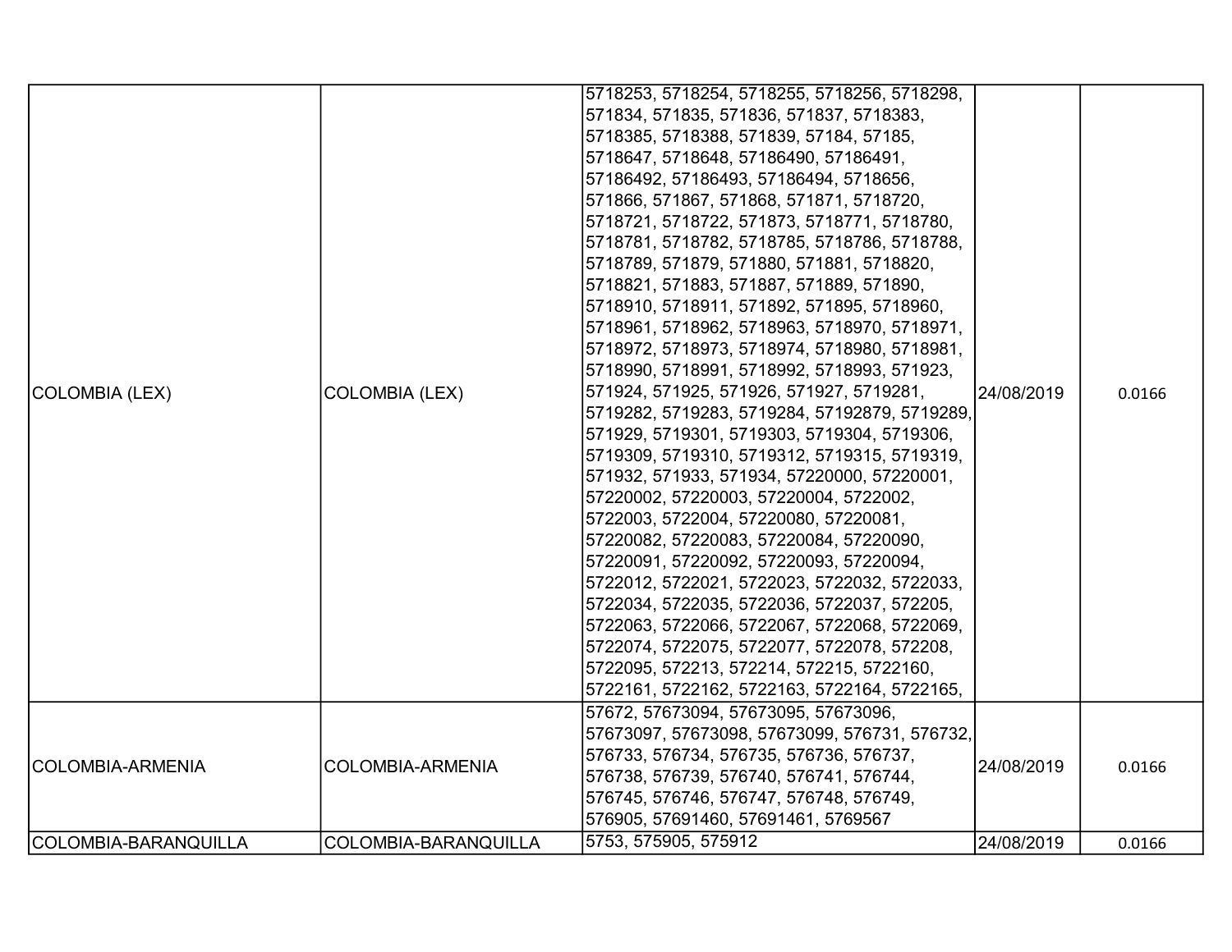| COLOMBIA (LEX) | COLOMBIA (LEX) | 5718253, 5718254, 5718255, 5718256, 5718298, 571834, 571835, 571836, 571837, 5718383, 5718385, 5718388, 571839, 57184, 57185, 5718647, 5718648, 57186490, 57186491, 57186492, 57186493, 57186494, 5718656, 571866, 571867, 571868, 571871, 5718720, 5718721, 5718722, 571873, 5718771, 5718780, 5718781, 5718782, 5718785, 5718786, 5718788, 5718789, 571879, 571880, 571881, 5718820, 5718821, 571883, 571887, 571889, 571890, 5718910, 5718911, 571892, 571895, 5718960, 5718961, 5718962, 5718963, 5718970, 5718971, 5718972, 5718973, 5718974, 5718980, 5718981, 5718990, 5718991, 5718992, 5718993, 571923, 571924, 571925, 571926, 571927, 5719281, 5719282, 5719283, 5719284, 57192879, 5719289, 571929, 5719301, 5719303, 5719304, 5719306, 5719309, 5719310, 5719312, 5719315, 5719319, 571932, 571933, 571934, 57220000, 57220001, 57220002, 57220003, 57220004, 5722002, 5722003, 5722004, 57220080, 57220081, 57220082, 57220083, 57220084, 57220090, 57220091, 57220092, 57220093, 57220094, 5722012, 5722021, 5722023, 5722032, 5722033, 5722034, 5722035, 5722036, 5722037, 572205, 5722063, 5722066, 5722067, 5722068, 5722069, 5722074, 5722075, 5722077, 5722078, 572208, 5722095, 572213, 572214, 572215, 5722160, 5722161, 5722162, 5722163, 5722164, 5722165, | 24/08/2019 | 0.0166 |
|---|---|---|---|---|
| COLOMBIA-ARMENIA | COLOMBIA-ARMENIA | 57672, 57673094, 57673095, 57673096, 57673097, 57673098, 57673099, 576731, 576732, 576733, 576734, 576735, 576736, 576737, 576738, 576739, 576740, 576741, 576744, 576745, 576746, 576747, 576748, 576749, 576905, 57691460, 57691461, 5769567 | 24/08/2019 | 0.0166 |
| COLOMBIA-BARANQUILLA | COLOMBIA-BARANQUILLA | 5753, 575905, 575912 | 24/08/2019 | 0.0166 |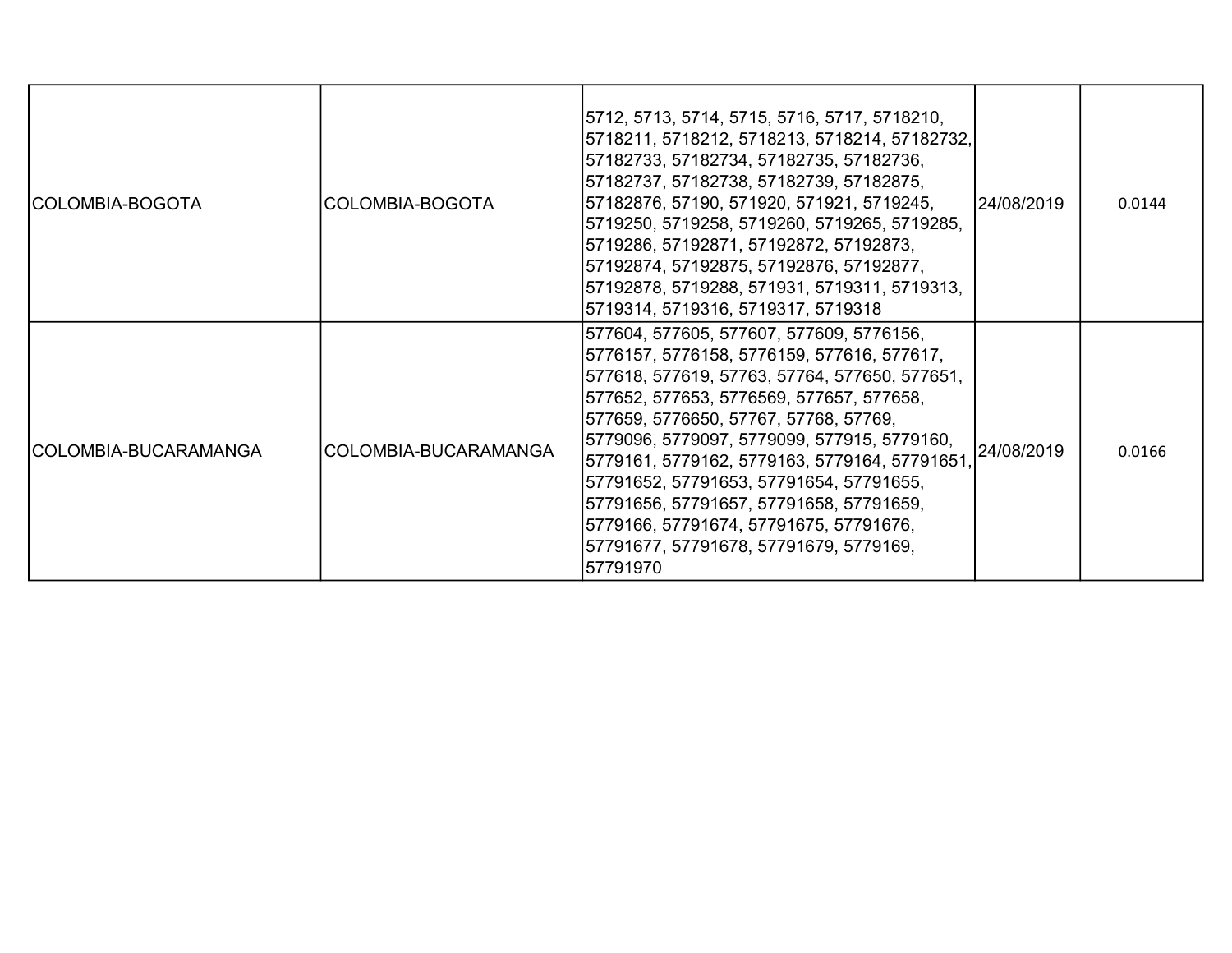| | | | | |
|---|---|---|---|---|
| COLOMBIA-BOGOTA | COLOMBIA-BOGOTA | 5712, 5713, 5714, 5715, 5716, 5717, 5718210, 5718211, 5718212, 5718213, 5718214, 57182732, 57182733, 57182734, 57182735, 57182736, 57182737, 57182738, 57182739, 57182875, 57182876, 57190, 571920, 571921, 5719245, 5719250, 5719258, 5719260, 5719265, 5719285, 5719286, 57192871, 57192872, 57192873, 57192874, 57192875, 57192876, 57192877, 57192878, 5719288, 571931, 5719311, 5719313, 5719314, 5719316, 5719317, 5719318 | 24/08/2019 | 0.0144 |
| COLOMBIA-BUCARAMANGA | COLOMBIA-BUCARAMANGA | 577604, 577605, 577607, 577609, 5776156, 5776157, 5776158, 5776159, 577616, 577617, 577618, 577619, 57763, 57764, 577650, 577651, 577652, 577653, 5776569, 577657, 577658, 577659, 5776650, 57767, 57768, 57769, 5779096, 5779097, 5779099, 577915, 5779160, 5779161, 5779162, 5779163, 5779164, 57791651, 57791652, 57791653, 57791654, 57791655, 57791656, 57791657, 57791658, 57791659, 5779166, 57791674, 57791675, 57791676, 57791677, 57791678, 57791679, 5779169, 57791970 | 24/08/2019 | 0.0166 |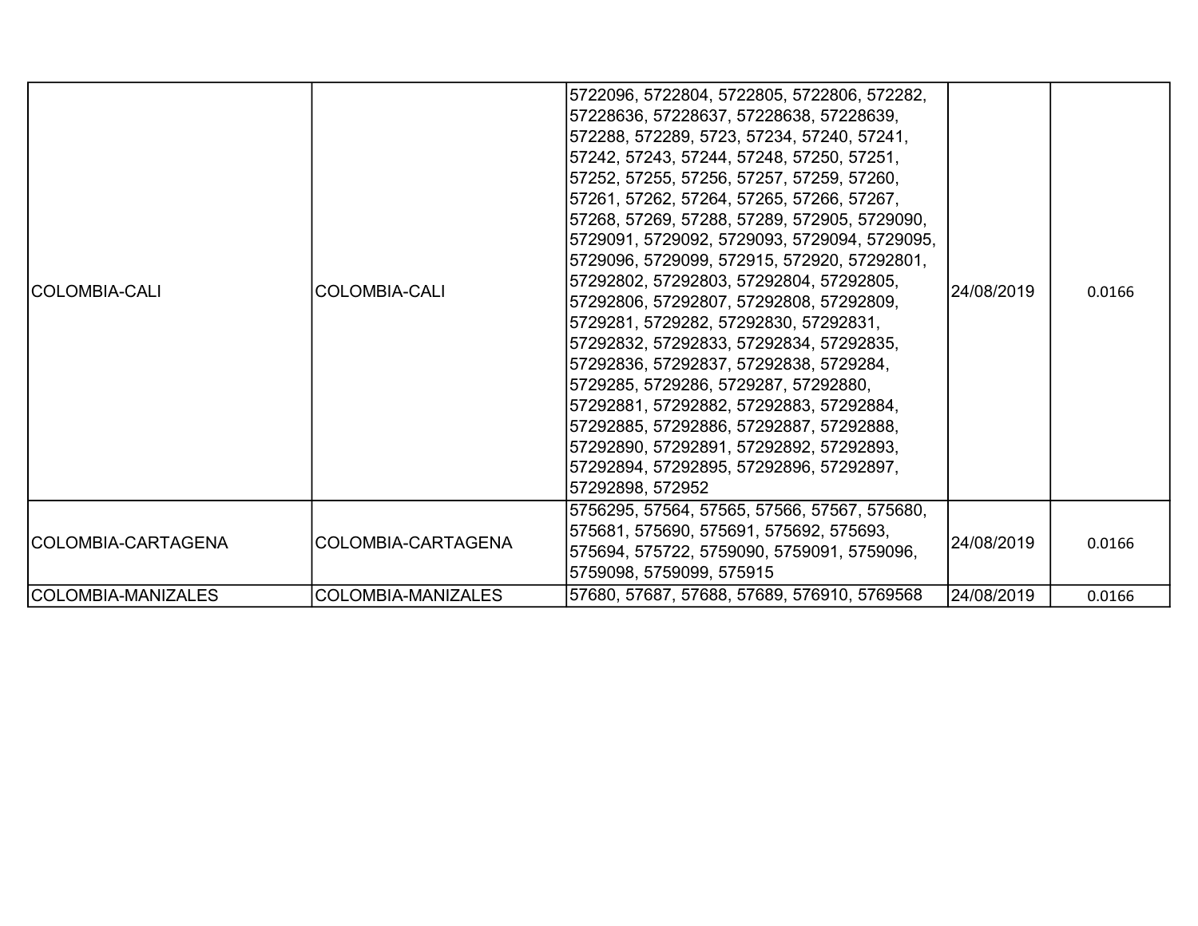| | | | | |
|---|---|---|---|---|
| COLOMBIA-CALI | COLOMBIA-CALI | 5722096, 5722804, 5722805, 5722806, 572282, 57228636, 57228637, 57228638, 57228639, 572288, 572289, 5723, 57234, 57240, 57241, 57242, 57243, 57244, 57248, 57250, 57251, 57252, 57255, 57256, 57257, 57259, 57260, 57261, 57262, 57264, 57265, 57266, 57267, 57268, 57269, 57288, 57289, 572905, 5729090, 5729091, 5729092, 5729093, 5729094, 5729095, 5729096, 5729099, 572915, 572920, 57292801, 57292802, 57292803, 57292804, 57292805, 57292806, 57292807, 57292808, 57292809, 5729281, 5729282, 57292830, 57292831, 57292832, 57292833, 57292834, 57292835, 57292836, 57292837, 57292838, 5729284, 5729285, 5729286, 5729287, 57292880, 57292881, 57292882, 57292883, 57292884, 57292885, 57292886, 57292887, 57292888, 57292890, 57292891, 57292892, 57292893, 57292894, 57292895, 57292896, 57292897, 57292898, 572952 | 24/08/2019 | 0.0166 |
| COLOMBIA-CARTAGENA | COLOMBIA-CARTAGENA | 5756295, 57564, 57565, 57566, 57567, 575680, 575681, 575690, 575691, 575692, 575693, 575694, 575722, 5759090, 5759091, 5759096, 5759098, 5759099, 575915 | 24/08/2019 | 0.0166 |
| COLOMBIA-MANIZALES | COLOMBIA-MANIZALES | 57680, 57687, 57688, 57689, 576910, 5769568 | 24/08/2019 | 0.0166 |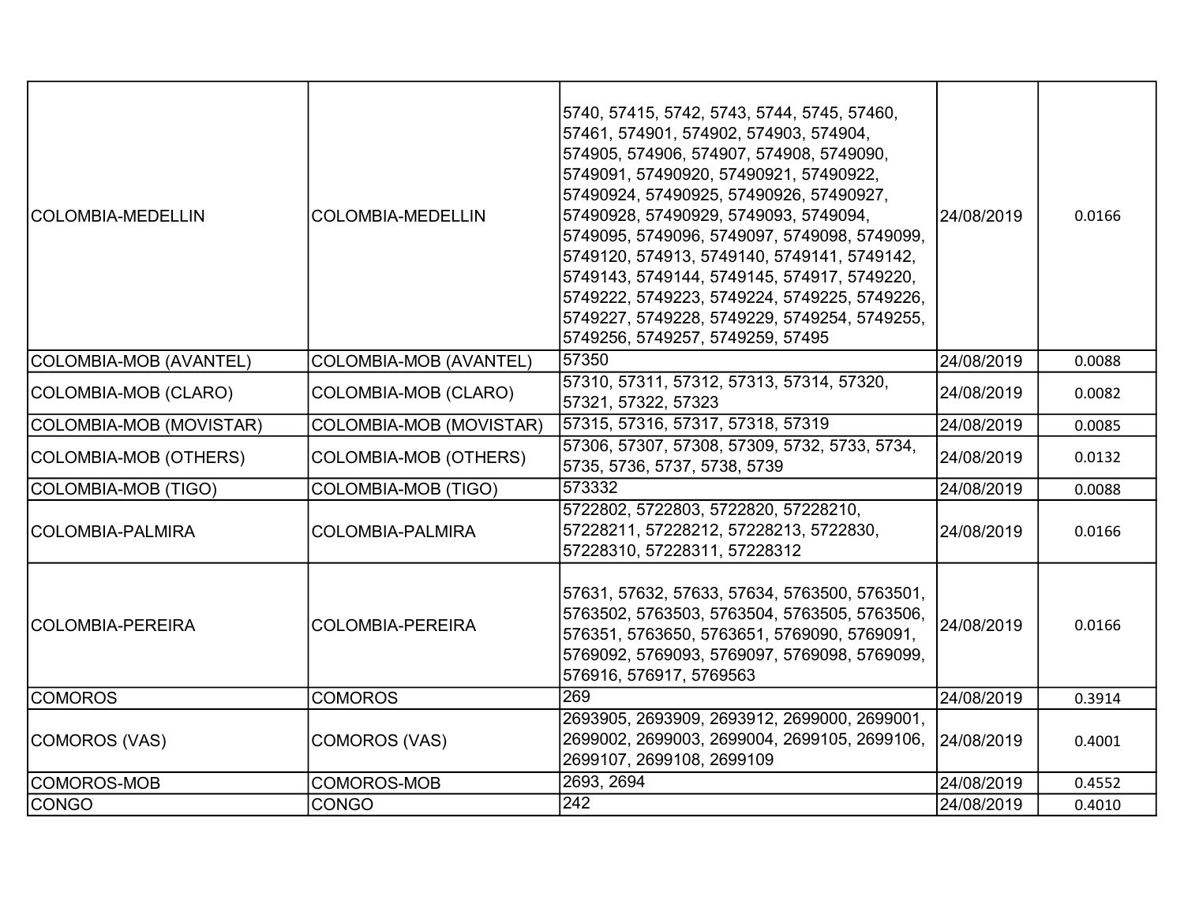| COLOMBIA-MEDELLIN | COLOMBIA-MEDELLIN | 5740, 57415, 5742, 5743, 5744, 5745, 57460, 57461, 574901, 574902, 574903, 574904, 574905, 574906, 574907, 574908, 5749090, 5749091, 57490920, 57490921, 57490922, 57490924, 57490925, 57490926, 57490927, 57490928, 57490929, 5749093, 5749094, 5749095, 5749096, 5749097, 5749098, 5749099, 5749120, 574913, 5749140, 5749141, 5749142, 5749143, 5749144, 5749145, 574917, 5749220, 5749222, 5749223, 5749224, 5749225, 5749226, 5749227, 5749228, 5749229, 5749254, 5749255, 5749256, 5749257, 5749259, 57495 | 24/08/2019 | 0.0166 |
|---|---|---|---|---|
| COLOMBIA-MOB (AVANTEL) | COLOMBIA-MOB (AVANTEL) | 57350 | 24/08/2019 | 0.0088 |
| COLOMBIA-MOB (CLARO) | COLOMBIA-MOB (CLARO) | 57310, 57311, 57312, 57313, 57314, 57320, 57321, 57322, 57323 | 24/08/2019 | 0.0082 |
| COLOMBIA-MOB (MOVISTAR) | COLOMBIA-MOB (MOVISTAR) | 57315, 57316, 57317, 57318, 57319 | 24/08/2019 | 0.0085 |
| COLOMBIA-MOB (OTHERS) | COLOMBIA-MOB (OTHERS) | 57306, 57307, 57308, 57309, 5732, 5733, 5734, 5735, 5736, 5737, 5738, 5739 | 24/08/2019 | 0.0132 |
| COLOMBIA-MOB (TIGO) | COLOMBIA-MOB (TIGO) | 573332 | 24/08/2019 | 0.0088 |
| COLOMBIA-PALMIRA | COLOMBIA-PALMIRA | 5722802, 5722803, 5722820, 57228210, 57228211, 57228212, 57228213, 5722830, 57228310, 57228311, 57228312 | 24/08/2019 | 0.0166 |
| COLOMBIA-PEREIRA | COLOMBIA-PEREIRA | 57631, 57632, 57633, 57634, 5763500, 5763501, 5763502, 5763503, 5763504, 5763505, 5763506, 576351, 5763650, 5763651, 5769090, 5769091, 5769092, 5769093, 5769097, 5769098, 5769099, 576916, 576917, 5769563 | 24/08/2019 | 0.0166 |
| COMOROS | COMOROS | 269 | 24/08/2019 | 0.3914 |
| COMOROS (VAS) | COMOROS (VAS) | 2693905, 2693909, 2693912, 2699000, 2699001, 2699002, 2699003, 2699004, 2699105, 2699106, 2699107, 2699108, 2699109 | 24/08/2019 | 0.4001 |
| COMOROS-MOB | COMOROS-MOB | 2693, 2694 | 24/08/2019 | 0.4552 |
| CONGO | CONGO | 242 | 24/08/2019 | 0.4010 |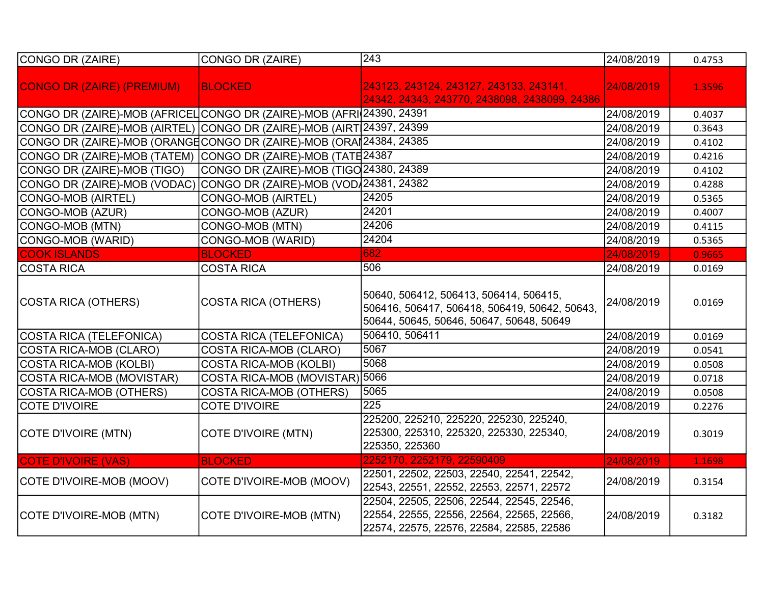| CONGO DR (ZAIRE) | CONGO DR (ZAIRE) | 243 | 24/08/2019 | 0.4753 |
|---|---|---|---|---|
| CONGO DR (ZAIRE) (PREMIUM) | BLOCKED | 243123, 243124, 243127, 243133, 243141, 24342, 24343, 243770, 2438098, 2438099, 24386 | 24/08/2019 | 1.3596 |
| CONGO DR (ZAIRE)-MOB (AFRICEL | CONGO DR (ZAIRE)-MOB (AFRI | 24390, 24391 | 24/08/2019 | 0.4037 |
| CONGO DR (ZAIRE)-MOB (AIRTEL) | CONGO DR (ZAIRE)-MOB (AIRT | 24397, 24399 | 24/08/2019 | 0.3643 |
| CONGO DR (ZAIRE)-MOB (ORANGE | CONGO DR (ZAIRE)-MOB (ORAN | 24384, 24385 | 24/08/2019 | 0.4102 |
| CONGO DR (ZAIRE)-MOB (TATEM) | CONGO DR (ZAIRE)-MOB (TATE | 24387 | 24/08/2019 | 0.4216 |
| CONGO DR (ZAIRE)-MOB (TIGO) | CONGO DR (ZAIRE)-MOB (TIGO | 24380, 24389 | 24/08/2019 | 0.4102 |
| CONGO DR (ZAIRE)-MOB (VODAC) | CONGO DR (ZAIRE)-MOB (VODA | 24381, 24382 | 24/08/2019 | 0.4288 |
| CONGO-MOB (AIRTEL) | CONGO-MOB (AIRTEL) | 24205 | 24/08/2019 | 0.5365 |
| CONGO-MOB (AZUR) | CONGO-MOB (AZUR) | 24201 | 24/08/2019 | 0.4007 |
| CONGO-MOB (MTN) | CONGO-MOB (MTN) | 24206 | 24/08/2019 | 0.4115 |
| CONGO-MOB (WARID) | CONGO-MOB (WARID) | 24204 | 24/08/2019 | 0.5365 |
| COOK ISLANDS | BLOCKED | 682 | 24/08/2019 | 0.9665 |
| COSTA RICA | COSTA RICA | 506 | 24/08/2019 | 0.0169 |
| COSTA RICA (OTHERS) | COSTA RICA (OTHERS) | 50640, 506412, 506413, 506414, 506415, 506416, 506417, 506418, 506419, 50642, 50643, 50644, 50645, 50646, 50647, 50648, 50649 | 24/08/2019 | 0.0169 |
| COSTA RICA (TELEFONICA) | COSTA RICA (TELEFONICA) | 506410, 506411 | 24/08/2019 | 0.0169 |
| COSTA RICA-MOB (CLARO) | COSTA RICA-MOB (CLARO) | 5067 | 24/08/2019 | 0.0541 |
| COSTA RICA-MOB (KOLBI) | COSTA RICA-MOB (KOLBI) | 5068 | 24/08/2019 | 0.0508 |
| COSTA RICA-MOB (MOVISTAR) | COSTA RICA-MOB (MOVISTAR) | 5066 | 24/08/2019 | 0.0718 |
| COSTA RICA-MOB (OTHERS) | COSTA RICA-MOB (OTHERS) | 5065 | 24/08/2019 | 0.0508 |
| COTE D'IVOIRE | COTE D'IVOIRE | 225 | 24/08/2019 | 0.2276 |
| COTE D'IVOIRE (MTN) | COTE D'IVOIRE (MTN) | 225200, 225210, 225220, 225230, 225240, 225300, 225310, 225320, 225330, 225340, 225350, 225360 | 24/08/2019 | 0.3019 |
| COTE D'IVOIRE (VAS) | BLOCKED | 2252170, 2252179, 22590409 | 24/08/2019 | 1.1698 |
| COTE D'IVOIRE-MOB (MOOV) | COTE D'IVOIRE-MOB (MOOV) | 22501, 22502, 22503, 22540, 22541, 22542, 22543, 22551, 22552, 22553, 22571, 22572 | 24/08/2019 | 0.3154 |
| COTE D'IVOIRE-MOB (MTN) | COTE D'IVOIRE-MOB (MTN) | 22504, 22505, 22506, 22544, 22545, 22546, 22554, 22555, 22556, 22564, 22565, 22566, 22574, 22575, 22576, 22584, 22585, 22586 | 24/08/2019 | 0.3182 |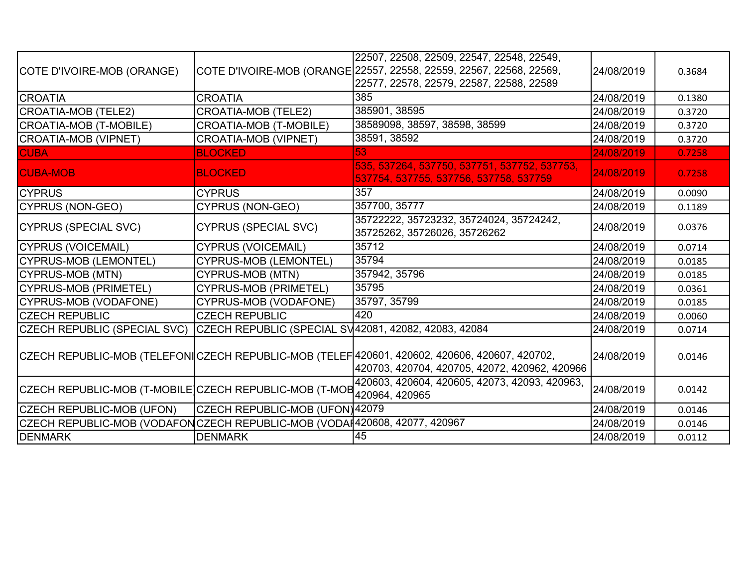| | | | | |
|---|---|---|---|---|
| COTE D'IVOIRE-MOB (ORANGE) | COTE D'IVOIRE-MOB (ORANGE | 22507, 22508, 22509, 22547, 22548, 22549, 22557, 22558, 22559, 22567, 22568, 22569, 22577, 22578, 22579, 22587, 22588, 22589 | 24/08/2019 | 0.3684 |
| CROATIA | CROATIA | 385 | 24/08/2019 | 0.1380 |
| CROATIA-MOB (TELE2) | CROATIA-MOB (TELE2) | 385901, 38595 | 24/08/2019 | 0.3720 |
| CROATIA-MOB (T-MOBILE) | CROATIA-MOB (T-MOBILE) | 38589098, 38597, 38598, 38599 | 24/08/2019 | 0.3720 |
| CROATIA-MOB (VIPNET) | CROATIA-MOB (VIPNET) | 38591, 38592 | 24/08/2019 | 0.3720 |
| CUBA | BLOCKED | 53 | 24/08/2019 | 0.7258 |
| CUBA-MOB | BLOCKED | 535, 537264, 537750, 537751, 537752, 537753, 537754, 537755, 537756, 537758, 537759 | 24/08/2019 | 0.7258 |
| CYPRUS | CYPRUS | 357 | 24/08/2019 | 0.0090 |
| CYPRUS (NON-GEO) | CYPRUS (NON-GEO) | 357700, 35777 | 24/08/2019 | 0.1189 |
| CYPRUS (SPECIAL SVC) | CYPRUS (SPECIAL SVC) | 35722222, 35723232, 35724024, 35724242, 35725262, 35726026, 35726262 | 24/08/2019 | 0.0376 |
| CYPRUS (VOICEMAIL) | CYPRUS (VOICEMAIL) | 35712 | 24/08/2019 | 0.0714 |
| CYPRUS-MOB (LEMONTEL) | CYPRUS-MOB (LEMONTEL) | 35794 | 24/08/2019 | 0.0185 |
| CYPRUS-MOB (MTN) | CYPRUS-MOB (MTN) | 357942, 35796 | 24/08/2019 | 0.0185 |
| CYPRUS-MOB (PRIMETEL) | CYPRUS-MOB (PRIMETEL) | 35795 | 24/08/2019 | 0.0361 |
| CYPRUS-MOB (VODAFONE) | CYPRUS-MOB (VODAFONE) | 35797, 35799 | 24/08/2019 | 0.0185 |
| CZECH REPUBLIC | CZECH REPUBLIC | 420 | 24/08/2019 | 0.0060 |
| CZECH REPUBLIC (SPECIAL SVC) | CZECH REPUBLIC (SPECIAL SV | 42081, 42082, 42083, 42084 | 24/08/2019 | 0.0714 |
| CZECH REPUBLIC-MOB (TELEFONI | CZECH REPUBLIC-MOB (TELEF | 420601, 420602, 420606, 420607, 420702, 420703, 420704, 420705, 42072, 420962, 420966 | 24/08/2019 | 0.0146 |
| CZECH REPUBLIC-MOB (T-MOBILE) | CZECH REPUBLIC-MOB (T-MOB | 420603, 420604, 420605, 42073, 42093, 420963, 420964, 420965 | 24/08/2019 | 0.0142 |
| CZECH REPUBLIC-MOB (UFON) | CZECH REPUBLIC-MOB (UFON) | 42079 | 24/08/2019 | 0.0146 |
| CZECH REPUBLIC-MOB (VODAFON | CZECH REPUBLIC-MOB (VODAF | 420608, 42077, 420967 | 24/08/2019 | 0.0146 |
| DENMARK | DENMARK | 45 | 24/08/2019 | 0.0112 |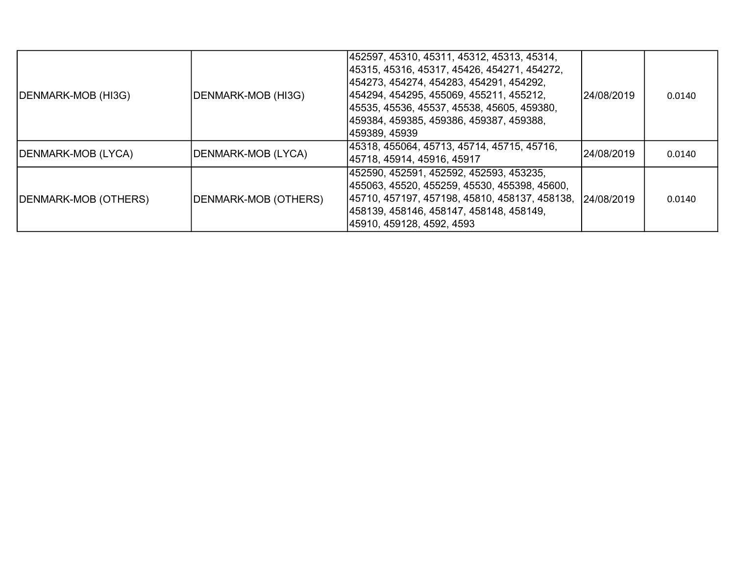| | | | | |
|---|---|---|---|---|
| DENMARK-MOB (HI3G) | DENMARK-MOB (HI3G) | 452597, 45310, 45311, 45312, 45313, 45314, 45315, 45316, 45317, 45426, 454271, 454272, 454273, 454274, 454283, 454291, 454292, 454294, 454295, 455069, 455211, 455212, 45535, 45536, 45537, 45538, 45605, 459380, 459384, 459385, 459386, 459387, 459388, 459389, 45939 | 24/08/2019 | 0.0140 |
| DENMARK-MOB (LYCA) | DENMARK-MOB (LYCA) | 45318, 455064, 45713, 45714, 45715, 45716, 45718, 45914, 45916, 45917 | 24/08/2019 | 0.0140 |
| DENMARK-MOB (OTHERS) | DENMARK-MOB (OTHERS) | 452590, 452591, 452592, 452593, 453235, 455063, 45520, 455259, 45530, 455398, 45600, 45710, 457197, 457198, 45810, 458137, 458138, 458139, 458146, 458147, 458148, 458149, 45910, 459128, 4592, 4593 | 24/08/2019 | 0.0140 |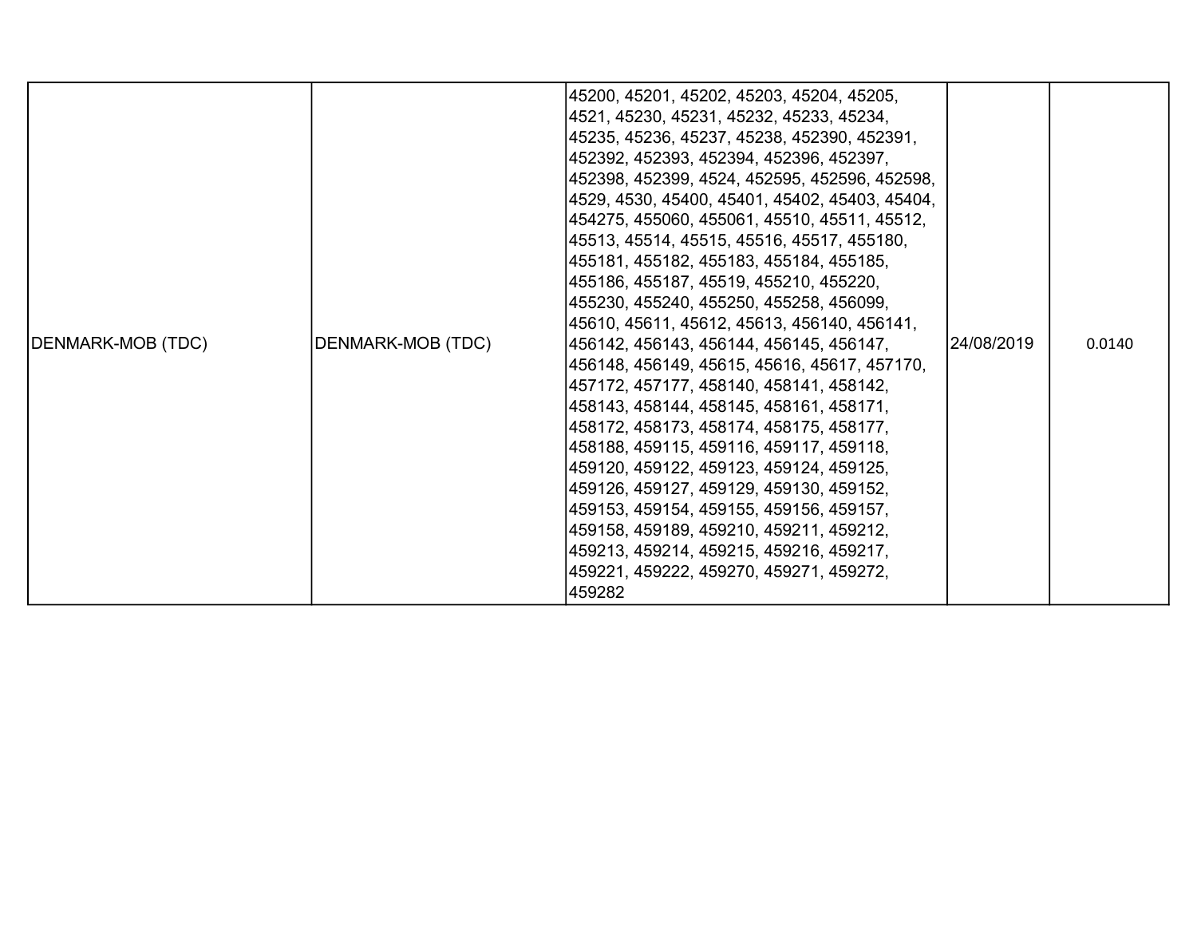| DENMARK-MOB (TDC) | DENMARK-MOB (TDC) | 45200, 45201, 45202, 45203, 45204, 45205, 4521, 45230, 45231, 45232, 45233, 45234, 45235, 45236, 45237, 45238, 452390, 452391, 452392, 452393, 452394, 452396, 452397, 452398, 452399, 4524, 452595, 452596, 452598, 4529, 4530, 45400, 45401, 45402, 45403, 45404, 454275, 455060, 455061, 45510, 45511, 45512, 45513, 45514, 45515, 45516, 45517, 455180, 455181, 455182, 455183, 455184, 455185, 455186, 455187, 45519, 455210, 455220, 455230, 455240, 455250, 455258, 456099, 45610, 45611, 45612, 45613, 456140, 456141, 456142, 456143, 456144, 456145, 456147, 456148, 456149, 45615, 45616, 45617, 457170, 457172, 457177, 458140, 458141, 458142, 458143, 458144, 458145, 458161, 458171, 458172, 458173, 458174, 458175, 458177, 458188, 459115, 459116, 459117, 459118, 459120, 459122, 459123, 459124, 459125, 459126, 459127, 459129, 459130, 459152, 459153, 459154, 459155, 459156, 459157, 459158, 459189, 459210, 459211, 459212, 459213, 459214, 459215, 459216, 459217, 459221, 459222, 459270, 459271, 459272, 459282 | 24/08/2019 | 0.0140 |
|---|---|---|---|---|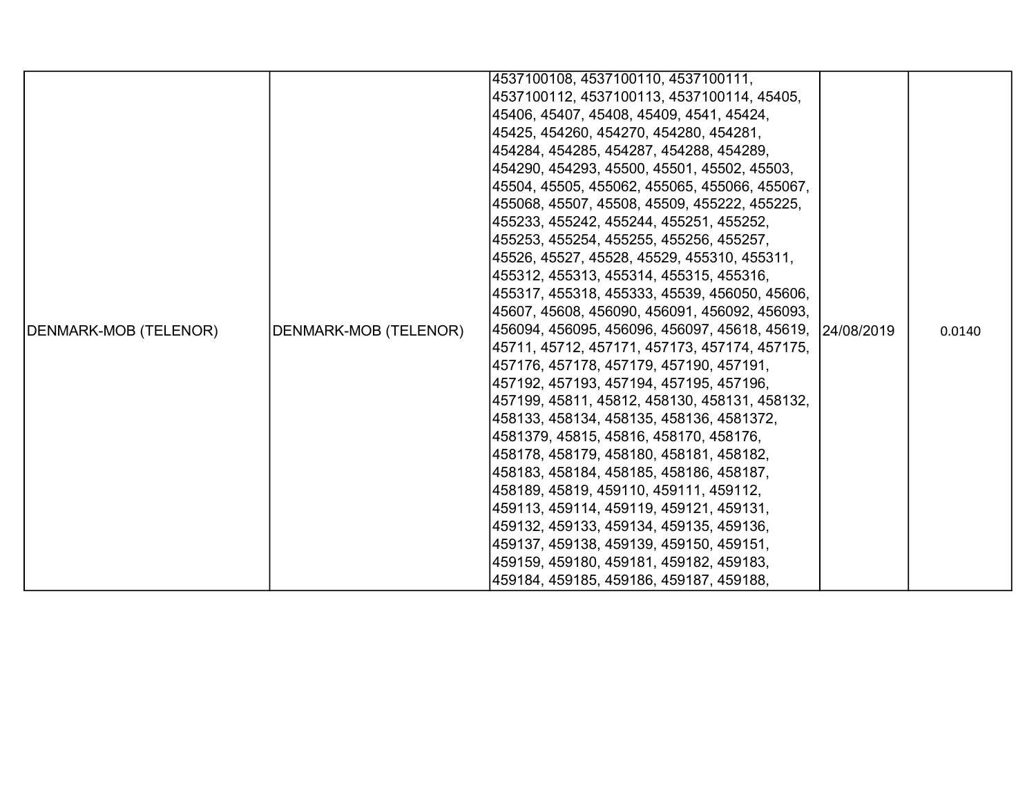| | | | | |
|---|---|---|---|---|
| DENMARK-MOB (TELENOR) | DENMARK-MOB (TELENOR) | 4537100108, 4537100110, 4537100111, 4537100112, 4537100113, 4537100114, 45405, 45406, 45407, 45408, 45409, 4541, 45424, 45425, 454260, 454270, 454280, 454281, 454284, 454285, 454287, 454288, 454289, 454290, 454293, 45500, 45501, 45502, 45503, 45504, 45505, 455062, 455065, 455066, 455067, 455068, 45507, 45508, 45509, 455222, 455225, 455233, 455242, 455244, 455251, 455252, 455253, 455254, 455255, 455256, 455257, 45526, 45527, 45528, 45529, 455310, 455311, 455312, 455313, 455314, 455315, 455316, 455317, 455318, 455333, 45539, 456050, 45606, 45607, 45608, 456090, 456091, 456092, 456093, 456094, 456095, 456096, 456097, 45618, 45619, 45711, 45712, 457171, 457173, 457174, 457175, 457176, 457178, 457179, 457190, 457191, 457192, 457193, 457194, 457195, 457196, 457199, 45811, 45812, 458130, 458131, 458132, 458133, 458134, 458135, 458136, 4581372, 4581379, 45815, 45816, 458170, 458176, 458178, 458179, 458180, 458181, 458182, 458183, 458184, 458185, 458186, 458187, 458189, 45819, 459110, 459111, 459112, 459113, 459114, 459119, 459121, 459131, 459132, 459133, 459134, 459135, 459136, 459137, 459138, 459139, 459150, 459151, 459159, 459180, 459181, 459182, 459183, 459184, 459185, 459186, 459187, 459188, | 24/08/2019 | 0.0140 |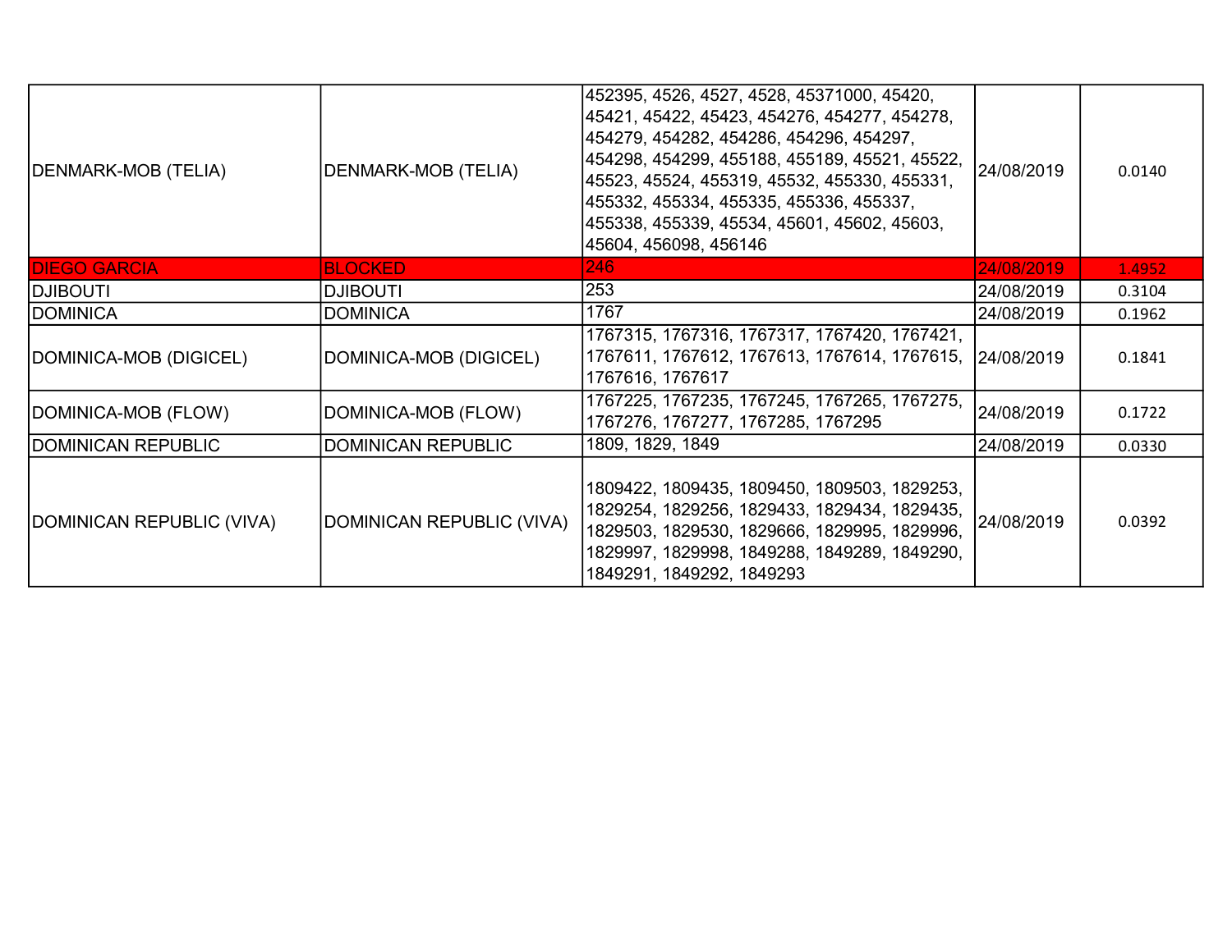| | | | | |
|---|---|---|---|---|
| DENMARK-MOB (TELIA) | DENMARK-MOB (TELIA) | 452395, 4526, 4527, 4528, 45371000, 45420, 45421, 45422, 45423, 454276, 454277, 454278, 454279, 454282, 454286, 454296, 454297, 454298, 454299, 455188, 455189, 45521, 45522, 45523, 45524, 455319, 45532, 455330, 455331, 455332, 455334, 455335, 455336, 455337, 455338, 455339, 45534, 45601, 45602, 45603, 45604, 456098, 456146 | 24/08/2019 | 0.0140 |
| DIEGO GARCIA | BLOCKED | 246 | 24/08/2019 | 1.4952 |
| DJIBOUTI | DJIBOUTI | 253 | 24/08/2019 | 0.3104 |
| DOMINICA | DOMINICA | 1767 | 24/08/2019 | 0.1962 |
| DOMINICA-MOB (DIGICEL) | DOMINICA-MOB (DIGICEL) | 1767315, 1767316, 1767317, 1767420, 1767421, 1767611, 1767612, 1767613, 1767614, 1767615, 1767616, 1767617 | 24/08/2019 | 0.1841 |
| DOMINICA-MOB (FLOW) | DOMINICA-MOB (FLOW) | 1767225, 1767235, 1767245, 1767265, 1767275, 1767276, 1767277, 1767285, 1767295 | 24/08/2019 | 0.1722 |
| DOMINICAN REPUBLIC | DOMINICAN REPUBLIC | 1809, 1829, 1849 | 24/08/2019 | 0.0330 |
| DOMINICAN REPUBLIC (VIVA) | DOMINICAN REPUBLIC (VIVA) | 1809422, 1809435, 1809450, 1809503, 1829253, 1829254, 1829256, 1829433, 1829434, 1829435, 1829503, 1829530, 1829666, 1829995, 1829996, 1829997, 1829998, 1849288, 1849289, 1849290, 1849291, 1849292, 1849293 | 24/08/2019 | 0.0392 |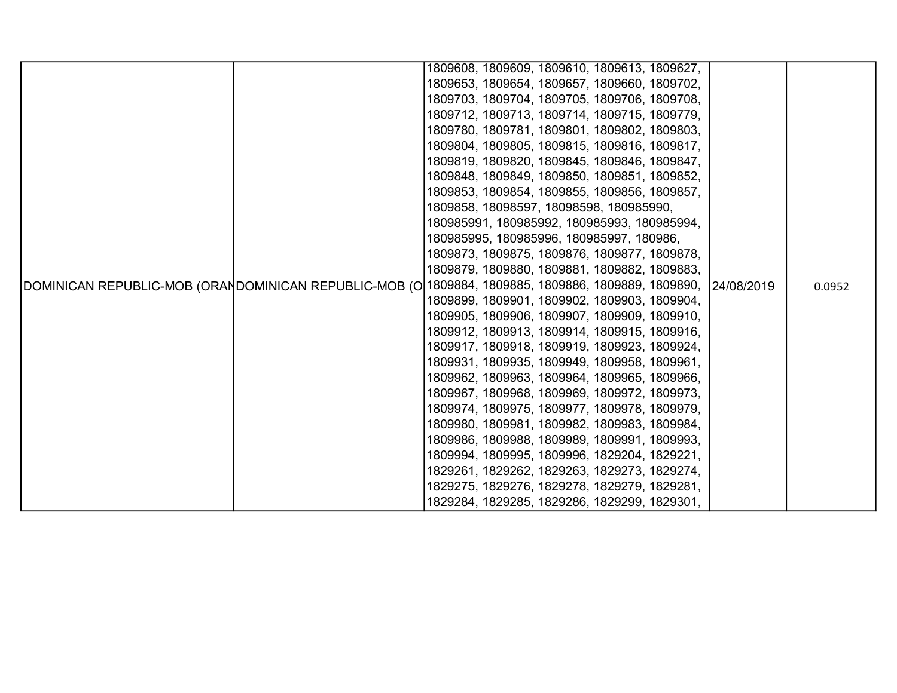| DOMINICAN REPUBLIC-MOB (ORAN | DOMINICAN REPUBLIC-MOB (O | 1809608, 1809609, 1809610, 1809613, 1809627, 1809653, 1809654, 1809657, 1809660, 1809702, 1809703, 1809704, 1809705, 1809706, 1809708, 1809712, 1809713, 1809714, 1809715, 1809779, 1809780, 1809781, 1809801, 1809802, 1809803, 1809804, 1809805, 1809815, 1809816, 1809817, 1809819, 1809820, 1809845, 1809846, 1809847, 1809848, 1809849, 1809850, 1809851, 1809852, 1809853, 1809854, 1809855, 1809856, 1809857, 1809858, 18098597, 18098598, 180985990, 180985991, 180985992, 180985993, 180985994, 180985995, 180985996, 180985997, 180986, 1809873, 1809875, 1809876, 1809877, 1809878, 1809879, 1809880, 1809881, 1809882, 1809883, 1809884, 1809885, 1809886, 1809889, 1809890, 1809899, 1809901, 1809902, 1809903, 1809904, 1809905, 1809906, 1809907, 1809909, 1809910, 1809912, 1809913, 1809914, 1809915, 1809916, 1809917, 1809918, 1809919, 1809923, 1809924, 1809931, 1809935, 1809949, 1809958, 1809961, 1809962, 1809963, 1809964, 1809965, 1809966, 1809967, 1809968, 1809969, 1809972, 1809973, 1809974, 1809975, 1809977, 1809978, 1809979, 1809980, 1809981, 1809982, 1809983, 1809984, 1809986, 1809988, 1809989, 1809991, 1809993, 1809994, 1809995, 1809996, 1829204, 1829221, 1829261, 1829262, 1829263, 1829273, 1829274, 1829275, 1829276, 1829278, 1829279, 1829281, 1829284, 1829285, 1829286, 1829299, 1829301, | 24/08/2019 | 0.0952 |
|---|---|---|---|---|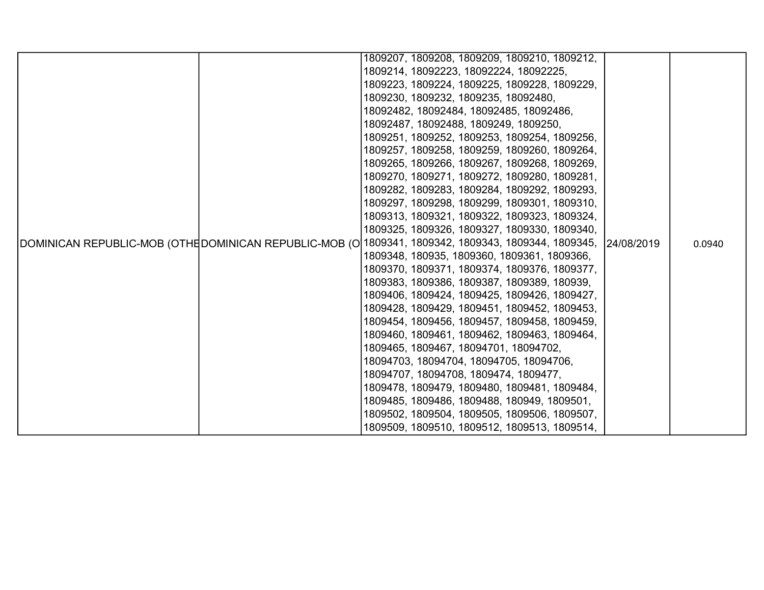| | | | | |
|---|---|---|---|---|
| DOMINICAN REPUBLIC-MOB (OTHE | DOMINICAN REPUBLIC-MOB (O | 1809207, 1809208, 1809209, 1809210, 1809212, 1809214, 18092223, 18092224, 18092225, 1809223, 1809224, 1809225, 1809228, 1809229, 1809230, 1809232, 1809235, 18092480, 18092482, 18092484, 18092485, 18092486, 18092487, 18092488, 1809249, 1809250, 1809251, 1809252, 1809253, 1809254, 1809256, 1809257, 1809258, 1809259, 1809260, 1809264, 1809265, 1809266, 1809267, 1809268, 1809269, 1809270, 1809271, 1809272, 1809280, 1809281, 1809282, 1809283, 1809284, 1809292, 1809293, 1809297, 1809298, 1809299, 1809301, 1809310, 1809313, 1809321, 1809322, 1809323, 1809324, 1809325, 1809326, 1809327, 1809330, 1809340, 1809341, 1809342, 1809343, 1809344, 1809345, 1809348, 180935, 1809360, 1809361, 1809366, 1809370, 1809371, 1809374, 1809376, 1809377, 1809383, 1809386, 1809387, 1809389, 180939, 1809406, 1809424, 1809425, 1809426, 1809427, 1809428, 1809429, 1809451, 1809452, 1809453, 1809454, 1809456, 1809457, 1809458, 1809459, 1809460, 1809461, 1809462, 1809463, 1809464, 1809465, 1809467, 18094701, 18094702, 18094703, 18094704, 18094705, 18094706, 18094707, 18094708, 1809474, 1809477, 1809478, 1809479, 1809480, 1809481, 1809484, 1809485, 1809486, 1809488, 180949, 1809501, 1809502, 1809504, 1809505, 1809506, 1809507, 1809509, 1809510, 1809512, 1809513, 1809514, | 24/08/2019 | 0.0940 |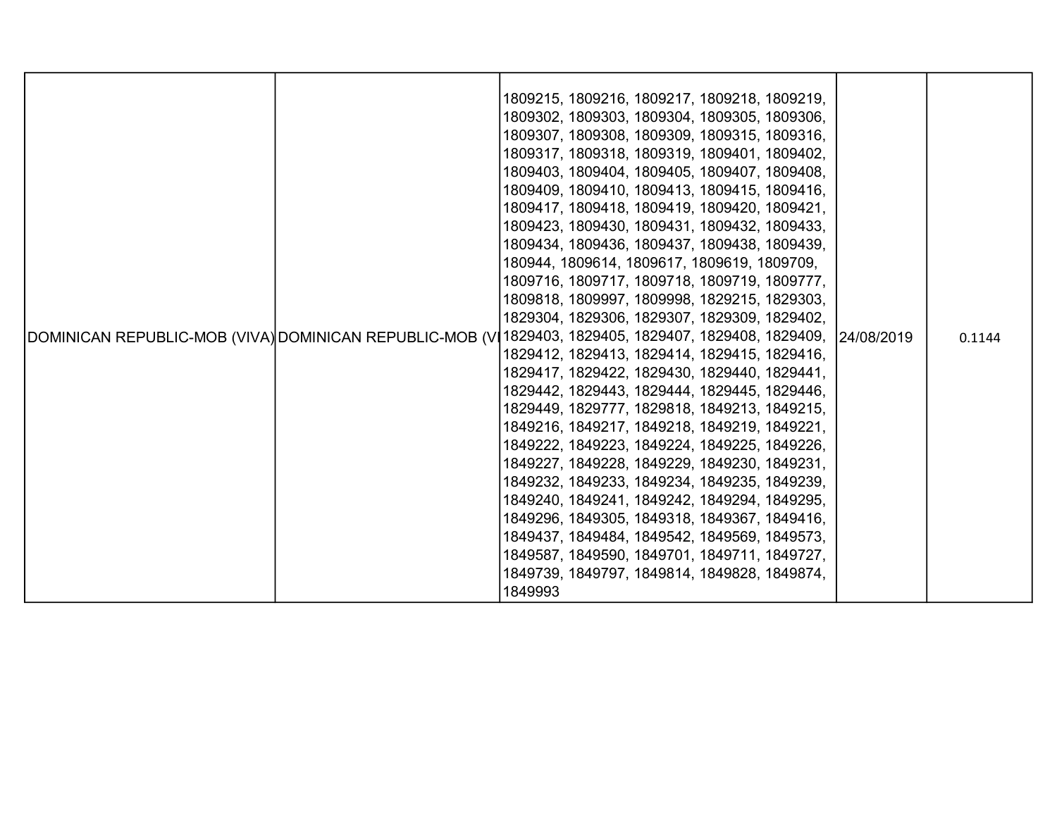| DOMINICAN REPUBLIC-MOB (VIVA) | DOMINICAN REPUBLIC-MOB (VI | 1809215, 1809216, 1809217, 1809218, 1809219, 1809302, 1809303, 1809304, 1809305, 1809306, 1809307, 1809308, 1809309, 1809315, 1809316, 1809317, 1809318, 1809319, 1809401, 1809402, 1809403, 1809404, 1809405, 1809407, 1809408, 1809409, 1809410, 1809413, 1809415, 1809416, 1809417, 1809418, 1809419, 1809420, 1809421, 1809423, 1809430, 1809431, 1809432, 1809433, 1809434, 1809436, 1809437, 1809438, 1809439, 180944, 1809614, 1809617, 1809619, 1809709, 1809716, 1809717, 1809718, 1809719, 1809777, 1809818, 1809997, 1809998, 1829215, 1829303, 1829304, 1829306, 1829307, 1829309, 1829402, 1829403, 1829405, 1829407, 1829408, 1829409, 1829412, 1829413, 1829414, 1829415, 1829416, 1829417, 1829422, 1829430, 1829440, 1829441, 1829442, 1829443, 1829444, 1829445, 1829446, 1829449, 1829777, 1829818, 1849213, 1849215, 1849216, 1849217, 1849218, 1849219, 1849221, 1849222, 1849223, 1849224, 1849225, 1849226, 1849227, 1849228, 1849229, 1849230, 1849231, 1849232, 1849233, 1849234, 1849235, 1849239, 1849240, 1849241, 1849242, 1849294, 1849295, 1849296, 1849305, 1849318, 1849367, 1849416, 1849437, 1849484, 1849542, 1849569, 1849573, 1849587, 1849590, 1849701, 1849711, 1849727, 1849739, 1849797, 1849814, 1849828, 1849874, 1849993 | 24/08/2019 | 0.1144 |
|---|---|---|---|---|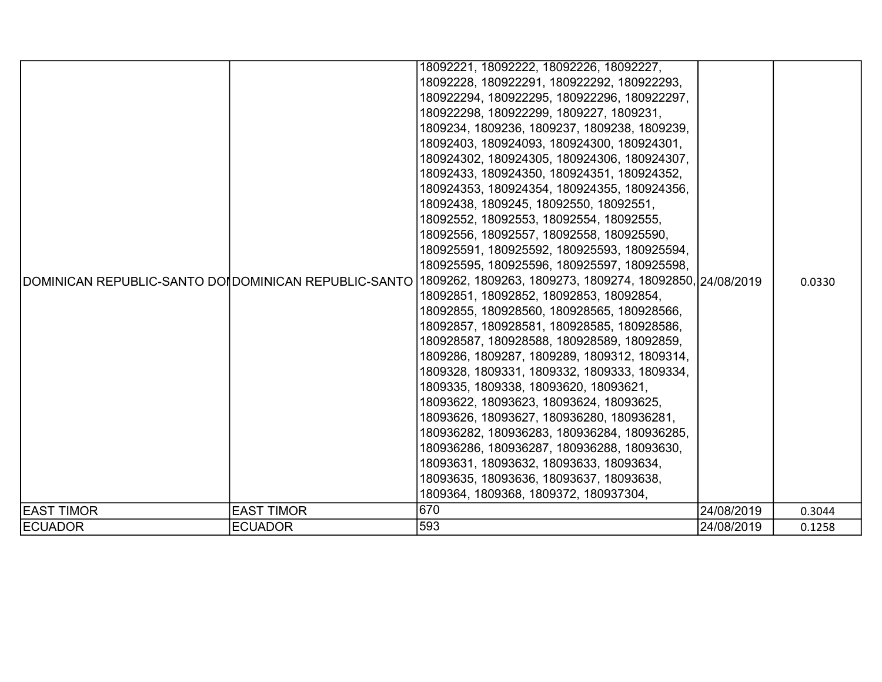| DOMINICAN REPUBLIC-SANTO DO | DOMINICAN REPUBLIC-SANTO | 18092221, 18092222, 18092226, 18092227, 18092228, 180922291, 180922292, 180922293, 180922294, 180922295, 180922296, 180922297, 180922298, 180922299, 1809227, 1809231, 1809234, 1809236, 1809237, 1809238, 1809239, 18092403, 180924093, 180924300, 180924301, 180924302, 180924305, 180924306, 180924307, 18092433, 180924350, 180924351, 180924352, 180924353, 180924354, 180924355, 180924356, 18092438, 1809245, 18092550, 18092551, 18092552, 18092553, 18092554, 18092555, 18092556, 18092557, 18092558, 180925590, 180925591, 180925592, 180925593, 180925594, 180925595, 180925596, 180925597, 180925598, 1809262, 1809263, 1809273, 1809274, 18092850, 18092851, 18092852, 18092853, 18092854, 18092855, 180928560, 180928565, 180928566, 18092857, 180928581, 180928585, 180928586, 180928587, 180928588, 180928589, 18092859, 1809286, 1809287, 1809289, 1809312, 1809314, 1809328, 1809331, 1809332, 1809333, 1809334, 1809335, 1809338, 18093620, 18093621, 18093622, 18093623, 18093624, 18093625, 18093626, 18093627, 180936280, 180936281, 180936282, 180936283, 180936284, 180936285, 180936286, 180936287, 180936288, 18093630, 18093631, 18093632, 18093633, 18093634, 18093635, 18093636, 18093637, 18093638, 1809364, 1809368, 1809372, 180937304, | 24/08/2019 | 0.0330 |
|---|---|---|---|---|
| EAST TIMOR | EAST TIMOR | 670 | 24/08/2019 | 0.3044 |
| ECUADOR | ECUADOR | 593 | 24/08/2019 | 0.1258 |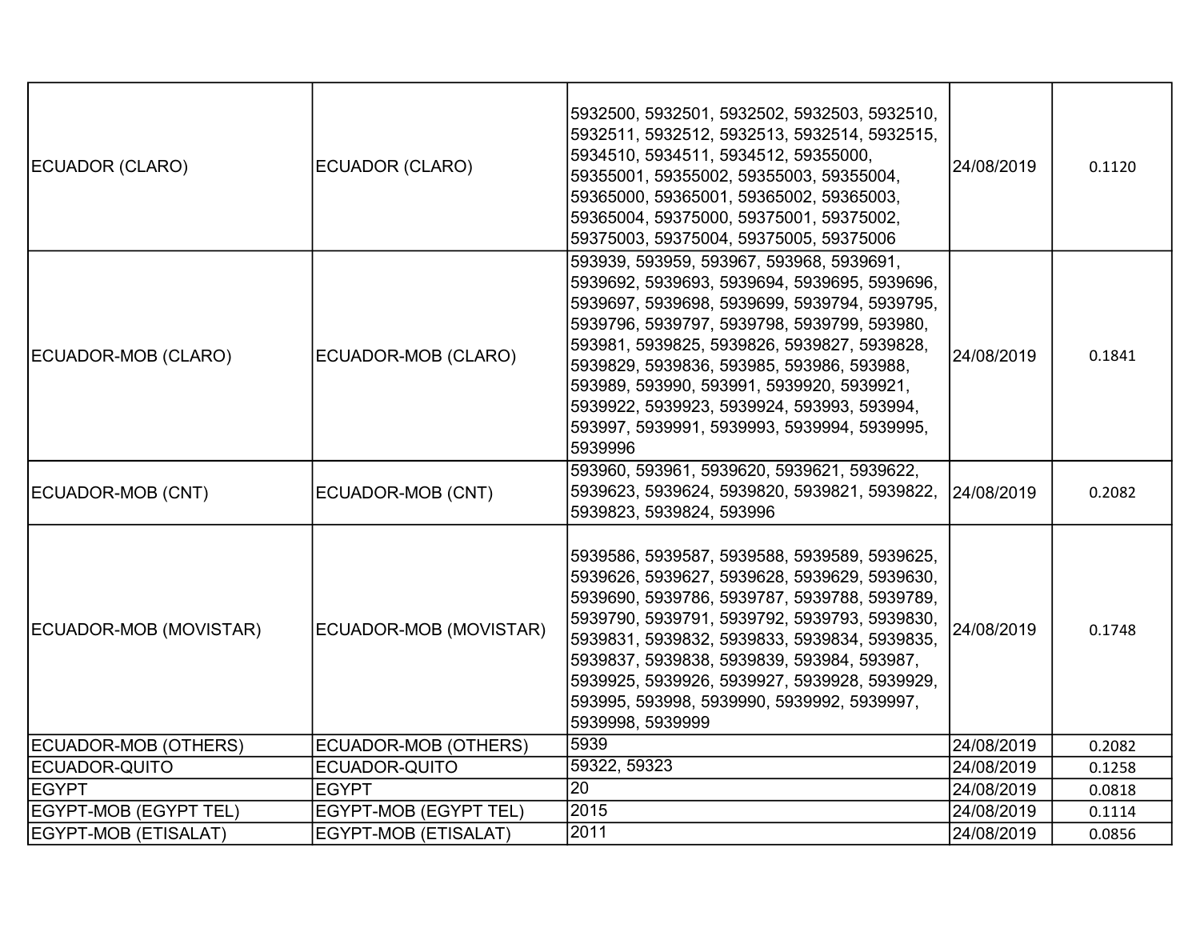| | | | | |
|---|---|---|---|---|
| ECUADOR (CLARO) | ECUADOR (CLARO) | 5932500, 5932501, 5932502, 5932503, 5932510, 5932511, 5932512, 5932513, 5932514, 5932515, 5934510, 5934511, 5934512, 59355000, 59355001, 59355002, 59355003, 59355004, 59365000, 59365001, 59365002, 59365003, 59365004, 59375000, 59375001, 59375002, 59375003, 59375004, 59375005, 59375006 | 24/08/2019 | 0.1120 |
| ECUADOR-MOB (CLARO) | ECUADOR-MOB (CLARO) | 593939, 593959, 593967, 593968, 5939691, 5939692, 5939693, 5939694, 5939695, 5939696, 5939697, 5939698, 5939699, 5939794, 5939795, 5939796, 5939797, 5939798, 5939799, 593980, 593981, 5939825, 5939826, 5939827, 5939828, 5939829, 5939836, 593985, 593986, 593988, 593989, 593990, 593991, 5939920, 5939921, 5939922, 5939923, 5939924, 593993, 593994, 593997, 5939991, 5939993, 5939994, 5939995, 5939996 | 24/08/2019 | 0.1841 |
| ECUADOR-MOB (CNT) | ECUADOR-MOB (CNT) | 593960, 593961, 5939620, 5939621, 5939622, 5939623, 5939624, 5939820, 5939821, 5939822, 5939823, 5939824, 593996 | 24/08/2019 | 0.2082 |
| ECUADOR-MOB (MOVISTAR) | ECUADOR-MOB (MOVISTAR) | 5939586, 5939587, 5939588, 5939589, 5939625, 5939626, 5939627, 5939628, 5939629, 5939630, 5939690, 5939786, 5939787, 5939788, 5939789, 5939790, 5939791, 5939792, 5939793, 5939830, 5939831, 5939832, 5939833, 5939834, 5939835, 5939837, 5939838, 5939839, 593984, 593987, 5939925, 5939926, 5939927, 5939928, 5939929, 593995, 593998, 5939990, 5939992, 5939997, 5939998, 5939999 | 24/08/2019 | 0.1748 |
| ECUADOR-MOB (OTHERS) | ECUADOR-MOB (OTHERS) | 5939 | 24/08/2019 | 0.2082 |
| ECUADOR-QUITO | ECUADOR-QUITO | 59322, 59323 | 24/08/2019 | 0.1258 |
| EGYPT | EGYPT | 20 | 24/08/2019 | 0.0818 |
| EGYPT-MOB (EGYPT TEL) | EGYPT-MOB (EGYPT TEL) | 2015 | 24/08/2019 | 0.1114 |
| EGYPT-MOB (ETISALAT) | EGYPT-MOB (ETISALAT) | 2011 | 24/08/2019 | 0.0856 |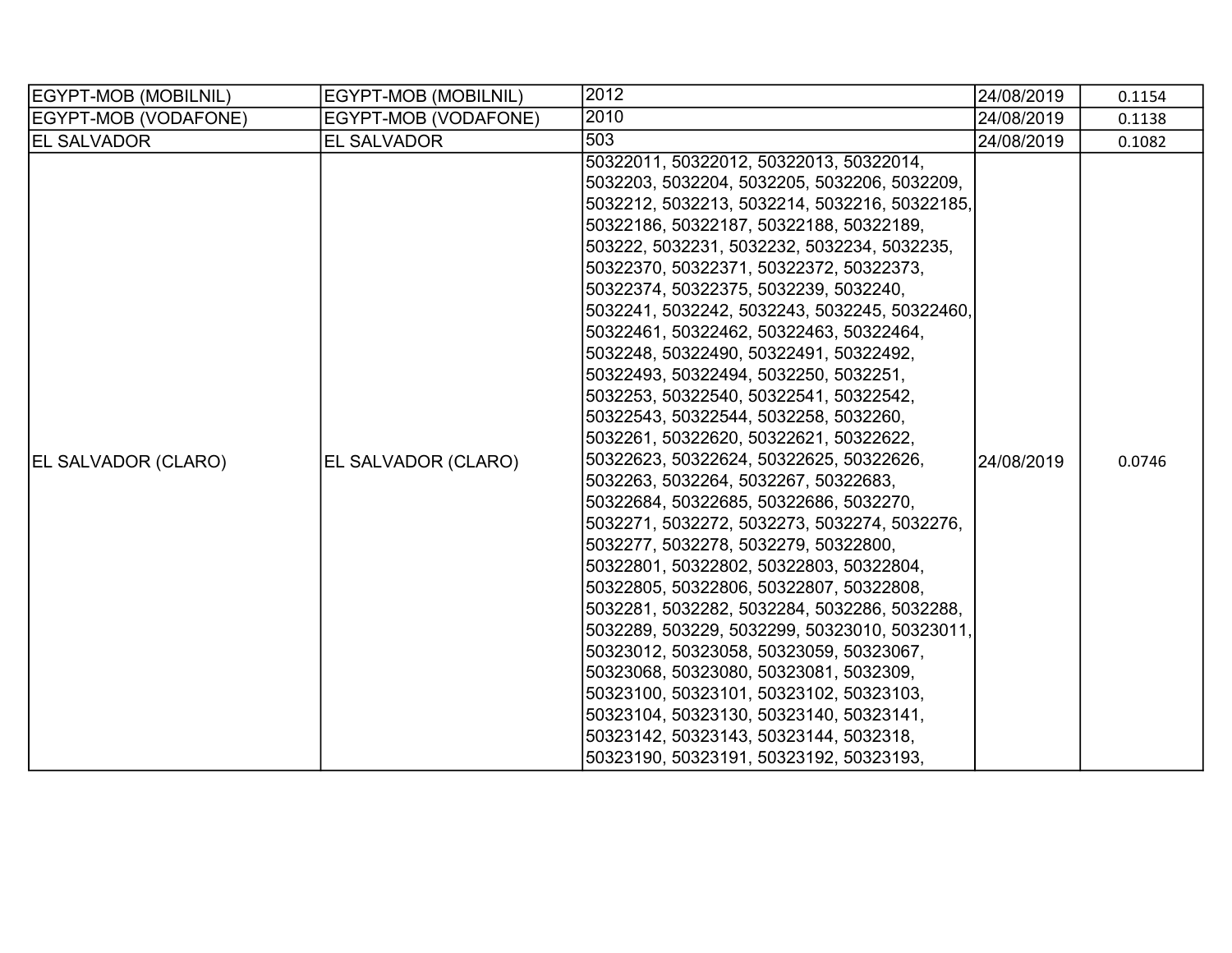| EGYPT-MOB (MOBILNIL) | EGYPT-MOB (MOBILNIL) | 2012 | 24/08/2019 | 0.1154 |
|---|---|---|---|---|
| EGYPT-MOB (VODAFONE) | EGYPT-MOB (VODAFONE) | 2010 | 24/08/2019 | 0.1138 |
| EL SALVADOR | EL SALVADOR | 503 | 24/08/2019 | 0.1082 |
| EL SALVADOR (CLARO) | EL SALVADOR (CLARO) | 50322011, 50322012, 50322013, 50322014, 5032203, 5032204, 5032205, 5032206, 5032209, 5032212, 5032213, 5032214, 5032216, 50322185, 50322186, 50322187, 50322188, 50322189, 503222, 5032231, 5032232, 5032234, 5032235, 50322370, 50322371, 50322372, 50322373, 50322374, 50322375, 5032239, 5032240, 5032241, 5032242, 5032243, 5032245, 50322460, 50322461, 50322462, 50322463, 50322464, 5032248, 50322490, 50322491, 50322492, 50322493, 50322494, 5032250, 5032251, 5032253, 50322540, 50322541, 50322542, 50322543, 50322544, 5032258, 5032260, 5032261, 50322620, 50322621, 50322622, 50322623, 50322624, 50322625, 50322626, 5032263, 5032264, 5032267, 50322683, 50322684, 50322685, 50322686, 5032270, 5032271, 5032272, 5032273, 5032274, 5032276, 5032277, 5032278, 5032279, 50322800, 50322801, 50322802, 50322803, 50322804, 50322805, 50322806, 50322807, 50322808, 5032281, 5032282, 5032284, 5032286, 5032288, 5032289, 503229, 5032299, 50323010, 50323011, 50323012, 50323058, 50323059, 50323067, 50323068, 50323080, 50323081, 5032309, 50323100, 50323101, 50323102, 50323103, 50323104, 50323130, 50323140, 50323141, 50323142, 50323143, 50323144, 5032318, 50323190, 50323191, 50323192, 50323193, | 24/08/2019 | 0.0746 |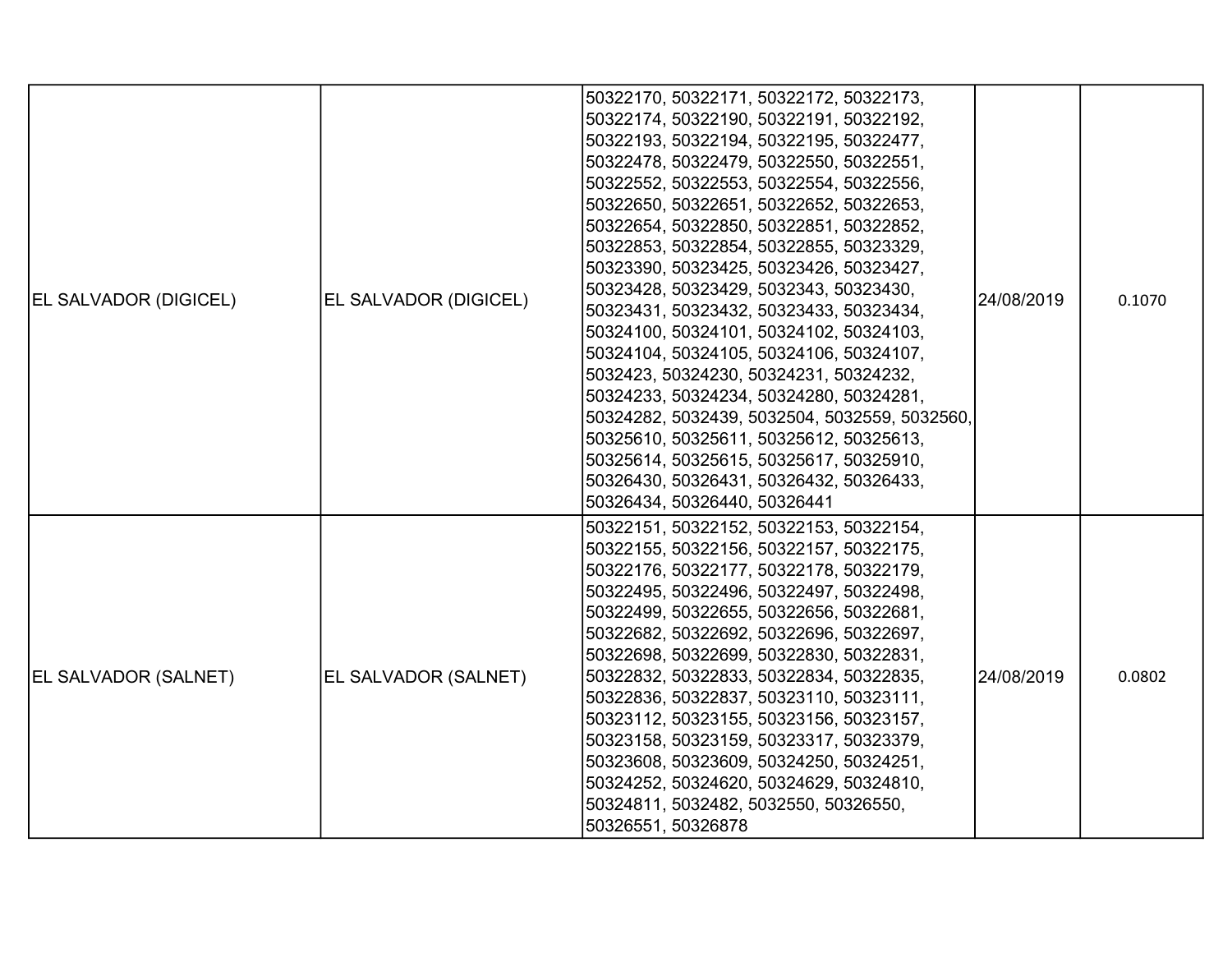| EL SALVADOR (DIGICEL) | EL SALVADOR (DIGICEL) | 50322170, 50322171, 50322172, 50322173, 50322174, 50322190, 50322191, 50322192, 50322193, 50322194, 50322195, 50322477, 50322478, 50322479, 50322550, 50322551, 50322552, 50322553, 50322554, 50322556, 50322650, 50322651, 50322652, 50322653, 50322654, 50322850, 50322851, 50322852, 50322853, 50322854, 50322855, 50323329, 50323390, 50323425, 50323426, 50323427, 50323428, 50323429, 5032343, 50323430, 50323431, 50323432, 50323433, 50323434, 50324100, 50324101, 50324102, 50324103, 50324104, 50324105, 50324106, 50324107, 5032423, 50324230, 50324231, 50324232, 50324233, 50324234, 50324280, 50324281, 50324282, 5032439, 5032504, 5032559, 5032560, 50325610, 50325611, 50325612, 50325613, 50325614, 50325615, 50325617, 50325910, 50326430, 50326431, 50326432, 50326433, 50326434, 50326440, 50326441 | 24/08/2019 | 0.1070 |
|---|---|---|---|---|
| EL SALVADOR (SALNET) | EL SALVADOR (SALNET) | 50322151, 50322152, 50322153, 50322154, 50322155, 50322156, 50322157, 50322175, 50322176, 50322177, 50322178, 50322179, 50322495, 50322496, 50322497, 50322498, 50322499, 50322655, 50322656, 50322681, 50322682, 50322692, 50322696, 50322697, 50322698, 50322699, 50322830, 50322831, 50322832, 50322833, 50322834, 50322835, 50322836, 50322837, 50323110, 50323111, 50323112, 50323155, 50323156, 50323157, 50323158, 50323159, 50323317, 50323379, 50323608, 50323609, 50324250, 50324251, 50324252, 50324620, 50324629, 50324810, 50324811, 5032482, 5032550, 50326550, 50326551, 50326878 | 24/08/2019 | 0.0802 |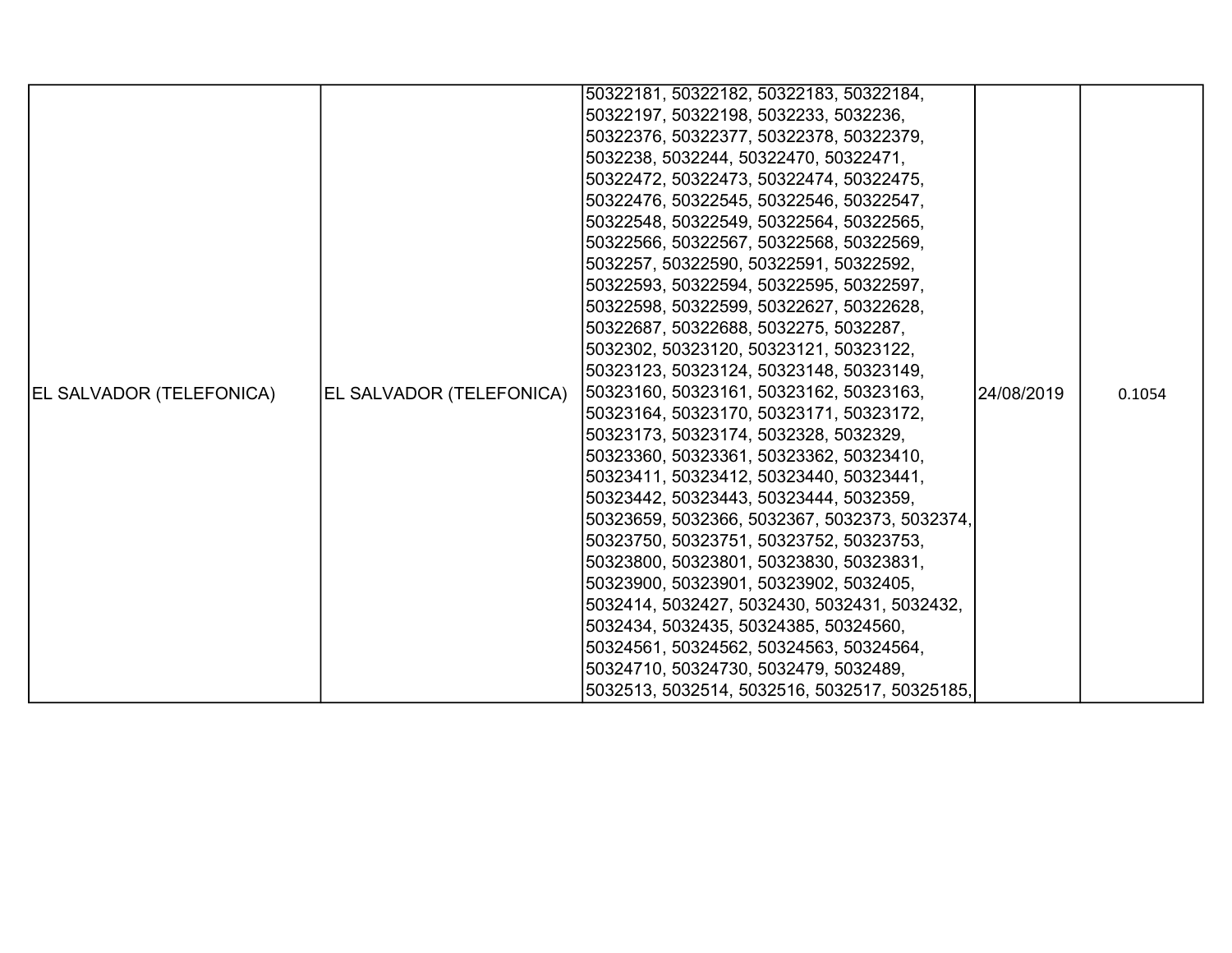| | | | | |
|---|---|---|---|---|
| EL SALVADOR (TELEFONICA) | EL SALVADOR (TELEFONICA) | 50322181, 50322182, 50322183, 50322184, 50322197, 50322198, 5032233, 5032236, 50322376, 50322377, 50322378, 50322379, 5032238, 5032244, 50322470, 50322471, 50322472, 50322473, 50322474, 50322475, 50322476, 50322545, 50322546, 50322547, 50322548, 50322549, 50322564, 50322565, 50322566, 50322567, 50322568, 50322569, 5032257, 50322590, 50322591, 50322592, 50322593, 50322594, 50322595, 50322597, 50322598, 50322599, 50322627, 50322628, 50322687, 50322688, 5032275, 5032287, 5032302, 50323120, 50323121, 50323122, 50323123, 50323124, 50323148, 50323149, 50323160, 50323161, 50323162, 50323163, 50323164, 50323170, 50323171, 50323172, 50323173, 50323174, 5032328, 5032329, 50323360, 50323361, 50323362, 50323410, 50323411, 50323412, 50323440, 50323441, 50323442, 50323443, 50323444, 5032359, 50323659, 5032366, 5032367, 5032373, 5032374, 50323750, 50323751, 50323752, 50323753, 50323800, 50323801, 50323830, 50323831, 50323900, 50323901, 50323902, 5032405, 5032414, 5032427, 5032430, 5032431, 5032432, 5032434, 5032435, 50324385, 50324560, 50324561, 50324562, 50324563, 50324564, 50324710, 50324730, 5032479, 5032489, 5032513, 5032514, 5032516, 5032517, 50325185, | 24/08/2019 | 0.1054 |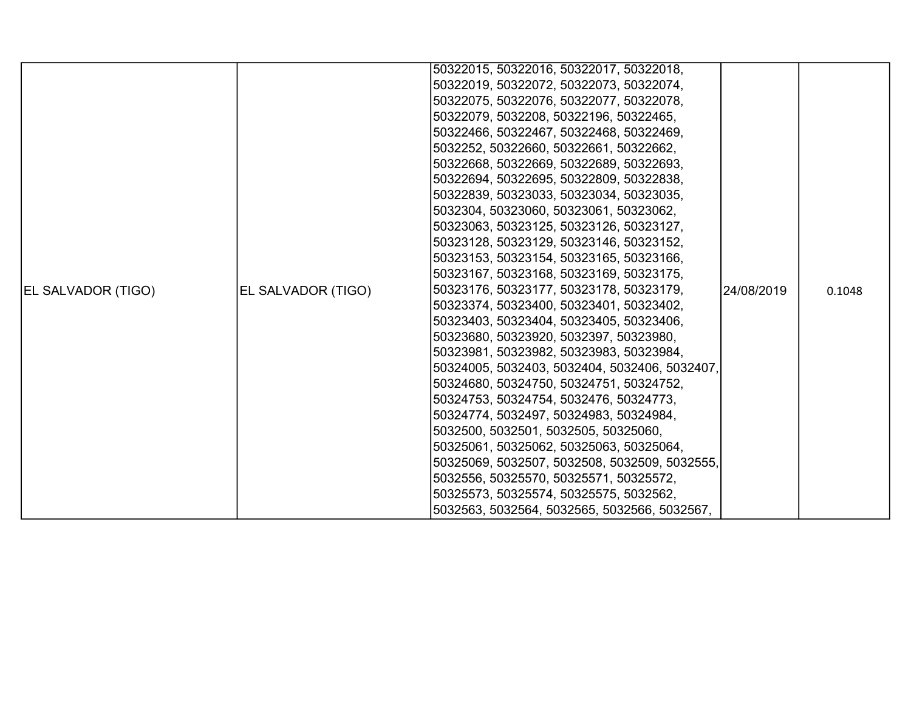| | | | | |
|---|---|---|---|---|
| EL SALVADOR (TIGO) | EL SALVADOR (TIGO) | 50322015, 50322016, 50322017, 50322018, 50322019, 50322072, 50322073, 50322074, 50322075, 50322076, 50322077, 50322078, 50322079, 5032208, 50322196, 50322465, 50322466, 50322467, 50322468, 50322469, 5032252, 50322660, 50322661, 50322662, 50322668, 50322669, 50322689, 50322693, 50322694, 50322695, 50322809, 50322838, 50322839, 50323033, 50323034, 50323035, 5032304, 50323060, 50323061, 50323062, 50323063, 50323125, 50323126, 50323127, 50323128, 50323129, 50323146, 50323152, 50323153, 50323154, 50323165, 50323166, 50323167, 50323168, 50323169, 50323175, 50323176, 50323177, 50323178, 50323179, 50323374, 50323400, 50323401, 50323402, 50323403, 50323404, 50323405, 50323406, 50323680, 50323920, 5032397, 50323980, 50323981, 50323982, 50323983, 50323984, 50324005, 5032403, 5032404, 5032406, 5032407, 50324680, 50324750, 50324751, 50324752, 50324753, 50324754, 5032476, 50324773, 50324774, 5032497, 50324983, 50324984, 5032500, 5032501, 5032505, 50325060, 50325061, 50325062, 50325063, 50325064, 50325069, 5032507, 5032508, 5032509, 5032555, 5032556, 50325570, 50325571, 50325572, 50325573, 50325574, 50325575, 5032562, 5032563, 5032564, 5032565, 5032566, 5032567, | 24/08/2019 | 0.1048 |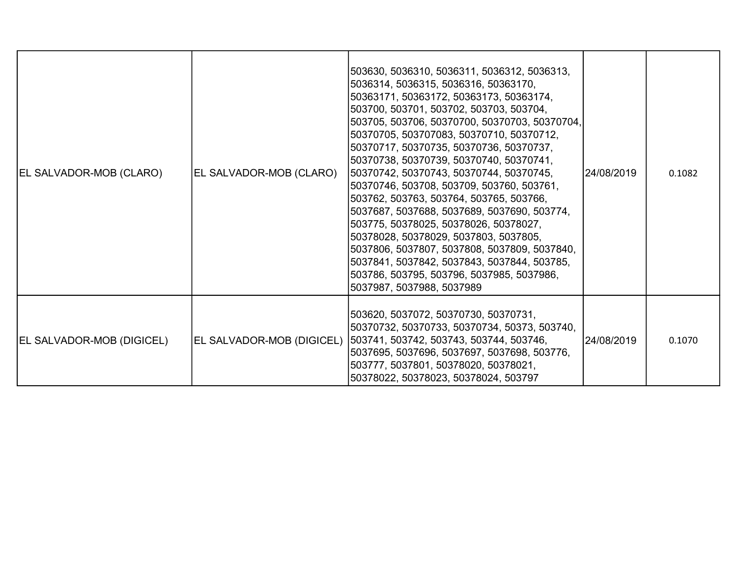| EL SALVADOR-MOB (CLARO) | EL SALVADOR-MOB (CLARO) | 503630, 5036310, 5036311, 5036312, 5036313, 5036314, 5036315, 5036316, 50363170, 50363171, 50363172, 50363173, 50363174, 503700, 503701, 503702, 503703, 503704, 503705, 503706, 50370700, 50370703, 50370704, 50370705, 503707083, 50370710, 50370712, 50370717, 50370735, 50370736, 50370737, 50370738, 50370739, 50370740, 50370741, 50370742, 50370743, 50370744, 50370745, 50370746, 503708, 503709, 503760, 503761, 503762, 503763, 503764, 503765, 503766, 5037687, 5037688, 5037689, 5037690, 503774, 503775, 50378025, 50378026, 50378027, 50378028, 50378029, 5037803, 5037805, 5037806, 5037807, 5037808, 5037809, 5037840, 5037841, 5037842, 5037843, 5037844, 503785, 503786, 503795, 503796, 5037985, 5037986, 5037987, 5037988, 5037989 | 24/08/2019 | 0.1082 |
|---|---|---|---|---|
| EL SALVADOR-MOB (DIGICEL) | EL SALVADOR-MOB (DIGICEL) | 503620, 5037072, 50370730, 50370731, 50370732, 50370733, 50370734, 50373, 503740, 503741, 503742, 503743, 503744, 503746, 5037695, 5037696, 5037697, 5037698, 503776, 503777, 5037801, 50378020, 50378021, 50378022, 50378023, 50378024, 503797 | 24/08/2019 | 0.1070 |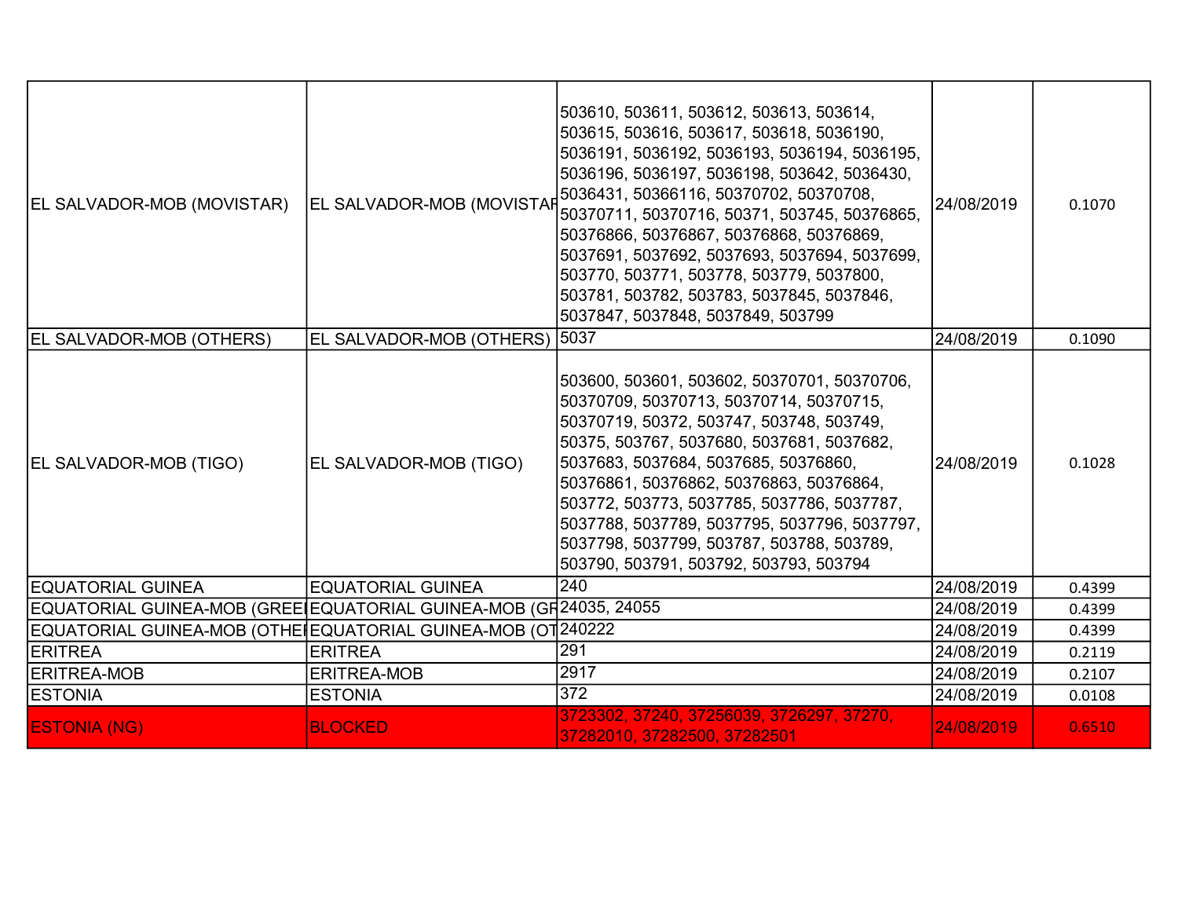| | | | | |
|---|---|---|---|---|
| EL SALVADOR-MOB (MOVISTAR) | EL SALVADOR-MOB (MOVISTAR | 503610, 503611, 503612, 503613, 503614, 503615, 503616, 503617, 503618, 5036190, 5036191, 5036192, 5036193, 5036194, 5036195, 5036196, 5036197, 5036198, 503642, 5036430, 5036431, 50366116, 50370702, 50370708, 50370711, 50370716, 50371, 503745, 50376865, 50376866, 50376867, 50376868, 50376869, 5037691, 5037692, 5037693, 5037694, 5037699, 503770, 503771, 503778, 503779, 5037800, 503781, 503782, 503783, 5037845, 5037846, 5037847, 5037848, 5037849, 503799 | 24/08/2019 | 0.1070 |
| EL SALVADOR-MOB (OTHERS) | EL SALVADOR-MOB (OTHERS) | 5037 | 24/08/2019 | 0.1090 |
| EL SALVADOR-MOB (TIGO) | EL SALVADOR-MOB (TIGO) | 503600, 503601, 503602, 50370701, 50370706, 50370709, 50370713, 50370714, 50370715, 50370719, 50372, 503747, 503748, 503749, 50375, 503767, 5037680, 5037681, 5037682, 5037683, 5037684, 5037685, 50376860, 50376861, 50376862, 50376863, 50376864, 503772, 503773, 5037785, 5037786, 5037787, 5037788, 5037789, 5037795, 5037796, 5037797, 5037798, 5037799, 503787, 503788, 503789, 503790, 503791, 503792, 503793, 503794 | 24/08/2019 | 0.1028 |
| EQUATORIAL GUINEA | EQUATORIAL GUINEA | 240 | 24/08/2019 | 0.4399 |
| EQUATORIAL GUINEA-MOB (GREE | EQUATORIAL GUINEA-MOB (GR | 24035, 24055 | 24/08/2019 | 0.4399 |
| EQUATORIAL GUINEA-MOB (OTHE | EQUATORIAL GUINEA-MOB (OT | 240222 | 24/08/2019 | 0.4399 |
| ERITREA | ERITREA | 291 | 24/08/2019 | 0.2119 |
| ERITREA-MOB | ERITREA-MOB | 2917 | 24/08/2019 | 0.2107 |
| ESTONIA | ESTONIA | 372 | 24/08/2019 | 0.0108 |
| ESTONIA (NG) | BLOCKED | 3723302, 37240, 37256039, 3726297, 37270, 37282010, 37282500, 37282501 | 24/08/2019 | 0.6510 |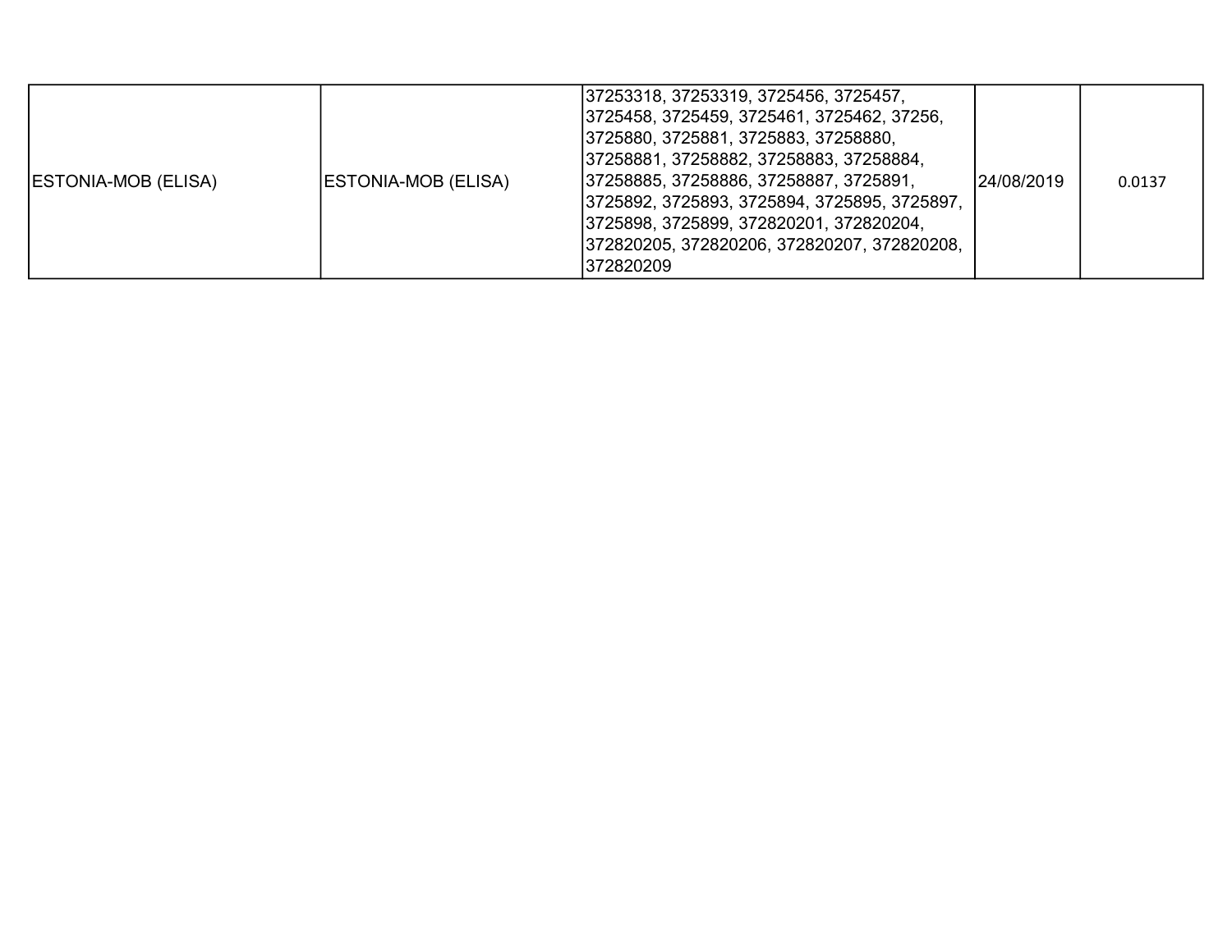| | | | | |
|---|---|---|---|---|
| ESTONIA-MOB (ELISA) | ESTONIA-MOB (ELISA) | 37253318, 37253319, 3725456, 3725457, 3725458, 3725459, 3725461, 3725462, 37256, 3725880, 3725881, 3725883, 37258880, 37258881, 37258882, 37258883, 37258884, 37258885, 37258886, 37258887, 3725891, 3725892, 3725893, 3725894, 3725895, 3725897, 3725898, 3725899, 372820201, 372820204, 372820205, 372820206, 372820207, 372820208, 372820209 | 24/08/2019 | 0.0137 |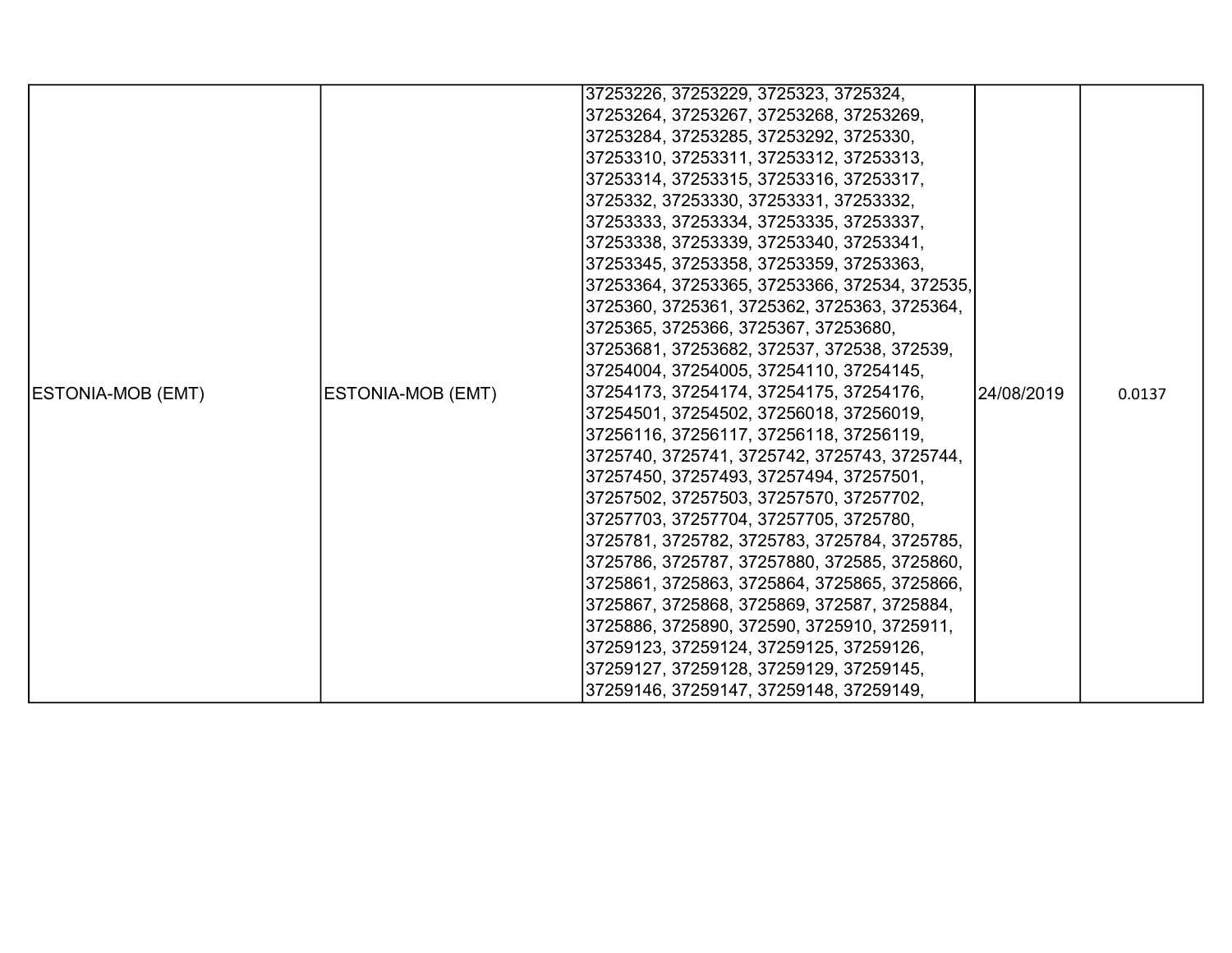| | | | | |
|---|---|---|---|---|
| ESTONIA-MOB (EMT) | ESTONIA-MOB (EMT) | 37253226, 37253229, 3725323, 3725324, 37253264, 37253267, 37253268, 37253269, 37253284, 37253285, 37253292, 3725330, 37253310, 37253311, 37253312, 37253313, 37253314, 37253315, 37253316, 37253317, 3725332, 37253330, 37253331, 37253332, 37253333, 37253334, 37253335, 37253337, 37253338, 37253339, 37253340, 37253341, 37253345, 37253358, 37253359, 37253363, 37253364, 37253365, 37253366, 372534, 372535, 3725360, 3725361, 3725362, 3725363, 3725364, 3725365, 3725366, 3725367, 37253680, 37253681, 37253682, 372537, 372538, 372539, 37254004, 37254005, 37254110, 37254145, 37254173, 37254174, 37254175, 37254176, 37254501, 37254502, 37256018, 37256019, 37256116, 37256117, 37256118, 37256119, 3725740, 3725741, 3725742, 3725743, 3725744, 37257450, 37257493, 37257494, 37257501, 37257502, 37257503, 37257570, 37257702, 37257703, 37257704, 37257705, 3725780, 3725781, 3725782, 3725783, 3725784, 3725785, 3725786, 3725787, 37257880, 372585, 3725860, 3725861, 3725863, 3725864, 3725865, 3725866, 3725867, 3725868, 3725869, 372587, 3725884, 3725886, 3725890, 372590, 3725910, 3725911, 37259123, 37259124, 37259125, 37259126, 37259127, 37259128, 37259129, 37259145, 37259146, 37259147, 37259148, 37259149, | 24/08/2019 | 0.0137 |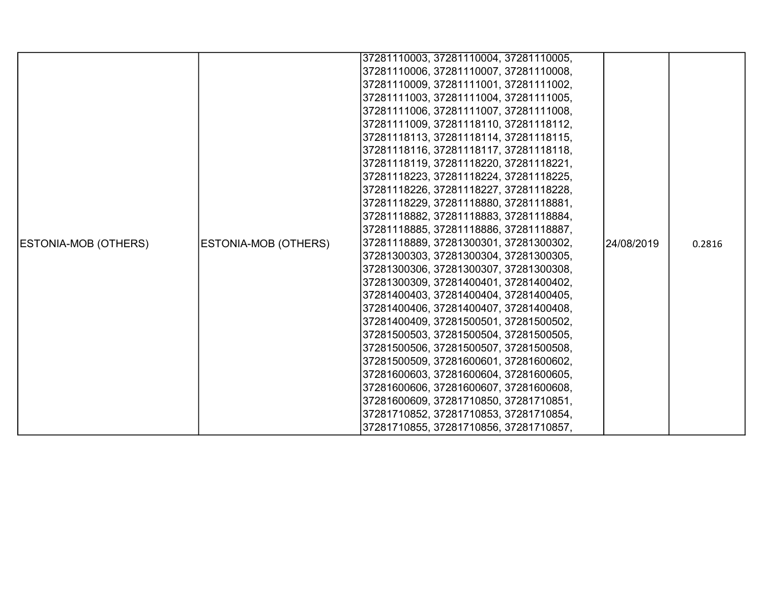| ESTONIA-MOB (OTHERS) | ESTONIA-MOB (OTHERS) | 37281110003, 37281110004, 37281110005, 37281110006, 37281110007, 37281110008, 37281110009, 37281111001, 37281111002, 37281111003, 37281111004, 37281111005, 37281111006, 37281111007, 37281111008, 37281111009, 37281118110, 37281118112, 37281118113, 37281118114, 37281118115, 37281118116, 37281118117, 37281118118, 37281118119, 37281118220, 37281118221, 37281118223, 37281118224, 37281118225, 37281118226, 37281118227, 37281118228, 37281118229, 37281118880, 37281118881, 37281118882, 37281118883, 37281118884, 37281118885, 37281118886, 37281118887, 37281118889, 37281300301, 37281300302, 37281300303, 37281300304, 37281300305, 37281300306, 37281300307, 37281300308, 37281300309, 37281400401, 37281400402, 37281400403, 37281400404, 37281400405, 37281400406, 37281400407, 37281400408, 37281400409, 37281500501, 37281500502, 37281500503, 37281500504, 37281500505, 37281500506, 37281500507, 37281500508, 37281500509, 37281600601, 37281600602, 37281600603, 37281600604, 37281600605, 37281600606, 37281600607, 37281600608, 37281600609, 37281710850, 37281710851, 37281710852, 37281710853, 37281710854, 37281710855, 37281710856, 37281710857, | 24/08/2019 | 0.2816 |
|---|---|---|---|---|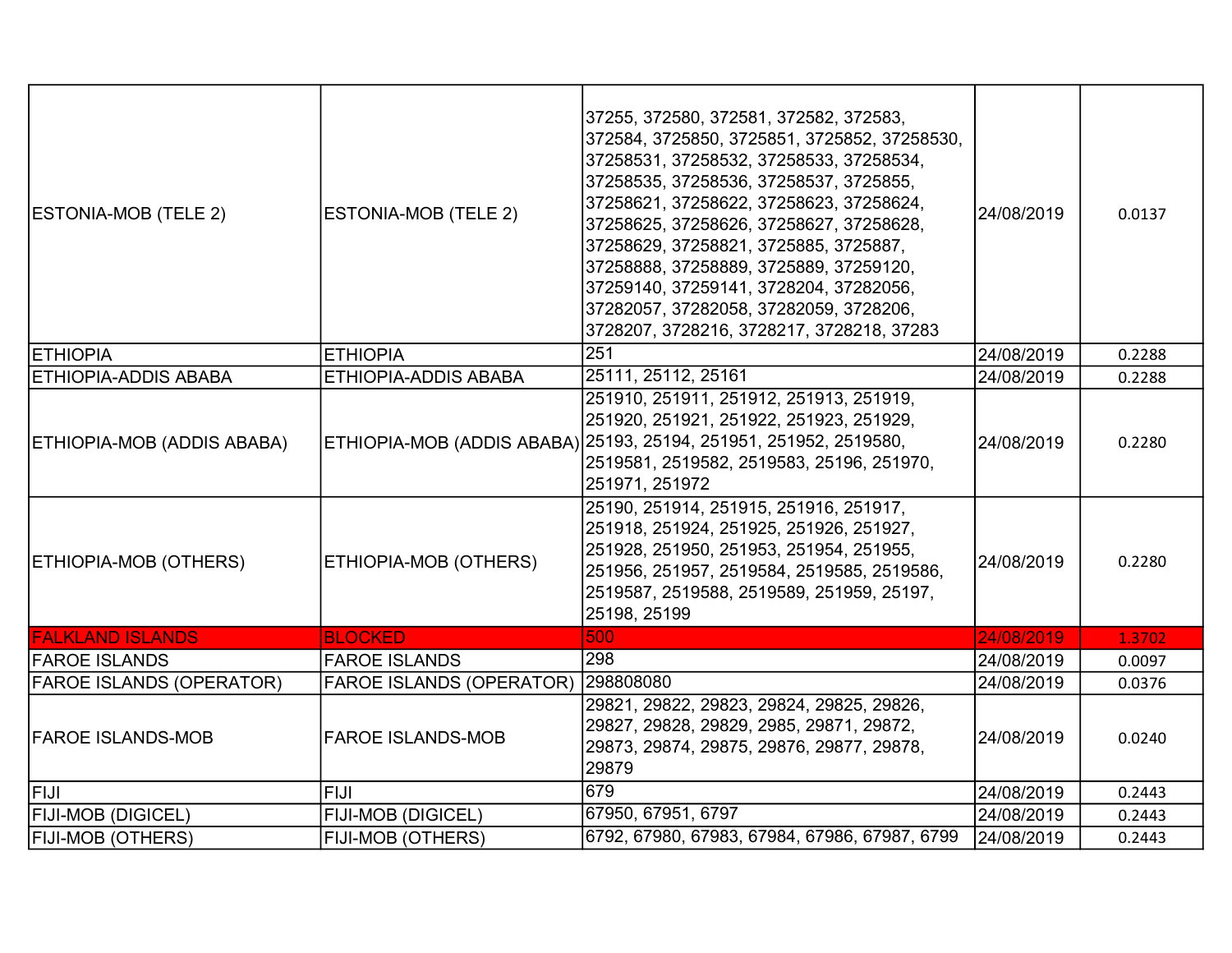| | | | | |
|---|---|---|---|---|
| ESTONIA-MOB (TELE 2) | ESTONIA-MOB (TELE 2) | 37255, 372580, 372581, 372582, 372583, 372584, 3725850, 3725851, 3725852, 37258530, 37258531, 37258532, 37258533, 37258534, 37258535, 37258536, 37258537, 3725855, 37258621, 37258622, 37258623, 37258624, 37258625, 37258626, 37258627, 37258628, 37258629, 37258821, 3725885, 3725887, 37258888, 37258889, 3725889, 37259120, 37259140, 37259141, 3728204, 37282056, 37282057, 37282058, 37282059, 3728206, 3728207, 3728216, 3728217, 3728218, 37283 | 24/08/2019 | 0.0137 |
| ETHIOPIA | ETHIOPIA | 251 | 24/08/2019 | 0.2288 |
| ETHIOPIA-ADDIS ABABA | ETHIOPIA-ADDIS ABABA | 25111, 25112, 25161 | 24/08/2019 | 0.2288 |
| ETHIOPIA-MOB (ADDIS ABABA) | ETHIOPIA-MOB (ADDIS ABABA) | 251910, 251911, 251912, 251913, 251919, 251920, 251921, 251922, 251923, 251929, 25193, 25194, 251951, 251952, 2519580, 2519581, 2519582, 2519583, 25196, 251970, 251971, 251972 | 24/08/2019 | 0.2280 |
| ETHIOPIA-MOB (OTHERS) | ETHIOPIA-MOB (OTHERS) | 25190, 251914, 251915, 251916, 251917, 251918, 251924, 251925, 251926, 251927, 251928, 251950, 251953, 251954, 251955, 251956, 251957, 2519584, 2519585, 2519586, 2519587, 2519588, 2519589, 251959, 25197, 25198, 25199 | 24/08/2019 | 0.2280 |
| FALKLAND ISLANDS | BLOCKED | 500 | 24/08/2019 | 1.3702 |
| FAROE ISLANDS | FAROE ISLANDS | 298 | 24/08/2019 | 0.0097 |
| FAROE ISLANDS (OPERATOR) | FAROE ISLANDS (OPERATOR) | 298808080 | 24/08/2019 | 0.0376 |
| FAROE ISLANDS-MOB | FAROE ISLANDS-MOB | 29821, 29822, 29823, 29824, 29825, 29826, 29827, 29828, 29829, 2985, 29871, 29872, 29873, 29874, 29875, 29876, 29877, 29878, 29879 | 24/08/2019 | 0.0240 |
| FIJI | FIJI | 679 | 24/08/2019 | 0.2443 |
| FIJI-MOB (DIGICEL) | FIJI-MOB (DIGICEL) | 67950, 67951, 6797 | 24/08/2019 | 0.2443 |
| FIJI-MOB (OTHERS) | FIJI-MOB (OTHERS) | 6792, 67980, 67983, 67984, 67986, 67987, 6799 | 24/08/2019 | 0.2443 |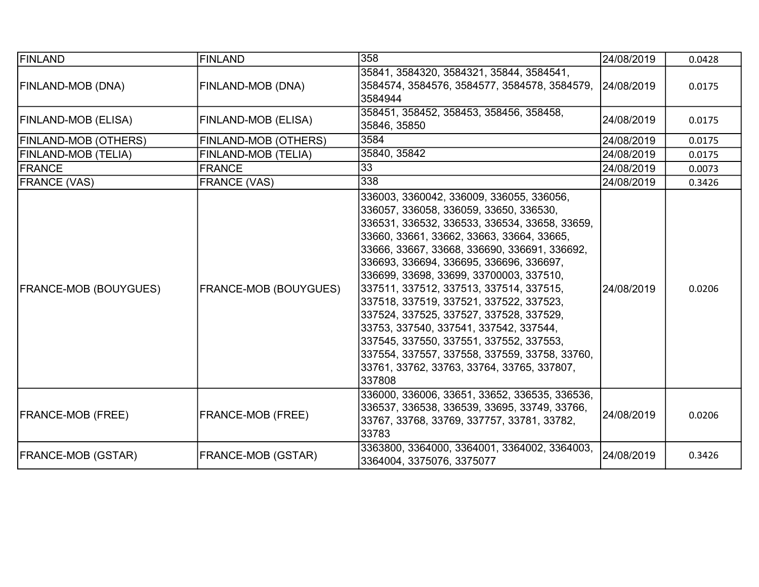| FINLAND | FINLAND | 358 | 24/08/2019 | 0.0428 |
|---|---|---|---|---|
| FINLAND-MOB (DNA) | FINLAND-MOB (DNA) | 35841, 3584320, 3584321, 35844, 3584541, 3584574, 3584576, 3584577, 3584578, 3584579, 3584944 | 24/08/2019 | 0.0175 |
| FINLAND-MOB (ELISA) | FINLAND-MOB (ELISA) | 358451, 358452, 358453, 358456, 358458, 35846, 35850 | 24/08/2019 | 0.0175 |
| FINLAND-MOB (OTHERS) | FINLAND-MOB (OTHERS) | 3584 | 24/08/2019 | 0.0175 |
| FINLAND-MOB (TELIA) | FINLAND-MOB (TELIA) | 35840, 35842 | 24/08/2019 | 0.0175 |
| FRANCE | FRANCE | 33 | 24/08/2019 | 0.0073 |
| FRANCE (VAS) | FRANCE (VAS) | 338 | 24/08/2019 | 0.3426 |
| FRANCE-MOB (BOUYGUES) | FRANCE-MOB (BOUYGUES) | 336003, 3360042, 336009, 336055, 336056, 336057, 336058, 336059, 33650, 336530, 336531, 336532, 336533, 336534, 33658, 33659, 33660, 33661, 33662, 33663, 33664, 33665, 33666, 33667, 33668, 336690, 336691, 336692, 336693, 336694, 336695, 336696, 336697, 336699, 33698, 33699, 33700003, 337510, 337511, 337512, 337513, 337514, 337515, 337518, 337519, 337521, 337522, 337523, 337524, 337525, 337527, 337528, 337529, 33753, 337540, 337541, 337542, 337544, 337545, 337550, 337551, 337552, 337553, 337554, 337557, 337558, 337559, 33758, 33760, 33761, 33762, 33763, 33764, 33765, 337807, 337808 | 24/08/2019 | 0.0206 |
| FRANCE-MOB (FREE) | FRANCE-MOB (FREE) | 336000, 336006, 33651, 33652, 336535, 336536, 336537, 336538, 336539, 33695, 33749, 33766, 33767, 33768, 33769, 337757, 33781, 33782, 33783 | 24/08/2019 | 0.0206 |
| FRANCE-MOB (GSTAR) | FRANCE-MOB (GSTAR) | 3363800, 3364000, 3364001, 3364002, 3364003, 3364004, 3375076, 3375077 | 24/08/2019 | 0.3426 |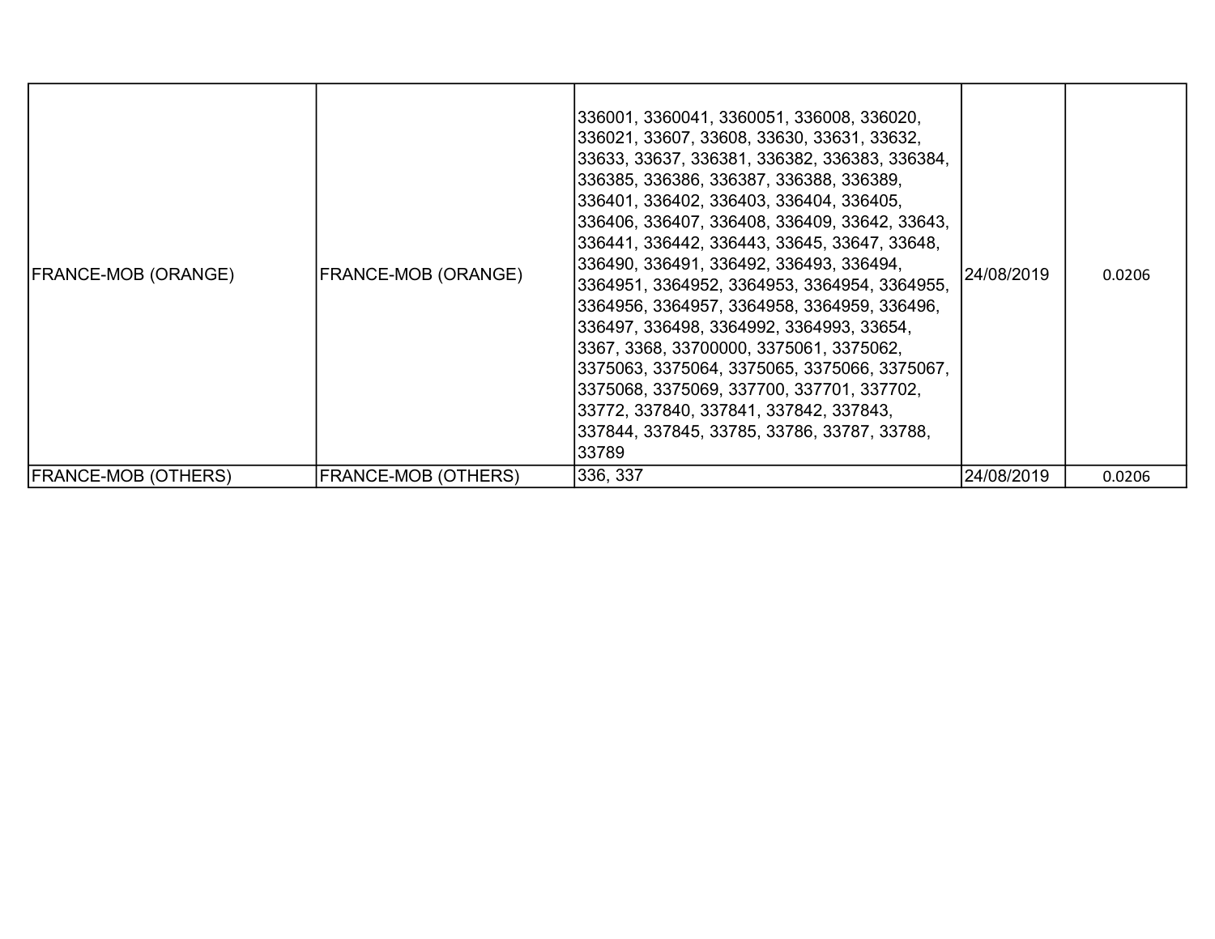| FRANCE-MOB (ORANGE) | FRANCE-MOB (ORANGE) | 336001, 3360041, 3360051, 336008, 336020, 336021, 33607, 33608, 33630, 33631, 33632, 33633, 33637, 336381, 336382, 336383, 336384, 336385, 336386, 336387, 336388, 336389, 336401, 336402, 336403, 336404, 336405, 336406, 336407, 336408, 336409, 33642, 33643, 336441, 336442, 336443, 33645, 33647, 33648, 336490, 336491, 336492, 336493, 336494, 3364951, 3364952, 3364953, 3364954, 3364955, 3364956, 3364957, 3364958, 3364959, 336496, 336497, 336498, 3364992, 3364993, 33654, 3367, 3368, 33700000, 3375061, 3375062, 3375063, 3375064, 3375065, 3375066, 3375067, 3375068, 3375069, 337700, 337701, 337702, 33772, 337840, 337841, 337842, 337843, 337844, 337845, 33785, 33786, 33787, 33788, 33789 | 24/08/2019 | 0.0206 |
|---|---|---|---|---|
| FRANCE-MOB (OTHERS) | FRANCE-MOB (OTHERS) | 336, 337 | 24/08/2019 | 0.0206 |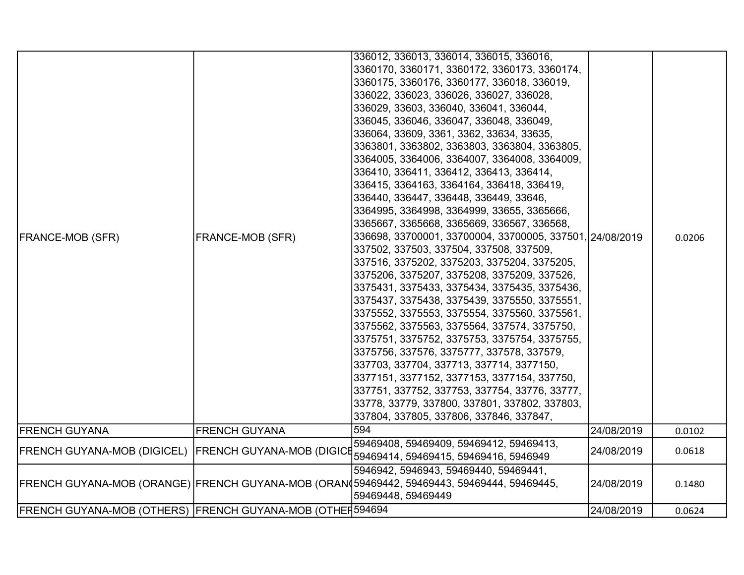| | | | | |
|---|---|---|---|---|
| FRANCE-MOB (SFR) | FRANCE-MOB (SFR) | 336012, 336013, 336014, 336015, 336016, 3360170, 3360171, 3360172, 3360173, 3360174, 3360175, 3360176, 3360177, 336018, 336019, 336022, 336023, 336026, 336027, 336028, 336029, 33603, 336040, 336041, 336044, 336045, 336046, 336047, 336048, 336049, 336064, 33609, 3361, 3362, 33634, 33635, 3363801, 3363802, 3363803, 3363804, 3363805, 3364005, 3364006, 3364007, 3364008, 3364009, 336410, 336411, 336412, 336413, 336414, 336415, 3364163, 3364164, 336418, 336419, 336440, 336447, 336448, 336449, 33646, 3364995, 3364998, 3364999, 33655, 3365666, 3365667, 3365668, 3365669, 336567, 336568, 336698, 33700001, 33700004, 33700005, 337501, 337502, 337503, 337504, 337508, 337509, 337516, 3375202, 3375203, 3375204, 3375205, 3375206, 3375207, 3375208, 3375209, 337526, 3375431, 3375433, 3375434, 3375435, 3375436, 3375437, 3375438, 3375439, 3375550, 3375551, 3375552, 3375553, 3375554, 3375560, 3375561, 3375562, 3375563, 3375564, 337574, 3375750, 3375751, 3375752, 3375753, 3375754, 3375755, 3375756, 337576, 3375777, 337578, 337579, 337703, 337704, 337713, 337714, 3377150, 3377151, 3377152, 3377153, 3377154, 337750, 337751, 337752, 337753, 337754, 33776, 33777, 33778, 33779, 337800, 337801, 337802, 337803, 337804, 337805, 337806, 337846, 337847, | 24/08/2019 | 0.0206 |
| FRENCH GUYANA | FRENCH GUYANA | 594 | 24/08/2019 | 0.0102 |
| FRENCH GUYANA-MOB (DIGICEL) | FRENCH GUYANA-MOB (DIGICE | 59469408, 59469409, 59469412, 59469413, 59469414, 59469415, 59469416, 5946949 | 24/08/2019 | 0.0618 |
| FRENCH GUYANA-MOB (ORANGE) | FRENCH GUYANA-MOB (ORAN( | 5946942, 5946943, 59469440, 59469441, 59469442, 59469443, 59469444, 59469445, 59469448, 59469449 | 24/08/2019 | 0.1480 |
| FRENCH GUYANA-MOB (OTHERS) | FRENCH GUYANA-MOB (OTHEF | 594694 | 24/08/2019 | 0.0624 |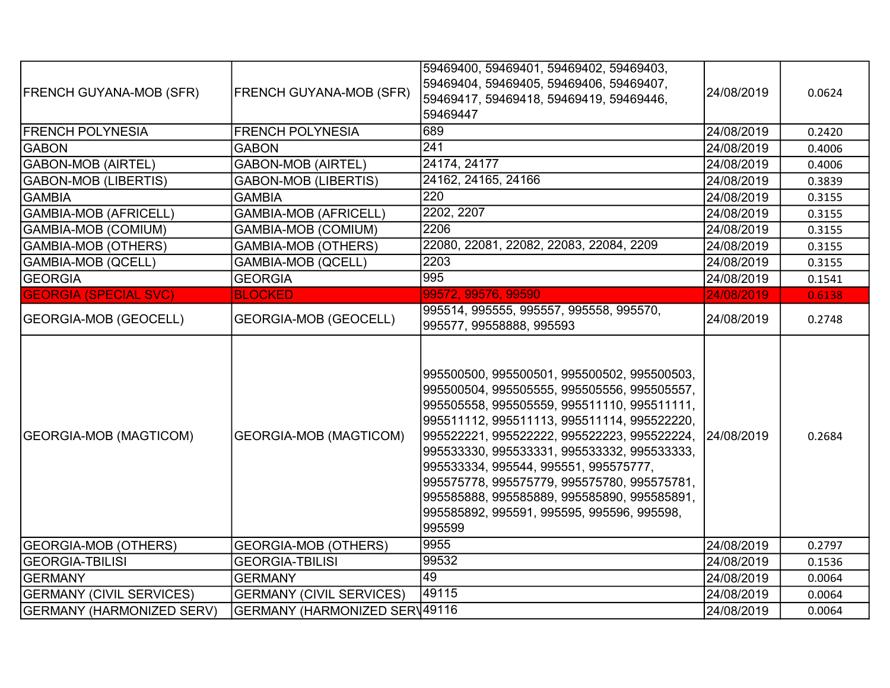| | | | | |
|---|---|---|---|---|
| FRENCH GUYANA-MOB (SFR) | FRENCH GUYANA-MOB (SFR) | 59469400, 59469401, 59469402, 59469403, 59469404, 59469405, 59469406, 59469407, 59469417, 59469418, 59469419, 59469446, 59469447 | 24/08/2019 | 0.0624 |
| FRENCH POLYNESIA | FRENCH POLYNESIA | 689 | 24/08/2019 | 0.2420 |
| GABON | GABON | 241 | 24/08/2019 | 0.4006 |
| GABON-MOB (AIRTEL) | GABON-MOB (AIRTEL) | 24174, 24177 | 24/08/2019 | 0.4006 |
| GABON-MOB (LIBERTIS) | GABON-MOB (LIBERTIS) | 24162, 24165, 24166 | 24/08/2019 | 0.3839 |
| GAMBIA | GAMBIA | 220 | 24/08/2019 | 0.3155 |
| GAMBIA-MOB (AFRICELL) | GAMBIA-MOB (AFRICELL) | 2202, 2207 | 24/08/2019 | 0.3155 |
| GAMBIA-MOB (COMIUM) | GAMBIA-MOB (COMIUM) | 2206 | 24/08/2019 | 0.3155 |
| GAMBIA-MOB (OTHERS) | GAMBIA-MOB (OTHERS) | 22080, 22081, 22082, 22083, 22084, 2209 | 24/08/2019 | 0.3155 |
| GAMBIA-MOB (QCELL) | GAMBIA-MOB (QCELL) | 2203 | 24/08/2019 | 0.3155 |
| GEORGIA | GEORGIA | 995 | 24/08/2019 | 0.1541 |
| GEORGIA (SPECIAL SVC) | BLOCKED | 99572, 99576, 99590 | 24/08/2019 | 0.6138 |
| GEORGIA-MOB (GEOCELL) | GEORGIA-MOB (GEOCELL) | 995514, 995555, 995557, 995558, 995570, 995577, 99558888, 995593 | 24/08/2019 | 0.2748 |
| GEORGIA-MOB (MAGTICOM) | GEORGIA-MOB (MAGTICOM) | 995500500, 995500501, 995500502, 995500503, 995500504, 995505555, 995505556, 995505557, 995505558, 995505559, 995511110, 995511111, 995511112, 995511113, 995511114, 995522220, 995522221, 995522222, 995522223, 995522224, 995533330, 995533331, 995533332, 995533333, 995533334, 995544, 995551, 995575777, 995575778, 995575779, 995575780, 995575781, 995585888, 995585889, 995585890, 995585891, 995585892, 995591, 995595, 995596, 995598, 995599 | 24/08/2019 | 0.2684 |
| GEORGIA-MOB (OTHERS) | GEORGIA-MOB (OTHERS) | 9955 | 24/08/2019 | 0.2797 |
| GEORGIA-TBILISI | GEORGIA-TBILISI | 99532 | 24/08/2019 | 0.1536 |
| GERMANY | GERMANY | 49 | 24/08/2019 | 0.0064 |
| GERMANY (CIVIL SERVICES) | GERMANY (CIVIL SERVICES) | 49115 | 24/08/2019 | 0.0064 |
| GERMANY (HARMONIZED SERV) | GERMANY (HARMONIZED SERV | 49116 | 24/08/2019 | 0.0064 |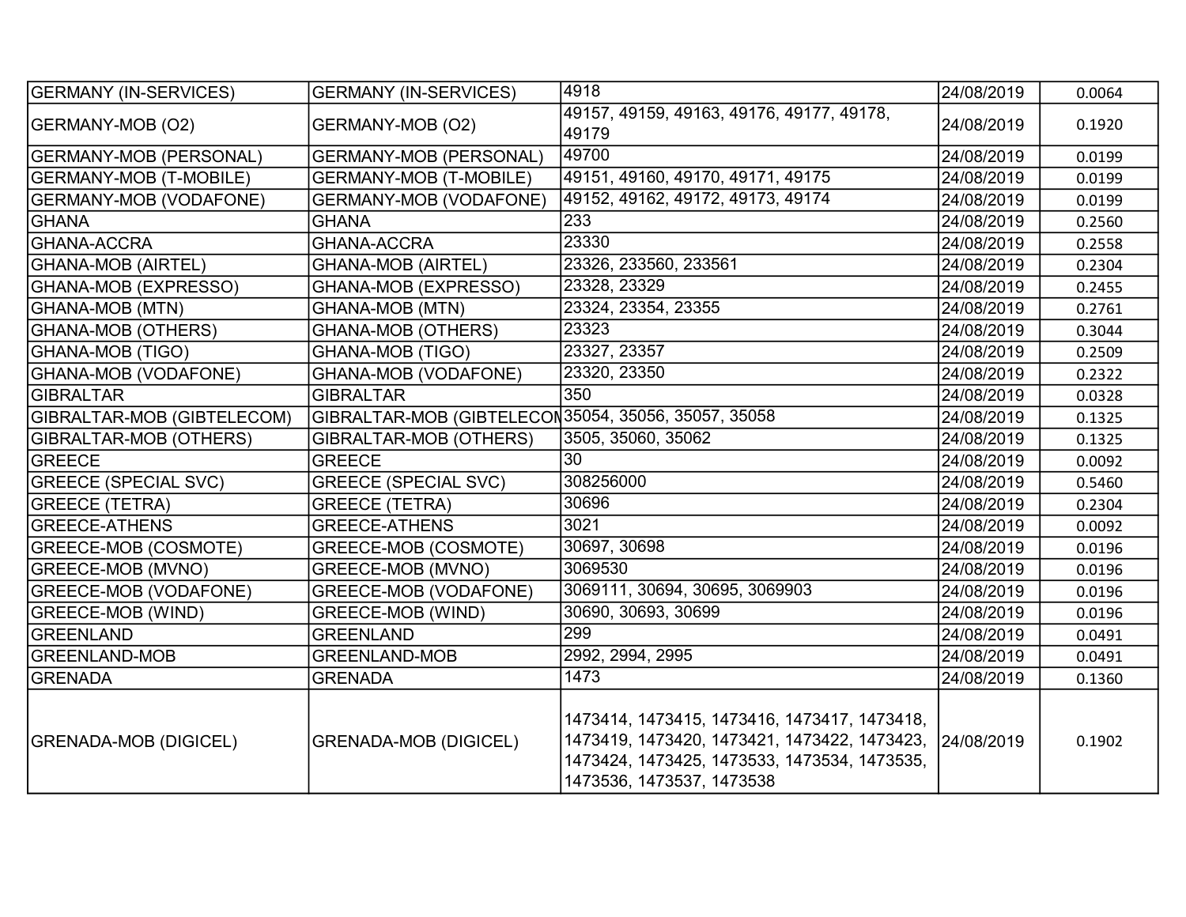| GERMANY (IN-SERVICES) | GERMANY (IN-SERVICES) | 4918 | 24/08/2019 | 0.0064 |
|---|---|---|---|---|
| GERMANY-MOB (O2) | GERMANY-MOB (O2) | 49157, 49159, 49163, 49176, 49177, 49178, 49179 | 24/08/2019 | 0.1920 |
| GERMANY-MOB (PERSONAL) | GERMANY-MOB (PERSONAL) | 49700 | 24/08/2019 | 0.0199 |
| GERMANY-MOB (T-MOBILE) | GERMANY-MOB (T-MOBILE) | 49151, 49160, 49170, 49171, 49175 | 24/08/2019 | 0.0199 |
| GERMANY-MOB (VODAFONE) | GERMANY-MOB (VODAFONE) | 49152, 49162, 49172, 49173, 49174 | 24/08/2019 | 0.0199 |
| GHANA | GHANA | 233 | 24/08/2019 | 0.2560 |
| GHANA-ACCRA | GHANA-ACCRA | 23330 | 24/08/2019 | 0.2558 |
| GHANA-MOB (AIRTEL) | GHANA-MOB (AIRTEL) | 23326, 233560, 233561 | 24/08/2019 | 0.2304 |
| GHANA-MOB (EXPRESSO) | GHANA-MOB (EXPRESSO) | 23328, 23329 | 24/08/2019 | 0.2455 |
| GHANA-MOB (MTN) | GHANA-MOB (MTN) | 23324, 23354, 23355 | 24/08/2019 | 0.2761 |
| GHANA-MOB (OTHERS) | GHANA-MOB (OTHERS) | 23323 | 24/08/2019 | 0.3044 |
| GHANA-MOB (TIGO) | GHANA-MOB (TIGO) | 23327, 23357 | 24/08/2019 | 0.2509 |
| GHANA-MOB (VODAFONE) | GHANA-MOB (VODAFONE) | 23320, 23350 | 24/08/2019 | 0.2322 |
| GIBRALTAR | GIBRALTAR | 350 | 24/08/2019 | 0.0328 |
| GIBRALTAR-MOB (GIBTELECOM) | GIBRALTAR-MOB (GIBTELECOM | 35054, 35056, 35057, 35058 | 24/08/2019 | 0.1325 |
| GIBRALTAR-MOB (OTHERS) | GIBRALTAR-MOB (OTHERS) | 3505, 35060, 35062 | 24/08/2019 | 0.1325 |
| GREECE | GREECE | 30 | 24/08/2019 | 0.0092 |
| GREECE (SPECIAL SVC) | GREECE (SPECIAL SVC) | 308256000 | 24/08/2019 | 0.5460 |
| GREECE (TETRA) | GREECE (TETRA) | 30696 | 24/08/2019 | 0.2304 |
| GREECE-ATHENS | GREECE-ATHENS | 3021 | 24/08/2019 | 0.0092 |
| GREECE-MOB (COSMOTE) | GREECE-MOB (COSMOTE) | 30697, 30698 | 24/08/2019 | 0.0196 |
| GREECE-MOB (MVNO) | GREECE-MOB (MVNO) | 3069530 | 24/08/2019 | 0.0196 |
| GREECE-MOB (VODAFONE) | GREECE-MOB (VODAFONE) | 3069111, 30694, 30695, 3069903 | 24/08/2019 | 0.0196 |
| GREECE-MOB (WIND) | GREECE-MOB (WIND) | 30690, 30693, 30699 | 24/08/2019 | 0.0196 |
| GREENLAND | GREENLAND | 299 | 24/08/2019 | 0.0491 |
| GREENLAND-MOB | GREENLAND-MOB | 2992, 2994, 2995 | 24/08/2019 | 0.0491 |
| GRENADA | GRENADA | 1473 | 24/08/2019 | 0.1360 |
| GRENADA-MOB (DIGICEL) | GRENADA-MOB (DIGICEL) | 1473414, 1473415, 1473416, 1473417, 1473418, 1473419, 1473420, 1473421, 1473422, 1473423, 1473424, 1473425, 1473533, 1473534, 1473535, 1473536, 1473537, 1473538 | 24/08/2019 | 0.1902 |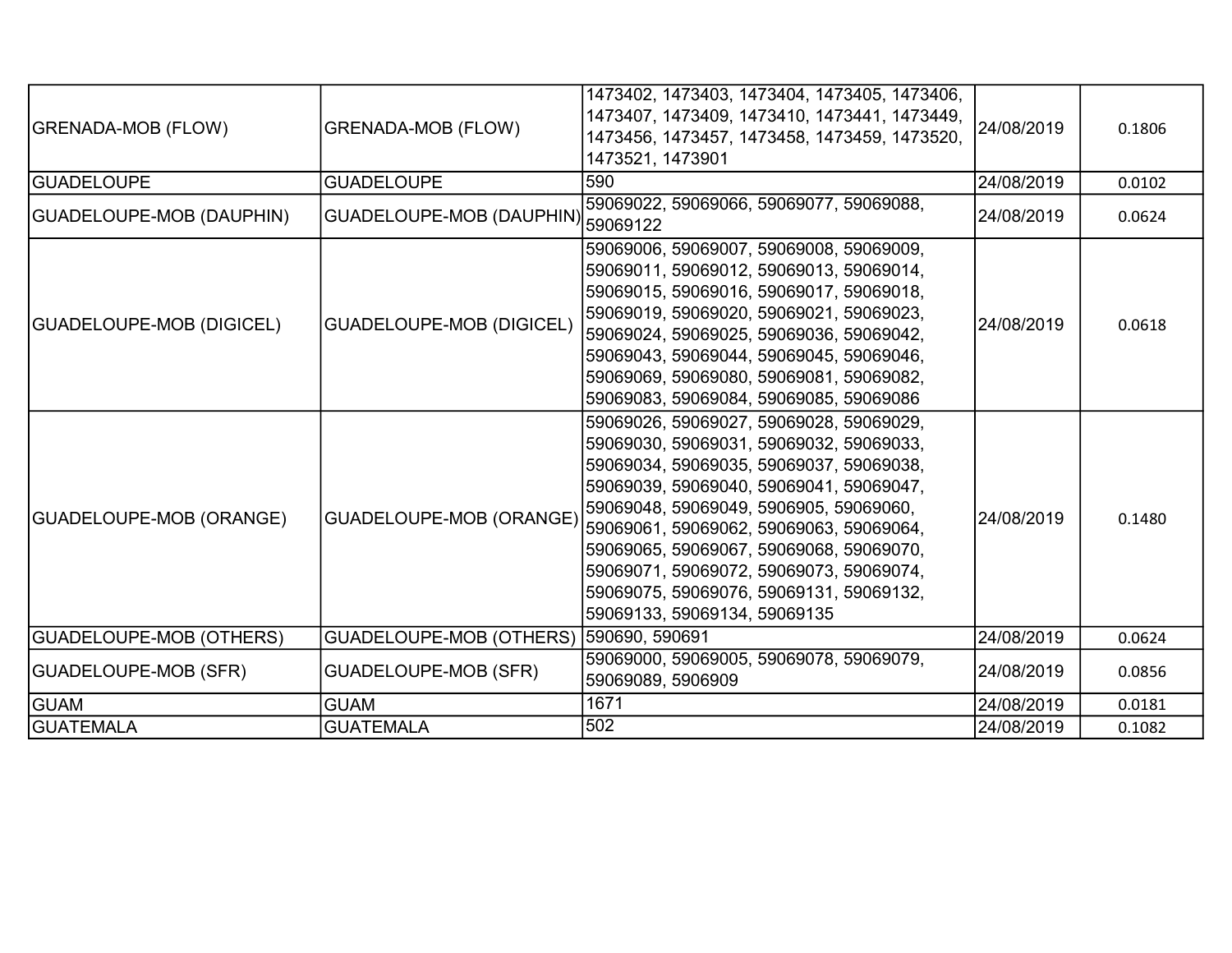| | | | | |
|---|---|---|---|---|
| GRENADA-MOB (FLOW) | GRENADA-MOB (FLOW) | 1473402, 1473403, 1473404, 1473405, 1473406, 1473407, 1473409, 1473410, 1473441, 1473449, 1473456, 1473457, 1473458, 1473459, 1473520, 1473521, 1473901 | 24/08/2019 | 0.1806 |
| GUADELOUPE | GUADELOUPE | 590 | 24/08/2019 | 0.0102 |
| GUADELOUPE-MOB (DAUPHIN) | GUADELOUPE-MOB (DAUPHIN) | 59069022, 59069066, 59069077, 59069088, 59069122 | 24/08/2019 | 0.0624 |
| GUADELOUPE-MOB (DIGICEL) | GUADELOUPE-MOB (DIGICEL) | 59069006, 59069007, 59069008, 59069009, 59069011, 59069012, 59069013, 59069014, 59069015, 59069016, 59069017, 59069018, 59069019, 59069020, 59069021, 59069023, 59069024, 59069025, 59069036, 59069042, 59069043, 59069044, 59069045, 59069046, 59069069, 59069080, 59069081, 59069082, 59069083, 59069084, 59069085, 59069086 | 24/08/2019 | 0.0618 |
| GUADELOUPE-MOB (ORANGE) | GUADELOUPE-MOB (ORANGE) | 59069026, 59069027, 59069028, 59069029, 59069030, 59069031, 59069032, 59069033, 59069034, 59069035, 59069037, 59069038, 59069039, 59069040, 59069041, 59069047, 59069048, 59069049, 5906905, 59069060, 59069061, 59069062, 59069063, 59069064, 59069065, 59069067, 59069068, 59069070, 59069071, 59069072, 59069073, 59069074, 59069075, 59069076, 59069131, 59069132, 59069133, 59069134, 59069135 | 24/08/2019 | 0.1480 |
| GUADELOUPE-MOB (OTHERS) | GUADELOUPE-MOB (OTHERS) | 590690, 590691 | 24/08/2019 | 0.0624 |
| GUADELOUPE-MOB (SFR) | GUADELOUPE-MOB (SFR) | 59069000, 59069005, 59069078, 59069079, 59069089, 5906909 | 24/08/2019 | 0.0856 |
| GUAM | GUAM | 1671 | 24/08/2019 | 0.0181 |
| GUATEMALA | GUATEMALA | 502 | 24/08/2019 | 0.1082 |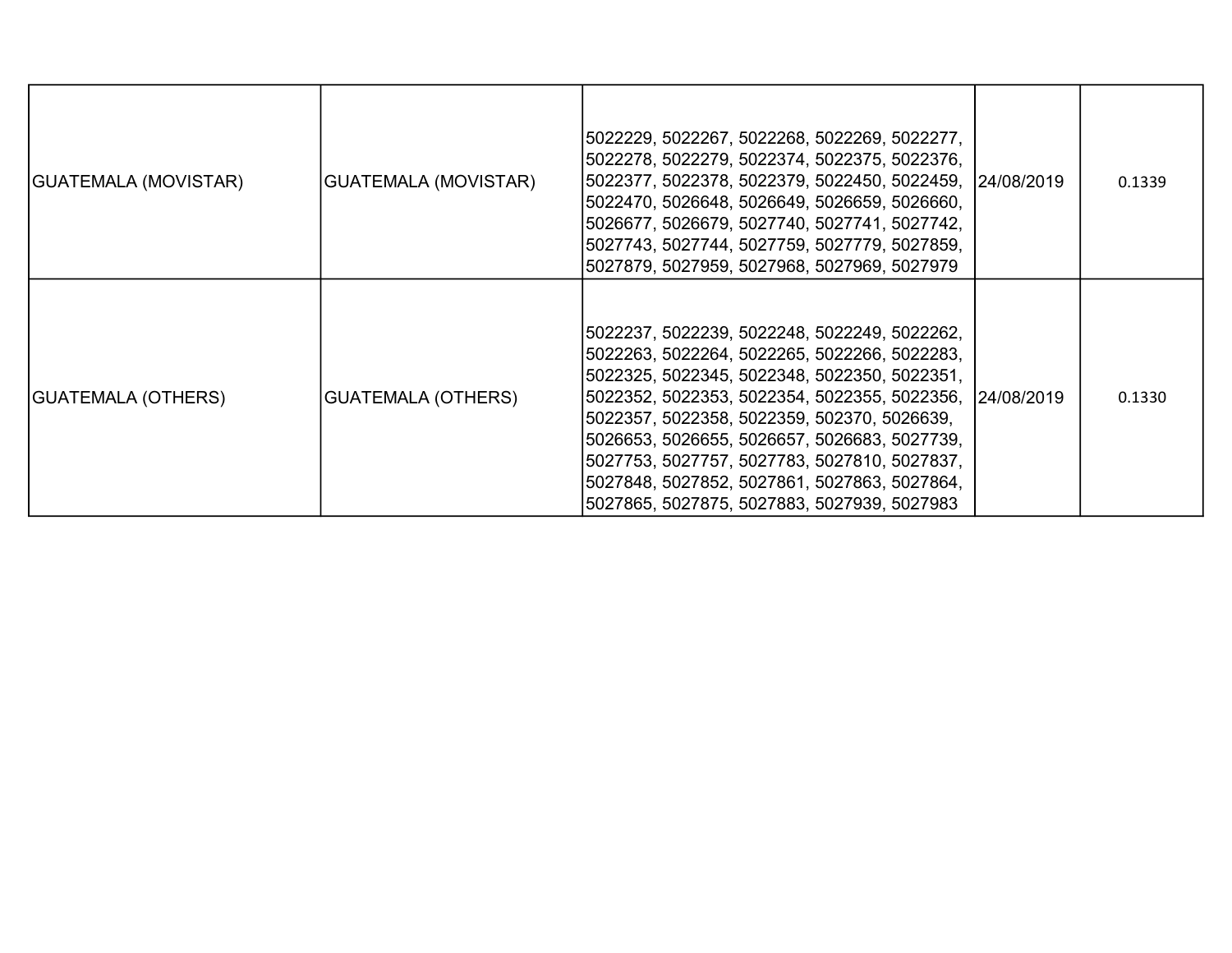| GUATEMALA (MOVISTAR) | GUATEMALA (MOVISTAR) | 5022229, 5022267, 5022268, 5022269, 5022277, 5022278, 5022279, 5022374, 5022375, 5022376, 5022377, 5022378, 5022379, 5022450, 5022459, 5022470, 5026648, 5026649, 5026659, 5026660, 5026677, 5026679, 5027740, 5027741, 5027742, 5027743, 5027744, 5027759, 5027779, 5027859, 5027879, 5027959, 5027968, 5027969, 5027979 | 24/08/2019 | 0.1339 |
|---|---|---|---|---|
| GUATEMALA (OTHERS) | GUATEMALA (OTHERS) | 5022237, 5022239, 5022248, 5022249, 5022262, 5022263, 5022264, 5022265, 5022266, 5022283, 5022325, 5022345, 5022348, 5022350, 5022351, 5022352, 5022353, 5022354, 5022355, 5022356, 5022357, 5022358, 5022359, 502370, 5026639, 5026653, 5026655, 5026657, 5026683, 5027739, 5027753, 5027757, 5027783, 5027810, 5027837, 5027848, 5027852, 5027861, 5027863, 5027864, 5027865, 5027875, 5027883, 5027939, 5027983 | 24/08/2019 | 0.1330 |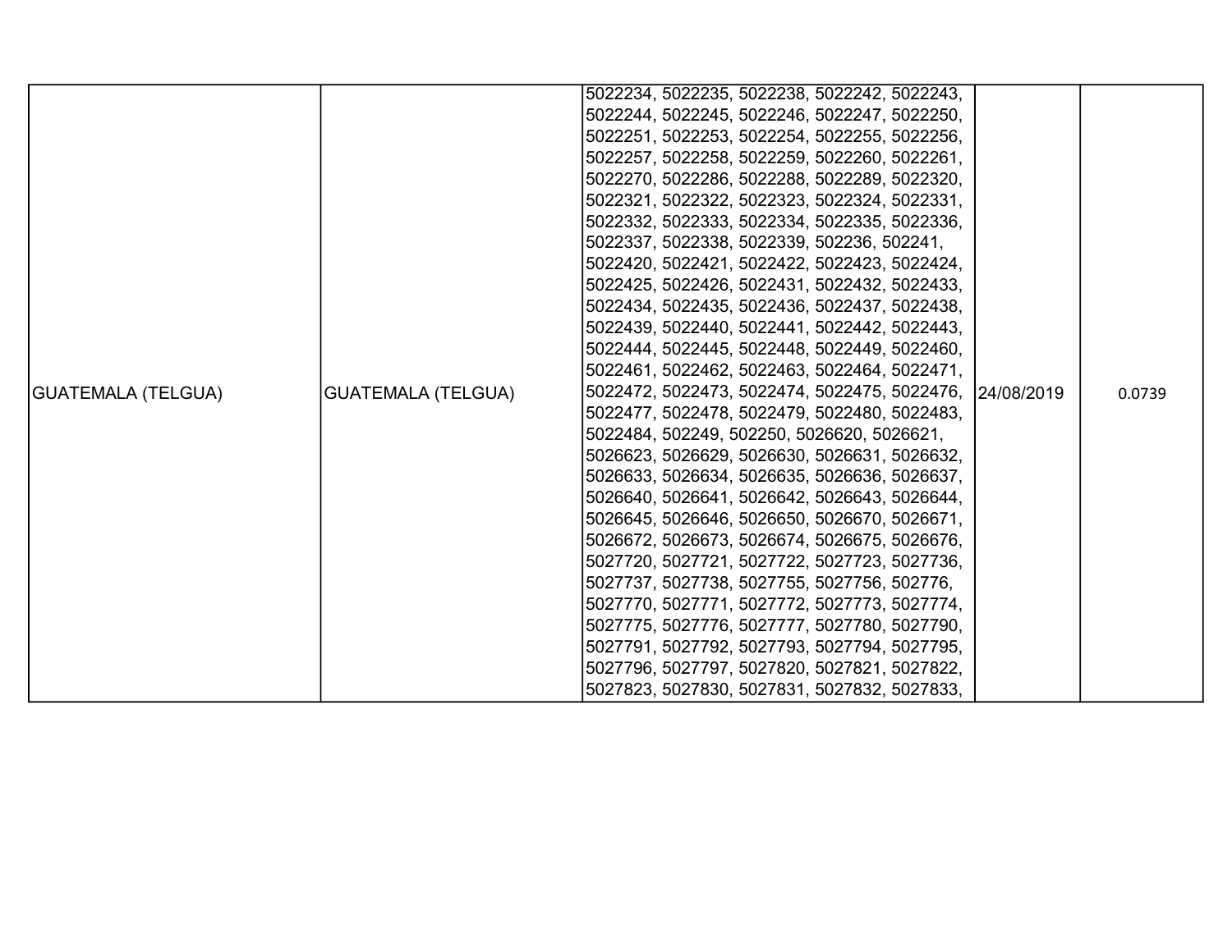| | | | | |
|---|---|---|---|---|
| GUATEMALA (TELGUA) | GUATEMALA (TELGUA) | 5022234, 5022235, 5022238, 5022242, 5022243, 5022244, 5022245, 5022246, 5022247, 5022250, 5022251, 5022253, 5022254, 5022255, 5022256, 5022257, 5022258, 5022259, 5022260, 5022261, 5022270, 5022286, 5022288, 5022289, 5022320, 5022321, 5022322, 5022323, 5022324, 5022331, 5022332, 5022333, 5022334, 5022335, 5022336, 5022337, 5022338, 5022339, 502236, 502241, 5022420, 5022421, 5022422, 5022423, 5022424, 5022425, 5022426, 5022431, 5022432, 5022433, 5022434, 5022435, 5022436, 5022437, 5022438, 5022439, 5022440, 5022441, 5022442, 5022443, 5022444, 5022445, 5022448, 5022449, 5022460, 5022461, 5022462, 5022463, 5022464, 5022471, 5022472, 5022473, 5022474, 5022475, 5022476, 5022477, 5022478, 5022479, 5022480, 5022483, 5022484, 502249, 502250, 5026620, 5026621, 5026623, 5026629, 5026630, 5026631, 5026632, 5026633, 5026634, 5026635, 5026636, 5026637, 5026640, 5026641, 5026642, 5026643, 5026644, 5026645, 5026646, 5026650, 5026670, 5026671, 5026672, 5026673, 5026674, 5026675, 5026676, 5027720, 5027721, 5027722, 5027723, 5027736, 5027737, 5027738, 5027755, 5027756, 502776, 5027770, 5027771, 5027772, 5027773, 5027774, 5027775, 5027776, 5027777, 5027780, 5027790, 5027791, 5027792, 5027793, 5027794, 5027795, 5027796, 5027797, 5027820, 5027821, 5027822, 5027823, 5027830, 5027831, 5027832, 5027833, | 24/08/2019 | 0.0739 |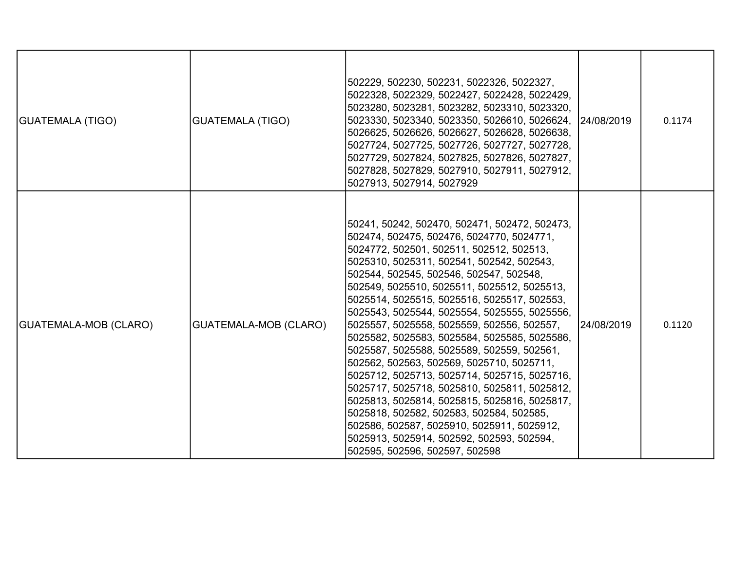| | | | | |
|---|---|---|---|---|
| GUATEMALA (TIGO) | GUATEMALA (TIGO) | 502229, 502230, 502231, 5022326, 5022327, 5022328, 5022329, 5022427, 5022428, 5022429, 5023280, 5023281, 5023282, 5023310, 5023320, 5023330, 5023340, 5023350, 5026610, 5026624, 5026625, 5026626, 5026627, 5026628, 5026638, 5027724, 5027725, 5027726, 5027727, 5027728, 5027729, 5027824, 5027825, 5027826, 5027827, 5027828, 5027829, 5027910, 5027911, 5027912, 5027913, 5027914, 5027929 | 24/08/2019 | 0.1174 |
| GUATEMALA-MOB (CLARO) | GUATEMALA-MOB (CLARO) | 50241, 50242, 502470, 502471, 502472, 502473, 502474, 502475, 502476, 5024770, 5024771, 5024772, 502501, 502511, 502512, 502513, 5025310, 5025311, 502541, 502542, 502543, 502544, 502545, 502546, 502547, 502548, 502549, 5025510, 5025511, 5025512, 5025513, 5025514, 5025515, 5025516, 5025517, 502553, 5025543, 5025544, 5025554, 5025555, 5025556, 5025557, 5025558, 5025559, 502556, 502557, 5025582, 5025583, 5025584, 5025585, 5025586, 5025587, 5025588, 5025589, 502559, 502561, 502562, 502563, 502569, 5025710, 5025711, 5025712, 5025713, 5025714, 5025715, 5025716, 5025717, 5025718, 5025810, 5025811, 5025812, 5025813, 5025814, 5025815, 5025816, 5025817, 5025818, 502582, 502583, 502584, 502585, 502586, 502587, 5025910, 5025911, 5025912, 5025913, 5025914, 502592, 502593, 502594, 502595, 502596, 502597, 502598 | 24/08/2019 | 0.1120 |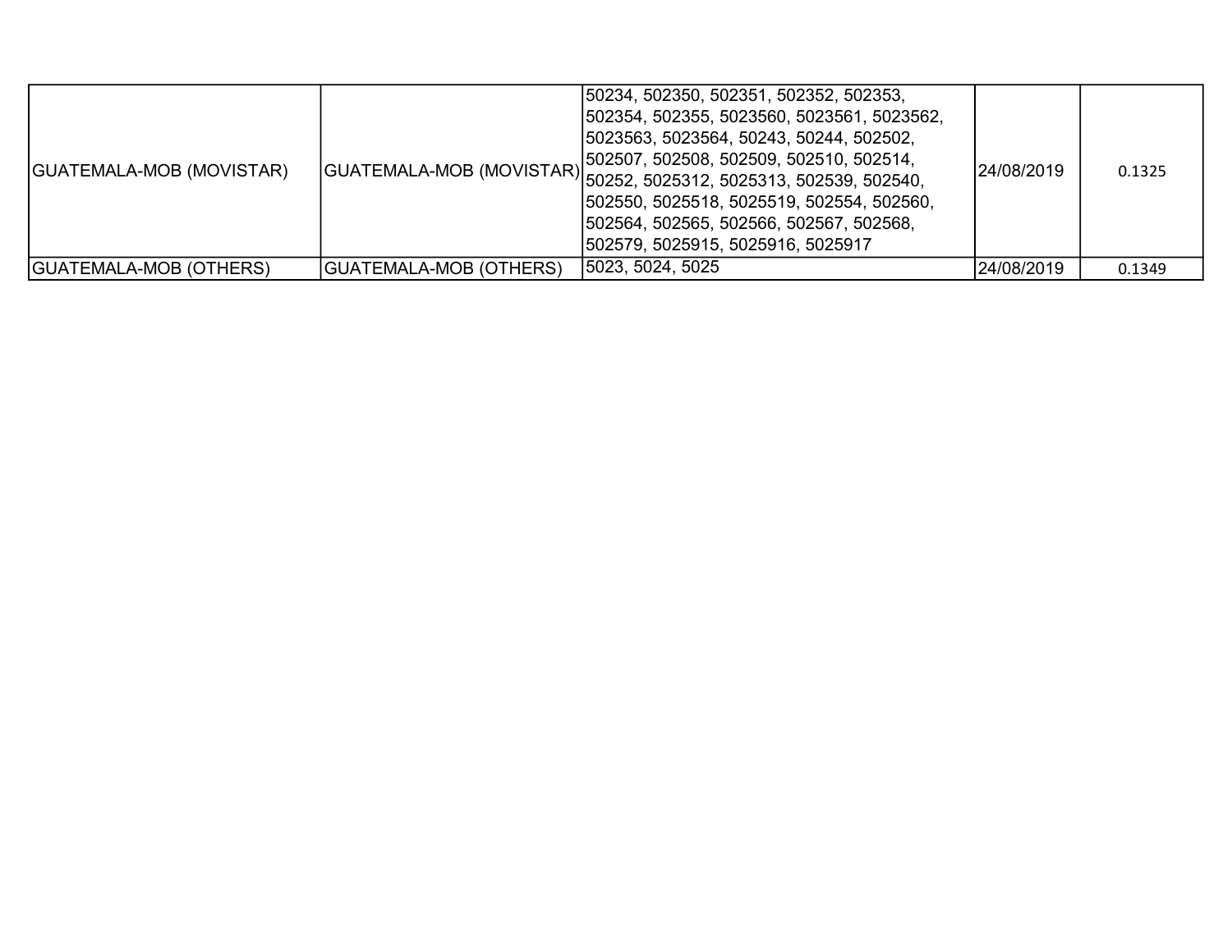| GUATEMALA-MOB (MOVISTAR) | GUATEMALA-MOB (MOVISTAR) | 50234, 502350, 502351, 502352, 502353, 502354, 502355, 5023560, 5023561, 5023562, 5023563, 5023564, 50243, 50244, 502502, 502507, 502508, 502509, 502510, 502514, 50252, 5025312, 5025313, 502539, 502540, 502550, 5025518, 5025519, 502554, 502560, 502564, 502565, 502566, 502567, 502568, 502579, 5025915, 5025916, 5025917 | 24/08/2019 | 0.1325 |
|---|---|---|---|---|
| GUATEMALA-MOB (OTHERS) | GUATEMALA-MOB (OTHERS) | 5023, 5024, 5025 | 24/08/2019 | 0.1349 |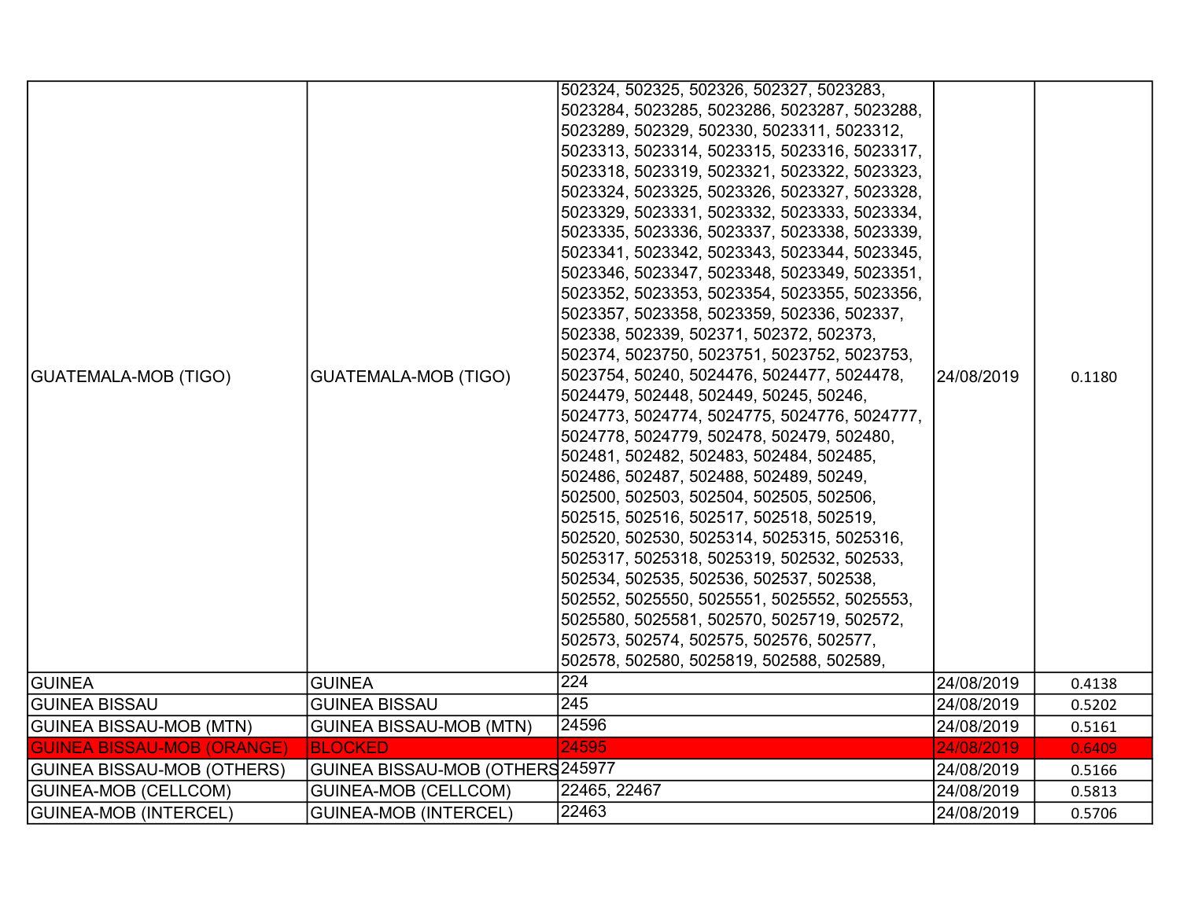| GUATEMALA-MOB (TIGO) | GUATEMALA-MOB (TIGO) | 502324, 502325, 502326, 502327, 5023283, 5023284, 5023285, 5023286, 5023287, 5023288, 5023289, 502329, 502330, 5023311, 5023312, 5023313, 5023314, 5023315, 5023316, 5023317, 5023318, 5023319, 5023321, 5023322, 5023323, 5023324, 5023325, 5023326, 5023327, 5023328, 5023329, 5023331, 5023332, 5023333, 5023334, 5023335, 5023336, 5023337, 5023338, 5023339, 5023341, 5023342, 5023343, 5023344, 5023345, 5023346, 5023347, 5023348, 5023349, 5023351, 5023352, 5023353, 5023354, 5023355, 5023356, 5023357, 5023358, 5023359, 502336, 502337, 502338, 502339, 502371, 502372, 502373, 502374, 5023750, 5023751, 5023752, 5023753, 5023754, 50240, 5024476, 5024477, 5024478, 5024479, 502448, 502449, 50245, 50246, 5024773, 5024774, 5024775, 5024776, 5024777, 5024778, 5024779, 502478, 502479, 502480, 502481, 502482, 502483, 502484, 502485, 502486, 502487, 502488, 502489, 50249, 502500, 502503, 502504, 502505, 502506, 502515, 502516, 502517, 502518, 502519, 502520, 502530, 5025314, 5025315, 5025316, 5025317, 5025318, 5025319, 502532, 502533, 502534, 502535, 502536, 502537, 502538, 502552, 5025550, 5025551, 5025552, 5025553, 5025580, 5025581, 502570, 5025719, 502572, 502573, 502574, 502575, 502576, 502577, 502578, 502580, 5025819, 502588, 502589, | 24/08/2019 | 0.1180 |
|---|---|---|---|---|
| GUINEA | GUINEA | 224 | 24/08/2019 | 0.4138 |
| GUINEA BISSAU | GUINEA BISSAU | 245 | 24/08/2019 | 0.5202 |
| GUINEA BISSAU-MOB (MTN) | GUINEA BISSAU-MOB (MTN) | 24596 | 24/08/2019 | 0.5161 |
| GUINEA BISSAU-MOB (ORANGE) | BLOCKED | 24595 | 24/08/2019 | 0.6409 |
| GUINEA BISSAU-MOB (OTHERS) | GUINEA BISSAU-MOB (OTHERS | 245977 | 24/08/2019 | 0.5166 |
| GUINEA-MOB (CELLCOM) | GUINEA-MOB (CELLCOM) | 22465, 22467 | 24/08/2019 | 0.5813 |
| GUINEA-MOB (INTERCEL) | GUINEA-MOB (INTERCEL) | 22463 | 24/08/2019 | 0.5706 |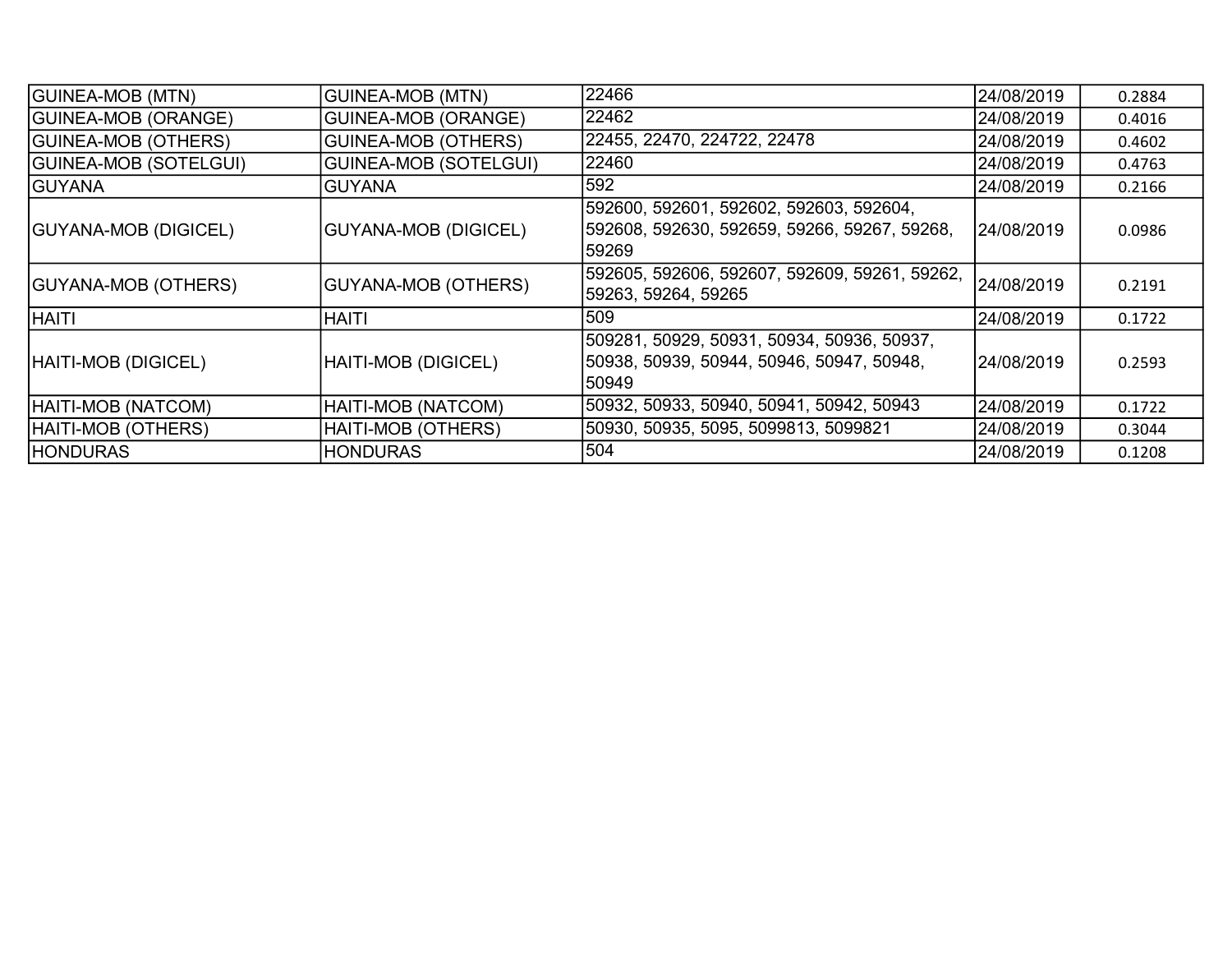| | | | | |
|---|---|---|---|---|
| GUINEA-MOB (MTN) | GUINEA-MOB (MTN) | 22466 | 24/08/2019 | 0.2884 |
| GUINEA-MOB (ORANGE) | GUINEA-MOB (ORANGE) | 22462 | 24/08/2019 | 0.4016 |
| GUINEA-MOB (OTHERS) | GUINEA-MOB (OTHERS) | 22455, 22470, 224722, 22478 | 24/08/2019 | 0.4602 |
| GUINEA-MOB (SOTELGUI) | GUINEA-MOB (SOTELGUI) | 22460 | 24/08/2019 | 0.4763 |
| GUYANA | GUYANA | 592 | 24/08/2019 | 0.2166 |
| GUYANA-MOB (DIGICEL) | GUYANA-MOB (DIGICEL) | 592600, 592601, 592602, 592603, 592604, 592608, 592630, 592659, 59266, 59267, 59268, 59269 | 24/08/2019 | 0.0986 |
| GUYANA-MOB (OTHERS) | GUYANA-MOB (OTHERS) | 592605, 592606, 592607, 592609, 59261, 59262, 59263, 59264, 59265 | 24/08/2019 | 0.2191 |
| HAITI | HAITI | 509 | 24/08/2019 | 0.1722 |
| HAITI-MOB (DIGICEL) | HAITI-MOB (DIGICEL) | 509281, 50929, 50931, 50934, 50936, 50937, 50938, 50939, 50944, 50946, 50947, 50948, 50949 | 24/08/2019 | 0.2593 |
| HAITI-MOB (NATCOM) | HAITI-MOB (NATCOM) | 50932, 50933, 50940, 50941, 50942, 50943 | 24/08/2019 | 0.1722 |
| HAITI-MOB (OTHERS) | HAITI-MOB (OTHERS) | 50930, 50935, 5095, 5099813, 5099821 | 24/08/2019 | 0.3044 |
| HONDURAS | HONDURAS | 504 | 24/08/2019 | 0.1208 |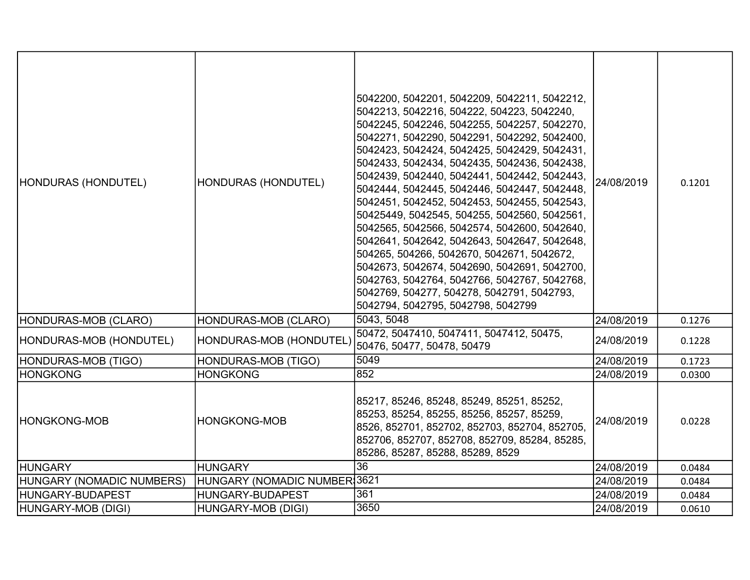| HONDURAS (HONDUTEL) | HONDURAS (HONDUTEL) | 5042200, 5042201, 5042209, 5042211, 5042212, 5042213, 5042216, 504222, 504223, 5042240, 5042245, 5042246, 5042255, 5042257, 5042270, 5042271, 5042290, 5042291, 5042292, 5042400, 5042423, 5042424, 5042425, 5042429, 5042431, 5042433, 5042434, 5042435, 5042436, 5042438, 5042439, 5042440, 5042441, 5042442, 5042443, 5042444, 5042445, 5042446, 5042447, 5042448, 5042451, 5042452, 5042453, 5042455, 5042543, 50425449, 5042545, 504255, 5042560, 5042561, 5042565, 5042566, 5042574, 5042600, 5042640, 5042641, 5042642, 5042643, 5042647, 5042648, 504265, 504266, 5042670, 5042671, 5042672, 5042673, 5042674, 5042690, 5042691, 5042700, 5042763, 5042764, 5042766, 5042767, 5042768, 5042769, 504277, 504278, 5042791, 5042793, 5042794, 5042795, 5042798, 5042799 | 24/08/2019 | 0.1201 |
|---|---|---|---|---|
| HONDURAS-MOB (CLARO) | HONDURAS-MOB (CLARO) | 5043, 5048 | 24/08/2019 | 0.1276 |
| HONDURAS-MOB (HONDUTEL) | HONDURAS-MOB (HONDUTEL) | 50472, 5047410, 5047411, 5047412, 50475, 50476, 50477, 50478, 50479 | 24/08/2019 | 0.1228 |
| HONDURAS-MOB (TIGO) | HONDURAS-MOB (TIGO) | 5049 | 24/08/2019 | 0.1723 |
| HONGKONG | HONGKONG | 852 | 24/08/2019 | 0.0300 |
| HONGKONG-MOB | HONGKONG-MOB | 85217, 85246, 85248, 85249, 85251, 85252, 85253, 85254, 85255, 85256, 85257, 85259, 8526, 852701, 852702, 852703, 852704, 852705, 852706, 852707, 852708, 852709, 85284, 85285, 85286, 85287, 85288, 85289, 8529 | 24/08/2019 | 0.0228 |
| HUNGARY | HUNGARY | 36 | 24/08/2019 | 0.0484 |
| HUNGARY (NOMADIC NUMBERS) | HUNGARY (NOMADIC NUMBERS | 3621 | 24/08/2019 | 0.0484 |
| HUNGARY-BUDAPEST | HUNGARY-BUDAPEST | 361 | 24/08/2019 | 0.0484 |
| HUNGARY-MOB (DIGI) | HUNGARY-MOB (DIGI) | 3650 | 24/08/2019 | 0.0610 |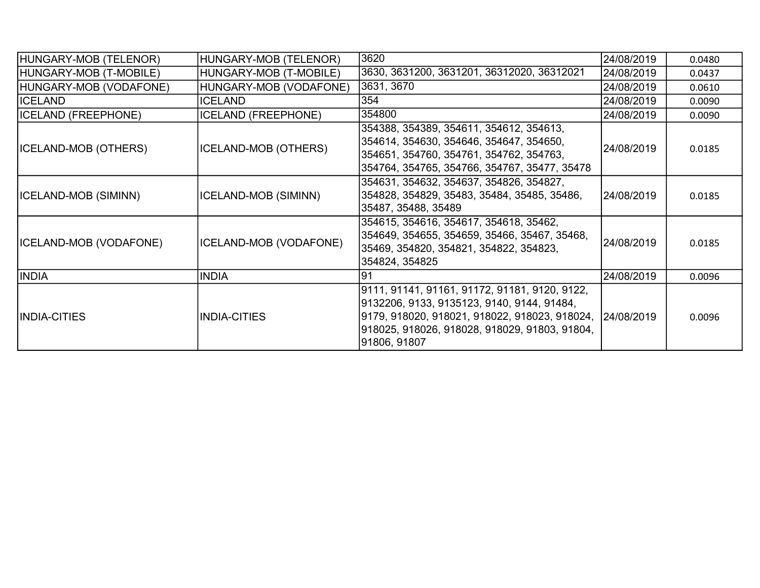| HUNGARY-MOB (TELENOR) | HUNGARY-MOB (TELENOR) | 3620 | 24/08/2019 | 0.0480 |
|---|---|---|---|---|
| HUNGARY-MOB (T-MOBILE) | HUNGARY-MOB (T-MOBILE) | 3630, 3631200, 3631201, 36312020, 36312021 | 24/08/2019 | 0.0437 |
| HUNGARY-MOB (VODAFONE) | HUNGARY-MOB (VODAFONE) | 3631, 3670 | 24/08/2019 | 0.0610 |
| ICELAND | ICELAND | 354 | 24/08/2019 | 0.0090 |
| ICELAND (FREEPHONE) | ICELAND (FREEPHONE) | 354800 | 24/08/2019 | 0.0090 |
| ICELAND-MOB (OTHERS) | ICELAND-MOB (OTHERS) | 354388, 354389, 354611, 354612, 354613, 354614, 354630, 354646, 354647, 354650, 354651, 354760, 354761, 354762, 354763, 354764, 354765, 354766, 354767, 35477, 35478 | 24/08/2019 | 0.0185 |
| ICELAND-MOB (SIMINN) | ICELAND-MOB (SIMINN) | 354631, 354632, 354637, 354826, 354827, 354828, 354829, 35483, 35484, 35485, 35486, 35487, 35488, 35489 | 24/08/2019 | 0.0185 |
| ICELAND-MOB (VODAFONE) | ICELAND-MOB (VODAFONE) | 354615, 354616, 354617, 354618, 35462, 354649, 354655, 354659, 35466, 35467, 35468, 35469, 354820, 354821, 354822, 354823, 354824, 354825 | 24/08/2019 | 0.0185 |
| INDIA | INDIA | 91 | 24/08/2019 | 0.0096 |
| INDIA-CITIES | INDIA-CITIES | 9111, 91141, 91161, 91172, 91181, 9120, 9122, 9132206, 9133, 9135123, 9140, 9144, 91484, 9179, 918020, 918021, 918022, 918023, 918024, 918025, 918026, 918028, 918029, 91803, 91804, 91806, 91807 | 24/08/2019 | 0.0096 |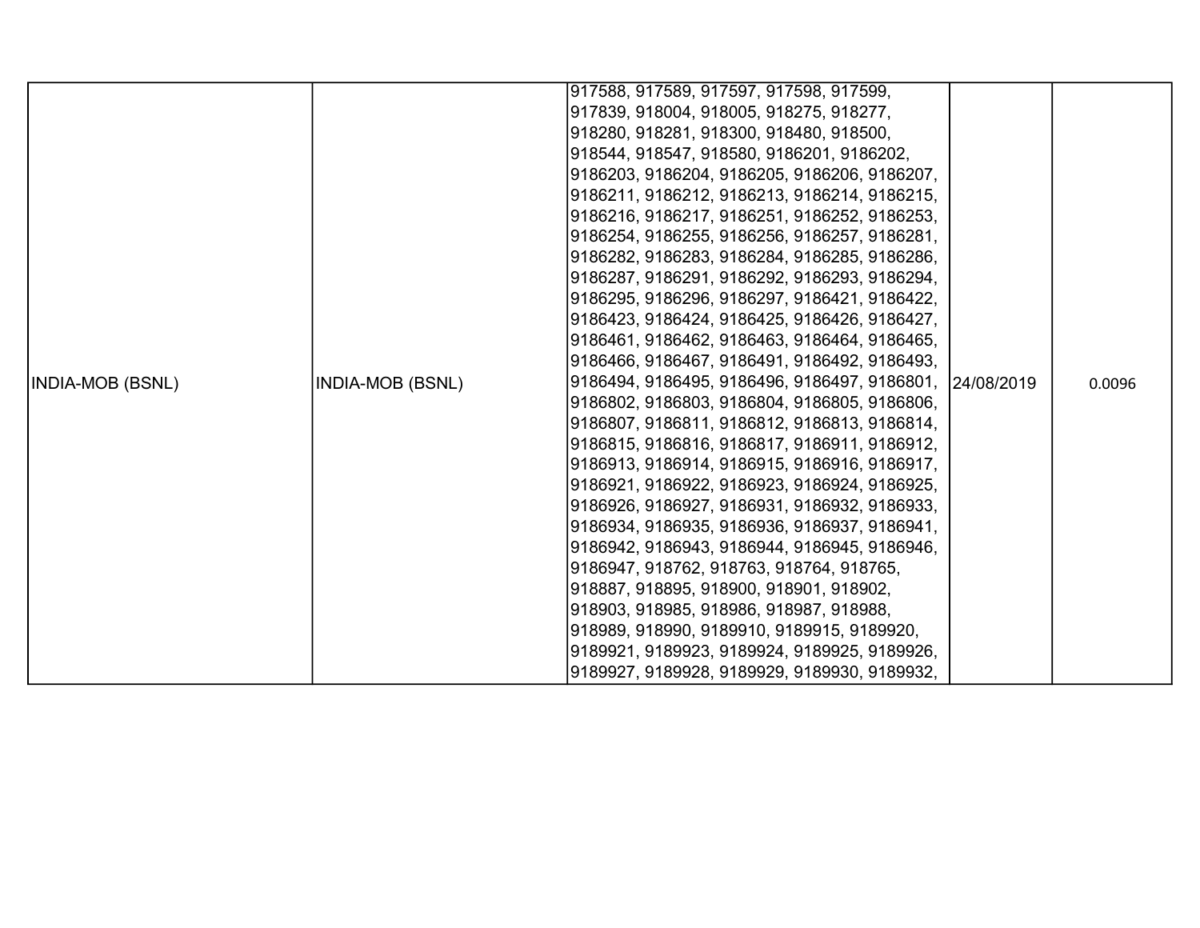| | | | | |
|---|---|---|---|---|
| INDIA-MOB (BSNL) | INDIA-MOB (BSNL) | 917588, 917589, 917597, 917598, 917599, 917839, 918004, 918005, 918275, 918277, 918280, 918281, 918300, 918480, 918500, 918544, 918547, 918580, 9186201, 9186202, 9186203, 9186204, 9186205, 9186206, 9186207, 9186211, 9186212, 9186213, 9186214, 9186215, 9186216, 9186217, 9186251, 9186252, 9186253, 9186254, 9186255, 9186256, 9186257, 9186281, 9186282, 9186283, 9186284, 9186285, 9186286, 9186287, 9186291, 9186292, 9186293, 9186294, 9186295, 9186296, 9186297, 9186421, 9186422, 9186423, 9186424, 9186425, 9186426, 9186427, 9186461, 9186462, 9186463, 9186464, 9186465, 9186466, 9186467, 9186491, 9186492, 9186493, 9186494, 9186495, 9186496, 9186497, 9186801, 9186802, 9186803, 9186804, 9186805, 9186806, 9186807, 9186811, 9186812, 9186813, 9186814, 9186815, 9186816, 9186817, 9186911, 9186912, 9186913, 9186914, 9186915, 9186916, 9186917, 9186921, 9186922, 9186923, 9186924, 9186925, 9186926, 9186927, 9186931, 9186932, 9186933, 9186934, 9186935, 9186936, 9186937, 9186941, 9186942, 9186943, 9186944, 9186945, 9186946, 9186947, 918762, 918763, 918764, 918765, 918887, 918895, 918900, 918901, 918902, 918903, 918985, 918986, 918987, 918988, 918989, 918990, 9189910, 9189915, 9189920, 9189921, 9189923, 9189924, 9189925, 9189926, 9189927, 9189928, 9189929, 9189930, 9189932, | 24/08/2019 | 0.0096 |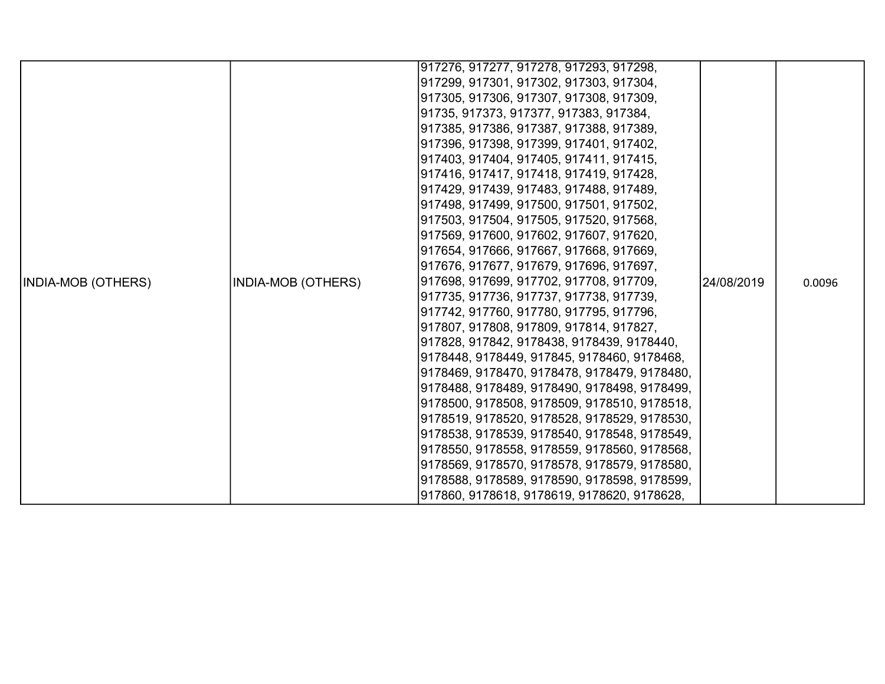| INDIA-MOB (OTHERS) | INDIA-MOB (OTHERS) | 917276, 917277, 917278, 917293, 917298, 917299, 917301, 917302, 917303, 917304, 917305, 917306, 917307, 917308, 917309, 91735, 917373, 917377, 917383, 917384, 917385, 917386, 917387, 917388, 917389, 917396, 917398, 917399, 917401, 917402, 917403, 917404, 917405, 917411, 917415, 917416, 917417, 917418, 917419, 917428, 917429, 917439, 917483, 917488, 917489, 917498, 917499, 917500, 917501, 917502, 917503, 917504, 917505, 917520, 917568, 917569, 917600, 917602, 917607, 917620, 917654, 917666, 917667, 917668, 917669, 917676, 917677, 917679, 917696, 917697, 917698, 917699, 917702, 917708, 917709, 917735, 917736, 917737, 917738, 917739, 917742, 917760, 917780, 917795, 917796, 917807, 917808, 917809, 917814, 917827, 917828, 917842, 9178438, 9178439, 9178440, 9178448, 9178449, 917845, 9178460, 9178468, 9178469, 9178470, 9178478, 9178479, 9178480, 9178488, 9178489, 9178490, 9178498, 9178499, 9178500, 9178508, 9178509, 9178510, 9178518, 9178519, 9178520, 9178528, 9178529, 9178530, 9178538, 9178539, 9178540, 9178548, 9178549, 9178550, 9178558, 9178559, 9178560, 9178568, 9178569, 9178570, 9178578, 9178579, 9178580, 9178588, 9178589, 9178590, 9178598, 9178599, 917860, 9178618, 9178619, 9178620, 9178628, | 24/08/2019 | 0.0096 |
|---|---|---|---|---|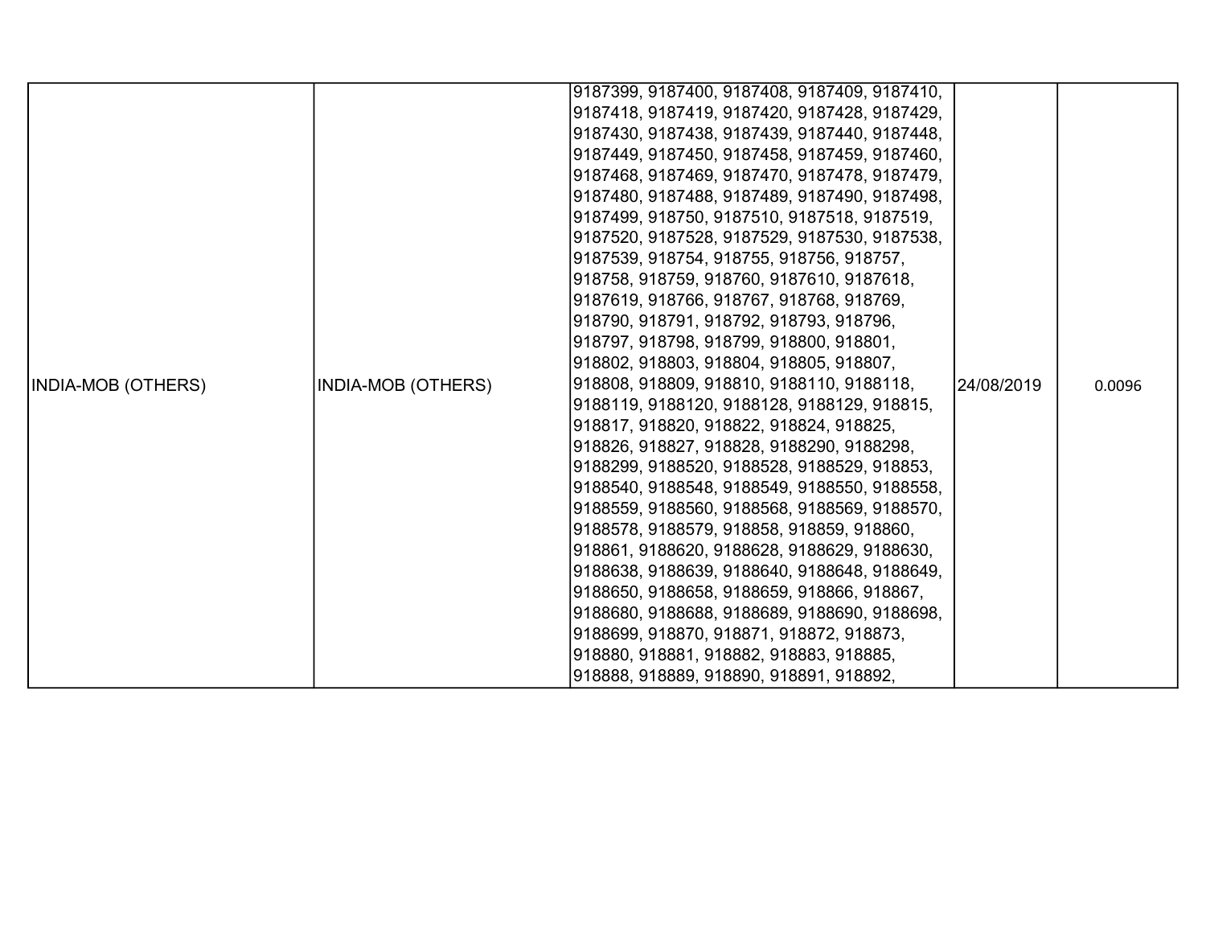| INDIA-MOB (OTHERS) | INDIA-MOB (OTHERS) | 9187399, 9187400, 9187408, 9187409, 9187410, 9187418, 9187419, 9187420, 9187428, 9187429, 9187430, 9187438, 9187439, 9187440, 9187448, 9187449, 9187450, 9187458, 9187459, 9187460, 9187468, 9187469, 9187470, 9187478, 9187479, 9187480, 9187488, 9187489, 9187490, 9187498, 9187499, 918750, 9187510, 9187518, 9187519, 9187520, 9187528, 9187529, 9187530, 9187538, 9187539, 918754, 918755, 918756, 918757, 918758, 918759, 918760, 9187610, 9187618, 9187619, 918766, 918767, 918768, 918769, 918790, 918791, 918792, 918793, 918796, 918797, 918798, 918799, 918800, 918801, 918802, 918803, 918804, 918805, 918807, 918808, 918809, 918810, 9188110, 9188118, 9188119, 9188120, 9188128, 9188129, 918815, 918817, 918820, 918822, 918824, 918825, 918826, 918827, 918828, 9188290, 9188298, 9188299, 9188520, 9188528, 9188529, 918853, 9188540, 9188548, 9188549, 9188550, 9188558, 9188559, 9188560, 9188568, 9188569, 9188570, 9188578, 9188579, 918858, 918859, 918860, 918861, 9188620, 9188628, 9188629, 9188630, 9188638, 9188639, 9188640, 9188648, 9188649, 9188650, 9188658, 9188659, 918866, 918867, 9188680, 9188688, 9188689, 9188690, 9188698, 9188699, 918870, 918871, 918872, 918873, 918880, 918881, 918882, 918883, 918885, 918888, 918889, 918890, 918891, 918892, | 24/08/2019 | 0.0096 |
|---|---|---|---|---|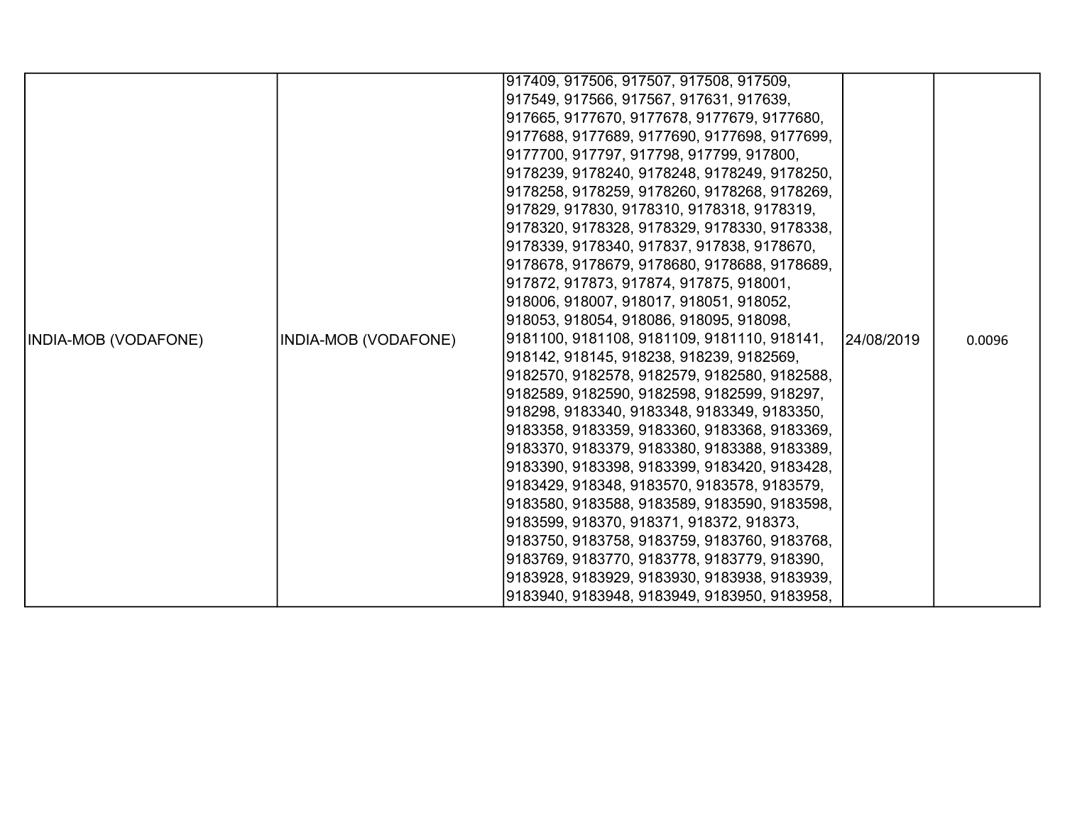| | | | | |
|---|---|---|---|---|
| INDIA-MOB (VODAFONE) | INDIA-MOB (VODAFONE) | 917409, 917506, 917507, 917508, 917509, 917549, 917566, 917567, 917631, 917639, 917665, 9177670, 9177678, 9177679, 9177680, 9177688, 9177689, 9177690, 9177698, 9177699, 9177700, 917797, 917798, 917799, 917800, 9178239, 9178240, 9178248, 9178249, 9178250, 9178258, 9178259, 9178260, 9178268, 9178269, 917829, 917830, 9178310, 9178318, 9178319, 9178320, 9178328, 9178329, 9178330, 9178338, 9178339, 9178340, 917837, 917838, 9178670, 9178678, 9178679, 9178680, 9178688, 9178689, 917872, 917873, 917874, 917875, 918001, 918006, 918007, 918017, 918051, 918052, 918053, 918054, 918086, 918095, 918098, 9181100, 9181108, 9181109, 9181110, 918141, 918142, 918145, 918238, 918239, 9182569, 9182570, 9182578, 9182579, 9182580, 9182588, 9182589, 9182590, 9182598, 9182599, 918297, 918298, 9183340, 9183348, 9183349, 9183350, 9183358, 9183359, 9183360, 9183368, 9183369, 9183370, 9183379, 9183380, 9183388, 9183389, 9183390, 9183398, 9183399, 9183420, 9183428, 9183429, 918348, 9183570, 9183578, 9183579, 9183580, 9183588, 9183589, 9183590, 9183598, 9183599, 918370, 918371, 918372, 918373, 9183750, 9183758, 9183759, 9183760, 9183768, 9183769, 9183770, 9183778, 9183779, 918390, 9183928, 9183929, 9183930, 9183938, 9183939, 9183940, 9183948, 9183949, 9183950, 9183958, | 24/08/2019 | 0.0096 |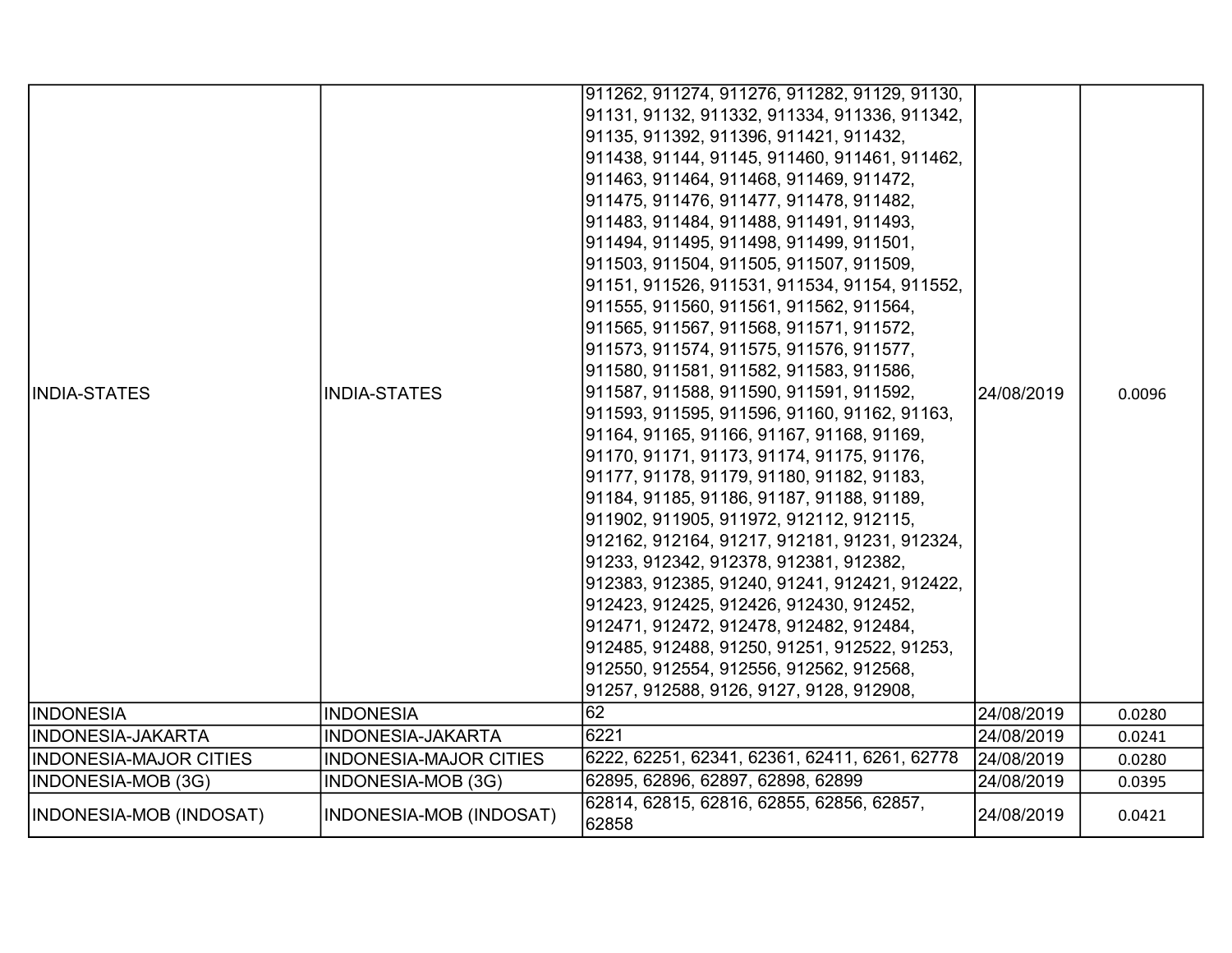| | | | | |
|---|---|---|---|---|
| INDIA-STATES | INDIA-STATES | 911262, 911274, 911276, 911282, 91129, 91130, 91131, 91132, 911332, 911334, 911336, 911342, 91135, 911392, 911396, 911421, 911432, 911438, 91144, 91145, 911460, 911461, 911462, 911463, 911464, 911468, 911469, 911472, 911475, 911476, 911477, 911478, 911482, 911483, 911484, 911488, 911491, 911493, 911494, 911495, 911498, 911499, 911501, 911503, 911504, 911505, 911507, 911509, 91151, 911526, 911531, 911534, 91154, 911552, 911555, 911560, 911561, 911562, 911564, 911565, 911567, 911568, 911571, 911572, 911573, 911574, 911575, 911576, 911577, 911580, 911581, 911582, 911583, 911586, 911587, 911588, 911590, 911591, 911592, 911593, 911595, 911596, 91160, 91162, 91163, 91164, 91165, 91166, 91167, 91168, 91169, 91170, 91171, 91173, 91174, 91175, 91176, 91177, 91178, 91179, 91180, 91182, 91183, 91184, 91185, 91186, 91187, 91188, 91189, 911902, 911905, 911972, 912112, 912115, 912162, 912164, 91217, 912181, 91231, 912324, 91233, 912342, 912378, 912381, 912382, 912383, 912385, 91240, 91241, 912421, 912422, 912423, 912425, 912426, 912430, 912452, 912471, 912472, 912478, 912482, 912484, 912485, 912488, 91250, 91251, 912522, 91253, 912550, 912554, 912556, 912562, 912568, 91257, 912588, 9126, 9127, 9128, 912908, | 24/08/2019 | 0.0096 |
| INDONESIA | INDONESIA | 62 | 24/08/2019 | 0.0280 |
| INDONESIA-JAKARTA | INDONESIA-JAKARTA | 6221 | 24/08/2019 | 0.0241 |
| INDONESIA-MAJOR CITIES | INDONESIA-MAJOR CITIES | 6222, 62251, 62341, 62361, 62411, 6261, 62778 | 24/08/2019 | 0.0280 |
| INDONESIA-MOB (3G) | INDONESIA-MOB (3G) | 62895, 62896, 62897, 62898, 62899 | 24/08/2019 | 0.0395 |
| INDONESIA-MOB (INDOSAT) | INDONESIA-MOB (INDOSAT) | 62814, 62815, 62816, 62855, 62856, 62857, 62858 | 24/08/2019 | 0.0421 |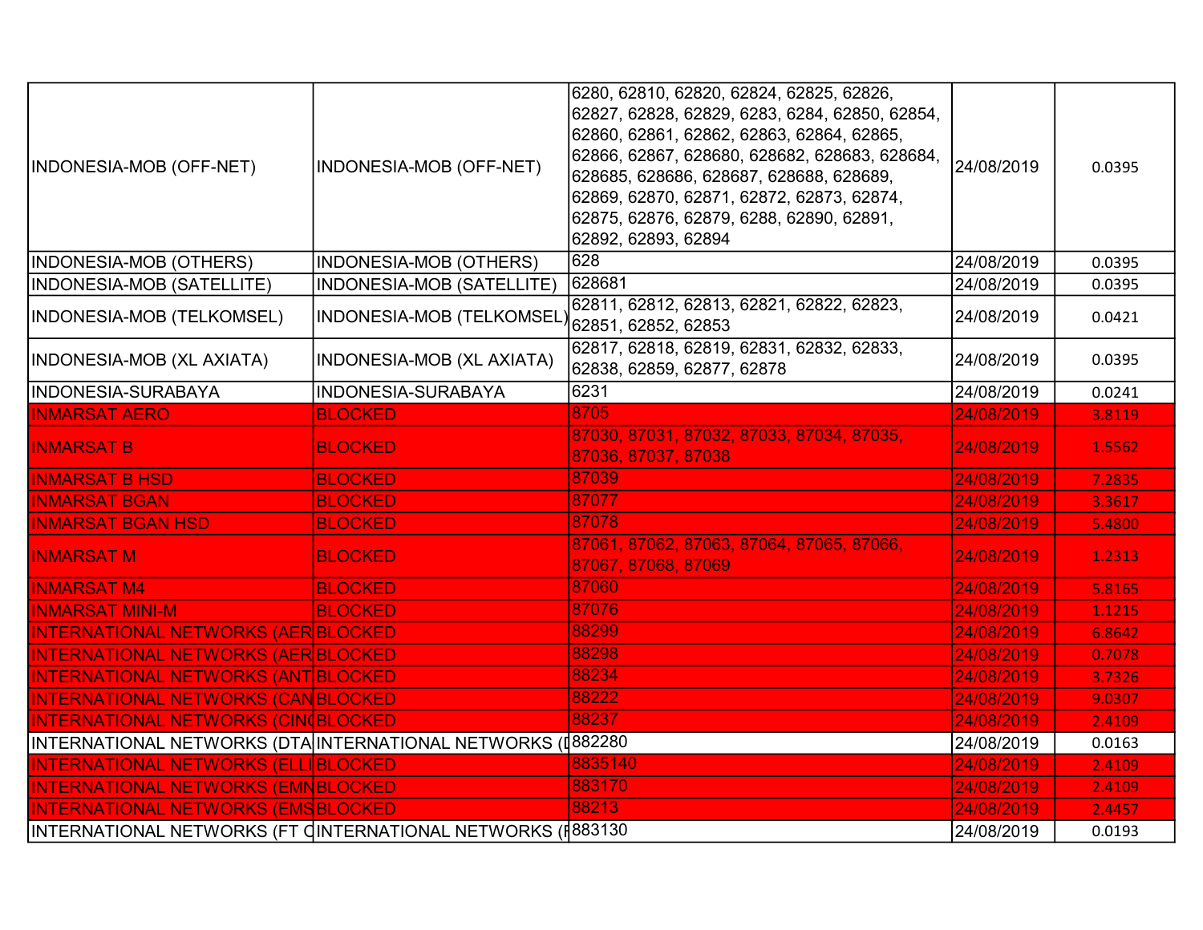| | | | | |
|---|---|---|---|---|
| INDONESIA-MOB (OFF-NET) | INDONESIA-MOB (OFF-NET) | 6280, 62810, 62820, 62824, 62825, 62826, 62827, 62828, 62829, 6283, 6284, 62850, 62854, 62860, 62861, 62862, 62863, 62864, 62865, 62866, 62867, 628680, 628682, 628683, 628684, 628685, 628686, 628687, 628688, 628689, 62869, 62870, 62871, 62872, 62873, 62874, 62875, 62876, 62879, 6288, 62890, 62891, 62892, 62893, 62894 | 24/08/2019 | 0.0395 |
| INDONESIA-MOB (OTHERS) | INDONESIA-MOB (OTHERS) | 628 | 24/08/2019 | 0.0395 |
| INDONESIA-MOB (SATELLITE) | INDONESIA-MOB (SATELLITE) | 628681 | 24/08/2019 | 0.0395 |
| INDONESIA-MOB (TELKOMSEL) | INDONESIA-MOB (TELKOMSEL) | 62811, 62812, 62813, 62821, 62822, 62823, 62851, 62852, 62853 | 24/08/2019 | 0.0421 |
| INDONESIA-MOB (XL AXIATA) | INDONESIA-MOB (XL AXIATA) | 62817, 62818, 62819, 62831, 62832, 62833, 62838, 62859, 62877, 62878 | 24/08/2019 | 0.0395 |
| INDONESIA-SURABAYA | INDONESIA-SURABAYA | 6231 | 24/08/2019 | 0.0241 |
| INMARSAT AERO | BLOCKED | 8705 | 24/08/2019 | 3.8119 |
| INMARSAT B | BLOCKED | 87030, 87031, 87032, 87033, 87034, 87035, 87036, 87037, 87038 | 24/08/2019 | 1.5562 |
| INMARSAT B HSD | BLOCKED | 87039 | 24/08/2019 | 7.2835 |
| INMARSAT BGAN | BLOCKED | 87077 | 24/08/2019 | 3.3617 |
| INMARSAT BGAN HSD | BLOCKED | 87078 | 24/08/2019 | 5.4800 |
| INMARSAT M | BLOCKED | 87061, 87062, 87063, 87064, 87065, 87066, 87067, 87068, 87069 | 24/08/2019 | 1.2313 |
| INMARSAT M4 | BLOCKED | 87060 | 24/08/2019 | 5.8165 |
| INMARSAT MINI-M | BLOCKED | 87076 | 24/08/2019 | 1.1215 |
| INTERNATIONAL NETWORKS (AER | BLOCKED | 88299 | 24/08/2019 | 6.8642 |
| INTERNATIONAL NETWORKS (AER | BLOCKED | 88298 | 24/08/2019 | 0.7078 |
| INTERNATIONAL NETWORKS (ANT | BLOCKED | 88234 | 24/08/2019 | 3.7326 |
| INTERNATIONAL NETWORKS (CAN | BLOCKED | 88222 | 24/08/2019 | 9.0307 |
| INTERNATIONAL NETWORKS (CIN | BLOCKED | 88237 | 24/08/2019 | 2.4109 |
| INTERNATIONAL NETWORKS (DTA | INTERNATIONAL NETWORKS (D | 882280 | 24/08/2019 | 0.0163 |
| INTERNATIONAL NETWORKS (ELLI | BLOCKED | 8835140 | 24/08/2019 | 2.4109 |
| INTERNATIONAL NETWORKS (EMN | BLOCKED | 883170 | 24/08/2019 | 2.4109 |
| INTERNATIONAL NETWORKS (EMS | BLOCKED | 88213 | 24/08/2019 | 2.4457 |
| INTERNATIONAL NETWORKS (FT C | INTERNATIONAL NETWORKS (F | 883130 | 24/08/2019 | 0.0193 |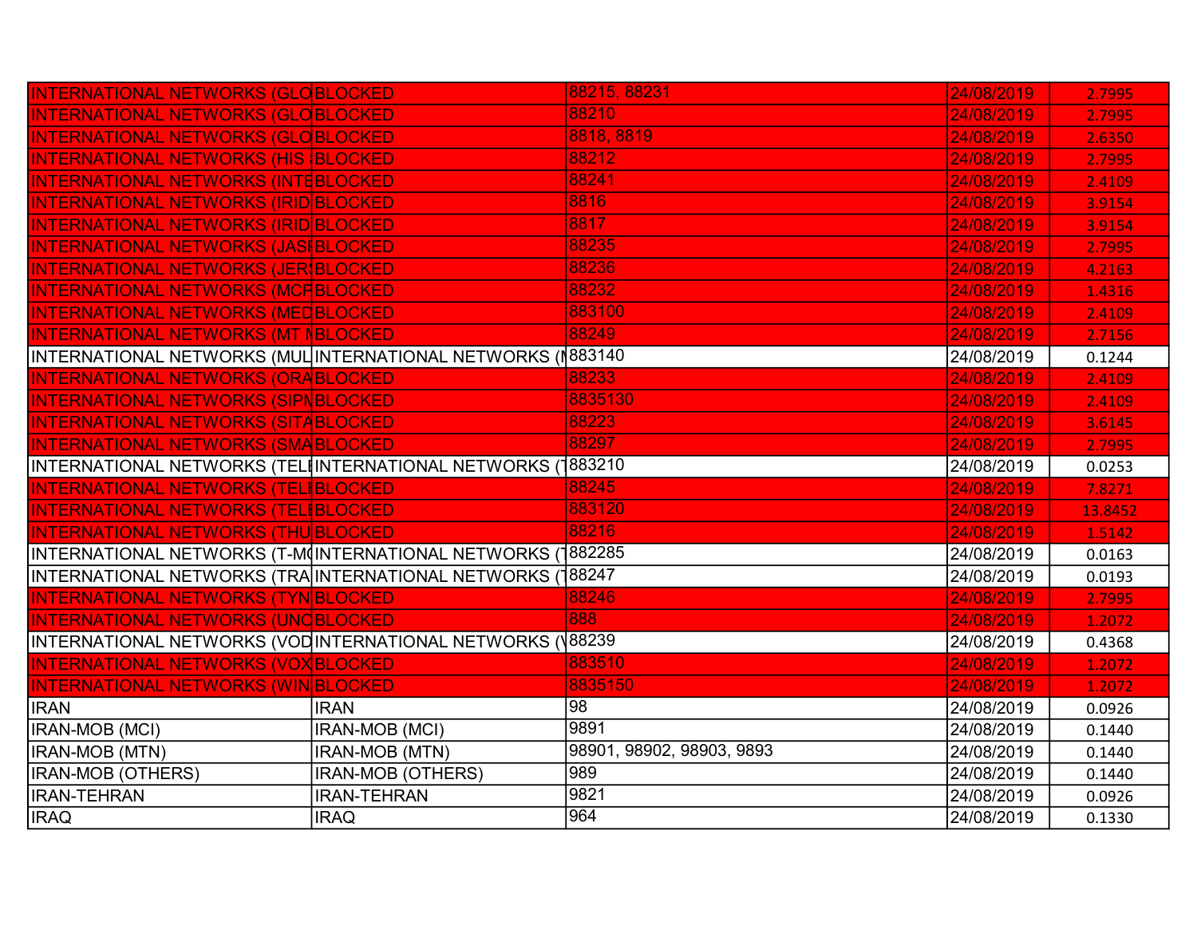| | | | | |
|---|---|---|---|---|
| INTERNATIONAL NETWORKS (GLO | BLOCKED | 88215, 88231 | 24/08/2019 | 2.7995 |
| INTERNATIONAL NETWORKS (GLO | BLOCKED | 88210 | 24/08/2019 | 2.7995 |
| INTERNATIONAL NETWORKS (GLO | BLOCKED | 8818, 8819 | 24/08/2019 | 2.6350 |
| INTERNATIONAL NETWORKS (HIS | BLOCKED | 88212 | 24/08/2019 | 2.7995 |
| INTERNATIONAL NETWORKS (INTE | BLOCKED | 88241 | 24/08/2019 | 2.4109 |
| INTERNATIONAL NETWORKS (IRID | BLOCKED | 8816 | 24/08/2019 | 3.9154 |
| INTERNATIONAL NETWORKS (IRID | BLOCKED | 8817 | 24/08/2019 | 3.9154 |
| INTERNATIONAL NETWORKS (JASI | BLOCKED | 88235 | 24/08/2019 | 2.7995 |
| INTERNATIONAL NETWORKS (JERS | BLOCKED | 88236 | 24/08/2019 | 4.2163 |
| INTERNATIONAL NETWORKS (MCP | BLOCKED | 88232 | 24/08/2019 | 1.4316 |
| INTERNATIONAL NETWORKS (MED | BLOCKED | 883100 | 24/08/2019 | 2.4109 |
| INTERNATIONAL NETWORKS (MT N | BLOCKED | 88249 | 24/08/2019 | 2.7156 |
| INTERNATIONAL NETWORKS (MUL | INTERNATIONAL NETWORKS (M | 883140 | 24/08/2019 | 0.1244 |
| INTERNATIONAL NETWORKS (ORA | BLOCKED | 88233 | 24/08/2019 | 2.4109 |
| INTERNATIONAL NETWORKS (SIPN | BLOCKED | 8835130 | 24/08/2019 | 2.4109 |
| INTERNATIONAL NETWORKS (SITA | BLOCKED | 88223 | 24/08/2019 | 3.6145 |
| INTERNATIONAL NETWORKS (SMA | BLOCKED | 88297 | 24/08/2019 | 2.7995 |
| INTERNATIONAL NETWORKS (TELI | INTERNATIONAL NETWORKS (T | 883210 | 24/08/2019 | 0.0253 |
| INTERNATIONAL NETWORKS (TELI | BLOCKED | 88245 | 24/08/2019 | 7.8271 |
| INTERNATIONAL NETWORKS (TELI | BLOCKED | 883120 | 24/08/2019 | 13.8452 |
| INTERNATIONAL NETWORKS (THU | BLOCKED | 88216 | 24/08/2019 | 1.5142 |
| INTERNATIONAL NETWORKS (T-M | INTERNATIONAL NETWORKS (T | 882285 | 24/08/2019 | 0.0163 |
| INTERNATIONAL NETWORKS (TRA | INTERNATIONAL NETWORKS (T | 88247 | 24/08/2019 | 0.0193 |
| INTERNATIONAL NETWORKS (TYN | BLOCKED | 88246 | 24/08/2019 | 2.7995 |
| INTERNATIONAL NETWORKS (UNC | BLOCKED | 888 | 24/08/2019 | 1.2072 |
| INTERNATIONAL NETWORKS (VOD | INTERNATIONAL NETWORKS (V | 88239 | 24/08/2019 | 0.4368 |
| INTERNATIONAL NETWORKS (VOX | BLOCKED | 883510 | 24/08/2019 | 1.2072 |
| INTERNATIONAL NETWORKS (WIN | BLOCKED | 8835150 | 24/08/2019 | 1.2072 |
| IRAN | IRAN | 98 | 24/08/2019 | 0.0926 |
| IRAN-MOB (MCI) | IRAN-MOB (MCI) | 9891 | 24/08/2019 | 0.1440 |
| IRAN-MOB (MTN) | IRAN-MOB (MTN) | 98901, 98902, 98903, 9893 | 24/08/2019 | 0.1440 |
| IRAN-MOB (OTHERS) | IRAN-MOB (OTHERS) | 989 | 24/08/2019 | 0.1440 |
| IRAN-TEHRAN | IRAN-TEHRAN | 9821 | 24/08/2019 | 0.0926 |
| IRAQ | IRAQ | 964 | 24/08/2019 | 0.1330 |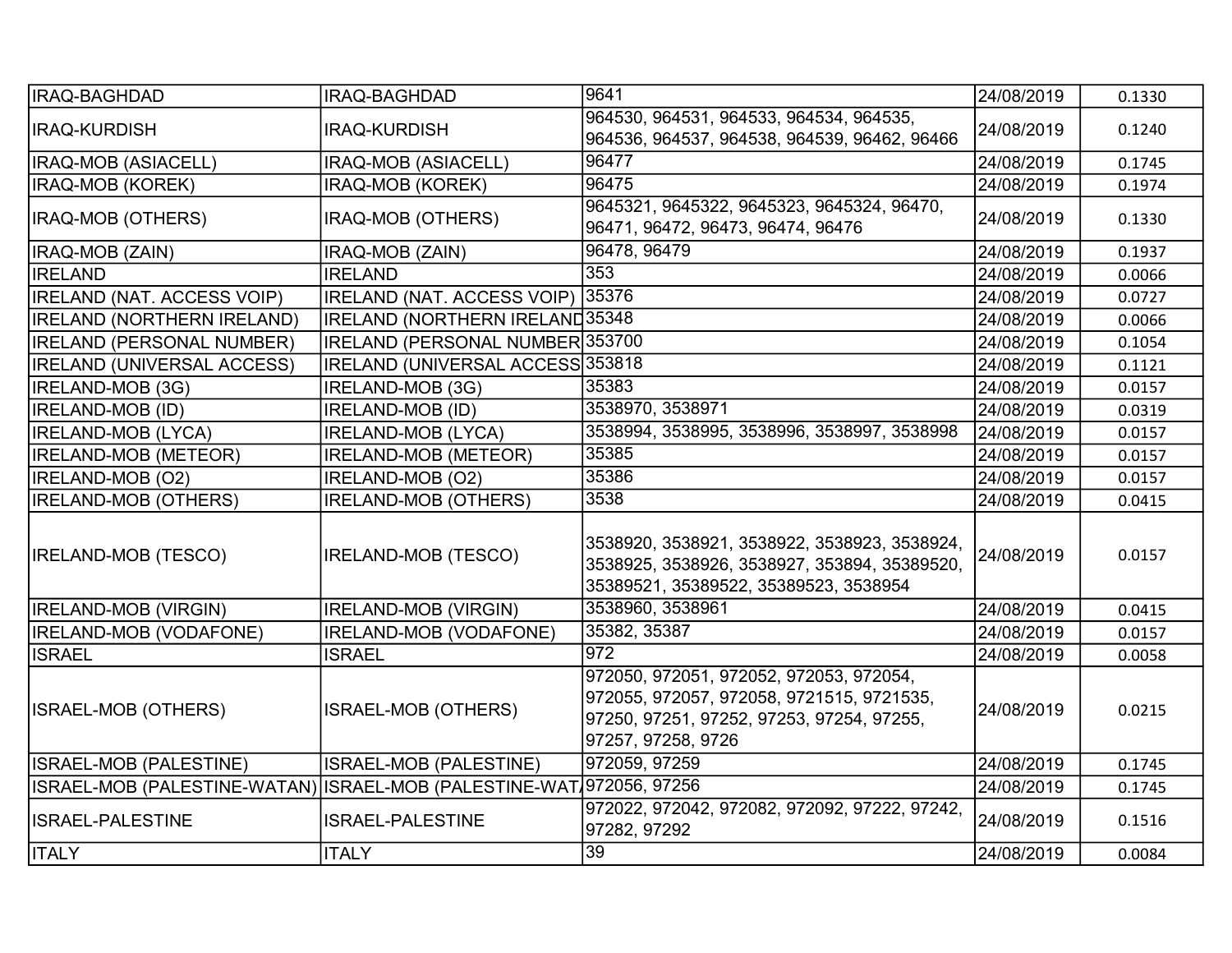| IRAQ-BAGHDAD | IRAQ-BAGHDAD | 9641 | 24/08/2019 | 0.1330 |
|---|---|---|---|---|
| IRAQ-KURDISH | IRAQ-KURDISH | 964530, 964531, 964533, 964534, 964535, 964536, 964537, 964538, 964539, 96462, 96466 | 24/08/2019 | 0.1240 |
| IRAQ-MOB (ASIACELL) | IRAQ-MOB (ASIACELL) | 96477 | 24/08/2019 | 0.1745 |
| IRAQ-MOB (KOREK) | IRAQ-MOB (KOREK) | 96475 | 24/08/2019 | 0.1974 |
| IRAQ-MOB (OTHERS) | IRAQ-MOB (OTHERS) | 9645321, 9645322, 9645323, 9645324, 96470, 96471, 96472, 96473, 96474, 96476 | 24/08/2019 | 0.1330 |
| IRAQ-MOB (ZAIN) | IRAQ-MOB (ZAIN) | 96478, 96479 | 24/08/2019 | 0.1937 |
| IRELAND | IRELAND | 353 | 24/08/2019 | 0.0066 |
| IRELAND (NAT. ACCESS VOIP) | IRELAND (NAT. ACCESS VOIP) | 35376 | 24/08/2019 | 0.0727 |
| IRELAND (NORTHERN IRELAND) | IRELAND (NORTHERN IRELAND | 35348 | 24/08/2019 | 0.0066 |
| IRELAND (PERSONAL NUMBER) | IRELAND (PERSONAL NUMBER | 353700 | 24/08/2019 | 0.1054 |
| IRELAND (UNIVERSAL ACCESS) | IRELAND (UNIVERSAL ACCESS | 353818 | 24/08/2019 | 0.1121 |
| IRELAND-MOB (3G) | IRELAND-MOB (3G) | 35383 | 24/08/2019 | 0.0157 |
| IRELAND-MOB (ID) | IRELAND-MOB (ID) | 3538970, 3538971 | 24/08/2019 | 0.0319 |
| IRELAND-MOB (LYCA) | IRELAND-MOB (LYCA) | 3538994, 3538995, 3538996, 3538997, 3538998 | 24/08/2019 | 0.0157 |
| IRELAND-MOB (METEOR) | IRELAND-MOB (METEOR) | 35385 | 24/08/2019 | 0.0157 |
| IRELAND-MOB (O2) | IRELAND-MOB (O2) | 35386 | 24/08/2019 | 0.0157 |
| IRELAND-MOB (OTHERS) | IRELAND-MOB (OTHERS) | 3538 | 24/08/2019 | 0.0415 |
| IRELAND-MOB (TESCO) | IRELAND-MOB (TESCO) | 3538920, 3538921, 3538922, 3538923, 3538924, 3538925, 3538926, 3538927, 353894, 35389520, 35389521, 35389522, 35389523, 3538954 | 24/08/2019 | 0.0157 |
| IRELAND-MOB (VIRGIN) | IRELAND-MOB (VIRGIN) | 3538960, 3538961 | 24/08/2019 | 0.0415 |
| IRELAND-MOB (VODAFONE) | IRELAND-MOB (VODAFONE) | 35382, 35387 | 24/08/2019 | 0.0157 |
| ISRAEL | ISRAEL | 972 | 24/08/2019 | 0.0058 |
| ISRAEL-MOB (OTHERS) | ISRAEL-MOB (OTHERS) | 972050, 972051, 972052, 972053, 972054, 972055, 972057, 972058, 9721515, 9721535, 97250, 97251, 97252, 97253, 97254, 97255, 97257, 97258, 9726 | 24/08/2019 | 0.0215 |
| ISRAEL-MOB (PALESTINE) | ISRAEL-MOB (PALESTINE) | 972059, 97259 | 24/08/2019 | 0.1745 |
| ISRAEL-MOB (PALESTINE-WATAN) | ISRAEL-MOB (PALESTINE-WAT/ | 972056, 97256 | 24/08/2019 | 0.1745 |
| ISRAEL-PALESTINE | ISRAEL-PALESTINE | 972022, 972042, 972082, 972092, 97222, 97242, 97282, 97292 | 24/08/2019 | 0.1516 |
| ITALY | ITALY | 39 | 24/08/2019 | 0.0084 |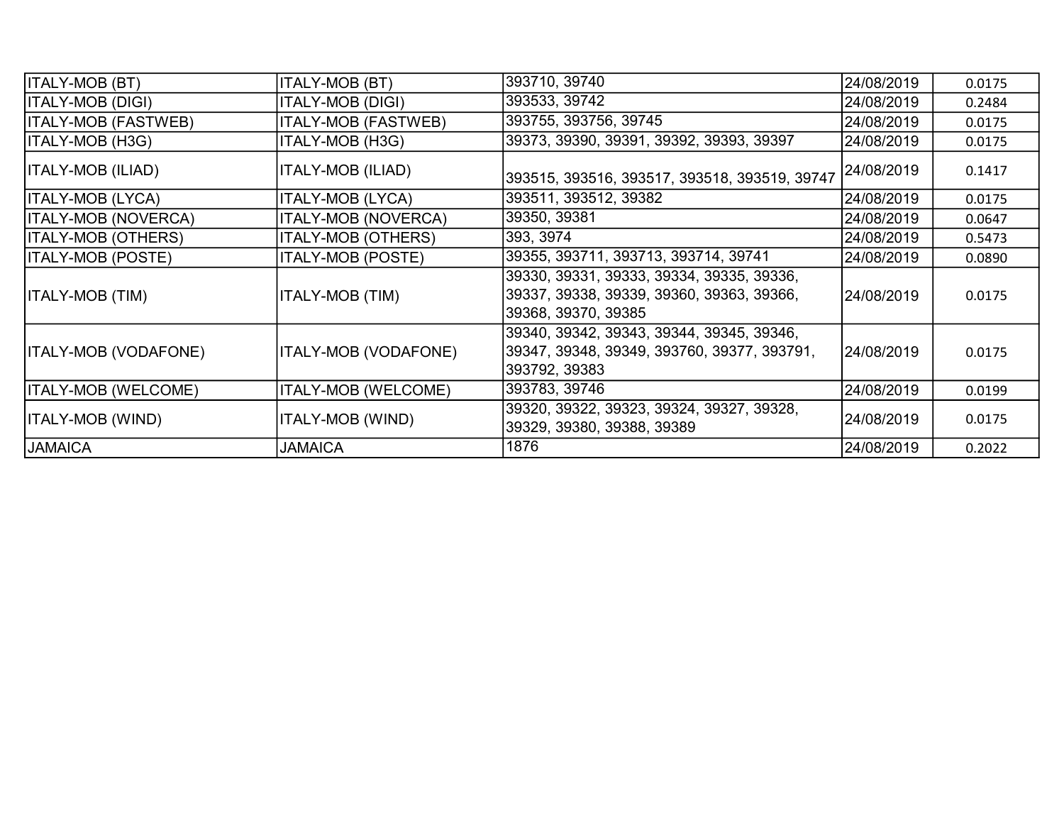| | | | | |
|---|---|---|---|---|
| ITALY-MOB (BT) | ITALY-MOB (BT) | 393710, 39740 | 24/08/2019 | 0.0175 |
| ITALY-MOB (DIGI) | ITALY-MOB (DIGI) | 393533, 39742 | 24/08/2019 | 0.2484 |
| ITALY-MOB (FASTWEB) | ITALY-MOB (FASTWEB) | 393755, 393756, 39745 | 24/08/2019 | 0.0175 |
| ITALY-MOB (H3G) | ITALY-MOB (H3G) | 39373, 39390, 39391, 39392, 39393, 39397 | 24/08/2019 | 0.0175 |
| ITALY-MOB (ILIAD) | ITALY-MOB (ILIAD) | 393515, 393516, 393517, 393518, 393519, 39747 | 24/08/2019 | 0.1417 |
| ITALY-MOB (LYCA) | ITALY-MOB (LYCA) | 393511, 393512, 39382 | 24/08/2019 | 0.0175 |
| ITALY-MOB (NOVERCA) | ITALY-MOB (NOVERCA) | 39350, 39381 | 24/08/2019 | 0.0647 |
| ITALY-MOB (OTHERS) | ITALY-MOB (OTHERS) | 393, 3974 | 24/08/2019 | 0.5473 |
| ITALY-MOB (POSTE) | ITALY-MOB (POSTE) | 39355, 393711, 393713, 393714, 39741 | 24/08/2019 | 0.0890 |
| ITALY-MOB (TIM) | ITALY-MOB (TIM) | 39330, 39331, 39333, 39334, 39335, 39336, 39337, 39338, 39339, 39360, 39363, 39366, 39368, 39370, 39385 | 24/08/2019 | 0.0175 |
| ITALY-MOB (VODAFONE) | ITALY-MOB (VODAFONE) | 39340, 39342, 39343, 39344, 39345, 39346, 39347, 39348, 39349, 393760, 39377, 393791, 393792, 39383 | 24/08/2019 | 0.0175 |
| ITALY-MOB (WELCOME) | ITALY-MOB (WELCOME) | 393783, 39746 | 24/08/2019 | 0.0199 |
| ITALY-MOB (WIND) | ITALY-MOB (WIND) | 39320, 39322, 39323, 39324, 39327, 39328, 39329, 39380, 39388, 39389 | 24/08/2019 | 0.0175 |
| JAMAICA | JAMAICA | 1876 | 24/08/2019 | 0.2022 |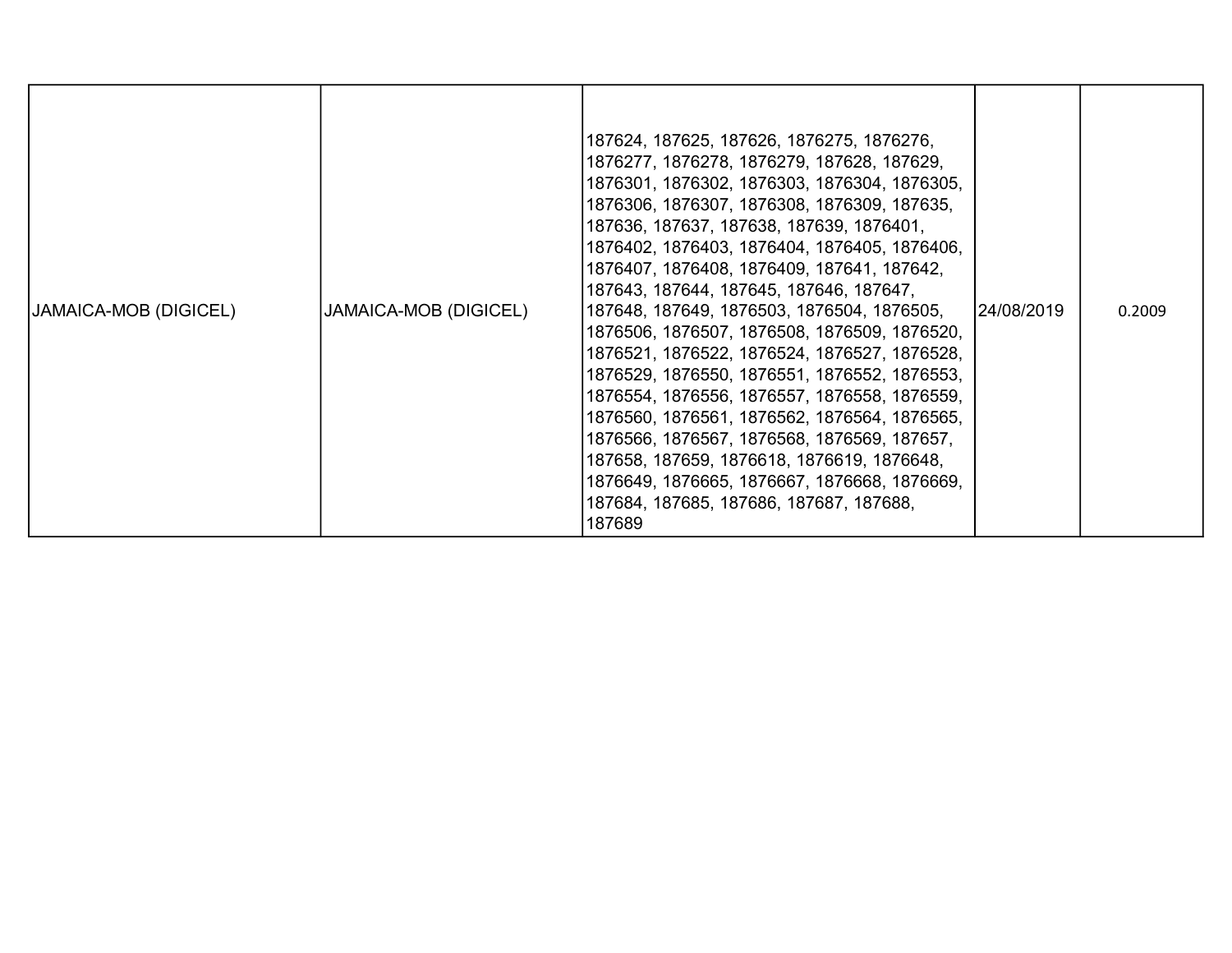| JAMAICA-MOB (DIGICEL) | JAMAICA-MOB (DIGICEL) | 187624, 187625, 187626, 1876275, 1876276, 1876277, 1876278, 1876279, 187628, 187629, 1876301, 1876302, 1876303, 1876304, 1876305, 1876306, 1876307, 1876308, 1876309, 187635, 187636, 187637, 187638, 187639, 1876401, 1876402, 1876403, 1876404, 1876405, 1876406, 1876407, 1876408, 1876409, 187641, 187642, 187643, 187644, 187645, 187646, 187647, 187648, 187649, 1876503, 1876504, 1876505, 1876506, 1876507, 1876508, 1876509, 1876520, 1876521, 1876522, 1876524, 1876527, 1876528, 1876529, 1876550, 1876551, 1876552, 1876553, 1876554, 1876556, 1876557, 1876558, 1876559, 1876560, 1876561, 1876562, 1876564, 1876565, 1876566, 1876567, 1876568, 1876569, 187657, 187658, 187659, 1876618, 1876619, 1876648, 1876649, 1876665, 1876667, 1876668, 1876669, 187684, 187685, 187686, 187687, 187688, 187689 | 24/08/2019 | 0.2009 |
|---|---|---|---|---|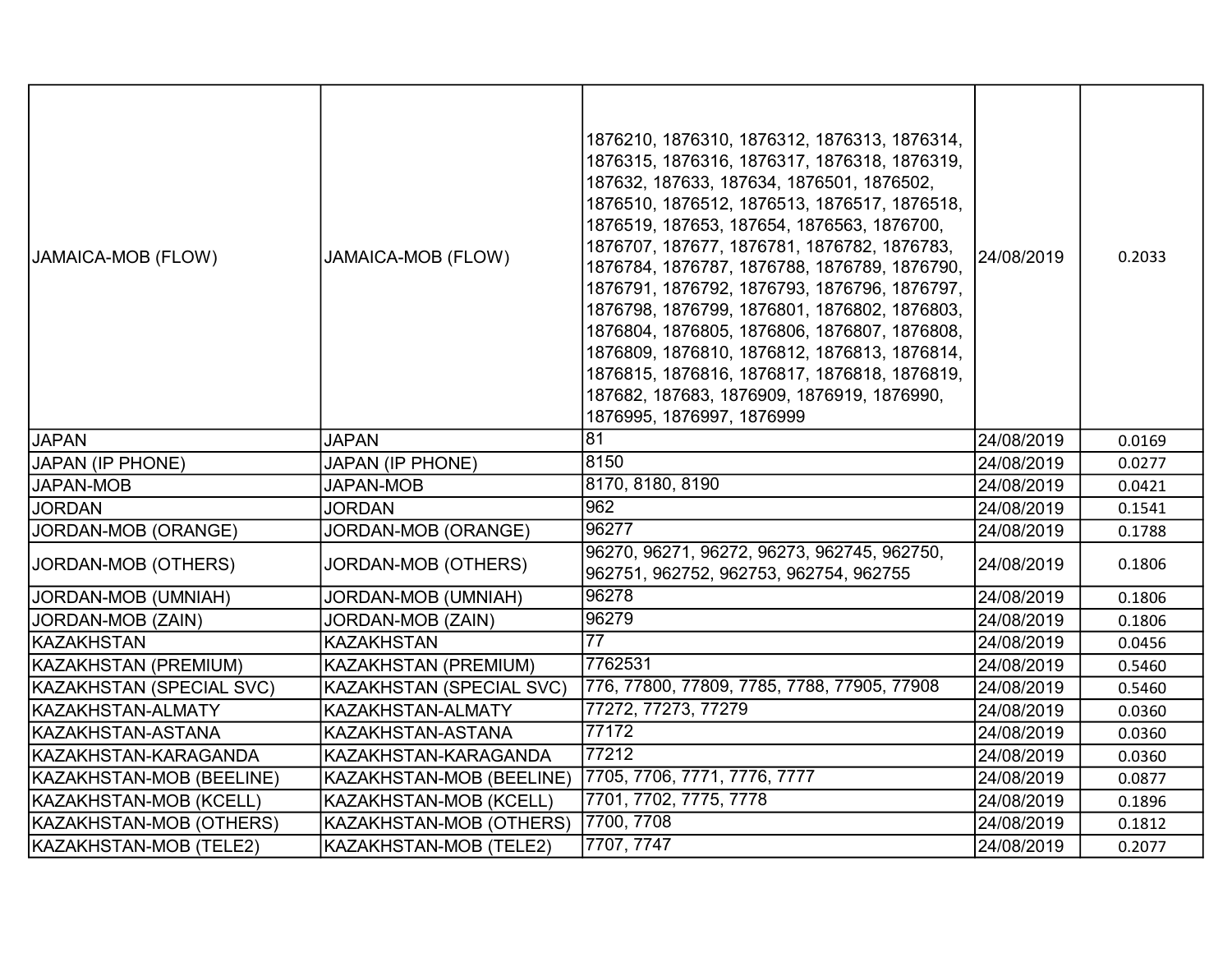| | | | | |
|---|---|---|---|---|
| JAMAICA-MOB (FLOW) | JAMAICA-MOB (FLOW) | 1876210, 1876310, 1876312, 1876313, 1876314, 1876315, 1876316, 1876317, 1876318, 1876319, 187632, 187633, 187634, 1876501, 1876502, 1876510, 1876512, 1876513, 1876517, 1876518, 1876519, 187653, 187654, 1876563, 1876700, 1876707, 187677, 1876781, 1876782, 1876783, 1876784, 1876787, 1876788, 1876789, 1876790, 1876791, 1876792, 1876793, 1876796, 1876797, 1876798, 1876799, 1876801, 1876802, 1876803, 1876804, 1876805, 1876806, 1876807, 1876808, 1876809, 1876810, 1876812, 1876813, 1876814, 1876815, 1876816, 1876817, 1876818, 1876819, 187682, 187683, 1876909, 1876919, 1876990, 1876995, 1876997, 1876999 | 24/08/2019 | 0.2033 |
| JAPAN | JAPAN | 81 | 24/08/2019 | 0.0169 |
| JAPAN (IP PHONE) | JAPAN (IP PHONE) | 8150 | 24/08/2019 | 0.0277 |
| JAPAN-MOB | JAPAN-MOB | 8170, 8180, 8190 | 24/08/2019 | 0.0421 |
| JORDAN | JORDAN | 962 | 24/08/2019 | 0.1541 |
| JORDAN-MOB (ORANGE) | JORDAN-MOB (ORANGE) | 96277 | 24/08/2019 | 0.1788 |
| JORDAN-MOB (OTHERS) | JORDAN-MOB (OTHERS) | 96270, 96271, 96272, 96273, 962745, 962750, 962751, 962752, 962753, 962754, 962755 | 24/08/2019 | 0.1806 |
| JORDAN-MOB (UMNIAH) | JORDAN-MOB (UMNIAH) | 96278 | 24/08/2019 | 0.1806 |
| JORDAN-MOB (ZAIN) | JORDAN-MOB (ZAIN) | 96279 | 24/08/2019 | 0.1806 |
| KAZAKHSTAN | KAZAKHSTAN | 77 | 24/08/2019 | 0.0456 |
| KAZAKHSTAN (PREMIUM) | KAZAKHSTAN (PREMIUM) | 7762531 | 24/08/2019 | 0.5460 |
| KAZAKHSTAN (SPECIAL SVC) | KAZAKHSTAN (SPECIAL SVC) | 776, 77800, 77809, 7785, 7788, 77905, 77908 | 24/08/2019 | 0.5460 |
| KAZAKHSTAN-ALMATY | KAZAKHSTAN-ALMATY | 77272, 77273, 77279 | 24/08/2019 | 0.0360 |
| KAZAKHSTAN-ASTANA | KAZAKHSTAN-ASTANA | 77172 | 24/08/2019 | 0.0360 |
| KAZAKHSTAN-KARAGANDA | KAZAKHSTAN-KARAGANDA | 77212 | 24/08/2019 | 0.0360 |
| KAZAKHSTAN-MOB (BEELINE) | KAZAKHSTAN-MOB (BEELINE) | 7705, 7706, 7771, 7776, 7777 | 24/08/2019 | 0.0877 |
| KAZAKHSTAN-MOB (KCELL) | KAZAKHSTAN-MOB (KCELL) | 7701, 7702, 7775, 7778 | 24/08/2019 | 0.1896 |
| KAZAKHSTAN-MOB (OTHERS) | KAZAKHSTAN-MOB (OTHERS) | 7700, 7708 | 24/08/2019 | 0.1812 |
| KAZAKHSTAN-MOB (TELE2) | KAZAKHSTAN-MOB (TELE2) | 7707, 7747 | 24/08/2019 | 0.2077 |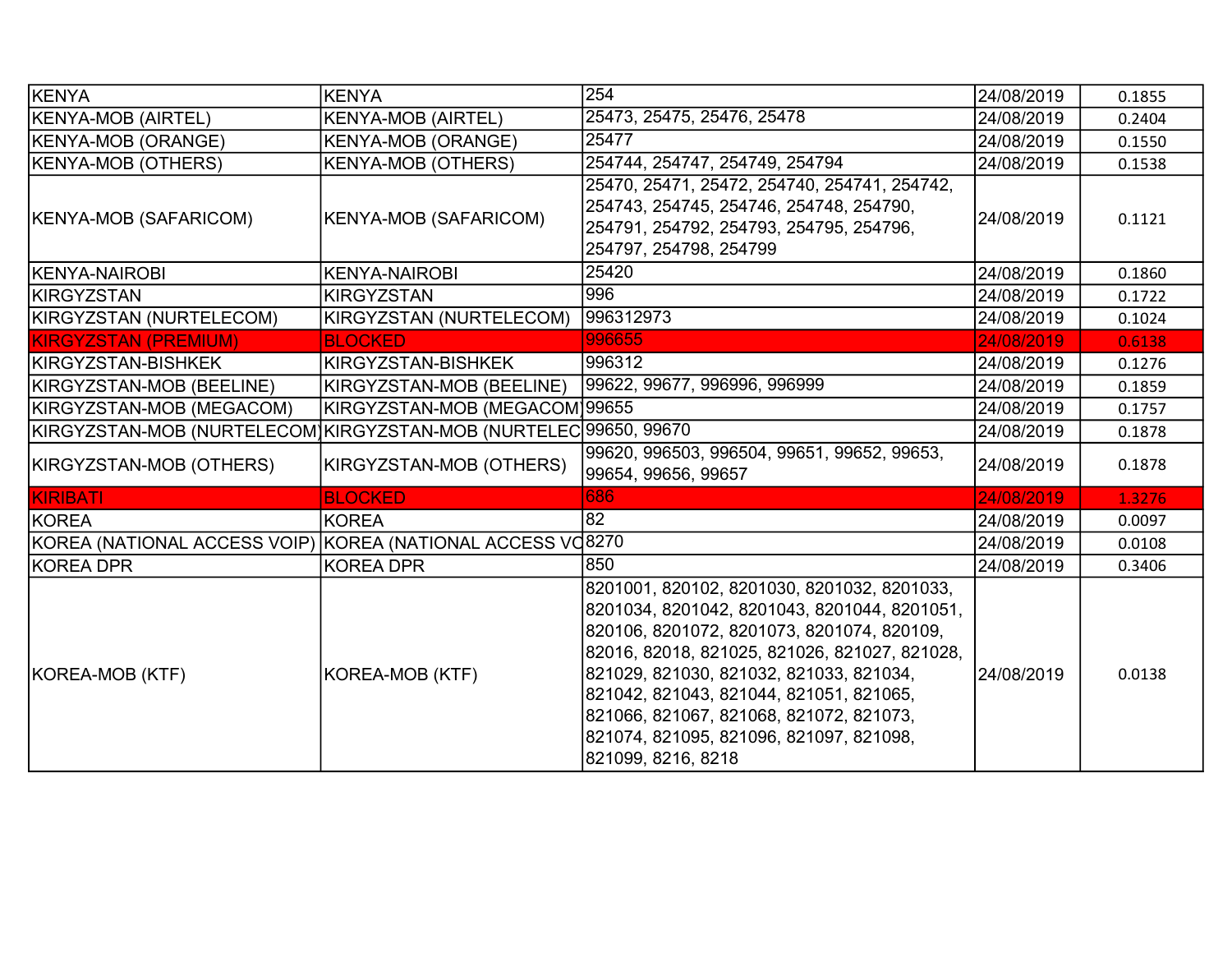| KENYA | KENYA | 254 | 24/08/2019 | 0.1855 |
|---|---|---|---|---|
| KENYA-MOB (AIRTEL) | KENYA-MOB (AIRTEL) | 25473, 25475, 25476, 25478 | 24/08/2019 | 0.2404 |
| KENYA-MOB (ORANGE) | KENYA-MOB (ORANGE) | 25477 | 24/08/2019 | 0.1550 |
| KENYA-MOB (OTHERS) | KENYA-MOB (OTHERS) | 254744, 254747, 254749, 254794 | 24/08/2019 | 0.1538 |
| KENYA-MOB (SAFARICOM) | KENYA-MOB (SAFARICOM) | 25470, 25471, 25472, 254740, 254741, 254742, 254743, 254745, 254746, 254748, 254790, 254791, 254792, 254793, 254795, 254796, 254797, 254798, 254799 | 24/08/2019 | 0.1121 |
| KENYA-NAIROBI | KENYA-NAIROBI | 25420 | 24/08/2019 | 0.1860 |
| KIRGYZSTAN | KIRGYZSTAN | 996 | 24/08/2019 | 0.1722 |
| KIRGYZSTAN (NURTELECOM) | KIRGYZSTAN (NURTELECOM) | 996312973 | 24/08/2019 | 0.1024 |
| KIRGYZSTAN (PREMIUM) | BLOCKED | 996655 | 24/08/2019 | 0.6138 |
| KIRGYZSTAN-BISHKEK | KIRGYZSTAN-BISHKEK | 996312 | 24/08/2019 | 0.1276 |
| KIRGYZSTAN-MOB (BEELINE) | KIRGYZSTAN-MOB (BEELINE) | 99622, 99677, 996996, 996999 | 24/08/2019 | 0.1859 |
| KIRGYZSTAN-MOB (MEGACOM) | KIRGYZSTAN-MOB (MEGACOM | 99655 | 24/08/2019 | 0.1757 |
| KIRGYZSTAN-MOB (NURTELECOM) | KIRGYZSTAN-MOB (NURTELEC | 99650, 99670 | 24/08/2019 | 0.1878 |
| KIRGYZSTAN-MOB (OTHERS) | KIRGYZSTAN-MOB (OTHERS) | 99620, 996503, 996504, 99651, 99652, 99653, 99654, 99656, 99657 | 24/08/2019 | 0.1878 |
| KIRIBATI | BLOCKED | 686 | 24/08/2019 | 1.3276 |
| KOREA | KOREA | 82 | 24/08/2019 | 0.0097 |
| KOREA (NATIONAL ACCESS VOIP) | KOREA (NATIONAL ACCESS VO | 8270 | 24/08/2019 | 0.0108 |
| KOREA DPR | KOREA DPR | 850 | 24/08/2019 | 0.3406 |
| KOREA-MOB (KTF) | KOREA-MOB (KTF) | 8201001, 820102, 8201030, 8201032, 8201033, 8201034, 8201042, 8201043, 8201044, 8201051, 820106, 8201072, 8201073, 8201074, 820109, 82016, 82018, 821025, 821026, 821027, 821028, 821029, 821030, 821032, 821033, 821034, 821042, 821043, 821044, 821051, 821065, 821066, 821067, 821068, 821072, 821073, 821074, 821095, 821096, 821097, 821098, 821099, 8216, 8218 | 24/08/2019 | 0.0138 |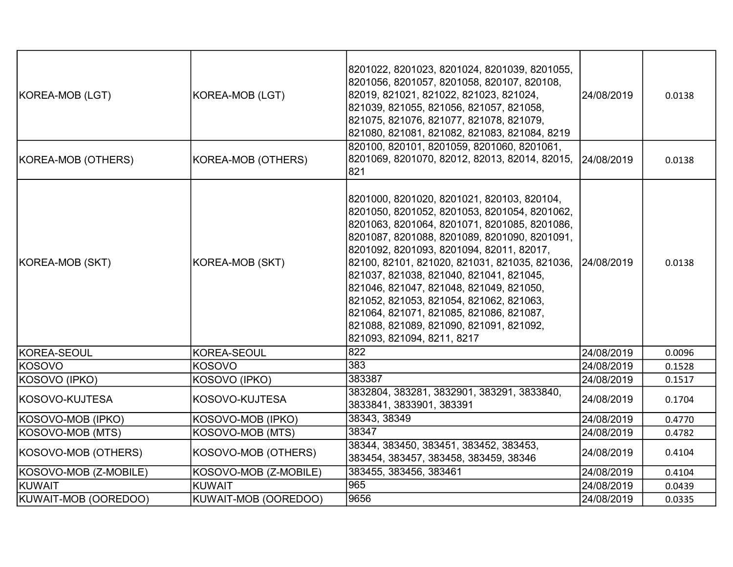| | | | | |
|---|---|---|---|---|
| KOREA-MOB (LGT) | KOREA-MOB (LGT) | 8201022, 8201023, 8201024, 8201039, 8201055, 8201056, 8201057, 8201058, 820107, 820108, 82019, 821021, 821022, 821023, 821024, 821039, 821055, 821056, 821057, 821058, 821075, 821076, 821077, 821078, 821079, 821080, 821081, 821082, 821083, 821084, 8219 | 24/08/2019 | 0.0138 |
| KOREA-MOB (OTHERS) | KOREA-MOB (OTHERS) | 820100, 820101, 8201059, 8201060, 8201061, 8201069, 8201070, 82012, 82013, 82014, 82015, 821 | 24/08/2019 | 0.0138 |
| KOREA-MOB (SKT) | KOREA-MOB (SKT) | 8201000, 8201020, 8201021, 820103, 820104, 8201050, 8201052, 8201053, 8201054, 8201062, 8201063, 8201064, 8201071, 8201085, 8201086, 8201087, 8201088, 8201089, 8201090, 8201091, 8201092, 8201093, 8201094, 82011, 82017, 82100, 82101, 821020, 821031, 821035, 821036, 821037, 821038, 821040, 821041, 821045, 821046, 821047, 821048, 821049, 821050, 821052, 821053, 821054, 821062, 821063, 821064, 821071, 821085, 821086, 821087, 821088, 821089, 821090, 821091, 821092, 821093, 821094, 8211, 8217 | 24/08/2019 | 0.0138 |
| KOREA-SEOUL | KOREA-SEOUL | 822 | 24/08/2019 | 0.0096 |
| KOSOVO | KOSOVO | 383 | 24/08/2019 | 0.1528 |
| KOSOVO (IPKO) | KOSOVO (IPKO) | 383387 | 24/08/2019 | 0.1517 |
| KOSOVO-KUJTESA | KOSOVO-KUJTESA | 3832804, 383281, 3832901, 383291, 3833840, 3833841, 3833901, 383391 | 24/08/2019 | 0.1704 |
| KOSOVO-MOB (IPKO) | KOSOVO-MOB (IPKO) | 38343, 38349 | 24/08/2019 | 0.4770 |
| KOSOVO-MOB (MTS) | KOSOVO-MOB (MTS) | 38347 | 24/08/2019 | 0.4782 |
| KOSOVO-MOB (OTHERS) | KOSOVO-MOB (OTHERS) | 38344, 383450, 383451, 383452, 383453, 383454, 383457, 383458, 383459, 38346 | 24/08/2019 | 0.4104 |
| KOSOVO-MOB (Z-MOBILE) | KOSOVO-MOB (Z-MOBILE) | 383455, 383456, 383461 | 24/08/2019 | 0.4104 |
| KUWAIT | KUWAIT | 965 | 24/08/2019 | 0.0439 |
| KUWAIT-MOB (OOREDOO) | KUWAIT-MOB (OOREDOO) | 9656 | 24/08/2019 | 0.0335 |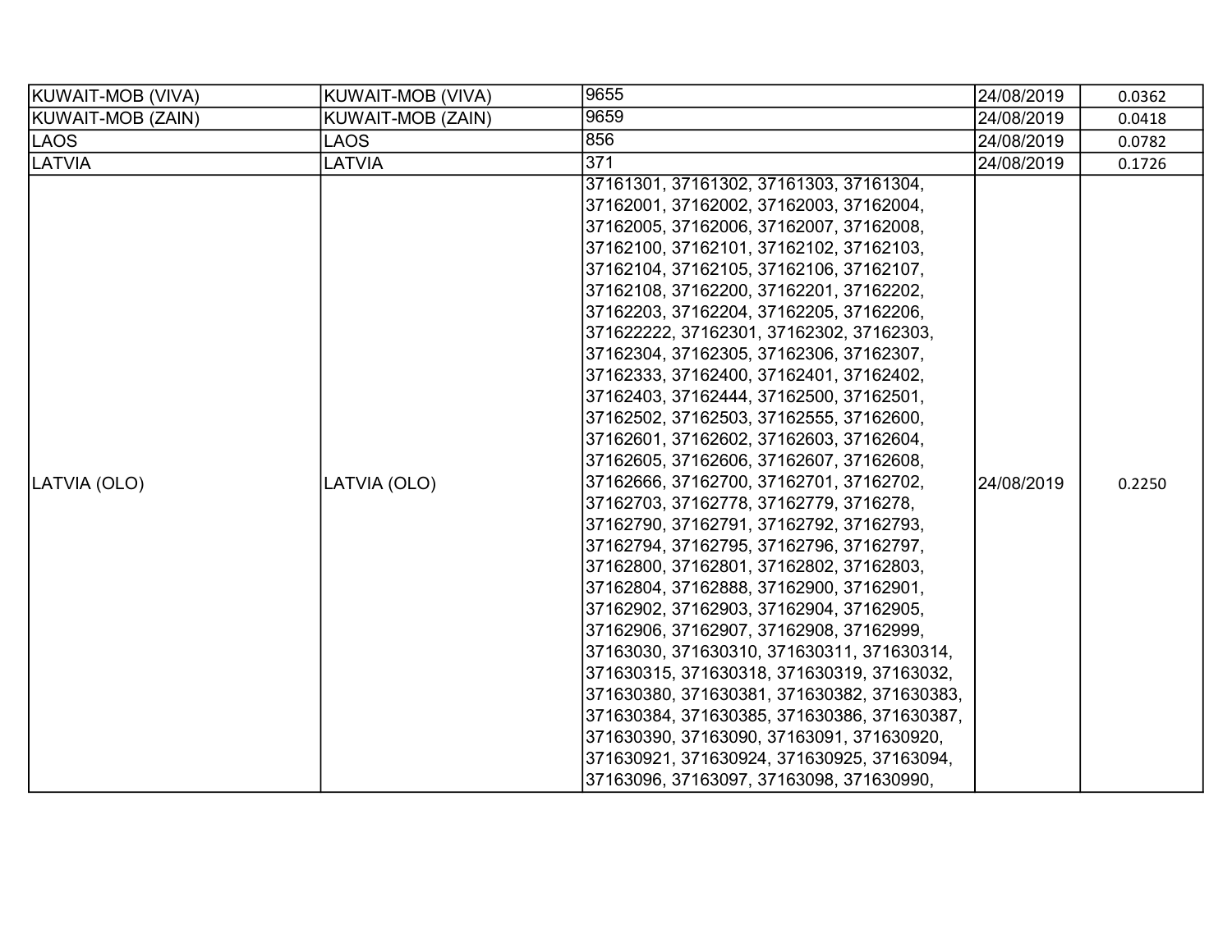| KUWAIT-MOB (VIVA) | KUWAIT-MOB (VIVA) | 9655 | 24/08/2019 | 0.0362 |
|---|---|---|---|---|
| KUWAIT-MOB (ZAIN) | KUWAIT-MOB (ZAIN) | 9659 | 24/08/2019 | 0.0418 |
| LAOS | LAOS | 856 | 24/08/2019 | 0.0782 |
| LATVIA | LATVIA | 371 | 24/08/2019 | 0.1726 |
| LATVIA (OLO) | LATVIA (OLO) | 37161301, 37161302, 37161303, 37161304, 37162001, 37162002, 37162003, 37162004, 37162005, 37162006, 37162007, 37162008, 37162100, 37162101, 37162102, 37162103, 37162104, 37162105, 37162106, 37162107, 37162108, 37162200, 37162201, 37162202, 37162203, 37162204, 37162205, 37162206, 371622222, 37162301, 37162302, 37162303, 37162304, 37162305, 37162306, 37162307, 37162333, 37162400, 37162401, 37162402, 37162403, 37162444, 37162500, 37162501, 37162502, 37162503, 37162555, 37162600, 37162601, 37162602, 37162603, 37162604, 37162605, 37162606, 37162607, 37162608, 37162666, 37162700, 37162701, 37162702, 37162703, 37162778, 37162779, 3716278, 37162790, 37162791, 37162792, 37162793, 37162794, 37162795, 37162796, 37162797, 37162800, 37162801, 37162802, 37162803, 37162804, 37162888, 37162900, 37162901, 37162902, 37162903, 37162904, 37162905, 37162906, 37162907, 37162908, 37162999, 37163030, 371630310, 371630311, 371630314, 371630315, 371630318, 371630319, 37163032, 371630380, 371630381, 371630382, 371630383, 371630384, 371630385, 371630386, 371630387, 371630390, 37163090, 37163091, 371630920, 371630921, 371630924, 371630925, 37163094, 37163096, 37163097, 37163098, 371630990, | 24/08/2019 | 0.2250 |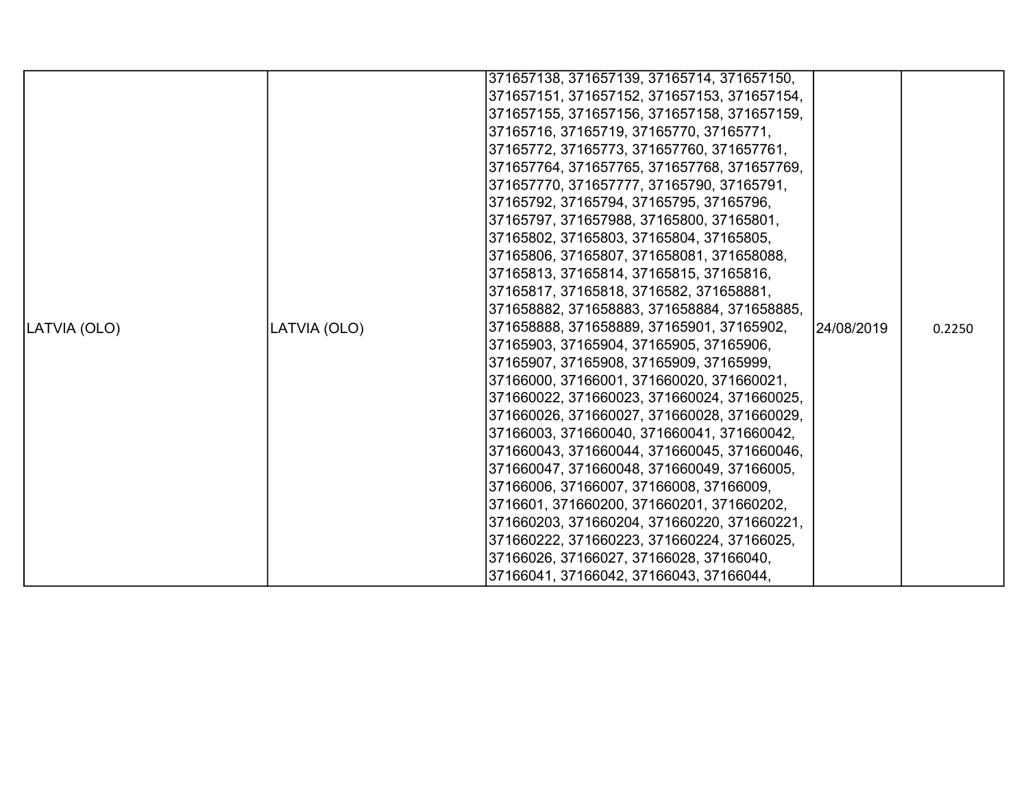| LATVIA (OLO) | LATVIA (OLO) | 371657138, 371657139, 37165714, 371657150, 371657151, 371657152, 371657153, 371657154, 371657155, 371657156, 371657158, 371657159, 37165716, 37165719, 37165770, 37165771, 37165772, 37165773, 371657760, 371657761, 371657764, 371657765, 371657768, 371657769, 371657770, 371657777, 37165790, 37165791, 37165792, 37165794, 37165795, 37165796, 37165797, 371657988, 37165800, 37165801, 37165802, 37165803, 37165804, 37165805, 37165806, 37165807, 371658081, 371658088, 37165813, 37165814, 37165815, 37165816, 37165817, 37165818, 3716582, 371658881, 371658882, 371658883, 371658884, 371658885, 371658888, 371658889, 37165901, 37165902, 37165903, 37165904, 37165905, 37165906, 37165907, 37165908, 37165909, 37165999, 37166000, 37166001, 371660020, 371660021, 371660022, 371660023, 371660024, 371660025, 371660026, 371660027, 371660028, 371660029, 37166003, 371660040, 371660041, 371660042, 371660043, 371660044, 371660045, 371660046, 371660047, 371660048, 371660049, 37166005, 37166006, 37166007, 37166008, 37166009, 3716601, 371660200, 371660201, 371660202, 371660203, 371660204, 371660220, 371660221, 371660222, 371660223, 371660224, 37166025, 37166026, 37166027, 37166028, 37166040, 37166041, 37166042, 37166043, 37166044, | 24/08/2019 | 0.2250 |
|---|---|---|---|---|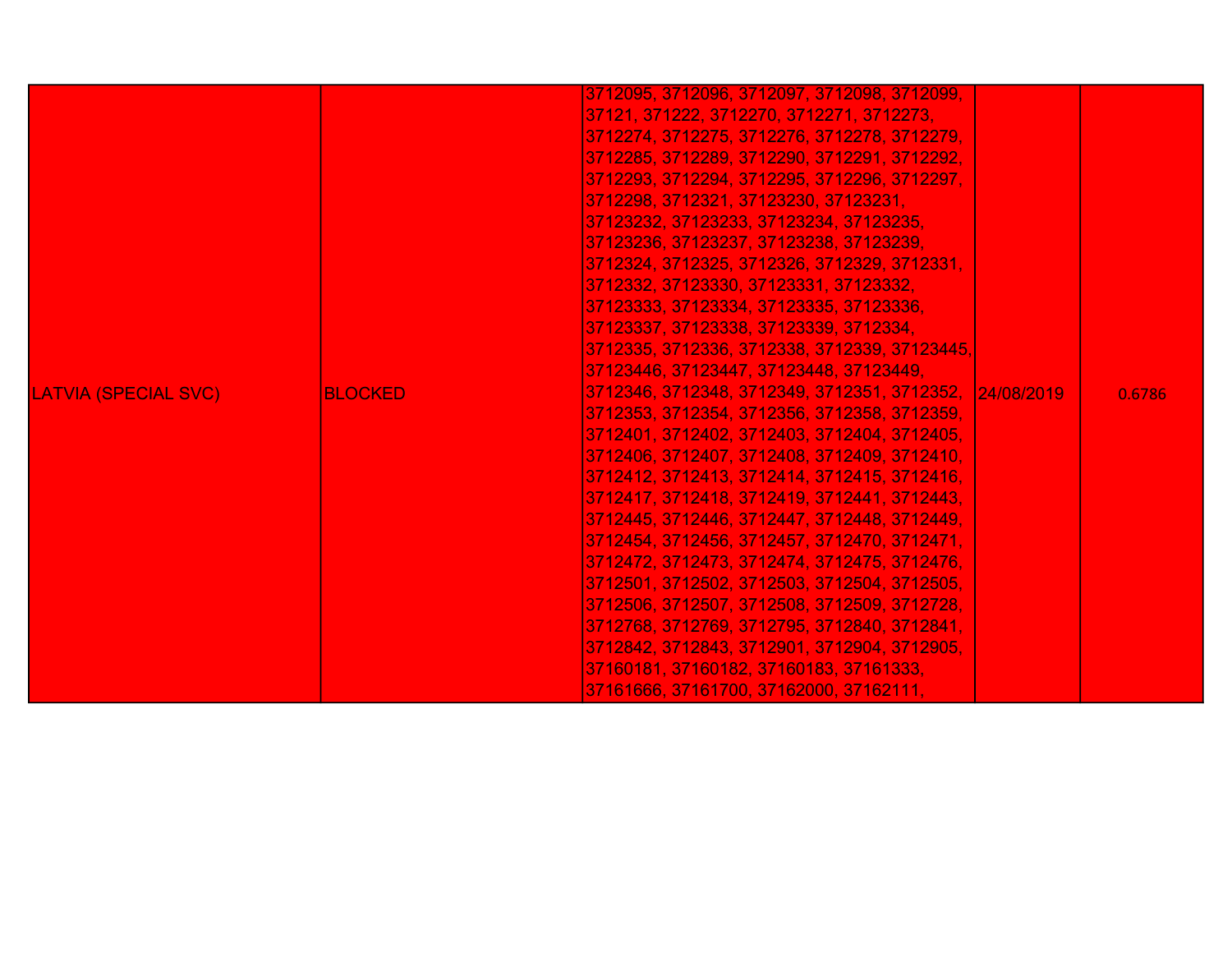| | | | | |
|---|---|---|---|---|
| LATVIA (SPECIAL SVC) | BLOCKED | 3712095, 3712096, 3712097, 3712098, 3712099, 37121, 371222, 3712270, 3712271, 3712273, 3712274, 3712275, 3712276, 3712278, 3712279, 3712285, 3712289, 3712290, 3712291, 3712292, 3712293, 3712294, 3712295, 3712296, 3712297, 3712298, 3712321, 37123230, 37123231, 37123232, 37123233, 37123234, 37123235, 37123236, 37123237, 37123238, 37123239, 3712324, 3712325, 3712326, 3712329, 3712331, 3712332, 37123330, 37123331, 37123332, 37123333, 37123334, 37123335, 37123336, 37123337, 37123338, 37123339, 3712334, 3712335, 3712336, 3712338, 3712339, 37123445, 37123446, 37123447, 37123448, 37123449, 3712346, 3712348, 3712349, 3712351, 3712352, 3712353, 3712354, 3712356, 3712358, 3712359, 3712401, 3712402, 3712403, 3712404, 3712405, 3712406, 3712407, 3712408, 3712409, 3712410, 3712412, 3712413, 3712414, 3712415, 3712416, 3712417, 3712418, 3712419, 3712441, 3712443, 3712445, 3712446, 3712447, 3712448, 3712449, 3712454, 3712456, 3712457, 3712470, 3712471, 3712472, 3712473, 3712474, 3712475, 3712476, 3712501, 3712502, 3712503, 3712504, 3712505, 3712506, 3712507, 3712508, 3712509, 3712728, 3712768, 3712769, 3712795, 3712840, 3712841, 3712842, 3712843, 3712901, 3712904, 3712905, 37160181, 37160182, 37160183, 37161333, 37161666, 37161700, 37162000, 37162111, | 24/08/2019 | 0.6786 |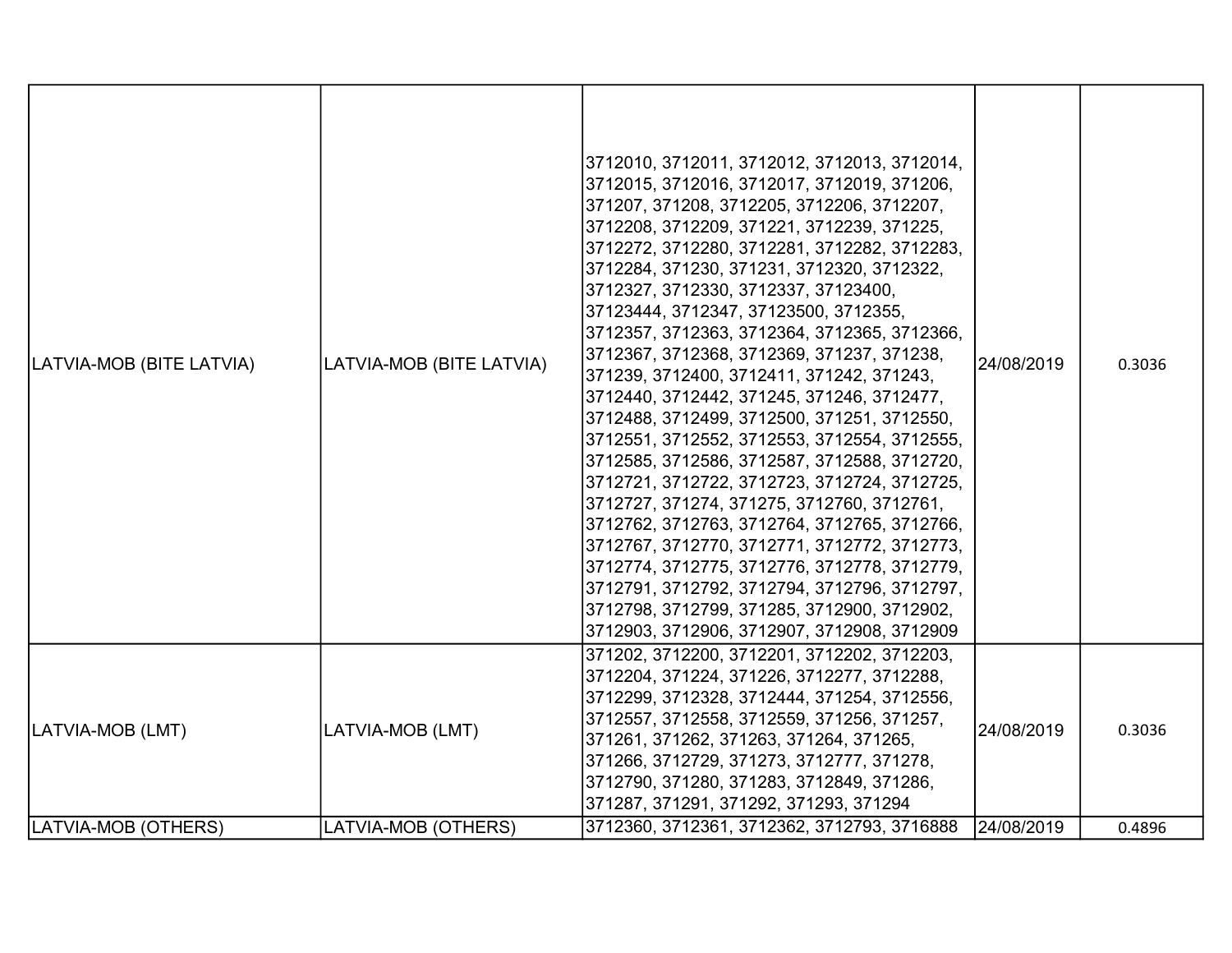| LATVIA-MOB (BITE LATVIA) | LATVIA-MOB (BITE LATVIA) | 3712010, 3712011, 3712012, 3712013, 3712014, 3712015, 3712016, 3712017, 3712019, 371206, 371207, 371208, 3712205, 3712206, 3712207, 3712208, 3712209, 371221, 3712239, 371225, 3712272, 3712280, 3712281, 3712282, 3712283, 3712284, 371230, 371231, 3712320, 3712322, 3712327, 3712330, 3712337, 37123400, 37123444, 3712347, 37123500, 3712355, 3712357, 3712363, 3712364, 3712365, 3712366, 3712367, 3712368, 3712369, 371237, 371238, 371239, 3712400, 3712411, 371242, 371243, 3712440, 3712442, 371245, 371246, 3712477, 3712488, 3712499, 3712500, 371251, 3712550, 3712551, 3712552, 3712553, 3712554, 3712555, 3712585, 3712586, 3712587, 3712588, 3712720, 3712721, 3712722, 3712723, 3712724, 3712725, 3712727, 371274, 371275, 3712760, 3712761, 3712762, 3712763, 3712764, 3712765, 3712766, 3712767, 3712770, 3712771, 3712772, 3712773, 3712774, 3712775, 3712776, 3712778, 3712779, 3712791, 3712792, 3712794, 3712796, 3712797, 3712798, 3712799, 371285, 3712900, 3712902, 3712903, 3712906, 3712907, 3712908, 3712909 | 24/08/2019 | 0.3036 |
|---|---|---|---|---|
| LATVIA-MOB (LMT) | LATVIA-MOB (LMT) | 371202, 3712200, 3712201, 3712202, 3712203, 3712204, 371224, 371226, 3712277, 3712288, 3712299, 3712328, 3712444, 371254, 3712556, 3712557, 3712558, 3712559, 371256, 371257, 371261, 371262, 371263, 371264, 371265, 371266, 3712729, 371273, 3712777, 371278, 3712790, 371280, 371283, 3712849, 371286, 371287, 371291, 371292, 371293, 371294 | 24/08/2019 | 0.3036 |
| LATVIA-MOB (OTHERS) | LATVIA-MOB (OTHERS) | 3712360, 3712361, 3712362, 3712793, 3716888 | 24/08/2019 | 0.4896 |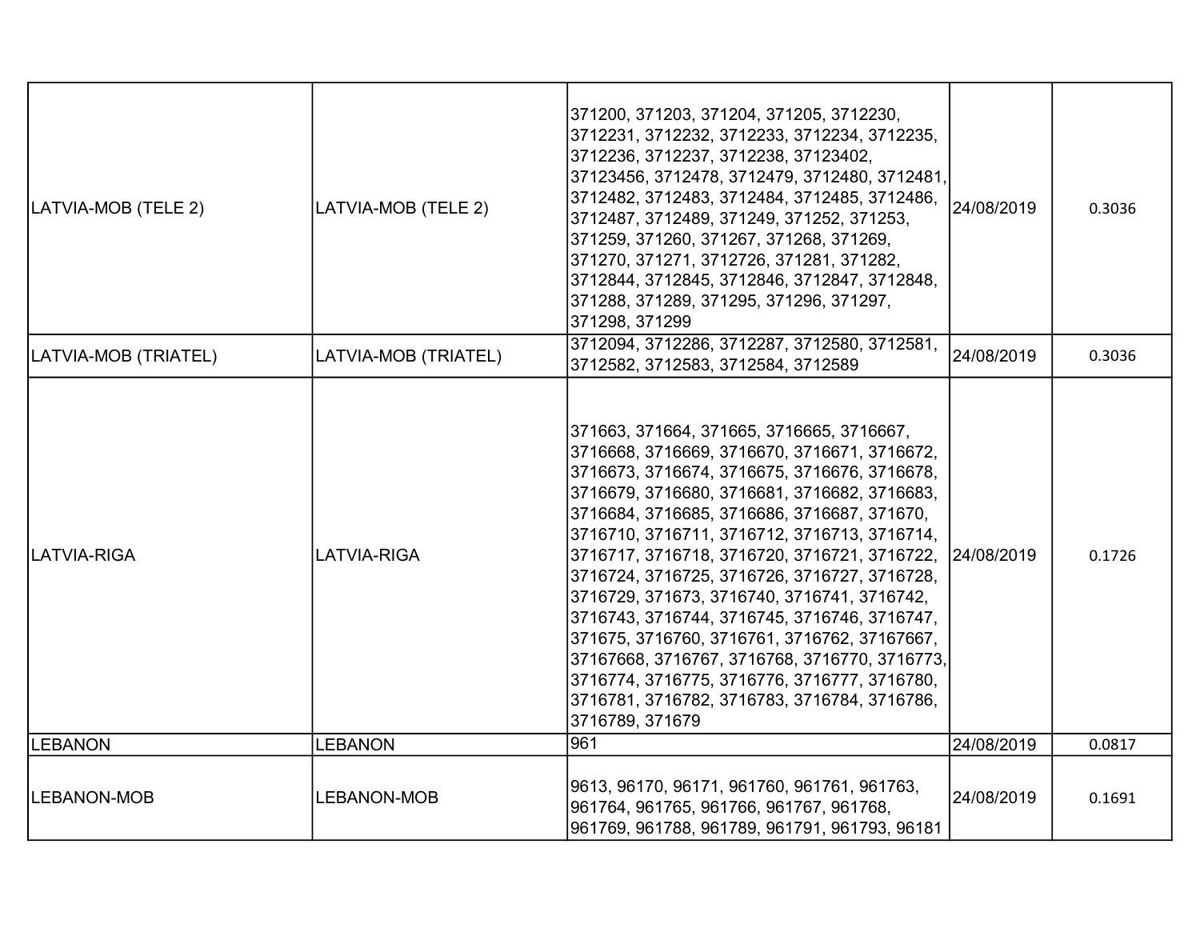| | | | | |
|---|---|---|---|---|
| LATVIA-MOB (TELE 2) | LATVIA-MOB (TELE 2) | 371200, 371203, 371204, 371205, 3712230, 3712231, 3712232, 3712233, 3712234, 3712235, 3712236, 3712237, 3712238, 37123402, 37123456, 3712478, 3712479, 3712480, 3712481, 3712482, 3712483, 3712484, 3712485, 3712486, 3712487, 3712489, 371249, 371252, 371253, 371259, 371260, 371267, 371268, 371269, 371270, 371271, 3712726, 371281, 371282, 3712844, 3712845, 3712846, 3712847, 3712848, 371288, 371289, 371295, 371296, 371297, 371298, 371299 | 24/08/2019 | 0.3036 |
| LATVIA-MOB (TRIATEL) | LATVIA-MOB (TRIATEL) | 3712094, 3712286, 3712287, 3712580, 3712581, 3712582, 3712583, 3712584, 3712589 | 24/08/2019 | 0.3036 |
| LATVIA-RIGA | LATVIA-RIGA | 371663, 371664, 371665, 3716665, 3716667, 3716668, 3716669, 3716670, 3716671, 3716672, 3716673, 3716674, 3716675, 3716676, 3716678, 3716679, 3716680, 3716681, 3716682, 3716683, 3716684, 3716685, 3716686, 3716687, 371670, 3716710, 3716711, 3716712, 3716713, 3716714, 3716717, 3716718, 3716720, 3716721, 3716722, 3716724, 3716725, 3716726, 3716727, 3716728, 3716729, 371673, 3716740, 3716741, 3716742, 3716743, 3716744, 3716745, 3716746, 3716747, 371675, 3716760, 3716761, 3716762, 37167667, 37167668, 3716767, 3716768, 3716770, 3716773, 3716774, 3716775, 3716776, 3716777, 3716780, 3716781, 3716782, 3716783, 3716784, 3716786, 3716789, 371679 | 24/08/2019 | 0.1726 |
| LEBANON | LEBANON | 961 | 24/08/2019 | 0.0817 |
| LEBANON-MOB | LEBANON-MOB | 9613, 96170, 96171, 961760, 961761, 961763, 961764, 961765, 961766, 961767, 961768, 961769, 961788, 961789, 961791, 961793, 96181 | 24/08/2019 | 0.1691 |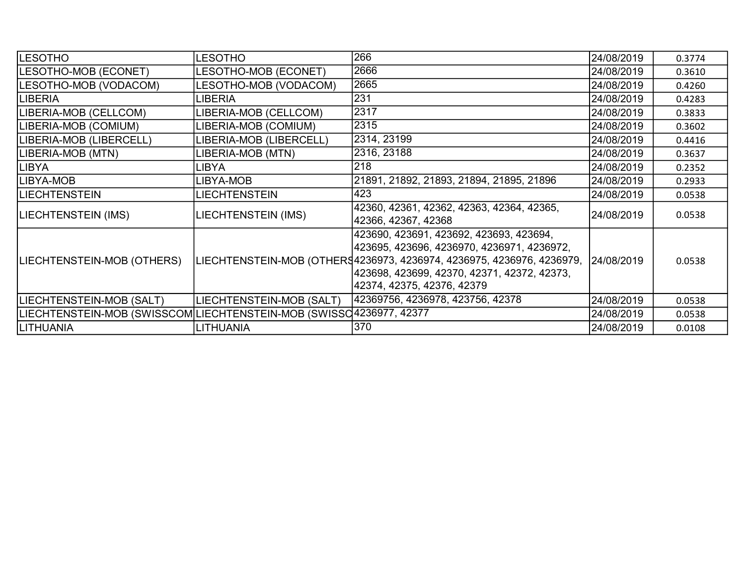| LESOTHO | LESOTHO | 266 | 24/08/2019 | 0.3774 |
|---|---|---|---|---|
| LESOTHO-MOB (ECONET) | LESOTHO-MOB (ECONET) | 2666 | 24/08/2019 | 0.3610 |
| LESOTHO-MOB (VODACOM) | LESOTHO-MOB (VODACOM) | 2665 | 24/08/2019 | 0.4260 |
| LIBERIA | LIBERIA | 231 | 24/08/2019 | 0.4283 |
| LIBERIA-MOB (CELLCOM) | LIBERIA-MOB (CELLCOM) | 2317 | 24/08/2019 | 0.3833 |
| LIBERIA-MOB (COMIUM) | LIBERIA-MOB (COMIUM) | 2315 | 24/08/2019 | 0.3602 |
| LIBERIA-MOB (LIBERCELL) | LIBERIA-MOB (LIBERCELL) | 2314, 23199 | 24/08/2019 | 0.4416 |
| LIBERIA-MOB (MTN) | LIBERIA-MOB (MTN) | 2316, 23188 | 24/08/2019 | 0.3637 |
| LIBYA | LIBYA | 218 | 24/08/2019 | 0.2352 |
| LIBYA-MOB | LIBYA-MOB | 21891, 21892, 21893, 21894, 21895, 21896 | 24/08/2019 | 0.2933 |
| LIECHTENSTEIN | LIECHTENSTEIN | 423 | 24/08/2019 | 0.0538 |
| LIECHTENSTEIN (IMS) | LIECHTENSTEIN (IMS) | 42360, 42361, 42362, 42363, 42364, 42365, 42366, 42367, 42368 | 24/08/2019 | 0.0538 |
| LIECHTENSTEIN-MOB (OTHERS) | LIECHTENSTEIN-MOB (OTHERS | 423690, 423691, 423692, 423693, 423694, 423695, 423696, 4236970, 4236971, 4236972, 4236973, 4236974, 4236975, 4236976, 4236979, 423698, 423699, 42370, 42371, 42372, 42373, 42374, 42375, 42376, 42379 | 24/08/2019 | 0.0538 |
| LIECHTENSTEIN-MOB (SALT) | LIECHTENSTEIN-MOB (SALT) | 42369756, 4236978, 423756, 42378 | 24/08/2019 | 0.0538 |
| LIECHTENSTEIN-MOB (SWISSCOM | LIECHTENSTEIN-MOB (SWISSC | 4236977, 42377 | 24/08/2019 | 0.0538 |
| LITHUANIA | LITHUANIA | 370 | 24/08/2019 | 0.0108 |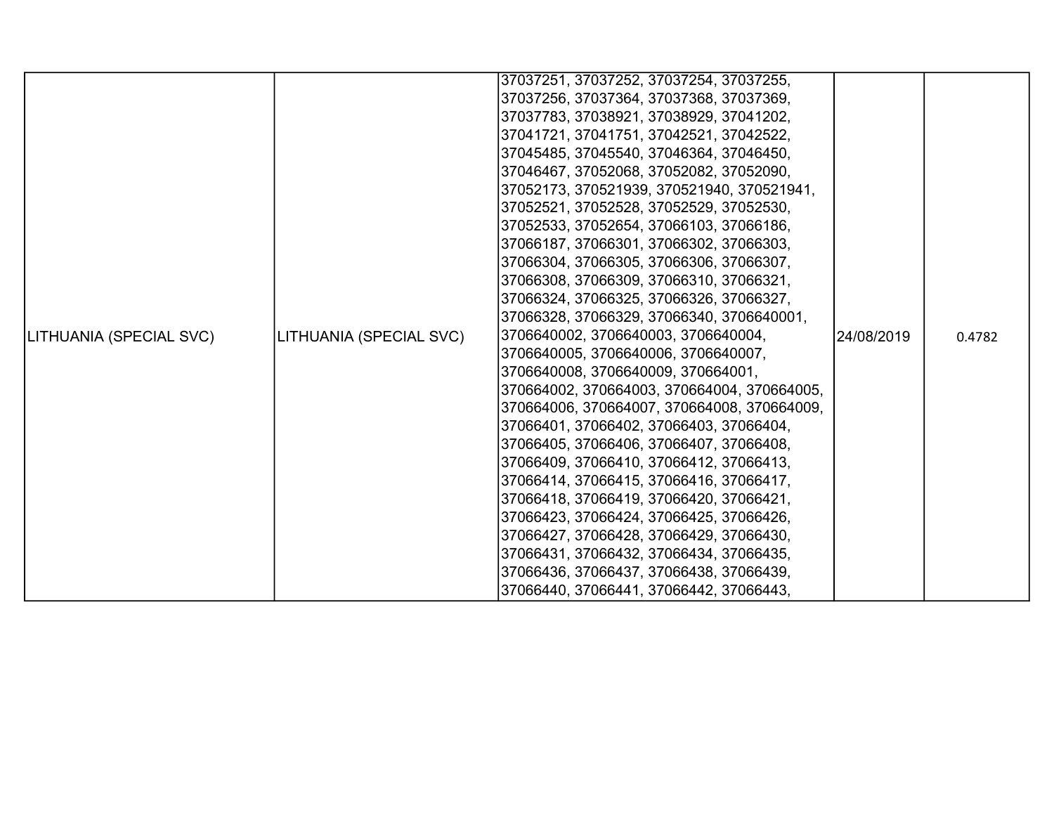| | | | | |
|---|---|---|---|---|
| LITHUANIA (SPECIAL SVC) | LITHUANIA (SPECIAL SVC) | 37037251, 37037252, 37037254, 37037255, 37037256, 37037364, 37037368, 37037369, 37037783, 37038921, 37038929, 37041202, 37041721, 37041751, 37042521, 37042522, 37045485, 37045540, 37046364, 37046450, 37046467, 37052068, 37052082, 37052090, 37052173, 370521939, 370521940, 370521941, 37052521, 37052528, 37052529, 37052530, 37052533, 37052654, 37066103, 37066186, 37066187, 37066301, 37066302, 37066303, 37066304, 37066305, 37066306, 37066307, 37066308, 37066309, 37066310, 37066321, 37066324, 37066325, 37066326, 37066327, 37066328, 37066329, 37066340, 3706640001, 3706640002, 3706640003, 3706640004, 3706640005, 3706640006, 3706640007, 3706640008, 3706640009, 370664001, 370664002, 370664003, 370664004, 370664005, 370664006, 370664007, 370664008, 370664009, 37066401, 37066402, 37066403, 37066404, 37066405, 37066406, 37066407, 37066408, 37066409, 37066410, 37066412, 37066413, 37066414, 37066415, 37066416, 37066417, 37066418, 37066419, 37066420, 37066421, 37066423, 37066424, 37066425, 37066426, 37066427, 37066428, 37066429, 37066430, 37066431, 37066432, 37066434, 37066435, 37066436, 37066437, 37066438, 37066439, 37066440, 37066441, 37066442, 37066443, | 24/08/2019 | 0.4782 |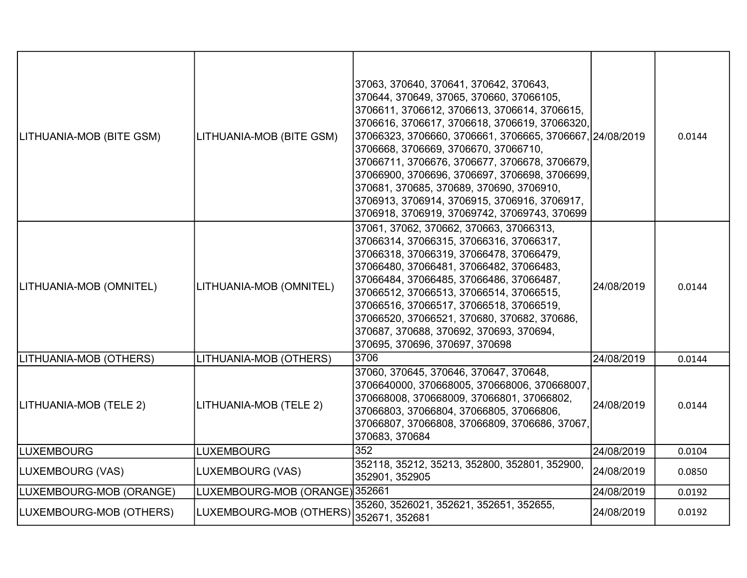| LITHUANIA-MOB (BITE GSM) | LITHUANIA-MOB (BITE GSM) | 37063, 370640, 370641, 370642, 370643, 370644, 370649, 37065, 370660, 37066105, 3706611, 3706612, 3706613, 3706614, 3706615, 3706616, 3706617, 3706618, 3706619, 37066320, 37066323, 3706660, 3706661, 3706665, 3706667, 3706668, 3706669, 3706670, 37066710, 37066711, 3706676, 3706677, 3706678, 3706679, 37066900, 3706696, 3706697, 3706698, 3706699, 370681, 370685, 370689, 370690, 3706910, 3706913, 3706914, 3706915, 3706916, 3706917, 3706918, 3706919, 37069742, 37069743, 370699 | 24/08/2019 | 0.0144 |
|---|---|---|---|---|
| LITHUANIA-MOB (OMNITEL) | LITHUANIA-MOB (OMNITEL) | 37061, 37062, 370662, 370663, 37066313, 37066314, 37066315, 37066316, 37066317, 37066318, 37066319, 37066478, 37066479, 37066480, 37066481, 37066482, 37066483, 37066484, 37066485, 37066486, 37066487, 37066512, 37066513, 37066514, 37066515, 37066516, 37066517, 37066518, 37066519, 37066520, 37066521, 370680, 370682, 370686, 370687, 370688, 370692, 370693, 370694, 370695, 370696, 370697, 370698 | 24/08/2019 | 0.0144 |
| LITHUANIA-MOB (OTHERS) | LITHUANIA-MOB (OTHERS) | 3706 | 24/08/2019 | 0.0144 |
| LITHUANIA-MOB (TELE 2) | LITHUANIA-MOB (TELE 2) | 37060, 370645, 370646, 370647, 370648, 3706640000, 370668005, 370668006, 370668007, 370668008, 370668009, 37066801, 37066802, 37066803, 37066804, 37066805, 37066806, 37066807, 37066808, 37066809, 3706686, 37067, 370683, 370684 | 24/08/2019 | 0.0144 |
| LUXEMBOURG | LUXEMBOURG | 352 | 24/08/2019 | 0.0104 |
| LUXEMBOURG (VAS) | LUXEMBOURG (VAS) | 352118, 35212, 35213, 352800, 352801, 352900, 352901, 352905 | 24/08/2019 | 0.0850 |
| LUXEMBOURG-MOB (ORANGE) | LUXEMBOURG-MOB (ORANGE) | 352661 | 24/08/2019 | 0.0192 |
| LUXEMBOURG-MOB (OTHERS) | LUXEMBOURG-MOB (OTHERS) | 35260, 3526021, 352621, 352651, 352655, 352671, 352681 | 24/08/2019 | 0.0192 |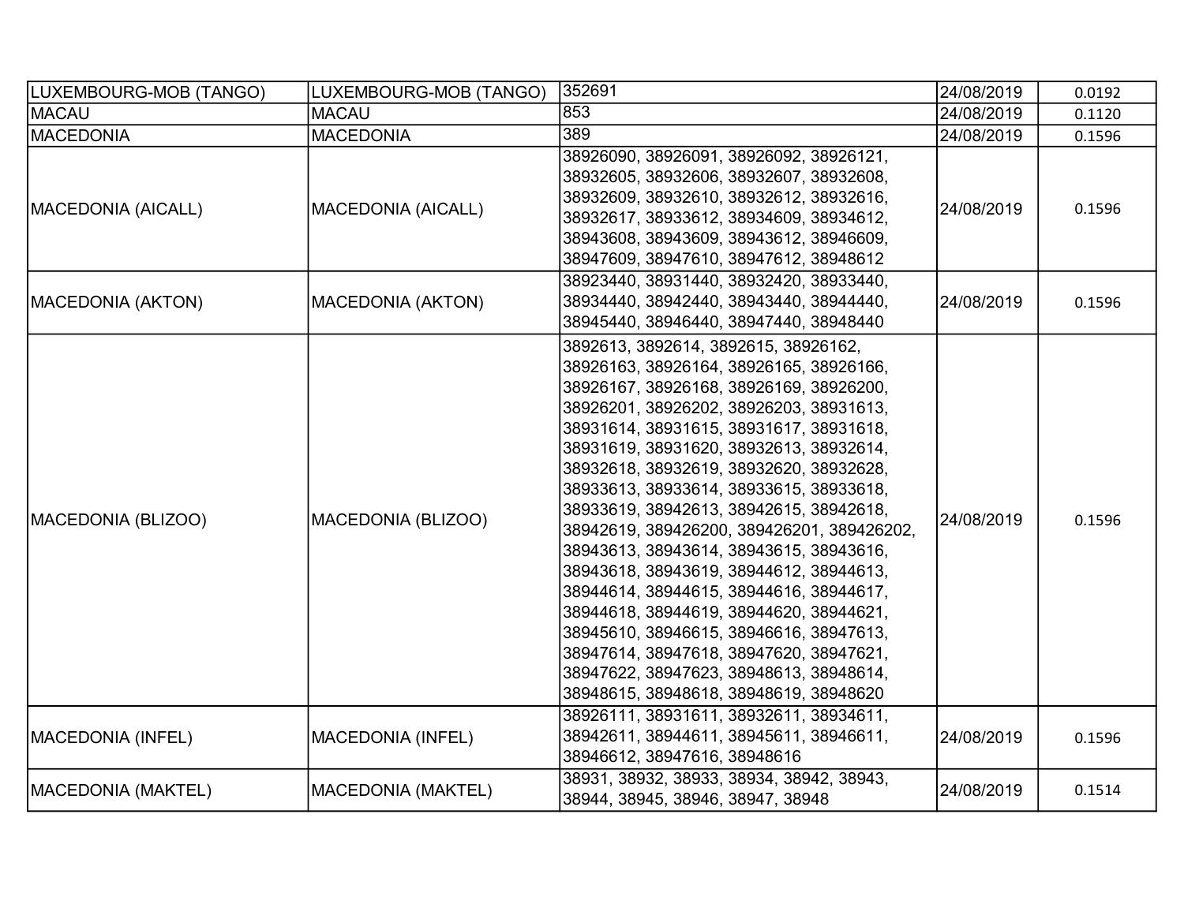| | | | | |
|---|---|---|---|---|
| LUXEMBOURG-MOB (TANGO) | LUXEMBOURG-MOB (TANGO) | 352691 | 24/08/2019 | 0.0192 |
| MACAU | MACAU | 853 | 24/08/2019 | 0.1120 |
| MACEDONIA | MACEDONIA | 389 | 24/08/2019 | 0.1596 |
| MACEDONIA (AICALL) | MACEDONIA (AICALL) | 38926090, 38926091, 38926092, 38926121, 38932605, 38932606, 38932607, 38932608, 38932609, 38932610, 38932612, 38932616, 38932617, 38933612, 38934609, 38934612, 38943608, 38943609, 38943612, 38946609, 38947609, 38947610, 38947612, 38948612 | 24/08/2019 | 0.1596 |
| MACEDONIA (AKTON) | MACEDONIA (AKTON) | 38923440, 38931440, 38932420, 38933440, 38934440, 38942440, 38943440, 38944440, 38945440, 38946440, 38947440, 38948440 | 24/08/2019 | 0.1596 |
| MACEDONIA (BLIZOO) | MACEDONIA (BLIZOO) | 3892613, 3892614, 3892615, 38926162, 38926163, 38926164, 38926165, 38926166, 38926167, 38926168, 38926169, 38926200, 38926201, 38926202, 38926203, 38931613, 38931614, 38931615, 38931617, 38931618, 38931619, 38931620, 38932613, 38932614, 38932618, 38932619, 38932620, 38932628, 38933613, 38933614, 38933615, 38933618, 38933619, 38942613, 38942615, 38942618, 38942619, 389426200, 389426201, 389426202, 38943613, 38943614, 38943615, 38943616, 38943618, 38943619, 38944612, 38944613, 38944614, 38944615, 38944616, 38944617, 38944618, 38944619, 38944620, 38944621, 38945610, 38946615, 38946616, 38947613, 38947614, 38947618, 38947620, 38947621, 38947622, 38947623, 38948613, 38948614, 38948615, 38948618, 38948619, 38948620 | 24/08/2019 | 0.1596 |
| MACEDONIA (INFEL) | MACEDONIA (INFEL) | 38926111, 38931611, 38932611, 38934611, 38942611, 38944611, 38945611, 38946611, 38946612, 38947616, 38948616 | 24/08/2019 | 0.1596 |
| MACEDONIA (MAKTEL) | MACEDONIA (MAKTEL) | 38931, 38932, 38933, 38934, 38942, 38943, 38944, 38945, 38946, 38947, 38948 | 24/08/2019 | 0.1514 |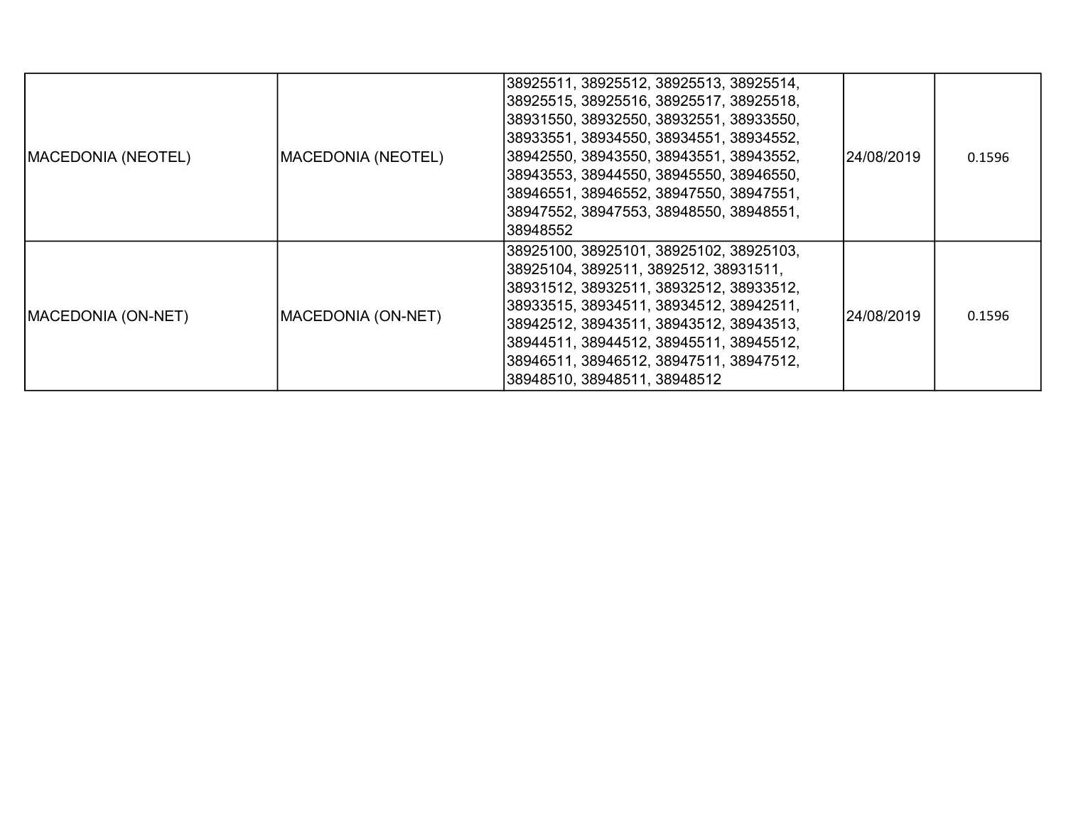| | | | | |
|---|---|---|---|---|
| MACEDONIA (NEOTEL) | MACEDONIA (NEOTEL) | 38925511, 38925512, 38925513, 38925514, 38925515, 38925516, 38925517, 38925518, 38931550, 38932550, 38932551, 38933550, 38933551, 38934550, 38934551, 38934552, 38942550, 38943550, 38943551, 38943552, 38943553, 38944550, 38945550, 38946550, 38946551, 38946552, 38947550, 38947551, 38947552, 38947553, 38948550, 38948551, 38948552 | 24/08/2019 | 0.1596 |
| MACEDONIA (ON-NET) | MACEDONIA (ON-NET) | 38925100, 38925101, 38925102, 38925103, 38925104, 3892511, 3892512, 38931511, 38931512, 38932511, 38932512, 38933512, 38933515, 38934511, 38934512, 38942511, 38942512, 38943511, 38943512, 38943513, 38944511, 38944512, 38945511, 38945512, 38946511, 38946512, 38947511, 38947512, 38948510, 38948511, 38948512 | 24/08/2019 | 0.1596 |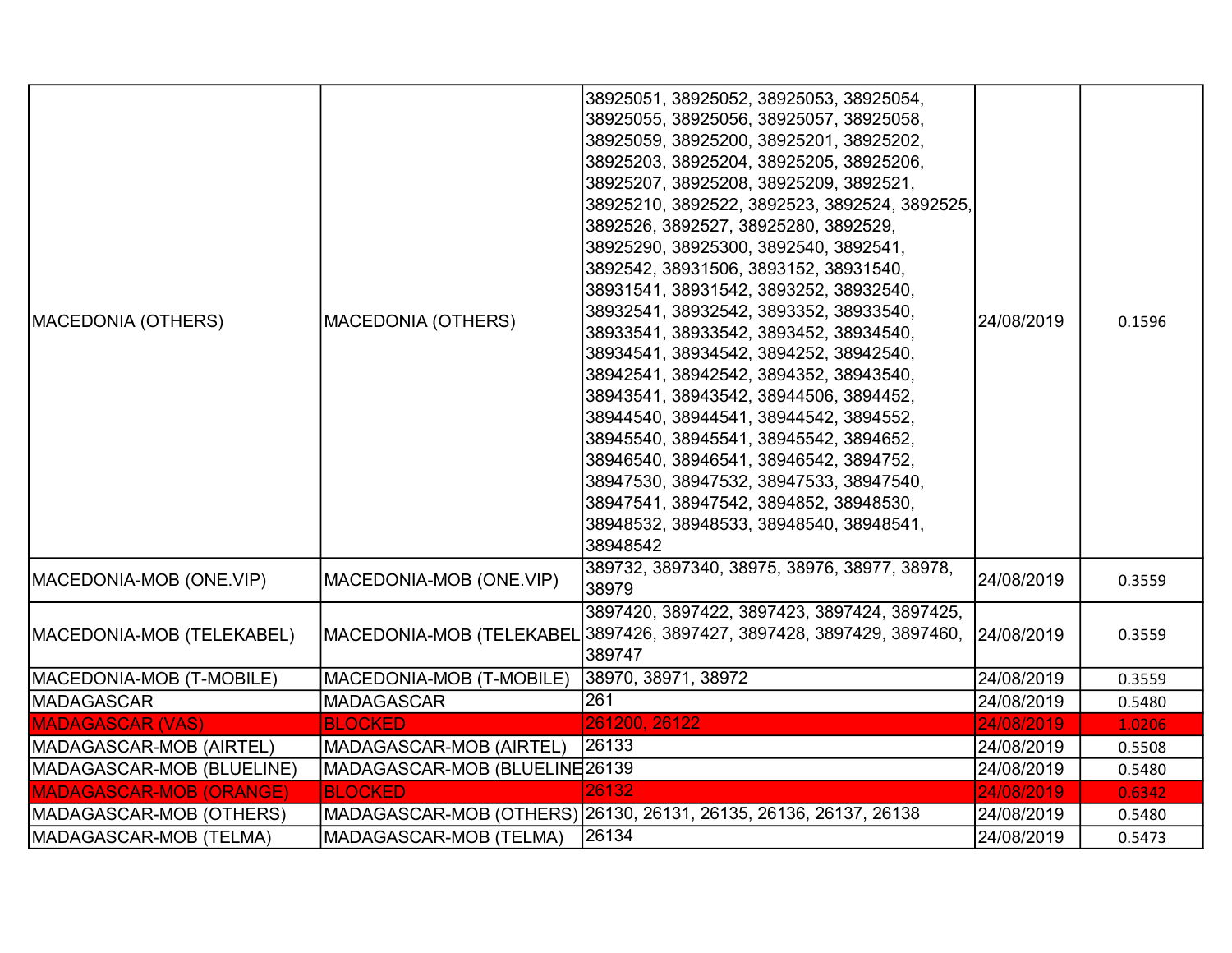| MACEDONIA (OTHERS) | MACEDONIA (OTHERS) | 38925051, 38925052, 38925053, 38925054, 38925055, 38925056, 38925057, 38925058, 38925059, 38925200, 38925201, 38925202, 38925203, 38925204, 38925205, 38925206, 38925207, 38925208, 38925209, 3892521, 38925210, 3892522, 3892523, 3892524, 3892525, 3892526, 3892527, 38925280, 3892529, 38925290, 38925300, 3892540, 3892541, 3892542, 38931506, 3893152, 38931540, 38931541, 38931542, 3893252, 38932540, 38932541, 38932542, 3893352, 38933540, 38933541, 38933542, 3893452, 38934540, 38934541, 38934542, 3894252, 38942540, 38942541, 38942542, 3894352, 38943540, 38943541, 38943542, 38944506, 3894452, 38944540, 38944541, 38944542, 3894552, 38945540, 38945541, 38945542, 3894652, 38946540, 38946541, 38946542, 3894752, 38947530, 38947532, 38947533, 38947540, 38947541, 38947542, 3894852, 38948530, 38948532, 38948533, 38948540, 38948541, 38948542 | 24/08/2019 | 0.1596 |
|---|---|---|---|---|
| MACEDONIA-MOB (ONE.VIP) | MACEDONIA-MOB (ONE.VIP) | 389732, 3897340, 38975, 38976, 38977, 38978, 38979 | 24/08/2019 | 0.3559 |
| MACEDONIA-MOB (TELEKABEL) | MACEDONIA-MOB (TELEKABEL | 3897420, 3897422, 3897423, 3897424, 3897425, 3897426, 3897427, 3897428, 3897429, 3897460, 389747 | 24/08/2019 | 0.3559 |
| MACEDONIA-MOB (T-MOBILE) | MACEDONIA-MOB (T-MOBILE) | 38970, 38971, 38972 | 24/08/2019 | 0.3559 |
| MADAGASCAR | MADAGASCAR | 261 | 24/08/2019 | 0.5480 |
| MADAGASCAR (VAS) | BLOCKED | 261200, 26122 | 24/08/2019 | 1.0206 |
| MADAGASCAR-MOB (AIRTEL) | MADAGASCAR-MOB (AIRTEL) | 26133 | 24/08/2019 | 0.5508 |
| MADAGASCAR-MOB (BLUELINE) | MADAGASCAR-MOB (BLUELINE | 26139 | 24/08/2019 | 0.5480 |
| MADAGASCAR-MOB (ORANGE) | BLOCKED | 26132 | 24/08/2019 | 0.6342 |
| MADAGASCAR-MOB (OTHERS) | MADAGASCAR-MOB (OTHERS) | 26130, 26131, 26135, 26136, 26137, 26138 | 24/08/2019 | 0.5480 |
| MADAGASCAR-MOB (TELMA) | MADAGASCAR-MOB (TELMA) | 26134 | 24/08/2019 | 0.5473 |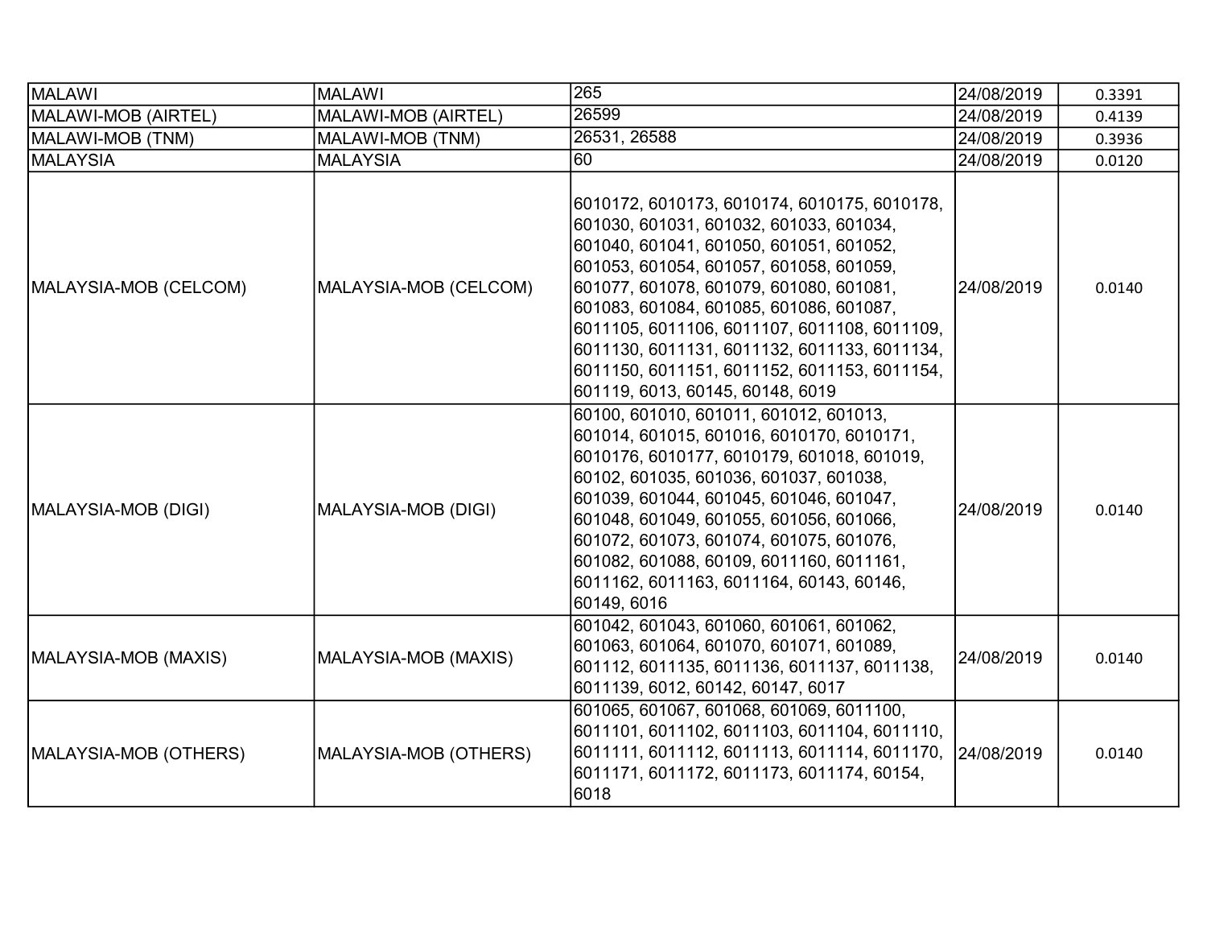| MALAWI | MALAWI | 265 | 24/08/2019 | 0.3391 |
|---|---|---|---|---|
| MALAWI-MOB (AIRTEL) | MALAWI-MOB (AIRTEL) | 26599 | 24/08/2019 | 0.4139 |
| MALAWI-MOB (TNM) | MALAWI-MOB (TNM) | 26531, 26588 | 24/08/2019 | 0.3936 |
| MALAYSIA | MALAYSIA | 60 | 24/08/2019 | 0.0120 |
| MALAYSIA-MOB (CELCOM) | MALAYSIA-MOB (CELCOM) | 6010172, 6010173, 6010174, 6010175, 6010178, 601030, 601031, 601032, 601033, 601034, 601040, 601041, 601050, 601051, 601052, 601053, 601054, 601057, 601058, 601059, 601077, 601078, 601079, 601080, 601081, 601083, 601084, 601085, 601086, 601087, 6011105, 6011106, 6011107, 6011108, 6011109, 6011130, 6011131, 6011132, 6011133, 6011134, 6011150, 6011151, 6011152, 6011153, 6011154, 601119, 6013, 60145, 60148, 6019 | 24/08/2019 | 0.0140 |
| MALAYSIA-MOB (DIGI) | MALAYSIA-MOB (DIGI) | 60100, 601010, 601011, 601012, 601013, 601014, 601015, 601016, 6010170, 6010171, 6010176, 6010177, 6010179, 601018, 601019, 60102, 601035, 601036, 601037, 601038, 601039, 601044, 601045, 601046, 601047, 601048, 601049, 601055, 601056, 601066, 601072, 601073, 601074, 601075, 601076, 601082, 601088, 60109, 6011160, 6011161, 6011162, 6011163, 6011164, 60143, 60146, 60149, 6016 | 24/08/2019 | 0.0140 |
| MALAYSIA-MOB (MAXIS) | MALAYSIA-MOB (MAXIS) | 601042, 601043, 601060, 601061, 601062, 601063, 601064, 601070, 601071, 601089, 601112, 6011135, 6011136, 6011137, 6011138, 6011139, 6012, 60142, 60147, 6017 | 24/08/2019 | 0.0140 |
| MALAYSIA-MOB (OTHERS) | MALAYSIA-MOB (OTHERS) | 601065, 601067, 601068, 601069, 6011100, 6011101, 6011102, 6011103, 6011104, 6011110, 6011111, 6011112, 6011113, 6011114, 6011170, 6011171, 6011172, 6011173, 6011174, 60154, 6018 | 24/08/2019 | 0.0140 |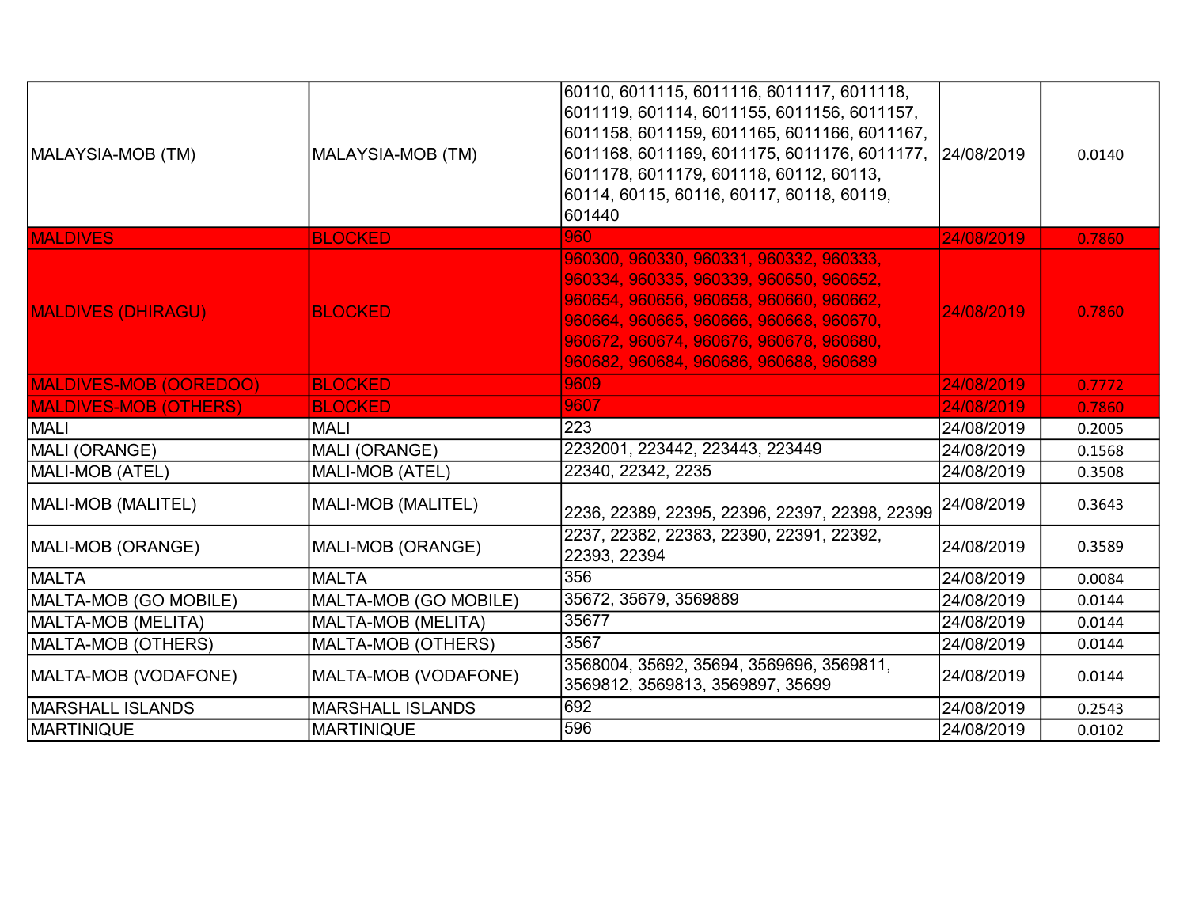| MALAYSIA-MOB (TM) | MALAYSIA-MOB (TM) | 60110, 6011115, 6011116, 6011117, 6011118, 6011119, 601114, 6011155, 6011156, 6011157, 6011158, 6011159, 6011165, 6011166, 6011167, 6011168, 6011169, 6011175, 6011176, 6011177, 6011178, 6011179, 601118, 60112, 60113, 60114, 60115, 60116, 60117, 60118, 60119, 601440 | 24/08/2019 | 0.0140 |
|---|---|---|---|---|
| MALDIVES | BLOCKED | 960 | 24/08/2019 | 0.7860 |
| MALDIVES (DHIRAGU) | BLOCKED | 960300, 960330, 960331, 960332, 960333, 960334, 960335, 960339, 960650, 960652, 960654, 960656, 960658, 960660, 960662, 960664, 960665, 960666, 960668, 960670, 960672, 960674, 960676, 960678, 960680, 960682, 960684, 960686, 960688, 960689 | 24/08/2019 | 0.7860 |
| MALDIVES-MOB (OOREDOO) | BLOCKED | 9609 | 24/08/2019 | 0.7772 |
| MALDIVES-MOB (OTHERS) | BLOCKED | 9607 | 24/08/2019 | 0.7860 |
| MALI | MALI | 223 | 24/08/2019 | 0.2005 |
| MALI (ORANGE) | MALI (ORANGE) | 2232001, 223442, 223443, 223449 | 24/08/2019 | 0.1568 |
| MALI-MOB (ATEL) | MALI-MOB (ATEL) | 22340, 22342, 2235 | 24/08/2019 | 0.3508 |
| MALI-MOB (MALITEL) | MALI-MOB (MALITEL) | 2236, 22389, 22395, 22396, 22397, 22398, 22399 | 24/08/2019 | 0.3643 |
| MALI-MOB (ORANGE) | MALI-MOB (ORANGE) | 2237, 22382, 22383, 22390, 22391, 22392, 22393, 22394 | 24/08/2019 | 0.3589 |
| MALTA | MALTA | 356 | 24/08/2019 | 0.0084 |
| MALTA-MOB (GO MOBILE) | MALTA-MOB (GO MOBILE) | 35672, 35679, 3569889 | 24/08/2019 | 0.0144 |
| MALTA-MOB (MELITA) | MALTA-MOB (MELITA) | 35677 | 24/08/2019 | 0.0144 |
| MALTA-MOB (OTHERS) | MALTA-MOB (OTHERS) | 3567 | 24/08/2019 | 0.0144 |
| MALTA-MOB (VODAFONE) | MALTA-MOB (VODAFONE) | 3568004, 35692, 35694, 3569696, 3569811, 3569812, 3569813, 3569897, 35699 | 24/08/2019 | 0.0144 |
| MARSHALL ISLANDS | MARSHALL ISLANDS | 692 | 24/08/2019 | 0.2543 |
| MARTINIQUE | MARTINIQUE | 596 | 24/08/2019 | 0.0102 |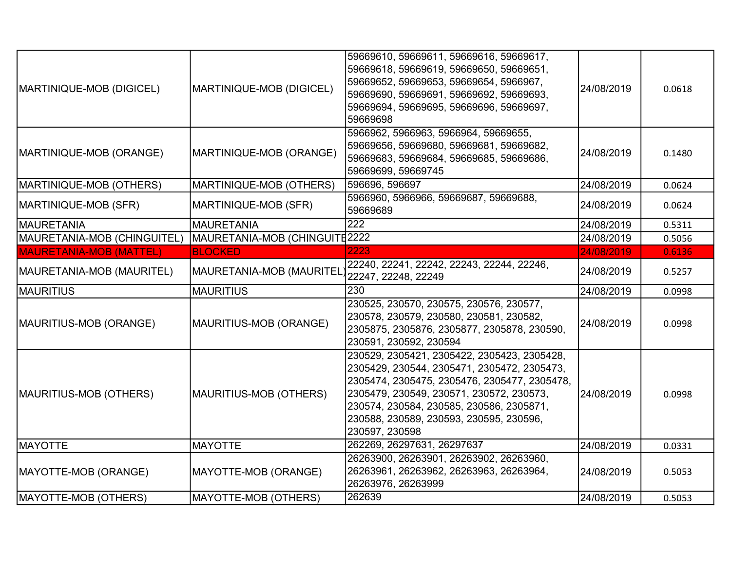| | | | | |
|---|---|---|---|---|
| MARTINIQUE-MOB (DIGICEL) | MARTINIQUE-MOB (DIGICEL) | 59669610, 59669611, 59669616, 59669617, 59669618, 59669619, 59669650, 59669651, 59669652, 59669653, 59669654, 5966967, 59669690, 59669691, 59669692, 59669693, 59669694, 59669695, 59669696, 59669697, 59669698 | 24/08/2019 | 0.0618 |
| MARTINIQUE-MOB (ORANGE) | MARTINIQUE-MOB (ORANGE) | 5966962, 5966963, 5966964, 59669655, 59669656, 59669680, 59669681, 59669682, 59669683, 59669684, 59669685, 59669686, 59669699, 59669745 | 24/08/2019 | 0.1480 |
| MARTINIQUE-MOB (OTHERS) | MARTINIQUE-MOB (OTHERS) | 596696, 596697 | 24/08/2019 | 0.0624 |
| MARTINIQUE-MOB (SFR) | MARTINIQUE-MOB (SFR) | 5966960, 5966966, 59669687, 59669688, 59669689 | 24/08/2019 | 0.0624 |
| MAURETANIA | MAURETANIA | 222 | 24/08/2019 | 0.5311 |
| MAURETANIA-MOB (CHINGUITEL) | MAURETANIA-MOB (CHINGUITE | 2222 | 24/08/2019 | 0.5056 |
| MAURETANIA-MOB (MATTEL) | BLOCKED | 2223 | 24/08/2019 | 0.6136 |
| MAURETANIA-MOB (MAURITEL) | MAURETANIA-MOB (MAURITEL) | 22240, 22241, 22242, 22243, 22244, 22246, 22247, 22248, 22249 | 24/08/2019 | 0.5257 |
| MAURITIUS | MAURITIUS | 230 | 24/08/2019 | 0.0998 |
| MAURITIUS-MOB (ORANGE) | MAURITIUS-MOB (ORANGE) | 230525, 230570, 230575, 230576, 230577, 230578, 230579, 230580, 230581, 230582, 2305875, 2305876, 2305877, 2305878, 230590, 230591, 230592, 230594 | 24/08/2019 | 0.0998 |
| MAURITIUS-MOB (OTHERS) | MAURITIUS-MOB (OTHERS) | 230529, 2305421, 2305422, 2305423, 2305428, 2305429, 230544, 2305471, 2305472, 2305473, 2305474, 2305475, 2305476, 2305477, 2305478, 2305479, 230549, 230571, 230572, 230573, 230574, 230584, 230585, 230586, 2305871, 230588, 230589, 230593, 230595, 230596, 230597, 230598 | 24/08/2019 | 0.0998 |
| MAYOTTE | MAYOTTE | 262269, 26297631, 26297637 | 24/08/2019 | 0.0331 |
| MAYOTTE-MOB (ORANGE) | MAYOTTE-MOB (ORANGE) | 26263900, 26263901, 26263902, 26263960, 26263961, 26263962, 26263963, 26263964, 26263976, 26263999 | 24/08/2019 | 0.5053 |
| MAYOTTE-MOB (OTHERS) | MAYOTTE-MOB (OTHERS) | 262639 | 24/08/2019 | 0.5053 |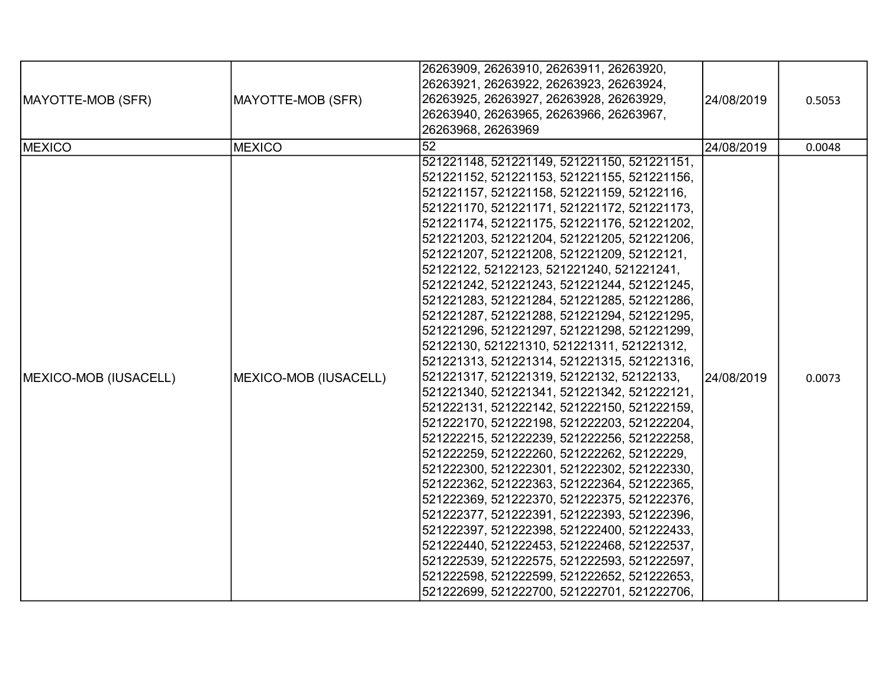| | | | | |
|---|---|---|---|---|
| MAYOTTE-MOB (SFR) | MAYOTTE-MOB (SFR) | 26263909, 26263910, 26263911, 26263920, 26263921, 26263922, 26263923, 26263924, 26263925, 26263927, 26263928, 26263929, 26263940, 26263965, 26263966, 26263967, 26263968, 26263969 | 24/08/2019 | 0.5053 |
| MEXICO | MEXICO | 52 | 24/08/2019 | 0.0048 |
| MEXICO-MOB (IUSACELL) | MEXICO-MOB (IUSACELL) | 521221148, 521221149, 521221150, 521221151, 521221152, 521221153, 521221155, 521221156, 521221157, 521221158, 521221159, 52122116, 521221170, 521221171, 521221172, 521221173, 521221174, 521221175, 521221176, 521221202, 521221203, 521221204, 521221205, 521221206, 521221207, 521221208, 521221209, 52122121, 52122122, 52122123, 521221240, 521221241, 521221242, 521221243, 521221244, 521221245, 521221283, 521221284, 521221285, 521221286, 521221287, 521221288, 521221294, 521221295, 521221296, 521221297, 521221298, 521221299, 52122130, 521221310, 521221311, 521221312, 521221313, 521221314, 521221315, 521221316, 521221317, 521221319, 52122132, 52122133, 521221340, 521221341, 521221342, 521222121, 521222131, 521222142, 521222150, 521222159, 521222170, 521222198, 521222203, 521222204, 521222215, 521222239, 521222256, 521222258, 521222259, 521222260, 521222262, 52122229, 521222300, 521222301, 521222302, 521222330, 521222362, 521222363, 521222364, 521222365, 521222369, 521222370, 521222375, 521222376, 521222377, 521222391, 521222393, 521222396, 521222397, 521222398, 521222400, 521222433, 521222440, 521222453, 521222468, 521222537, 521222539, 521222575, 521222593, 521222597, 521222598, 521222599, 521222652, 521222653, 521222699, 521222700, 521222701, 521222706, | 24/08/2019 | 0.0073 |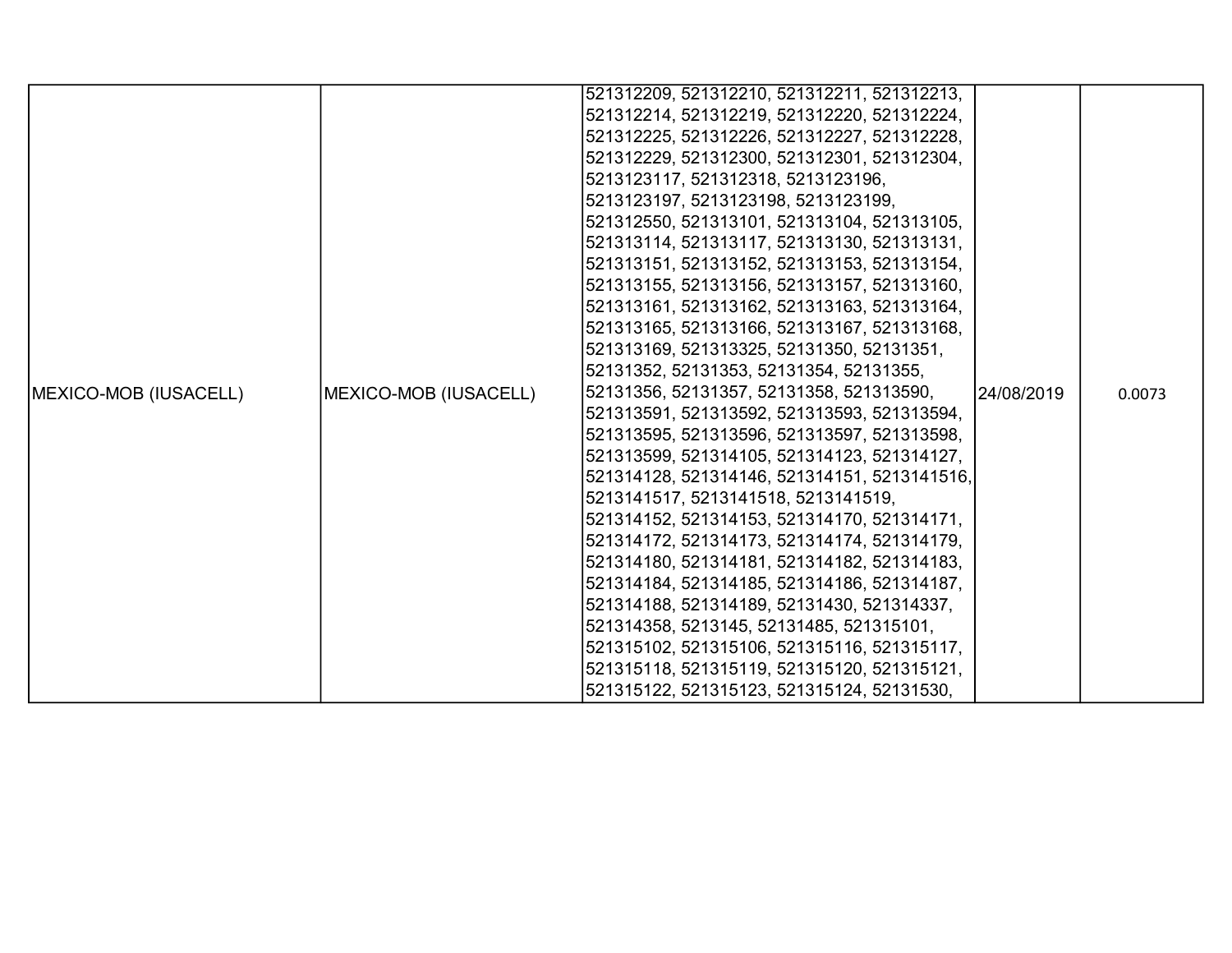| MEXICO-MOB (IUSACELL) | MEXICO-MOB (IUSACELL) | 521312209, 521312210, 521312211, 521312213, 521312214, 521312219, 521312220, 521312224, 521312225, 521312226, 521312227, 521312228, 521312229, 521312300, 521312301, 521312304, 5213123117, 521312318, 5213123196, 5213123197, 5213123198, 5213123199, 521312550, 521313101, 521313104, 521313105, 521313114, 521313117, 521313130, 521313131, 521313151, 521313152, 521313153, 521313154, 521313155, 521313156, 521313157, 521313160, 521313161, 521313162, 521313163, 521313164, 521313165, 521313166, 521313167, 521313168, 521313169, 521313325, 52131350, 52131351, 52131352, 52131353, 52131354, 52131355, 52131356, 52131357, 52131358, 521313590, 521313591, 521313592, 521313593, 521313594, 521313595, 521313596, 521313597, 521313598, 521313599, 521314105, 521314123, 521314127, 521314128, 521314146, 521314151, 5213141516, 5213141517, 5213141518, 5213141519, 521314152, 521314153, 521314170, 521314171, 521314172, 521314173, 521314174, 521314179, 521314180, 521314181, 521314182, 521314183, 521314184, 521314185, 521314186, 521314187, 521314188, 521314189, 52131430, 521314337, 521314358, 5213145, 52131485, 521315101, 521315102, 521315106, 521315116, 521315117, 521315118, 521315119, 521315120, 521315121, 521315122, 521315123, 521315124, 52131530, | 24/08/2019 | 0.0073 |
|---|---|---|---|---|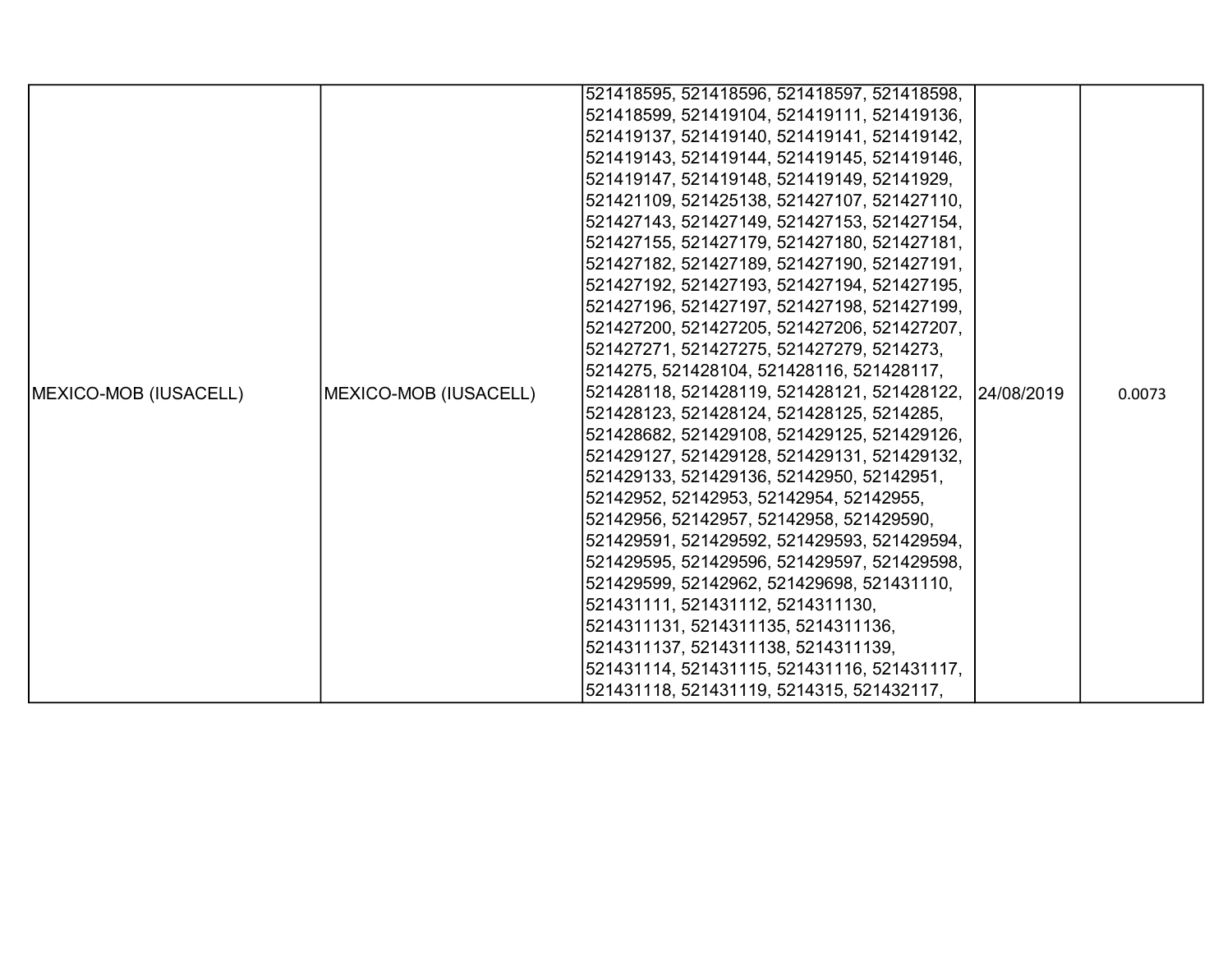| MEXICO-MOB (IUSACELL) | MEXICO-MOB (IUSACELL) | 521418595, 521418596, 521418597, 521418598, 521418599, 521419104, 521419111, 521419136, 521419137, 521419140, 521419141, 521419142, 521419143, 521419144, 521419145, 521419146, 521419147, 521419148, 521419149, 52141929, 521421109, 521425138, 521427107, 521427110, 521427143, 521427149, 521427153, 521427154, 521427155, 521427179, 521427180, 521427181, 521427182, 521427189, 521427190, 521427191, 521427192, 521427193, 521427194, 521427195, 521427196, 521427197, 521427198, 521427199, 521427200, 521427205, 521427206, 521427207, 521427271, 521427275, 521427279, 5214273, 5214275, 521428104, 521428116, 521428117, 521428118, 521428119, 521428121, 521428122, 521428123, 521428124, 521428125, 5214285, 521428682, 521429108, 521429125, 521429126, 521429127, 521429128, 521429131, 521429132, 521429133, 521429136, 52142950, 52142951, 52142952, 52142953, 52142954, 52142955, 52142956, 52142957, 52142958, 521429590, 521429591, 521429592, 521429593, 521429594, 521429595, 521429596, 521429597, 521429598, 521429599, 52142962, 521429698, 521431110, 521431111, 521431112, 5214311130, 5214311131, 5214311135, 5214311136, 5214311137, 5214311138, 5214311139, 521431114, 521431115, 521431116, 521431117, 521431118, 521431119, 5214315, 521432117, | 24/08/2019 | 0.0073 |
|---|---|---|---|---|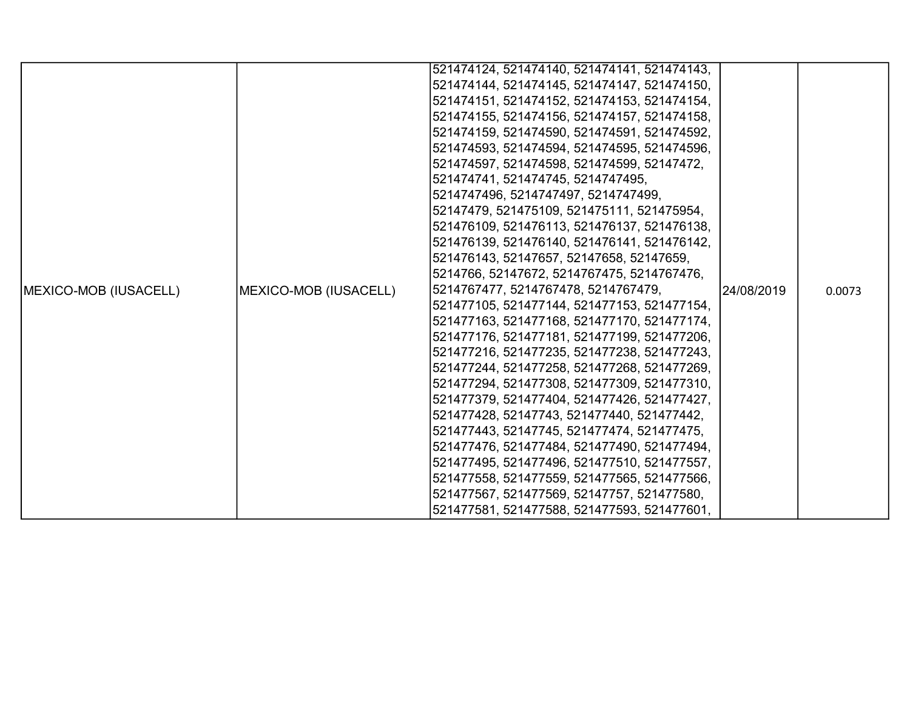| MEXICO-MOB (IUSACELL) | MEXICO-MOB (IUSACELL) | 521474124, 521474140, 521474141, 521474143, 521474144, 521474145, 521474147, 521474150, 521474151, 521474152, 521474153, 521474154, 521474155, 521474156, 521474157, 521474158, 521474159, 521474590, 521474591, 521474592, 521474593, 521474594, 521474595, 521474596, 521474597, 521474598, 521474599, 52147472, 521474741, 521474745, 5214747495, 5214747496, 5214747497, 5214747499, 52147479, 521475109, 521475111, 521475954, 521476109, 521476113, 521476137, 521476138, 521476139, 521476140, 521476141, 521476142, 521476143, 52147657, 52147658, 52147659, 5214766, 52147672, 5214767475, 5214767476, 5214767477, 5214767478, 5214767479, 521477105, 521477144, 521477153, 521477154, 521477163, 521477168, 521477170, 521477174, 521477176, 521477181, 521477199, 521477206, 521477216, 521477235, 521477238, 521477243, 521477244, 521477258, 521477268, 521477269, 521477294, 521477308, 521477309, 521477310, 521477379, 521477404, 521477426, 521477427, 521477428, 52147743, 521477440, 521477442, 521477443, 52147745, 521477474, 521477475, 521477476, 521477484, 521477490, 521477494, 521477495, 521477496, 521477510, 521477557, 521477558, 521477559, 521477565, 521477566, 521477567, 521477569, 52147757, 521477580, 521477581, 521477588, 521477593, 521477601, | 24/08/2019 | 0.0073 |
|---|---|---|---|---|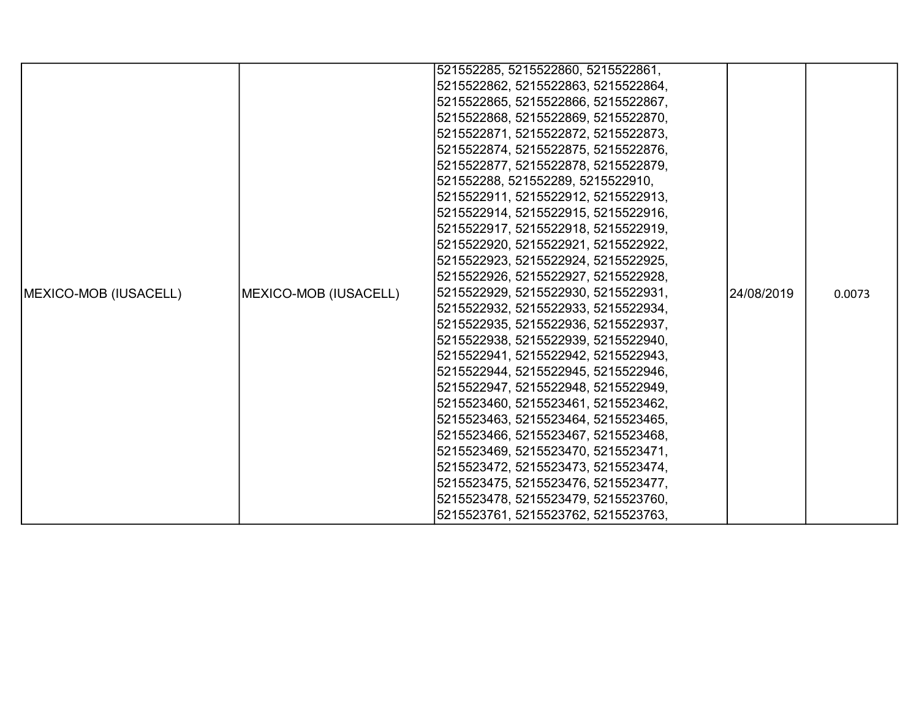| MEXICO-MOB (IUSACELL) | MEXICO-MOB (IUSACELL) | 521552285, 5215522860, 5215522861, 5215522862, 5215522863, 5215522864, 5215522865, 5215522866, 5215522867, 5215522868, 5215522869, 5215522870, 5215522871, 5215522872, 5215522873, 5215522874, 5215522875, 5215522876, 5215522877, 5215522878, 5215522879, 521552288, 521552289, 5215522910, 5215522911, 5215522912, 5215522913, 5215522914, 5215522915, 5215522916, 5215522917, 5215522918, 5215522919, 5215522920, 5215522921, 5215522922, 5215522923, 5215522924, 5215522925, 5215522926, 5215522927, 5215522928, 5215522929, 5215522930, 5215522931, 5215522932, 5215522933, 5215522934, 5215522935, 5215522936, 5215522937, 5215522938, 5215522939, 5215522940, 5215522941, 5215522942, 5215522943, 5215522944, 5215522945, 5215522946, 5215522947, 5215522948, 5215522949, 5215523460, 5215523461, 5215523462, 5215523463, 5215523464, 5215523465, 5215523466, 5215523467, 5215523468, 5215523469, 5215523470, 5215523471, 5215523472, 5215523473, 5215523474, 5215523475, 5215523476, 5215523477, 5215523478, 5215523479, 5215523760, 5215523761, 5215523762, 5215523763, | 24/08/2019 | 0.0073 |
|---|---|---|---|---|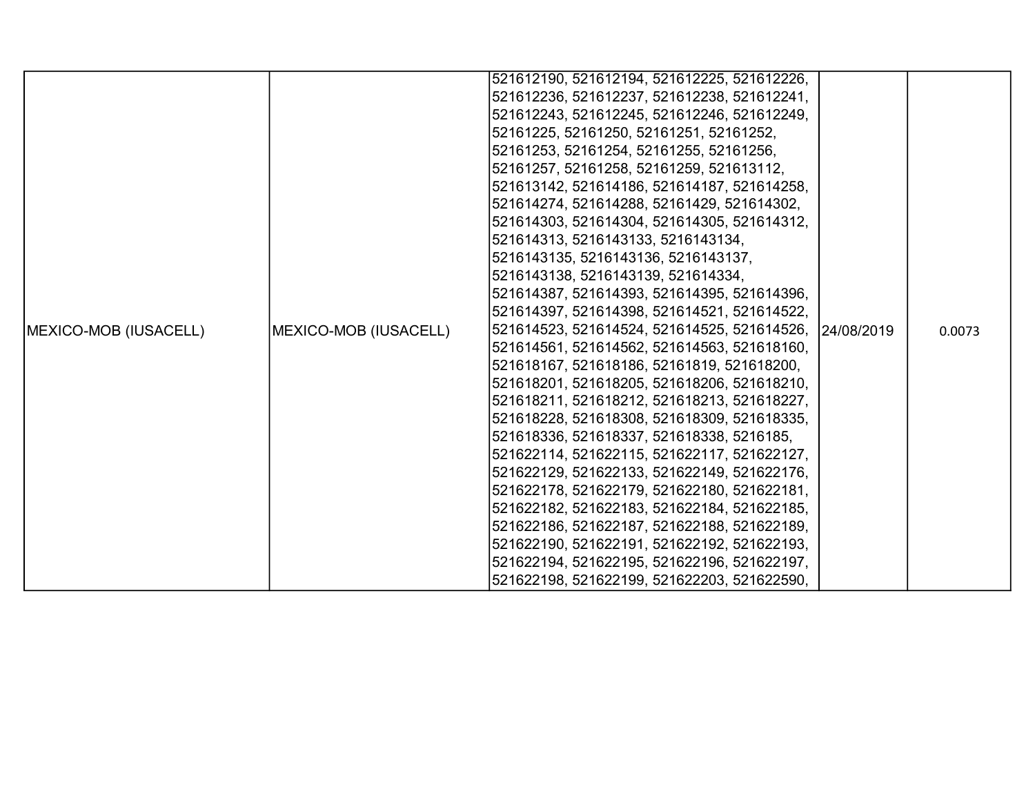| MEXICO-MOB (IUSACELL) | MEXICO-MOB (IUSACELL) | 521612190, 521612194, 521612225, 521612226, 521612236, 521612237, 521612238, 521612241, 521612243, 521612245, 521612246, 521612249, 52161225, 52161250, 52161251, 52161252, 52161253, 52161254, 52161255, 52161256, 52161257, 52161258, 52161259, 521613112, 521613142, 521614186, 521614187, 521614258, 521614274, 521614288, 52161429, 521614302, 521614303, 521614304, 521614305, 521614312, 521614313, 5216143133, 5216143134, 5216143135, 5216143136, 5216143137, 5216143138, 5216143139, 521614334, 521614387, 521614393, 521614395, 521614396, 521614397, 521614398, 521614521, 521614522, 521614523, 521614524, 521614525, 521614526, 521614561, 521614562, 521614563, 521618160, 521618167, 521618186, 52161819, 521618200, 521618201, 521618205, 521618206, 521618210, 521618211, 521618212, 521618213, 521618227, 521618228, 521618308, 521618309, 521618335, 521618336, 521618337, 521618338, 5216185, 521622114, 521622115, 521622117, 521622127, 521622129, 521622133, 521622149, 521622176, 521622178, 521622179, 521622180, 521622181, 521622182, 521622183, 521622184, 521622185, 521622186, 521622187, 521622188, 521622189, 521622190, 521622191, 521622192, 521622193, 521622194, 521622195, 521622196, 521622197, 521622198, 521622199, 521622203, 521622590, | 24/08/2019 | 0.0073 |
|---|---|---|---|---|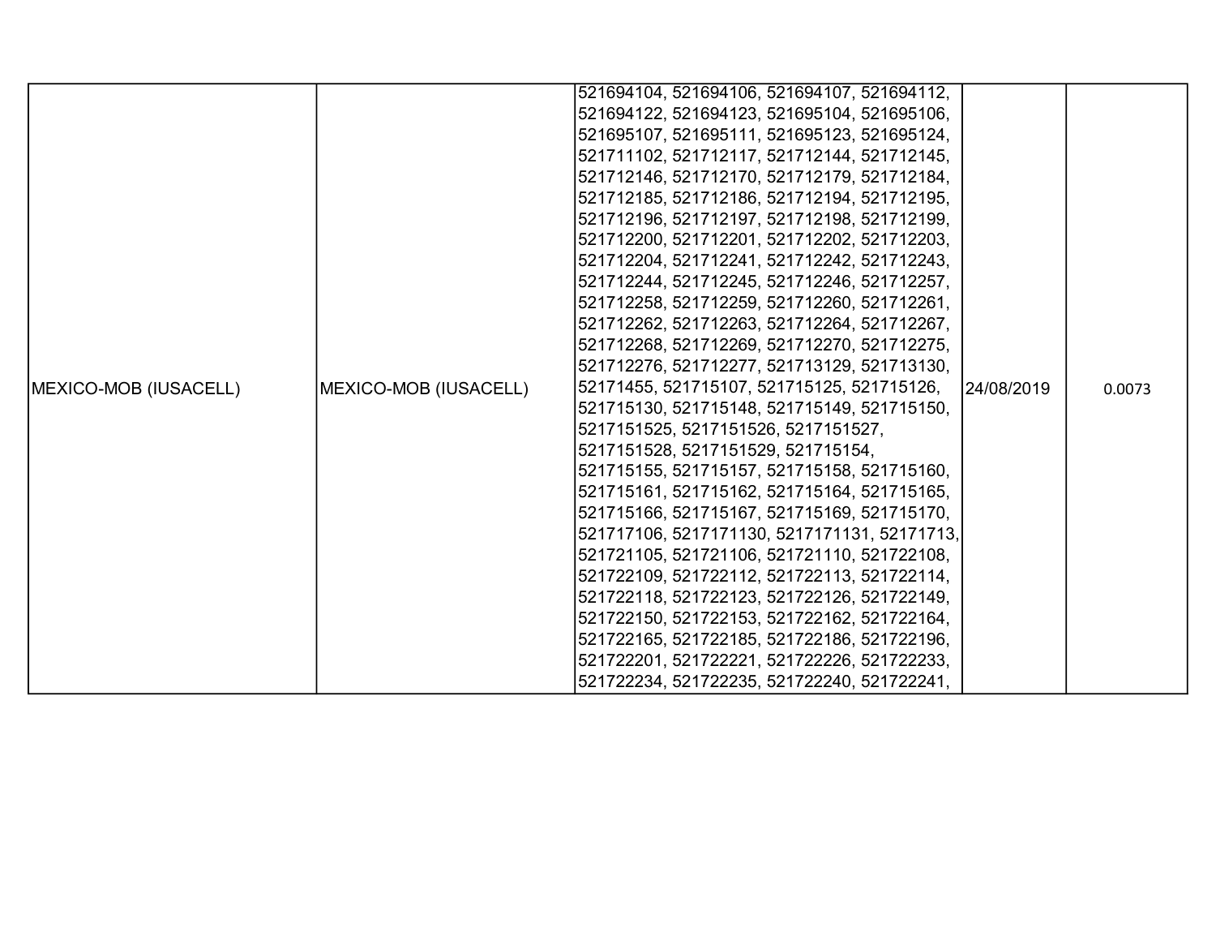| MEXICO-MOB (IUSACELL) | MEXICO-MOB (IUSACELL) | 521694104, 521694106, 521694107, 521694112, 521694122, 521694123, 521695104, 521695106, 521695107, 521695111, 521695123, 521695124, 521711102, 521712117, 521712144, 521712145, 521712146, 521712170, 521712179, 521712184, 521712185, 521712186, 521712194, 521712195, 521712196, 521712197, 521712198, 521712199, 521712200, 521712201, 521712202, 521712203, 521712204, 521712241, 521712242, 521712243, 521712244, 521712245, 521712246, 521712257, 521712258, 521712259, 521712260, 521712261, 521712262, 521712263, 521712264, 521712267, 521712268, 521712269, 521712270, 521712275, 521712276, 521712277, 521713129, 521713130, 52171455, 521715107, 521715125, 521715126, 521715130, 521715148, 521715149, 521715150, 5217151525, 5217151526, 5217151527, 5217151528, 5217151529, 521715154, 521715155, 521715157, 521715158, 521715160, 521715161, 521715162, 521715164, 521715165, 521715166, 521715167, 521715169, 521715170, 521717106, 5217171130, 5217171131, 52171713, 521721105, 521721106, 521721110, 521722108, 521722109, 521722112, 521722113, 521722114, 521722118, 521722123, 521722126, 521722149, 521722150, 521722153, 521722162, 521722164, 521722165, 521722185, 521722186, 521722196, 521722201, 521722221, 521722226, 521722233, 521722234, 521722235, 521722240, 521722241, | 24/08/2019 | 0.0073 |
|---|---|---|---|---|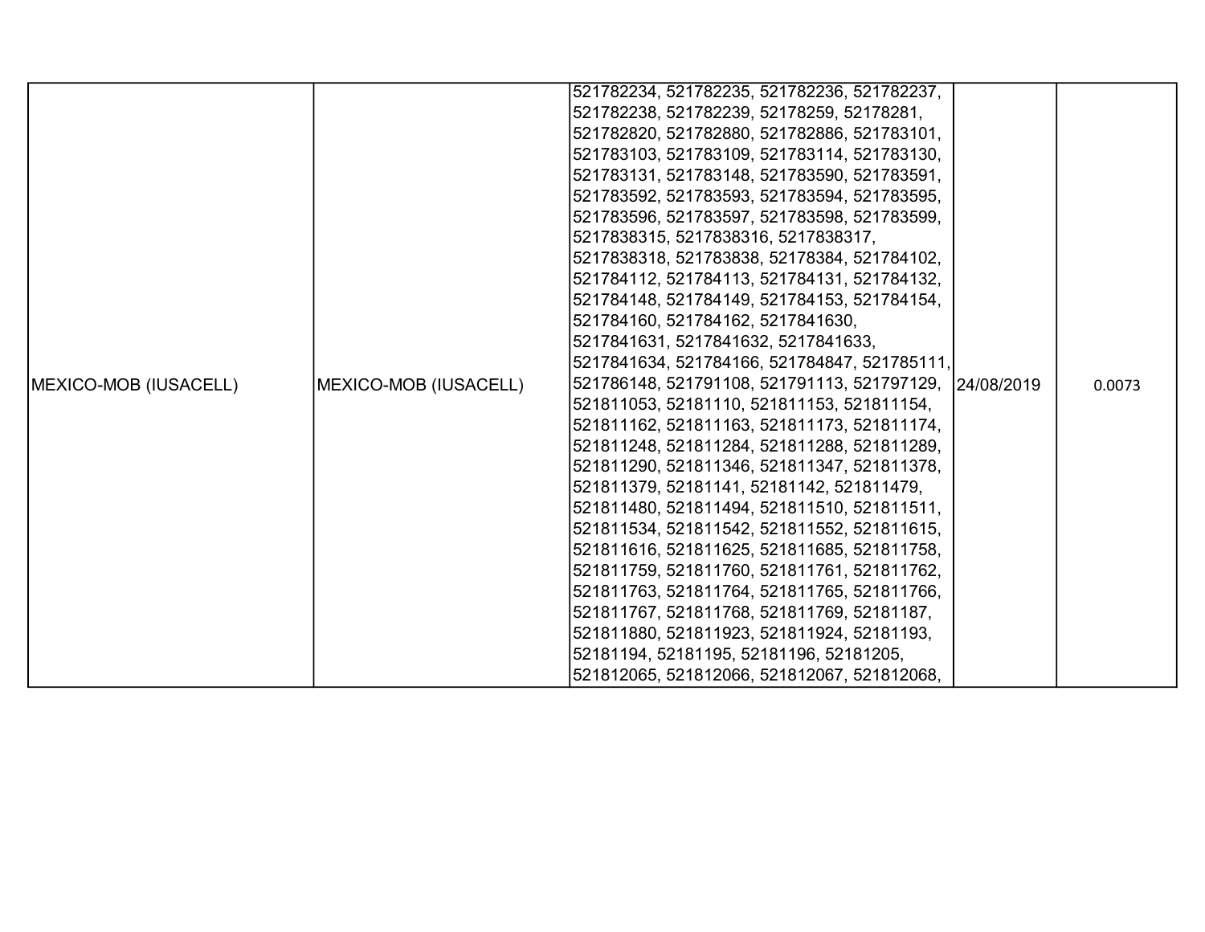| | | | | |
|---|---|---|---|---|
| MEXICO-MOB (IUSACELL) | MEXICO-MOB (IUSACELL) | 521782234, 521782235, 521782236, 521782237, 521782238, 521782239, 52178259, 52178281, 521782820, 521782880, 521782886, 521783101, 521783103, 521783109, 521783114, 521783130, 521783131, 521783148, 521783590, 521783591, 521783592, 521783593, 521783594, 521783595, 521783596, 521783597, 521783598, 521783599, 5217838315, 5217838316, 5217838317, 5217838318, 521783838, 52178384, 521784102, 521784112, 521784113, 521784131, 521784132, 521784148, 521784149, 521784153, 521784154, 521784160, 521784162, 5217841630, 5217841631, 5217841632, 5217841633, 5217841634, 521784166, 521784847, 521785111, 521786148, 521791108, 521791113, 521797129, 521811053, 52181110, 521811153, 521811154, 521811162, 521811163, 521811173, 521811174, 521811248, 521811284, 521811288, 521811289, 521811290, 521811346, 521811347, 521811378, 521811379, 52181141, 52181142, 521811479, 521811480, 521811494, 521811510, 521811511, 521811534, 521811542, 521811552, 521811615, 521811616, 521811625, 521811685, 521811758, 521811759, 521811760, 521811761, 521811762, 521811763, 521811764, 521811765, 521811766, 521811767, 521811768, 521811769, 52181187, 521811880, 521811923, 521811924, 52181193, 52181194, 52181195, 52181196, 52181205, 521812065, 521812066, 521812067, 521812068, | 24/08/2019 | 0.0073 |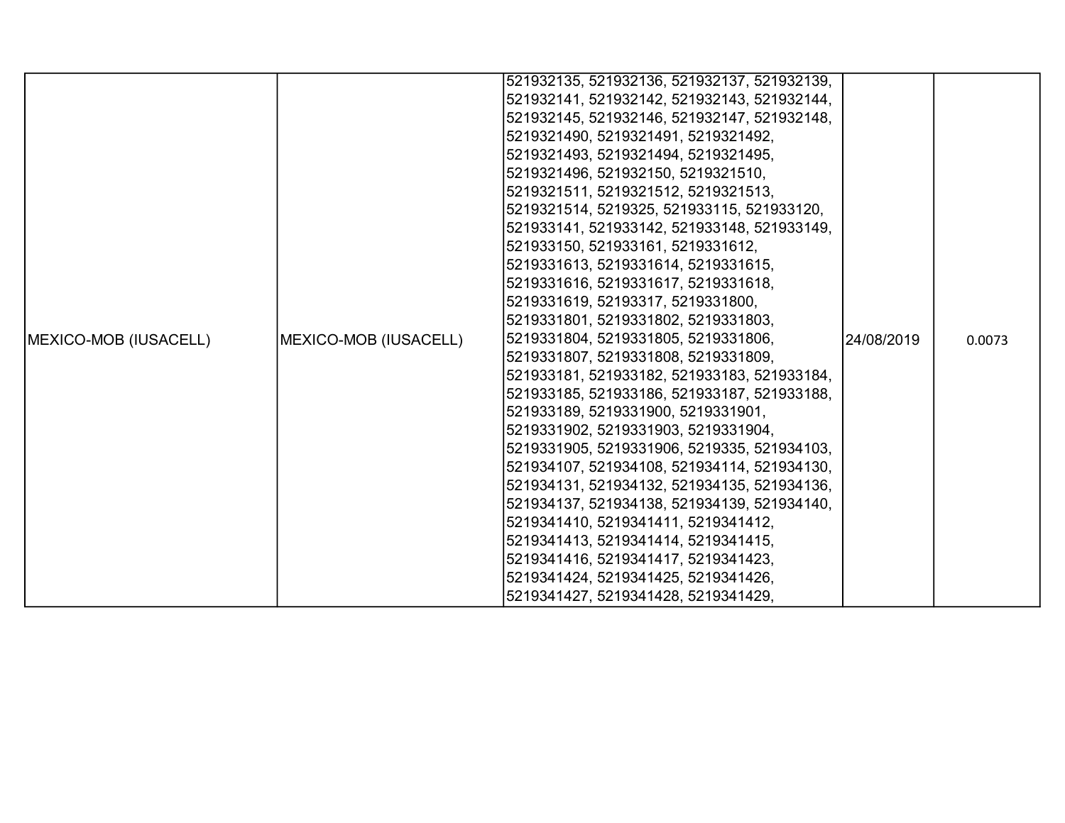| MEXICO-MOB (IUSACELL) | MEXICO-MOB (IUSACELL) | 521932135, 521932136, 521932137, 521932139, 521932141, 521932142, 521932143, 521932144, 521932145, 521932146, 521932147, 521932148, 5219321490, 5219321491, 5219321492, 5219321493, 5219321494, 5219321495, 5219321496, 521932150, 5219321510, 5219321511, 5219321512, 5219321513, 5219321514, 5219325, 521933115, 521933120, 521933141, 521933142, 521933148, 521933149, 521933150, 521933161, 5219331612, 5219331613, 5219331614, 5219331615, 5219331616, 5219331617, 5219331618, 5219331619, 52193317, 5219331800, 5219331801, 5219331802, 5219331803, 5219331804, 5219331805, 5219331806, 5219331807, 5219331808, 5219331809, 521933181, 521933182, 521933183, 521933184, 521933185, 521933186, 521933187, 521933188, 521933189, 5219331900, 5219331901, 5219331902, 5219331903, 5219331904, 5219331905, 5219331906, 5219335, 521934103, 521934107, 521934108, 521934114, 521934130, 521934131, 521934132, 521934135, 521934136, 521934137, 521934138, 521934139, 521934140, 5219341410, 5219341411, 5219341412, 5219341413, 5219341414, 5219341415, 5219341416, 5219341417, 5219341423, 5219341424, 5219341425, 5219341426, 5219341427, 5219341428, 5219341429, | 24/08/2019 | 0.0073 |
|---|---|---|---|---|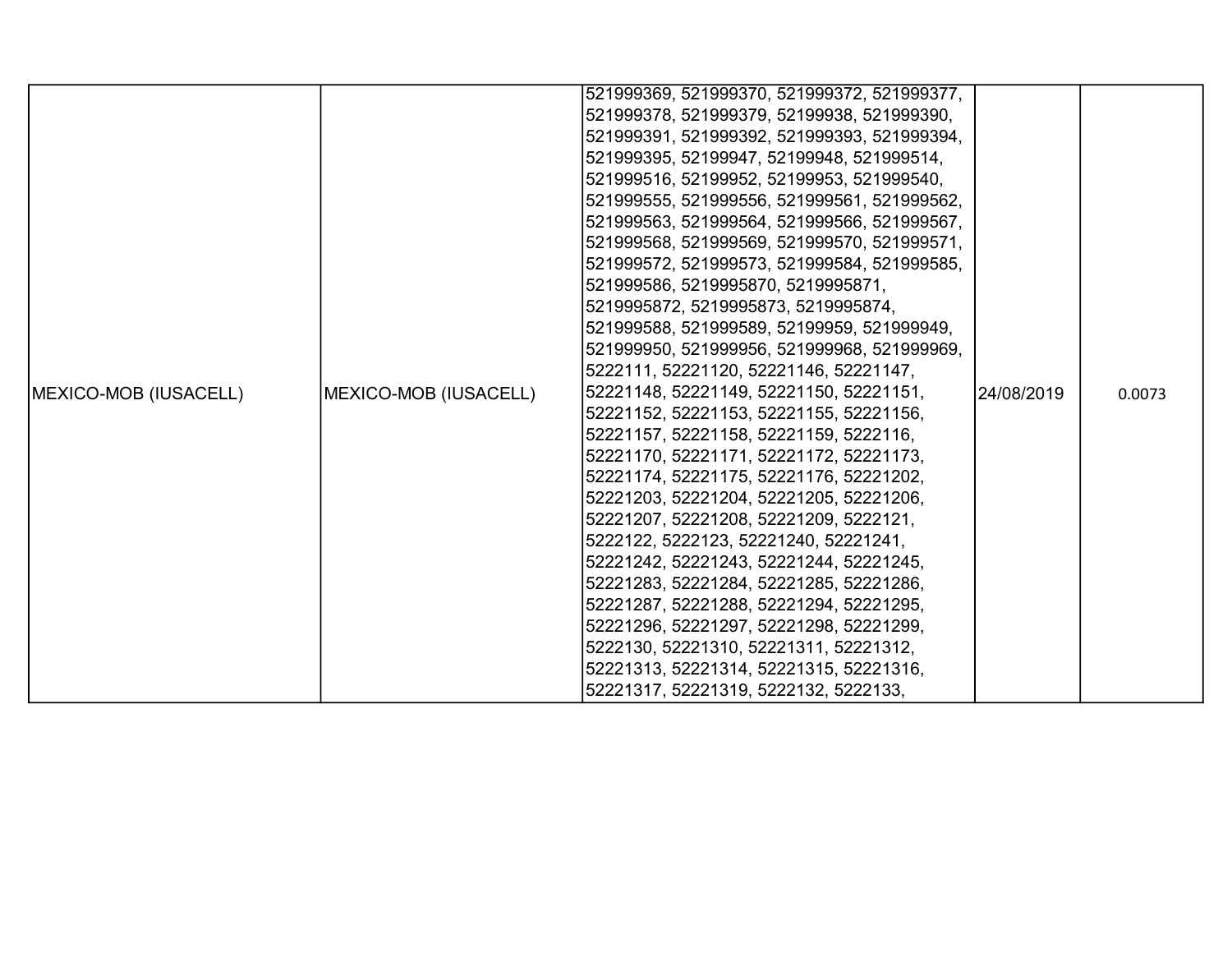| MEXICO-MOB (IUSACELL) | MEXICO-MOB (IUSACELL) | 521999369, 521999370, 521999372, 521999377, 521999378, 521999379, 52199938, 521999390, 521999391, 521999392, 521999393, 521999394, 521999395, 52199947, 52199948, 521999514, 521999516, 52199952, 52199953, 521999540, 521999555, 521999556, 521999561, 521999562, 521999563, 521999564, 521999566, 521999567, 521999568, 521999569, 521999570, 521999571, 521999572, 521999573, 521999584, 521999585, 521999586, 5219995870, 5219995871, 5219995872, 5219995873, 5219995874, 521999588, 521999589, 52199959, 521999949, 521999950, 521999956, 521999968, 521999969, 5222111, 52221120, 52221146, 52221147, 52221148, 52221149, 52221150, 52221151, 52221152, 52221153, 52221155, 52221156, 52221157, 52221158, 52221159, 5222116, 52221170, 52221171, 52221172, 52221173, 52221174, 52221175, 52221176, 52221202, 52221203, 52221204, 52221205, 52221206, 52221207, 52221208, 52221209, 5222121, 5222122, 5222123, 52221240, 52221241, 52221242, 52221243, 52221244, 52221245, 52221283, 52221284, 52221285, 52221286, 52221287, 52221288, 52221294, 52221295, 52221296, 52221297, 52221298, 52221299, 5222130, 52221310, 52221311, 52221312, 52221313, 52221314, 52221315, 52221316, 52221317, 52221319, 5222132, 5222133, | 24/08/2019 | 0.0073 |
|---|---|---|---|---|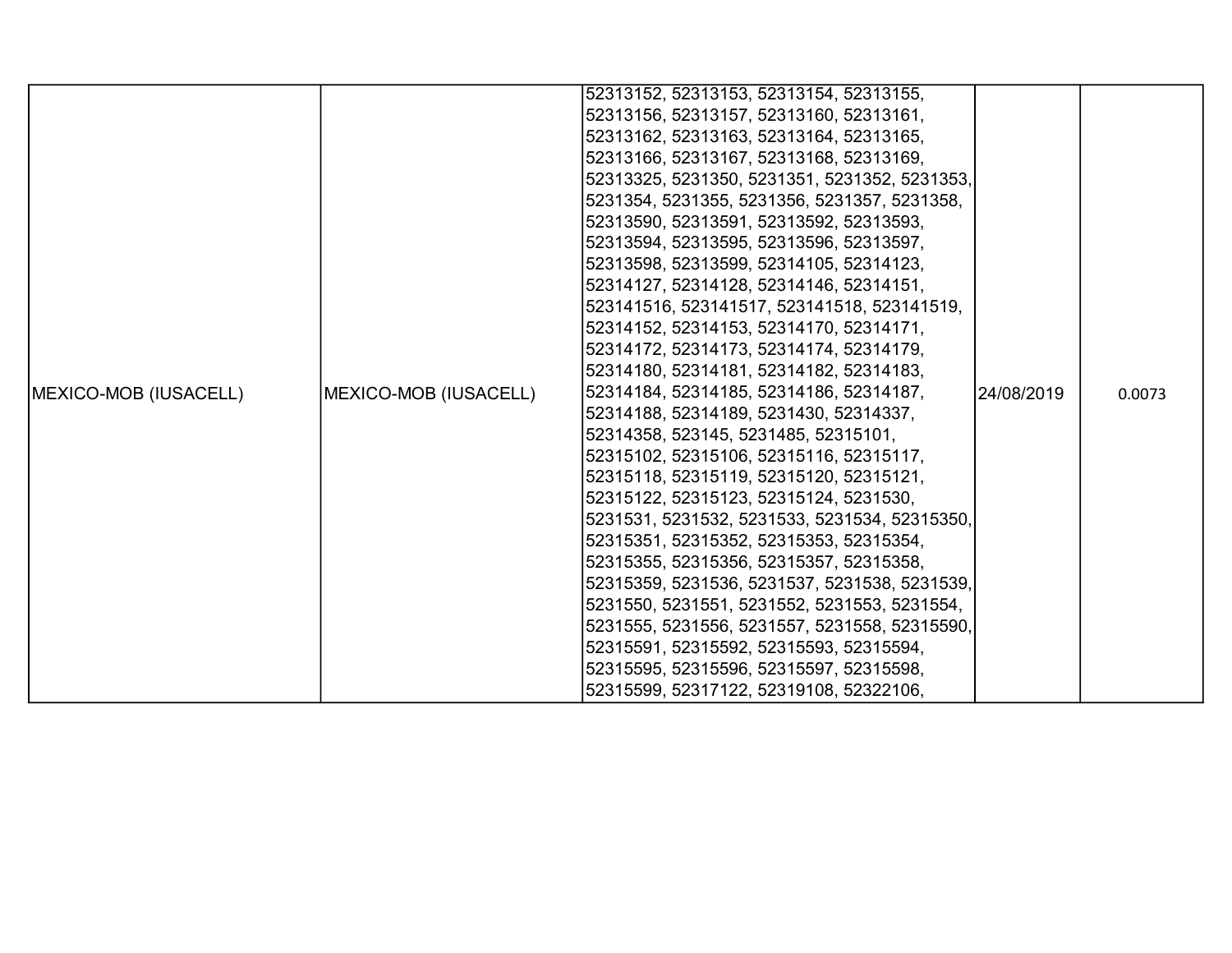| MEXICO-MOB (IUSACELL) | MEXICO-MOB (IUSACELL) | 52313152, 52313153, 52313154, 52313155, 52313156, 52313157, 52313160, 52313161, 52313162, 52313163, 52313164, 52313165, 52313166, 52313167, 52313168, 52313169, 52313325, 5231350, 5231351, 5231352, 5231353, 5231354, 5231355, 5231356, 5231357, 5231358, 52313590, 52313591, 52313592, 52313593, 52313594, 52313595, 52313596, 52313597, 52313598, 52313599, 52314105, 52314123, 52314127, 52314128, 52314146, 52314151, 523141516, 523141517, 523141518, 523141519, 52314152, 52314153, 52314170, 52314171, 52314172, 52314173, 52314174, 52314179, 52314180, 52314181, 52314182, 52314183, 52314184, 52314185, 52314186, 52314187, 52314188, 52314189, 5231430, 52314337, 52314358, 523145, 5231485, 52315101, 52315102, 52315106, 52315116, 52315117, 52315118, 52315119, 52315120, 52315121, 52315122, 52315123, 52315124, 5231530, 5231531, 5231532, 5231533, 5231534, 52315350, 52315351, 52315352, 52315353, 52315354, 52315355, 52315356, 52315357, 52315358, 52315359, 5231536, 5231537, 5231538, 5231539, 5231550, 5231551, 5231552, 5231553, 5231554, 5231555, 5231556, 5231557, 5231558, 52315590, 52315591, 52315592, 52315593, 52315594, 52315595, 52315596, 52315597, 52315598, 52315599, 52317122, 52319108, 52322106, | 24/08/2019 | 0.0073 |
|---|---|---|---|---|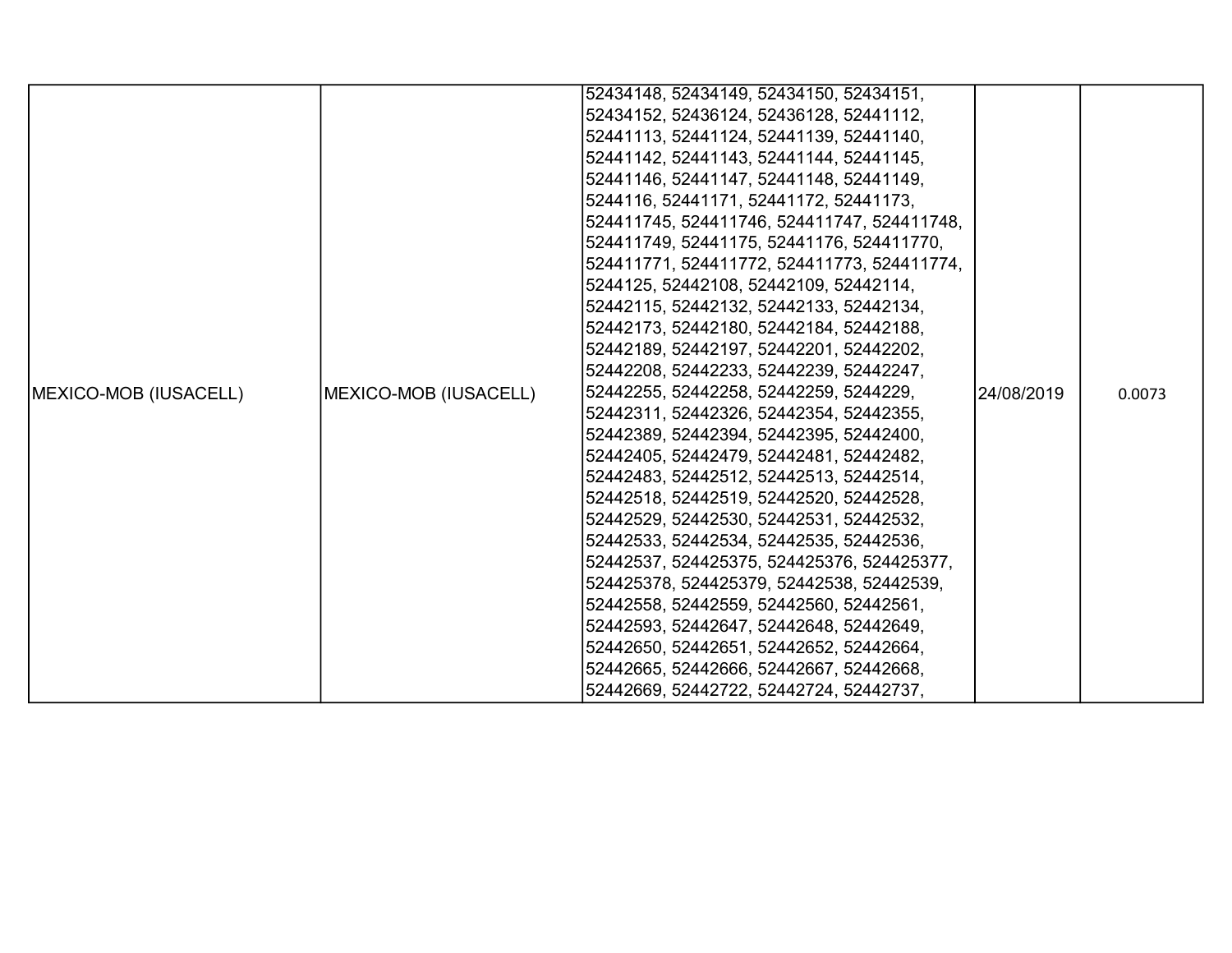| MEXICO-MOB (IUSACELL) | MEXICO-MOB (IUSACELL) | 52434148, 52434149, 52434150, 52434151, 52434152, 52436124, 52436128, 52441112, 52441113, 52441124, 52441139, 52441140, 52441142, 52441143, 52441144, 52441145, 52441146, 52441147, 52441148, 52441149, 5244116, 52441171, 52441172, 52441173, 524411745, 524411746, 524411747, 524411748, 524411749, 52441175, 52441176, 524411770, 524411771, 524411772, 524411773, 524411774, 5244125, 52442108, 52442109, 52442114, 52442115, 52442132, 52442133, 52442134, 52442173, 52442180, 52442184, 52442188, 52442189, 52442197, 52442201, 52442202, 52442208, 52442233, 52442239, 52442247, 52442255, 52442258, 52442259, 5244229, 52442311, 52442326, 52442354, 52442355, 52442389, 52442394, 52442395, 52442400, 52442405, 52442479, 52442481, 52442482, 52442483, 52442512, 52442513, 52442514, 52442518, 52442519, 52442520, 52442528, 52442529, 52442530, 52442531, 52442532, 52442533, 52442534, 52442535, 52442536, 52442537, 524425375, 524425376, 524425377, 524425378, 524425379, 52442538, 52442539, 52442558, 52442559, 52442560, 52442561, 52442593, 52442647, 52442648, 52442649, 52442650, 52442651, 52442652, 52442664, 52442665, 52442666, 52442667, 52442668, 52442669, 52442722, 52442724, 52442737, | 24/08/2019 | 0.0073 |
|---|---|---|---|---|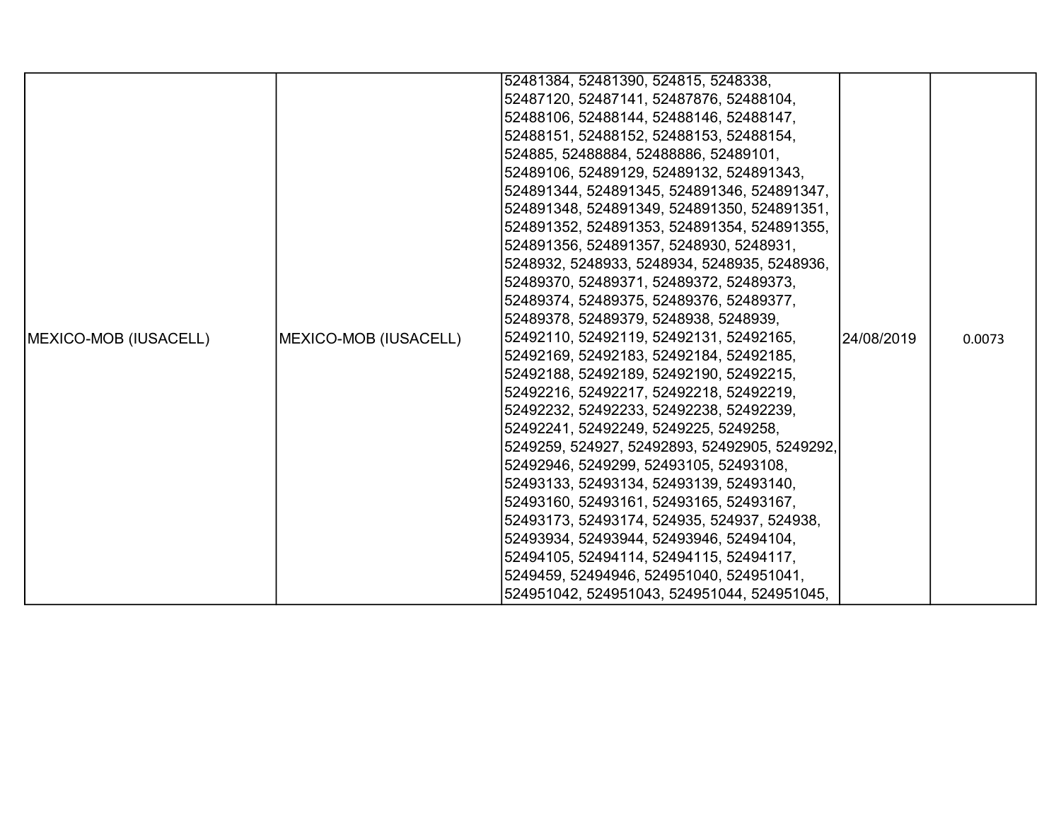| | | | | |
|---|---|---|---|---|
| MEXICO-MOB (IUSACELL) | MEXICO-MOB (IUSACELL) | 52481384, 52481390, 524815, 5248338, 52487120, 52487141, 52487876, 52488104, 52488106, 52488144, 52488146, 52488147, 52488151, 52488152, 52488153, 52488154, 524885, 52488884, 52488886, 52489101, 52489106, 52489129, 52489132, 524891343, 524891344, 524891345, 524891346, 524891347, 524891348, 524891349, 524891350, 524891351, 524891352, 524891353, 524891354, 524891355, 524891356, 524891357, 5248930, 5248931, 5248932, 5248933, 5248934, 5248935, 5248936, 52489370, 52489371, 52489372, 52489373, 52489374, 52489375, 52489376, 52489377, 52489378, 52489379, 5248938, 5248939, 52492110, 52492119, 52492131, 52492165, 52492169, 52492183, 52492184, 52492185, 52492188, 52492189, 52492190, 52492215, 52492216, 52492217, 52492218, 52492219, 52492232, 52492233, 52492238, 52492239, 52492241, 52492249, 5249225, 5249258, 5249259, 524927, 52492893, 52492905, 5249292, 52492946, 5249299, 52493105, 52493108, 52493133, 52493134, 52493139, 52493140, 52493160, 52493161, 52493165, 52493167, 52493173, 52493174, 524935, 524937, 524938, 52493934, 52493944, 52493946, 52494104, 52494105, 52494114, 52494115, 52494117, 5249459, 52494946, 524951040, 524951041, 524951042, 524951043, 524951044, 524951045, | 24/08/2019 | 0.0073 |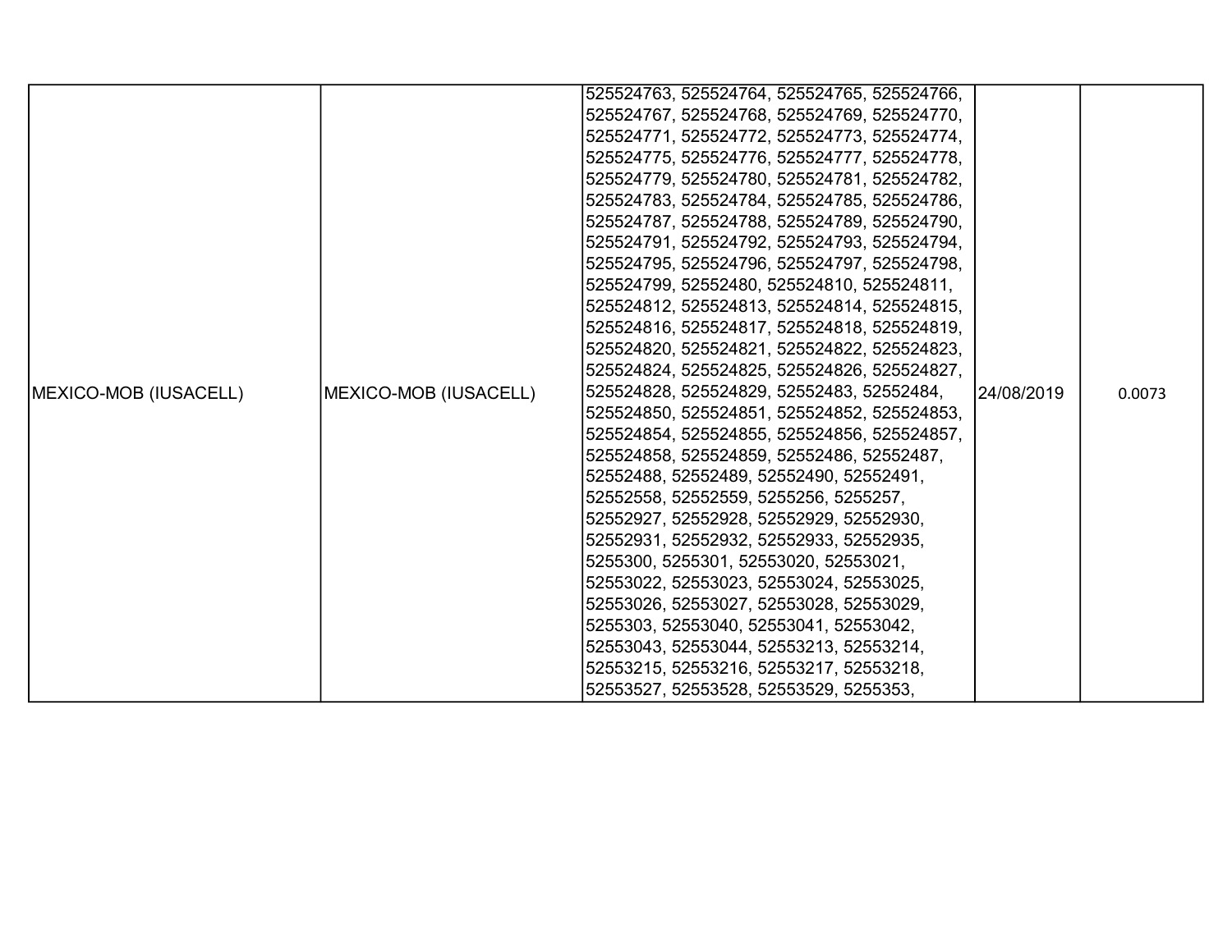| MEXICO-MOB (IUSACELL) | MEXICO-MOB (IUSACELL) | 525524763, 525524764, 525524765, 525524766, 525524767, 525524768, 525524769, 525524770, 525524771, 525524772, 525524773, 525524774, 525524775, 525524776, 525524777, 525524778, 525524779, 525524780, 525524781, 525524782, 525524783, 525524784, 525524785, 525524786, 525524787, 525524788, 525524789, 525524790, 525524791, 525524792, 525524793, 525524794, 525524795, 525524796, 525524797, 525524798, 525524799, 52552480, 525524810, 525524811, 525524812, 525524813, 525524814, 525524815, 525524816, 525524817, 525524818, 525524819, 525524820, 525524821, 525524822, 525524823, 525524824, 525524825, 525524826, 525524827, 525524828, 525524829, 52552483, 52552484, 525524850, 525524851, 525524852, 525524853, 525524854, 525524855, 525524856, 525524857, 525524858, 525524859, 52552486, 52552487, 52552488, 52552489, 52552490, 52552491, 52552558, 52552559, 5255256, 5255257, 52552927, 52552928, 52552929, 52552930, 52552931, 52552932, 52552933, 52552935, 5255300, 5255301, 52553020, 52553021, 52553022, 52553023, 52553024, 52553025, 52553026, 52553027, 52553028, 52553029, 5255303, 52553040, 52553041, 52553042, 52553043, 52553044, 52553213, 52553214, 52553215, 52553216, 52553217, 52553218, 52553527, 52553528, 52553529, 5255353, | 24/08/2019 | 0.0073 |
|---|---|---|---|---|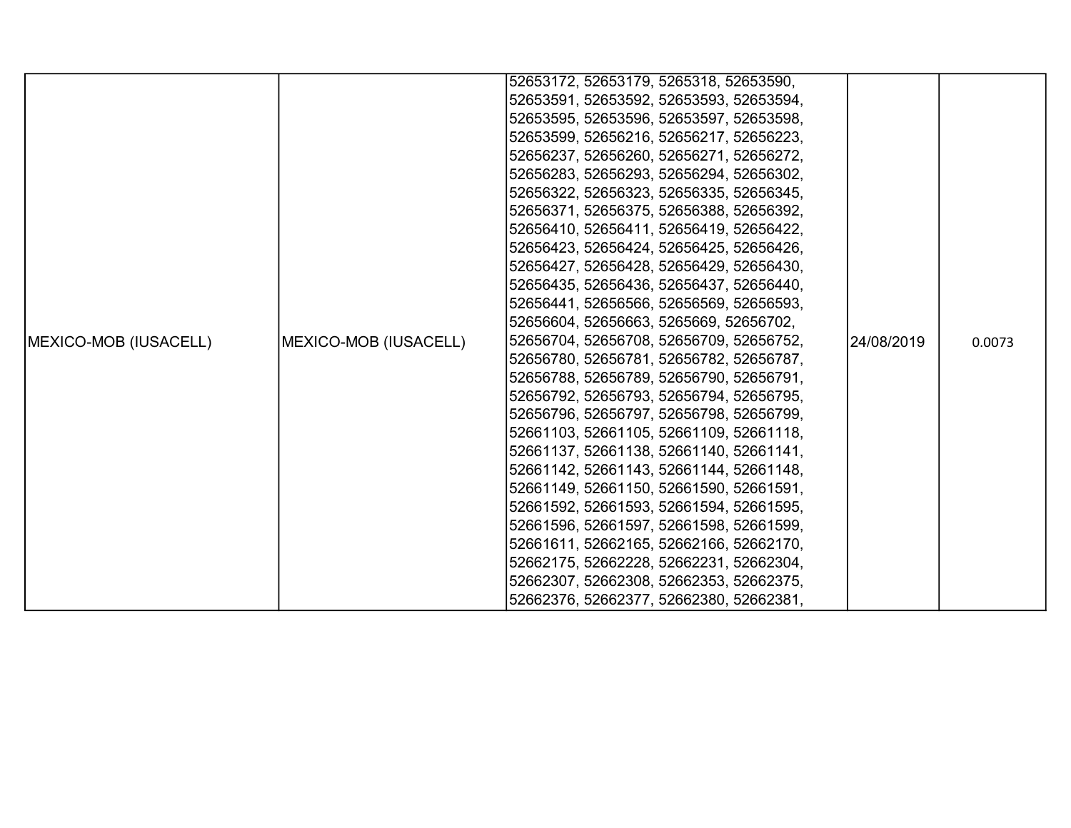| | | | | |
|---|---|---|---|---|
| MEXICO-MOB (IUSACELL) | MEXICO-MOB (IUSACELL) | 52653172, 52653179, 5265318, 52653590, 52653591, 52653592, 52653593, 52653594, 52653595, 52653596, 52653597, 52653598, 52653599, 52656216, 52656217, 52656223, 52656237, 52656260, 52656271, 52656272, 52656283, 52656293, 52656294, 52656302, 52656322, 52656323, 52656335, 52656345, 52656371, 52656375, 52656388, 52656392, 52656410, 52656411, 52656419, 52656422, 52656423, 52656424, 52656425, 52656426, 52656427, 52656428, 52656429, 52656430, 52656435, 52656436, 52656437, 52656440, 52656441, 52656566, 52656569, 52656593, 52656604, 52656663, 5265669, 52656702, 52656704, 52656708, 52656709, 52656752, 52656780, 52656781, 52656782, 52656787, 52656788, 52656789, 52656790, 52656791, 52656792, 52656793, 52656794, 52656795, 52656796, 52656797, 52656798, 52656799, 52661103, 52661105, 52661109, 52661118, 52661137, 52661138, 52661140, 52661141, 52661142, 52661143, 52661144, 52661148, 52661149, 52661150, 52661590, 52661591, 52661592, 52661593, 52661594, 52661595, 52661596, 52661597, 52661598, 52661599, 52661611, 52662165, 52662166, 52662170, 52662175, 52662228, 52662231, 52662304, 52662307, 52662308, 52662353, 52662375, 52662376, 52662377, 52662380, 52662381, | 24/08/2019 | 0.0073 |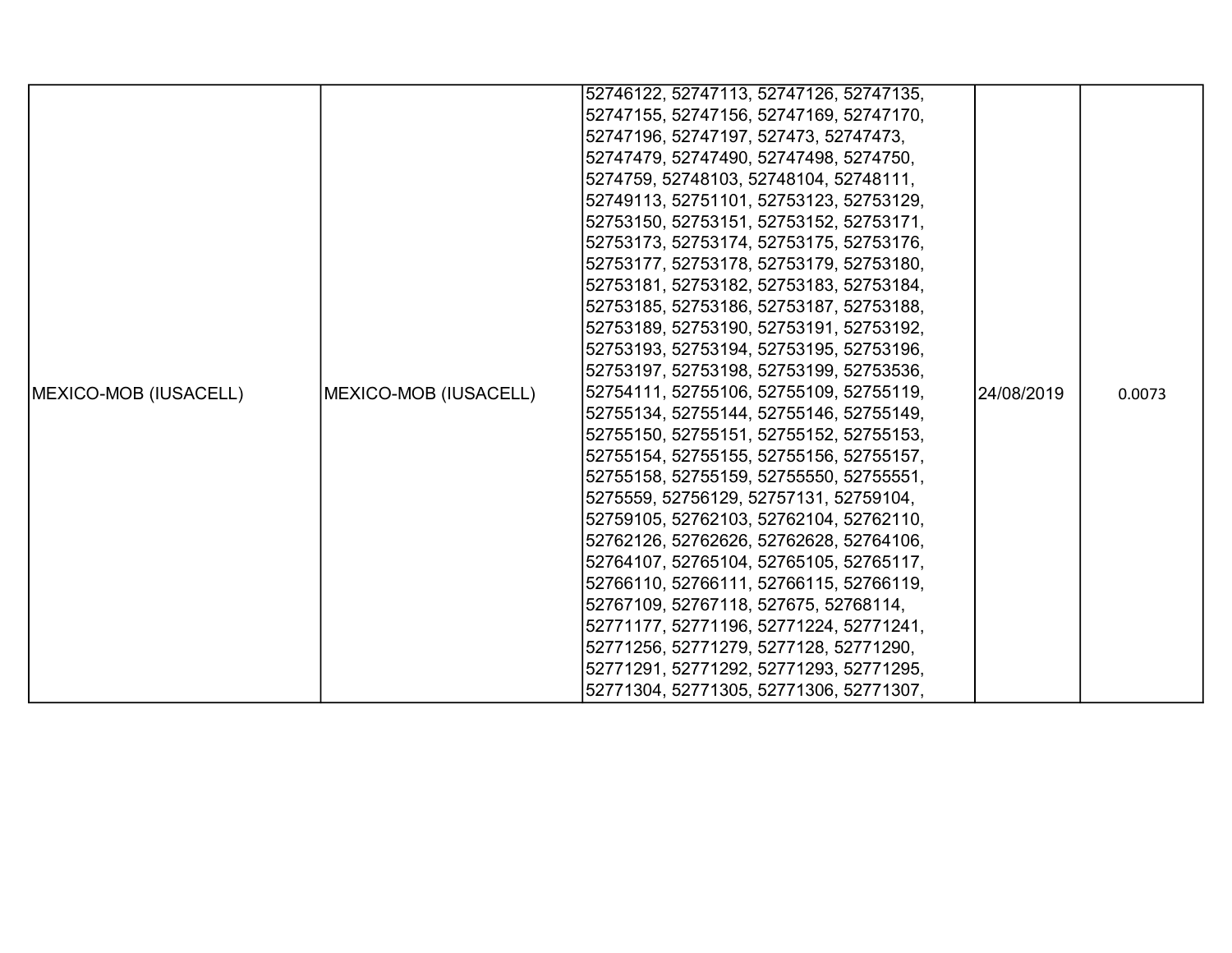| MEXICO-MOB (IUSACELL) | MEXICO-MOB (IUSACELL) | 52746122, 52747113, 52747126, 52747135, 52747155, 52747156, 52747169, 52747170, 52747196, 52747197, 527473, 52747473, 52747479, 52747490, 52747498, 5274750, 5274759, 52748103, 52748104, 52748111, 52749113, 52751101, 52753123, 52753129, 52753150, 52753151, 52753152, 52753171, 52753173, 52753174, 52753175, 52753176, 52753177, 52753178, 52753179, 52753180, 52753181, 52753182, 52753183, 52753184, 52753185, 52753186, 52753187, 52753188, 52753189, 52753190, 52753191, 52753192, 52753193, 52753194, 52753195, 52753196, 52753197, 52753198, 52753199, 52753536, 52754111, 52755106, 52755109, 52755119, 52755134, 52755144, 52755146, 52755149, 52755150, 52755151, 52755152, 52755153, 52755154, 52755155, 52755156, 52755157, 52755158, 52755159, 52755550, 52755551, 5275559, 52756129, 52757131, 52759104, 52759105, 52762103, 52762104, 52762110, 52762126, 52762626, 52762628, 52764106, 52764107, 52765104, 52765105, 52765117, 52766110, 52766111, 52766115, 52766119, 52767109, 52767118, 527675, 52768114, 52771177, 52771196, 52771224, 52771241, 52771256, 52771279, 5277128, 52771290, 52771291, 52771292, 52771293, 52771295, 52771304, 52771305, 52771306, 52771307, | 24/08/2019 | 0.0073 |
|---|---|---|---|---|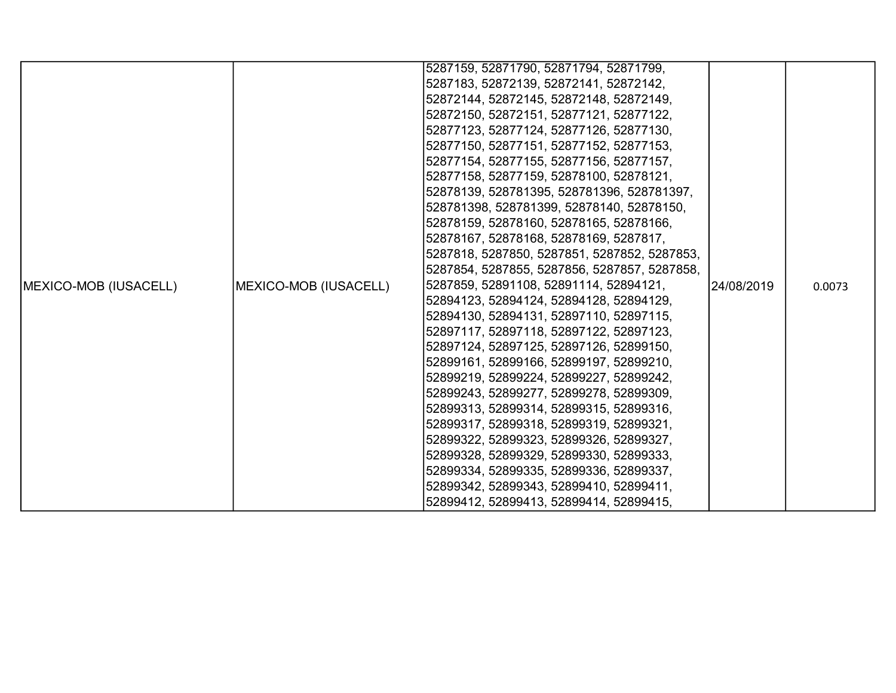| MEXICO-MOB (IUSACELL) | MEXICO-MOB (IUSACELL) | 5287159, 52871790, 52871794, 52871799, 5287183, 52872139, 52872141, 52872142, 52872144, 52872145, 52872148, 52872149, 52872150, 52872151, 52877121, 52877122, 52877123, 52877124, 52877126, 52877130, 52877150, 52877151, 52877152, 52877153, 52877154, 52877155, 52877156, 52877157, 52877158, 52877159, 52878100, 52878121, 52878139, 528781395, 528781396, 528781397, 528781398, 528781399, 52878140, 52878150, 52878159, 52878160, 52878165, 52878166, 52878167, 52878168, 52878169, 5287817, 5287818, 5287850, 5287851, 5287852, 5287853, 5287854, 5287855, 5287856, 5287857, 5287858, 5287859, 52891108, 52891114, 52894121, 52894123, 52894124, 52894128, 52894129, 52894130, 52894131, 52897110, 52897115, 52897117, 52897118, 52897122, 52897123, 52897124, 52897125, 52897126, 52899150, 52899161, 52899166, 52899197, 52899210, 52899219, 52899224, 52899227, 52899242, 52899243, 52899277, 52899278, 52899309, 52899313, 52899314, 52899315, 52899316, 52899317, 52899318, 52899319, 52899321, 52899322, 52899323, 52899326, 52899327, 52899328, 52899329, 52899330, 52899333, 52899334, 52899335, 52899336, 52899337, 52899342, 52899343, 52899410, 52899411, 52899412, 52899413, 52899414, 52899415, | 24/08/2019 | 0.0073 |
|---|---|---|---|---|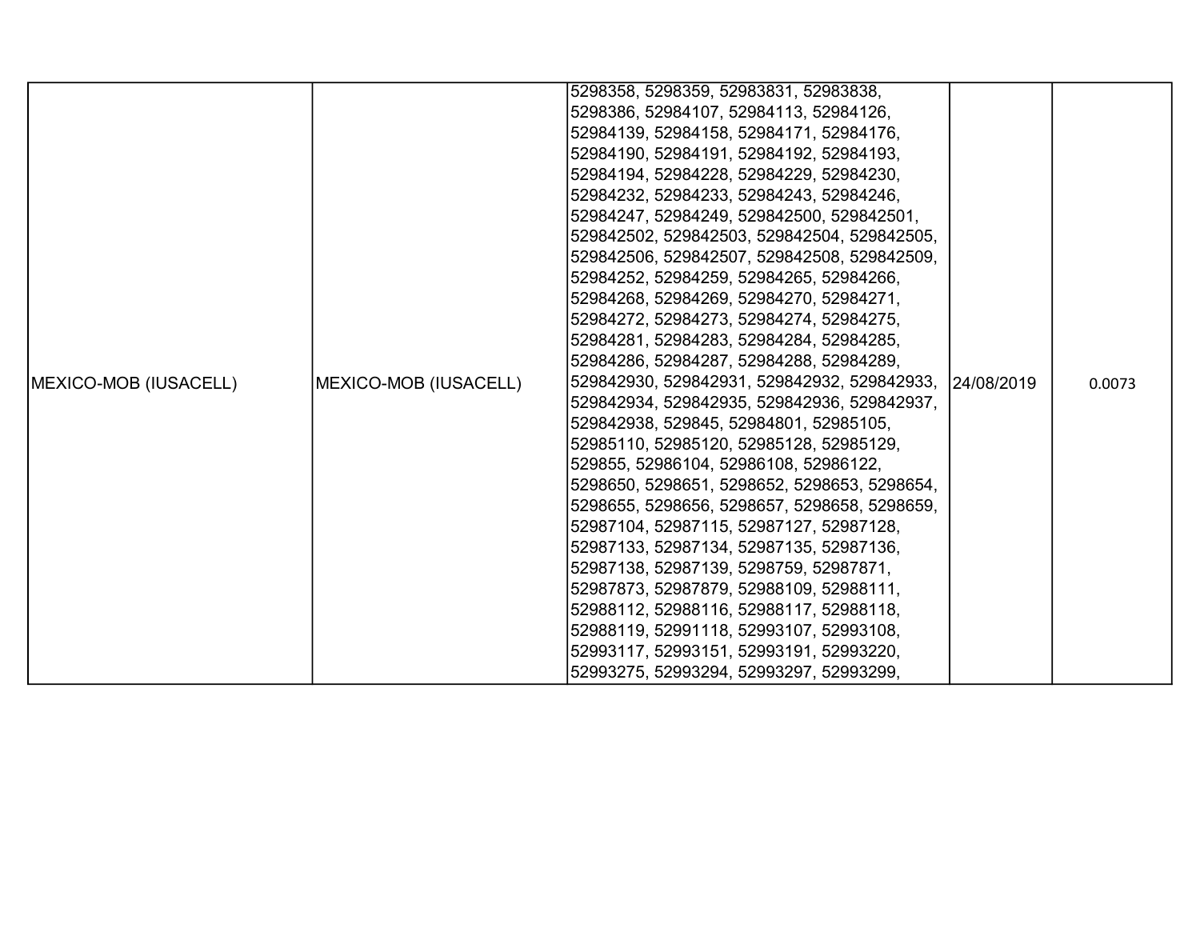| MEXICO-MOB (IUSACELL) | MEXICO-MOB (IUSACELL) | 5298358, 5298359, 52983831, 52983838, 5298386, 52984107, 52984113, 52984126, 52984139, 52984158, 52984171, 52984176, 52984190, 52984191, 52984192, 52984193, 52984194, 52984228, 52984229, 52984230, 52984232, 52984233, 52984243, 52984246, 52984247, 52984249, 529842500, 529842501, 529842502, 529842503, 529842504, 529842505, 529842506, 529842507, 529842508, 529842509, 52984252, 52984259, 52984265, 52984266, 52984268, 52984269, 52984270, 52984271, 52984272, 52984273, 52984274, 52984275, 52984281, 52984283, 52984284, 52984285, 52984286, 52984287, 52984288, 52984289, 529842930, 529842931, 529842932, 529842933, 529842934, 529842935, 529842936, 529842937, 529842938, 529845, 52984801, 52985105, 52985110, 52985120, 52985128, 52985129, 529855, 52986104, 52986108, 52986122, 5298650, 5298651, 5298652, 5298653, 5298654, 5298655, 5298656, 5298657, 5298658, 5298659, 52987104, 52987115, 52987127, 52987128, 52987133, 52987134, 52987135, 52987136, 52987138, 52987139, 5298759, 52987871, 52987873, 52987879, 52988109, 52988111, 52988112, 52988116, 52988117, 52988118, 52988119, 52991118, 52993107, 52993108, 52993117, 52993151, 52993191, 52993220, 52993275, 52993294, 52993297, 52993299, | 24/08/2019 | 0.0073 |
|---|---|---|---|---|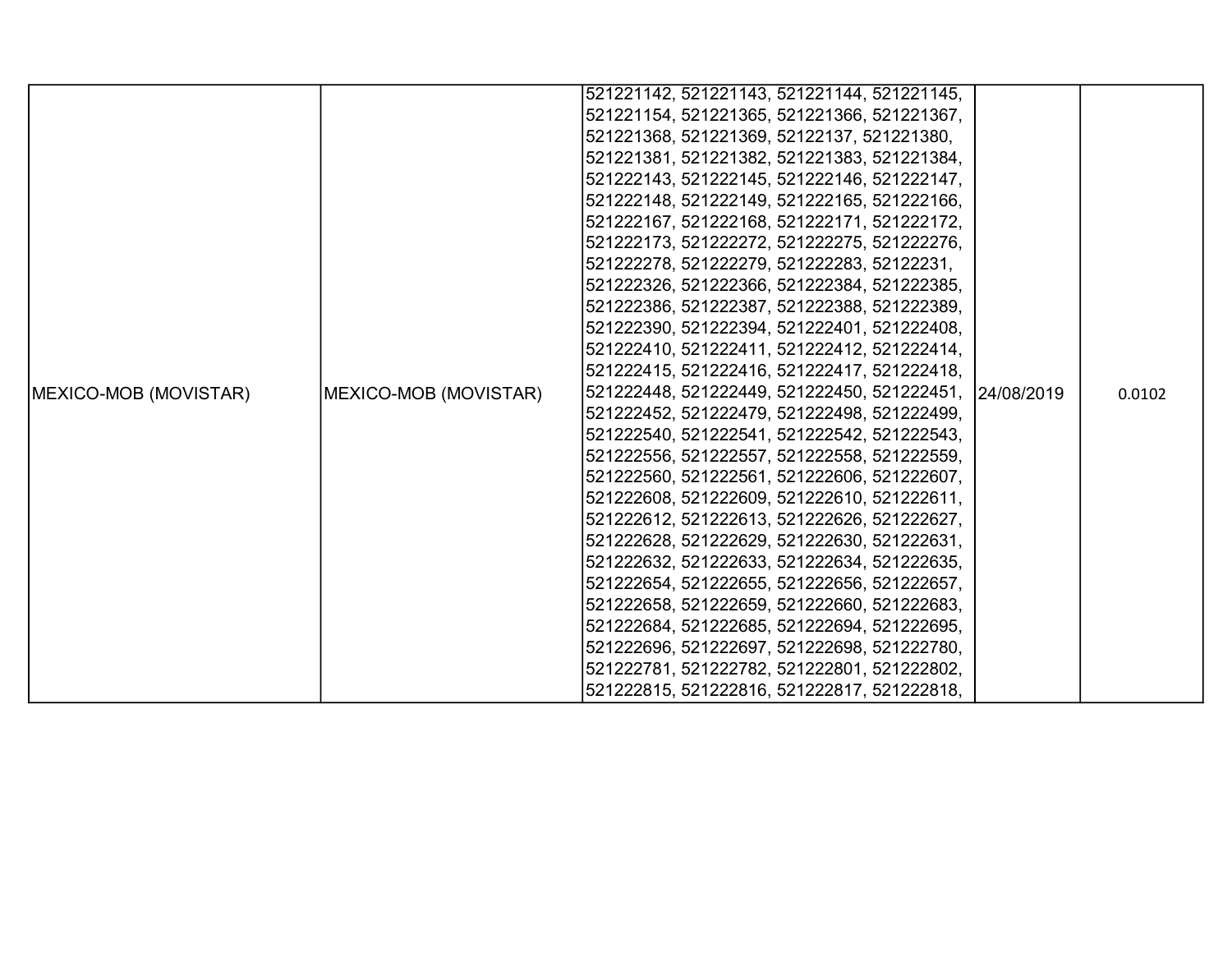| | | | | |
|---|---|---|---|---|
| MEXICO-MOB (MOVISTAR) | MEXICO-MOB (MOVISTAR) | 521221142, 521221143, 521221144, 521221145, 521221154, 521221365, 521221366, 521221367, 521221368, 521221369, 52122137, 521221380, 521221381, 521221382, 521221383, 521221384, 521222143, 521222145, 521222146, 521222147, 521222148, 521222149, 521222165, 521222166, 521222167, 521222168, 521222171, 521222172, 521222173, 521222272, 521222275, 521222276, 521222278, 521222279, 521222283, 52122231, 521222326, 521222366, 521222384, 521222385, 521222386, 521222387, 521222388, 521222389, 521222390, 521222394, 521222401, 521222408, 521222410, 521222411, 521222412, 521222414, 521222415, 521222416, 521222417, 521222418, 521222448, 521222449, 521222450, 521222451, 521222452, 521222479, 521222498, 521222499, 521222540, 521222541, 521222542, 521222543, 521222556, 521222557, 521222558, 521222559, 521222560, 521222561, 521222606, 521222607, 521222608, 521222609, 521222610, 521222611, 521222612, 521222613, 521222626, 521222627, 521222628, 521222629, 521222630, 521222631, 521222632, 521222633, 521222634, 521222635, 521222654, 521222655, 521222656, 521222657, 521222658, 521222659, 521222660, 521222683, 521222684, 521222685, 521222694, 521222695, 521222696, 521222697, 521222698, 521222780, 521222781, 521222782, 521222801, 521222802, 521222815, 521222816, 521222817, 521222818, | 24/08/2019 | 0.0102 |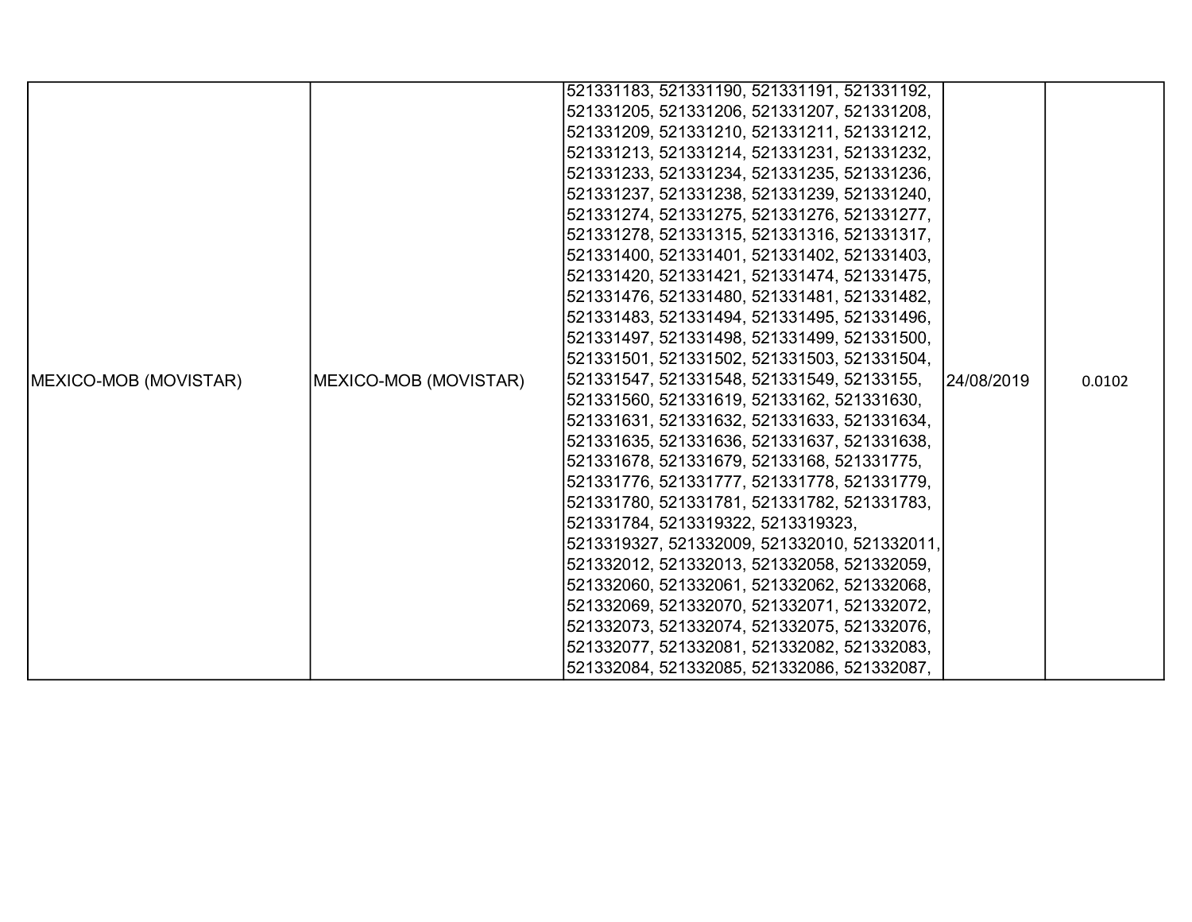| MEXICO-MOB (MOVISTAR) | MEXICO-MOB (MOVISTAR) | 521331183, 521331190, 521331191, 521331192, 521331205, 521331206, 521331207, 521331208, 521331209, 521331210, 521331211, 521331212, 521331213, 521331214, 521331231, 521331232, 521331233, 521331234, 521331235, 521331236, 521331237, 521331238, 521331239, 521331240, 521331274, 521331275, 521331276, 521331277, 521331278, 521331315, 521331316, 521331317, 521331400, 521331401, 521331402, 521331403, 521331420, 521331421, 521331474, 521331475, 521331476, 521331480, 521331481, 521331482, 521331483, 521331494, 521331495, 521331496, 521331497, 521331498, 521331499, 521331500, 521331501, 521331502, 521331503, 521331504, 521331547, 521331548, 521331549, 52133155, 521331560, 521331619, 52133162, 521331630, 521331631, 521331632, 521331633, 521331634, 521331635, 521331636, 521331637, 521331638, 521331678, 521331679, 52133168, 521331775, 521331776, 521331777, 521331778, 521331779, 521331780, 521331781, 521331782, 521331783, 521331784, 5213319322, 5213319323, 5213319327, 521332009, 521332010, 521332011, 521332012, 521332013, 521332058, 521332059, 521332060, 521332061, 521332062, 521332068, 521332069, 521332070, 521332071, 521332072, 521332073, 521332074, 521332075, 521332076, 521332077, 521332081, 521332082, 521332083, 521332084, 521332085, 521332086, 521332087, | 24/08/2019 | 0.0102 |
|---|---|---|---|---|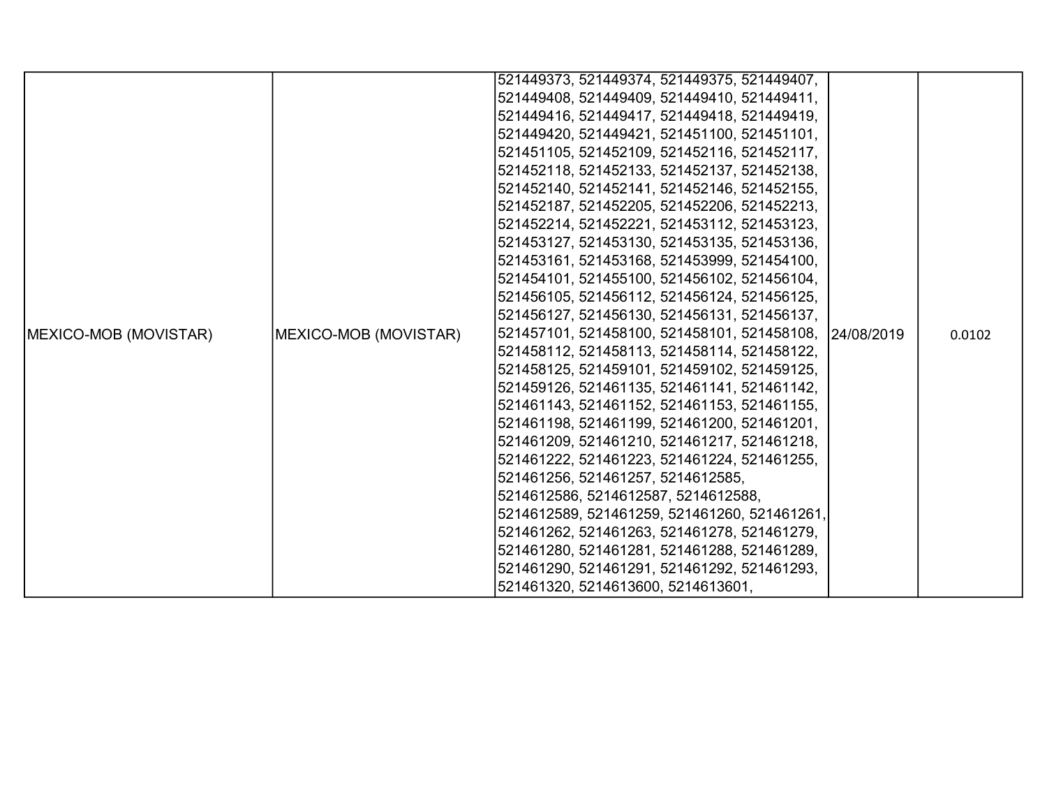| | | | | |
|---|---|---|---|---|
| MEXICO-MOB (MOVISTAR) | MEXICO-MOB (MOVISTAR) | 521449373, 521449374, 521449375, 521449407, 521449408, 521449409, 521449410, 521449411, 521449416, 521449417, 521449418, 521449419, 521449420, 521449421, 521451100, 521451101, 521451105, 521452109, 521452116, 521452117, 521452118, 521452133, 521452137, 521452138, 521452140, 521452141, 521452146, 521452155, 521452187, 521452205, 521452206, 521452213, 521452214, 521452221, 521453112, 521453123, 521453127, 521453130, 521453135, 521453136, 521453161, 521453168, 521453999, 521454100, 521454101, 521455100, 521456102, 521456104, 521456105, 521456112, 521456124, 521456125, 521456127, 521456130, 521456131, 521456137, 521457101, 521458100, 521458101, 521458108, 521458112, 521458113, 521458114, 521458122, 521458125, 521459101, 521459102, 521459125, 521459126, 521461135, 521461141, 521461142, 521461143, 521461152, 521461153, 521461155, 521461198, 521461199, 521461200, 521461201, 521461209, 521461210, 521461217, 521461218, 521461222, 521461223, 521461224, 521461255, 521461256, 521461257, 5214612585, 5214612586, 5214612587, 5214612588, 5214612589, 521461259, 521461260, 521461261, 521461262, 521461263, 521461278, 521461279, 521461280, 521461281, 521461288, 521461289, 521461290, 521461291, 521461292, 521461293, 521461320, 5214613600, 5214613601, | 24/08/2019 | 0.0102 |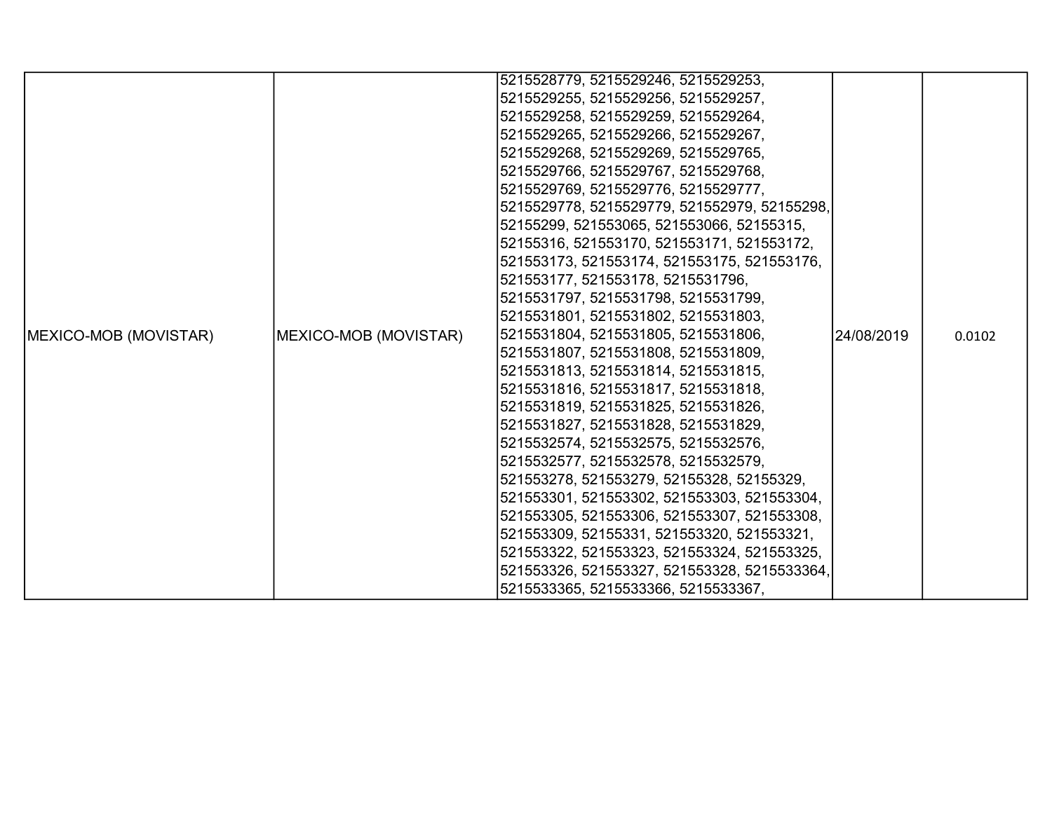| MEXICO-MOB (MOVISTAR) | MEXICO-MOB (MOVISTAR) | 5215528779, 5215529246, 5215529253, 5215529255, 5215529256, 5215529257, 5215529258, 5215529259, 5215529264, 5215529265, 5215529266, 5215529267, 5215529268, 5215529269, 5215529765, 5215529766, 5215529767, 5215529768, 5215529769, 5215529776, 5215529777, 5215529778, 5215529779, 521552979, 52155298, 52155299, 521553065, 521553066, 52155315, 52155316, 521553170, 521553171, 521553172, 521553173, 521553174, 521553175, 521553176, 521553177, 521553178, 5215531796, 5215531797, 5215531798, 5215531799, 5215531801, 5215531802, 5215531803, 5215531804, 5215531805, 5215531806, 5215531807, 5215531808, 5215531809, 5215531813, 5215531814, 5215531815, 5215531816, 5215531817, 5215531818, 5215531819, 5215531825, 5215531826, 5215531827, 5215531828, 5215531829, 5215532574, 5215532575, 5215532576, 5215532577, 5215532578, 5215532579, 521553278, 521553279, 52155328, 52155329, 521553301, 521553302, 521553303, 521553304, 521553305, 521553306, 521553307, 521553308, 521553309, 52155331, 521553320, 521553321, 521553322, 521553323, 521553324, 521553325, 521553326, 521553327, 521553328, 5215533364, 5215533365, 5215533366, 5215533367, | 24/08/2019 | 0.0102 |
|---|---|---|---|---|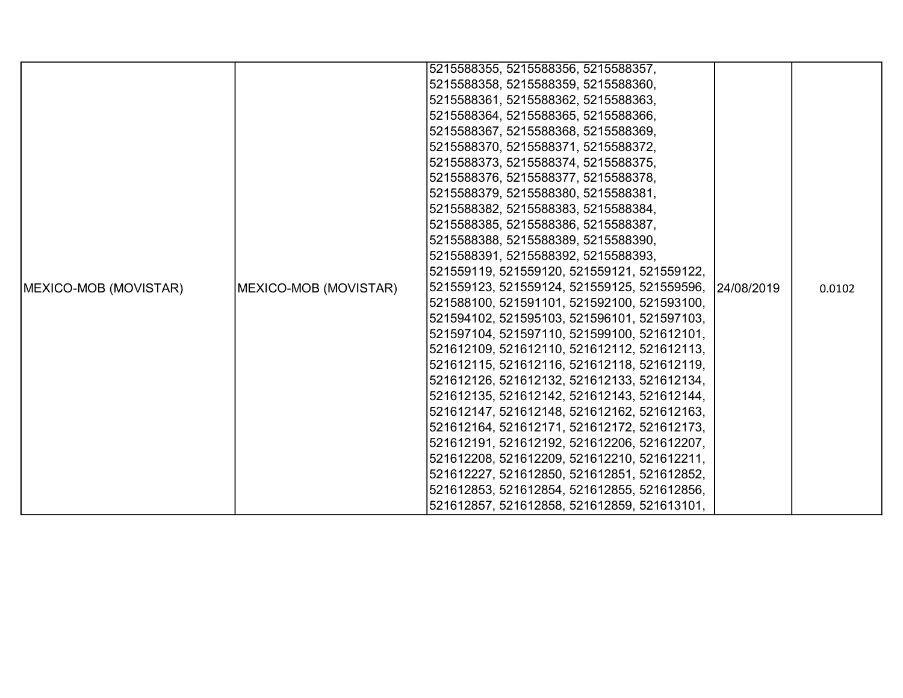| | | | | |
|---|---|---|---|---|
| MEXICO-MOB (MOVISTAR) | MEXICO-MOB (MOVISTAR) | 5215588355, 5215588356, 5215588357, 5215588358, 5215588359, 5215588360, 5215588361, 5215588362, 5215588363, 5215588364, 5215588365, 5215588366, 5215588367, 5215588368, 5215588369, 5215588370, 5215588371, 5215588372, 5215588373, 5215588374, 5215588375, 5215588376, 5215588377, 5215588378, 5215588379, 5215588380, 5215588381, 5215588382, 5215588383, 5215588384, 5215588385, 5215588386, 5215588387, 5215588388, 5215588389, 5215588390, 5215588391, 5215588392, 5215588393, 521559119, 521559120, 521559121, 521559122, 521559123, 521559124, 521559125, 521559596, 521588100, 521591101, 521592100, 521593100, 521594102, 521595103, 521596101, 521597103, 521597104, 521597110, 521599100, 521612101, 521612109, 521612110, 521612112, 521612113, 521612115, 521612116, 521612118, 521612119, 521612126, 521612132, 521612133, 521612134, 521612135, 521612142, 521612143, 521612144, 521612147, 521612148, 521612162, 521612163, 521612164, 521612171, 521612172, 521612173, 521612191, 521612192, 521612206, 521612207, 521612208, 521612209, 521612210, 521612211, 521612227, 521612850, 521612851, 521612852, 521612853, 521612854, 521612855, 521612856, 521612857, 521612858, 521612859, 521613101, | 24/08/2019 | 0.0102 |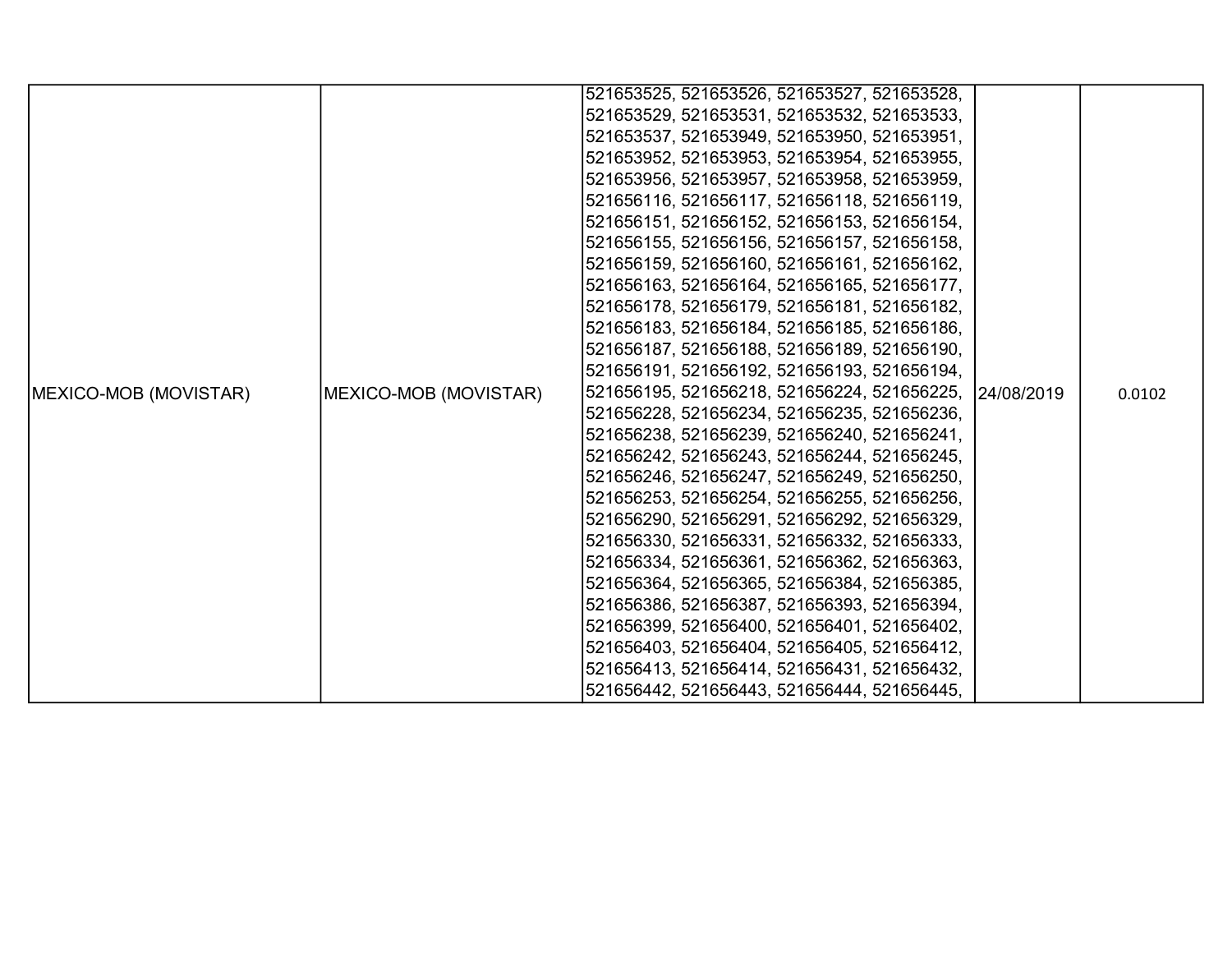| | | | | |
|---|---|---|---|---|
| MEXICO-MOB (MOVISTAR) | MEXICO-MOB (MOVISTAR) | 521653525, 521653526, 521653527, 521653528, 521653529, 521653531, 521653532, 521653533, 521653537, 521653949, 521653950, 521653951, 521653952, 521653953, 521653954, 521653955, 521653956, 521653957, 521653958, 521653959, 521656116, 521656117, 521656118, 521656119, 521656151, 521656152, 521656153, 521656154, 521656155, 521656156, 521656157, 521656158, 521656159, 521656160, 521656161, 521656162, 521656163, 521656164, 521656165, 521656177, 521656178, 521656179, 521656181, 521656182, 521656183, 521656184, 521656185, 521656186, 521656187, 521656188, 521656189, 521656190, 521656191, 521656192, 521656193, 521656194, 521656195, 521656218, 521656224, 521656225, 521656228, 521656234, 521656235, 521656236, 521656238, 521656239, 521656240, 521656241, 521656242, 521656243, 521656244, 521656245, 521656246, 521656247, 521656249, 521656250, 521656253, 521656254, 521656255, 521656256, 521656290, 521656291, 521656292, 521656329, 521656330, 521656331, 521656332, 521656333, 521656334, 521656361, 521656362, 521656363, 521656364, 521656365, 521656384, 521656385, 521656386, 521656387, 521656393, 521656394, 521656399, 521656400, 521656401, 521656402, 521656403, 521656404, 521656405, 521656412, 521656413, 521656414, 521656431, 521656432, 521656442, 521656443, 521656444, 521656445, | 24/08/2019 | 0.0102 |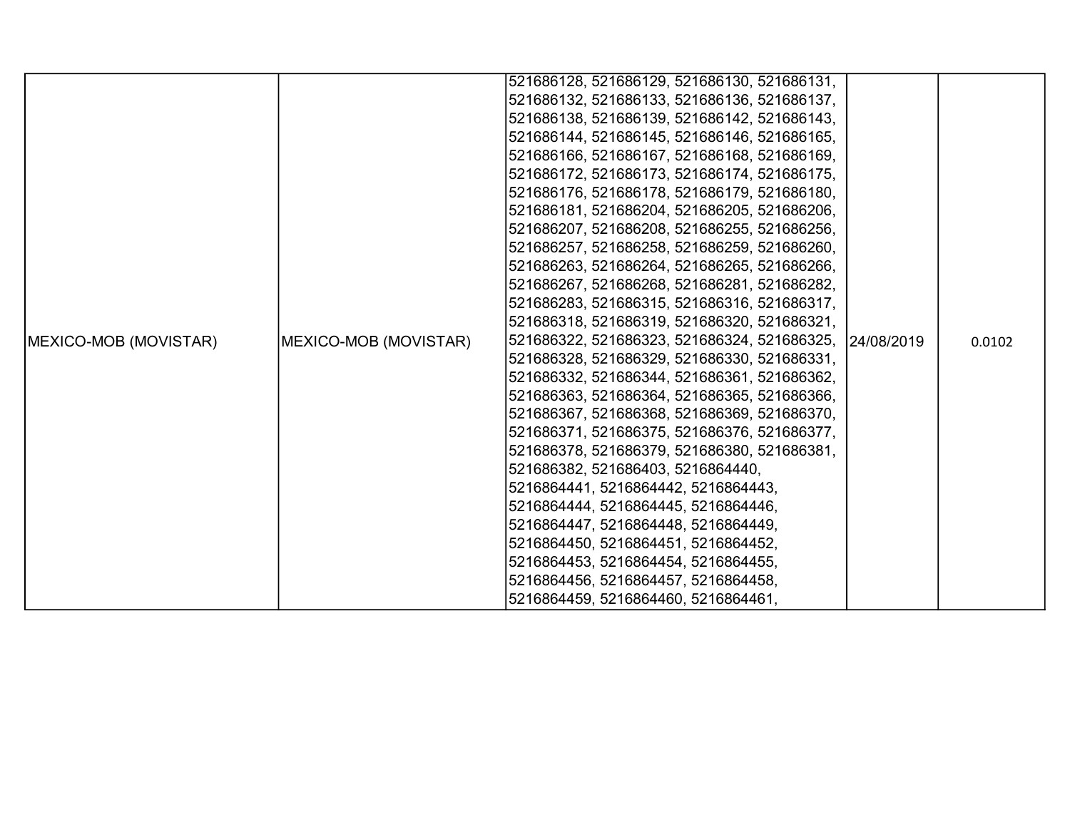| | | | | |
|---|---|---|---|---|
| MEXICO-MOB (MOVISTAR) | MEXICO-MOB (MOVISTAR) | 521686128, 521686129, 521686130, 521686131, 521686132, 521686133, 521686136, 521686137, 521686138, 521686139, 521686142, 521686143, 521686144, 521686145, 521686146, 521686165, 521686166, 521686167, 521686168, 521686169, 521686172, 521686173, 521686174, 521686175, 521686176, 521686178, 521686179, 521686180, 521686181, 521686204, 521686205, 521686206, 521686207, 521686208, 521686255, 521686256, 521686257, 521686258, 521686259, 521686260, 521686263, 521686264, 521686265, 521686266, 521686267, 521686268, 521686281, 521686282, 521686283, 521686315, 521686316, 521686317, 521686318, 521686319, 521686320, 521686321, 521686322, 521686323, 521686324, 521686325, 521686328, 521686329, 521686330, 521686331, 521686332, 521686344, 521686361, 521686362, 521686363, 521686364, 521686365, 521686366, 521686367, 521686368, 521686369, 521686370, 521686371, 521686375, 521686376, 521686377, 521686378, 521686379, 521686380, 521686381, 521686382, 521686403, 5216864440, 5216864441, 5216864442, 5216864443, 5216864444, 5216864445, 5216864446, 5216864447, 5216864448, 5216864449, 5216864450, 5216864451, 5216864452, 5216864453, 5216864454, 5216864455, 5216864456, 5216864457, 5216864458, 5216864459, 5216864460, 5216864461, | 24/08/2019 | 0.0102 |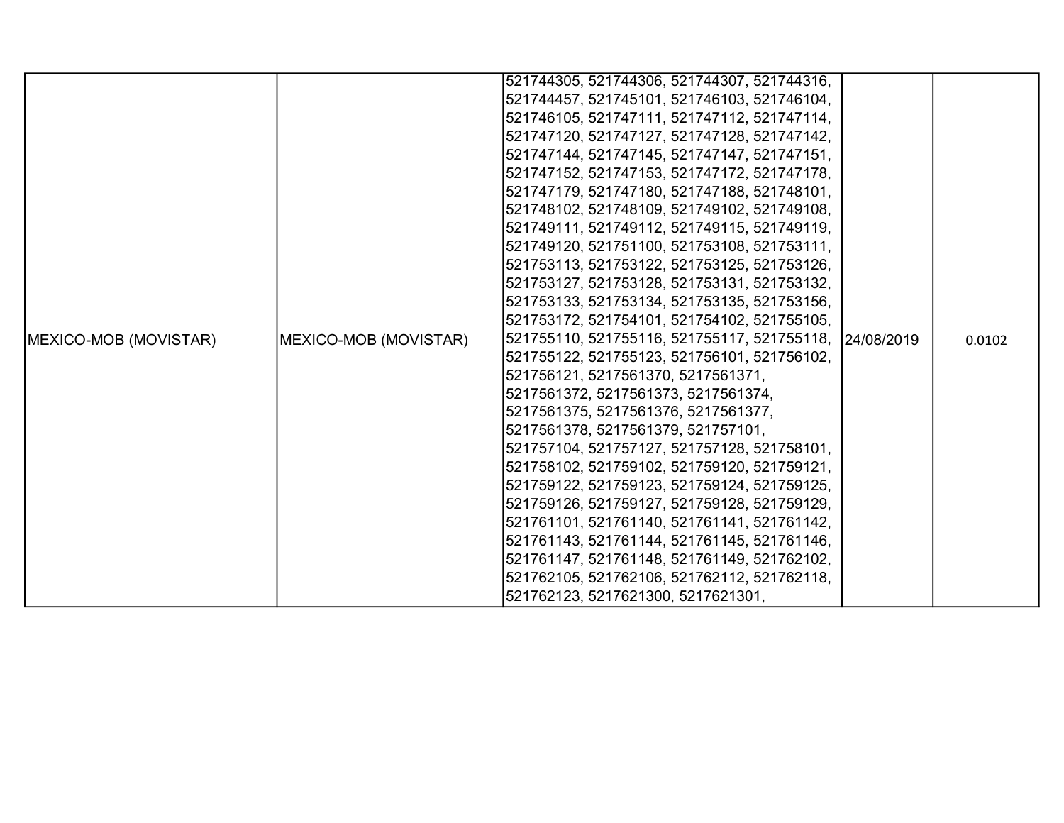| | | | | |
|---|---|---|---|---|
| MEXICO-MOB (MOVISTAR) | MEXICO-MOB (MOVISTAR) | 521744305, 521744306, 521744307, 521744316, 521744457, 521745101, 521746103, 521746104, 521746105, 521747111, 521747112, 521747114, 521747120, 521747127, 521747128, 521747142, 521747144, 521747145, 521747147, 521747151, 521747152, 521747153, 521747172, 521747178, 521747179, 521747180, 521747188, 521748101, 521748102, 521748109, 521749102, 521749108, 521749111, 521749112, 521749115, 521749119, 521749120, 521751100, 521753108, 521753111, 521753113, 521753122, 521753125, 521753126, 521753127, 521753128, 521753131, 521753132, 521753133, 521753134, 521753135, 521753156, 521753172, 521754101, 521754102, 521755105, 521755110, 521755116, 521755117, 521755118, 521755122, 521755123, 521756101, 521756102, 521756121, 5217561370, 5217561371, 5217561372, 5217561373, 5217561374, 5217561375, 5217561376, 5217561377, 5217561378, 5217561379, 521757101, 521757104, 521757127, 521757128, 521758101, 521758102, 521759102, 521759120, 521759121, 521759122, 521759123, 521759124, 521759125, 521759126, 521759127, 521759128, 521759129, 521761101, 521761140, 521761141, 521761142, 521761143, 521761144, 521761145, 521761146, 521761147, 521761148, 521761149, 521762102, 521762105, 521762106, 521762112, 521762118, 521762123, 5217621300, 5217621301, | 24/08/2019 | 0.0102 |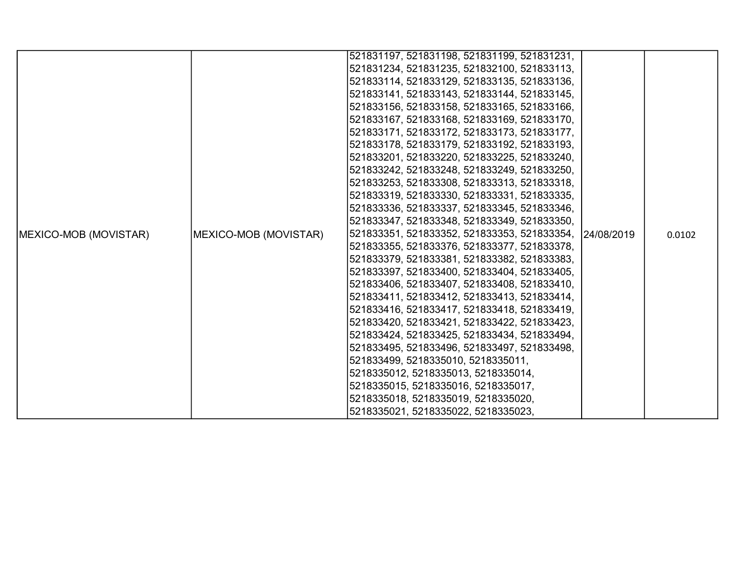| | | | | |
|---|---|---|---|---|
| MEXICO-MOB (MOVISTAR) | MEXICO-MOB (MOVISTAR) | 521831197, 521831198, 521831199, 521831231, 521831234, 521831235, 521832100, 521833113, 521833114, 521833129, 521833135, 521833136, 521833141, 521833143, 521833144, 521833145, 521833156, 521833158, 521833165, 521833166, 521833167, 521833168, 521833169, 521833170, 521833171, 521833172, 521833173, 521833177, 521833178, 521833179, 521833192, 521833193, 521833201, 521833220, 521833225, 521833240, 521833242, 521833248, 521833249, 521833250, 521833253, 521833308, 521833313, 521833318, 521833319, 521833330, 521833331, 521833335, 521833336, 521833337, 521833345, 521833346, 521833347, 521833348, 521833349, 521833350, 521833351, 521833352, 521833353, 521833354, 521833355, 521833376, 521833377, 521833378, 521833379, 521833381, 521833382, 521833383, 521833397, 521833400, 521833404, 521833405, 521833406, 521833407, 521833408, 521833410, 521833411, 521833412, 521833413, 521833414, 521833416, 521833417, 521833418, 521833419, 521833420, 521833421, 521833422, 521833423, 521833424, 521833425, 521833434, 521833494, 521833495, 521833496, 521833497, 521833498, 521833499, 5218335010, 5218335011, 5218335012, 5218335013, 5218335014, 5218335015, 5218335016, 5218335017, 5218335018, 5218335019, 5218335020, 5218335021, 5218335022, 5218335023, | 24/08/2019 | 0.0102 |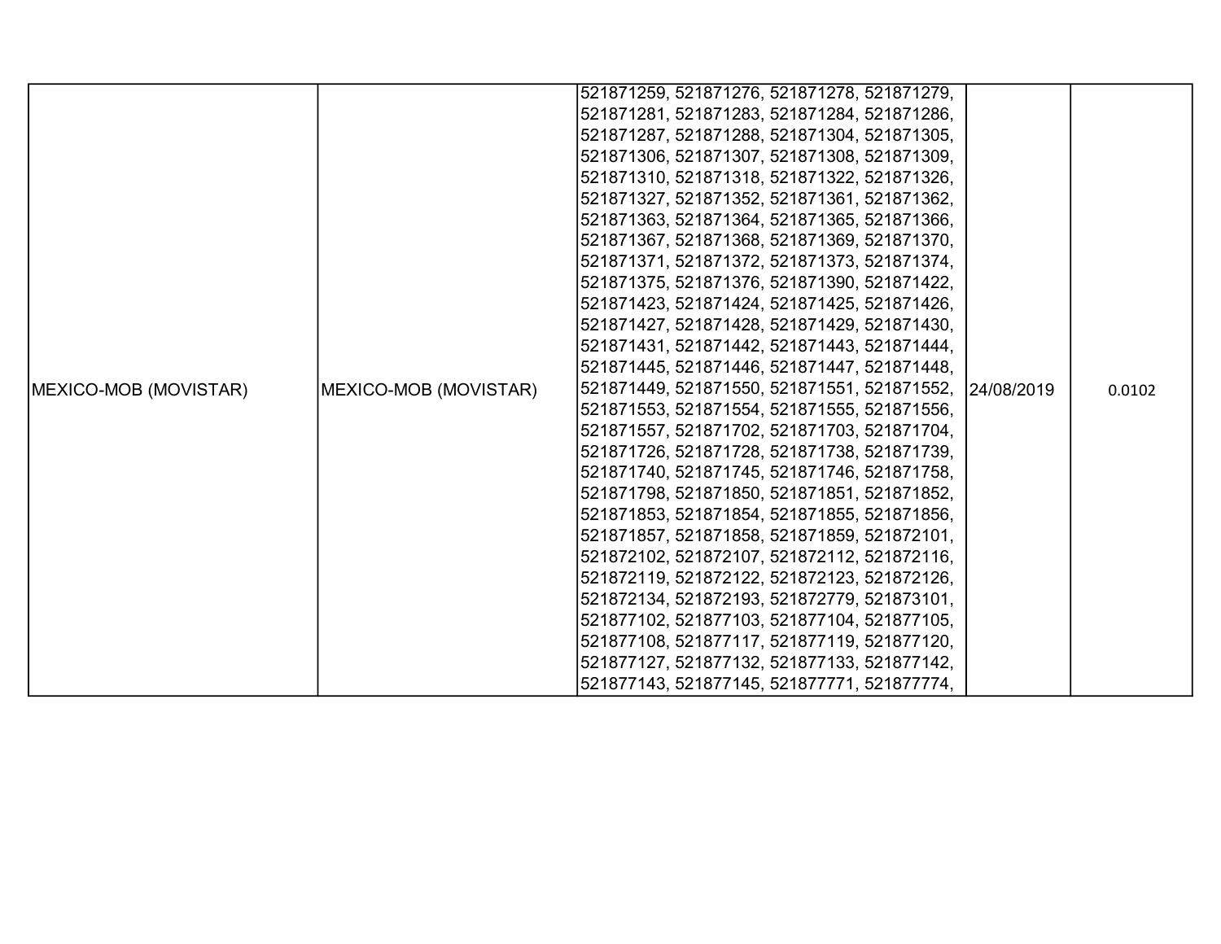| | | | | |
|---|---|---|---|---|
| MEXICO-MOB (MOVISTAR) | MEXICO-MOB (MOVISTAR) | 521871259, 521871276, 521871278, 521871279, 521871281, 521871283, 521871284, 521871286, 521871287, 521871288, 521871304, 521871305, 521871306, 521871307, 521871308, 521871309, 521871310, 521871318, 521871322, 521871326, 521871327, 521871352, 521871361, 521871362, 521871363, 521871364, 521871365, 521871366, 521871367, 521871368, 521871369, 521871370, 521871371, 521871372, 521871373, 521871374, 521871375, 521871376, 521871390, 521871422, 521871423, 521871424, 521871425, 521871426, 521871427, 521871428, 521871429, 521871430, 521871431, 521871442, 521871443, 521871444, 521871445, 521871446, 521871447, 521871448, 521871449, 521871550, 521871551, 521871552, 521871553, 521871554, 521871555, 521871556, 521871557, 521871702, 521871703, 521871704, 521871726, 521871728, 521871738, 521871739, 521871740, 521871745, 521871746, 521871758, 521871798, 521871850, 521871851, 521871852, 521871853, 521871854, 521871855, 521871856, 521871857, 521871858, 521871859, 521872101, 521872102, 521872107, 521872112, 521872116, 521872119, 521872122, 521872123, 521872126, 521872134, 521872193, 521872779, 521873101, 521877102, 521877103, 521877104, 521877105, 521877108, 521877117, 521877119, 521877120, 521877127, 521877132, 521877133, 521877142, 521877143, 521877145, 521877771, 521877774, | 24/08/2019 | 0.0102 |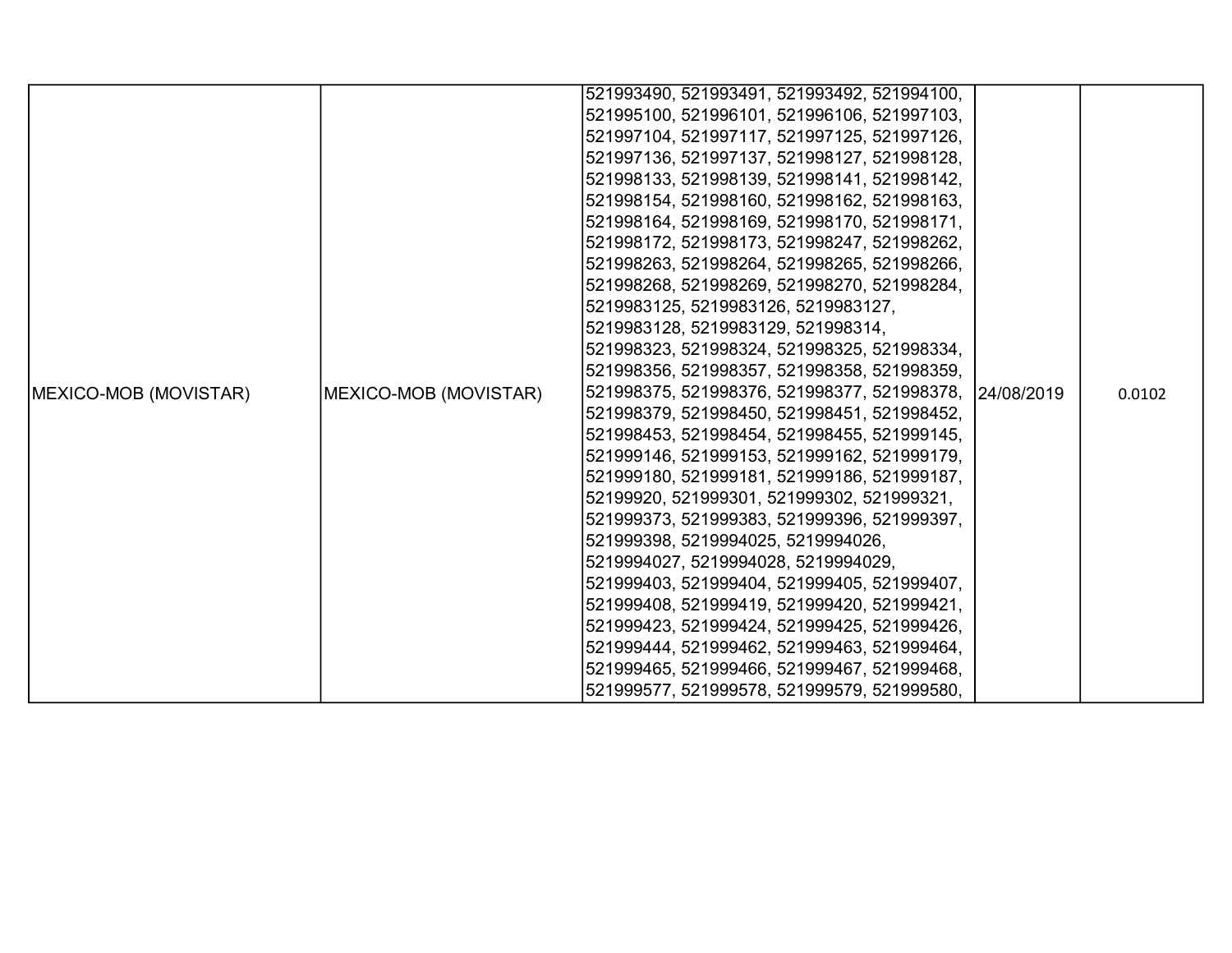| MEXICO-MOB (MOVISTAR) | MEXICO-MOB (MOVISTAR) | 521993490, 521993491, 521993492, 521994100, 521995100, 521996101, 521996106, 521997103, 521997104, 521997117, 521997125, 521997126, 521997136, 521997137, 521998127, 521998128, 521998133, 521998139, 521998141, 521998142, 521998154, 521998160, 521998162, 521998163, 521998164, 521998169, 521998170, 521998171, 521998172, 521998173, 521998247, 521998262, 521998263, 521998264, 521998265, 521998266, 521998268, 521998269, 521998270, 521998284, 5219983125, 5219983126, 5219983127, 5219983128, 5219983129, 521998314, 521998323, 521998324, 521998325, 521998334, 521998356, 521998357, 521998358, 521998359, 521998375, 521998376, 521998377, 521998378, 521998379, 521998450, 521998451, 521998452, 521998453, 521998454, 521998455, 521999145, 521999146, 521999153, 521999162, 521999179, 521999180, 521999181, 521999186, 521999187, 52199920, 521999301, 521999302, 521999321, 521999373, 521999383, 521999396, 521999397, 521999398, 5219994025, 5219994026, 5219994027, 5219994028, 5219994029, 521999403, 521999404, 521999405, 521999407, 521999408, 521999419, 521999420, 521999421, 521999423, 521999424, 521999425, 521999426, 521999444, 521999462, 521999463, 521999464, 521999465, 521999466, 521999467, 521999468, 521999577, 521999578, 521999579, 521999580, | 24/08/2019 | 0.0102 |
|---|---|---|---|---|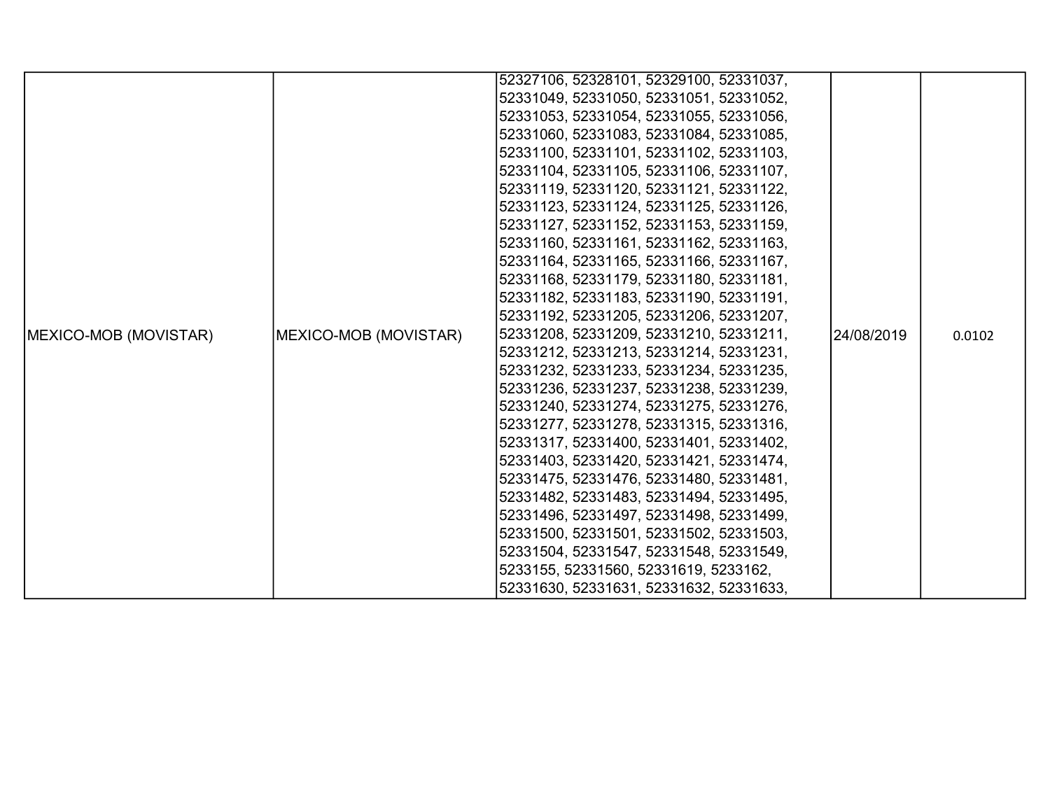| | | | | |
|---|---|---|---|---|
| MEXICO-MOB (MOVISTAR) | MEXICO-MOB (MOVISTAR) | 52327106, 52328101, 52329100, 52331037, 52331049, 52331050, 52331051, 52331052, 52331053, 52331054, 52331055, 52331056, 52331060, 52331083, 52331084, 52331085, 52331100, 52331101, 52331102, 52331103, 52331104, 52331105, 52331106, 52331107, 52331119, 52331120, 52331121, 52331122, 52331123, 52331124, 52331125, 52331126, 52331127, 52331152, 52331153, 52331159, 52331160, 52331161, 52331162, 52331163, 52331164, 52331165, 52331166, 52331167, 52331168, 52331179, 52331180, 52331181, 52331182, 52331183, 52331190, 52331191, 52331192, 52331205, 52331206, 52331207, 52331208, 52331209, 52331210, 52331211, 52331212, 52331213, 52331214, 52331231, 52331232, 52331233, 52331234, 52331235, 52331236, 52331237, 52331238, 52331239, 52331240, 52331274, 52331275, 52331276, 52331277, 52331278, 52331315, 52331316, 52331317, 52331400, 52331401, 52331402, 52331403, 52331420, 52331421, 52331474, 52331475, 52331476, 52331480, 52331481, 52331482, 52331483, 52331494, 52331495, 52331496, 52331497, 52331498, 52331499, 52331500, 52331501, 52331502, 52331503, 52331504, 52331547, 52331548, 52331549, 5233155, 52331560, 52331619, 5233162, 52331630, 52331631, 52331632, 52331633, | 24/08/2019 | 0.0102 |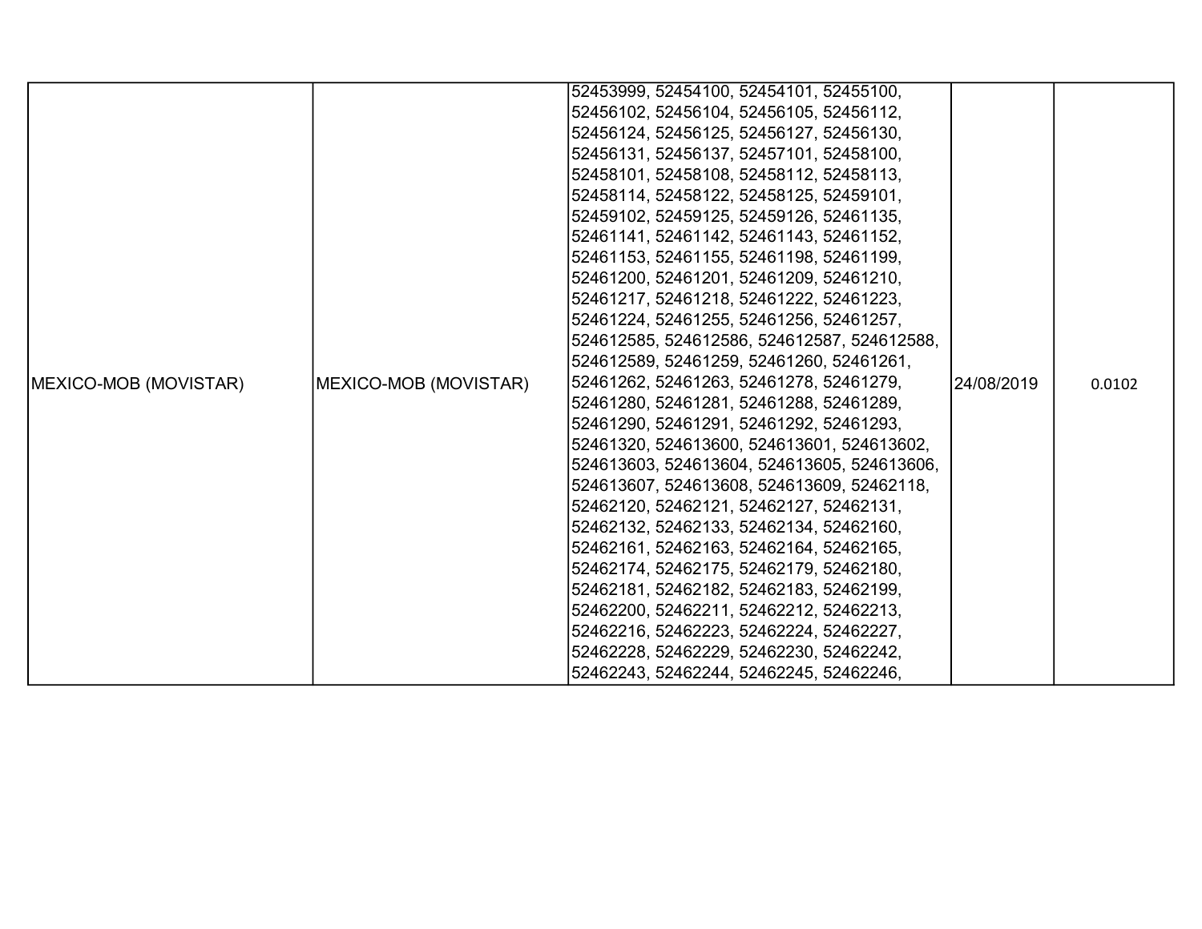| | | | | |
|---|---|---|---|---|
| MEXICO-MOB (MOVISTAR) | MEXICO-MOB (MOVISTAR) | 52453999, 52454100, 52454101, 52455100, 52456102, 52456104, 52456105, 52456112, 52456124, 52456125, 52456127, 52456130, 52456131, 52456137, 52457101, 52458100, 52458101, 52458108, 52458112, 52458113, 52458114, 52458122, 52458125, 52459101, 52459102, 52459125, 52459126, 52461135, 52461141, 52461142, 52461143, 52461152, 52461153, 52461155, 52461198, 52461199, 52461200, 52461201, 52461209, 52461210, 52461217, 52461218, 52461222, 52461223, 52461224, 52461255, 52461256, 52461257, 524612585, 524612586, 524612587, 524612588, 524612589, 52461259, 52461260, 52461261, 52461262, 52461263, 52461278, 52461279, 52461280, 52461281, 52461288, 52461289, 52461290, 52461291, 52461292, 52461293, 52461320, 524613600, 524613601, 524613602, 524613603, 524613604, 524613605, 524613606, 524613607, 524613608, 524613609, 52462118, 52462120, 52462121, 52462127, 52462131, 52462132, 52462133, 52462134, 52462160, 52462161, 52462163, 52462164, 52462165, 52462174, 52462175, 52462179, 52462180, 52462181, 52462182, 52462183, 52462199, 52462200, 52462211, 52462212, 52462213, 52462216, 52462223, 52462224, 52462227, 52462228, 52462229, 52462230, 52462242, 52462243, 52462244, 52462245, 52462246, | 24/08/2019 | 0.0102 |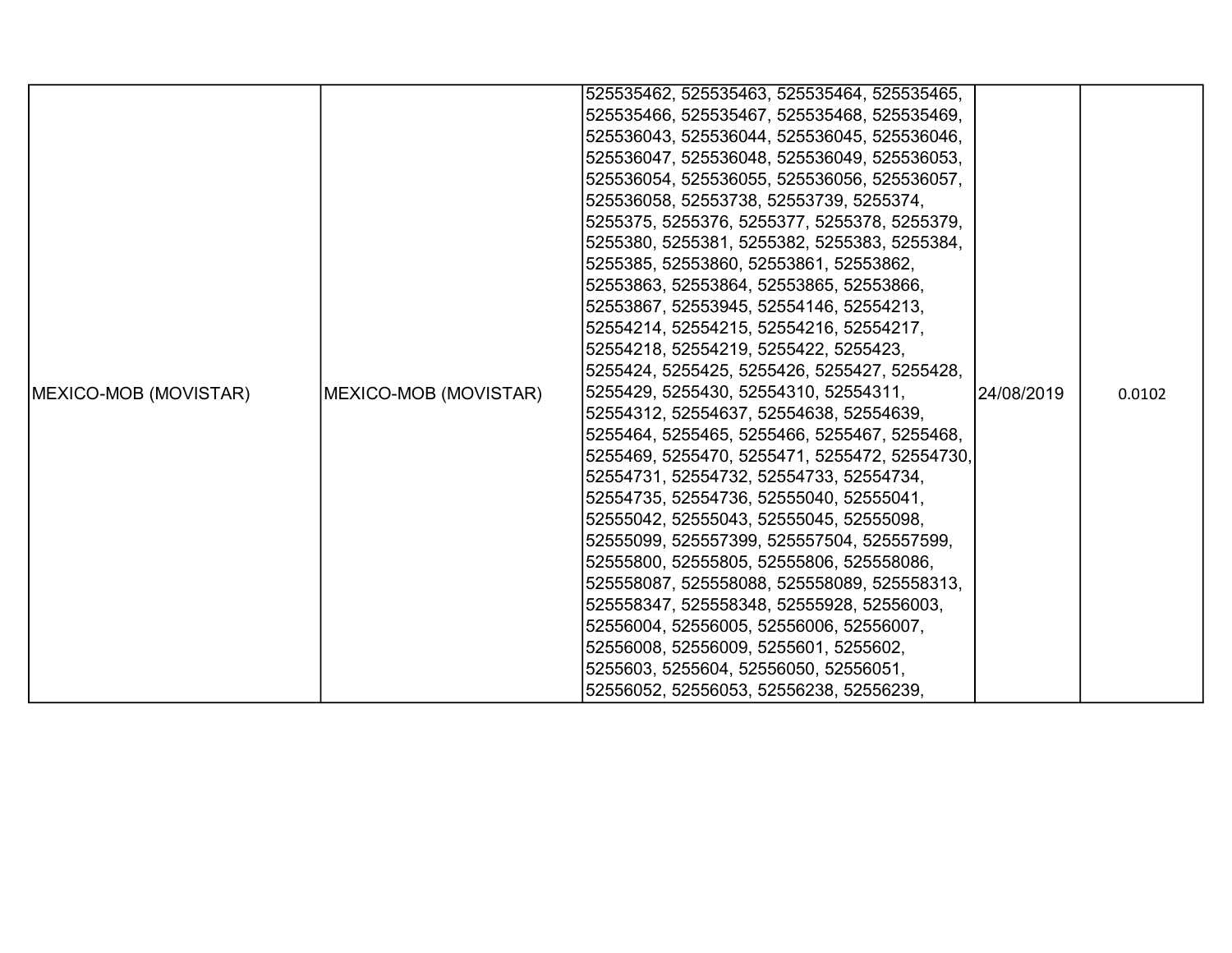| MEXICO-MOB (MOVISTAR) | MEXICO-MOB (MOVISTAR) | 525535462, 525535463, 525535464, 525535465, 525535466, 525535467, 525535468, 525535469, 525536043, 525536044, 525536045, 525536046, 525536047, 525536048, 525536049, 525536053, 525536054, 525536055, 525536056, 525536057, 525536058, 52553738, 52553739, 5255374, 5255375, 5255376, 5255377, 5255378, 5255379, 5255380, 5255381, 5255382, 5255383, 5255384, 5255385, 52553860, 52553861, 52553862, 52553863, 52553864, 52553865, 52553866, 52553867, 52553945, 52554146, 52554213, 52554214, 52554215, 52554216, 52554217, 52554218, 52554219, 5255422, 5255423, 5255424, 5255425, 5255426, 5255427, 5255428, 5255429, 5255430, 52554310, 52554311, 52554312, 52554637, 52554638, 52554639, 5255464, 5255465, 5255466, 5255467, 5255468, 5255469, 5255470, 5255471, 5255472, 52554730, 52554731, 52554732, 52554733, 52554734, 52554735, 52554736, 52555040, 52555041, 52555042, 52555043, 52555045, 52555098, 52555099, 525557399, 525557504, 525557599, 52555800, 52555805, 52555806, 525558086, 525558087, 525558088, 525558089, 525558313, 525558347, 525558348, 52555928, 52556003, 52556004, 52556005, 52556006, 52556007, 52556008, 52556009, 5255601, 5255602, 5255603, 5255604, 52556050, 52556051, 52556052, 52556053, 52556238, 52556239, | 24/08/2019 | 0.0102 |
|---|---|---|---|---|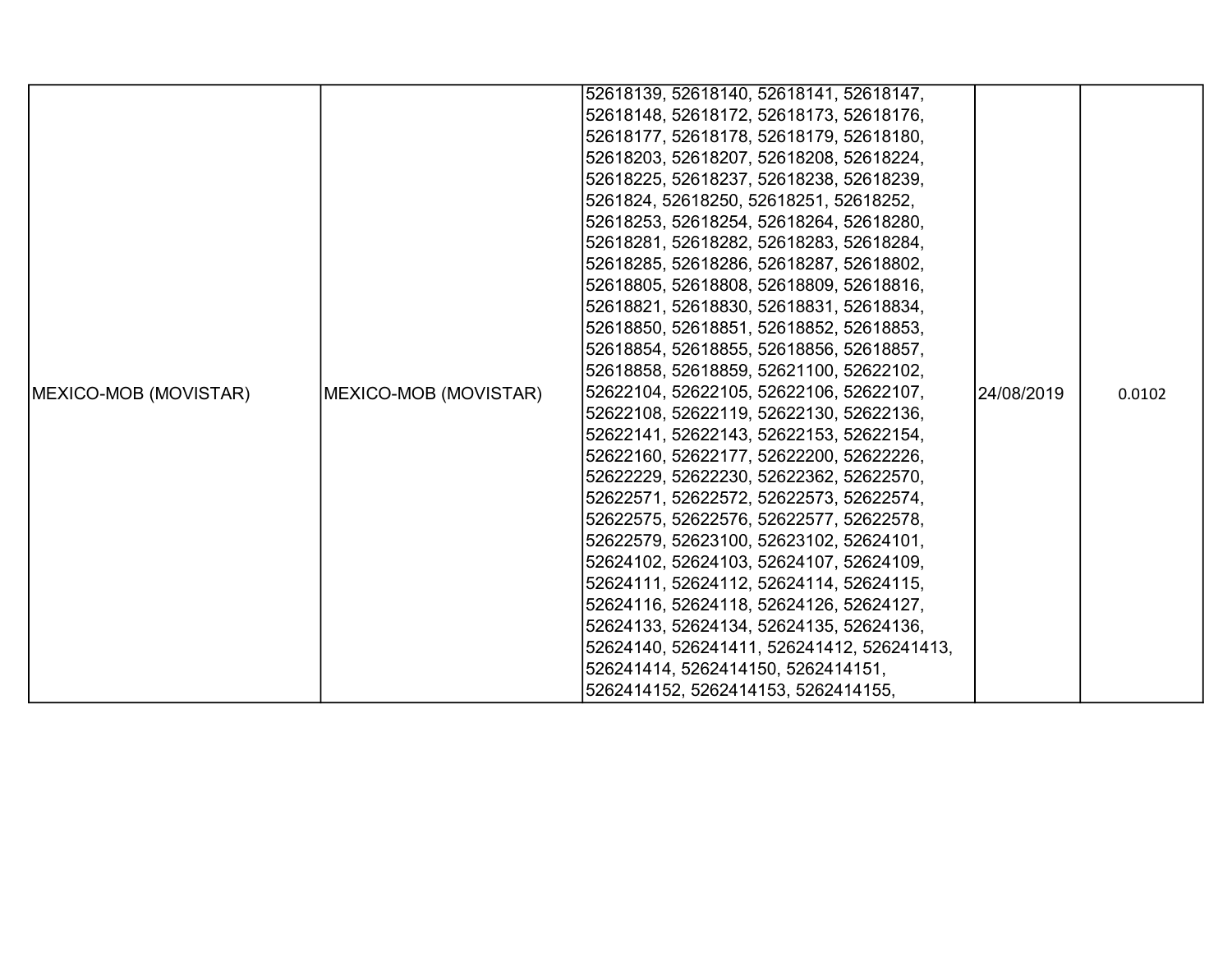| MEXICO-MOB (MOVISTAR) | MEXICO-MOB (MOVISTAR) | 52618139, 52618140, 52618141, 52618147, 52618148, 52618172, 52618173, 52618176, 52618177, 52618178, 52618179, 52618180, 52618203, 52618207, 52618208, 52618224, 52618225, 52618237, 52618238, 52618239, 5261824, 52618250, 52618251, 52618252, 52618253, 52618254, 52618264, 52618280, 52618281, 52618282, 52618283, 52618284, 52618285, 52618286, 52618287, 52618802, 52618805, 52618808, 52618809, 52618816, 52618821, 52618830, 52618831, 52618834, 52618850, 52618851, 52618852, 52618853, 52618854, 52618855, 52618856, 52618857, 52618858, 52618859, 52621100, 52622102, 52622104, 52622105, 52622106, 52622107, 52622108, 52622119, 52622130, 52622136, 52622141, 52622143, 52622153, 52622154, 52622160, 52622177, 52622200, 52622226, 52622229, 52622230, 52622362, 52622570, 52622571, 52622572, 52622573, 52622574, 52622575, 52622576, 52622577, 52622578, 52622579, 52623100, 52623102, 52624101, 52624102, 52624103, 52624107, 52624109, 52624111, 52624112, 52624114, 52624115, 52624116, 52624118, 52624126, 52624127, 52624133, 52624134, 52624135, 52624136, 52624140, 526241411, 526241412, 526241413, 526241414, 5262414150, 5262414151, 5262414152, 5262414153, 5262414155, | 24/08/2019 | 0.0102 |
|---|---|---|---|---|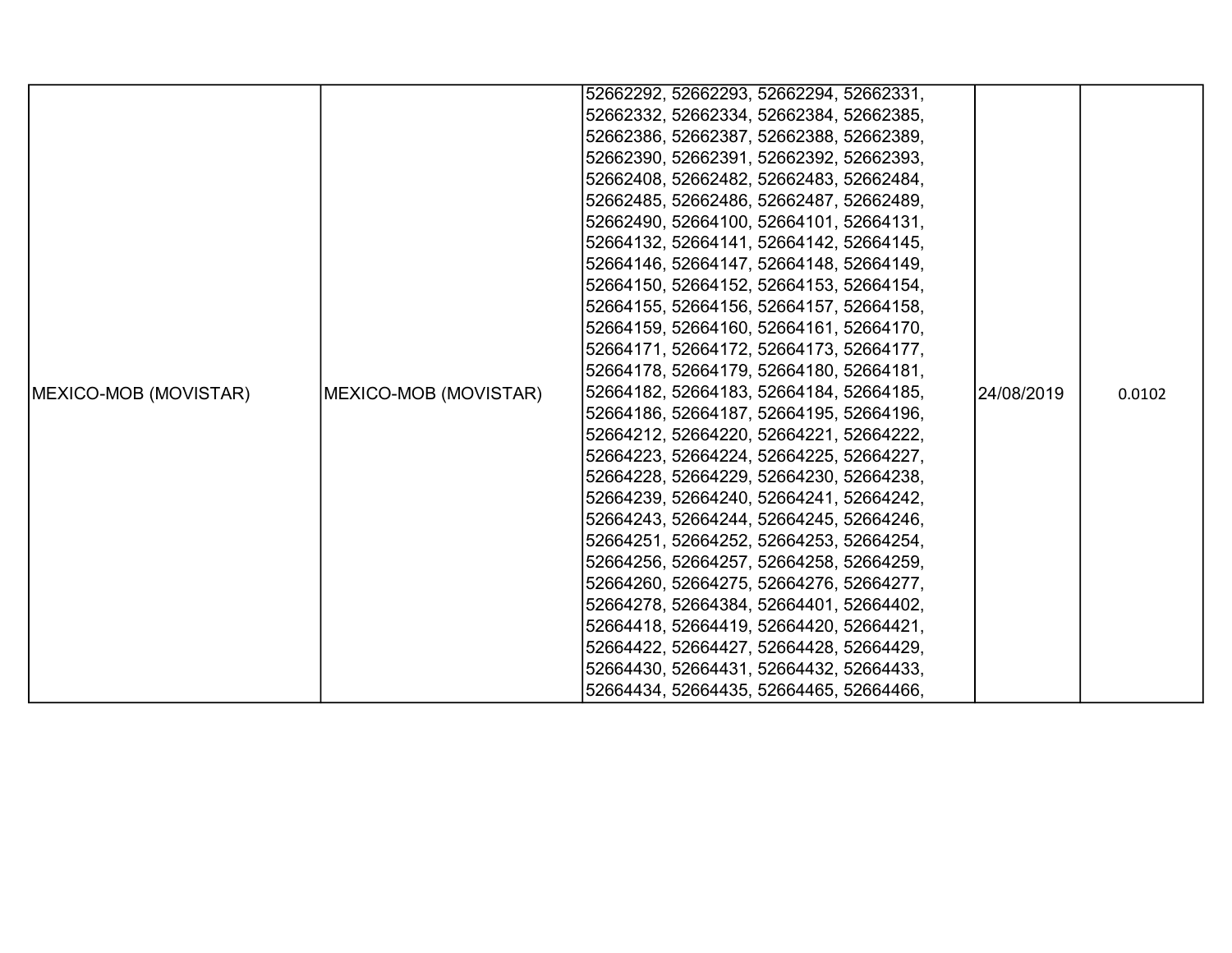| MEXICO-MOB (MOVISTAR) | MEXICO-MOB (MOVISTAR) | 52662292, 52662293, 52662294, 52662331, 52662332, 52662334, 52662384, 52662385, 52662386, 52662387, 52662388, 52662389, 52662390, 52662391, 52662392, 52662393, 52662408, 52662482, 52662483, 52662484, 52662485, 52662486, 52662487, 52662489, 52662490, 52664100, 52664101, 52664131, 52664132, 52664141, 52664142, 52664145, 52664146, 52664147, 52664148, 52664149, 52664150, 52664152, 52664153, 52664154, 52664155, 52664156, 52664157, 52664158, 52664159, 52664160, 52664161, 52664170, 52664171, 52664172, 52664173, 52664177, 52664178, 52664179, 52664180, 52664181, 52664182, 52664183, 52664184, 52664185, 52664186, 52664187, 52664195, 52664196, 52664212, 52664220, 52664221, 52664222, 52664223, 52664224, 52664225, 52664227, 52664228, 52664229, 52664230, 52664238, 52664239, 52664240, 52664241, 52664242, 52664243, 52664244, 52664245, 52664246, 52664251, 52664252, 52664253, 52664254, 52664256, 52664257, 52664258, 52664259, 52664260, 52664275, 52664276, 52664277, 52664278, 52664384, 52664401, 52664402, 52664418, 52664419, 52664420, 52664421, 52664422, 52664427, 52664428, 52664429, 52664430, 52664431, 52664432, 52664433, 52664434, 52664435, 52664465, 52664466, | 24/08/2019 | 0.0102 |
|---|---|---|---|---|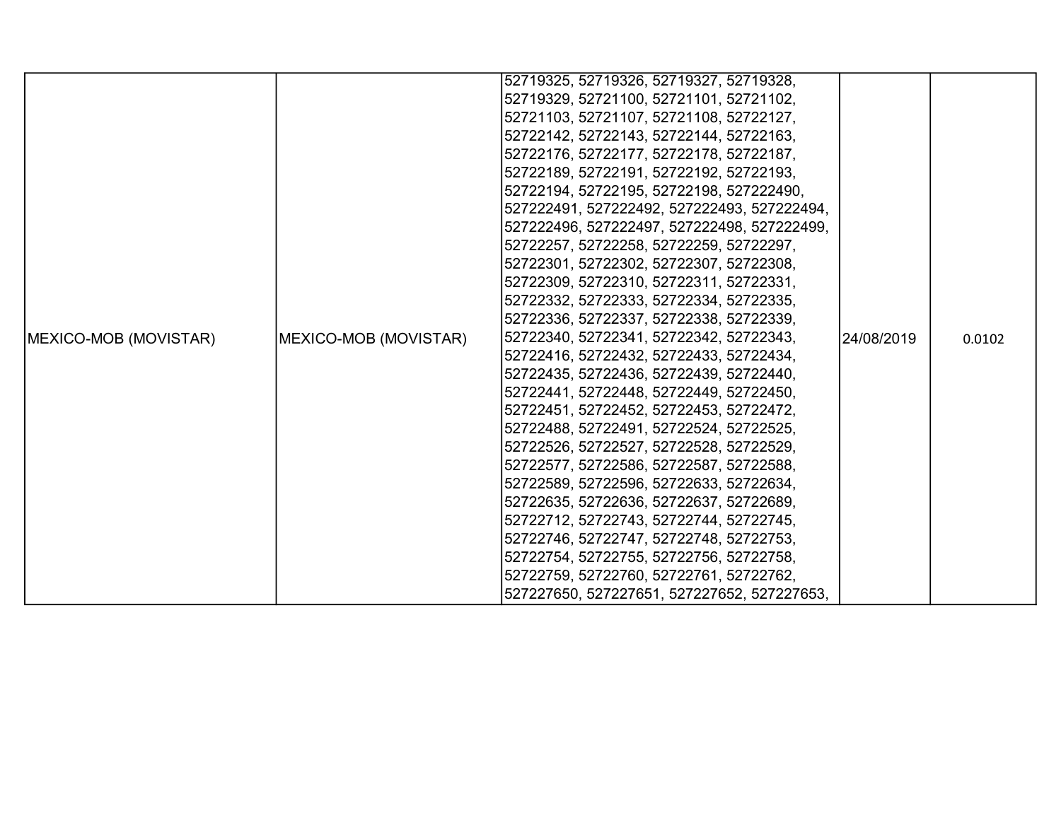| MEXICO-MOB (MOVISTAR) | MEXICO-MOB (MOVISTAR) | 52719325, 52719326, 52719327, 52719328, 52719329, 52721100, 52721101, 52721102, 52721103, 52721107, 52721108, 52722127, 52722142, 52722143, 52722144, 52722163, 52722176, 52722177, 52722178, 52722187, 52722189, 52722191, 52722192, 52722193, 52722194, 52722195, 52722198, 527222490, 527222491, 527222492, 527222493, 527222494, 527222496, 527222497, 527222498, 527222499, 52722257, 52722258, 52722259, 52722297, 52722301, 52722302, 52722307, 52722308, 52722309, 52722310, 52722311, 52722331, 52722332, 52722333, 52722334, 52722335, 52722336, 52722337, 52722338, 52722339, 52722340, 52722341, 52722342, 52722343, 52722416, 52722432, 52722433, 52722434, 52722435, 52722436, 52722439, 52722440, 52722441, 52722448, 52722449, 52722450, 52722451, 52722452, 52722453, 52722472, 52722488, 52722491, 52722524, 52722525, 52722526, 52722527, 52722528, 52722529, 52722577, 52722586, 52722587, 52722588, 52722589, 52722596, 52722633, 52722634, 52722635, 52722636, 52722637, 52722689, 52722712, 52722743, 52722744, 52722745, 52722746, 52722747, 52722748, 52722753, 52722754, 52722755, 52722756, 52722758, 52722759, 52722760, 52722761, 52722762, 527227650, 527227651, 527227652, 527227653, | 24/08/2019 | 0.0102 |
|---|---|---|---|---|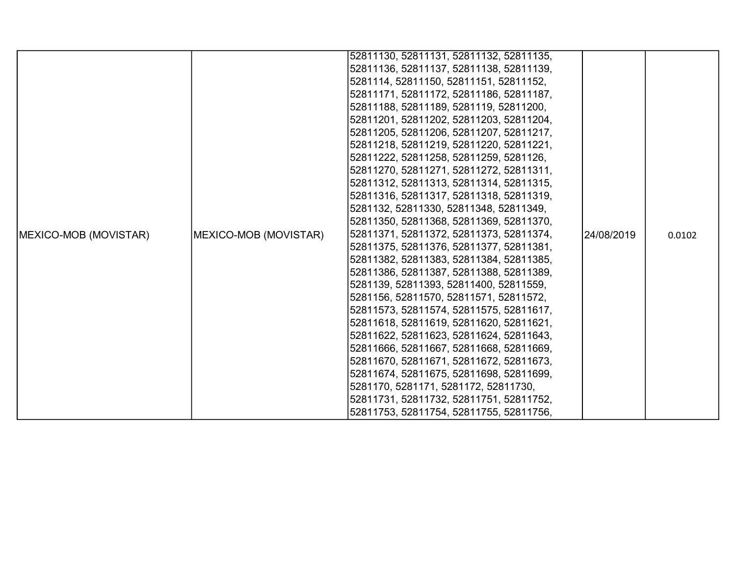| | | | | |
|---|---|---|---|---|
| MEXICO-MOB (MOVISTAR) | MEXICO-MOB (MOVISTAR) | 52811130, 52811131, 52811132, 52811135, 52811136, 52811137, 52811138, 52811139, 5281114, 52811150, 52811151, 52811152, 52811171, 52811172, 52811186, 52811187, 52811188, 52811189, 5281119, 52811200, 52811201, 52811202, 52811203, 52811204, 52811205, 52811206, 52811207, 52811217, 52811218, 52811219, 52811220, 52811221, 52811222, 52811258, 52811259, 5281126, 52811270, 52811271, 52811272, 52811311, 52811312, 52811313, 52811314, 52811315, 52811316, 52811317, 52811318, 52811319, 5281132, 52811330, 52811348, 52811349, 52811350, 52811368, 52811369, 52811370, 52811371, 52811372, 52811373, 52811374, 52811375, 52811376, 52811377, 52811381, 52811382, 52811383, 52811384, 52811385, 52811386, 52811387, 52811388, 52811389, 5281139, 52811393, 52811400, 52811559, 5281156, 52811570, 52811571, 52811572, 52811573, 52811574, 52811575, 52811617, 52811618, 52811619, 52811620, 52811621, 52811622, 52811623, 52811624, 52811643, 52811666, 52811667, 52811668, 52811669, 52811670, 52811671, 52811672, 52811673, 52811674, 52811675, 52811698, 52811699, 5281170, 5281171, 5281172, 52811730, 52811731, 52811732, 52811751, 52811752, 52811753, 52811754, 52811755, 52811756, | 24/08/2019 | 0.0102 |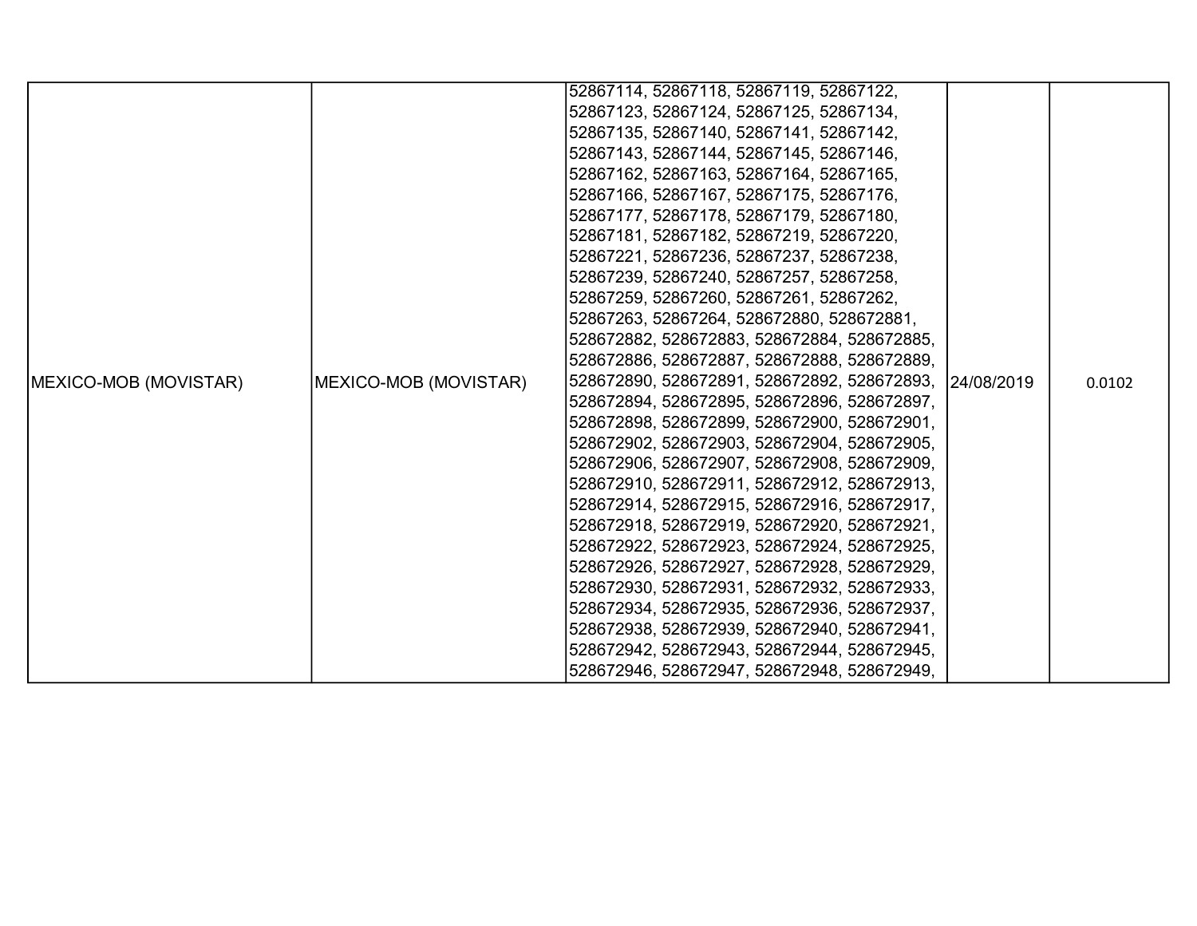| | | | | |
|---|---|---|---|---|
| MEXICO-MOB (MOVISTAR) | MEXICO-MOB (MOVISTAR) | 52867114, 52867118, 52867119, 52867122, 52867123, 52867124, 52867125, 52867134, 52867135, 52867140, 52867141, 52867142, 52867143, 52867144, 52867145, 52867146, 52867162, 52867163, 52867164, 52867165, 52867166, 52867167, 52867175, 52867176, 52867177, 52867178, 52867179, 52867180, 52867181, 52867182, 52867219, 52867220, 52867221, 52867236, 52867237, 52867238, 52867239, 52867240, 52867257, 52867258, 52867259, 52867260, 52867261, 52867262, 52867263, 52867264, 528672880, 528672881, 528672882, 528672883, 528672884, 528672885, 528672886, 528672887, 528672888, 528672889, 528672890, 528672891, 528672892, 528672893, 528672894, 528672895, 528672896, 528672897, 528672898, 528672899, 528672900, 528672901, 528672902, 528672903, 528672904, 528672905, 528672906, 528672907, 528672908, 528672909, 528672910, 528672911, 528672912, 528672913, 528672914, 528672915, 528672916, 528672917, 528672918, 528672919, 528672920, 528672921, 528672922, 528672923, 528672924, 528672925, 528672926, 528672927, 528672928, 528672929, 528672930, 528672931, 528672932, 528672933, 528672934, 528672935, 528672936, 528672937, 528672938, 528672939, 528672940, 528672941, 528672942, 528672943, 528672944, 528672945, 528672946, 528672947, 528672948, 528672949, | 24/08/2019 | 0.0102 |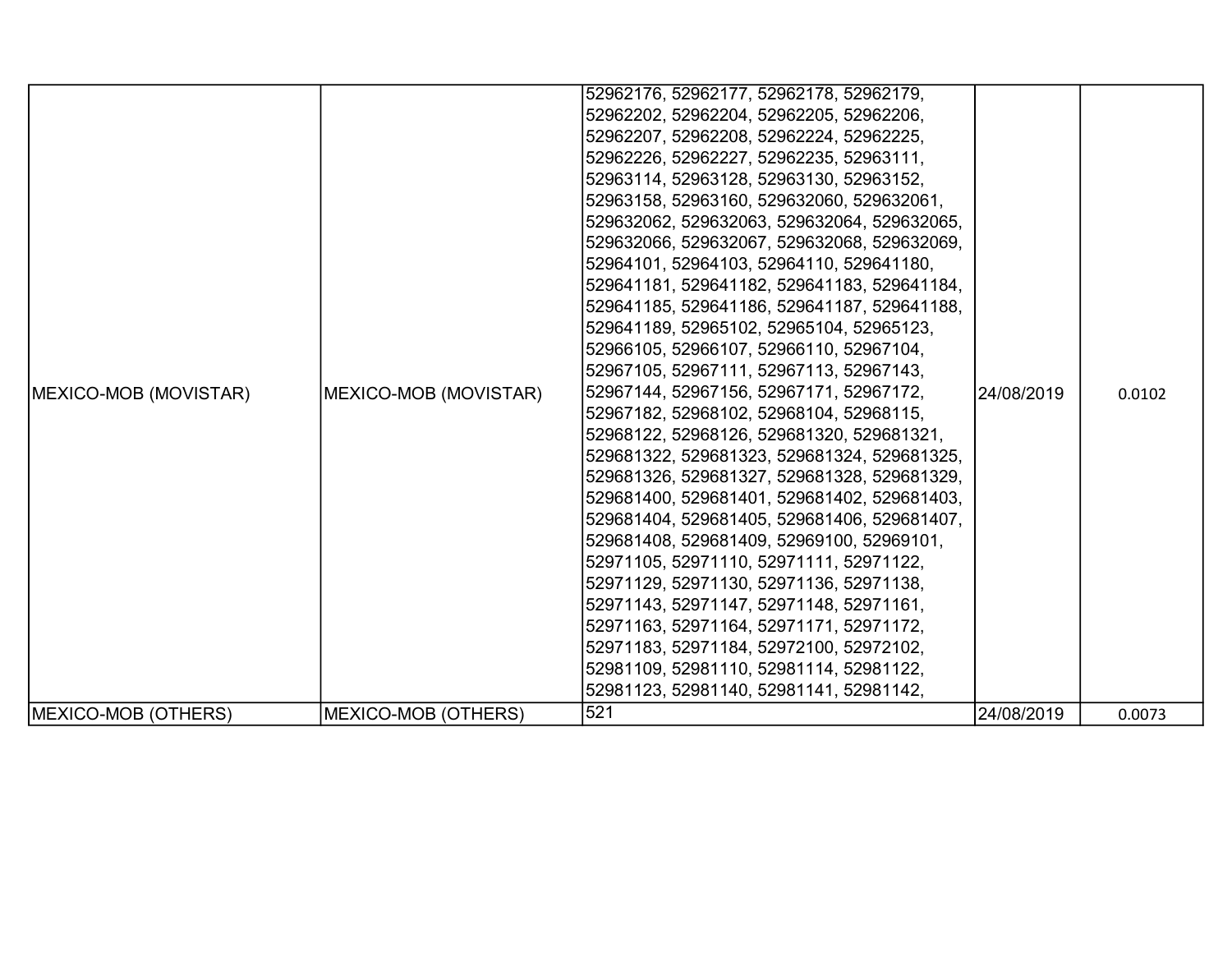| | | | | |
|---|---|---|---|---|
| MEXICO-MOB (MOVISTAR) | MEXICO-MOB (MOVISTAR) | 52962176, 52962177, 52962178, 52962179, 52962202, 52962204, 52962205, 52962206, 52962207, 52962208, 52962224, 52962225, 52962226, 52962227, 52962235, 52963111, 52963114, 52963128, 52963130, 52963152, 52963158, 52963160, 529632060, 529632061, 529632062, 529632063, 529632064, 529632065, 529632066, 529632067, 529632068, 529632069, 52964101, 52964103, 52964110, 529641180, 529641181, 529641182, 529641183, 529641184, 529641185, 529641186, 529641187, 529641188, 529641189, 52965102, 52965104, 52965123, 52966105, 52966107, 52966110, 52967104, 52967105, 52967111, 52967113, 52967143, 52967144, 52967156, 52967171, 52967172, 52967182, 52968102, 52968104, 52968115, 52968122, 52968126, 529681320, 529681321, 529681322, 529681323, 529681324, 529681325, 529681326, 529681327, 529681328, 529681329, 529681400, 529681401, 529681402, 529681403, 529681404, 529681405, 529681406, 529681407, 529681408, 529681409, 52969100, 52969101, 52971105, 52971110, 52971111, 52971122, 52971129, 52971130, 52971136, 52971138, 52971143, 52971147, 52971148, 52971161, 52971163, 52971164, 52971171, 52971172, 52971183, 52971184, 52972100, 52972102, 52981109, 52981110, 52981114, 52981122, 52981123, 52981140, 52981141, 52981142, | 24/08/2019 | 0.0102 |
| MEXICO-MOB (OTHERS) | MEXICO-MOB (OTHERS) | 521 | 24/08/2019 | 0.0073 |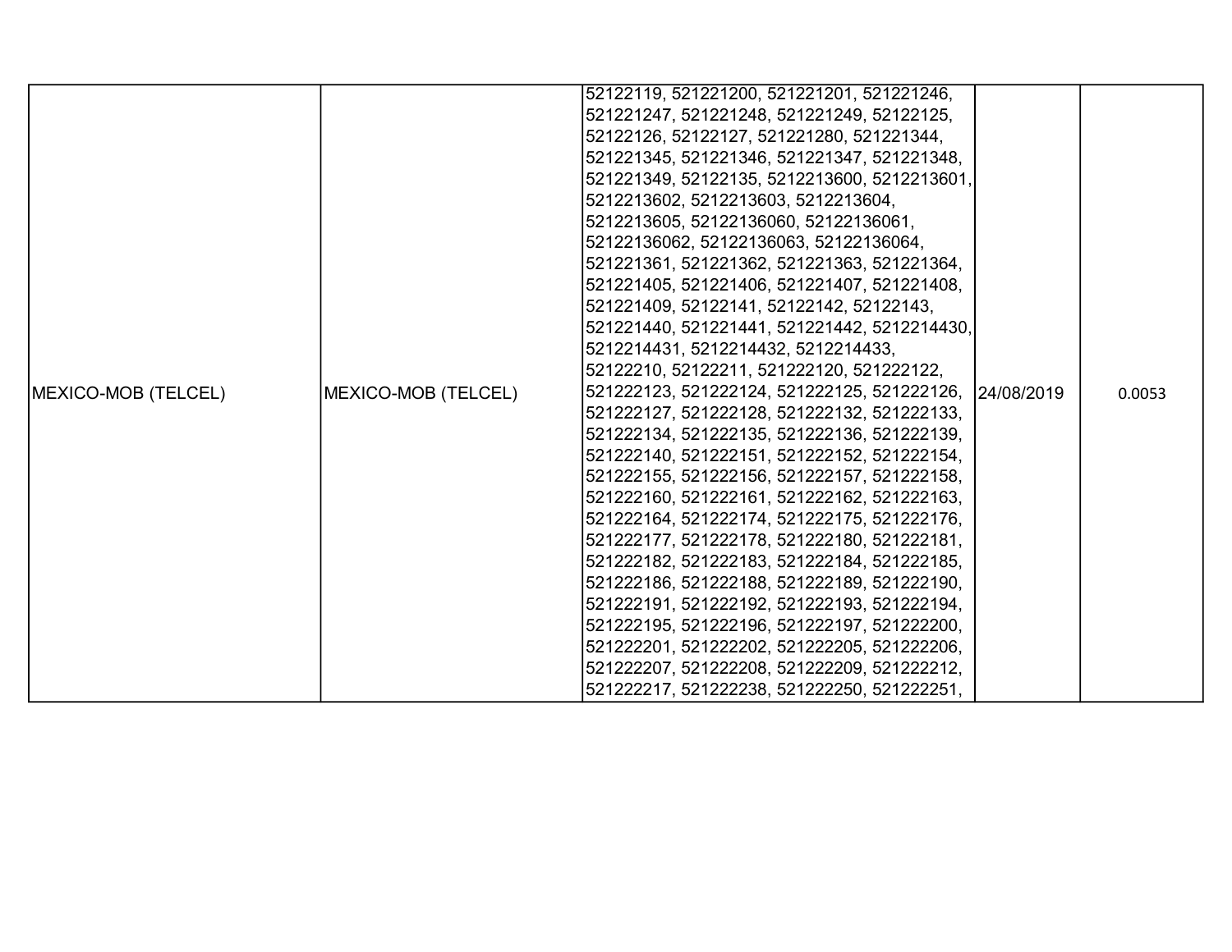| | | | | |
|---|---|---|---|---|
| MEXICO-MOB (TELCEL) | MEXICO-MOB (TELCEL) | 52122119, 521221200, 521221201, 521221246, 521221247, 521221248, 521221249, 52122125, 52122126, 52122127, 521221280, 521221344, 521221345, 521221346, 521221347, 521221348, 521221349, 52122135, 5212213600, 5212213601, 5212213602, 5212213603, 5212213604, 5212213605, 52122136060, 52122136061, 52122136062, 52122136063, 52122136064, 521221361, 521221362, 521221363, 521221364, 521221405, 521221406, 521221407, 521221408, 521221409, 52122141, 52122142, 52122143, 521221440, 521221441, 521221442, 5212214430, 5212214431, 5212214432, 5212214433, 52122210, 52122211, 521222120, 521222122, 521222123, 521222124, 521222125, 521222126, 521222127, 521222128, 521222132, 521222133, 521222134, 521222135, 521222136, 521222139, 521222140, 521222151, 521222152, 521222154, 521222155, 521222156, 521222157, 521222158, 521222160, 521222161, 521222162, 521222163, 521222164, 521222174, 521222175, 521222176, 521222177, 521222178, 521222180, 521222181, 521222182, 521222183, 521222184, 521222185, 521222186, 521222188, 521222189, 521222190, 521222191, 521222192, 521222193, 521222194, 521222195, 521222196, 521222197, 521222200, 521222201, 521222202, 521222205, 521222206, 521222207, 521222208, 521222209, 521222212, 521222217, 521222238, 521222250, 521222251, | 24/08/2019 | 0.0053 |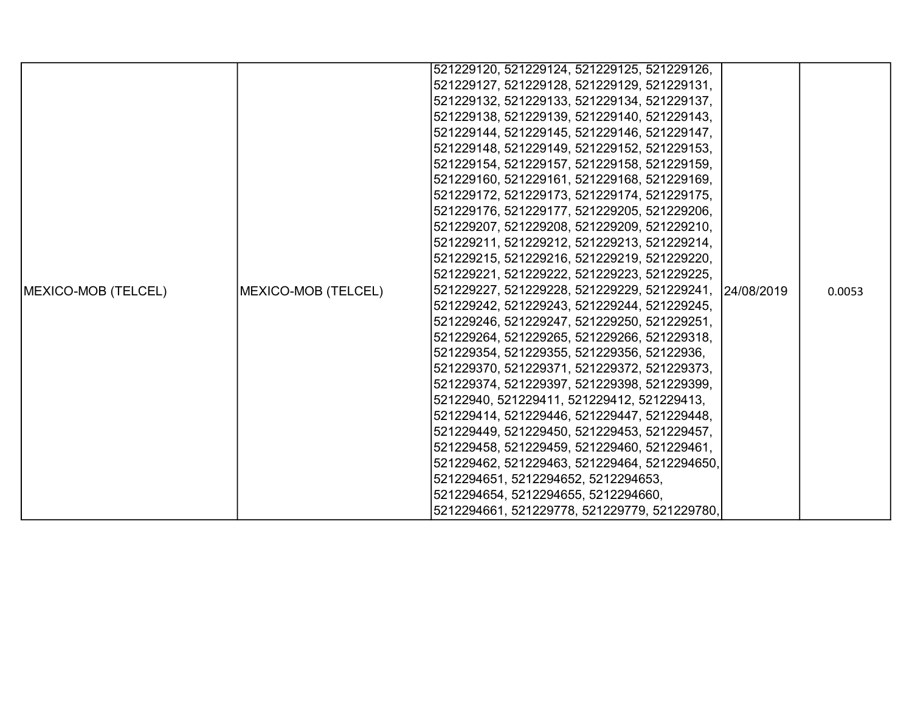| | | | | |
|---|---|---|---|---|
| MEXICO-MOB (TELCEL) | MEXICO-MOB (TELCEL) | 521229120, 521229124, 521229125, 521229126, 521229127, 521229128, 521229129, 521229131, 521229132, 521229133, 521229134, 521229137, 521229138, 521229139, 521229140, 521229143, 521229144, 521229145, 521229146, 521229147, 521229148, 521229149, 521229152, 521229153, 521229154, 521229157, 521229158, 521229159, 521229160, 521229161, 521229168, 521229169, 521229172, 521229173, 521229174, 521229175, 521229176, 521229177, 521229205, 521229206, 521229207, 521229208, 521229209, 521229210, 521229211, 521229212, 521229213, 521229214, 521229215, 521229216, 521229219, 521229220, 521229221, 521229222, 521229223, 521229225, 521229227, 521229228, 521229229, 521229241, 521229242, 521229243, 521229244, 521229245, 521229246, 521229247, 521229250, 521229251, 521229264, 521229265, 521229266, 521229318, 521229354, 521229355, 521229356, 52122936, 521229370, 521229371, 521229372, 521229373, 521229374, 521229397, 521229398, 521229399, 52122940, 521229411, 521229412, 521229413, 521229414, 521229446, 521229447, 521229448, 521229449, 521229450, 521229453, 521229457, 521229458, 521229459, 521229460, 521229461, 521229462, 521229463, 521229464, 5212294650, 5212294651, 5212294652, 5212294653, 5212294654, 5212294655, 5212294660, 5212294661, 521229778, 521229779, 521229780, | 24/08/2019 | 0.0053 |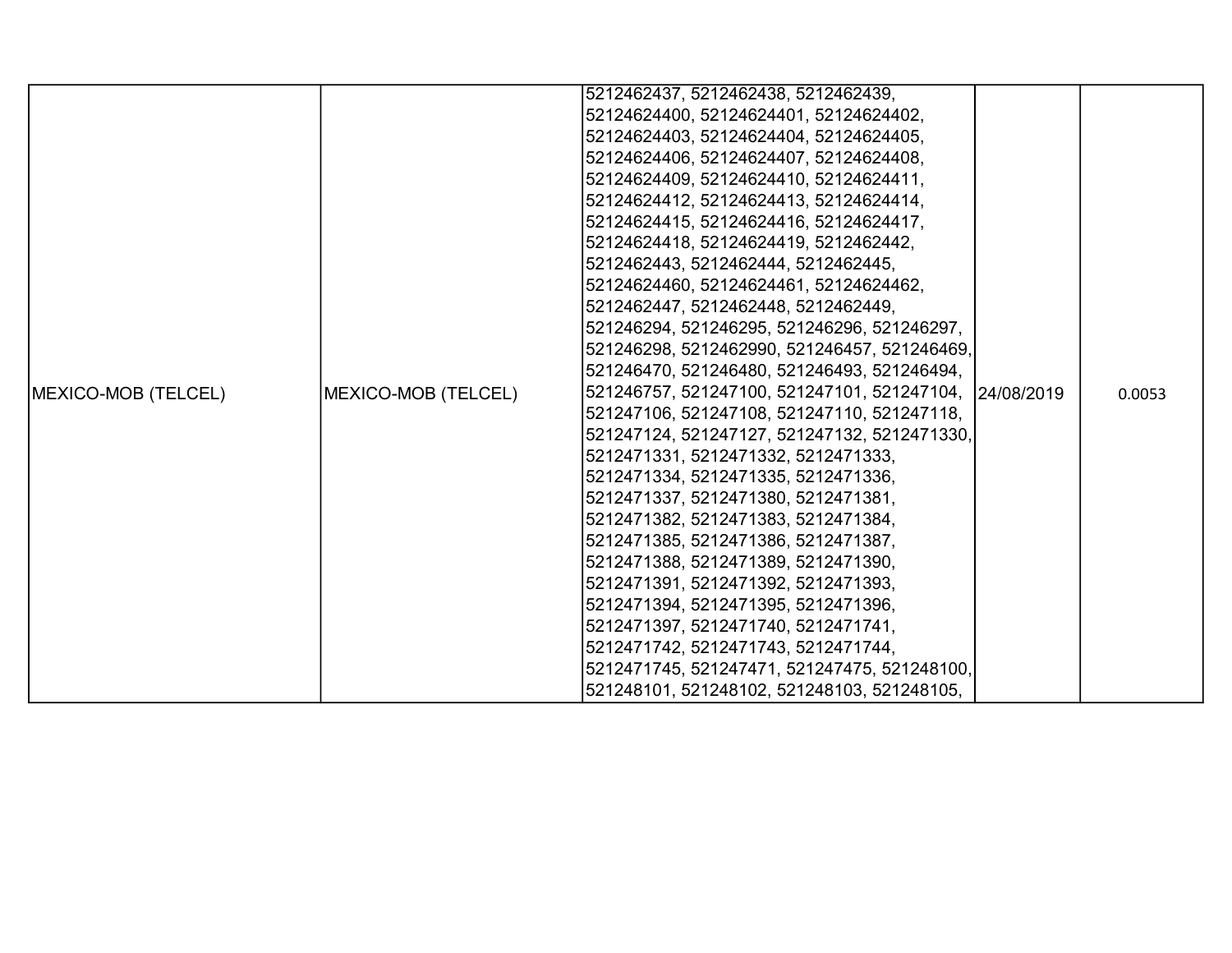| | | | | |
|---|---|---|---|---|
| MEXICO-MOB (TELCEL) | MEXICO-MOB (TELCEL) | 5212462437, 5212462438, 5212462439, 52124624400, 52124624401, 52124624402, 52124624403, 52124624404, 52124624405, 52124624406, 52124624407, 52124624408, 52124624409, 52124624410, 52124624411, 52124624412, 52124624413, 52124624414, 52124624415, 52124624416, 52124624417, 52124624418, 52124624419, 5212462442, 5212462443, 5212462444, 5212462445, 52124624460, 52124624461, 52124624462, 5212462447, 5212462448, 5212462449, 521246294, 521246295, 521246296, 521246297, 521246298, 5212462990, 521246457, 521246469, 521246470, 521246480, 521246493, 521246494, 521246757, 521247100, 521247101, 521247104, 521247106, 521247108, 521247110, 521247118, 521247124, 521247127, 521247132, 5212471330, 5212471331, 5212471332, 5212471333, 5212471334, 5212471335, 5212471336, 5212471337, 5212471380, 5212471381, 5212471382, 5212471383, 5212471384, 5212471385, 5212471386, 5212471387, 5212471388, 5212471389, 5212471390, 5212471391, 5212471392, 5212471393, 5212471394, 5212471395, 5212471396, 5212471397, 5212471740, 5212471741, 5212471742, 5212471743, 5212471744, 5212471745, 521247471, 521247475, 521248100, 521248101, 521248102, 521248103, 521248105, | 24/08/2019 | 0.0053 |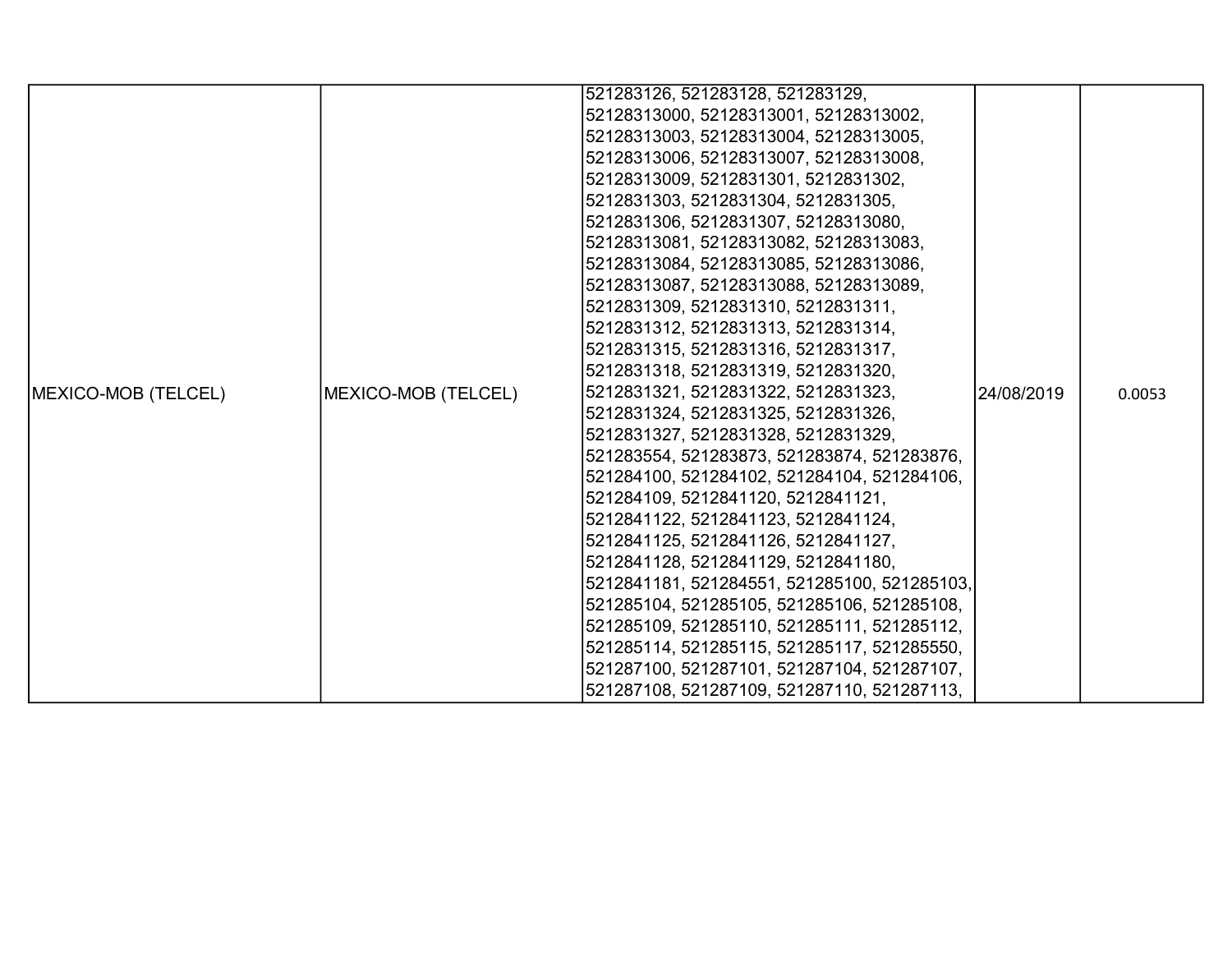| MEXICO-MOB (TELCEL) | MEXICO-MOB (TELCEL) | 521283126, 521283128, 521283129, 52128313000, 52128313001, 52128313002, 52128313003, 52128313004, 52128313005, 52128313006, 52128313007, 52128313008, 52128313009, 5212831301, 5212831302, 5212831303, 5212831304, 5212831305, 5212831306, 5212831307, 52128313080, 52128313081, 52128313082, 52128313083, 52128313084, 52128313085, 52128313086, 52128313087, 52128313088, 52128313089, 5212831309, 5212831310, 5212831311, 5212831312, 5212831313, 5212831314, 5212831315, 5212831316, 5212831317, 5212831318, 5212831319, 5212831320, 5212831321, 5212831322, 5212831323, 5212831324, 5212831325, 5212831326, 5212831327, 5212831328, 5212831329, 521283554, 521283873, 521283874, 521283876, 521284100, 521284102, 521284104, 521284106, 521284109, 5212841120, 5212841121, 5212841122, 5212841123, 5212841124, 5212841125, 5212841126, 5212841127, 5212841128, 5212841129, 5212841180, 5212841181, 521284551, 521285100, 521285103, 521285104, 521285105, 521285106, 521285108, 521285109, 521285110, 521285111, 521285112, 521285114, 521285115, 521285117, 521285550, 521287100, 521287101, 521287104, 521287107, 521287108, 521287109, 521287110, 521287113, | 24/08/2019 | 0.0053 |
|---|---|---|---|---|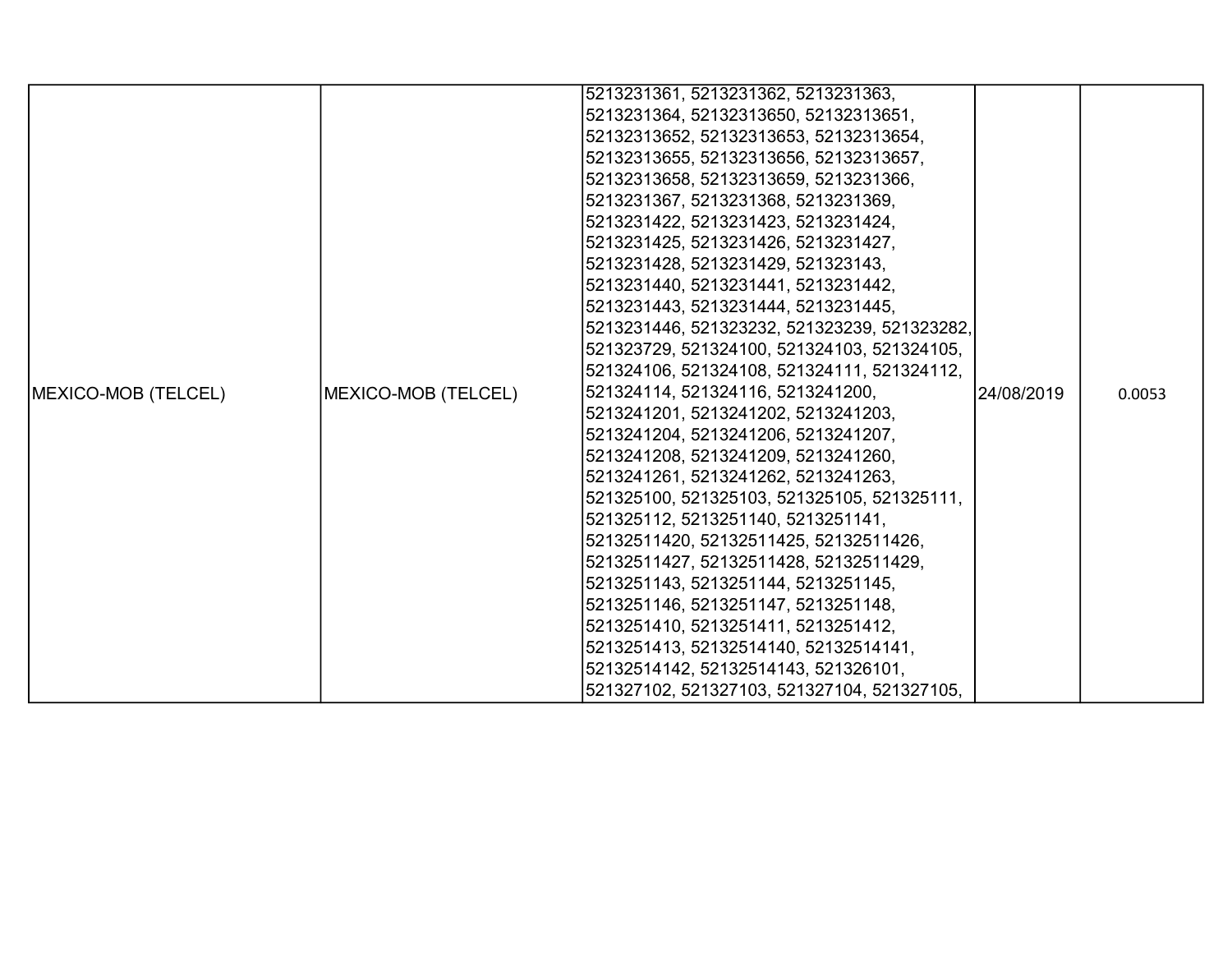| MEXICO-MOB (TELCEL) | MEXICO-MOB (TELCEL) | 5213231361, 5213231362, 5213231363, 5213231364, 52132313650, 52132313651, 52132313652, 52132313653, 52132313654, 52132313655, 52132313656, 52132313657, 52132313658, 52132313659, 5213231366, 5213231367, 5213231368, 5213231369, 5213231422, 5213231423, 5213231424, 5213231425, 5213231426, 5213231427, 5213231428, 5213231429, 521323143, 5213231440, 5213231441, 5213231442, 5213231443, 5213231444, 5213231445, 5213231446, 521323232, 521323239, 521323282, 521323729, 521324100, 521324103, 521324105, 521324106, 521324108, 521324111, 521324112, 521324114, 521324116, 5213241200, 5213241201, 5213241202, 5213241203, 5213241204, 5213241206, 5213241207, 5213241208, 5213241209, 5213241260, 5213241261, 5213241262, 5213241263, 521325100, 521325103, 521325105, 521325111, 521325112, 5213251140, 5213251141, 52132511420, 52132511425, 52132511426, 52132511427, 52132511428, 52132511429, 5213251143, 5213251144, 5213251145, 5213251146, 5213251147, 5213251148, 5213251410, 5213251411, 5213251412, 5213251413, 52132514140, 52132514141, 52132514142, 52132514143, 521326101, 521327102, 521327103, 521327104, 521327105, | 24/08/2019 | 0.0053 |
|---|---|---|---|---|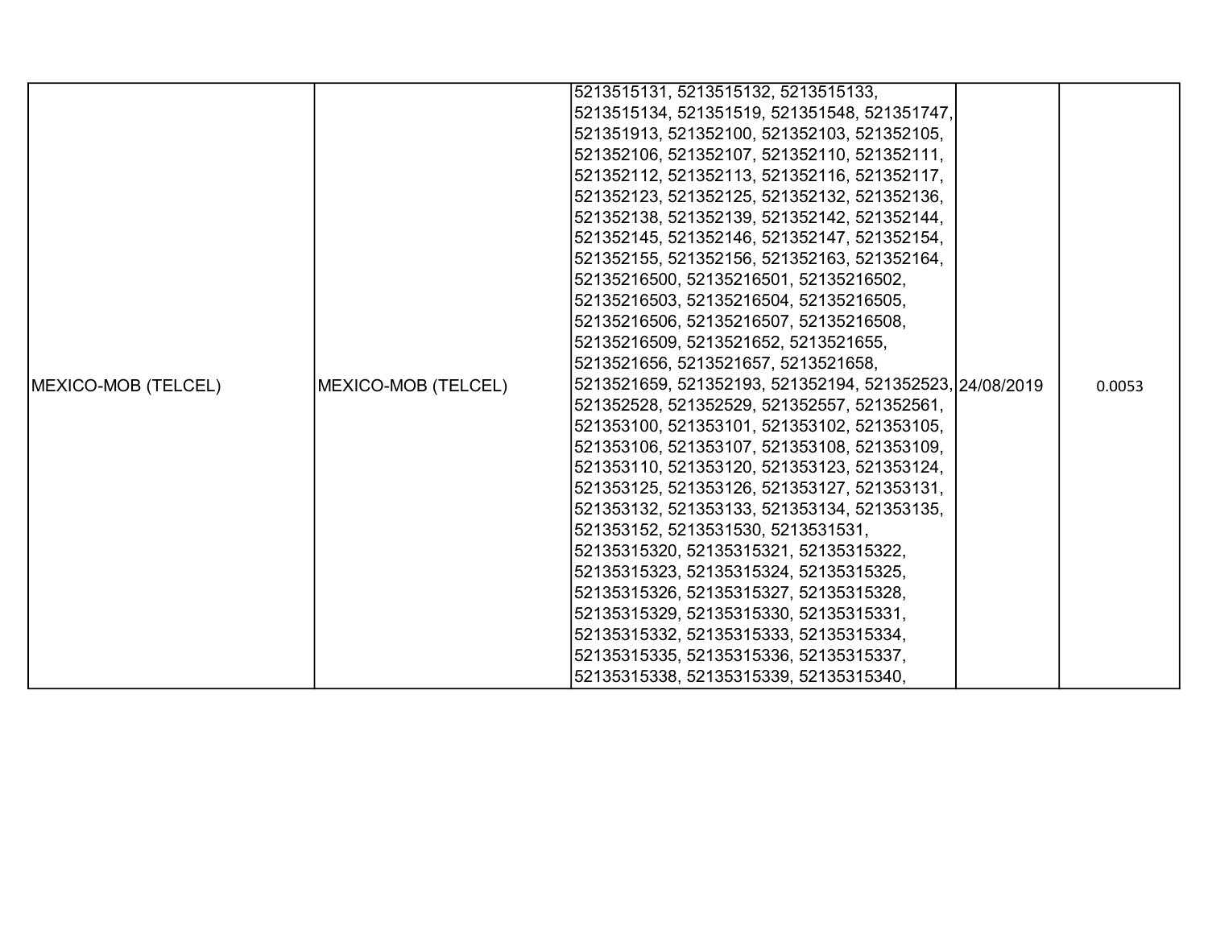| MEXICO-MOB (TELCEL) | MEXICO-MOB (TELCEL) | 5213515131, 5213515132, 5213515133, 5213515134, 521351519, 521351548, 521351747, 521351913, 521352100, 521352103, 521352105, 521352106, 521352107, 521352110, 521352111, 521352112, 521352113, 521352116, 521352117, 521352123, 521352125, 521352132, 521352136, 521352138, 521352139, 521352142, 521352144, 521352145, 521352146, 521352147, 521352154, 521352155, 521352156, 521352163, 521352164, 52135216500, 52135216501, 52135216502, 52135216503, 52135216504, 52135216505, 52135216506, 52135216507, 52135216508, 52135216509, 5213521652, 5213521655, 5213521656, 5213521657, 5213521658, 5213521659, 521352193, 521352194, 521352523, 521352528, 521352529, 521352557, 521352561, 521353100, 521353101, 521353102, 521353105, 521353106, 521353107, 521353108, 521353109, 521353110, 521353120, 521353123, 521353124, 521353125, 521353126, 521353127, 521353131, 521353132, 521353133, 521353134, 521353135, 521353152, 5213531530, 5213531531, 52135315320, 52135315321, 52135315322, 52135315323, 52135315324, 52135315325, 52135315326, 52135315327, 52135315328, 52135315329, 52135315330, 52135315331, 52135315332, 52135315333, 52135315334, 52135315335, 52135315336, 52135315337, 52135315338, 52135315339, 52135315340, | 24/08/2019 | 0.0053 |
|---|---|---|---|---|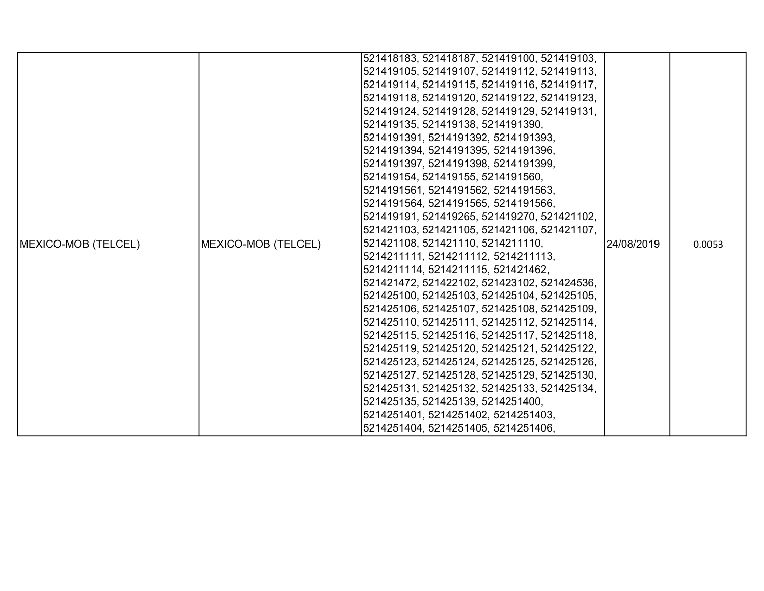| | | | | |
|---|---|---|---|---|
| MEXICO-MOB (TELCEL) | MEXICO-MOB (TELCEL) | 521418183, 521418187, 521419100, 521419103, 521419105, 521419107, 521419112, 521419113, 521419114, 521419115, 521419116, 521419117, 521419118, 521419120, 521419122, 521419123, 521419124, 521419128, 521419129, 521419131, 521419135, 521419138, 5214191390, 5214191391, 5214191392, 5214191393, 5214191394, 5214191395, 5214191396, 5214191397, 5214191398, 5214191399, 521419154, 521419155, 5214191560, 5214191561, 5214191562, 5214191563, 5214191564, 5214191565, 5214191566, 521419191, 521419265, 521419270, 521421102, 521421103, 521421105, 521421106, 521421107, 521421108, 521421110, 5214211110, 5214211111, 5214211112, 5214211113, 5214211114, 5214211115, 521421462, 521421472, 521422102, 521423102, 521424536, 521425100, 521425103, 521425104, 521425105, 521425106, 521425107, 521425108, 521425109, 521425110, 521425111, 521425112, 521425114, 521425115, 521425116, 521425117, 521425118, 521425119, 521425120, 521425121, 521425122, 521425123, 521425124, 521425125, 521425126, 521425127, 521425128, 521425129, 521425130, 521425131, 521425132, 521425133, 521425134, 521425135, 521425139, 5214251400, 5214251401, 5214251402, 5214251403, 5214251404, 5214251405, 5214251406, | 24/08/2019 | 0.0053 |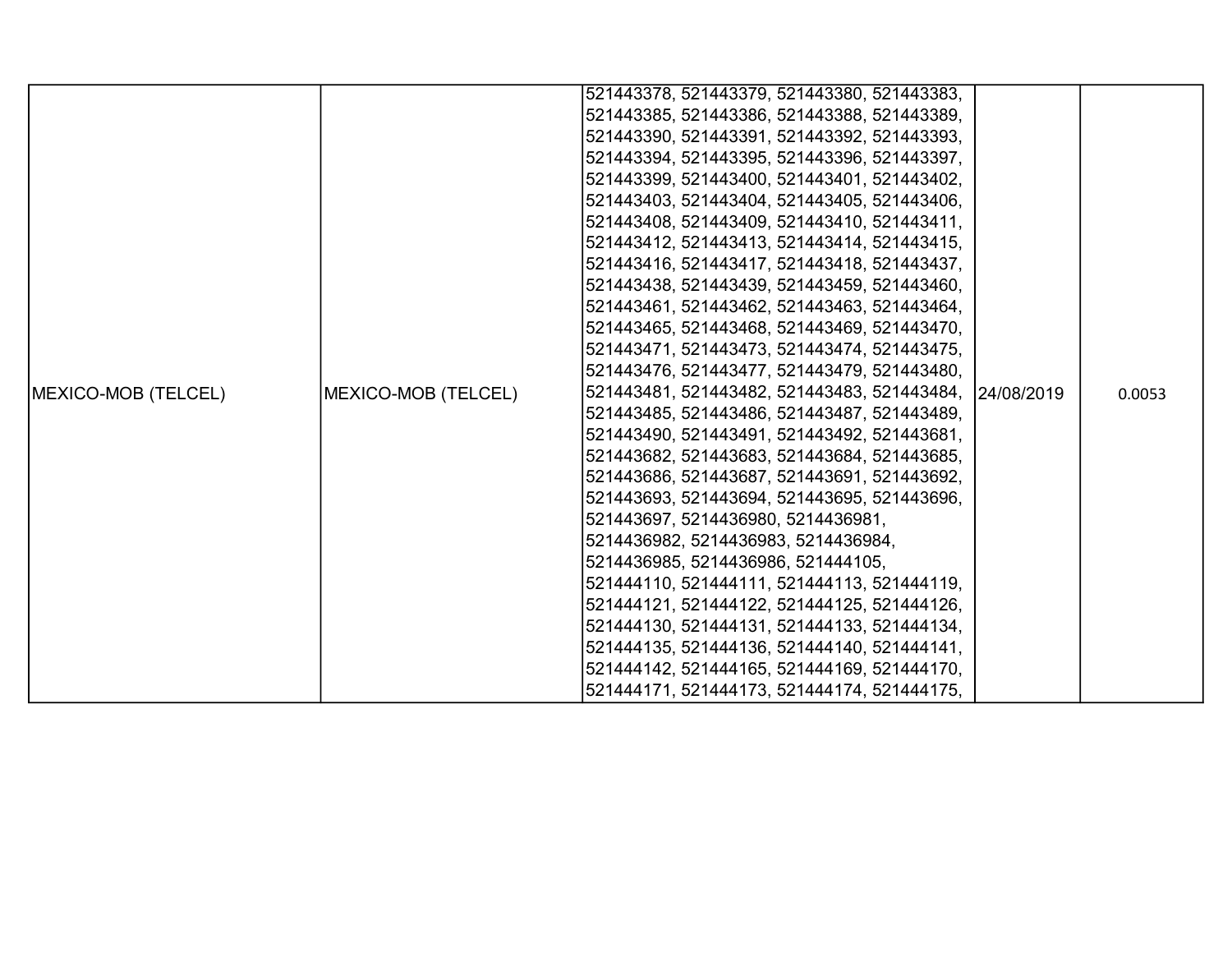| | | | | |
|---|---|---|---|---|
| MEXICO-MOB (TELCEL) | MEXICO-MOB (TELCEL) | 521443378, 521443379, 521443380, 521443383, 521443385, 521443386, 521443388, 521443389, 521443390, 521443391, 521443392, 521443393, 521443394, 521443395, 521443396, 521443397, 521443399, 521443400, 521443401, 521443402, 521443403, 521443404, 521443405, 521443406, 521443408, 521443409, 521443410, 521443411, 521443412, 521443413, 521443414, 521443415, 521443416, 521443417, 521443418, 521443437, 521443438, 521443439, 521443459, 521443460, 521443461, 521443462, 521443463, 521443464, 521443465, 521443468, 521443469, 521443470, 521443471, 521443473, 521443474, 521443475, 521443476, 521443477, 521443479, 521443480, 521443481, 521443482, 521443483, 521443484, 521443485, 521443486, 521443487, 521443489, 521443490, 521443491, 521443492, 521443681, 521443682, 521443683, 521443684, 521443685, 521443686, 521443687, 521443691, 521443692, 521443693, 521443694, 521443695, 521443696, 521443697, 5214436980, 5214436981, 5214436982, 5214436983, 5214436984, 5214436985, 5214436986, 521444105, 521444110, 521444111, 521444113, 521444119, 521444121, 521444122, 521444125, 521444126, 521444130, 521444131, 521444133, 521444134, 521444135, 521444136, 521444140, 521444141, 521444142, 521444165, 521444169, 521444170, 521444171, 521444173, 521444174, 521444175, | 24/08/2019 | 0.0053 |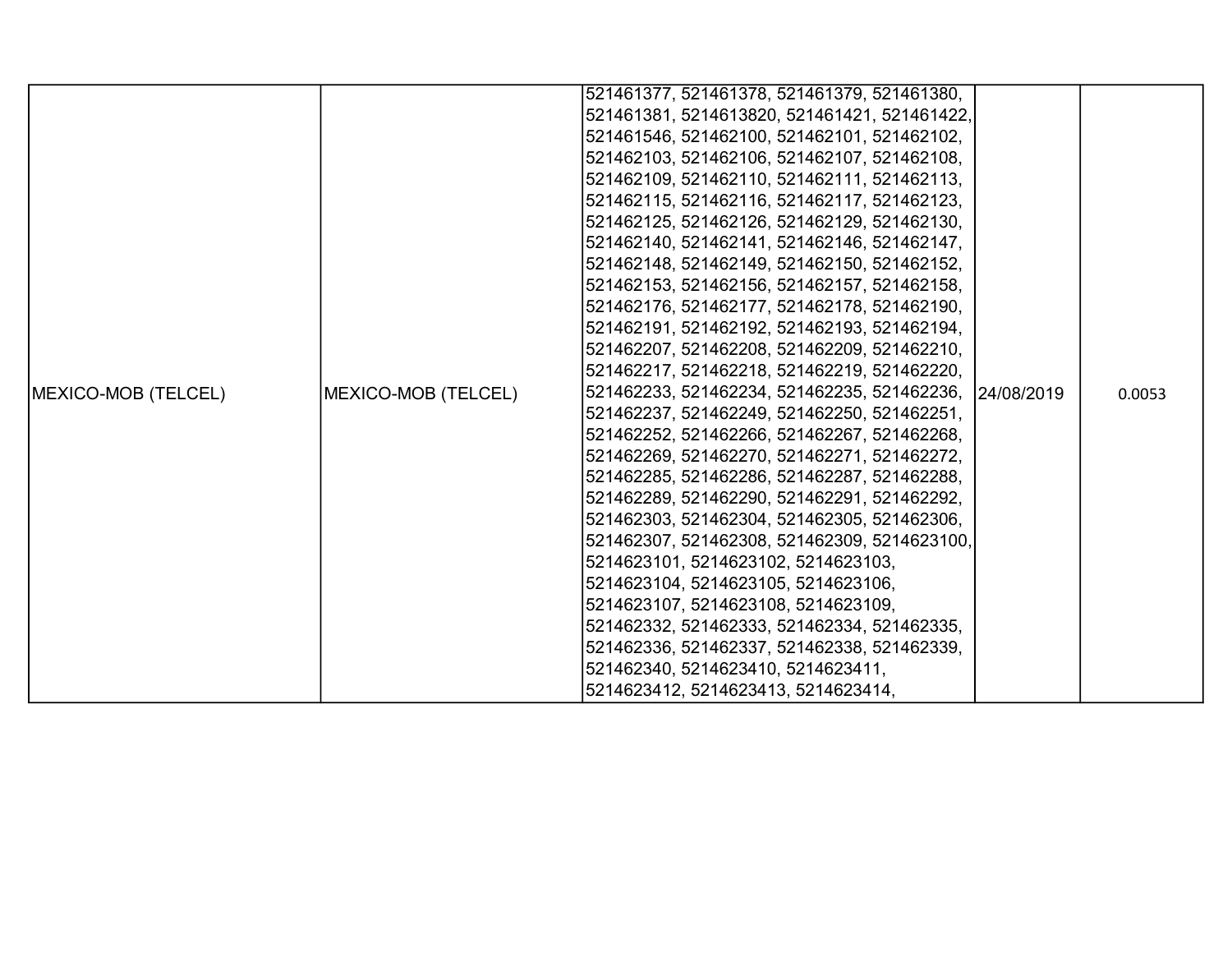| MEXICO-MOB (TELCEL) | MEXICO-MOB (TELCEL) | 521461377, 521461378, 521461379, 521461380, 521461381, 5214613820, 521461421, 521461422, 521461546, 521462100, 521462101, 521462102, 521462103, 521462106, 521462107, 521462108, 521462109, 521462110, 521462111, 521462113, 521462115, 521462116, 521462117, 521462123, 521462125, 521462126, 521462129, 521462130, 521462140, 521462141, 521462146, 521462147, 521462148, 521462149, 521462150, 521462152, 521462153, 521462156, 521462157, 521462158, 521462176, 521462177, 521462178, 521462190, 521462191, 521462192, 521462193, 521462194, 521462207, 521462208, 521462209, 521462210, 521462217, 521462218, 521462219, 521462220, 521462233, 521462234, 521462235, 521462236, 521462237, 521462249, 521462250, 521462251, 521462252, 521462266, 521462267, 521462268, 521462269, 521462270, 521462271, 521462272, 521462285, 521462286, 521462287, 521462288, 521462289, 521462290, 521462291, 521462292, 521462303, 521462304, 521462305, 521462306, 521462307, 521462308, 521462309, 5214623100, 5214623101, 5214623102, 5214623103, 5214623104, 5214623105, 5214623106, 5214623107, 5214623108, 5214623109, 521462332, 521462333, 521462334, 521462335, 521462336, 521462337, 521462338, 521462339, 521462340, 5214623410, 5214623411, 5214623412, 5214623413, 5214623414, | 24/08/2019 | 0.0053 |
|---|---|---|---|---|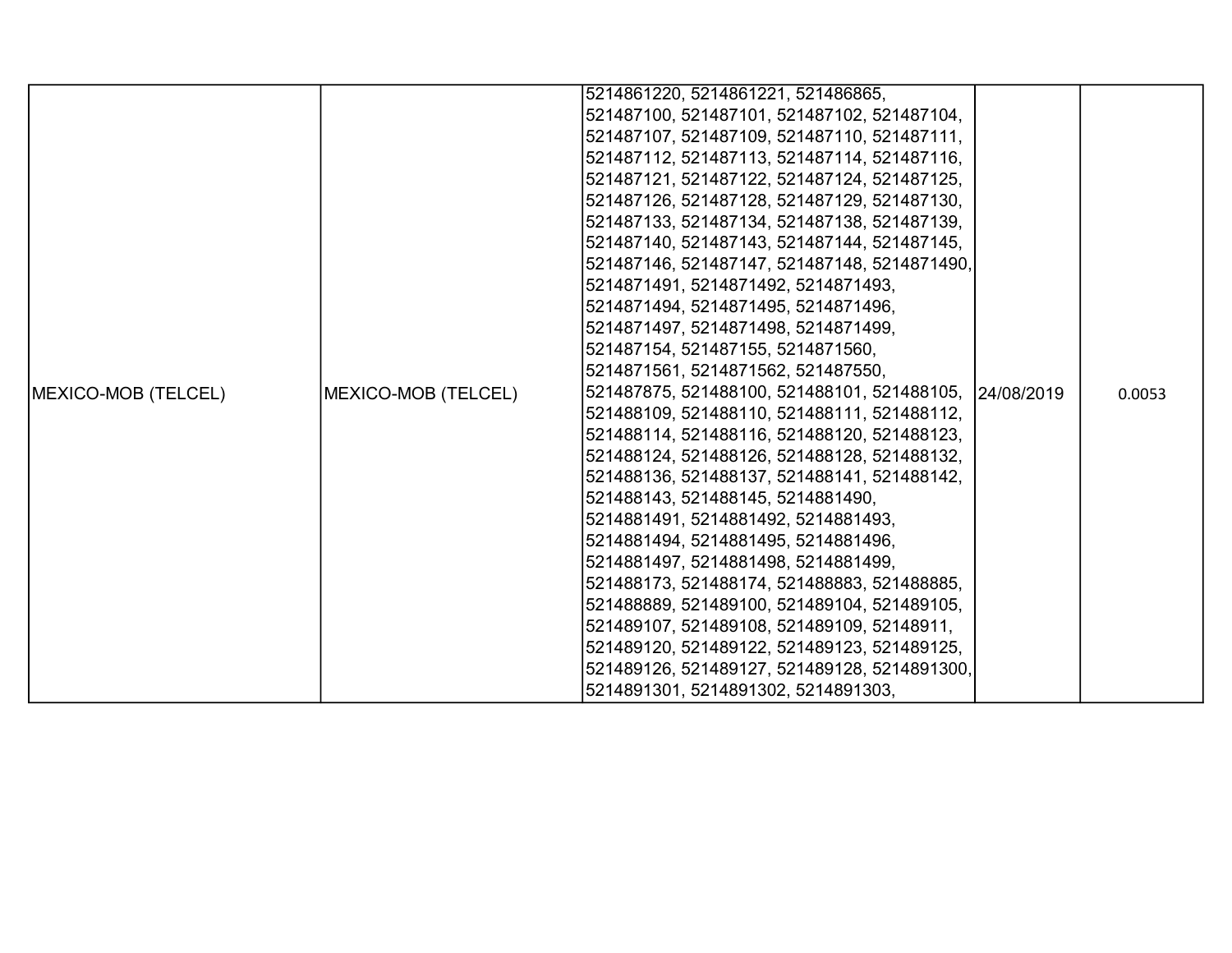| MEXICO-MOB (TELCEL) | MEXICO-MOB (TELCEL) | 5214861220, 5214861221, 521486865, 521487100, 521487101, 521487102, 521487104, 521487107, 521487109, 521487110, 521487111, 521487112, 521487113, 521487114, 521487116, 521487121, 521487122, 521487124, 521487125, 521487126, 521487128, 521487129, 521487130, 521487133, 521487134, 521487138, 521487139, 521487140, 521487143, 521487144, 521487145, 521487146, 521487147, 521487148, 5214871490, 5214871491, 5214871492, 5214871493, 5214871494, 5214871495, 5214871496, 5214871497, 5214871498, 5214871499, 521487154, 521487155, 5214871560, 5214871561, 5214871562, 521487550, 521487875, 521488100, 521488101, 521488105, 521488109, 521488110, 521488111, 521488112, 521488114, 521488116, 521488120, 521488123, 521488124, 521488126, 521488128, 521488132, 521488136, 521488137, 521488141, 521488142, 521488143, 521488145, 5214881490, 5214881491, 5214881492, 5214881493, 5214881494, 5214881495, 5214881496, 5214881497, 5214881498, 5214881499, 521488173, 521488174, 521488883, 521488885, 521488889, 521489100, 521489104, 521489105, 521489107, 521489108, 521489109, 52148911, 521489120, 521489122, 521489123, 521489125, 521489126, 521489127, 521489128, 5214891300, 5214891301, 5214891302, 5214891303, | 24/08/2019 | 0.0053 |
|---|---|---|---|---|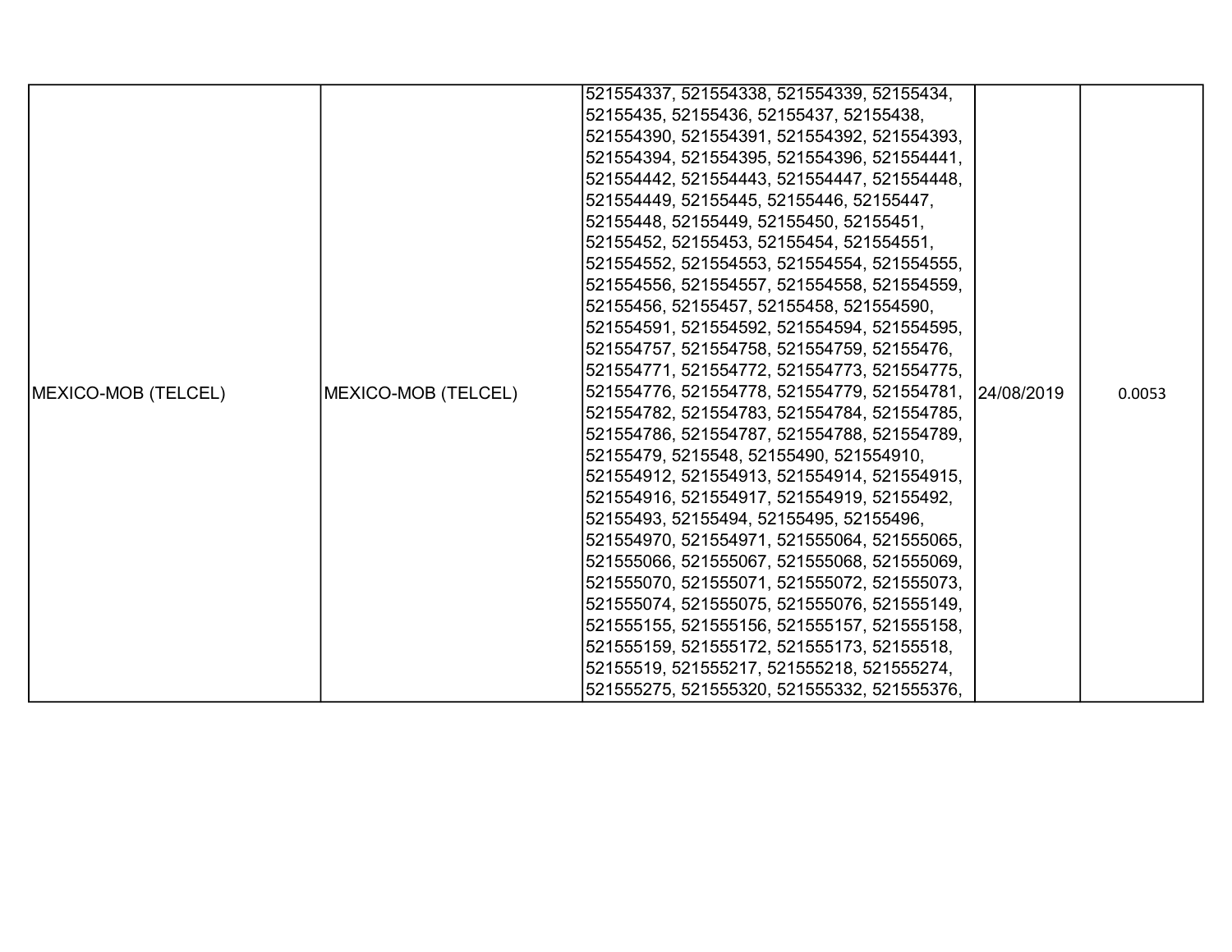| | | | | |
|---|---|---|---|---|
| MEXICO-MOB (TELCEL) | MEXICO-MOB (TELCEL) | 521554337, 521554338, 521554339, 52155434, 52155435, 52155436, 52155437, 52155438, 521554390, 521554391, 521554392, 521554393, 521554394, 521554395, 521554396, 521554441, 521554442, 521554443, 521554447, 521554448, 521554449, 52155445, 52155446, 52155447, 52155448, 52155449, 52155450, 52155451, 52155452, 52155453, 52155454, 521554551, 521554552, 521554553, 521554554, 521554555, 521554556, 521554557, 521554558, 521554559, 52155456, 52155457, 52155458, 521554590, 521554591, 521554592, 521554594, 521554595, 521554757, 521554758, 521554759, 52155476, 521554771, 521554772, 521554773, 521554775, 521554776, 521554778, 521554779, 521554781, 521554782, 521554783, 521554784, 521554785, 521554786, 521554787, 521554788, 521554789, 52155479, 5215548, 52155490, 521554910, 521554912, 521554913, 521554914, 521554915, 521554916, 521554917, 521554919, 52155492, 52155493, 52155494, 52155495, 52155496, 521554970, 521554971, 521555064, 521555065, 521555066, 521555067, 521555068, 521555069, 521555070, 521555071, 521555072, 521555073, 521555074, 521555075, 521555076, 521555149, 521555155, 521555156, 521555157, 521555158, 521555159, 521555172, 521555173, 52155518, 52155519, 521555217, 521555218, 521555274, 521555275, 521555320, 521555332, 521555376, | 24/08/2019 | 0.0053 |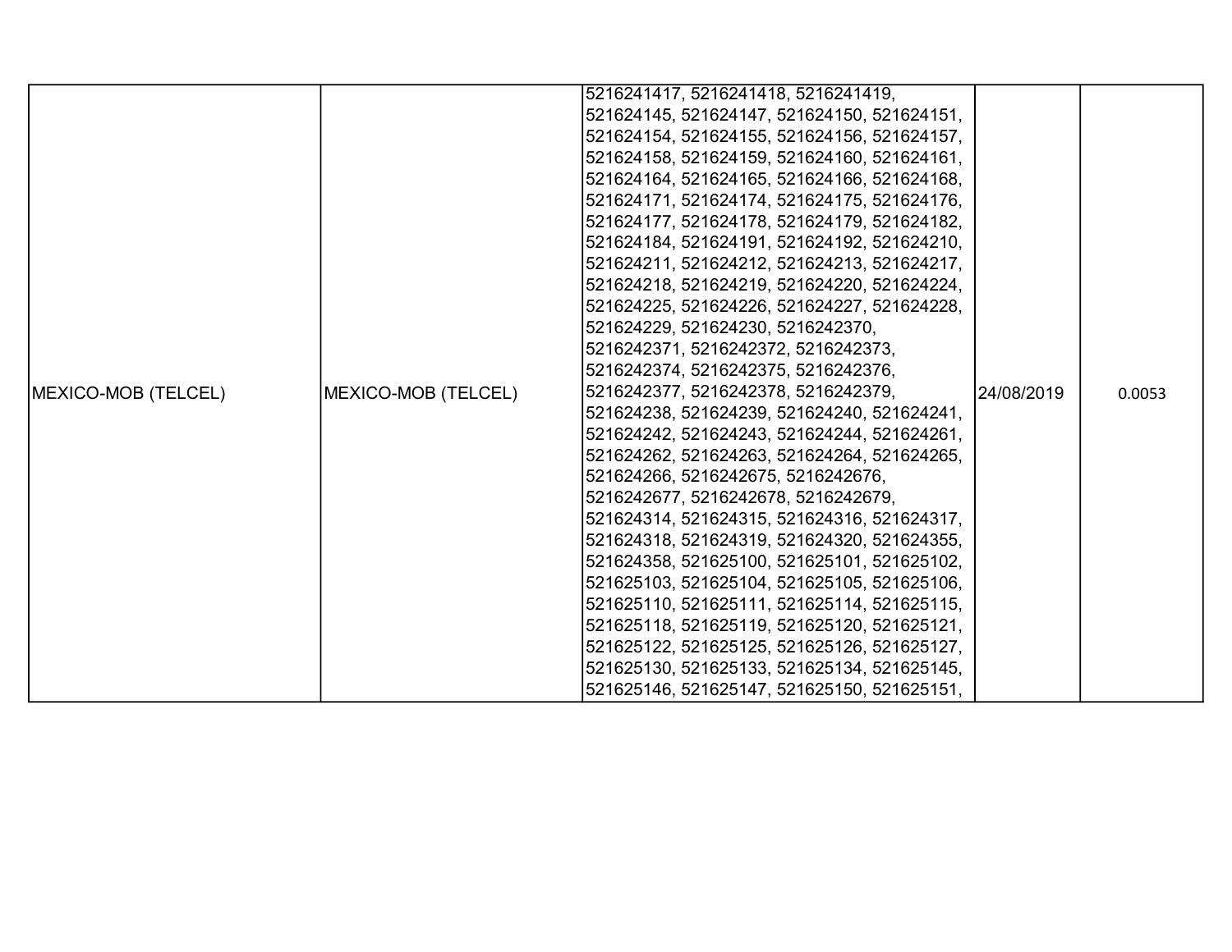| | | | | |
|---|---|---|---|---|
| MEXICO-MOB (TELCEL) | MEXICO-MOB (TELCEL) | 5216241417, 5216241418, 5216241419, 521624145, 521624147, 521624150, 521624151, 521624154, 521624155, 521624156, 521624157, 521624158, 521624159, 521624160, 521624161, 521624164, 521624165, 521624166, 521624168, 521624171, 521624174, 521624175, 521624176, 521624177, 521624178, 521624179, 521624182, 521624184, 521624191, 521624192, 521624210, 521624211, 521624212, 521624213, 521624217, 521624218, 521624219, 521624220, 521624224, 521624225, 521624226, 521624227, 521624228, 521624229, 521624230, 5216242370, 5216242371, 5216242372, 5216242373, 5216242374, 5216242375, 5216242376, 5216242377, 5216242378, 5216242379, 521624238, 521624239, 521624240, 521624241, 521624242, 521624243, 521624244, 521624261, 521624262, 521624263, 521624264, 521624265, 521624266, 5216242675, 5216242676, 5216242677, 5216242678, 5216242679, 521624314, 521624315, 521624316, 521624317, 521624318, 521624319, 521624320, 521624355, 521624358, 521625100, 521625101, 521625102, 521625103, 521625104, 521625105, 521625106, 521625110, 521625111, 521625114, 521625115, 521625118, 521625119, 521625120, 521625121, 521625122, 521625125, 521625126, 521625127, 521625130, 521625133, 521625134, 521625145, 521625146, 521625147, 521625150, 521625151, | 24/08/2019 | 0.0053 |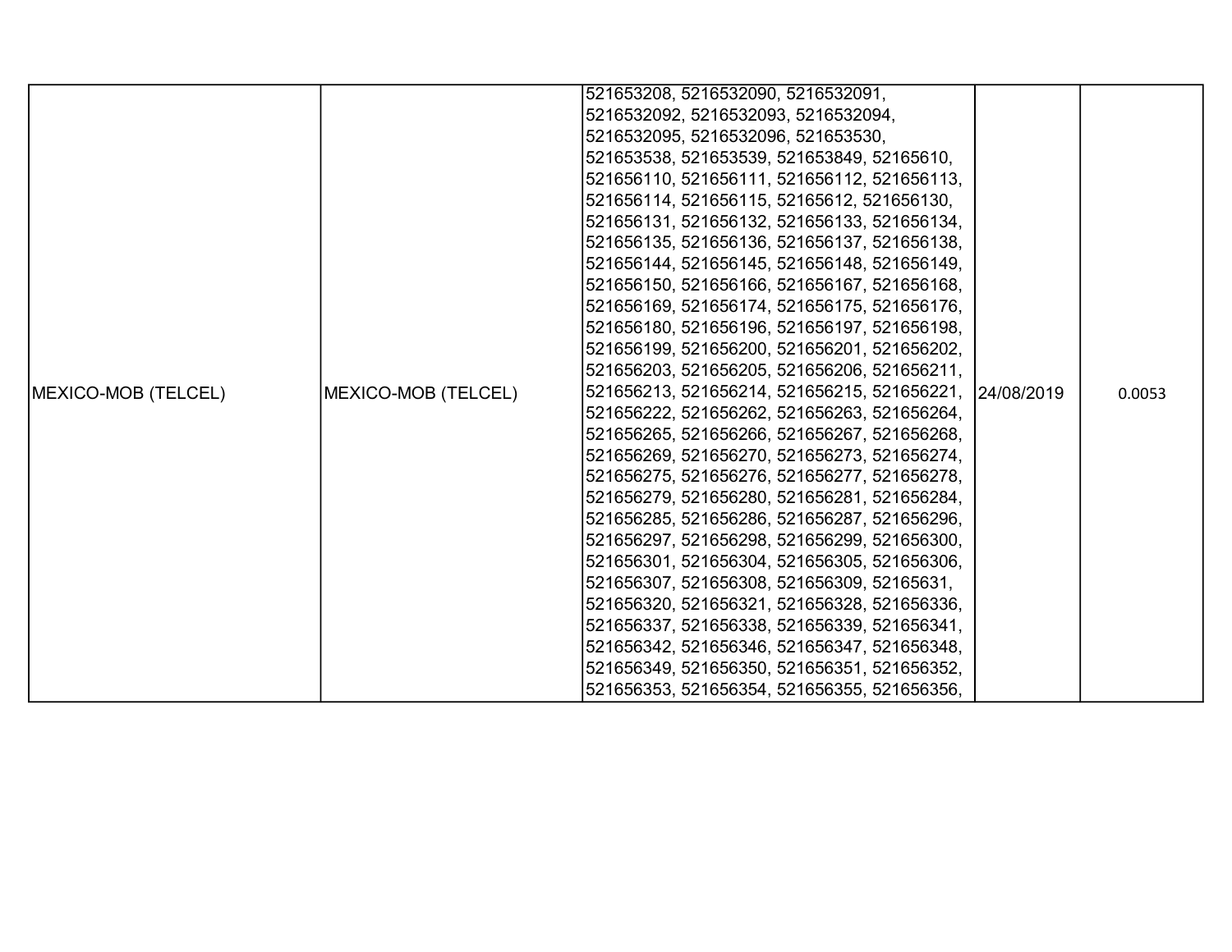| | | | | |
|---|---|---|---|---|
| MEXICO-MOB (TELCEL) | MEXICO-MOB (TELCEL) | 521653208, 5216532090, 5216532091, 5216532092, 5216532093, 5216532094, 5216532095, 5216532096, 521653530, 521653538, 521653539, 521653849, 52165610, 521656110, 521656111, 521656112, 521656113, 521656114, 521656115, 52165612, 521656130, 521656131, 521656132, 521656133, 521656134, 521656135, 521656136, 521656137, 521656138, 521656144, 521656145, 521656148, 521656149, 521656150, 521656166, 521656167, 521656168, 521656169, 521656174, 521656175, 521656176, 521656180, 521656196, 521656197, 521656198, 521656199, 521656200, 521656201, 521656202, 521656203, 521656205, 521656206, 521656211, 521656213, 521656214, 521656215, 521656221, 521656222, 521656262, 521656263, 521656264, 521656265, 521656266, 521656267, 521656268, 521656269, 521656270, 521656273, 521656274, 521656275, 521656276, 521656277, 521656278, 521656279, 521656280, 521656281, 521656284, 521656285, 521656286, 521656287, 521656296, 521656297, 521656298, 521656299, 521656300, 521656301, 521656304, 521656305, 521656306, 521656307, 521656308, 521656309, 52165631, 521656320, 521656321, 521656328, 521656336, 521656337, 521656338, 521656339, 521656341, 521656342, 521656346, 521656347, 521656348, 521656349, 521656350, 521656351, 521656352, 521656353, 521656354, 521656355, 521656356, | 24/08/2019 | 0.0053 |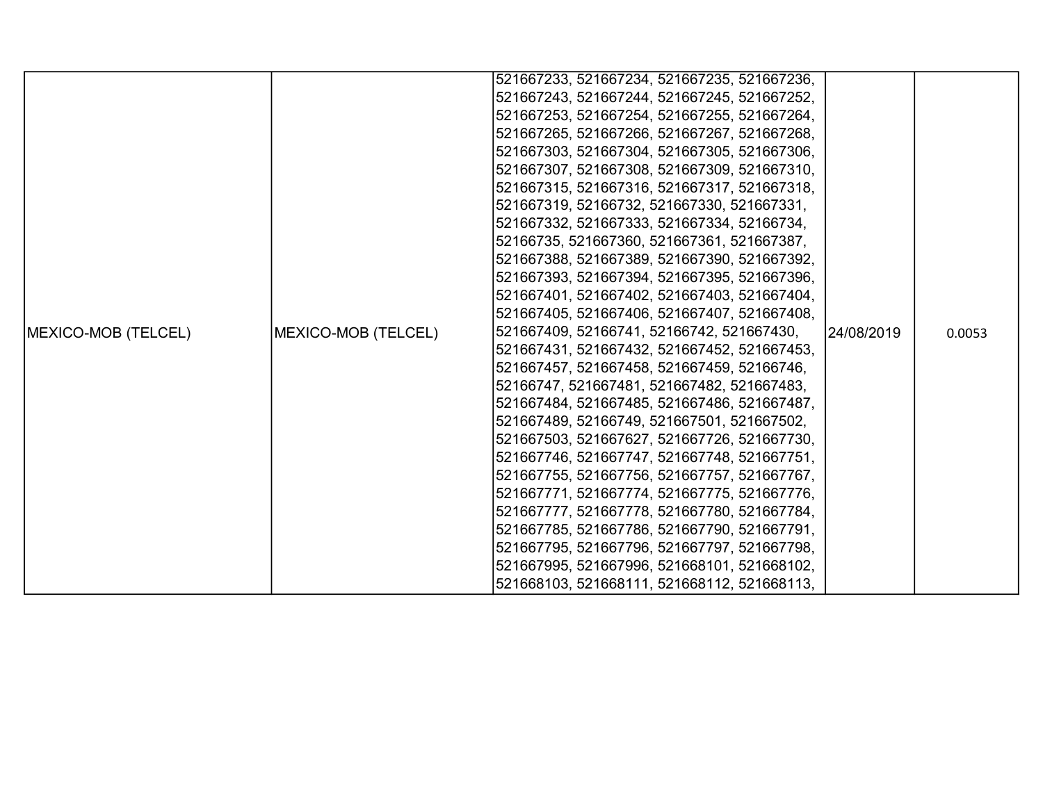| | | | | |
|---|---|---|---|---|
| MEXICO-MOB (TELCEL) | MEXICO-MOB (TELCEL) | 521667233, 521667234, 521667235, 521667236, 521667243, 521667244, 521667245, 521667252, 521667253, 521667254, 521667255, 521667264, 521667265, 521667266, 521667267, 521667268, 521667303, 521667304, 521667305, 521667306, 521667307, 521667308, 521667309, 521667310, 521667315, 521667316, 521667317, 521667318, 521667319, 52166732, 521667330, 521667331, 521667332, 521667333, 521667334, 52166734, 52166735, 521667360, 521667361, 521667387, 521667388, 521667389, 521667390, 521667392, 521667393, 521667394, 521667395, 521667396, 521667401, 521667402, 521667403, 521667404, 521667405, 521667406, 521667407, 521667408, 521667409, 52166741, 52166742, 521667430, 521667431, 521667432, 521667452, 521667453, 521667457, 521667458, 521667459, 52166746, 52166747, 521667481, 521667482, 521667483, 521667484, 521667485, 521667486, 521667487, 521667489, 52166749, 521667501, 521667502, 521667503, 521667627, 521667726, 521667730, 521667746, 521667747, 521667748, 521667751, 521667755, 521667756, 521667757, 521667767, 521667771, 521667774, 521667775, 521667776, 521667777, 521667778, 521667780, 521667784, 521667785, 521667786, 521667790, 521667791, 521667795, 521667796, 521667797, 521667798, 521667995, 521667996, 521668101, 521668102, 521668103, 521668111, 521668112, 521668113, | 24/08/2019 | 0.0053 |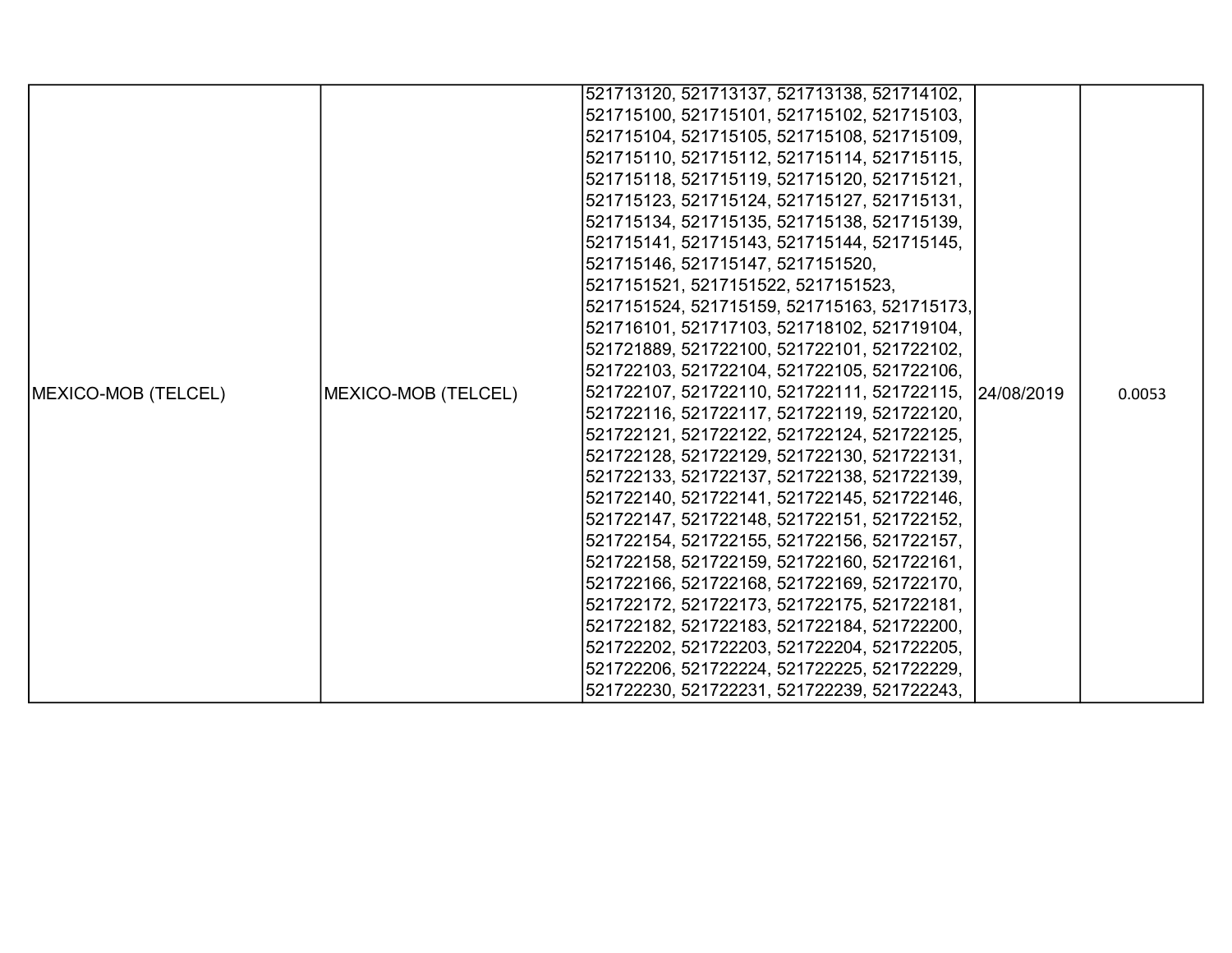| MEXICO-MOB (TELCEL) | MEXICO-MOB (TELCEL) | 521713120, 521713137, 521713138, 521714102, 521715100, 521715101, 521715102, 521715103, 521715104, 521715105, 521715108, 521715109, 521715110, 521715112, 521715114, 521715115, 521715118, 521715119, 521715120, 521715121, 521715123, 521715124, 521715127, 521715131, 521715134, 521715135, 521715138, 521715139, 521715141, 521715143, 521715144, 521715145, 521715146, 521715147, 5217151520, 5217151521, 5217151522, 5217151523, 5217151524, 521715159, 521715163, 521715173, 521716101, 521717103, 521718102, 521719104, 521721889, 521722100, 521722101, 521722102, 521722103, 521722104, 521722105, 521722106, 521722107, 521722110, 521722111, 521722115, 521722116, 521722117, 521722119, 521722120, 521722121, 521722122, 521722124, 521722125, 521722128, 521722129, 521722130, 521722131, 521722133, 521722137, 521722138, 521722139, 521722140, 521722141, 521722145, 521722146, 521722147, 521722148, 521722151, 521722152, 521722154, 521722155, 521722156, 521722157, 521722158, 521722159, 521722160, 521722161, 521722166, 521722168, 521722169, 521722170, 521722172, 521722173, 521722175, 521722181, 521722182, 521722183, 521722184, 521722200, 521722202, 521722203, 521722204, 521722205, 521722206, 521722224, 521722225, 521722229, 521722230, 521722231, 521722239, 521722243, | 24/08/2019 | 0.0053 |
|---|---|---|---|---|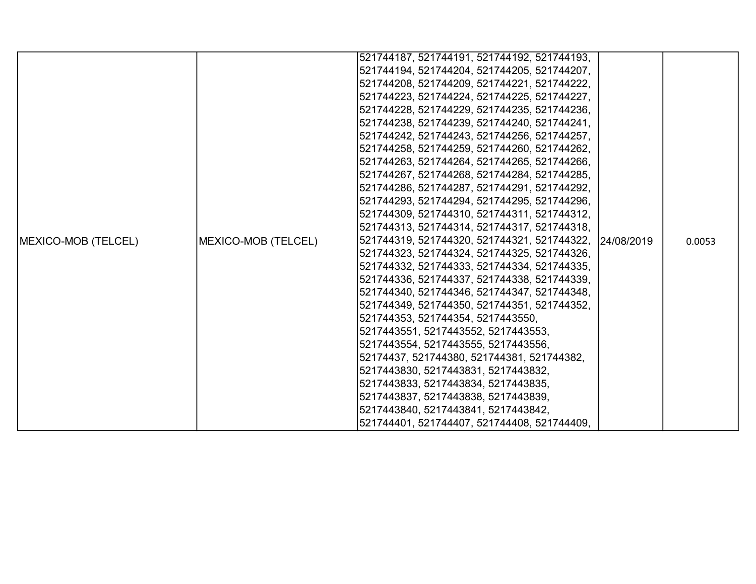| MEXICO-MOB (TELCEL) | MEXICO-MOB (TELCEL) | 521744187, 521744191, 521744192, 521744193, 521744194, 521744204, 521744205, 521744207, 521744208, 521744209, 521744221, 521744222, 521744223, 521744224, 521744225, 521744227, 521744228, 521744229, 521744235, 521744236, 521744238, 521744239, 521744240, 521744241, 521744242, 521744243, 521744256, 521744257, 521744258, 521744259, 521744260, 521744262, 521744263, 521744264, 521744265, 521744266, 521744267, 521744268, 521744284, 521744285, 521744286, 521744287, 521744291, 521744292, 521744293, 521744294, 521744295, 521744296, 521744309, 521744310, 521744311, 521744312, 521744313, 521744314, 521744317, 521744318, 521744319, 521744320, 521744321, 521744322, 521744323, 521744324, 521744325, 521744326, 521744332, 521744333, 521744334, 521744335, 521744336, 521744337, 521744338, 521744339, 521744340, 521744346, 521744347, 521744348, 521744349, 521744350, 521744351, 521744352, 521744353, 521744354, 5217443550, 5217443551, 5217443552, 5217443553, 5217443554, 5217443555, 5217443556, 52174437, 521744380, 521744381, 521744382, 5217443830, 5217443831, 5217443832, 5217443833, 5217443834, 5217443835, 5217443837, 5217443838, 5217443839, 5217443840, 5217443841, 5217443842, 521744401, 521744407, 521744408, 521744409, | 24/08/2019 | 0.0053 |
|---|---|---|---|---|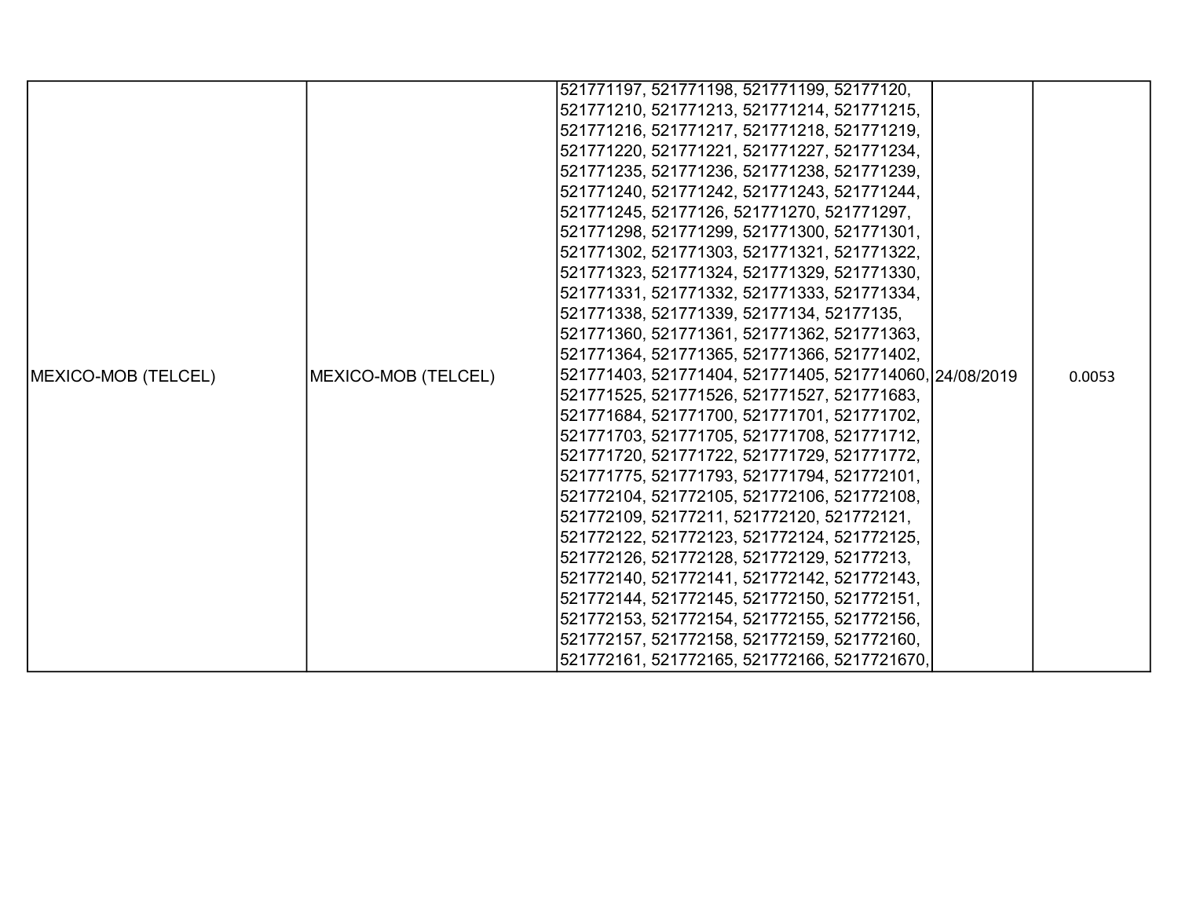| | | | | |
|---|---|---|---|---|
| MEXICO-MOB (TELCEL) | MEXICO-MOB (TELCEL) | 521771197, 521771198, 521771199, 52177120, 521771210, 521771213, 521771214, 521771215, 521771216, 521771217, 521771218, 521771219, 521771220, 521771221, 521771227, 521771234, 521771235, 521771236, 521771238, 521771239, 521771240, 521771242, 521771243, 521771244, 521771245, 52177126, 521771270, 521771297, 521771298, 521771299, 521771300, 521771301, 521771302, 521771303, 521771321, 521771322, 521771323, 521771324, 521771329, 521771330, 521771331, 521771332, 521771333, 521771334, 521771338, 521771339, 52177134, 52177135, 521771360, 521771361, 521771362, 521771363, 521771364, 521771365, 521771366, 521771402, 521771403, 521771404, 521771405, 5217714060, 521771525, 521771526, 521771527, 521771683, 521771684, 521771700, 521771701, 521771702, 521771703, 521771705, 521771708, 521771712, 521771720, 521771722, 521771729, 521771772, 521771775, 521771793, 521771794, 521772101, 521772104, 521772105, 521772106, 521772108, 521772109, 52177211, 521772120, 521772121, 521772122, 521772123, 521772124, 521772125, 521772126, 521772128, 521772129, 52177213, 521772140, 521772141, 521772142, 521772143, 521772144, 521772145, 521772150, 521772151, 521772153, 521772154, 521772155, 521772156, 521772157, 521772158, 521772159, 521772160, 521772161, 521772165, 521772166, 5217721670, | 24/08/2019 | 0.0053 |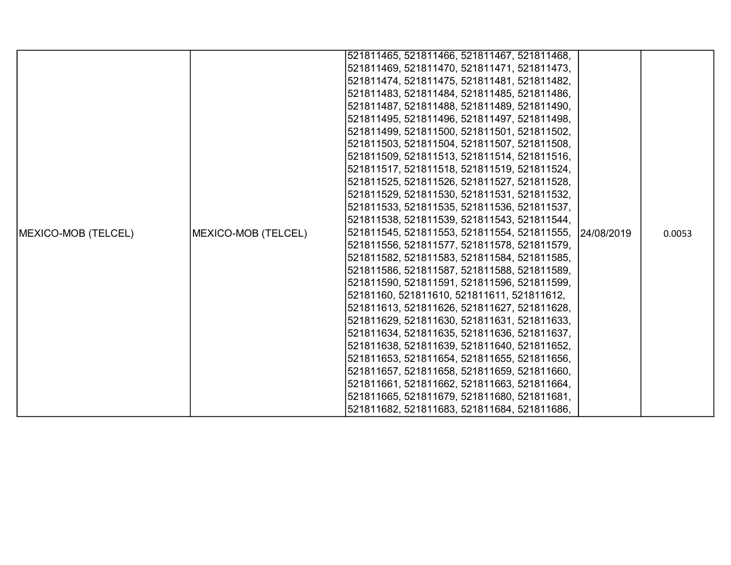| | | | | |
|---|---|---|---|---|
| MEXICO-MOB (TELCEL) | MEXICO-MOB (TELCEL) | 521811465, 521811466, 521811467, 521811468, 521811469, 521811470, 521811471, 521811473, 521811474, 521811475, 521811481, 521811482, 521811483, 521811484, 521811485, 521811486, 521811487, 521811488, 521811489, 521811490, 521811495, 521811496, 521811497, 521811498, 521811499, 521811500, 521811501, 521811502, 521811503, 521811504, 521811507, 521811508, 521811509, 521811513, 521811514, 521811516, 521811517, 521811518, 521811519, 521811524, 521811525, 521811526, 521811527, 521811528, 521811529, 521811530, 521811531, 521811532, 521811533, 521811535, 521811536, 521811537, 521811538, 521811539, 521811543, 521811544, 521811545, 521811553, 521811554, 521811555, 521811556, 521811577, 521811578, 521811579, 521811582, 521811583, 521811584, 521811585, 521811586, 521811587, 521811588, 521811589, 521811590, 521811591, 521811596, 521811599, 52181160, 521811610, 521811611, 521811612, 521811613, 521811626, 521811627, 521811628, 521811629, 521811630, 521811631, 521811633, 521811634, 521811635, 521811636, 521811637, 521811638, 521811639, 521811640, 521811652, 521811653, 521811654, 521811655, 521811656, 521811657, 521811658, 521811659, 521811660, 521811661, 521811662, 521811663, 521811664, 521811665, 521811679, 521811680, 521811681, 521811682, 521811683, 521811684, 521811686, | 24/08/2019 | 0.0053 |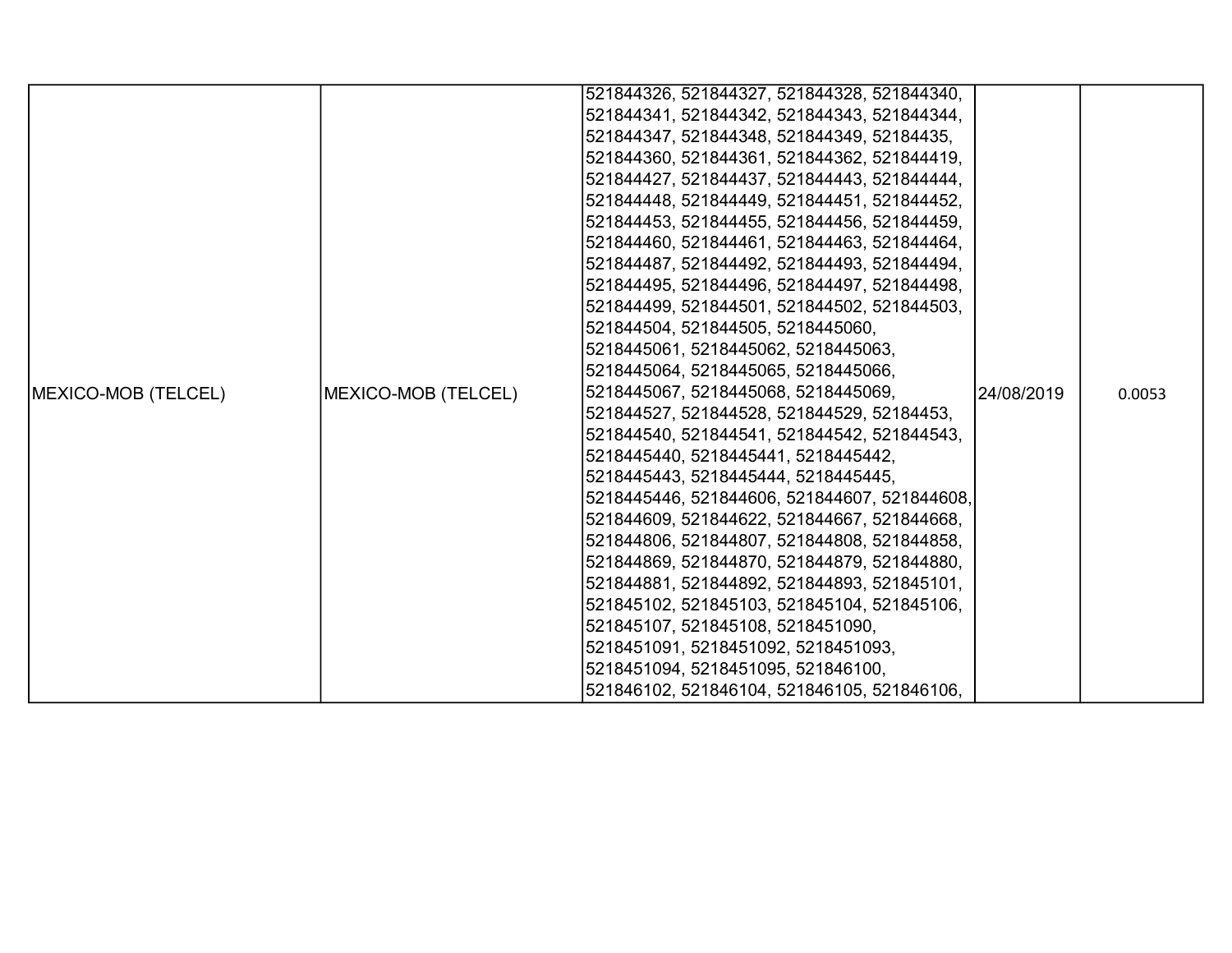| MEXICO-MOB (TELCEL) | MEXICO-MOB (TELCEL) | 521844326, 521844327, 521844328, 521844340, 521844341, 521844342, 521844343, 521844344, 521844347, 521844348, 521844349, 52184435, 521844360, 521844361, 521844362, 521844419, 521844427, 521844437, 521844443, 521844444, 521844448, 521844449, 521844451, 521844452, 521844453, 521844455, 521844456, 521844459, 521844460, 521844461, 521844463, 521844464, 521844487, 521844492, 521844493, 521844494, 521844495, 521844496, 521844497, 521844498, 521844499, 521844501, 521844502, 521844503, 521844504, 521844505, 5218445060, 5218445061, 5218445062, 5218445063, 5218445064, 5218445065, 5218445066, 5218445067, 5218445068, 5218445069, 521844527, 521844528, 521844529, 52184453, 521844540, 521844541, 521844542, 521844543, 5218445440, 5218445441, 5218445442, 5218445443, 5218445444, 5218445445, 5218445446, 521844606, 521844607, 521844608, 521844609, 521844622, 521844667, 521844668, 521844806, 521844807, 521844808, 521844858, 521844869, 521844870, 521844879, 521844880, 521844881, 521844892, 521844893, 521845101, 521845102, 521845103, 521845104, 521845106, 521845107, 521845108, 5218451090, 5218451091, 5218451092, 5218451093, 5218451094, 5218451095, 521846100, 521846102, 521846104, 521846105, 521846106, | 24/08/2019 | 0.0053 |
|---|---|---|---|---|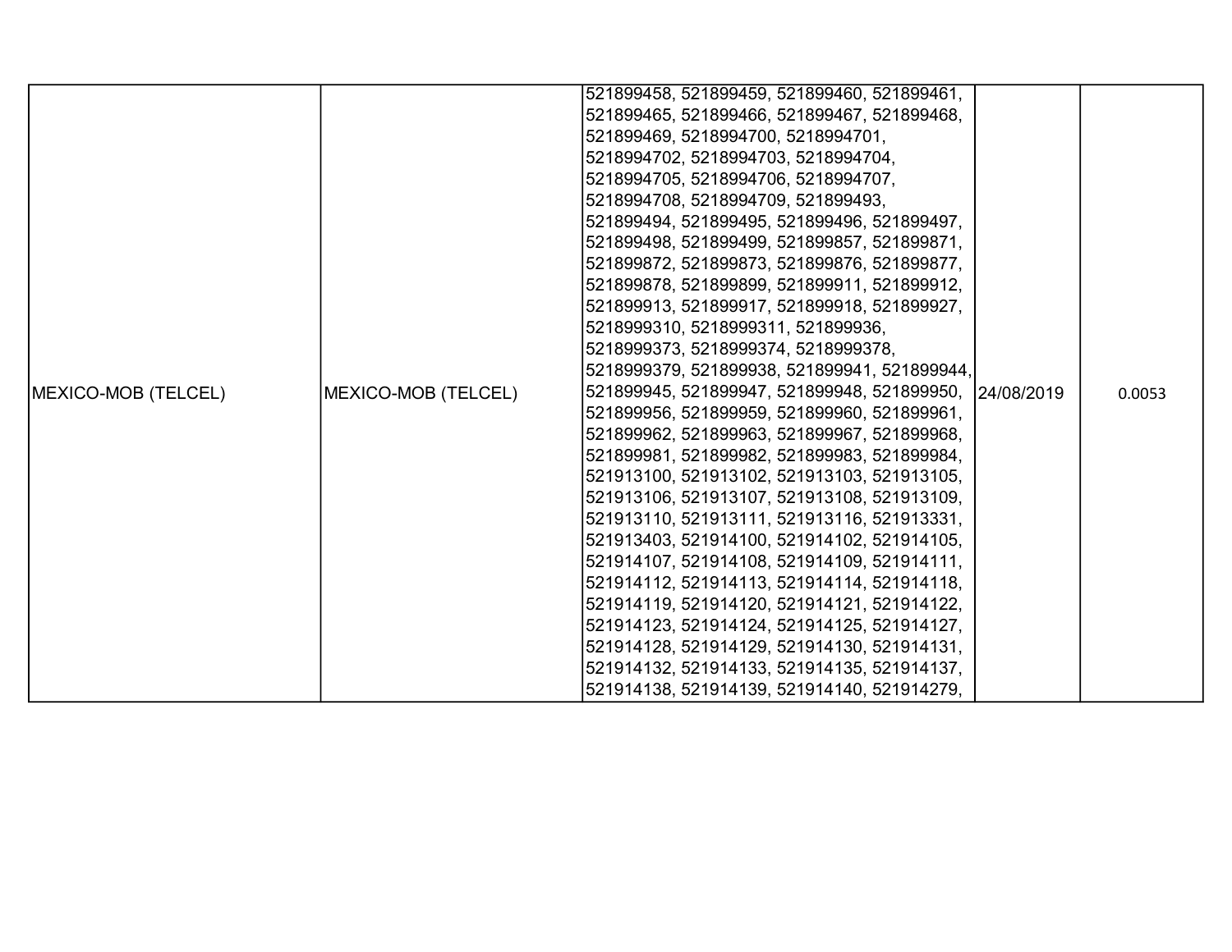| | | | | |
|---|---|---|---|---|
| MEXICO-MOB (TELCEL) | MEXICO-MOB (TELCEL) | 521899458, 521899459, 521899460, 521899461, 521899465, 521899466, 521899467, 521899468, 521899469, 5218994700, 5218994701, 5218994702, 5218994703, 5218994704, 5218994705, 5218994706, 5218994707, 5218994708, 5218994709, 521899493, 521899494, 521899495, 521899496, 521899497, 521899498, 521899499, 521899857, 521899871, 521899872, 521899873, 521899876, 521899877, 521899878, 521899899, 521899911, 521899912, 521899913, 521899917, 521899918, 521899927, 5218999310, 5218999311, 521899936, 5218999373, 5218999374, 5218999378, 5218999379, 521899938, 521899941, 521899944, 521899945, 521899947, 521899948, 521899950, 521899956, 521899959, 521899960, 521899961, 521899962, 521899963, 521899967, 521899968, 521899981, 521899982, 521899983, 521899984, 521913100, 521913102, 521913103, 521913105, 521913106, 521913107, 521913108, 521913109, 521913110, 521913111, 521913116, 521913331, 521913403, 521914100, 521914102, 521914105, 521914107, 521914108, 521914109, 521914111, 521914112, 521914113, 521914114, 521914118, 521914119, 521914120, 521914121, 521914122, 521914123, 521914124, 521914125, 521914127, 521914128, 521914129, 521914130, 521914131, 521914132, 521914133, 521914135, 521914137, 521914138, 521914139, 521914140, 521914279, | 24/08/2019 | 0.0053 |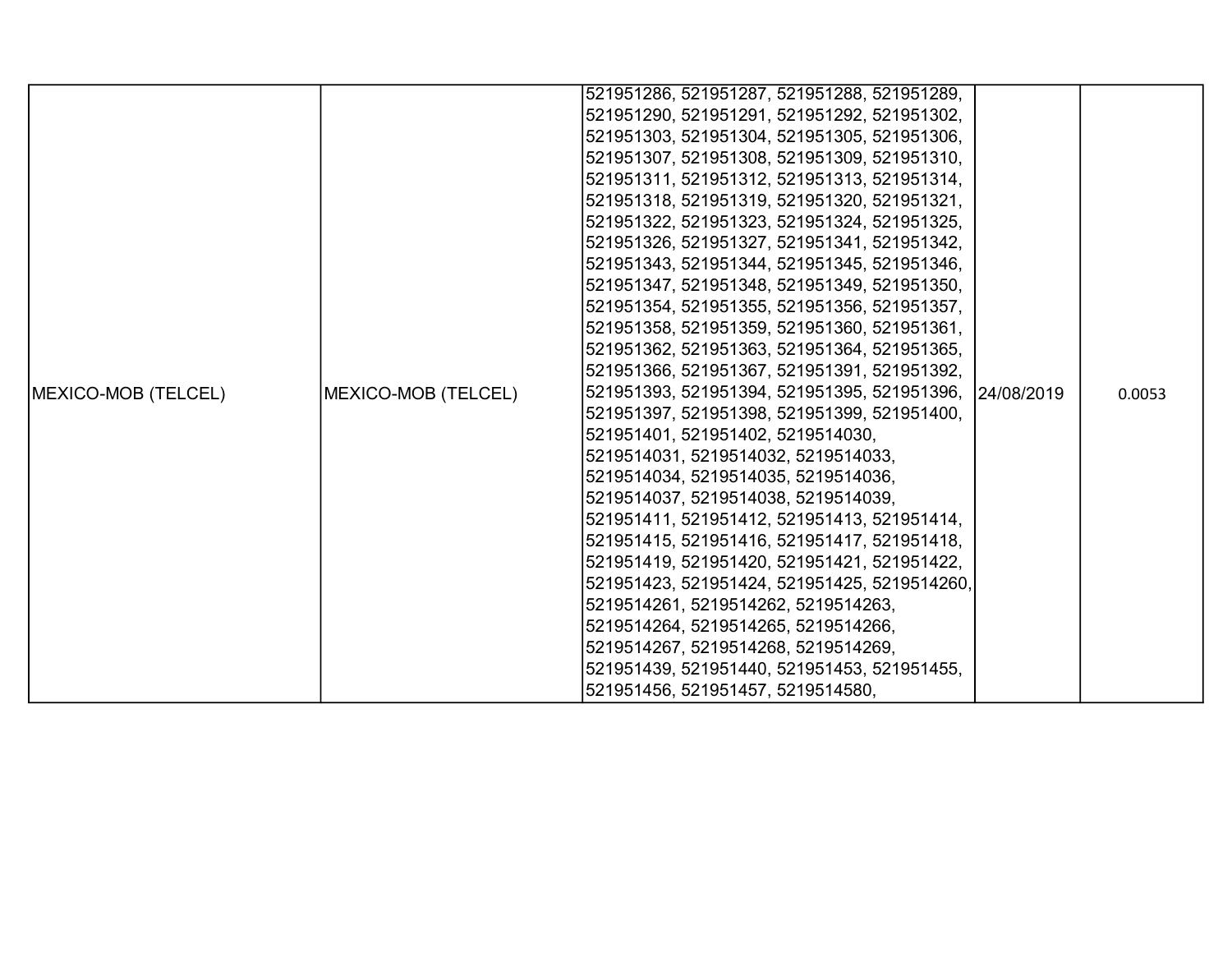| MEXICO-MOB (TELCEL) | MEXICO-MOB (TELCEL) | 521951286, 521951287, 521951288, 521951289, 521951290, 521951291, 521951292, 521951302, 521951303, 521951304, 521951305, 521951306, 521951307, 521951308, 521951309, 521951310, 521951311, 521951312, 521951313, 521951314, 521951318, 521951319, 521951320, 521951321, 521951322, 521951323, 521951324, 521951325, 521951326, 521951327, 521951341, 521951342, 521951343, 521951344, 521951345, 521951346, 521951347, 521951348, 521951349, 521951350, 521951354, 521951355, 521951356, 521951357, 521951358, 521951359, 521951360, 521951361, 521951362, 521951363, 521951364, 521951365, 521951366, 521951367, 521951391, 521951392, 521951393, 521951394, 521951395, 521951396, 521951397, 521951398, 521951399, 521951400, 521951401, 521951402, 5219514030, 5219514031, 5219514032, 5219514033, 5219514034, 5219514035, 5219514036, 5219514037, 5219514038, 5219514039, 521951411, 521951412, 521951413, 521951414, 521951415, 521951416, 521951417, 521951418, 521951419, 521951420, 521951421, 521951422, 521951423, 521951424, 521951425, 5219514260, 5219514261, 5219514262, 5219514263, 5219514264, 5219514265, 5219514266, 5219514267, 5219514268, 5219514269, 521951439, 521951440, 521951453, 521951455, 521951456, 521951457, 5219514580, | 24/08/2019 | 0.0053 |
|---|---|---|---|---|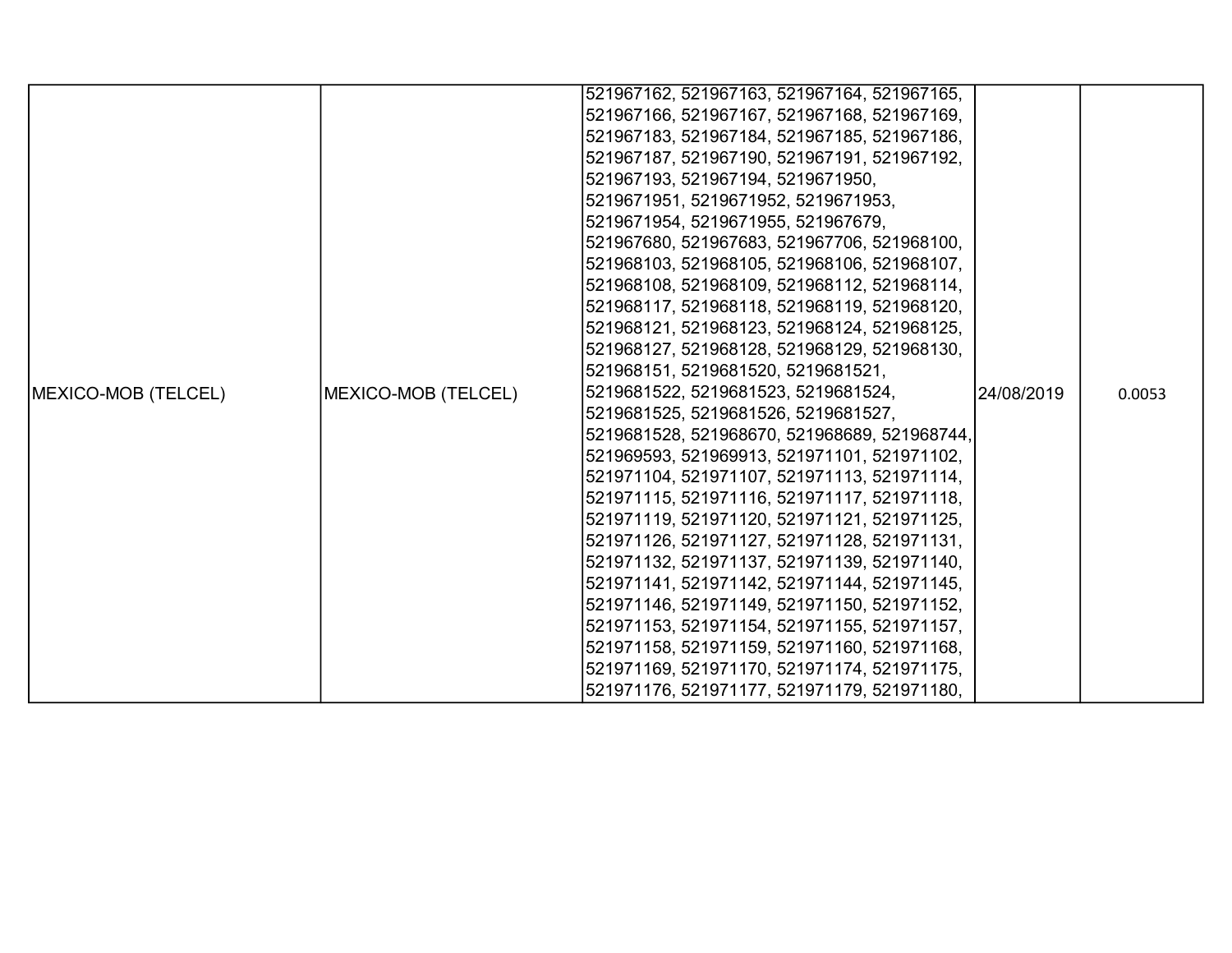| MEXICO-MOB (TELCEL) | MEXICO-MOB (TELCEL) | 521967162, 521967163, 521967164, 521967165, 521967166, 521967167, 521967168, 521967169, 521967183, 521967184, 521967185, 521967186, 521967187, 521967190, 521967191, 521967192, 521967193, 521967194, 5219671950, 5219671951, 5219671952, 5219671953, 5219671954, 5219671955, 521967679, 521967680, 521967683, 521967706, 521968100, 521968103, 521968105, 521968106, 521968107, 521968108, 521968109, 521968112, 521968114, 521968117, 521968118, 521968119, 521968120, 521968121, 521968123, 521968124, 521968125, 521968127, 521968128, 521968129, 521968130, 521968151, 5219681520, 5219681521, 5219681522, 5219681523, 5219681524, 5219681525, 5219681526, 5219681527, 5219681528, 521968670, 521968689, 521968744, 521969593, 521969913, 521971101, 521971102, 521971104, 521971107, 521971113, 521971114, 521971115, 521971116, 521971117, 521971118, 521971119, 521971120, 521971121, 521971125, 521971126, 521971127, 521971128, 521971131, 521971132, 521971137, 521971139, 521971140, 521971141, 521971142, 521971144, 521971145, 521971146, 521971149, 521971150, 521971152, 521971153, 521971154, 521971155, 521971157, 521971158, 521971159, 521971160, 521971168, 521971169, 521971170, 521971174, 521971175, 521971176, 521971177, 521971179, 521971180, | 24/08/2019 | 0.0053 |
|---|---|---|---|---|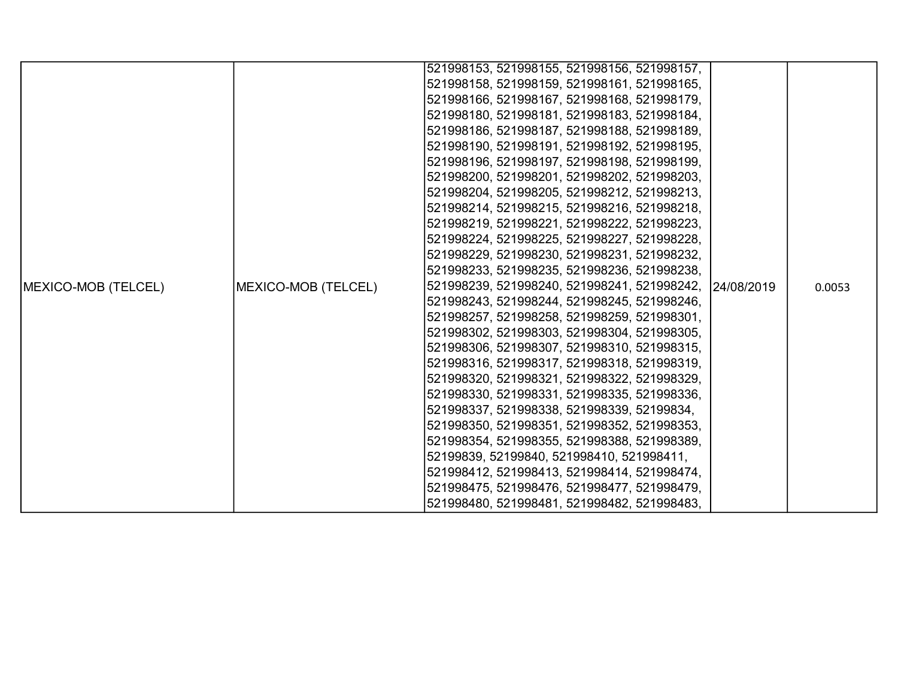| | | | | |
|---|---|---|---|---|
| MEXICO-MOB (TELCEL) | MEXICO-MOB (TELCEL) | 521998153, 521998155, 521998156, 521998157, 521998158, 521998159, 521998161, 521998165, 521998166, 521998167, 521998168, 521998179, 521998180, 521998181, 521998183, 521998184, 521998186, 521998187, 521998188, 521998189, 521998190, 521998191, 521998192, 521998195, 521998196, 521998197, 521998198, 521998199, 521998200, 521998201, 521998202, 521998203, 521998204, 521998205, 521998212, 521998213, 521998214, 521998215, 521998216, 521998218, 521998219, 521998221, 521998222, 521998223, 521998224, 521998225, 521998227, 521998228, 521998229, 521998230, 521998231, 521998232, 521998233, 521998235, 521998236, 521998238, 521998239, 521998240, 521998241, 521998242, 521998243, 521998244, 521998245, 521998246, 521998257, 521998258, 521998259, 521998301, 521998302, 521998303, 521998304, 521998305, 521998306, 521998307, 521998310, 521998315, 521998316, 521998317, 521998318, 521998319, 521998320, 521998321, 521998322, 521998329, 521998330, 521998331, 521998335, 521998336, 521998337, 521998338, 521998339, 52199834, 521998350, 521998351, 521998352, 521998353, 521998354, 521998355, 521998388, 521998389, 52199839, 52199840, 521998410, 521998411, 521998412, 521998413, 521998414, 521998474, 521998475, 521998476, 521998477, 521998479, 521998480, 521998481, 521998482, 521998483, | 24/08/2019 | 0.0053 |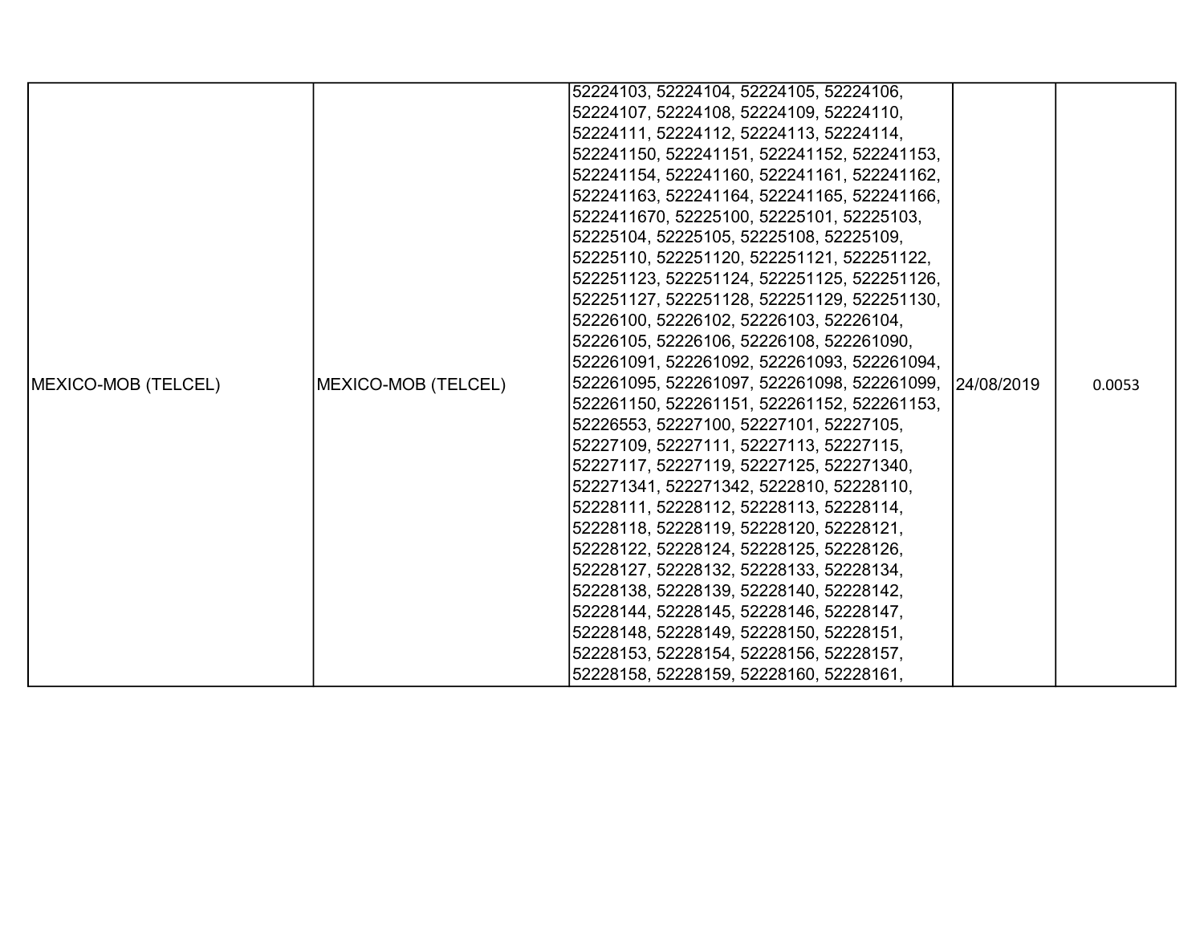| | | | | |
|---|---|---|---|---|
| MEXICO-MOB (TELCEL) | MEXICO-MOB (TELCEL) | 52224103, 52224104, 52224105, 52224106, 52224107, 52224108, 52224109, 52224110, 52224111, 52224112, 52224113, 52224114, 522241150, 522241151, 522241152, 522241153, 522241154, 522241160, 522241161, 522241162, 522241163, 522241164, 522241165, 522241166, 5222411670, 52225100, 52225101, 52225103, 52225104, 52225105, 52225108, 52225109, 52225110, 522251120, 522251121, 522251122, 522251123, 522251124, 522251125, 522251126, 522251127, 522251128, 522251129, 522251130, 52226100, 52226102, 52226103, 52226104, 52226105, 52226106, 52226108, 522261090, 522261091, 522261092, 522261093, 522261094, 522261095, 522261097, 522261098, 522261099, 522261150, 522261151, 522261152, 522261153, 52226553, 52227100, 52227101, 52227105, 52227109, 52227111, 52227113, 52227115, 52227117, 52227119, 52227125, 522271340, 522271341, 522271342, 5222810, 52228110, 52228111, 52228112, 52228113, 52228114, 52228118, 52228119, 52228120, 52228121, 52228122, 52228124, 52228125, 52228126, 52228127, 52228132, 52228133, 52228134, 52228138, 52228139, 52228140, 52228142, 52228144, 52228145, 52228146, 52228147, 52228148, 52228149, 52228150, 52228151, 52228153, 52228154, 52228156, 52228157, 52228158, 52228159, 52228160, 52228161, | 24/08/2019 | 0.0053 |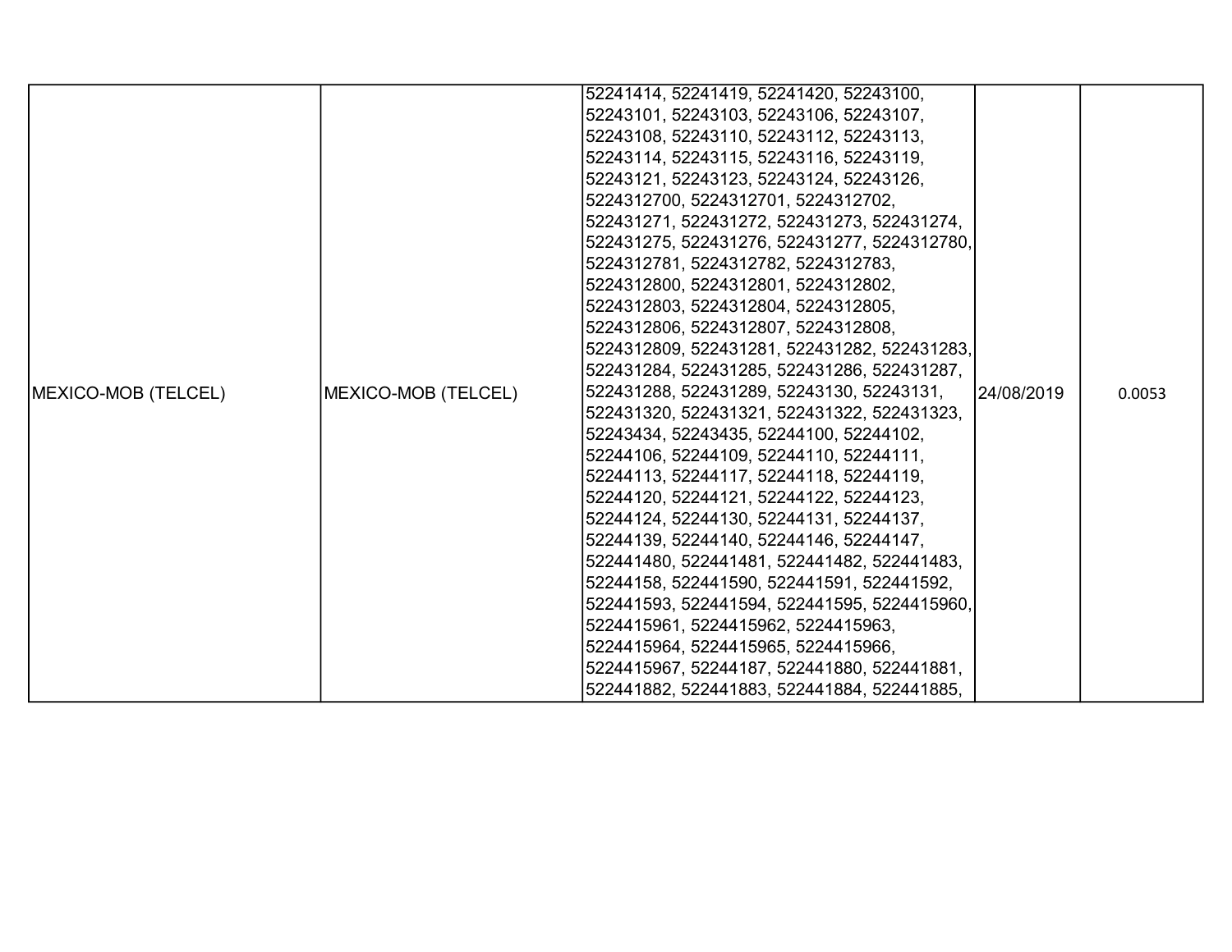| MEXICO-MOB (TELCEL) | MEXICO-MOB (TELCEL) | 52241414, 52241419, 52241420, 52243100, 52243101, 52243103, 52243106, 52243107, 52243108, 52243110, 52243112, 52243113, 52243114, 52243115, 52243116, 52243119, 52243121, 52243123, 52243124, 52243126, 5224312700, 5224312701, 5224312702, 522431271, 522431272, 522431273, 522431274, 522431275, 522431276, 522431277, 5224312780, 5224312781, 5224312782, 5224312783, 5224312800, 5224312801, 5224312802, 5224312803, 5224312804, 5224312805, 5224312806, 5224312807, 5224312808, 5224312809, 522431281, 522431282, 522431283, 522431284, 522431285, 522431286, 522431287, 522431288, 522431289, 52243130, 52243131, 522431320, 522431321, 522431322, 522431323, 52243434, 52243435, 52244100, 52244102, 52244106, 52244109, 52244110, 52244111, 52244113, 52244117, 52244118, 52244119, 52244120, 52244121, 52244122, 52244123, 52244124, 52244130, 52244131, 52244137, 52244139, 52244140, 52244146, 52244147, 522441480, 522441481, 522441482, 522441483, 52244158, 522441590, 522441591, 522441592, 522441593, 522441594, 522441595, 5224415960, 5224415961, 5224415962, 5224415963, 5224415964, 5224415965, 5224415966, 5224415967, 52244187, 522441880, 522441881, 522441882, 522441883, 522441884, 522441885, | 24/08/2019 | 0.0053 |
|---|---|---|---|---|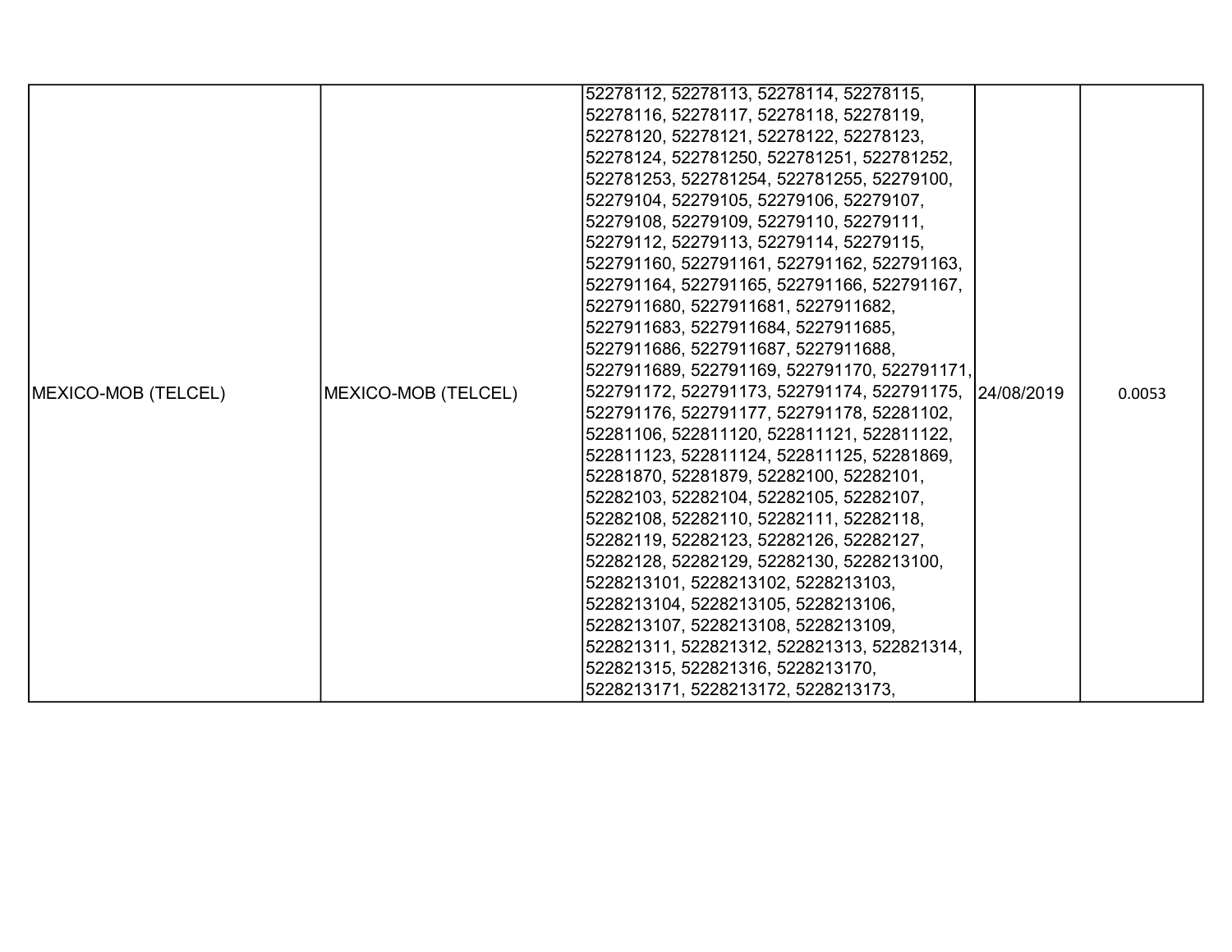| | | | | |
|---|---|---|---|---|
| MEXICO-MOB (TELCEL) | MEXICO-MOB (TELCEL) | 52278112, 52278113, 52278114, 52278115, 52278116, 52278117, 52278118, 52278119, 52278120, 52278121, 52278122, 52278123, 52278124, 522781250, 522781251, 522781252, 522781253, 522781254, 522781255, 52279100, 52279104, 52279105, 52279106, 52279107, 52279108, 52279109, 52279110, 52279111, 52279112, 52279113, 52279114, 52279115, 522791160, 522791161, 522791162, 522791163, 522791164, 522791165, 522791166, 522791167, 5227911680, 5227911681, 5227911682, 5227911683, 5227911684, 5227911685, 5227911686, 5227911687, 5227911688, 5227911689, 522791169, 522791170, 522791171, 522791172, 522791173, 522791174, 522791175, 522791176, 522791177, 522791178, 52281102, 52281106, 522811120, 522811121, 522811122, 522811123, 522811124, 522811125, 52281869, 52281870, 52281879, 52282100, 52282101, 52282103, 52282104, 52282105, 52282107, 52282108, 52282110, 52282111, 52282118, 52282119, 52282123, 52282126, 52282127, 52282128, 52282129, 52282130, 5228213100, 5228213101, 5228213102, 5228213103, 5228213104, 5228213105, 5228213106, 5228213107, 5228213108, 5228213109, 522821311, 522821312, 522821313, 522821314, 522821315, 522821316, 5228213170, 5228213171, 5228213172, 5228213173, | 24/08/2019 | 0.0053 |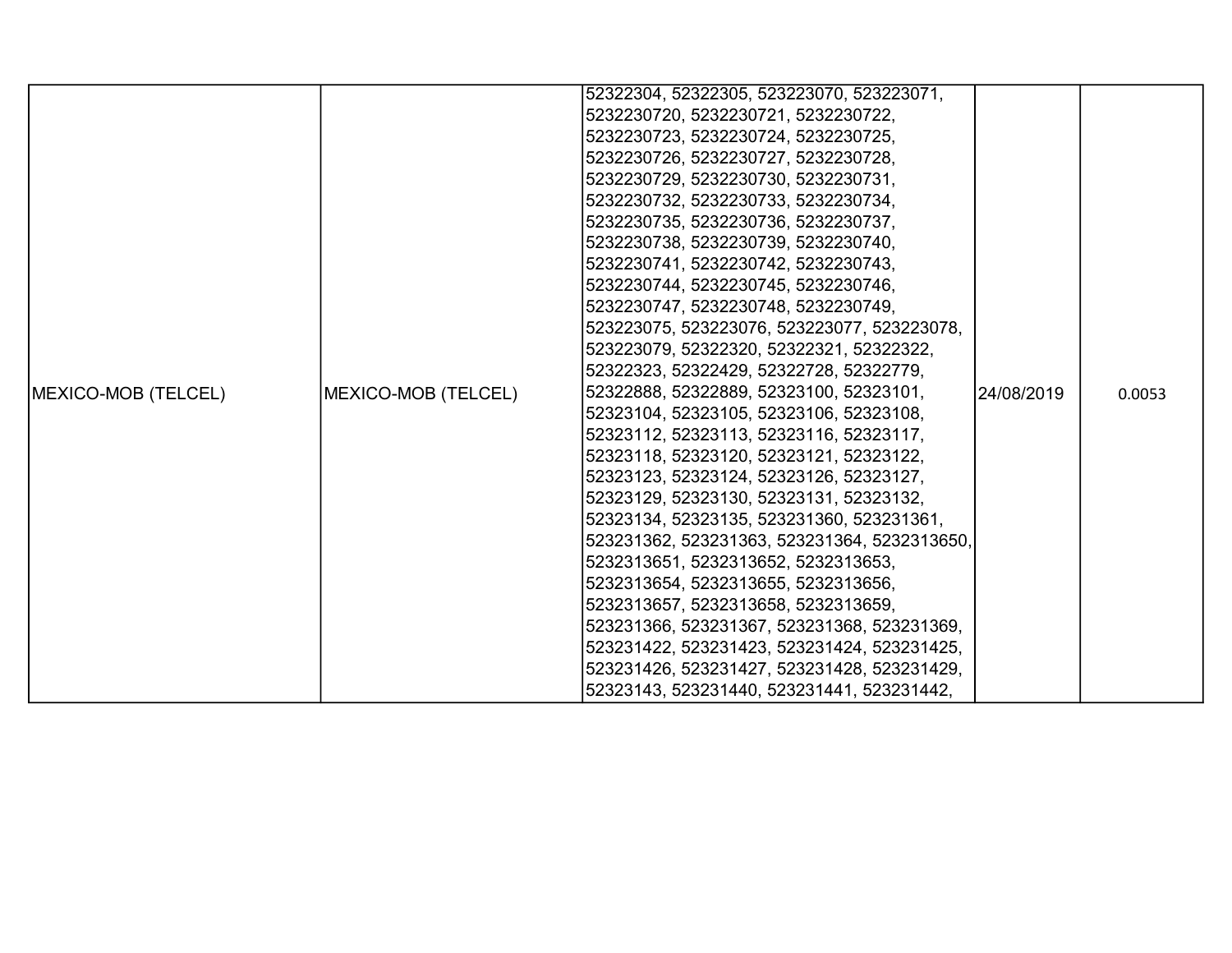| | | | | |
|---|---|---|---|---|
| MEXICO-MOB (TELCEL) | MEXICO-MOB (TELCEL) | 52322304, 52322305, 523223070, 523223071, 5232230720, 5232230721, 5232230722, 5232230723, 5232230724, 5232230725, 5232230726, 5232230727, 5232230728, 5232230729, 5232230730, 5232230731, 5232230732, 5232230733, 5232230734, 5232230735, 5232230736, 5232230737, 5232230738, 5232230739, 5232230740, 5232230741, 5232230742, 5232230743, 5232230744, 5232230745, 5232230746, 5232230747, 5232230748, 5232230749, 523223075, 523223076, 523223077, 523223078, 523223079, 52322320, 52322321, 52322322, 52322323, 52322429, 52322728, 52322779, 52322888, 52322889, 52323100, 52323101, 52323104, 52323105, 52323106, 52323108, 52323112, 52323113, 52323116, 52323117, 52323118, 52323120, 52323121, 52323122, 52323123, 52323124, 52323126, 52323127, 52323129, 52323130, 52323131, 52323132, 52323134, 52323135, 523231360, 523231361, 523231362, 523231363, 523231364, 5232313650, 5232313651, 5232313652, 5232313653, 5232313654, 5232313655, 5232313656, 5232313657, 5232313658, 5232313659, 523231366, 523231367, 523231368, 523231369, 523231422, 523231423, 523231424, 523231425, 523231426, 523231427, 523231428, 523231429, 52323143, 523231440, 523231441, 523231442, | 24/08/2019 | 0.0053 |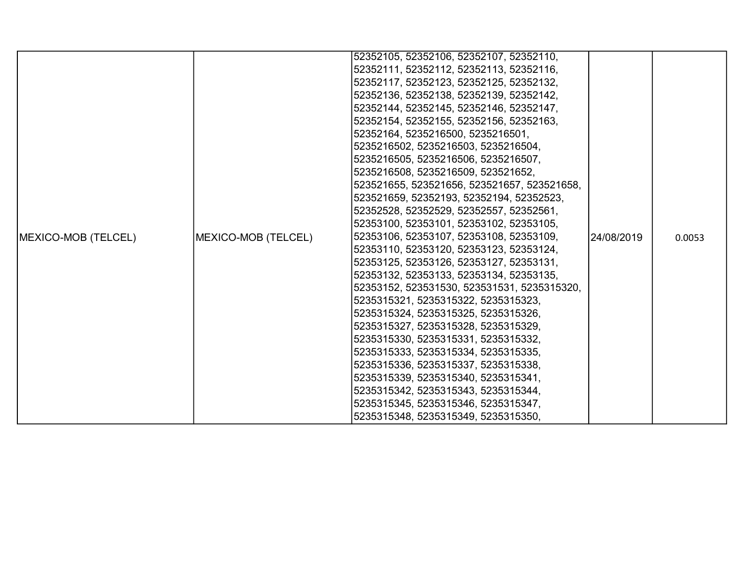| MEXICO-MOB (TELCEL) | MEXICO-MOB (TELCEL) | 52352105, 52352106, 52352107, 52352110, 52352111, 52352112, 52352113, 52352116, 52352117, 52352123, 52352125, 52352132, 52352136, 52352138, 52352139, 52352142, 52352144, 52352145, 52352146, 52352147, 52352154, 52352155, 52352156, 52352163, 52352164, 5235216500, 5235216501, 5235216502, 5235216503, 5235216504, 5235216505, 5235216506, 5235216507, 5235216508, 5235216509, 523521652, 523521655, 523521656, 523521657, 523521658, 523521659, 52352193, 52352194, 52352523, 52352528, 52352529, 52352557, 52352561, 52353100, 52353101, 52353102, 52353105, 52353106, 52353107, 52353108, 52353109, 52353110, 52353120, 52353123, 52353124, 52353125, 52353126, 52353127, 52353131, 52353132, 52353133, 52353134, 52353135, 52353152, 523531530, 523531531, 5235315320, 5235315321, 5235315322, 5235315323, 5235315324, 5235315325, 5235315326, 5235315327, 5235315328, 5235315329, 5235315330, 5235315331, 5235315332, 5235315333, 5235315334, 5235315335, 5235315336, 5235315337, 5235315338, 5235315339, 5235315340, 5235315341, 5235315342, 5235315343, 5235315344, 5235315345, 5235315346, 5235315347, 5235315348, 5235315349, 5235315350, | 24/08/2019 | 0.0053 |
|---|---|---|---|---|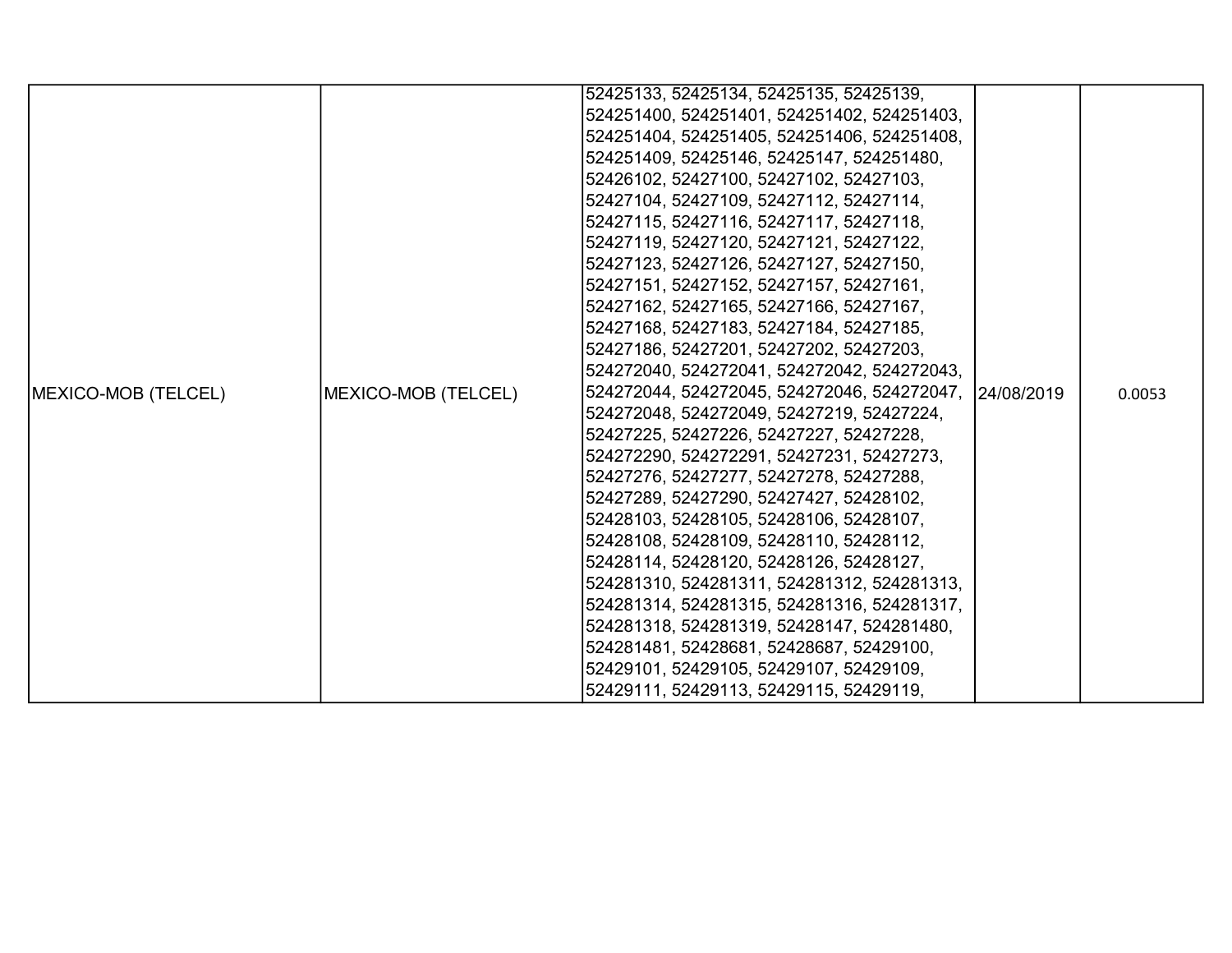| | | | | |
|---|---|---|---|---|
| MEXICO-MOB (TELCEL) | MEXICO-MOB (TELCEL) | 52425133, 52425134, 52425135, 52425139, 524251400, 524251401, 524251402, 524251403, 524251404, 524251405, 524251406, 524251408, 524251409, 52425146, 52425147, 524251480, 52426102, 52427100, 52427102, 52427103, 52427104, 52427109, 52427112, 52427114, 52427115, 52427116, 52427117, 52427118, 52427119, 52427120, 52427121, 52427122, 52427123, 52427126, 52427127, 52427150, 52427151, 52427152, 52427157, 52427161, 52427162, 52427165, 52427166, 52427167, 52427168, 52427183, 52427184, 52427185, 52427186, 52427201, 52427202, 52427203, 524272040, 524272041, 524272042, 524272043, 524272044, 524272045, 524272046, 524272047, 524272048, 524272049, 52427219, 52427224, 52427225, 52427226, 52427227, 52427228, 524272290, 524272291, 52427231, 52427273, 52427276, 52427277, 52427278, 52427288, 52427289, 52427290, 52427427, 52428102, 52428103, 52428105, 52428106, 52428107, 52428108, 52428109, 52428110, 52428112, 52428114, 52428120, 52428126, 52428127, 524281310, 524281311, 524281312, 524281313, 524281314, 524281315, 524281316, 524281317, 524281318, 524281319, 52428147, 524281480, 524281481, 52428681, 52428687, 52429100, 52429101, 52429105, 52429107, 52429109, 52429111, 52429113, 52429115, 52429119, | 24/08/2019 | 0.0053 |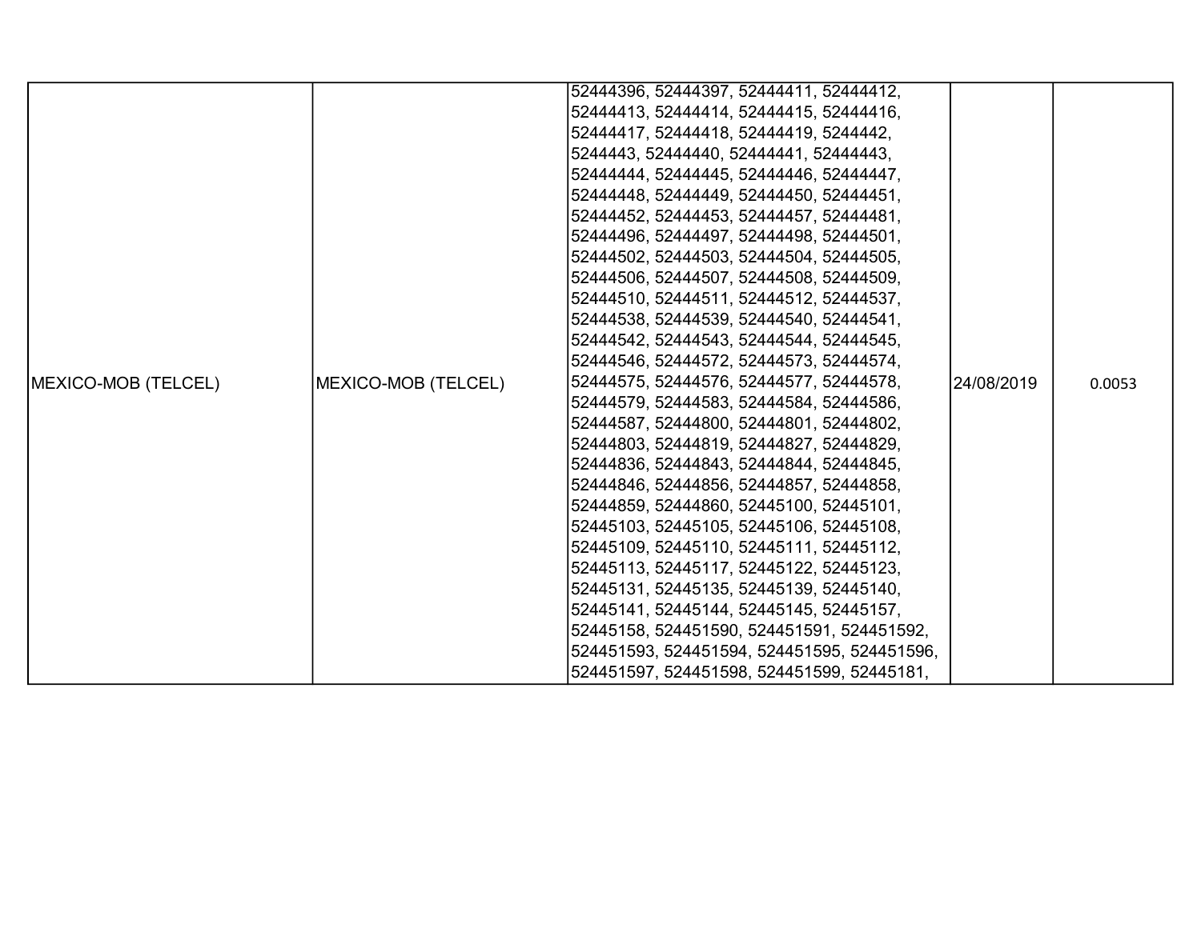| MEXICO-MOB (TELCEL) | MEXICO-MOB (TELCEL) | 52444396, 52444397, 52444411, 52444412, 52444413, 52444414, 52444415, 52444416, 52444417, 52444418, 52444419, 5244442, 5244443, 52444440, 52444441, 52444443, 52444444, 52444445, 52444446, 52444447, 52444448, 52444449, 52444450, 52444451, 52444452, 52444453, 52444457, 52444481, 52444496, 52444497, 52444498, 52444501, 52444502, 52444503, 52444504, 52444505, 52444506, 52444507, 52444508, 52444509, 52444510, 52444511, 52444512, 52444537, 52444538, 52444539, 52444540, 52444541, 52444542, 52444543, 52444544, 52444545, 52444546, 52444572, 52444573, 52444574, 52444575, 52444576, 52444577, 52444578, 52444579, 52444583, 52444584, 52444586, 52444587, 52444800, 52444801, 52444802, 52444803, 52444819, 52444827, 52444829, 52444836, 52444843, 52444844, 52444845, 52444846, 52444856, 52444857, 52444858, 52444859, 52444860, 52445100, 52445101, 52445103, 52445105, 52445106, 52445108, 52445109, 52445110, 52445111, 52445112, 52445113, 52445117, 52445122, 52445123, 52445131, 52445135, 52445139, 52445140, 52445141, 52445144, 52445145, 52445157, 52445158, 524451590, 524451591, 524451592, 524451593, 524451594, 524451595, 524451596, 524451597, 524451598, 524451599, 52445181, | 24/08/2019 | 0.0053 |
|---|---|---|---|---|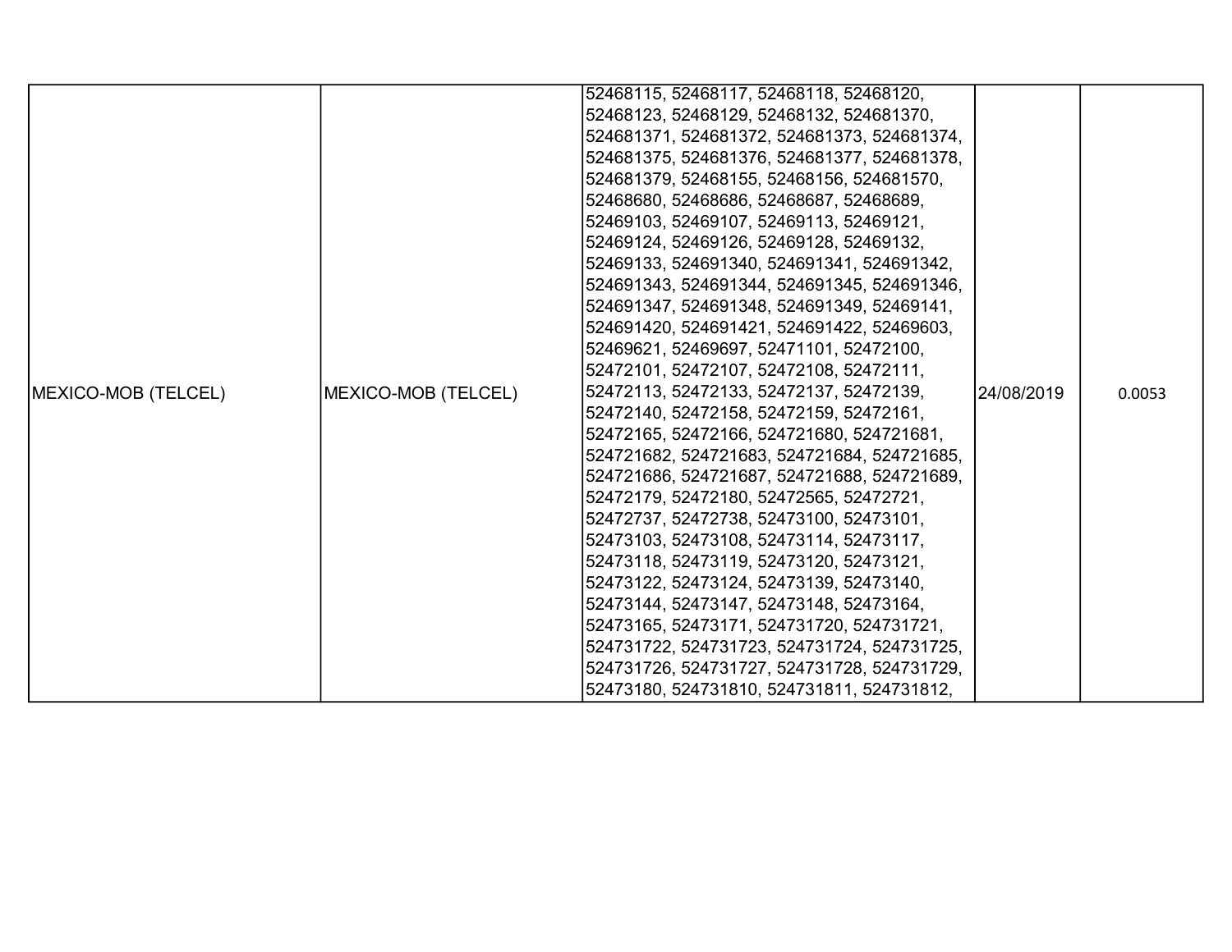| MEXICO-MOB (TELCEL) | MEXICO-MOB (TELCEL) | 52468115, 52468117, 52468118, 52468120, 52468123, 52468129, 52468132, 524681370, 524681371, 524681372, 524681373, 524681374, 524681375, 524681376, 524681377, 524681378, 524681379, 52468155, 52468156, 524681570, 52468680, 52468686, 52468687, 52468689, 52469103, 52469107, 52469113, 52469121, 52469124, 52469126, 52469128, 52469132, 52469133, 524691340, 524691341, 524691342, 524691343, 524691344, 524691345, 524691346, 524691347, 524691348, 524691349, 52469141, 524691420, 524691421, 524691422, 52469603, 52469621, 52469697, 52471101, 52472100, 52472101, 52472107, 52472108, 52472111, 52472113, 52472133, 52472137, 52472139, 52472140, 52472158, 52472159, 52472161, 52472165, 52472166, 524721680, 524721681, 524721682, 524721683, 524721684, 524721685, 524721686, 524721687, 524721688, 524721689, 52472179, 52472180, 52472565, 52472721, 52472737, 52472738, 52473100, 52473101, 52473103, 52473108, 52473114, 52473117, 52473118, 52473119, 52473120, 52473121, 52473122, 52473124, 52473139, 52473140, 52473144, 52473147, 52473148, 52473164, 52473165, 52473171, 524731720, 524731721, 524731722, 524731723, 524731724, 524731725, 524731726, 524731727, 524731728, 524731729, 52473180, 524731810, 524731811, 524731812, | 24/08/2019 | 0.0053 |
|---|---|---|---|---|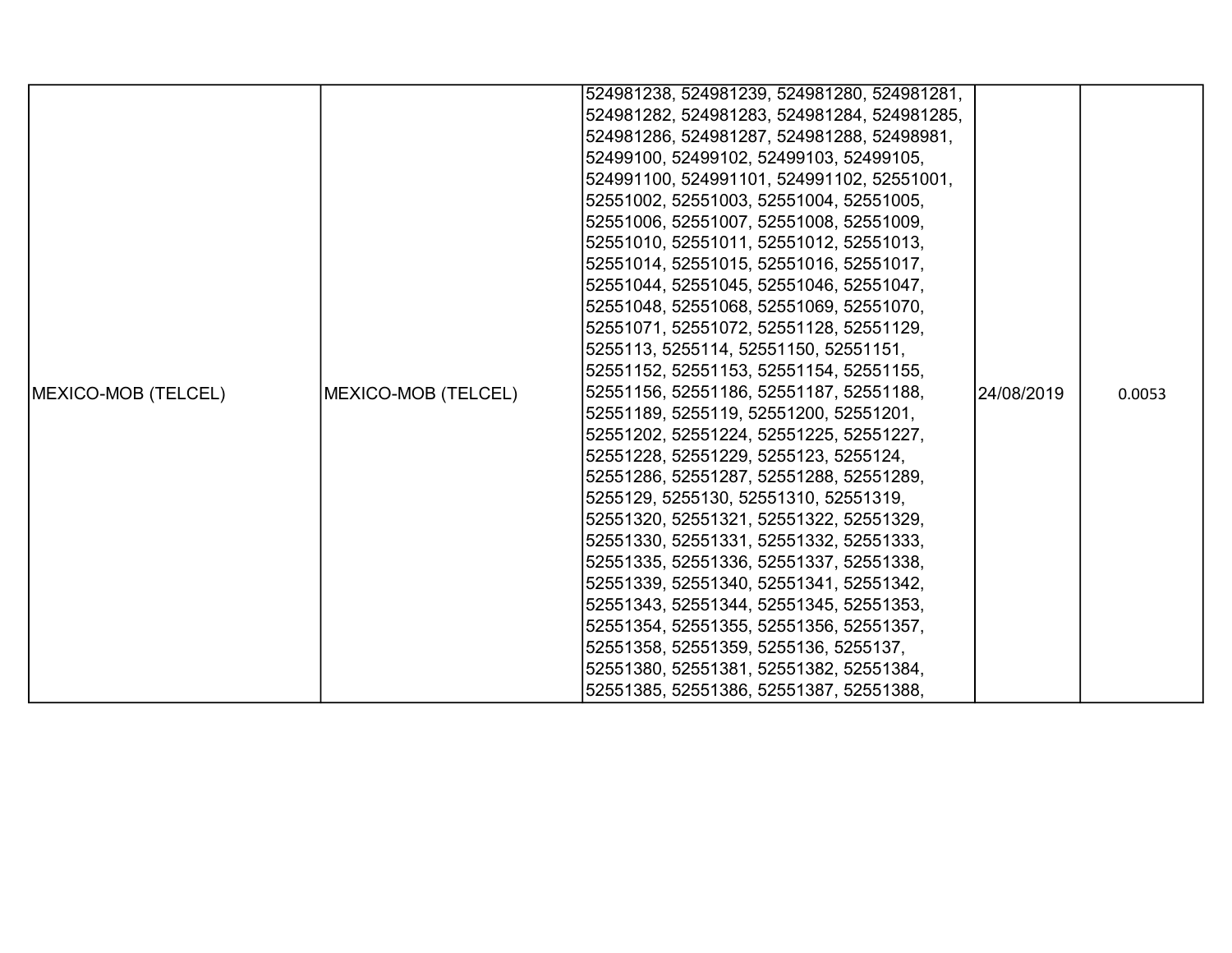| | | | | |
|---|---|---|---|---|
| MEXICO-MOB (TELCEL) | MEXICO-MOB (TELCEL) | 524981238, 524981239, 524981280, 524981281, 524981282, 524981283, 524981284, 524981285, 524981286, 524981287, 524981288, 52498981, 52499100, 52499102, 52499103, 52499105, 524991100, 524991101, 524991102, 52551001, 52551002, 52551003, 52551004, 52551005, 52551006, 52551007, 52551008, 52551009, 52551010, 52551011, 52551012, 52551013, 52551014, 52551015, 52551016, 52551017, 52551044, 52551045, 52551046, 52551047, 52551048, 52551068, 52551069, 52551070, 52551071, 52551072, 52551128, 52551129, 5255113, 5255114, 52551150, 52551151, 52551152, 52551153, 52551154, 52551155, 52551156, 52551186, 52551187, 52551188, 52551189, 5255119, 52551200, 52551201, 52551202, 52551224, 52551225, 52551227, 52551228, 52551229, 5255123, 5255124, 52551286, 52551287, 52551288, 52551289, 5255129, 5255130, 52551310, 52551319, 52551320, 52551321, 52551322, 52551329, 52551330, 52551331, 52551332, 52551333, 52551335, 52551336, 52551337, 52551338, 52551339, 52551340, 52551341, 52551342, 52551343, 52551344, 52551345, 52551353, 52551354, 52551355, 52551356, 52551357, 52551358, 52551359, 5255136, 5255137, 52551380, 52551381, 52551382, 52551384, 52551385, 52551386, 52551387, 52551388, | 24/08/2019 | 0.0053 |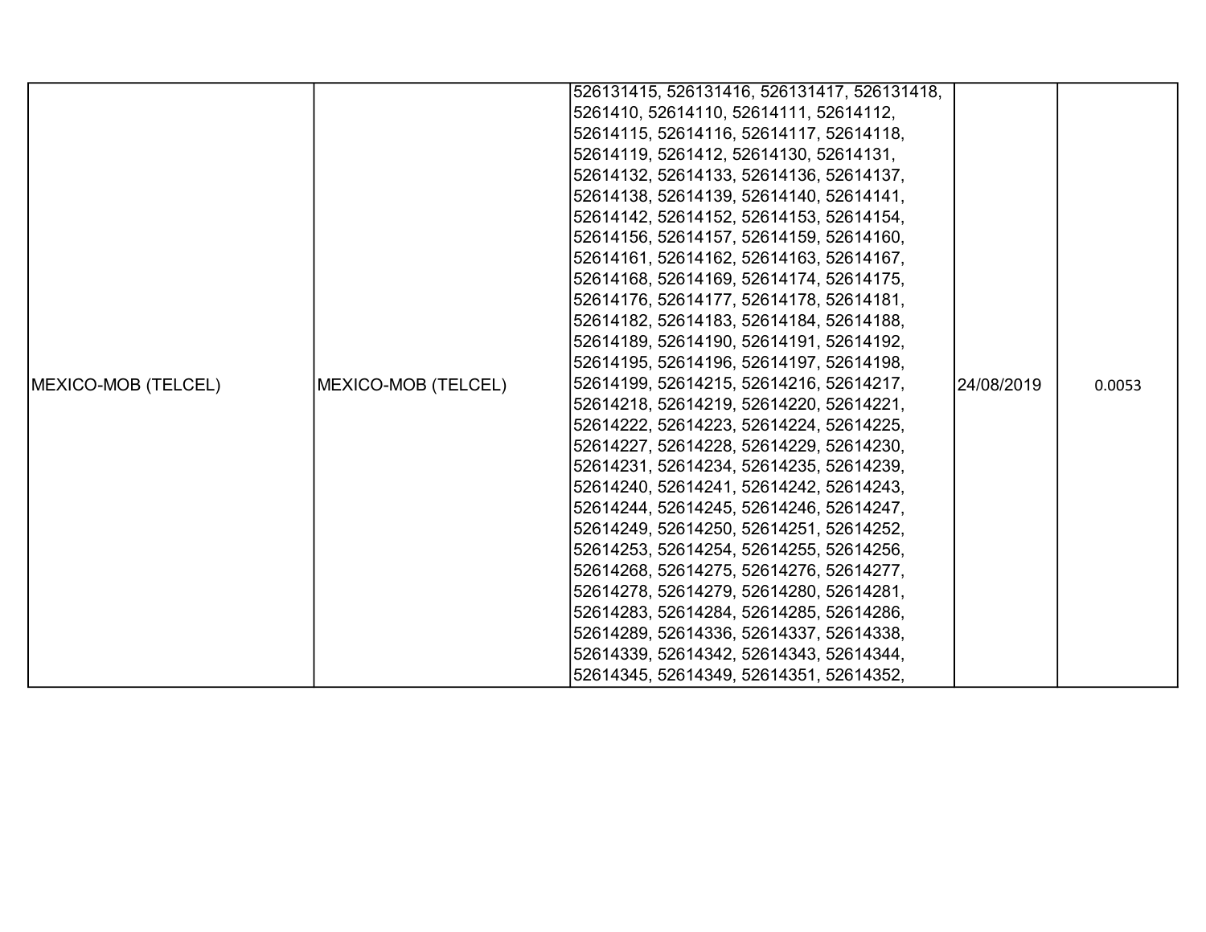| | | | | |
|---|---|---|---|---|
| MEXICO-MOB (TELCEL) | MEXICO-MOB (TELCEL) | 526131415, 526131416, 526131417, 526131418, 5261410, 52614110, 52614111, 52614112, 52614115, 52614116, 52614117, 52614118, 52614119, 5261412, 52614130, 52614131, 52614132, 52614133, 52614136, 52614137, 52614138, 52614139, 52614140, 52614141, 52614142, 52614152, 52614153, 52614154, 52614156, 52614157, 52614159, 52614160, 52614161, 52614162, 52614163, 52614167, 52614168, 52614169, 52614174, 52614175, 52614176, 52614177, 52614178, 52614181, 52614182, 52614183, 52614184, 52614188, 52614189, 52614190, 52614191, 52614192, 52614195, 52614196, 52614197, 52614198, 52614199, 52614215, 52614216, 52614217, 52614218, 52614219, 52614220, 52614221, 52614222, 52614223, 52614224, 52614225, 52614227, 52614228, 52614229, 52614230, 52614231, 52614234, 52614235, 52614239, 52614240, 52614241, 52614242, 52614243, 52614244, 52614245, 52614246, 52614247, 52614249, 52614250, 52614251, 52614252, 52614253, 52614254, 52614255, 52614256, 52614268, 52614275, 52614276, 52614277, 52614278, 52614279, 52614280, 52614281, 52614283, 52614284, 52614285, 52614286, 52614289, 52614336, 52614337, 52614338, 52614339, 52614342, 52614343, 52614344, 52614345, 52614349, 52614351, 52614352, | 24/08/2019 | 0.0053 |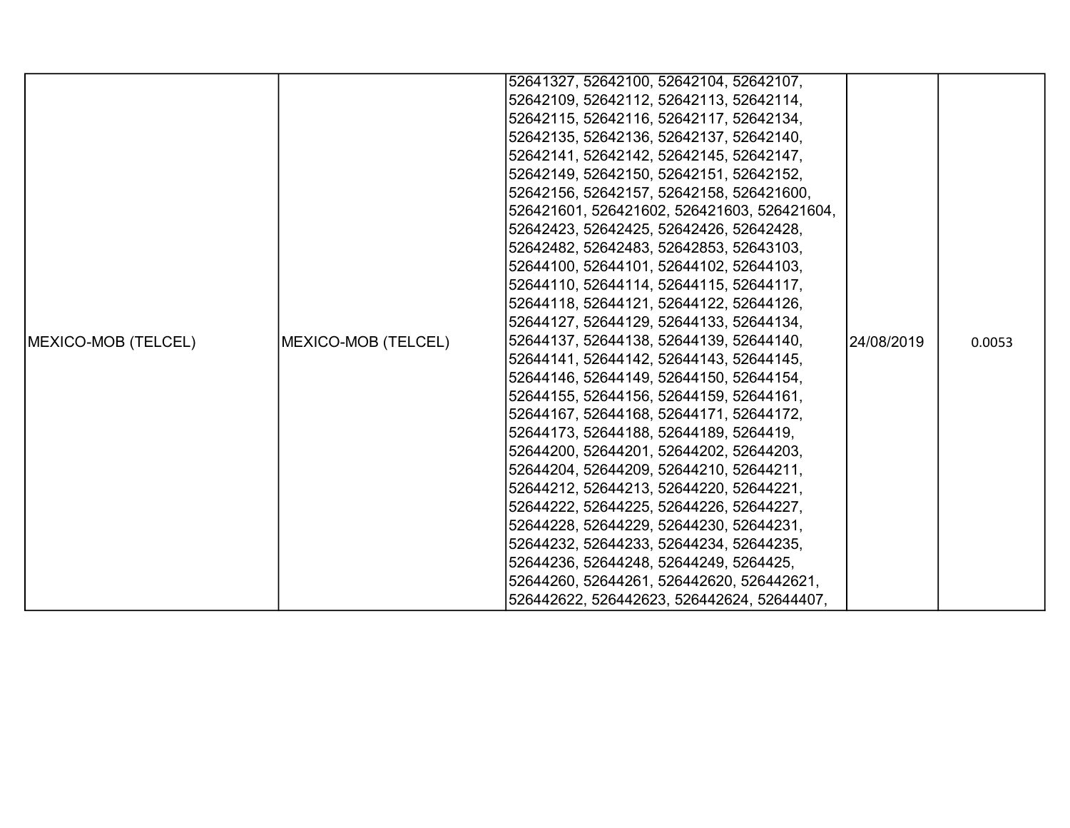| MEXICO-MOB (TELCEL) | MEXICO-MOB (TELCEL) | 52641327, 52642100, 52642104, 52642107, 52642109, 52642112, 52642113, 52642114, 52642115, 52642116, 52642117, 52642134, 52642135, 52642136, 52642137, 52642140, 52642141, 52642142, 52642145, 52642147, 52642149, 52642150, 52642151, 52642152, 52642156, 52642157, 52642158, 526421600, 526421601, 526421602, 526421603, 526421604, 52642423, 52642425, 52642426, 52642428, 52642482, 52642483, 52642853, 52643103, 52644100, 52644101, 52644102, 52644103, 52644110, 52644114, 52644115, 52644117, 52644118, 52644121, 52644122, 52644126, 52644127, 52644129, 52644133, 52644134, 52644137, 52644138, 52644139, 52644140, 52644141, 52644142, 52644143, 52644145, 52644146, 52644149, 52644150, 52644154, 52644155, 52644156, 52644159, 52644161, 52644167, 52644168, 52644171, 52644172, 52644173, 52644188, 52644189, 5264419, 52644200, 52644201, 52644202, 52644203, 52644204, 52644209, 52644210, 52644211, 52644212, 52644213, 52644220, 52644221, 52644222, 52644225, 52644226, 52644227, 52644228, 52644229, 52644230, 52644231, 52644232, 52644233, 52644234, 52644235, 52644236, 52644248, 52644249, 5264425, 52644260, 52644261, 526442620, 526442621, 526442622, 526442623, 526442624, 52644407, | 24/08/2019 | 0.0053 |
|---|---|---|---|---|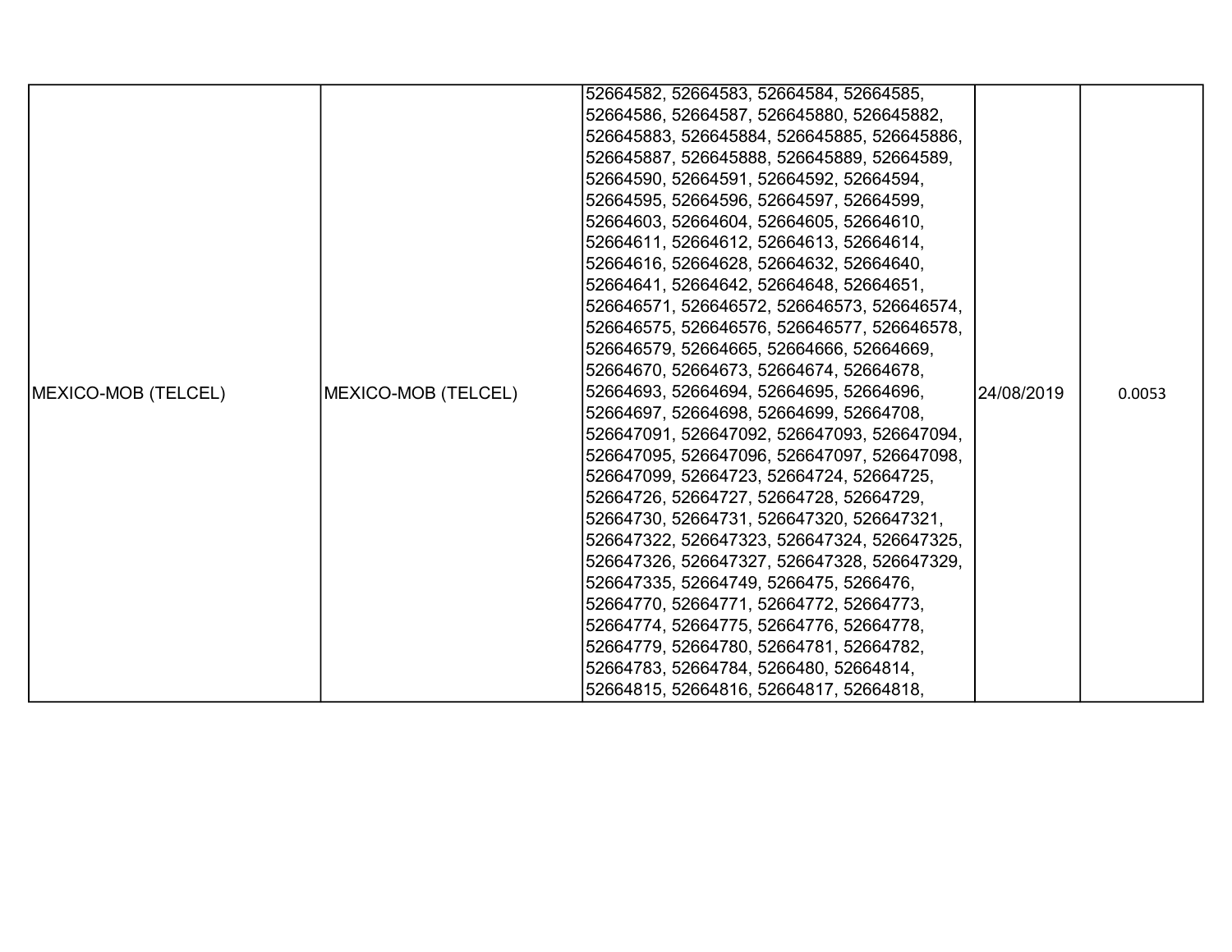| | | | | |
|---|---|---|---|---|
| MEXICO-MOB (TELCEL) | MEXICO-MOB (TELCEL) | 52664582, 52664583, 52664584, 52664585, 52664586, 52664587, 526645880, 526645882, 526645883, 526645884, 526645885, 526645886, 526645887, 526645888, 526645889, 52664589, 52664590, 52664591, 52664592, 52664594, 52664595, 52664596, 52664597, 52664599, 52664603, 52664604, 52664605, 52664610, 52664611, 52664612, 52664613, 52664614, 52664616, 52664628, 52664632, 52664640, 52664641, 52664642, 52664648, 52664651, 526646571, 526646572, 526646573, 526646574, 526646575, 526646576, 526646577, 526646578, 526646579, 52664665, 52664666, 52664669, 52664670, 52664673, 52664674, 52664678, 52664693, 52664694, 52664695, 52664696, 52664697, 52664698, 52664699, 52664708, 526647091, 526647092, 526647093, 526647094, 526647095, 526647096, 526647097, 526647098, 526647099, 52664723, 52664724, 52664725, 52664726, 52664727, 52664728, 52664729, 52664730, 52664731, 526647320, 526647321, 526647322, 526647323, 526647324, 526647325, 526647326, 526647327, 526647328, 526647329, 526647335, 52664749, 5266475, 5266476, 52664770, 52664771, 52664772, 52664773, 52664774, 52664775, 52664776, 52664778, 52664779, 52664780, 52664781, 52664782, 52664783, 52664784, 5266480, 52664814, 52664815, 52664816, 52664817, 52664818, | 24/08/2019 | 0.0053 |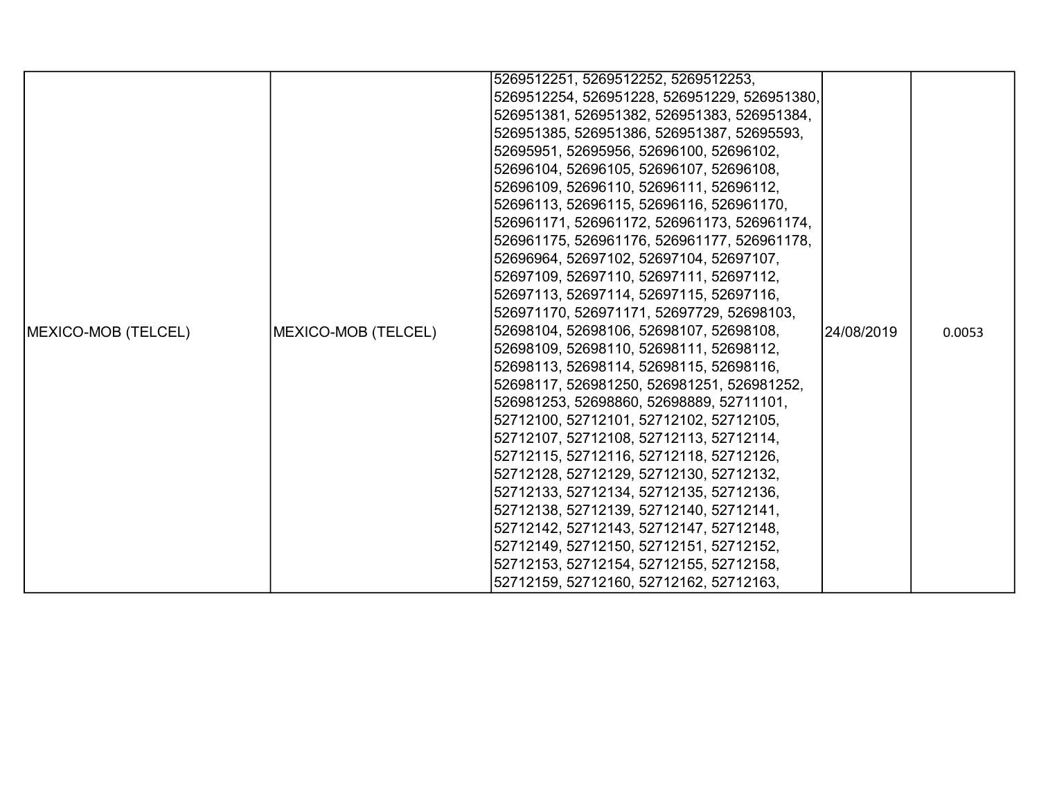| | | | | |
|---|---|---|---|---|
| MEXICO-MOB (TELCEL) | MEXICO-MOB (TELCEL) | 5269512251, 5269512252, 5269512253, 5269512254, 526951228, 526951229, 526951380, 526951381, 526951382, 526951383, 526951384, 526951385, 526951386, 526951387, 52695593, 52695951, 52695956, 52696100, 52696102, 52696104, 52696105, 52696107, 52696108, 52696109, 52696110, 52696111, 52696112, 52696113, 52696115, 52696116, 526961170, 526961171, 526961172, 526961173, 526961174, 526961175, 526961176, 526961177, 526961178, 52696964, 52697102, 52697104, 52697107, 52697109, 52697110, 52697111, 52697112, 52697113, 52697114, 52697115, 52697116, 526971170, 526971171, 52697729, 52698103, 52698104, 52698106, 52698107, 52698108, 52698109, 52698110, 52698111, 52698112, 52698113, 52698114, 52698115, 52698116, 52698117, 526981250, 526981251, 526981252, 526981253, 52698860, 52698889, 52711101, 52712100, 52712101, 52712102, 52712105, 52712107, 52712108, 52712113, 52712114, 52712115, 52712116, 52712118, 52712126, 52712128, 52712129, 52712130, 52712132, 52712133, 52712134, 52712135, 52712136, 52712138, 52712139, 52712140, 52712141, 52712142, 52712143, 52712147, 52712148, 52712149, 52712150, 52712151, 52712152, 52712153, 52712154, 52712155, 52712158, 52712159, 52712160, 52712162, 52712163, | 24/08/2019 | 0.0053 |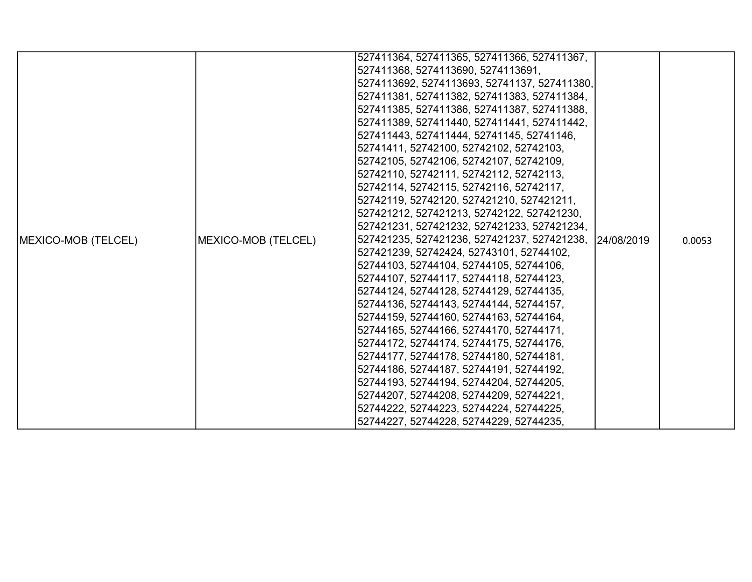| MEXICO-MOB (TELCEL) | MEXICO-MOB (TELCEL) | 527411364, 527411365, 527411366, 527411367, 527411368, 5274113690, 5274113691, 5274113692, 5274113693, 52741137, 527411380, 527411381, 527411382, 527411383, 527411384, 527411385, 527411386, 527411387, 527411388, 527411389, 527411440, 527411441, 527411442, 527411443, 527411444, 52741145, 52741146, 52741411, 52742100, 52742102, 52742103, 52742105, 52742106, 52742107, 52742109, 52742110, 52742111, 52742112, 52742113, 52742114, 52742115, 52742116, 52742117, 52742119, 52742120, 527421210, 527421211, 527421212, 527421213, 52742122, 527421230, 527421231, 527421232, 527421233, 527421234, 527421235, 527421236, 527421237, 527421238, 527421239, 52742424, 52743101, 52744102, 52744103, 52744104, 52744105, 52744106, 52744107, 52744117, 52744118, 52744123, 52744124, 52744128, 52744129, 52744135, 52744136, 52744143, 52744144, 52744157, 52744159, 52744160, 52744163, 52744164, 52744165, 52744166, 52744170, 52744171, 52744172, 52744174, 52744175, 52744176, 52744177, 52744178, 52744180, 52744181, 52744186, 52744187, 52744191, 52744192, 52744193, 52744194, 52744204, 52744205, 52744207, 52744208, 52744209, 52744221, 52744222, 52744223, 52744224, 52744225, 52744227, 52744228, 52744229, 52744235, | 24/08/2019 | 0.0053 |
|---|---|---|---|---|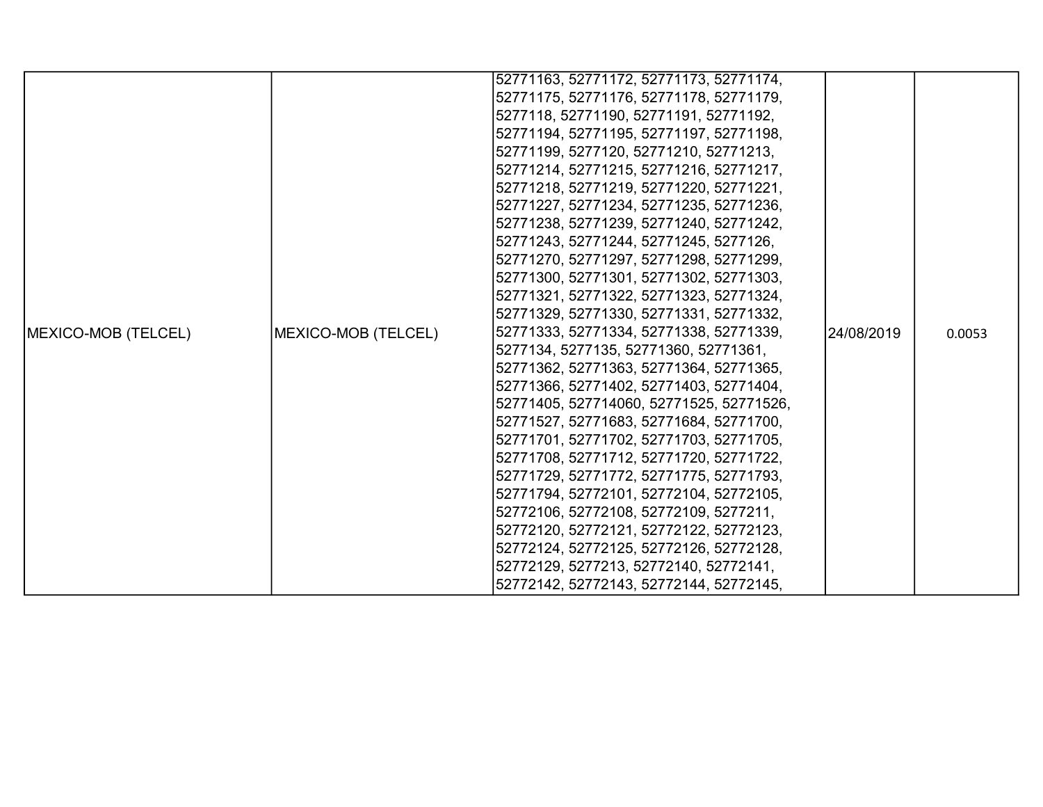| MEXICO-MOB (TELCEL) | MEXICO-MOB (TELCEL) | 52771163, 52771172, 52771173, 52771174, 52771175, 52771176, 52771178, 52771179, 5277118, 52771190, 52771191, 52771192, 52771194, 52771195, 52771197, 52771198, 52771199, 5277120, 52771210, 52771213, 52771214, 52771215, 52771216, 52771217, 52771218, 52771219, 52771220, 52771221, 52771227, 52771234, 52771235, 52771236, 52771238, 52771239, 52771240, 52771242, 52771243, 52771244, 52771245, 5277126, 52771270, 52771297, 52771298, 52771299, 52771300, 52771301, 52771302, 52771303, 52771321, 52771322, 52771323, 52771324, 52771329, 52771330, 52771331, 52771332, 52771333, 52771334, 52771338, 52771339, 5277134, 5277135, 52771360, 52771361, 52771362, 52771363, 52771364, 52771365, 52771366, 52771402, 52771403, 52771404, 52771405, 527714060, 52771525, 52771526, 52771527, 52771683, 52771684, 52771700, 52771701, 52771702, 52771703, 52771705, 52771708, 52771712, 52771720, 52771722, 52771729, 52771772, 52771775, 52771793, 52771794, 52772101, 52772104, 52772105, 52772106, 52772108, 52772109, 5277211, 52772120, 52772121, 52772122, 52772123, 52772124, 52772125, 52772126, 52772128, 52772129, 5277213, 52772140, 52772141, 52772142, 52772143, 52772144, 52772145, | 24/08/2019 | 0.0053 |
|---|---|---|---|---|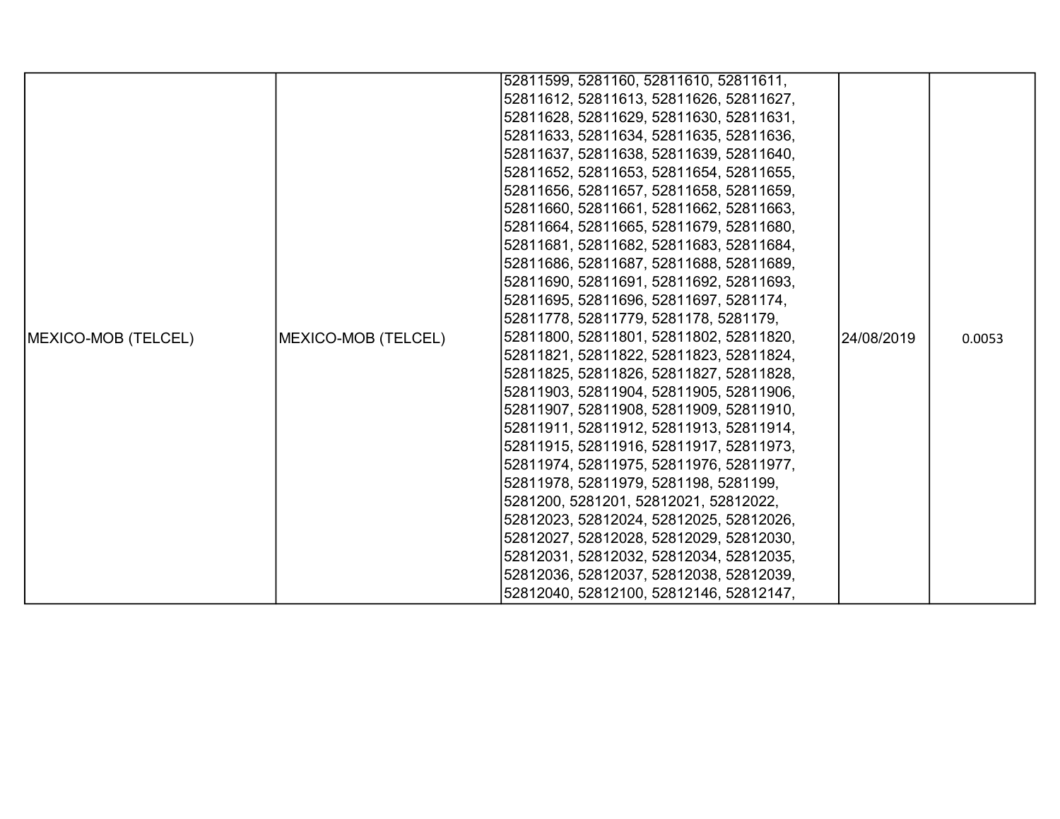| MEXICO-MOB (TELCEL) | MEXICO-MOB (TELCEL) | 52811599, 5281160, 52811610, 52811611, 52811612, 52811613, 52811626, 52811627, 52811628, 52811629, 52811630, 52811631, 52811633, 52811634, 52811635, 52811636, 52811637, 52811638, 52811639, 52811640, 52811652, 52811653, 52811654, 52811655, 52811656, 52811657, 52811658, 52811659, 52811660, 52811661, 52811662, 52811663, 52811664, 52811665, 52811679, 52811680, 52811681, 52811682, 52811683, 52811684, 52811686, 52811687, 52811688, 52811689, 52811690, 52811691, 52811692, 52811693, 52811695, 52811696, 52811697, 5281174, 52811778, 52811779, 5281178, 5281179, 52811800, 52811801, 52811802, 52811820, 52811821, 52811822, 52811823, 52811824, 52811825, 52811826, 52811827, 52811828, 52811903, 52811904, 52811905, 52811906, 52811907, 52811908, 52811909, 52811910, 52811911, 52811912, 52811913, 52811914, 52811915, 52811916, 52811917, 52811973, 52811974, 52811975, 52811976, 52811977, 52811978, 52811979, 5281198, 5281199, 5281200, 5281201, 52812021, 52812022, 52812023, 52812024, 52812025, 52812026, 52812027, 52812028, 52812029, 52812030, 52812031, 52812032, 52812034, 52812035, 52812036, 52812037, 52812038, 52812039, 52812040, 52812100, 52812146, 52812147, | 24/08/2019 | 0.0053 |
|---|---|---|---|---|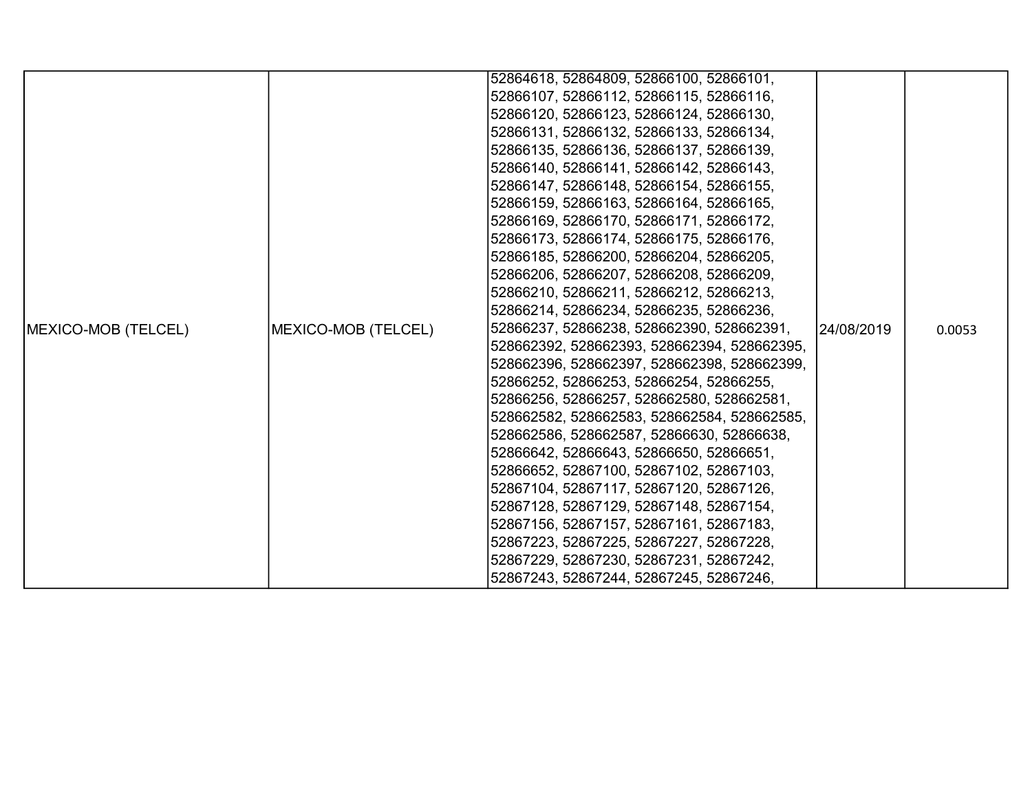| MEXICO-MOB (TELCEL) | MEXICO-MOB (TELCEL) | 52864618, 52864809, 52866100, 52866101, 52866107, 52866112, 52866115, 52866116, 52866120, 52866123, 52866124, 52866130, 52866131, 52866132, 52866133, 52866134, 52866135, 52866136, 52866137, 52866139, 52866140, 52866141, 52866142, 52866143, 52866147, 52866148, 52866154, 52866155, 52866159, 52866163, 52866164, 52866165, 52866169, 52866170, 52866171, 52866172, 52866173, 52866174, 52866175, 52866176, 52866185, 52866200, 52866204, 52866205, 52866206, 52866207, 52866208, 52866209, 52866210, 52866211, 52866212, 52866213, 52866214, 52866234, 52866235, 52866236, 52866237, 52866238, 528662390, 528662391, 528662392, 528662393, 528662394, 528662395, 528662396, 528662397, 528662398, 528662399, 52866252, 52866253, 52866254, 52866255, 52866256, 52866257, 528662580, 528662581, 528662582, 528662583, 528662584, 528662585, 528662586, 528662587, 52866630, 52866638, 52866642, 52866643, 52866650, 52866651, 52866652, 52867100, 52867102, 52867103, 52867104, 52867117, 52867120, 52867126, 52867128, 52867129, 52867148, 52867154, 52867156, 52867157, 52867161, 52867183, 52867223, 52867225, 52867227, 52867228, 52867229, 52867230, 52867231, 52867242, 52867243, 52867244, 52867245, 52867246, | 24/08/2019 | 0.0053 |
|---|---|---|---|---|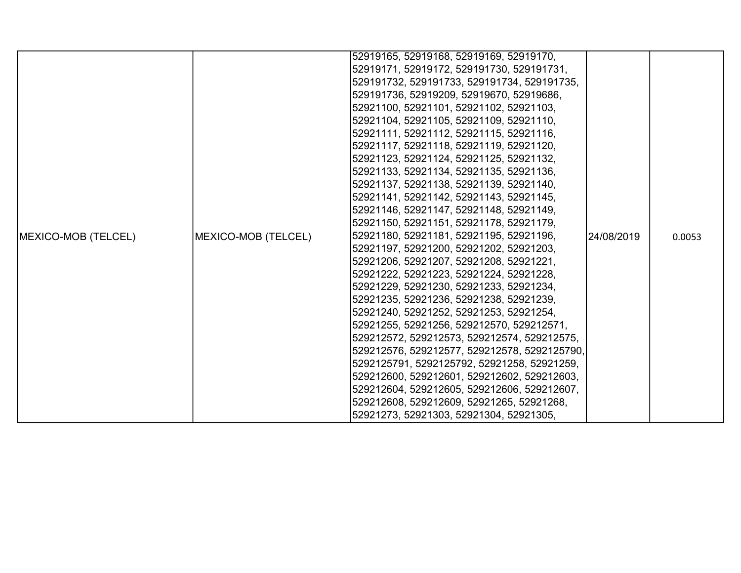| | | | | |
|---|---|---|---|---|
| MEXICO-MOB (TELCEL) | MEXICO-MOB (TELCEL) | 52919165, 52919168, 52919169, 52919170, 52919171, 52919172, 529191730, 529191731, 529191732, 529191733, 529191734, 529191735, 529191736, 52919209, 52919670, 52919686, 52921100, 52921101, 52921102, 52921103, 52921104, 52921105, 52921109, 52921110, 52921111, 52921112, 52921115, 52921116, 52921117, 52921118, 52921119, 52921120, 52921123, 52921124, 52921125, 52921132, 52921133, 52921134, 52921135, 52921136, 52921137, 52921138, 52921139, 52921140, 52921141, 52921142, 52921143, 52921145, 52921146, 52921147, 52921148, 52921149, 52921150, 52921151, 52921178, 52921179, 52921180, 52921181, 52921195, 52921196, 52921197, 52921200, 52921202, 52921203, 52921206, 52921207, 52921208, 52921221, 52921222, 52921223, 52921224, 52921228, 52921229, 52921230, 52921233, 52921234, 52921235, 52921236, 52921238, 52921239, 52921240, 52921252, 52921253, 52921254, 52921255, 52921256, 529212570, 529212571, 529212572, 529212573, 529212574, 529212575, 529212576, 529212577, 529212578, 5292125790, 5292125791, 5292125792, 52921258, 52921259, 529212600, 529212601, 529212602, 529212603, 529212604, 529212605, 529212606, 529212607, 529212608, 529212609, 52921265, 52921268, 52921273, 52921303, 52921304, 52921305, | 24/08/2019 | 0.0053 |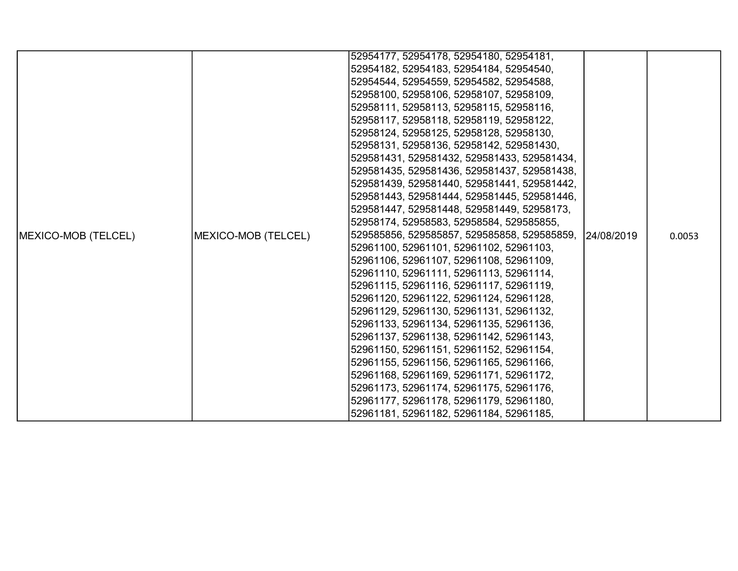| | | | | |
|---|---|---|---|---|
| MEXICO-MOB (TELCEL) | MEXICO-MOB (TELCEL) | 52954177, 52954178, 52954180, 52954181, 52954182, 52954183, 52954184, 52954540, 52954544, 52954559, 52954582, 52954588, 52958100, 52958106, 52958107, 52958109, 52958111, 52958113, 52958115, 52958116, 52958117, 52958118, 52958119, 52958122, 52958124, 52958125, 52958128, 52958130, 52958131, 52958136, 52958142, 529581430, 529581431, 529581432, 529581433, 529581434, 529581435, 529581436, 529581437, 529581438, 529581439, 529581440, 529581441, 529581442, 529581443, 529581444, 529581445, 529581446, 529581447, 529581448, 529581449, 52958173, 52958174, 52958583, 52958584, 529585855, 529585856, 529585857, 529585858, 529585859, 52961100, 52961101, 52961102, 52961103, 52961106, 52961107, 52961108, 52961109, 52961110, 52961111, 52961113, 52961114, 52961115, 52961116, 52961117, 52961119, 52961120, 52961122, 52961124, 52961128, 52961129, 52961130, 52961131, 52961132, 52961133, 52961134, 52961135, 52961136, 52961137, 52961138, 52961142, 52961143, 52961150, 52961151, 52961152, 52961154, 52961155, 52961156, 52961165, 52961166, 52961168, 52961169, 52961171, 52961172, 52961173, 52961174, 52961175, 52961176, 52961177, 52961178, 52961179, 52961180, 52961181, 52961182, 52961184, 52961185, | 24/08/2019 | 0.0053 |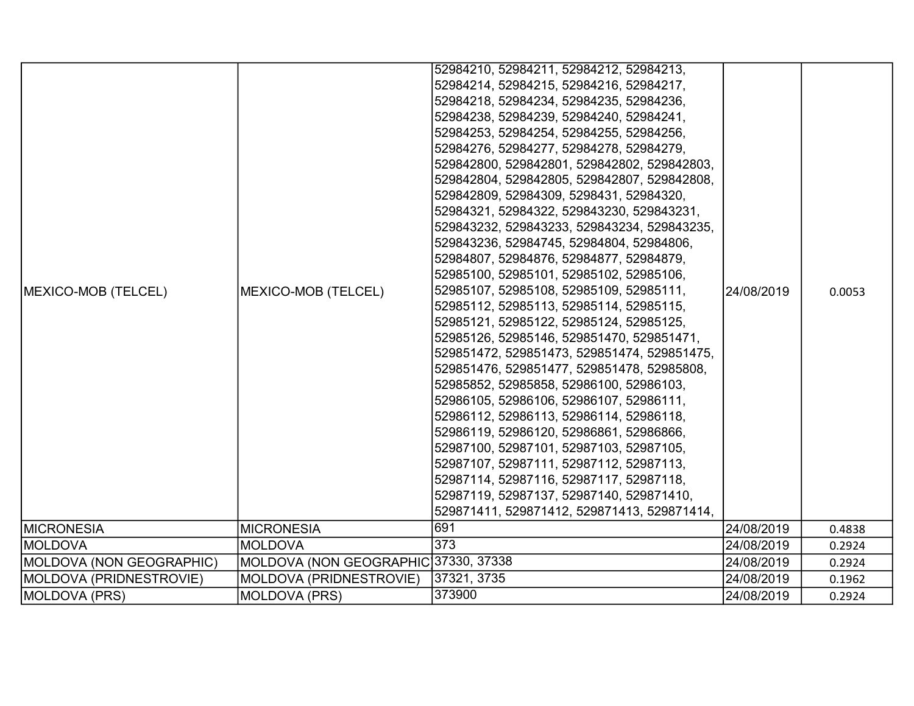| | | | | |
|---|---|---|---|---|
| MEXICO-MOB (TELCEL) | MEXICO-MOB (TELCEL) | 52984210, 52984211, 52984212, 52984213, 52984214, 52984215, 52984216, 52984217, 52984218, 52984234, 52984235, 52984236, 52984238, 52984239, 52984240, 52984241, 52984253, 52984254, 52984255, 52984256, 52984276, 52984277, 52984278, 52984279, 529842800, 529842801, 529842802, 529842803, 529842804, 529842805, 529842807, 529842808, 529842809, 52984309, 5298431, 52984320, 52984321, 52984322, 529843230, 529843231, 529843232, 529843233, 529843234, 529843235, 529843236, 52984745, 52984804, 52984806, 52984807, 52984876, 52984877, 52984879, 52985100, 52985101, 52985102, 52985106, 52985107, 52985108, 52985109, 52985111, 52985112, 52985113, 52985114, 52985115, 52985121, 52985122, 52985124, 52985125, 52985126, 52985146, 529851470, 529851471, 529851472, 529851473, 529851474, 529851475, 529851476, 529851477, 529851478, 52985808, 52985852, 52985858, 52986100, 52986103, 52986105, 52986106, 52986107, 52986111, 52986112, 52986113, 52986114, 52986118, 52986119, 52986120, 52986861, 52986866, 52987100, 52987101, 52987103, 52987105, 52987107, 52987111, 52987112, 52987113, 52987114, 52987116, 52987117, 52987118, 52987119, 52987137, 52987140, 529871410, 529871411, 529871412, 529871413, 529871414, | 24/08/2019 | 0.0053 |
| MICRONESIA | MICRONESIA | 691 | 24/08/2019 | 0.4838 |
| MOLDOVA | MOLDOVA | 373 | 24/08/2019 | 0.2924 |
| MOLDOVA (NON GEOGRAPHIC) | MOLDOVA (NON GEOGRAPHIC) | 37330, 37338 | 24/08/2019 | 0.2924 |
| MOLDOVA (PRIDNESTROVIE) | MOLDOVA (PRIDNESTROVIE) | 37321, 3735 | 24/08/2019 | 0.1962 |
| MOLDOVA (PRS) | MOLDOVA (PRS) | 373900 | 24/08/2019 | 0.2924 |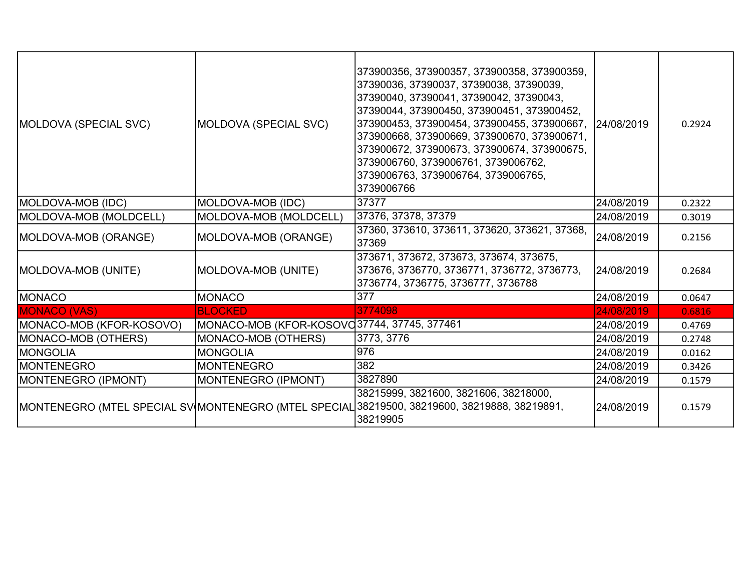| | | | | |
|---|---|---|---|---|
| MOLDOVA (SPECIAL SVC) | MOLDOVA (SPECIAL SVC) | 373900356, 373900357, 373900358, 373900359, 37390036, 37390037, 37390038, 37390039, 37390040, 37390041, 37390042, 37390043, 37390044, 373900450, 373900451, 373900452, 373900453, 373900454, 373900455, 373900667, 373900668, 373900669, 373900670, 373900671, 373900672, 373900673, 373900674, 373900675, 3739006760, 3739006761, 3739006762, 3739006763, 3739006764, 3739006765, 3739006766 | 24/08/2019 | 0.2924 |
| MOLDOVA-MOB (IDC) | MOLDOVA-MOB (IDC) | 37377 | 24/08/2019 | 0.2322 |
| MOLDOVA-MOB (MOLDCELL) | MOLDOVA-MOB (MOLDCELL) | 37376, 37378, 37379 | 24/08/2019 | 0.3019 |
| MOLDOVA-MOB (ORANGE) | MOLDOVA-MOB (ORANGE) | 37360, 373610, 373611, 373620, 373621, 37368, 37369 | 24/08/2019 | 0.2156 |
| MOLDOVA-MOB (UNITE) | MOLDOVA-MOB (UNITE) | 373671, 373672, 373673, 373674, 373675, 373676, 3736770, 3736771, 3736772, 3736773, 3736774, 3736775, 3736777, 3736788 | 24/08/2019 | 0.2684 |
| MONACO | MONACO | 377 | 24/08/2019 | 0.0647 |
| MONACO (VAS) | BLOCKED | 3774098 | 24/08/2019 | 0.6816 |
| MONACO-MOB (KFOR-KOSOVO) | MONACO-MOB (KFOR-KOSOVO | 37744, 37745, 377461 | 24/08/2019 | 0.4769 |
| MONACO-MOB (OTHERS) | MONACO-MOB (OTHERS) | 3773, 3776 | 24/08/2019 | 0.2748 |
| MONGOLIA | MONGOLIA | 976 | 24/08/2019 | 0.0162 |
| MONTENEGRO | MONTENEGRO | 382 | 24/08/2019 | 0.3426 |
| MONTENEGRO (IPMONT) | MONTENEGRO (IPMONT) | 3827890 | 24/08/2019 | 0.1579 |
| MONTENEGRO (MTEL SPECIAL SV | MONTENEGRO (MTEL SPECIAL | 38215999, 3821600, 3821606, 38218000, 38219500, 38219600, 38219888, 38219891, 38219905 | 24/08/2019 | 0.1579 |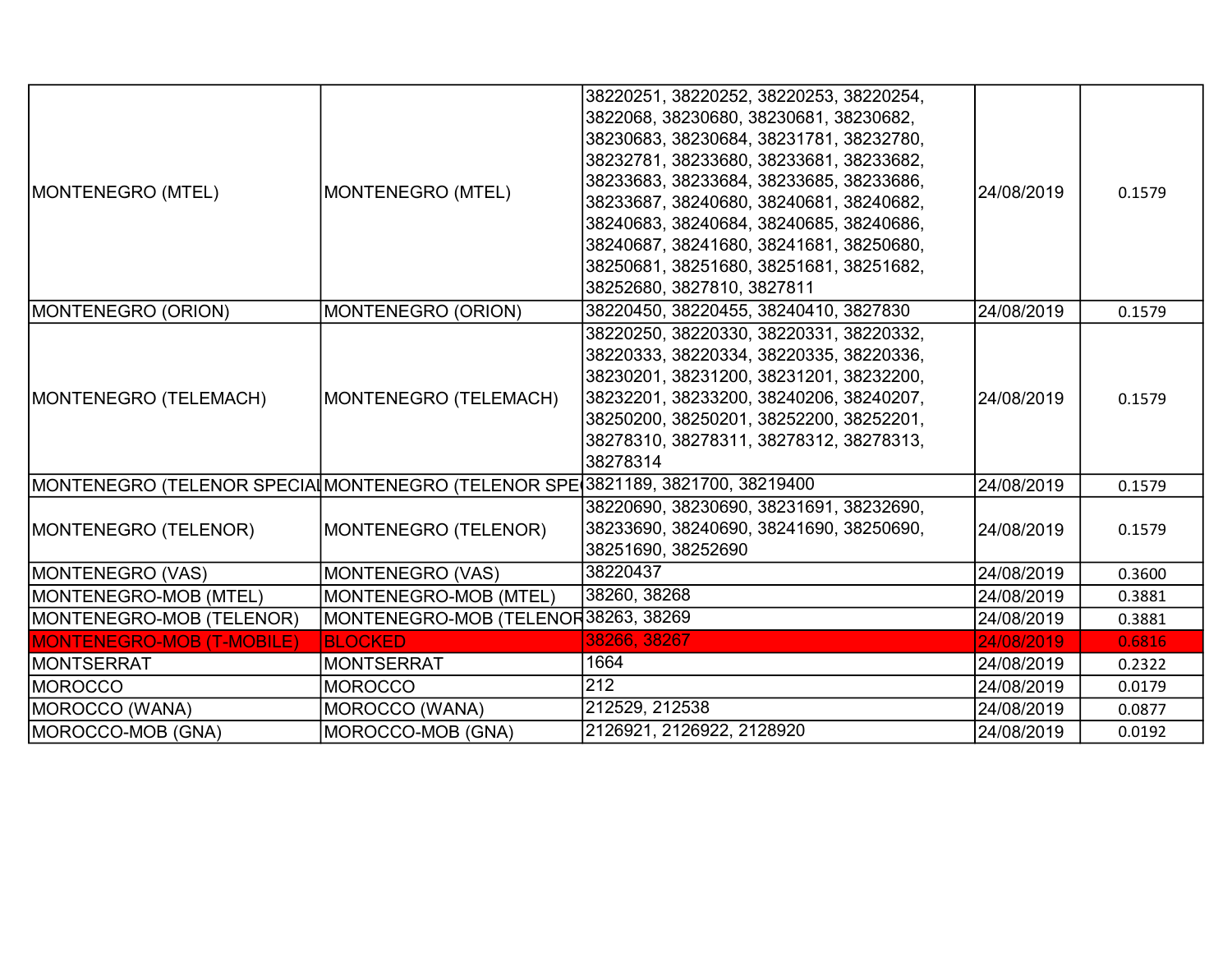| MONTENEGRO (MTEL) | MONTENEGRO (MTEL) | 38220251, 38220252, 38220253, 38220254, 3822068, 38230680, 38230681, 38230682, 38230683, 38230684, 38231781, 38232780, 38232781, 38233680, 38233681, 38233682, 38233683, 38233684, 38233685, 38233686, 38233687, 38240680, 38240681, 38240682, 38240683, 38240684, 38240685, 38240686, 38240687, 38241680, 38241681, 38250680, 38250681, 38251680, 38251681, 38251682, 38252680, 3827810, 3827811 | 24/08/2019 | 0.1579 |
|---|---|---|---|---|
| MONTENEGRO (ORION) | MONTENEGRO (ORION) | 38220450, 38220455, 38240410, 3827830 | 24/08/2019 | 0.1579 |
| MONTENEGRO (TELEMACH) | MONTENEGRO (TELEMACH) | 38220250, 38220330, 38220331, 38220332, 38220333, 38220334, 38220335, 38220336, 38230201, 38231200, 38231201, 38232200, 38232201, 38233200, 38240206, 38240207, 38250200, 38250201, 38252200, 38252201, 38278310, 38278311, 38278312, 38278313, 38278314 | 24/08/2019 | 0.1579 |
| MONTENEGRO (TELENOR SPECIAL | MONTENEGRO (TELENOR SPE( | 3821189, 3821700, 38219400 | 24/08/2019 | 0.1579 |
| MONTENEGRO (TELENOR) | MONTENEGRO (TELENOR) | 38220690, 38230690, 38231691, 38232690, 38233690, 38240690, 38241690, 38250690, 38251690, 38252690 | 24/08/2019 | 0.1579 |
| MONTENEGRO (VAS) | MONTENEGRO (VAS) | 38220437 | 24/08/2019 | 0.3600 |
| MONTENEGRO-MOB (MTEL) | MONTENEGRO-MOB (MTEL) | 38260, 38268 | 24/08/2019 | 0.3881 |
| MONTENEGRO-MOB (TELENOR) | MONTENEGRO-MOB (TELENOR | 38263, 38269 | 24/08/2019 | 0.3881 |
| MONTENEGRO-MOB (T-MOBILE) | BLOCKED | 38266, 38267 | 24/08/2019 | 0.6816 |
| MONTSERRAT | MONTSERRAT | 1664 | 24/08/2019 | 0.2322 |
| MOROCCO | MOROCCO | 212 | 24/08/2019 | 0.0179 |
| MOROCCO (WANA) | MOROCCO (WANA) | 212529, 212538 | 24/08/2019 | 0.0877 |
| MOROCCO-MOB (GNA) | MOROCCO-MOB (GNA) | 2126921, 2126922, 2128920 | 24/08/2019 | 0.0192 |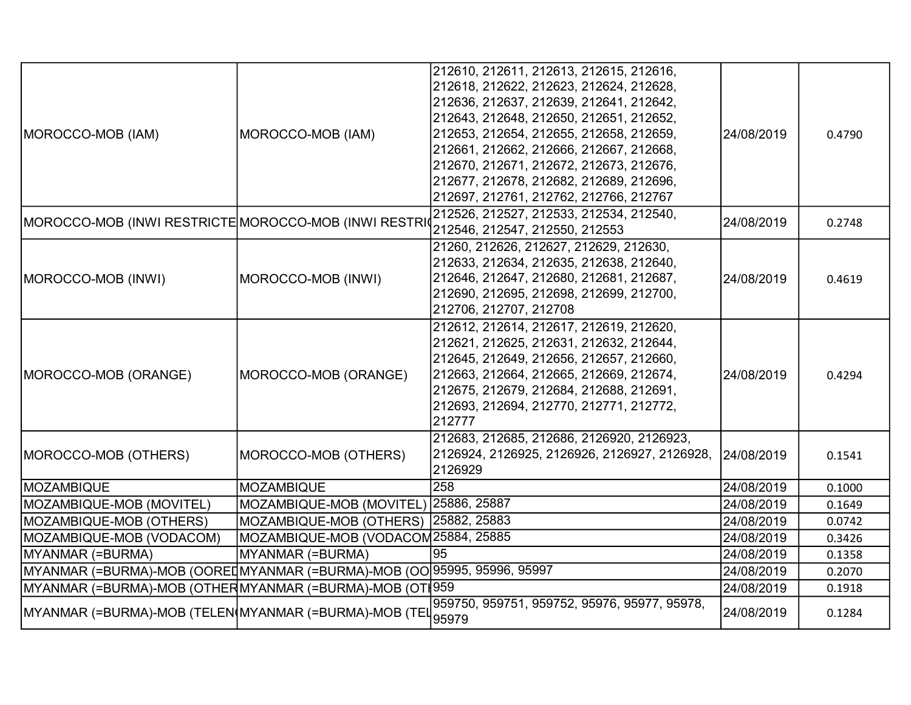| MOROCCO-MOB (IAM) | MOROCCO-MOB (IAM) | 212610, 212611, 212613, 212615, 212616, 212618, 212622, 212623, 212624, 212628, 212636, 212637, 212639, 212641, 212642, 212643, 212648, 212650, 212651, 212652, 212653, 212654, 212655, 212658, 212659, 212661, 212662, 212666, 212667, 212668, 212670, 212671, 212672, 212673, 212676, 212677, 212678, 212682, 212689, 212696, 212697, 212761, 212762, 212766, 212767 | 24/08/2019 | 0.4790 |
|---|---|---|---|---|
| MOROCCO-MOB (INWI RESTRICTE | MOROCCO-MOB (INWI RESTRI( | 212526, 212527, 212533, 212534, 212540, 212546, 212547, 212550, 212553 | 24/08/2019 | 0.2748 |
| MOROCCO-MOB (INWI) | MOROCCO-MOB (INWI) | 21260, 212626, 212627, 212629, 212630, 212633, 212634, 212635, 212638, 212640, 212646, 212647, 212680, 212681, 212687, 212690, 212695, 212698, 212699, 212700, 212706, 212707, 212708 | 24/08/2019 | 0.4619 |
| MOROCCO-MOB (ORANGE) | MOROCCO-MOB (ORANGE) | 212612, 212614, 212617, 212619, 212620, 212621, 212625, 212631, 212632, 212644, 212645, 212649, 212656, 212657, 212660, 212663, 212664, 212665, 212669, 212674, 212675, 212679, 212684, 212688, 212691, 212693, 212694, 212770, 212771, 212772, 212777 | 24/08/2019 | 0.4294 |
| MOROCCO-MOB (OTHERS) | MOROCCO-MOB (OTHERS) | 212683, 212685, 212686, 2126920, 2126923, 2126924, 2126925, 2126926, 2126927, 2126928, 2126929 | 24/08/2019 | 0.1541 |
| MOZAMBIQUE | MOZAMBIQUE | 258 | 24/08/2019 | 0.1000 |
| MOZAMBIQUE-MOB (MOVITEL) | MOZAMBIQUE-MOB (MOVITEL) | 25886, 25887 | 24/08/2019 | 0.1649 |
| MOZAMBIQUE-MOB (OTHERS) | MOZAMBIQUE-MOB (OTHERS) | 25882, 25883 | 24/08/2019 | 0.0742 |
| MOZAMBIQUE-MOB (VODACOM) | MOZAMBIQUE-MOB (VODACOM | 25884, 25885 | 24/08/2019 | 0.3426 |
| MYANMAR (=BURMA) | MYANMAR (=BURMA) | 95 | 24/08/2019 | 0.1358 |
| MYANMAR (=BURMA)-MOB (OOREI | MYANMAR (=BURMA)-MOB (OO | 95995, 95996, 95997 | 24/08/2019 | 0.2070 |
| MYANMAR (=BURMA)-MOB (OTHER | MYANMAR (=BURMA)-MOB (OTI | 959 | 24/08/2019 | 0.1918 |
| MYANMAR (=BURMA)-MOB (TELEN | MYANMAR (=BURMA)-MOB (TEL | 959750, 959751, 959752, 95976, 95977, 95978, 95979 | 24/08/2019 | 0.1284 |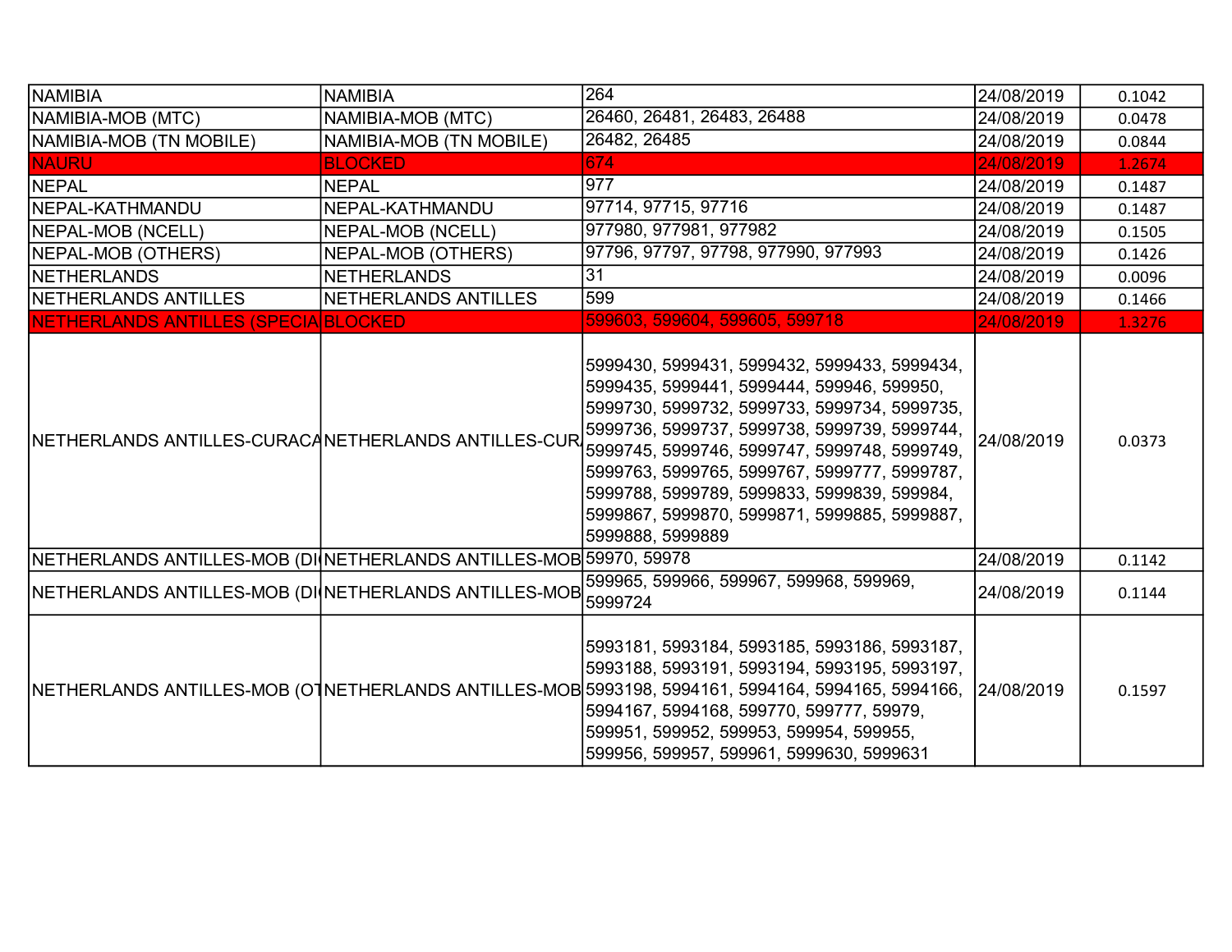| | | | | |
|---|---|---|---|---|
| NAMIBIA | NAMIBIA | 264 | 24/08/2019 | 0.1042 |
| NAMIBIA-MOB (MTC) | NAMIBIA-MOB (MTC) | 26460, 26481, 26483, 26488 | 24/08/2019 | 0.0478 |
| NAMIBIA-MOB (TN MOBILE) | NAMIBIA-MOB (TN MOBILE) | 26482, 26485 | 24/08/2019 | 0.0844 |
| NAURU | BLOCKED | 674 | 24/08/2019 | 1.2674 |
| NEPAL | NEPAL | 977 | 24/08/2019 | 0.1487 |
| NEPAL-KATHMANDU | NEPAL-KATHMANDU | 97714, 97715, 97716 | 24/08/2019 | 0.1487 |
| NEPAL-MOB (NCELL) | NEPAL-MOB (NCELL) | 977980, 977981, 977982 | 24/08/2019 | 0.1505 |
| NEPAL-MOB (OTHERS) | NEPAL-MOB (OTHERS) | 97796, 97797, 97798, 977990, 977993 | 24/08/2019 | 0.1426 |
| NETHERLANDS | NETHERLANDS | 31 | 24/08/2019 | 0.0096 |
| NETHERLANDS ANTILLES | NETHERLANDS ANTILLES | 599 | 24/08/2019 | 0.1466 |
| NETHERLANDS ANTILLES (SPECIA | BLOCKED | 599603, 599604, 599605, 599718 | 24/08/2019 | 1.3276 |
| NETHERLANDS ANTILLES-CURACA | NETHERLANDS ANTILLES-CUR/ | 5999430, 5999431, 5999432, 5999433, 5999434, 5999435, 5999441, 5999444, 599946, 599950, 5999730, 5999732, 5999733, 5999734, 5999735, 5999736, 5999737, 5999738, 5999739, 5999744, 5999745, 5999746, 5999747, 5999748, 5999749, 5999763, 5999765, 5999767, 5999777, 5999787, 5999788, 5999789, 5999833, 5999839, 599984, 5999867, 5999870, 5999871, 5999885, 5999887, 5999888, 5999889 | 24/08/2019 | 0.0373 |
| NETHERLANDS ANTILLES-MOB (DI | NETHERLANDS ANTILLES-MOB | 59970, 59978 | 24/08/2019 | 0.1142 |
| NETHERLANDS ANTILLES-MOB (DI | NETHERLANDS ANTILLES-MOB | 599965, 599966, 599967, 599968, 599969, 5999724 | 24/08/2019 | 0.1144 |
| NETHERLANDS ANTILLES-MOB (OT | NETHERLANDS ANTILLES-MOB | 5993181, 5993184, 5993185, 5993186, 5993187, 5993188, 5993191, 5993194, 5993195, 5993197, 5993198, 5994161, 5994164, 5994165, 5994166, 5994167, 5994168, 599770, 599777, 59979, 599951, 599952, 599953, 599954, 599955, 599956, 599957, 599961, 5999630, 5999631 | 24/08/2019 | 0.1597 |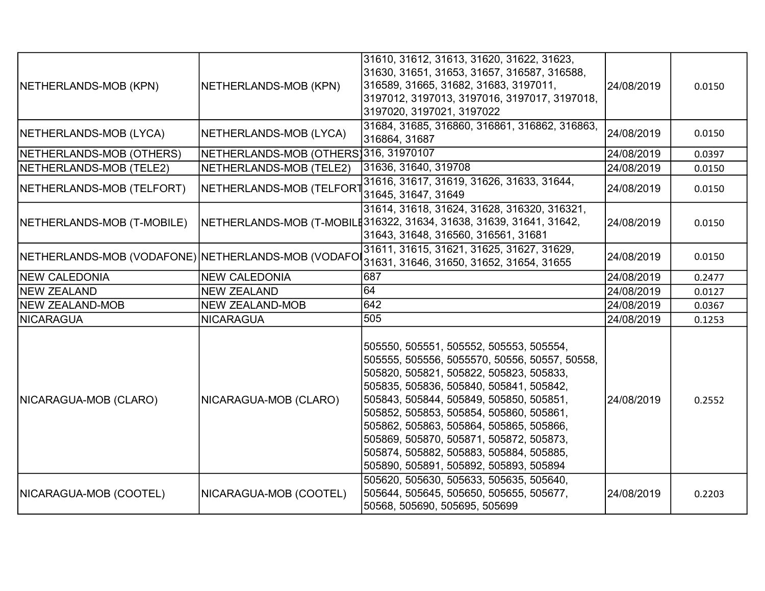| NETHERLANDS-MOB (KPN) | NETHERLANDS-MOB (KPN) | 31610, 31612, 31613, 31620, 31622, 31623, 31630, 31651, 31653, 31657, 316587, 316588, 316589, 31665, 31682, 31683, 3197011, 3197012, 3197013, 3197016, 3197017, 3197018, 3197020, 3197021, 3197022 | 24/08/2019 | 0.0150 |
|---|---|---|---|---|
| NETHERLANDS-MOB (LYCA) | NETHERLANDS-MOB (LYCA) | 31684, 31685, 316860, 316861, 316862, 316863, 316864, 31687 | 24/08/2019 | 0.0150 |
| NETHERLANDS-MOB (OTHERS) | NETHERLANDS-MOB (OTHERS) | 316, 31970107 | 24/08/2019 | 0.0397 |
| NETHERLANDS-MOB (TELE2) | NETHERLANDS-MOB (TELE2) | 31636, 31640, 319708 | 24/08/2019 | 0.0150 |
| NETHERLANDS-MOB (TELFORT) | NETHERLANDS-MOB (TELFORT | 31616, 31617, 31619, 31626, 31633, 31644, 31645, 31647, 31649 | 24/08/2019 | 0.0150 |
| NETHERLANDS-MOB (T-MOBILE) | NETHERLANDS-MOB (T-MOBILE | 31614, 31618, 31624, 31628, 316320, 316321, 316322, 31634, 31638, 31639, 31641, 31642, 31643, 31648, 316560, 316561, 31681 | 24/08/2019 | 0.0150 |
| NETHERLANDS-MOB (VODAFONE) | NETHERLANDS-MOB (VODAFO | 31611, 31615, 31621, 31625, 31627, 31629, 31631, 31646, 31650, 31652, 31654, 31655 | 24/08/2019 | 0.0150 |
| NEW CALEDONIA | NEW CALEDONIA | 687 | 24/08/2019 | 0.2477 |
| NEW ZEALAND | NEW ZEALAND | 64 | 24/08/2019 | 0.0127 |
| NEW ZEALAND-MOB | NEW ZEALAND-MOB | 642 | 24/08/2019 | 0.0367 |
| NICARAGUA | NICARAGUA | 505 | 24/08/2019 | 0.1253 |
| NICARAGUA-MOB (CLARO) | NICARAGUA-MOB (CLARO) | 505550, 505551, 505552, 505553, 505554, 505555, 505556, 5055570, 50556, 50557, 50558, 505820, 505821, 505822, 505823, 505833, 505835, 505836, 505840, 505841, 505842, 505843, 505844, 505849, 505850, 505851, 505852, 505853, 505854, 505860, 505861, 505862, 505863, 505864, 505865, 505866, 505869, 505870, 505871, 505872, 505873, 505874, 505882, 505883, 505884, 505885, 505890, 505891, 505892, 505893, 505894 | 24/08/2019 | 0.2552 |
| NICARAGUA-MOB (COOTEL) | NICARAGUA-MOB (COOTEL) | 505620, 505630, 505633, 505635, 505640, 505644, 505645, 505650, 505655, 505677, 50568, 505690, 505695, 505699 | 24/08/2019 | 0.2203 |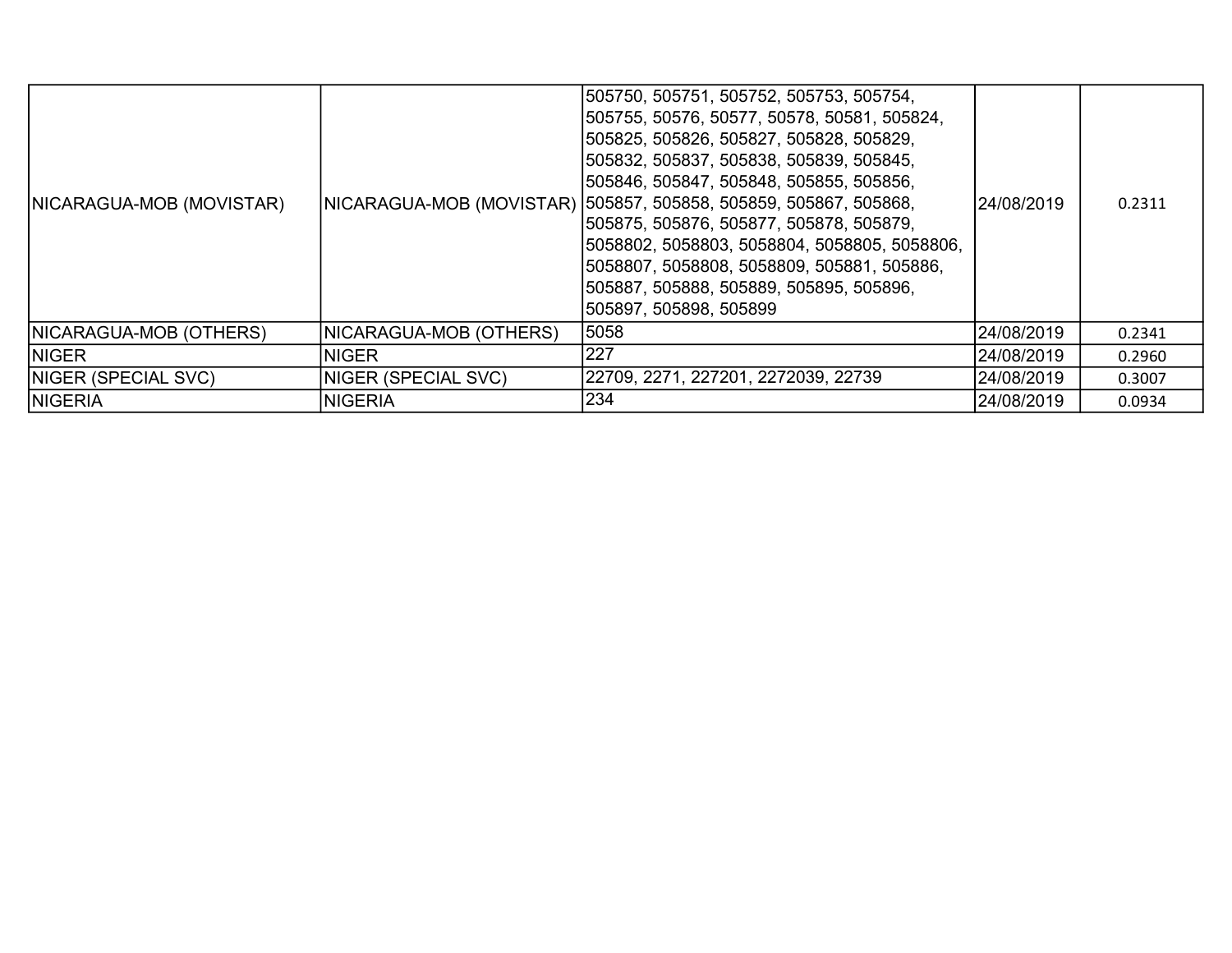| | | | | |
|---|---|---|---|---|
| NICARAGUA-MOB (MOVISTAR) | NICARAGUA-MOB (MOVISTAR) | 505750, 505751, 505752, 505753, 505754, 505755, 50576, 50577, 50578, 50581, 505824, 505825, 505826, 505827, 505828, 505829, 505832, 505837, 505838, 505839, 505845, 505846, 505847, 505848, 505855, 505856, 505857, 505858, 505859, 505867, 505868, 505875, 505876, 505877, 505878, 505879, 5058802, 5058803, 5058804, 5058805, 5058806, 5058807, 5058808, 5058809, 505881, 505886, 505887, 505888, 505889, 505895, 505896, 505897, 505898, 505899 | 24/08/2019 | 0.2311 |
| NICARAGUA-MOB (OTHERS) | NICARAGUA-MOB (OTHERS) | 5058 | 24/08/2019 | 0.2341 |
| NIGER | NIGER | 227 | 24/08/2019 | 0.2960 |
| NIGER (SPECIAL SVC) | NIGER (SPECIAL SVC) | 22709, 2271, 227201, 2272039, 22739 | 24/08/2019 | 0.3007 |
| NIGERIA | NIGERIA | 234 | 24/08/2019 | 0.0934 |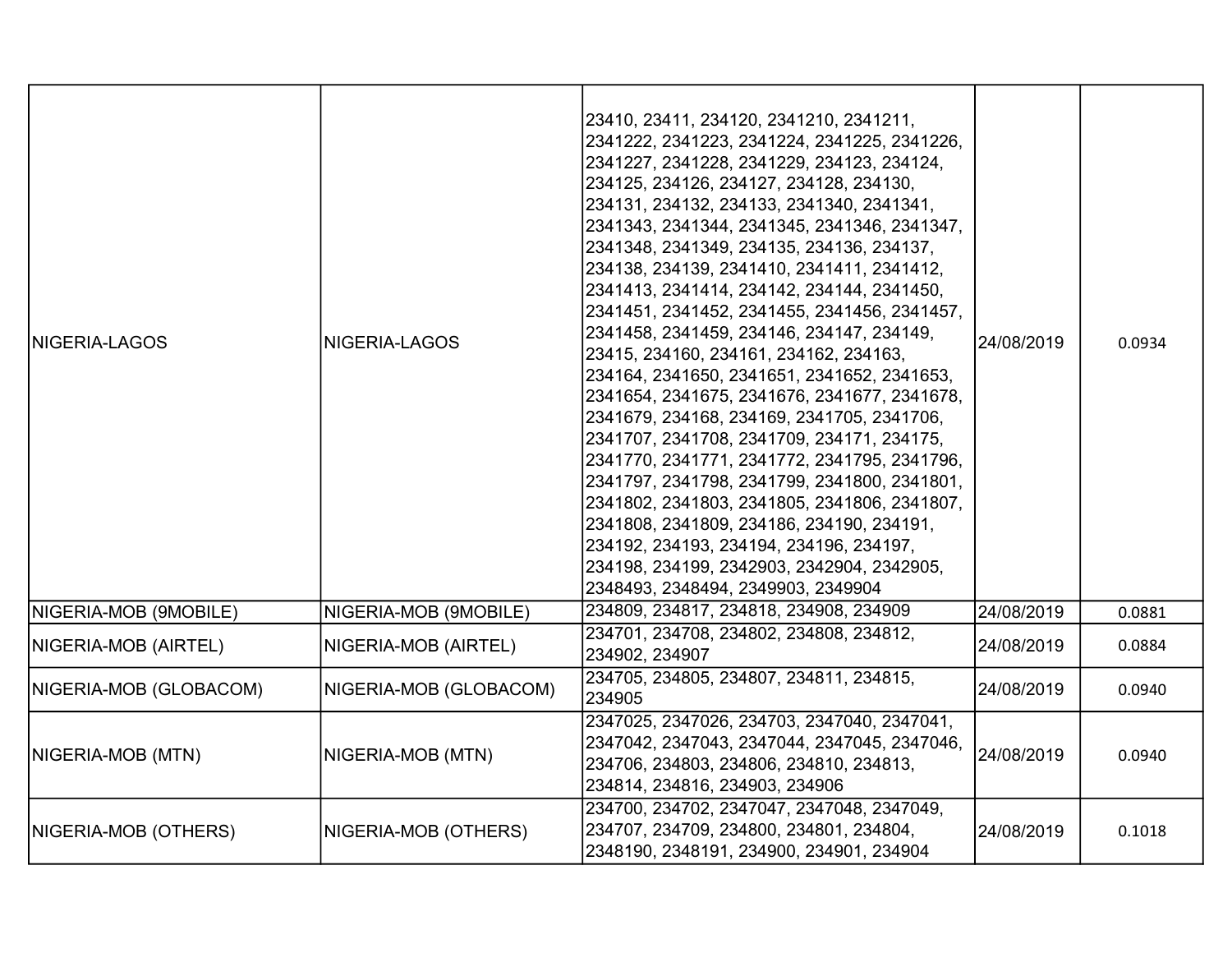| NIGERIA-LAGOS | NIGERIA-LAGOS | 23410, 23411, 234120, 2341210, 2341211, 2341222, 2341223, 2341224, 2341225, 2341226, 2341227, 2341228, 2341229, 234123, 234124, 234125, 234126, 234127, 234128, 234130, 234131, 234132, 234133, 2341340, 2341341, 2341343, 2341344, 2341345, 2341346, 2341347, 2341348, 2341349, 234135, 234136, 234137, 234138, 234139, 2341410, 2341411, 2341412, 2341413, 2341414, 234142, 234144, 2341450, 2341451, 2341452, 2341455, 2341456, 2341457, 2341458, 2341459, 234146, 234147, 234149, 23415, 234160, 234161, 234162, 234163, 234164, 2341650, 2341651, 2341652, 2341653, 2341654, 2341675, 2341676, 2341677, 2341678, 2341679, 234168, 234169, 2341705, 2341706, 2341707, 2341708, 2341709, 234171, 234175, 2341770, 2341771, 2341772, 2341795, 2341796, 2341797, 2341798, 2341799, 2341800, 2341801, 2341802, 2341803, 2341805, 2341806, 2341807, 2341808, 2341809, 234186, 234190, 234191, 234192, 234193, 234194, 234196, 234197, 234198, 234199, 2342903, 2342904, 2342905, 2348493, 2348494, 2349903, 2349904 | 24/08/2019 | 0.0934 |
|---|---|---|---|---|
| NIGERIA-MOB (9MOBILE) | NIGERIA-MOB (9MOBILE) | 234809, 234817, 234818, 234908, 234909 | 24/08/2019 | 0.0881 |
| NIGERIA-MOB (AIRTEL) | NIGERIA-MOB (AIRTEL) | 234701, 234708, 234802, 234808, 234812, 234902, 234907 | 24/08/2019 | 0.0884 |
| NIGERIA-MOB (GLOBACOM) | NIGERIA-MOB (GLOBACOM) | 234705, 234805, 234807, 234811, 234815, 234905 | 24/08/2019 | 0.0940 |
| NIGERIA-MOB (MTN) | NIGERIA-MOB (MTN) | 2347025, 2347026, 234703, 2347040, 2347041, 2347042, 2347043, 2347044, 2347045, 2347046, 234706, 234803, 234806, 234810, 234813, 234814, 234816, 234903, 234906 | 24/08/2019 | 0.0940 |
| NIGERIA-MOB (OTHERS) | NIGERIA-MOB (OTHERS) | 234700, 234702, 2347047, 2347048, 2347049, 234707, 234709, 234800, 234801, 234804, 2348190, 2348191, 234900, 234901, 234904 | 24/08/2019 | 0.1018 |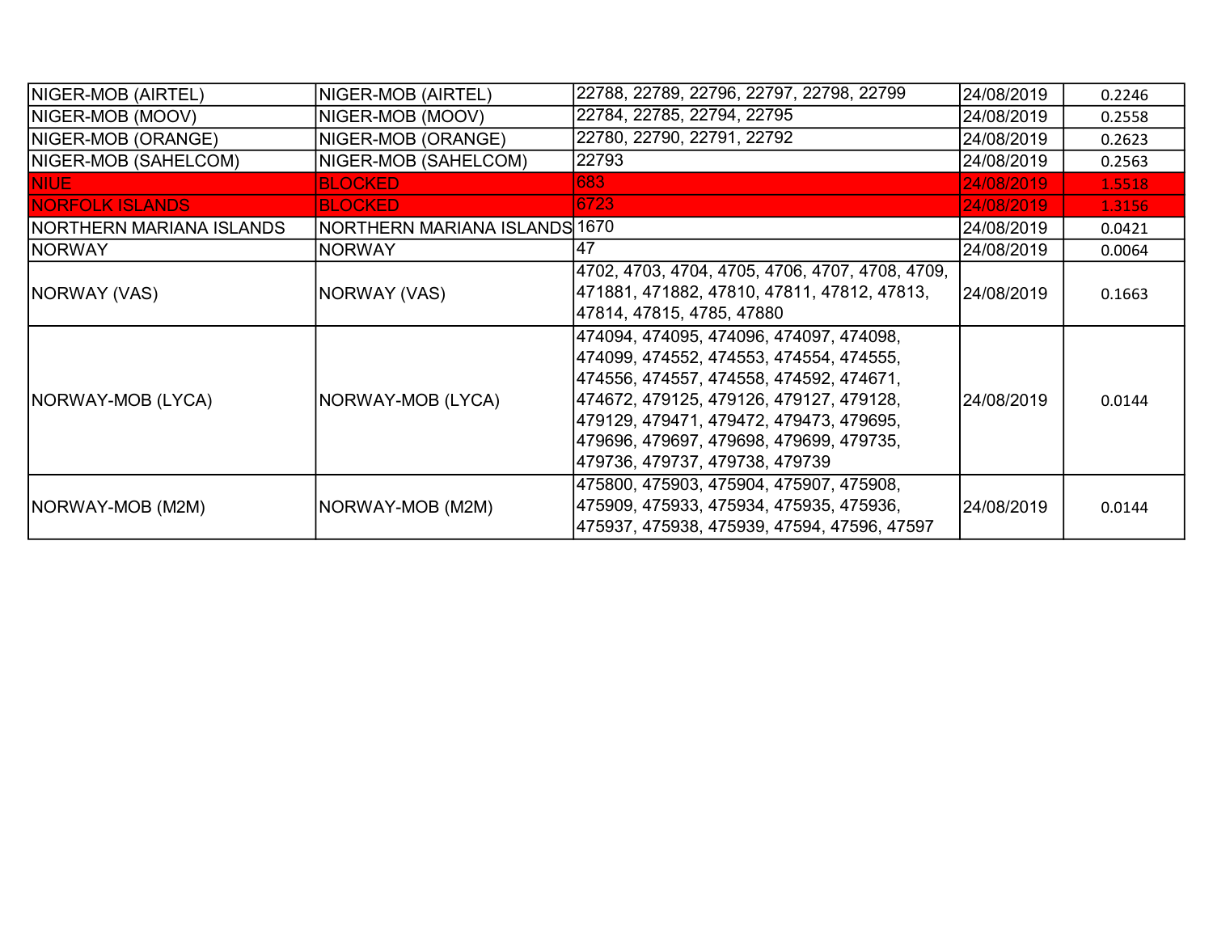| NIGER-MOB (AIRTEL) | NIGER-MOB (AIRTEL) | 22788, 22789, 22796, 22797, 22798, 22799 | 24/08/2019 | 0.2246 |
|---|---|---|---|---|
| NIGER-MOB (MOOV) | NIGER-MOB (MOOV) | 22784, 22785, 22794, 22795 | 24/08/2019 | 0.2558 |
| NIGER-MOB (ORANGE) | NIGER-MOB (ORANGE) | 22780, 22790, 22791, 22792 | 24/08/2019 | 0.2623 |
| NIGER-MOB (SAHELCOM) | NIGER-MOB (SAHELCOM) | 22793 | 24/08/2019 | 0.2563 |
| NIUE | BLOCKED | 683 | 24/08/2019 | 1.5518 |
| NORFOLK ISLANDS | BLOCKED | 6723 | 24/08/2019 | 1.3156 |
| NORTHERN MARIANA ISLANDS | NORTHERN MARIANA ISLANDS | 1670 | 24/08/2019 | 0.0421 |
| NORWAY | NORWAY | 47 | 24/08/2019 | 0.0064 |
| NORWAY (VAS) | NORWAY (VAS) | 4702, 4703, 4704, 4705, 4706, 4707, 4708, 4709, 471881, 471882, 47810, 47811, 47812, 47813, 47814, 47815, 4785, 47880 | 24/08/2019 | 0.1663 |
| NORWAY-MOB (LYCA) | NORWAY-MOB (LYCA) | 474094, 474095, 474096, 474097, 474098, 474099, 474552, 474553, 474554, 474555, 474556, 474557, 474558, 474592, 474671, 474672, 479125, 479126, 479127, 479128, 479129, 479471, 479472, 479473, 479695, 479696, 479697, 479698, 479699, 479735, 479736, 479737, 479738, 479739 | 24/08/2019 | 0.0144 |
| NORWAY-MOB (M2M) | NORWAY-MOB (M2M) | 475800, 475903, 475904, 475907, 475908, 475909, 475933, 475934, 475935, 475936, 475937, 475938, 475939, 47594, 47596, 47597 | 24/08/2019 | 0.0144 |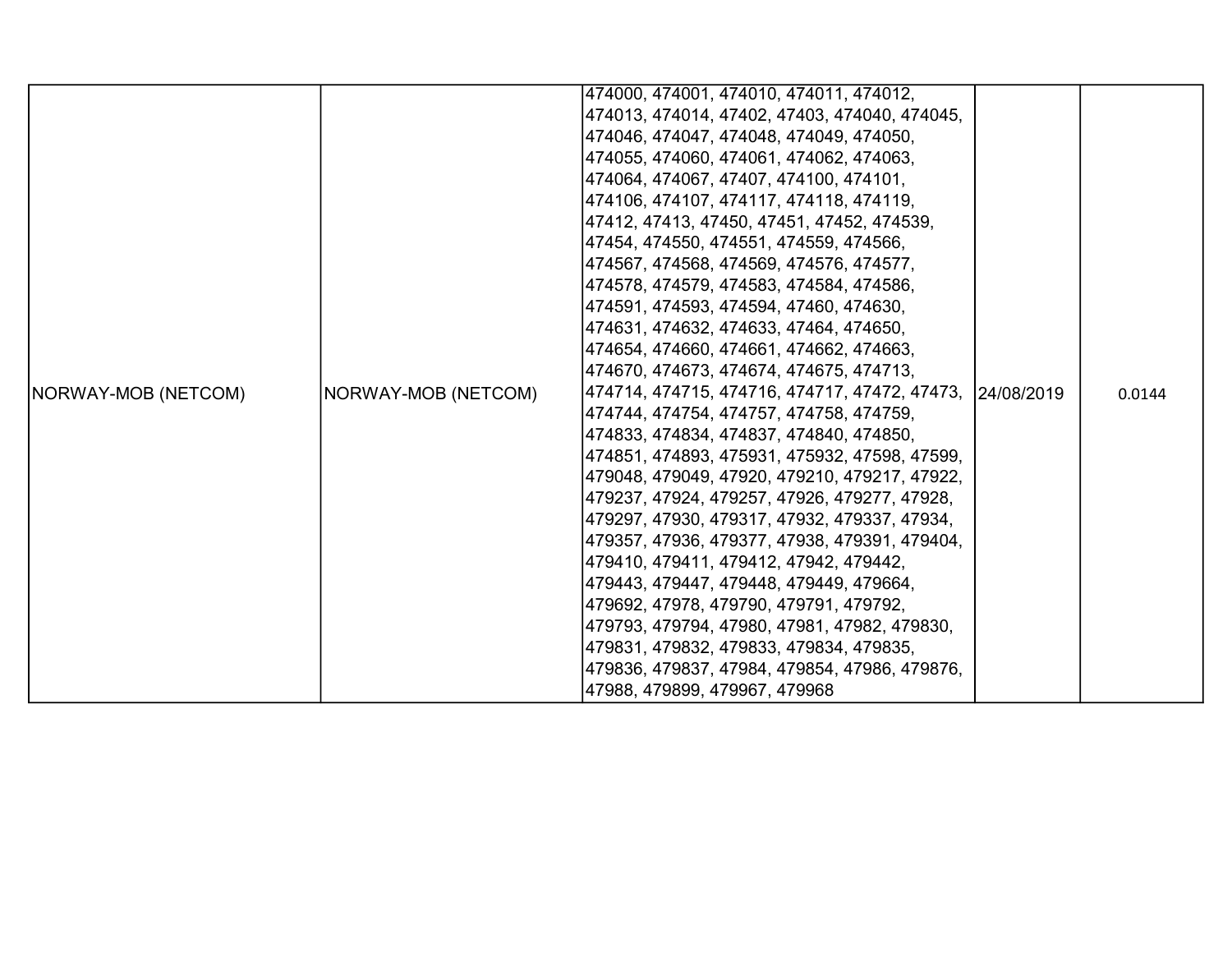| NORWAY-MOB (NETCOM) | NORWAY-MOB (NETCOM) | 474000, 474001, 474010, 474011, 474012, 474013, 474014, 47402, 47403, 474040, 474045, 474046, 474047, 474048, 474049, 474050, 474055, 474060, 474061, 474062, 474063, 474064, 474067, 47407, 474100, 474101, 474106, 474107, 474117, 474118, 474119, 47412, 47413, 47450, 47451, 47452, 474539, 47454, 474550, 474551, 474559, 474566, 474567, 474568, 474569, 474576, 474577, 474578, 474579, 474583, 474584, 474586, 474591, 474593, 474594, 47460, 474630, 474631, 474632, 474633, 47464, 474650, 474654, 474660, 474661, 474662, 474663, 474670, 474673, 474674, 474675, 474713, 474714, 474715, 474716, 474717, 47472, 47473, 474744, 474754, 474757, 474758, 474759, 474833, 474834, 474837, 474840, 474850, 474851, 474893, 475931, 475932, 47598, 47599, 479048, 479049, 47920, 479210, 479217, 47922, 479237, 47924, 479257, 47926, 479277, 47928, 479297, 47930, 479317, 47932, 479337, 47934, 479357, 47936, 479377, 47938, 479391, 479404, 479410, 479411, 479412, 47942, 479442, 479443, 479447, 479448, 479449, 479664, 479692, 47978, 479790, 479791, 479792, 479793, 479794, 47980, 47981, 47982, 479830, 479831, 479832, 479833, 479834, 479835, 479836, 479837, 47984, 479854, 47986, 479876, 47988, 479899, 479967, 479968 | 24/08/2019 | 0.0144 |
|---|---|---|---|---|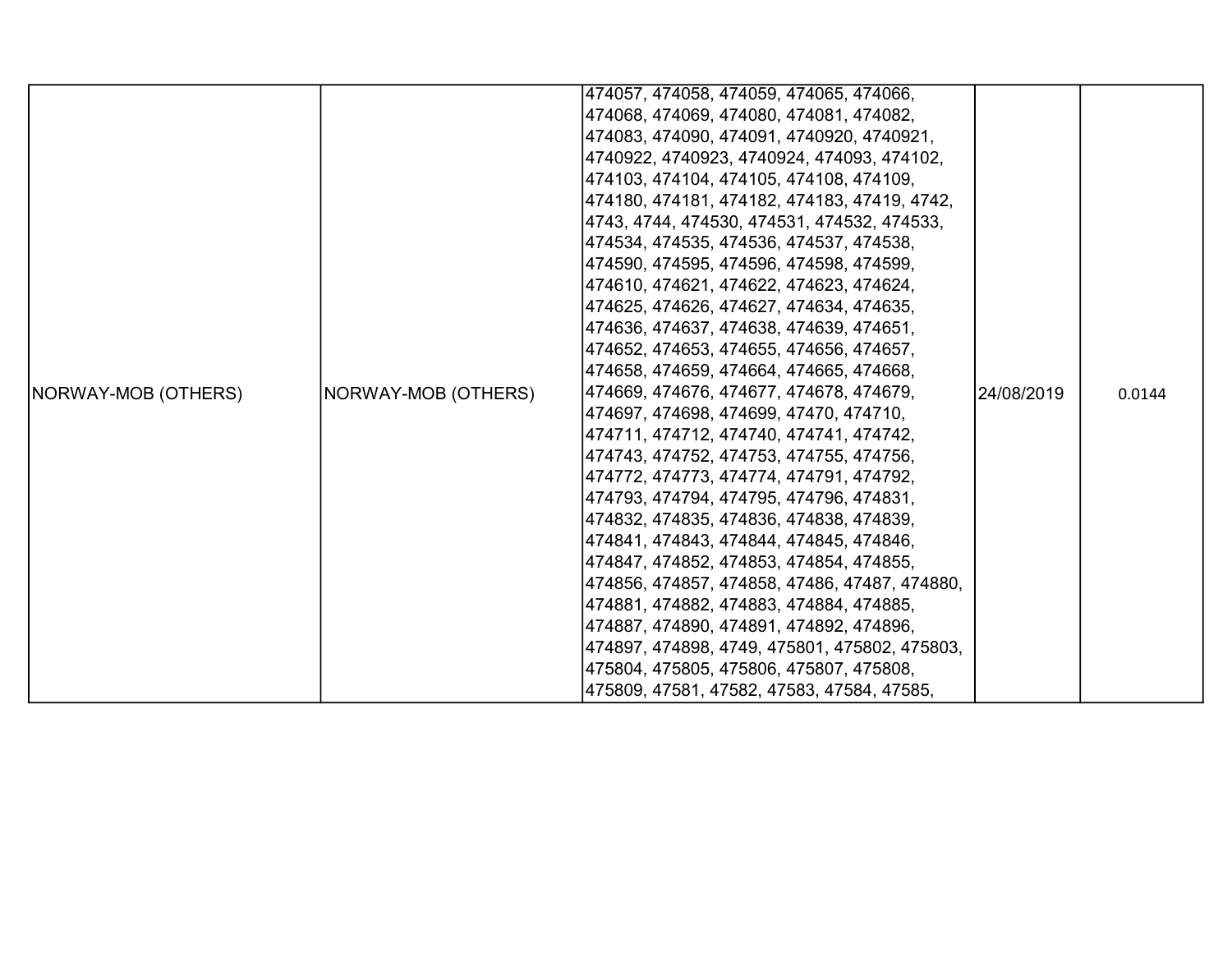| | | | | |
|---|---|---|---|---|
| NORWAY-MOB (OTHERS) | NORWAY-MOB (OTHERS) | 474057, 474058, 474059, 474065, 474066, 474068, 474069, 474080, 474081, 474082, 474083, 474090, 474091, 4740920, 4740921, 4740922, 4740923, 4740924, 474093, 474102, 474103, 474104, 474105, 474108, 474109, 474180, 474181, 474182, 474183, 47419, 4742, 4743, 4744, 474530, 474531, 474532, 474533, 474534, 474535, 474536, 474537, 474538, 474590, 474595, 474596, 474598, 474599, 474610, 474621, 474622, 474623, 474624, 474625, 474626, 474627, 474634, 474635, 474636, 474637, 474638, 474639, 474651, 474652, 474653, 474655, 474656, 474657, 474658, 474659, 474664, 474665, 474668, 474669, 474676, 474677, 474678, 474679, 474697, 474698, 474699, 47470, 474710, 474711, 474712, 474740, 474741, 474742, 474743, 474752, 474753, 474755, 474756, 474772, 474773, 474774, 474791, 474792, 474793, 474794, 474795, 474796, 474831, 474832, 474835, 474836, 474838, 474839, 474841, 474843, 474844, 474845, 474846, 474847, 474852, 474853, 474854, 474855, 474856, 474857, 474858, 47486, 47487, 474880, 474881, 474882, 474883, 474884, 474885, 474887, 474890, 474891, 474892, 474896, 474897, 474898, 4749, 475801, 475802, 475803, 475804, 475805, 475806, 475807, 475808, 475809, 47581, 47582, 47583, 47584, 47585, | 24/08/2019 | 0.0144 |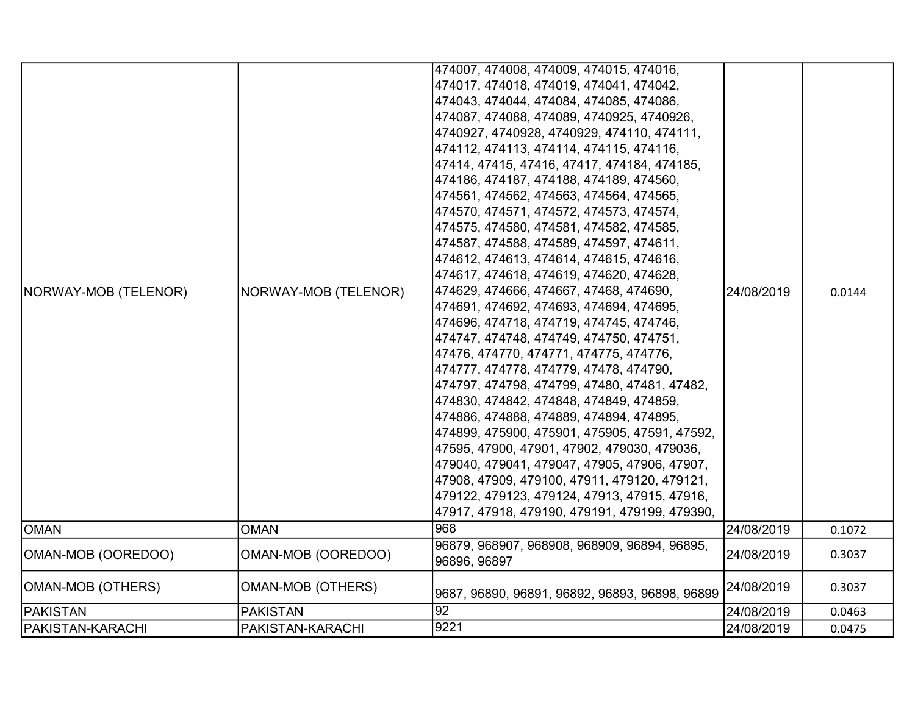| | | | | |
|---|---|---|---|---|
| NORWAY-MOB (TELENOR) | NORWAY-MOB (TELENOR) | 474007, 474008, 474009, 474015, 474016, 474017, 474018, 474019, 474041, 474042, 474043, 474044, 474084, 474085, 474086, 474087, 474088, 474089, 4740925, 4740926, 4740927, 4740928, 4740929, 474110, 474111, 474112, 474113, 474114, 474115, 474116, 47414, 47415, 47416, 47417, 474184, 474185, 474186, 474187, 474188, 474189, 474560, 474561, 474562, 474563, 474564, 474565, 474570, 474571, 474572, 474573, 474574, 474575, 474580, 474581, 474582, 474585, 474587, 474588, 474589, 474597, 474611, 474612, 474613, 474614, 474615, 474616, 474617, 474618, 474619, 474620, 474628, 474629, 474666, 474667, 47468, 474690, 474691, 474692, 474693, 474694, 474695, 474696, 474718, 474719, 474745, 474746, 474747, 474748, 474749, 474750, 474751, 47476, 474770, 474771, 474775, 474776, 474777, 474778, 474779, 47478, 474790, 474797, 474798, 474799, 47480, 47481, 47482, 474830, 474842, 474848, 474849, 474859, 474886, 474888, 474889, 474894, 474895, 474899, 475900, 475901, 475905, 47591, 47592, 47595, 47900, 47901, 47902, 479030, 479036, 479040, 479041, 479047, 47905, 47906, 47907, 47908, 47909, 479100, 47911, 479120, 479121, 479122, 479123, 479124, 47913, 47915, 47916, 47917, 47918, 479190, 479191, 479199, 479390, | 24/08/2019 | 0.0144 |
| OMAN | OMAN | 968 | 24/08/2019 | 0.1072 |
| OMAN-MOB (OOREDOO) | OMAN-MOB (OOREDOO) | 96879, 968907, 968908, 968909, 96894, 96895, 96896, 96897 | 24/08/2019 | 0.3037 |
| OMAN-MOB (OTHERS) | OMAN-MOB (OTHERS) | 9687, 96890, 96891, 96892, 96893, 96898, 96899 | 24/08/2019 | 0.3037 |
| PAKISTAN | PAKISTAN | 92 | 24/08/2019 | 0.0463 |
| PAKISTAN-KARACHI | PAKISTAN-KARACHI | 9221 | 24/08/2019 | 0.0475 |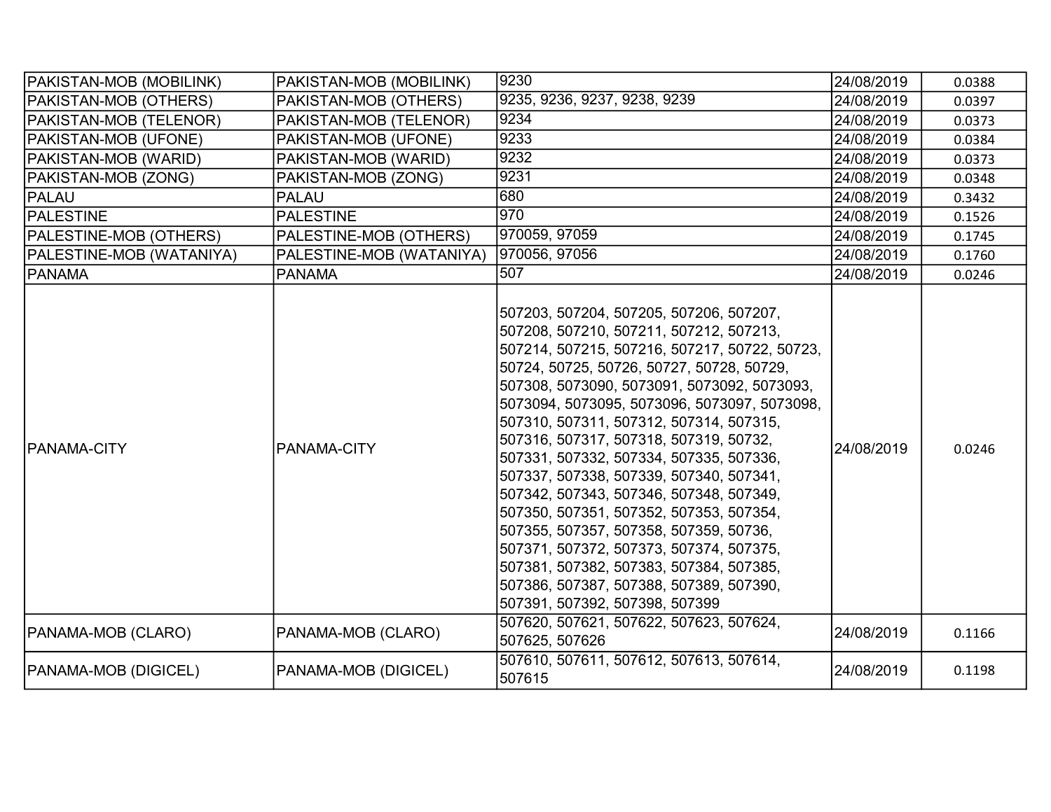| | | | | |
|---|---|---|---|---|
| PAKISTAN-MOB (MOBILINK) | PAKISTAN-MOB (MOBILINK) | 9230 | 24/08/2019 | 0.0388 |
| PAKISTAN-MOB (OTHERS) | PAKISTAN-MOB (OTHERS) | 9235, 9236, 9237, 9238, 9239 | 24/08/2019 | 0.0397 |
| PAKISTAN-MOB (TELENOR) | PAKISTAN-MOB (TELENOR) | 9234 | 24/08/2019 | 0.0373 |
| PAKISTAN-MOB (UFONE) | PAKISTAN-MOB (UFONE) | 9233 | 24/08/2019 | 0.0384 |
| PAKISTAN-MOB (WARID) | PAKISTAN-MOB (WARID) | 9232 | 24/08/2019 | 0.0373 |
| PAKISTAN-MOB (ZONG) | PAKISTAN-MOB (ZONG) | 9231 | 24/08/2019 | 0.0348 |
| PALAU | PALAU | 680 | 24/08/2019 | 0.3432 |
| PALESTINE | PALESTINE | 970 | 24/08/2019 | 0.1526 |
| PALESTINE-MOB (OTHERS) | PALESTINE-MOB (OTHERS) | 970059, 97059 | 24/08/2019 | 0.1745 |
| PALESTINE-MOB (WATANIYA) | PALESTINE-MOB (WATANIYA) | 970056, 97056 | 24/08/2019 | 0.1760 |
| PANAMA | PANAMA | 507 | 24/08/2019 | 0.0246 |
| PANAMA-CITY | PANAMA-CITY | 507203, 507204, 507205, 507206, 507207, 507208, 507210, 507211, 507212, 507213, 507214, 507215, 507216, 507217, 50722, 50723, 50724, 50725, 50726, 50727, 50728, 50729, 507308, 5073090, 5073091, 5073092, 5073093, 5073094, 5073095, 5073096, 5073097, 5073098, 507310, 507311, 507312, 507314, 507315, 507316, 507317, 507318, 507319, 50732, 507331, 507332, 507334, 507335, 507336, 507337, 507338, 507339, 507340, 507341, 507342, 507343, 507346, 507348, 507349, 507350, 507351, 507352, 507353, 507354, 507355, 507357, 507358, 507359, 50736, 507371, 507372, 507373, 507374, 507375, 507381, 507382, 507383, 507384, 507385, 507386, 507387, 507388, 507389, 507390, 507391, 507392, 507398, 507399 | 24/08/2019 | 0.0246 |
| PANAMA-MOB (CLARO) | PANAMA-MOB (CLARO) | 507620, 507621, 507622, 507623, 507624, 507625, 507626 | 24/08/2019 | 0.1166 |
| PANAMA-MOB (DIGICEL) | PANAMA-MOB (DIGICEL) | 507610, 507611, 507612, 507613, 507614, 507615 | 24/08/2019 | 0.1198 |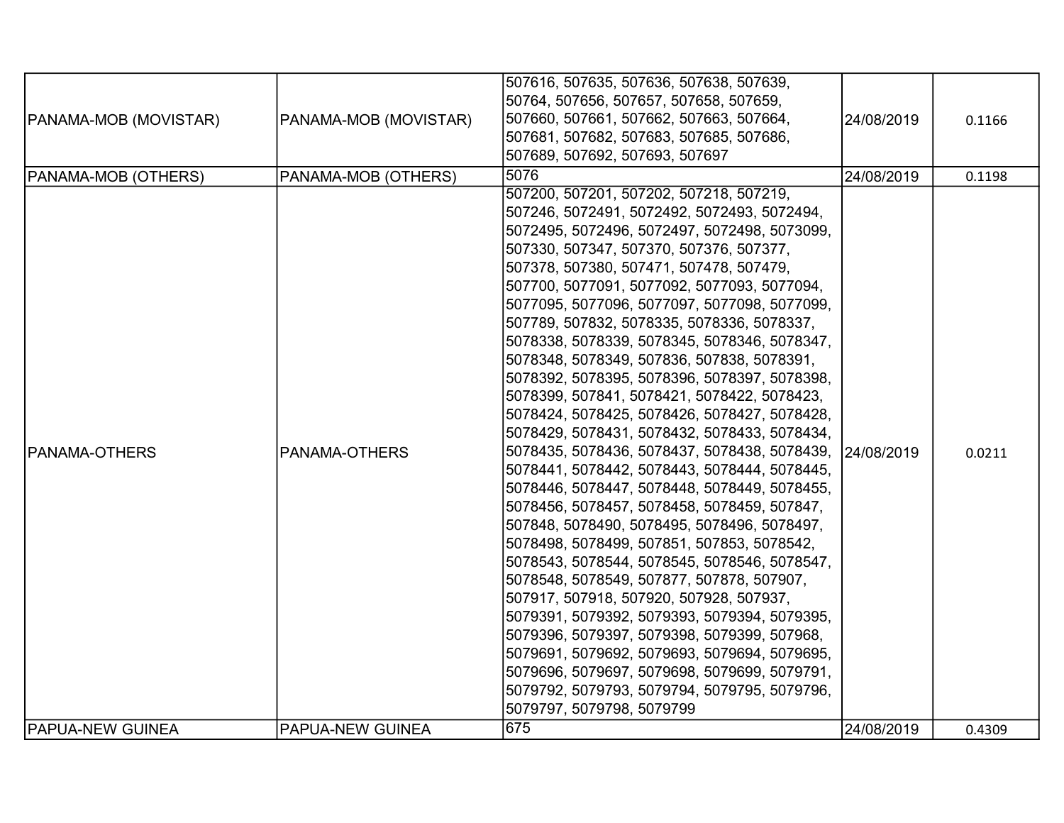| PANAMA-MOB (MOVISTAR) | PANAMA-MOB (MOVISTAR) | 507616, 507635, 507636, 507638, 507639, 50764, 507656, 507657, 507658, 507659, 507660, 507661, 507662, 507663, 507664, 507681, 507682, 507683, 507685, 507686, 507689, 507692, 507693, 507697 | 24/08/2019 | 0.1166 |
|---|---|---|---|---|
| PANAMA-MOB (OTHERS) | PANAMA-MOB (OTHERS) | 5076 | 24/08/2019 | 0.1198 |
| PANAMA-OTHERS | PANAMA-OTHERS | 507200, 507201, 507202, 507218, 507219, 507246, 5072491, 5072492, 5072493, 5072494, 5072495, 5072496, 5072497, 5072498, 5073099, 507330, 507347, 507370, 507376, 507377, 507378, 507380, 507471, 507478, 507479, 507700, 5077091, 5077092, 5077093, 5077094, 5077095, 5077096, 5077097, 5077098, 5077099, 507789, 507832, 5078335, 5078336, 5078337, 5078338, 5078339, 5078345, 5078346, 5078347, 5078348, 5078349, 507836, 507838, 5078391, 5078392, 5078395, 5078396, 5078397, 5078398, 5078399, 507841, 5078421, 5078422, 5078423, 5078424, 5078425, 5078426, 5078427, 5078428, 5078429, 5078431, 5078432, 5078433, 5078434, 5078435, 5078436, 5078437, 5078438, 5078439, 5078441, 5078442, 5078443, 5078444, 5078445, 5078446, 5078447, 5078448, 5078449, 5078455, 5078456, 5078457, 5078458, 5078459, 507847, 507848, 5078490, 5078495, 5078496, 5078497, 5078498, 5078499, 507851, 507853, 5078542, 5078543, 5078544, 5078545, 5078546, 5078547, 5078548, 5078549, 507877, 507878, 507907, 507917, 507918, 507920, 507928, 507937, 5079391, 5079392, 5079393, 5079394, 5079395, 5079396, 5079397, 5079398, 5079399, 507968, 5079691, 5079692, 5079693, 5079694, 5079695, 5079696, 5079697, 5079698, 5079699, 5079791, 5079792, 5079793, 5079794, 5079795, 5079796, 5079797, 5079798, 5079799 | 24/08/2019 | 0.0211 |
| PAPUA-NEW GUINEA | PAPUA-NEW GUINEA | 675 | 24/08/2019 | 0.4309 |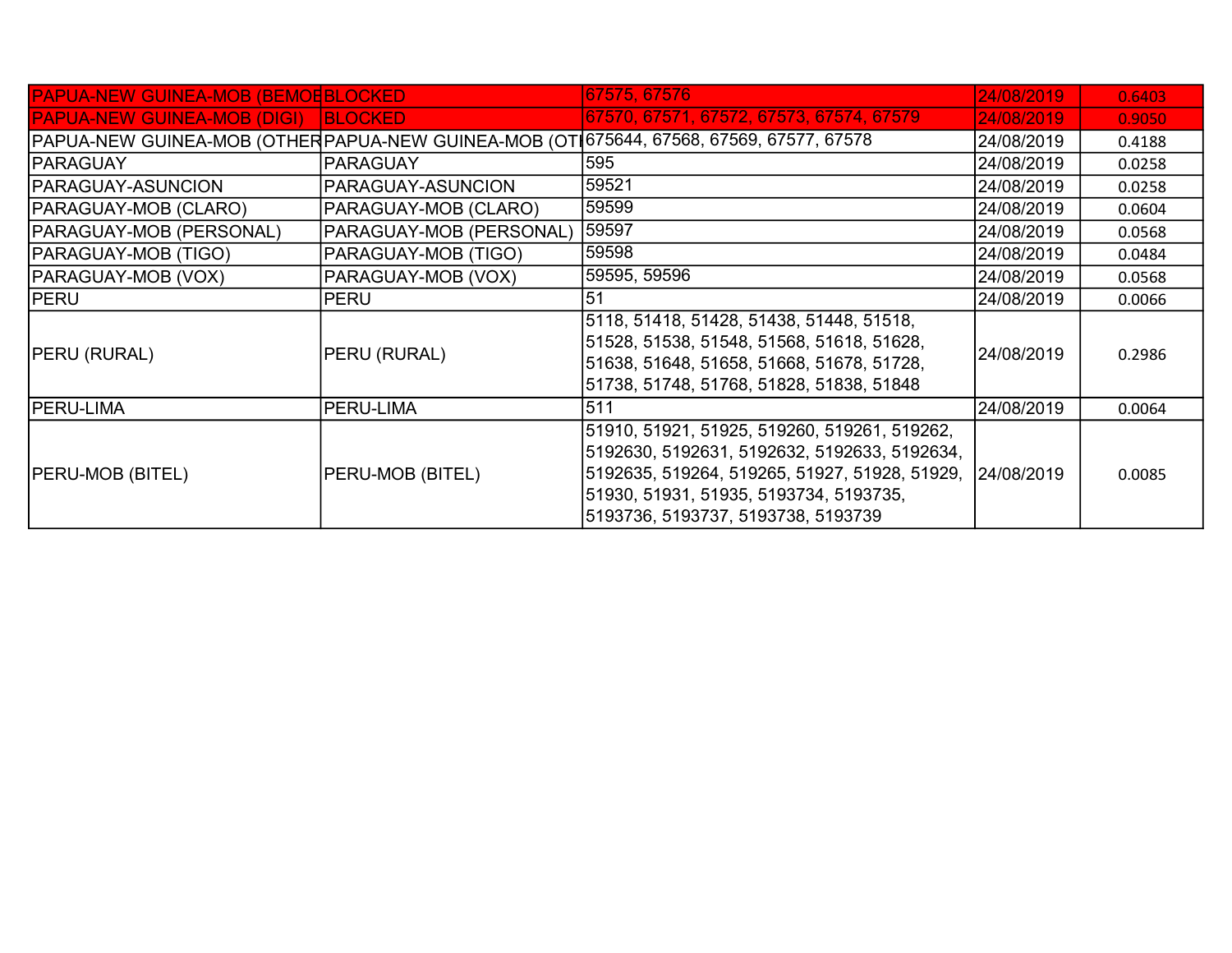| | | | | |
|---|---|---|---|---|
| PAPUA-NEW GUINEA-MOB (BEMOE | BLOCKED | 67575, 67576 | 24/08/2019 | 0.6403 |
| PAPUA-NEW GUINEA-MOB (DIGI) | BLOCKED | 67570, 67571, 67572, 67573, 67574, 67579 | 24/08/2019 | 0.9050 |
| PAPUA-NEW GUINEA-MOB (OTHER | PAPUA-NEW GUINEA-MOB (OTI | 675644, 67568, 67569, 67577, 67578 | 24/08/2019 | 0.4188 |
| PARAGUAY | PARAGUAY | 595 | 24/08/2019 | 0.0258 |
| PARAGUAY-ASUNCION | PARAGUAY-ASUNCION | 59521 | 24/08/2019 | 0.0258 |
| PARAGUAY-MOB (CLARO) | PARAGUAY-MOB (CLARO) | 59599 | 24/08/2019 | 0.0604 |
| PARAGUAY-MOB (PERSONAL) | PARAGUAY-MOB (PERSONAL) | 59597 | 24/08/2019 | 0.0568 |
| PARAGUAY-MOB (TIGO) | PARAGUAY-MOB (TIGO) | 59598 | 24/08/2019 | 0.0484 |
| PARAGUAY-MOB (VOX) | PARAGUAY-MOB (VOX) | 59595, 59596 | 24/08/2019 | 0.0568 |
| PERU | PERU | 51 | 24/08/2019 | 0.0066 |
| PERU (RURAL) | PERU (RURAL) | 5118, 51418, 51428, 51438, 51448, 51518, 51528, 51538, 51548, 51568, 51618, 51628, 51638, 51648, 51658, 51668, 51678, 51728, 51738, 51748, 51768, 51828, 51838, 51848 | 24/08/2019 | 0.2986 |
| PERU-LIMA | PERU-LIMA | 511 | 24/08/2019 | 0.0064 |
| PERU-MOB (BITEL) | PERU-MOB (BITEL) | 51910, 51921, 51925, 519260, 519261, 519262, 5192630, 5192631, 5192632, 5192633, 5192634, 5192635, 519264, 519265, 51927, 51928, 51929, 51930, 51931, 51935, 5193734, 5193735, 5193736, 5193737, 5193738, 5193739 | 24/08/2019 | 0.0085 |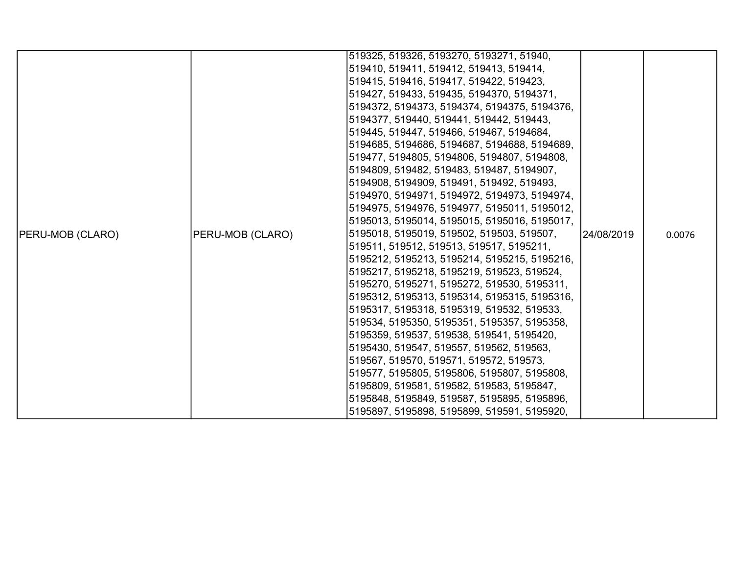| | | | | |
|---|---|---|---|---|
| PERU-MOB (CLARO) | PERU-MOB (CLARO) | 519325, 519326, 5193270, 5193271, 51940, 519410, 519411, 519412, 519413, 519414, 519415, 519416, 519417, 519422, 519423, 519427, 519433, 519435, 5194370, 5194371, 5194372, 5194373, 5194374, 5194375, 5194376, 5194377, 519440, 519441, 519442, 519443, 519445, 519447, 519466, 519467, 5194684, 5194685, 5194686, 5194687, 5194688, 5194689, 519477, 5194805, 5194806, 5194807, 5194808, 5194809, 519482, 519483, 519487, 5194907, 5194908, 5194909, 519491, 519492, 519493, 5194970, 5194971, 5194972, 5194973, 5194974, 5194975, 5194976, 5194977, 5195011, 5195012, 5195013, 5195014, 5195015, 5195016, 5195017, 5195018, 5195019, 519502, 519503, 519507, 519511, 519512, 519513, 519517, 5195211, 5195212, 5195213, 5195214, 5195215, 5195216, 5195217, 5195218, 5195219, 519523, 519524, 5195270, 5195271, 5195272, 519530, 5195311, 5195312, 5195313, 5195314, 5195315, 5195316, 5195317, 5195318, 5195319, 519532, 519533, 519534, 5195350, 5195351, 5195357, 5195358, 5195359, 519537, 519538, 519541, 5195420, 5195430, 519547, 519557, 519562, 519563, 519567, 519570, 519571, 519572, 519573, 519577, 5195805, 5195806, 5195807, 5195808, 5195809, 519581, 519582, 519583, 5195847, 5195848, 5195849, 519587, 5195895, 5195896, 5195897, 5195898, 5195899, 519591, 5195920, | 24/08/2019 | 0.0076 |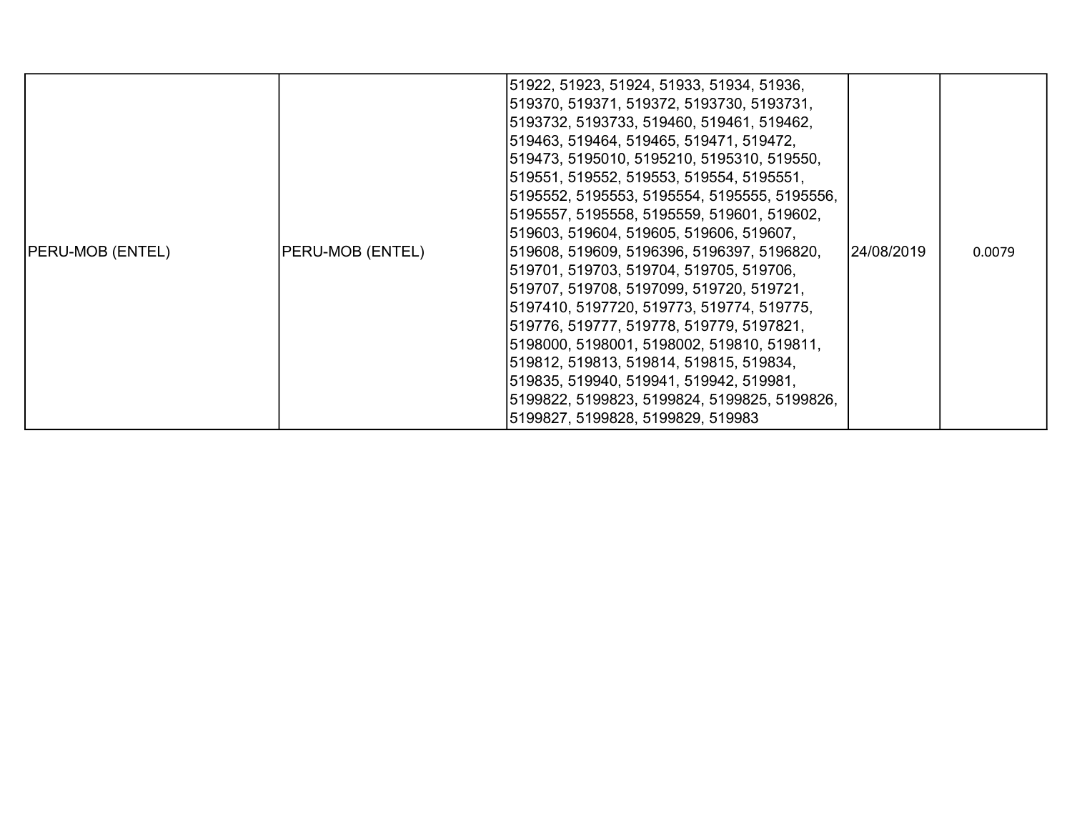| PERU-MOB (ENTEL) | PERU-MOB (ENTEL) | 51922, 51923, 51924, 51933, 51934, 51936, 519370, 519371, 519372, 5193730, 5193731, 5193732, 5193733, 519460, 519461, 519462, 519463, 519464, 519465, 519471, 519472, 519473, 5195010, 5195210, 5195310, 519550, 519551, 519552, 519553, 519554, 5195551, 5195552, 5195553, 5195554, 5195555, 5195556, 5195557, 5195558, 5195559, 519601, 519602, 519603, 519604, 519605, 519606, 519607, 519608, 519609, 5196396, 5196397, 5196820, 519701, 519703, 519704, 519705, 519706, 519707, 519708, 5197099, 519720, 519721, 5197410, 5197720, 519773, 519774, 519775, 519776, 519777, 519778, 519779, 5197821, 5198000, 5198001, 5198002, 519810, 519811, 519812, 519813, 519814, 519815, 519834, 519835, 519940, 519941, 519942, 519981, 5199822, 5199823, 5199824, 5199825, 5199826, 5199827, 5199828, 5199829, 519983 | 24/08/2019 | 0.0079 |
|---|---|---|---|---|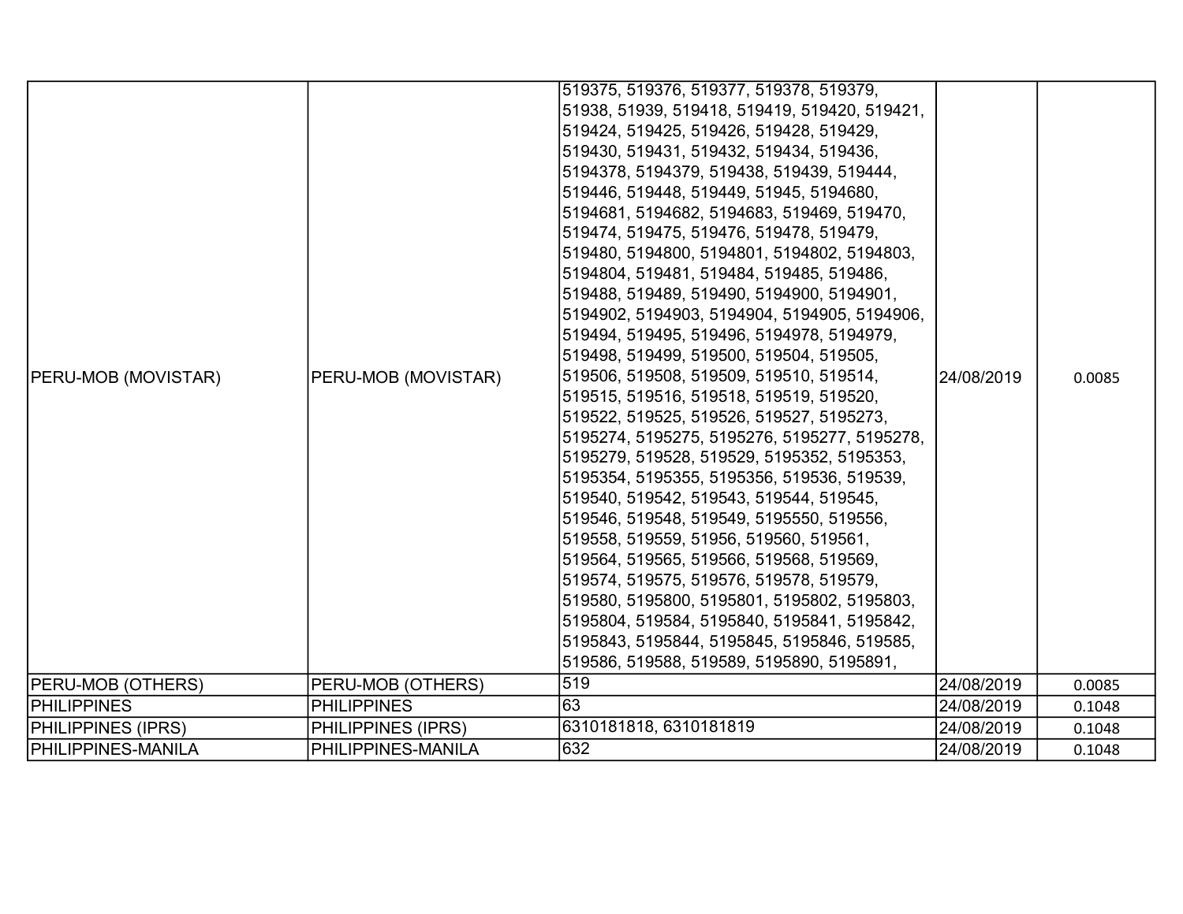| | | | | |
|---|---|---|---|---|
| PERU-MOB (MOVISTAR) | PERU-MOB (MOVISTAR) | 519375, 519376, 519377, 519378, 519379, 51938, 51939, 519418, 519419, 519420, 519421, 519424, 519425, 519426, 519428, 519429, 519430, 519431, 519432, 519434, 519436, 5194378, 5194379, 519438, 519439, 519444, 519446, 519448, 519449, 51945, 5194680, 5194681, 5194682, 5194683, 519469, 519470, 519474, 519475, 519476, 519478, 519479, 519480, 5194800, 5194801, 5194802, 5194803, 5194804, 519481, 519484, 519485, 519486, 519488, 519489, 519490, 5194900, 5194901, 5194902, 5194903, 5194904, 5194905, 5194906, 519494, 519495, 519496, 5194978, 5194979, 519498, 519499, 519500, 519504, 519505, 519506, 519508, 519509, 519510, 519514, 519515, 519516, 519518, 519519, 519520, 519522, 519525, 519526, 519527, 5195273, 5195274, 5195275, 5195276, 5195277, 5195278, 5195279, 519528, 519529, 5195352, 5195353, 5195354, 5195355, 5195356, 519536, 519539, 519540, 519542, 519543, 519544, 519545, 519546, 519548, 519549, 5195550, 519556, 519558, 519559, 51956, 519560, 519561, 519564, 519565, 519566, 519568, 519569, 519574, 519575, 519576, 519578, 519579, 519580, 5195800, 5195801, 5195802, 5195803, 5195804, 519584, 5195840, 5195841, 5195842, 5195843, 5195844, 5195845, 5195846, 519585, 519586, 519588, 519589, 5195890, 5195891, | 24/08/2019 | 0.0085 |
| PERU-MOB (OTHERS) | PERU-MOB (OTHERS) | 519 | 24/08/2019 | 0.0085 |
| PHILIPPINES | PHILIPPINES | 63 | 24/08/2019 | 0.1048 |
| PHILIPPINES (IPRS) | PHILIPPINES (IPRS) | 6310181818, 6310181819 | 24/08/2019 | 0.1048 |
| PHILIPPINES-MANILA | PHILIPPINES-MANILA | 632 | 24/08/2019 | 0.1048 |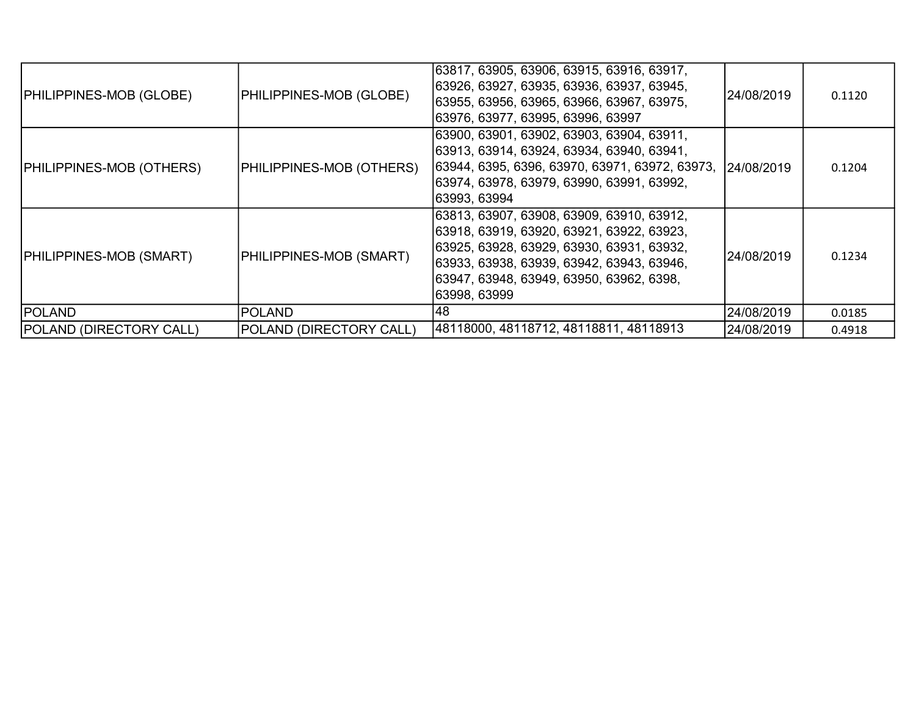| PHILIPPINES-MOB (GLOBE) | PHILIPPINES-MOB (GLOBE) | 63817, 63905, 63906, 63915, 63916, 63917, 63926, 63927, 63935, 63936, 63937, 63945, 63955, 63956, 63965, 63966, 63967, 63975, 63976, 63977, 63995, 63996, 63997 | 24/08/2019 | 0.1120 |
|---|---|---|---|---|
| PHILIPPINES-MOB (OTHERS) | PHILIPPINES-MOB (OTHERS) | 63900, 63901, 63902, 63903, 63904, 63911, 63913, 63914, 63924, 63934, 63940, 63941, 63944, 6395, 6396, 63970, 63971, 63972, 63973, 63974, 63978, 63979, 63990, 63991, 63992, 63993, 63994 | 24/08/2019 | 0.1204 |
| PHILIPPINES-MOB (SMART) | PHILIPPINES-MOB (SMART) | 63813, 63907, 63908, 63909, 63910, 63912, 63918, 63919, 63920, 63921, 63922, 63923, 63925, 63928, 63929, 63930, 63931, 63932, 63933, 63938, 63939, 63942, 63943, 63946, 63947, 63948, 63949, 63950, 63962, 6398, 63998, 63999 | 24/08/2019 | 0.1234 |
| POLAND | POLAND | 48 | 24/08/2019 | 0.0185 |
| POLAND (DIRECTORY CALL) | POLAND (DIRECTORY CALL) | 48118000, 48118712, 48118811, 48118913 | 24/08/2019 | 0.4918 |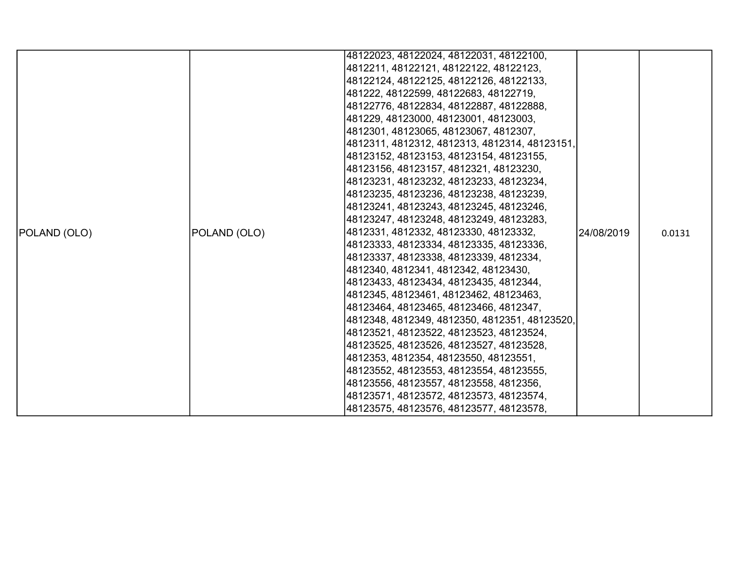| | | | | |
|---|---|---|---|---|
| POLAND (OLO) | POLAND (OLO) | 48122023, 48122024, 48122031, 48122100, 4812211, 48122121, 48122122, 48122123, 48122124, 48122125, 48122126, 48122133, 481222, 48122599, 48122683, 48122719, 48122776, 48122834, 48122887, 48122888, 481229, 48123000, 48123001, 48123003, 4812301, 48123065, 48123067, 4812307, 4812311, 4812312, 4812313, 4812314, 48123151, 48123152, 48123153, 48123154, 48123155, 48123156, 48123157, 4812321, 48123230, 48123231, 48123232, 48123233, 48123234, 48123235, 48123236, 48123238, 48123239, 48123241, 48123243, 48123245, 48123246, 48123247, 48123248, 48123249, 48123283, 4812331, 4812332, 48123330, 48123332, 48123333, 48123334, 48123335, 48123336, 48123337, 48123338, 48123339, 4812334, 4812340, 4812341, 4812342, 48123430, 48123433, 48123434, 48123435, 4812344, 4812345, 48123461, 48123462, 48123463, 48123464, 48123465, 48123466, 4812347, 4812348, 4812349, 4812350, 4812351, 48123520, 48123521, 48123522, 48123523, 48123524, 48123525, 48123526, 48123527, 48123528, 4812353, 4812354, 48123550, 48123551, 48123552, 48123553, 48123554, 48123555, 48123556, 48123557, 48123558, 4812356, 48123571, 48123572, 48123573, 48123574, 48123575, 48123576, 48123577, 48123578, | 24/08/2019 | 0.0131 |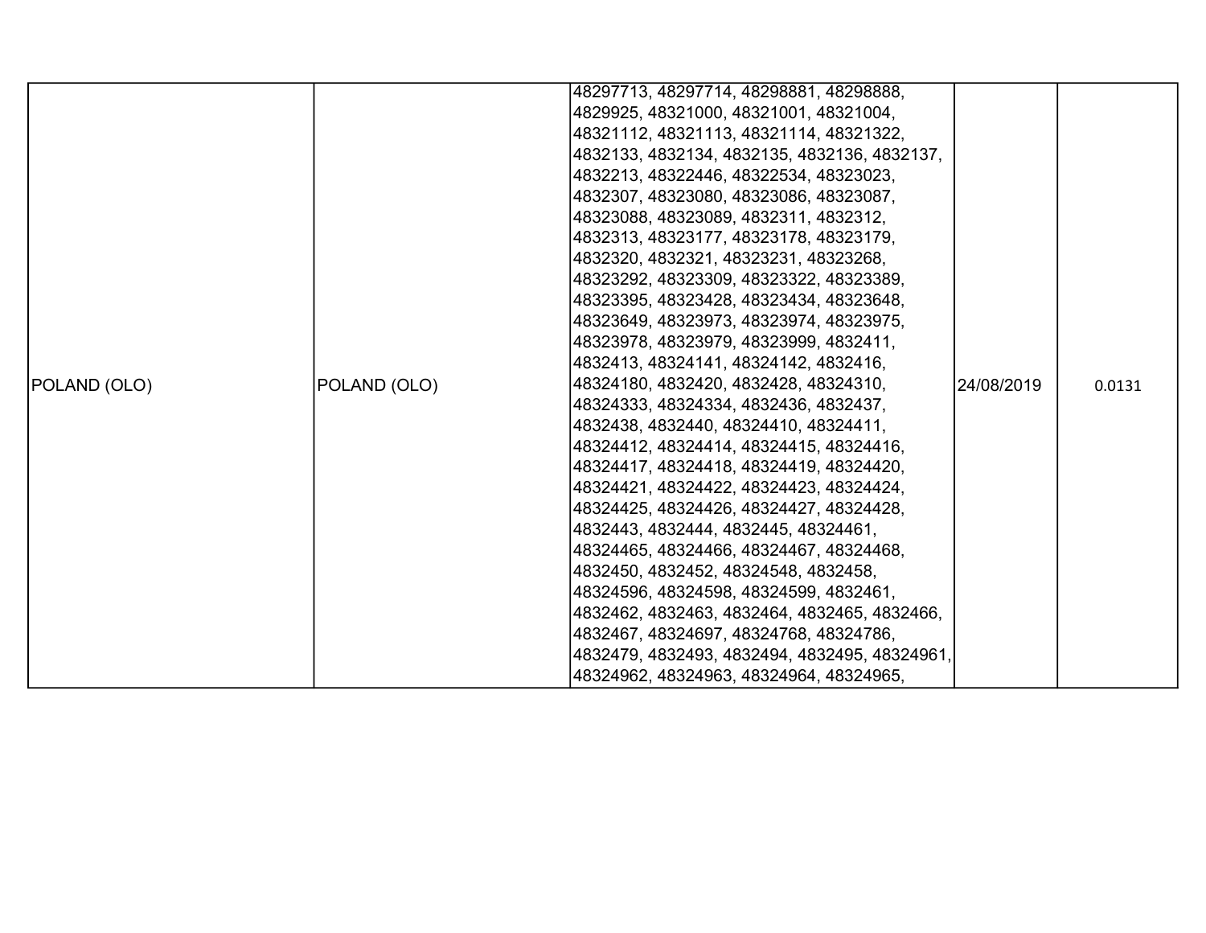| POLAND (OLO) | POLAND (OLO) | 48297713, 48297714, 48298881, 48298888, 4829925, 48321000, 48321001, 48321004, 48321112, 48321113, 48321114, 48321322, 4832133, 4832134, 4832135, 4832136, 4832137, 4832213, 48322446, 48322534, 48323023, 4832307, 48323080, 48323086, 48323087, 48323088, 48323089, 4832311, 4832312, 4832313, 48323177, 48323178, 48323179, 4832320, 4832321, 48323231, 48323268, 48323292, 48323309, 48323322, 48323389, 48323395, 48323428, 48323434, 48323648, 48323649, 48323973, 48323974, 48323975, 48323978, 48323979, 48323999, 4832411, 4832413, 48324141, 48324142, 4832416, 48324180, 4832420, 4832428, 48324310, 48324333, 48324334, 4832436, 4832437, 4832438, 4832440, 48324410, 48324411, 48324412, 48324414, 48324415, 48324416, 48324417, 48324418, 48324419, 48324420, 48324421, 48324422, 48324423, 48324424, 48324425, 48324426, 48324427, 48324428, 4832443, 4832444, 4832445, 48324461, 48324465, 48324466, 48324467, 48324468, 4832450, 4832452, 48324548, 4832458, 48324596, 48324598, 48324599, 4832461, 4832462, 4832463, 4832464, 4832465, 4832466, 4832467, 48324697, 48324768, 48324786, 4832479, 4832493, 4832494, 4832495, 48324961, 48324962, 48324963, 48324964, 48324965, | 24/08/2019 | 0.0131 |
|---|---|---|---|---|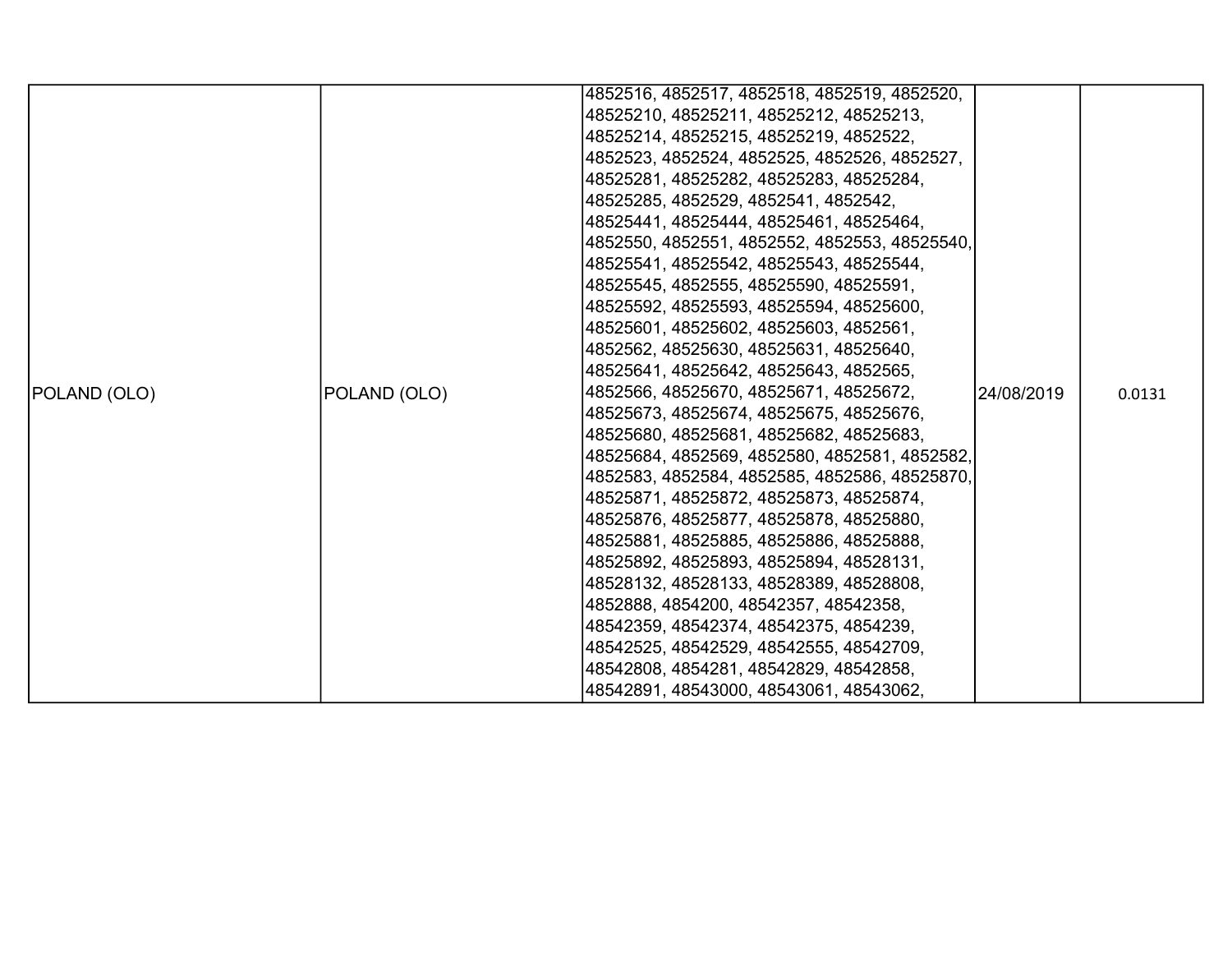| | | | | |
|---|---|---|---|---|
| POLAND (OLO) | POLAND (OLO) | 4852516, 4852517, 4852518, 4852519, 4852520, 48525210, 48525211, 48525212, 48525213, 48525214, 48525215, 48525219, 4852522, 4852523, 4852524, 4852525, 4852526, 4852527, 48525281, 48525282, 48525283, 48525284, 48525285, 4852529, 4852541, 4852542, 48525441, 48525444, 48525461, 48525464, 4852550, 4852551, 4852552, 4852553, 48525540, 48525541, 48525542, 48525543, 48525544, 48525545, 4852555, 48525590, 48525591, 48525592, 48525593, 48525594, 48525600, 48525601, 48525602, 48525603, 4852561, 4852562, 48525630, 48525631, 48525640, 48525641, 48525642, 48525643, 4852565, 4852566, 48525670, 48525671, 48525672, 48525673, 48525674, 48525675, 48525676, 48525680, 48525681, 48525682, 48525683, 48525684, 4852569, 4852580, 4852581, 4852582, 4852583, 4852584, 4852585, 4852586, 48525870, 48525871, 48525872, 48525873, 48525874, 48525876, 48525877, 48525878, 48525880, 48525881, 48525885, 48525886, 48525888, 48525892, 48525893, 48525894, 48528131, 48528132, 48528133, 48528389, 48528808, 4852888, 4854200, 48542357, 48542358, 48542359, 48542374, 48542375, 4854239, 48542525, 48542529, 48542555, 48542709, 48542808, 4854281, 48542829, 48542858, 48542891, 48543000, 48543061, 48543062, | 24/08/2019 | 0.0131 |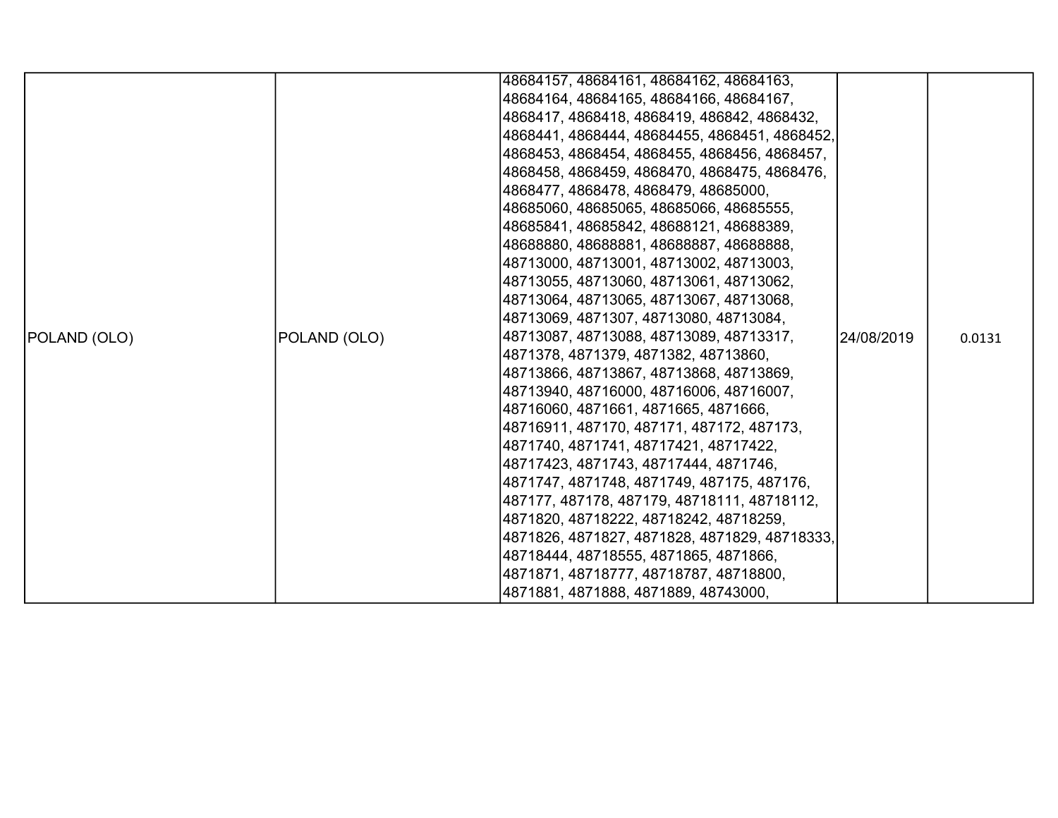| POLAND (OLO) | POLAND (OLO) | 48684157, 48684161, 48684162, 48684163, 48684164, 48684165, 48684166, 48684167, 4868417, 4868418, 4868419, 486842, 4868432, 4868441, 4868444, 48684455, 4868451, 4868452, 4868453, 4868454, 4868455, 4868456, 4868457, 4868458, 4868459, 4868470, 4868475, 4868476, 4868477, 4868478, 4868479, 48685000, 48685060, 48685065, 48685066, 48685555, 48685841, 48685842, 48688121, 48688389, 48688880, 48688881, 48688887, 48688888, 48713000, 48713001, 48713002, 48713003, 48713055, 48713060, 48713061, 48713062, 48713064, 48713065, 48713067, 48713068, 48713069, 4871307, 48713080, 48713084, 48713087, 48713088, 48713089, 48713317, 4871378, 4871379, 4871382, 48713860, 48713866, 48713867, 48713868, 48713869, 48713940, 48716000, 48716006, 48716007, 48716060, 4871661, 4871665, 4871666, 48716911, 487170, 487171, 487172, 487173, 4871740, 4871741, 48717421, 48717422, 48717423, 4871743, 48717444, 4871746, 4871747, 4871748, 4871749, 487175, 487176, 487177, 487178, 487179, 48718111, 48718112, 4871820, 48718222, 48718242, 48718259, 4871826, 4871827, 4871828, 4871829, 48718333, 48718444, 48718555, 4871865, 4871866, 4871871, 48718777, 48718787, 48718800, 4871881, 4871888, 4871889, 48743000, | 24/08/2019 | 0.0131 |
|---|---|---|---|---|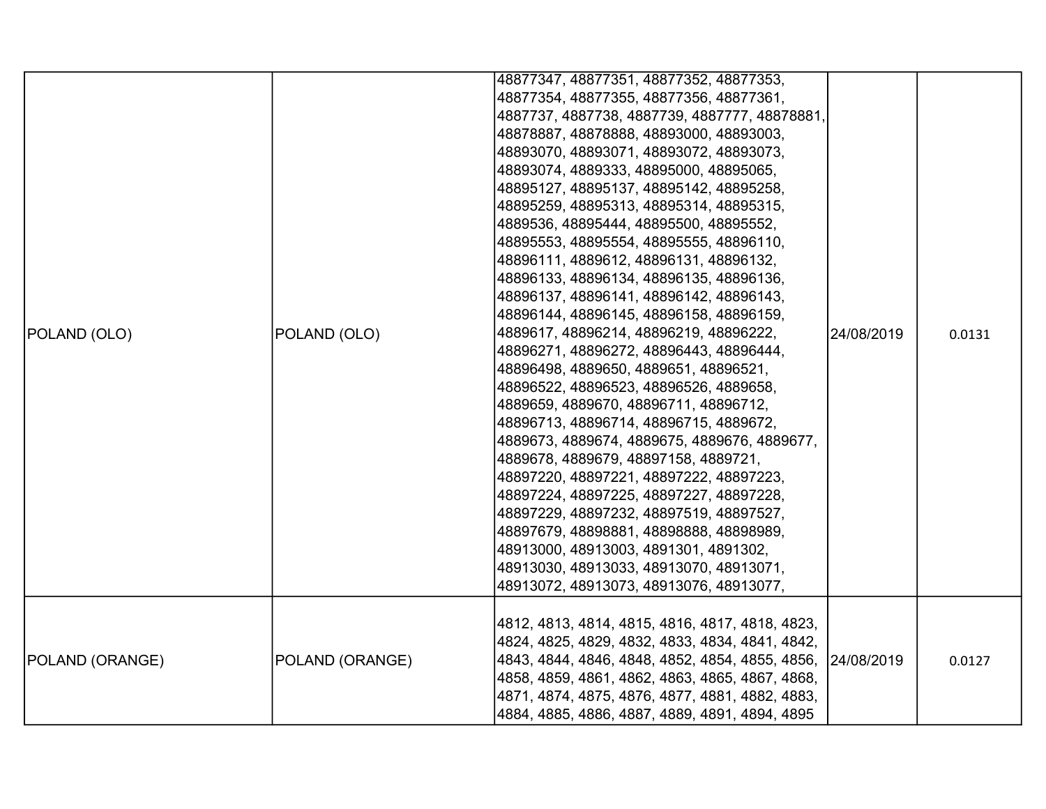| | | | | |
|---|---|---|---|---|
| POLAND (OLO) | POLAND (OLO) | 48877347, 48877351, 48877352, 48877353, 48877354, 48877355, 48877356, 48877361, 4887737, 4887738, 4887739, 4887777, 48878881, 48878887, 48878888, 48893000, 48893003, 48893070, 48893071, 48893072, 48893073, 48893074, 4889333, 48895000, 48895065, 48895127, 48895137, 48895142, 48895258, 48895259, 48895313, 48895314, 48895315, 4889536, 48895444, 48895500, 48895552, 48895553, 48895554, 48895555, 48896110, 48896111, 4889612, 48896131, 48896132, 48896133, 48896134, 48896135, 48896136, 48896137, 48896141, 48896142, 48896143, 48896144, 48896145, 48896158, 48896159, 4889617, 48896214, 48896219, 48896222, 48896271, 48896272, 48896443, 48896444, 48896498, 4889650, 4889651, 48896521, 48896522, 48896523, 48896526, 4889658, 4889659, 4889670, 48896711, 48896712, 48896713, 48896714, 48896715, 4889672, 4889673, 4889674, 4889675, 4889676, 4889677, 4889678, 4889679, 48897158, 4889721, 48897220, 48897221, 48897222, 48897223, 48897224, 48897225, 48897227, 48897228, 48897229, 48897232, 48897519, 48897527, 48897679, 48898881, 48898888, 48898989, 48913000, 48913003, 4891301, 4891302, 48913030, 48913033, 48913070, 48913071, 48913072, 48913073, 48913076, 48913077, | 24/08/2019 | 0.0131 |
| POLAND (ORANGE) | POLAND (ORANGE) | 4812, 4813, 4814, 4815, 4816, 4817, 4818, 4823, 4824, 4825, 4829, 4832, 4833, 4834, 4841, 4842, 4843, 4844, 4846, 4848, 4852, 4854, 4855, 4856, 4858, 4859, 4861, 4862, 4863, 4865, 4867, 4868, 4871, 4874, 4875, 4876, 4877, 4881, 4882, 4883, 4884, 4885, 4886, 4887, 4889, 4891, 4894, 4895 | 24/08/2019 | 0.0127 |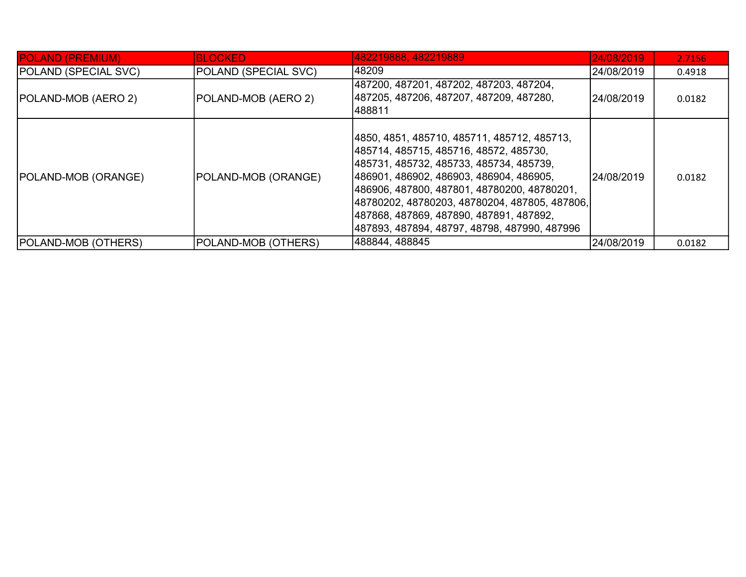| POLAND (PREMIUM) | BLOCKED | 482219888, 482219889 | 24/08/2019 | 2.7156 |
|---|---|---|---|---|
| POLAND (SPECIAL SVC) | POLAND (SPECIAL SVC) | 48209 | 24/08/2019 | 0.4918 |
| POLAND-MOB (AERO 2) | POLAND-MOB (AERO 2) | 487200, 487201, 487202, 487203, 487204, 487205, 487206, 487207, 487209, 487280, 488811 | 24/08/2019 | 0.0182 |
| POLAND-MOB (ORANGE) | POLAND-MOB (ORANGE) | 4850, 4851, 485710, 485711, 485712, 485713, 485714, 485715, 485716, 48572, 485730, 485731, 485732, 485733, 485734, 485739, 486901, 486902, 486903, 486904, 486905, 486906, 487800, 487801, 48780200, 48780201, 48780202, 48780203, 48780204, 487805, 487806, 487868, 487869, 487890, 487891, 487892, 487893, 487894, 48797, 48798, 487990, 487996 | 24/08/2019 | 0.0182 |
| POLAND-MOB (OTHERS) | POLAND-MOB (OTHERS) | 488844, 488845 | 24/08/2019 | 0.0182 |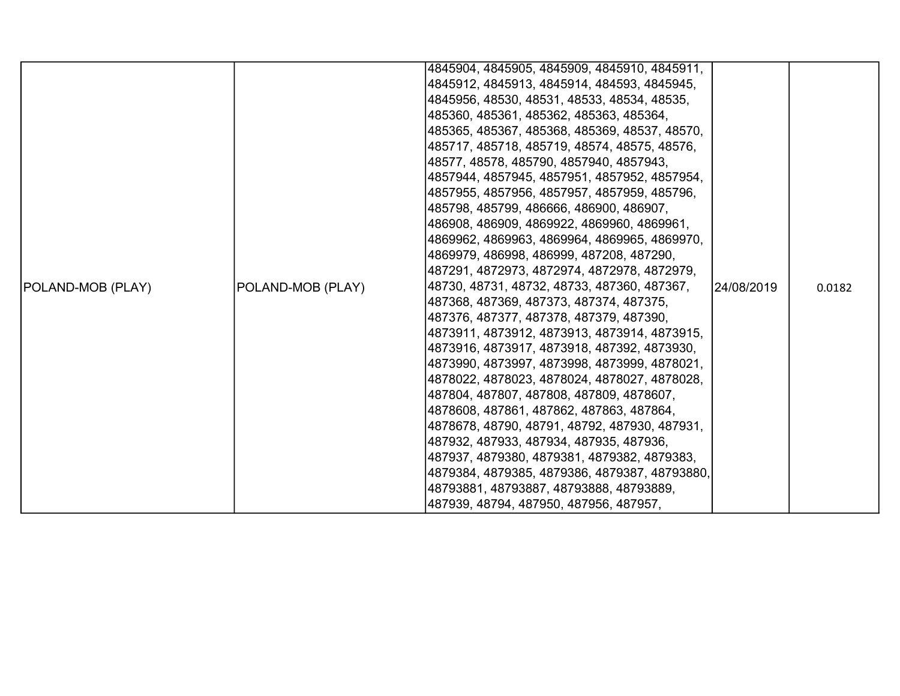| POLAND-MOB (PLAY) | POLAND-MOB (PLAY) | 4845904, 4845905, 4845909, 4845910, 4845911, 4845912, 4845913, 4845914, 484593, 4845945, 4845956, 48530, 48531, 48533, 48534, 48535, 485360, 485361, 485362, 485363, 485364, 485365, 485367, 485368, 485369, 48537, 48570, 485717, 485718, 485719, 48574, 48575, 48576, 48577, 48578, 485790, 4857940, 4857943, 4857944, 4857945, 4857951, 4857952, 4857954, 4857955, 4857956, 4857957, 4857959, 485796, 485798, 485799, 486666, 486900, 486907, 486908, 486909, 4869922, 4869960, 4869961, 4869962, 4869963, 4869964, 4869965, 4869970, 4869979, 486998, 486999, 487208, 487290, 487291, 4872973, 4872974, 4872978, 4872979, 48730, 48731, 48732, 48733, 487360, 487367, 487368, 487369, 487373, 487374, 487375, 487376, 487377, 487378, 487379, 487390, 4873911, 4873912, 4873913, 4873914, 4873915, 4873916, 4873917, 4873918, 487392, 4873930, 4873990, 4873997, 4873998, 4873999, 4878021, 4878022, 4878023, 4878024, 4878027, 4878028, 487804, 487807, 487808, 487809, 4878607, 4878608, 487861, 487862, 487863, 487864, 4878678, 48790, 48791, 48792, 487930, 487931, 487932, 487933, 487934, 487935, 487936, 487937, 4879380, 4879381, 4879382, 4879383, 4879384, 4879385, 4879386, 4879387, 48793880, 48793881, 48793887, 48793888, 48793889, 487939, 48794, 487950, 487956, 487957, | 24/08/2019 | 0.0182 |
|---|---|---|---|---|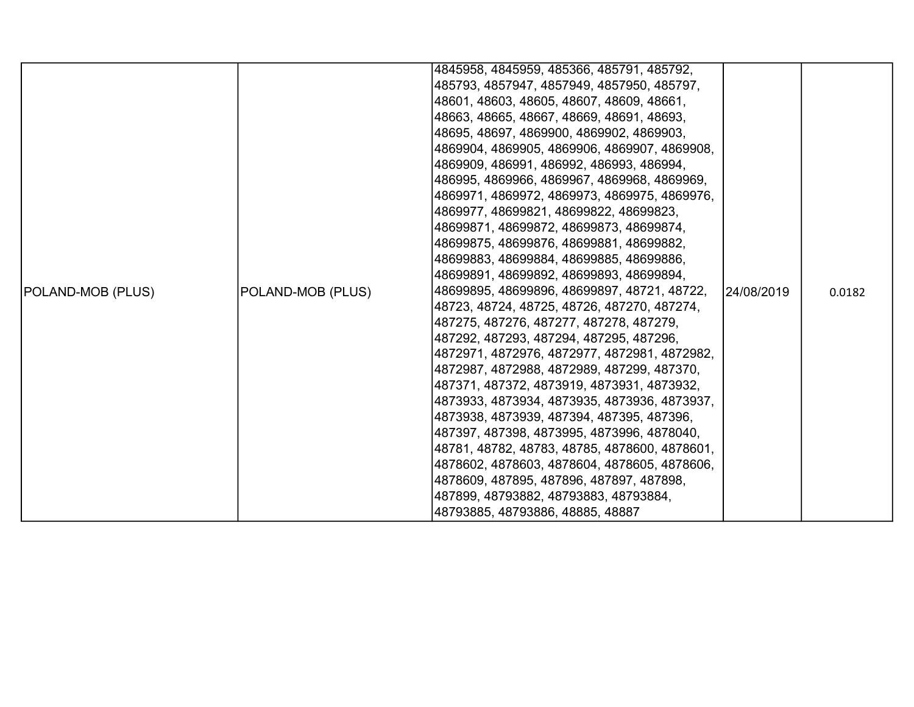| | | | | |
|---|---|---|---|---|
| POLAND-MOB (PLUS) | POLAND-MOB (PLUS) | 4845958, 4845959, 485366, 485791, 485792, 485793, 4857947, 4857949, 4857950, 485797, 48601, 48603, 48605, 48607, 48609, 48661, 48663, 48665, 48667, 48669, 48691, 48693, 48695, 48697, 4869900, 4869902, 4869903, 4869904, 4869905, 4869906, 4869907, 4869908, 4869909, 486991, 486992, 486993, 486994, 486995, 4869966, 4869967, 4869968, 4869969, 4869971, 4869972, 4869973, 4869975, 4869976, 4869977, 48699821, 48699822, 48699823, 48699871, 48699872, 48699873, 48699874, 48699875, 48699876, 48699881, 48699882, 48699883, 48699884, 48699885, 48699886, 48699891, 48699892, 48699893, 48699894, 48699895, 48699896, 48699897, 48721, 48722, 48723, 48724, 48725, 48726, 487270, 487274, 487275, 487276, 487277, 487278, 487279, 487292, 487293, 487294, 487295, 487296, 4872971, 4872976, 4872977, 4872981, 4872982, 4872987, 4872988, 4872989, 487299, 487370, 487371, 487372, 4873919, 4873931, 4873932, 4873933, 4873934, 4873935, 4873936, 4873937, 4873938, 4873939, 487394, 487395, 487396, 487397, 487398, 4873995, 4873996, 4878040, 48781, 48782, 48783, 48785, 4878600, 4878601, 4878602, 4878603, 4878604, 4878605, 4878606, 4878609, 487895, 487896, 487897, 487898, 487899, 48793882, 48793883, 48793884, 48793885, 48793886, 48885, 48887 | 24/08/2019 | 0.0182 |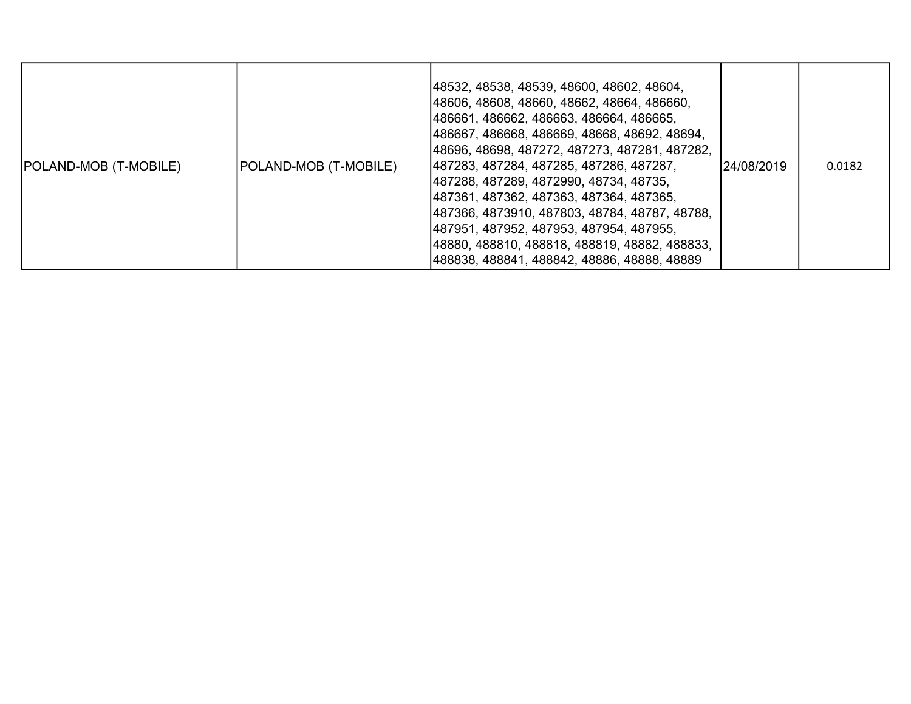| POLAND-MOB (T-MOBILE) | POLAND-MOB (T-MOBILE) | 48532, 48538, 48539, 48600, 48602, 48604, 48606, 48608, 48660, 48662, 48664, 486660, 486661, 486662, 486663, 486664, 486665, 486667, 486668, 486669, 48668, 48692, 48694, 48696, 48698, 487272, 487273, 487281, 487282, 487283, 487284, 487285, 487286, 487287, 487288, 487289, 4872990, 48734, 48735, 487361, 487362, 487363, 487364, 487365, 487366, 4873910, 487803, 48784, 48787, 48788, 487951, 487952, 487953, 487954, 487955, 48880, 488810, 488818, 488819, 48882, 488833, 488838, 488841, 488842, 48886, 48888, 48889 | 24/08/2019 | 0.0182 |
|---|---|---|---|---|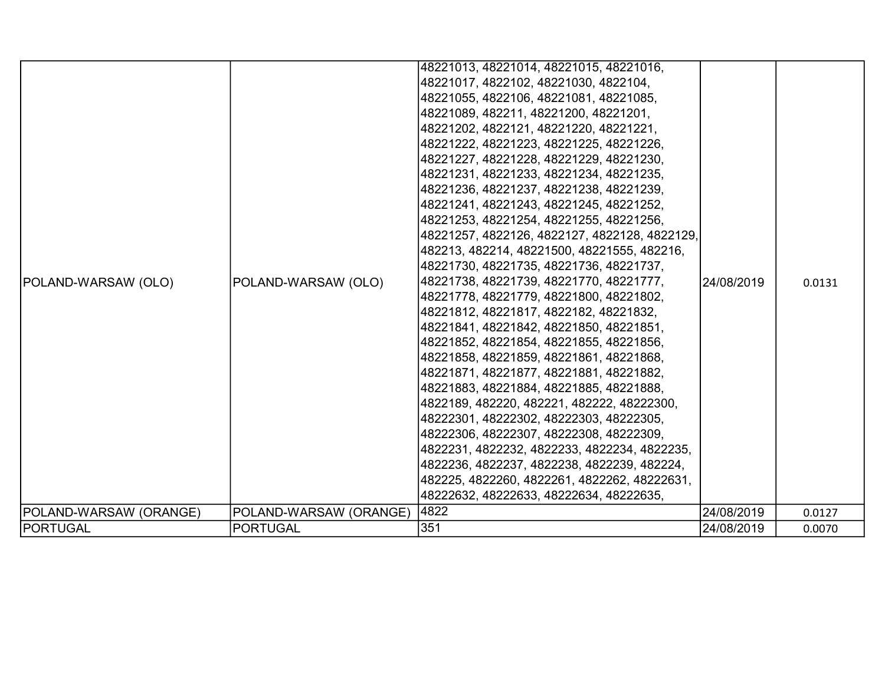| POLAND-WARSAW (OLO) | POLAND-WARSAW (OLO) | 48221013, 48221014, 48221015, 48221016, 48221017, 4822102, 48221030, 4822104, 48221055, 4822106, 48221081, 48221085, 48221089, 482211, 48221200, 48221201, 48221202, 4822121, 48221220, 48221221, 48221222, 48221223, 48221225, 48221226, 48221227, 48221228, 48221229, 48221230, 48221231, 48221233, 48221234, 48221235, 48221236, 48221237, 48221238, 48221239, 48221241, 48221243, 48221245, 48221252, 48221253, 48221254, 48221255, 48221256, 48221257, 4822126, 4822127, 4822128, 4822129, 482213, 482214, 48221500, 48221555, 482216, 48221730, 48221735, 48221736, 48221737, 48221738, 48221739, 48221770, 48221777, 48221778, 48221779, 48221800, 48221802, 48221812, 48221817, 4822182, 48221832, 48221841, 48221842, 48221850, 48221851, 48221852, 48221854, 48221855, 48221856, 48221858, 48221859, 48221861, 48221868, 48221871, 48221877, 48221881, 48221882, 48221883, 48221884, 48221885, 48221888, 4822189, 482220, 482221, 482222, 48222300, 48222301, 48222302, 48222303, 48222305, 48222306, 48222307, 48222308, 48222309, 4822231, 4822232, 4822233, 4822234, 4822235, 4822236, 4822237, 4822238, 4822239, 482224, 482225, 4822260, 4822261, 4822262, 48222631, 48222632, 48222633, 48222634, 48222635, | 24/08/2019 | 0.0131 |
|---|---|---|---|---|
| POLAND-WARSAW (ORANGE) | POLAND-WARSAW (ORANGE) | 4822 | 24/08/2019 | 0.0127 |
| PORTUGAL | PORTUGAL | 351 | 24/08/2019 | 0.0070 |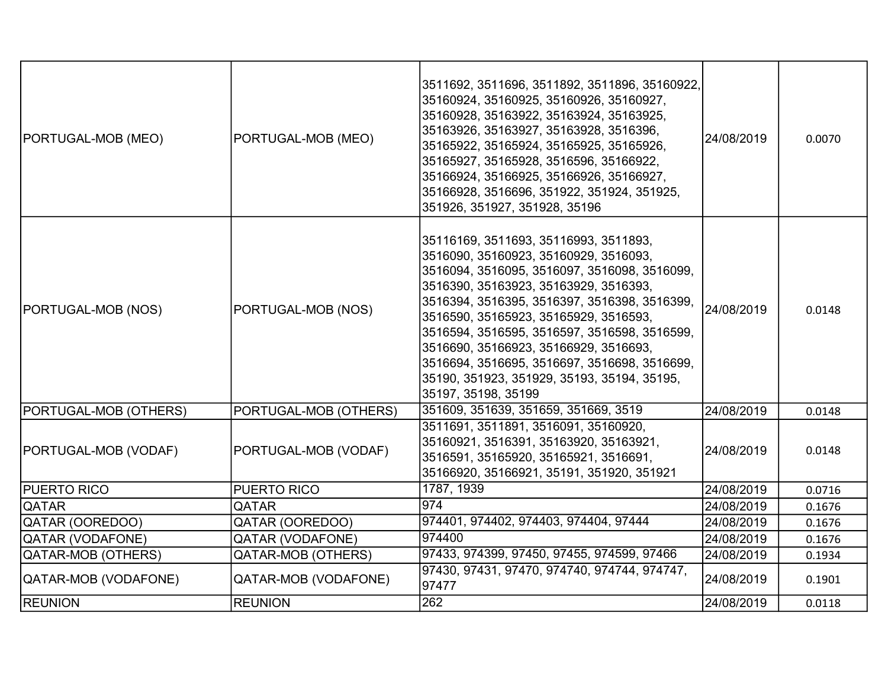| PORTUGAL-MOB (MEO) | PORTUGAL-MOB (MEO) | 3511692, 3511696, 3511892, 3511896, 35160922, 35160924, 35160925, 35160926, 35160927, 35160928, 35163922, 35163924, 35163925, 35163926, 35163927, 35163928, 3516396, 35165922, 35165924, 35165925, 35165926, 35165927, 35165928, 3516596, 35166922, 35166924, 35166925, 35166926, 35166927, 35166928, 3516696, 351922, 351924, 351925, 351926, 351927, 351928, 35196 | 24/08/2019 | 0.0070 |
|---|---|---|---|---|
| PORTUGAL-MOB (NOS) | PORTUGAL-MOB (NOS) | 35116169, 3511693, 35116993, 3511893, 3516090, 35160923, 35160929, 3516093, 3516094, 3516095, 3516097, 3516098, 3516099, 3516390, 35163923, 35163929, 3516393, 3516394, 3516395, 3516397, 3516398, 3516399, 3516590, 35165923, 35165929, 3516593, 3516594, 3516595, 3516597, 3516598, 3516599, 3516690, 35166923, 35166929, 3516693, 3516694, 3516695, 3516697, 3516698, 3516699, 35190, 351923, 351929, 35193, 35194, 35195, 35197, 35198, 35199 | 24/08/2019 | 0.0148 |
| PORTUGAL-MOB (OTHERS) | PORTUGAL-MOB (OTHERS) | 351609, 351639, 351659, 351669, 3519 | 24/08/2019 | 0.0148 |
| PORTUGAL-MOB (VODAF) | PORTUGAL-MOB (VODAF) | 3511691, 3511891, 3516091, 35160920, 35160921, 3516391, 35163920, 35163921, 3516591, 35165920, 35165921, 3516691, 35166920, 35166921, 35191, 351920, 351921 | 24/08/2019 | 0.0148 |
| PUERTO RICO | PUERTO RICO | 1787, 1939 | 24/08/2019 | 0.0716 |
| QATAR | QATAR | 974 | 24/08/2019 | 0.1676 |
| QATAR (OOREDOO) | QATAR (OOREDOO) | 974401, 974402, 974403, 974404, 97444 | 24/08/2019 | 0.1676 |
| QATAR (VODAFONE) | QATAR (VODAFONE) | 974400 | 24/08/2019 | 0.1676 |
| QATAR-MOB (OTHERS) | QATAR-MOB (OTHERS) | 97433, 974399, 97450, 97455, 974599, 97466 | 24/08/2019 | 0.1934 |
| QATAR-MOB (VODAFONE) | QATAR-MOB (VODAFONE) | 97430, 97431, 97470, 974740, 974744, 974747, 97477 | 24/08/2019 | 0.1901 |
| REUNION | REUNION | 262 | 24/08/2019 | 0.0118 |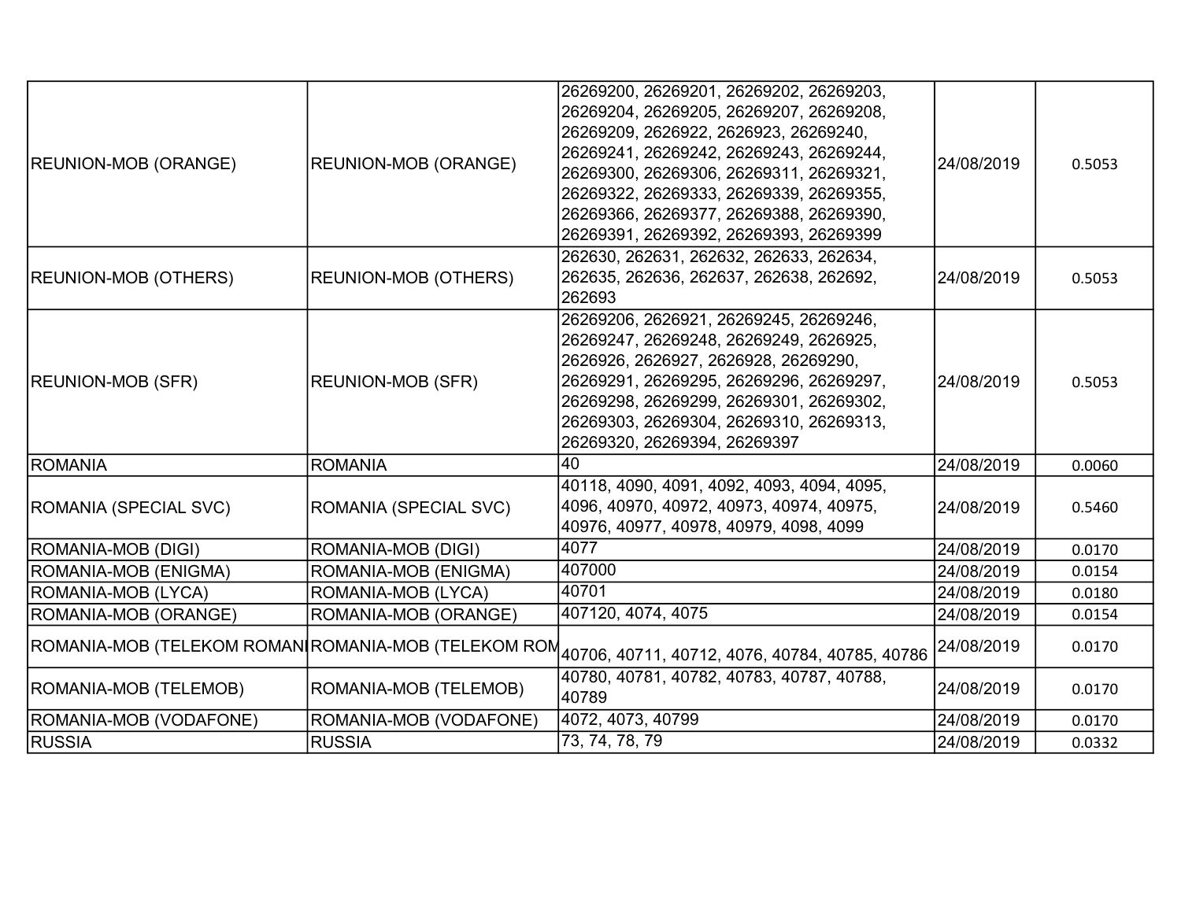| | | | | |
|---|---|---|---|---|
| REUNION-MOB (ORANGE) | REUNION-MOB (ORANGE) | 26269200, 26269201, 26269202, 26269203, 26269204, 26269205, 26269207, 26269208, 26269209, 2626922, 2626923, 26269240, 26269241, 26269242, 26269243, 26269244, 26269300, 26269306, 26269311, 26269321, 26269322, 26269333, 26269339, 26269355, 26269366, 26269377, 26269388, 26269390, 26269391, 26269392, 26269393, 26269399 | 24/08/2019 | 0.5053 |
| REUNION-MOB (OTHERS) | REUNION-MOB (OTHERS) | 262630, 262631, 262632, 262633, 262634, 262635, 262636, 262637, 262638, 262692, 262693 | 24/08/2019 | 0.5053 |
| REUNION-MOB (SFR) | REUNION-MOB (SFR) | 26269206, 2626921, 26269245, 26269246, 26269247, 26269248, 26269249, 2626925, 2626926, 2626927, 2626928, 26269290, 26269291, 26269295, 26269296, 26269297, 26269298, 26269299, 26269301, 26269302, 26269303, 26269304, 26269310, 26269313, 26269320, 26269394, 26269397 | 24/08/2019 | 0.5053 |
| ROMANIA | ROMANIA | 40 | 24/08/2019 | 0.0060 |
| ROMANIA (SPECIAL SVC) | ROMANIA (SPECIAL SVC) | 40118, 4090, 4091, 4092, 4093, 4094, 4095, 4096, 40970, 40972, 40973, 40974, 40975, 40976, 40977, 40978, 40979, 4098, 4099 | 24/08/2019 | 0.5460 |
| ROMANIA-MOB (DIGI) | ROMANIA-MOB (DIGI) | 4077 | 24/08/2019 | 0.0170 |
| ROMANIA-MOB (ENIGMA) | ROMANIA-MOB (ENIGMA) | 407000 | 24/08/2019 | 0.0154 |
| ROMANIA-MOB (LYCA) | ROMANIA-MOB (LYCA) | 40701 | 24/08/2019 | 0.0180 |
| ROMANIA-MOB (ORANGE) | ROMANIA-MOB (ORANGE) | 407120, 4074, 4075 | 24/08/2019 | 0.0154 |
| ROMANIA-MOB (TELEKOM ROMANI | ROMANIA-MOB (TELEKOM ROM | 40706, 40711, 40712, 4076, 40784, 40785, 40786 | 24/08/2019 | 0.0170 |
| ROMANIA-MOB (TELEMOB) | ROMANIA-MOB (TELEMOB) | 40780, 40781, 40782, 40783, 40787, 40788, 40789 | 24/08/2019 | 0.0170 |
| ROMANIA-MOB (VODAFONE) | ROMANIA-MOB (VODAFONE) | 4072, 4073, 40799 | 24/08/2019 | 0.0170 |
| RUSSIA | RUSSIA | 73, 74, 78, 79 | 24/08/2019 | 0.0332 |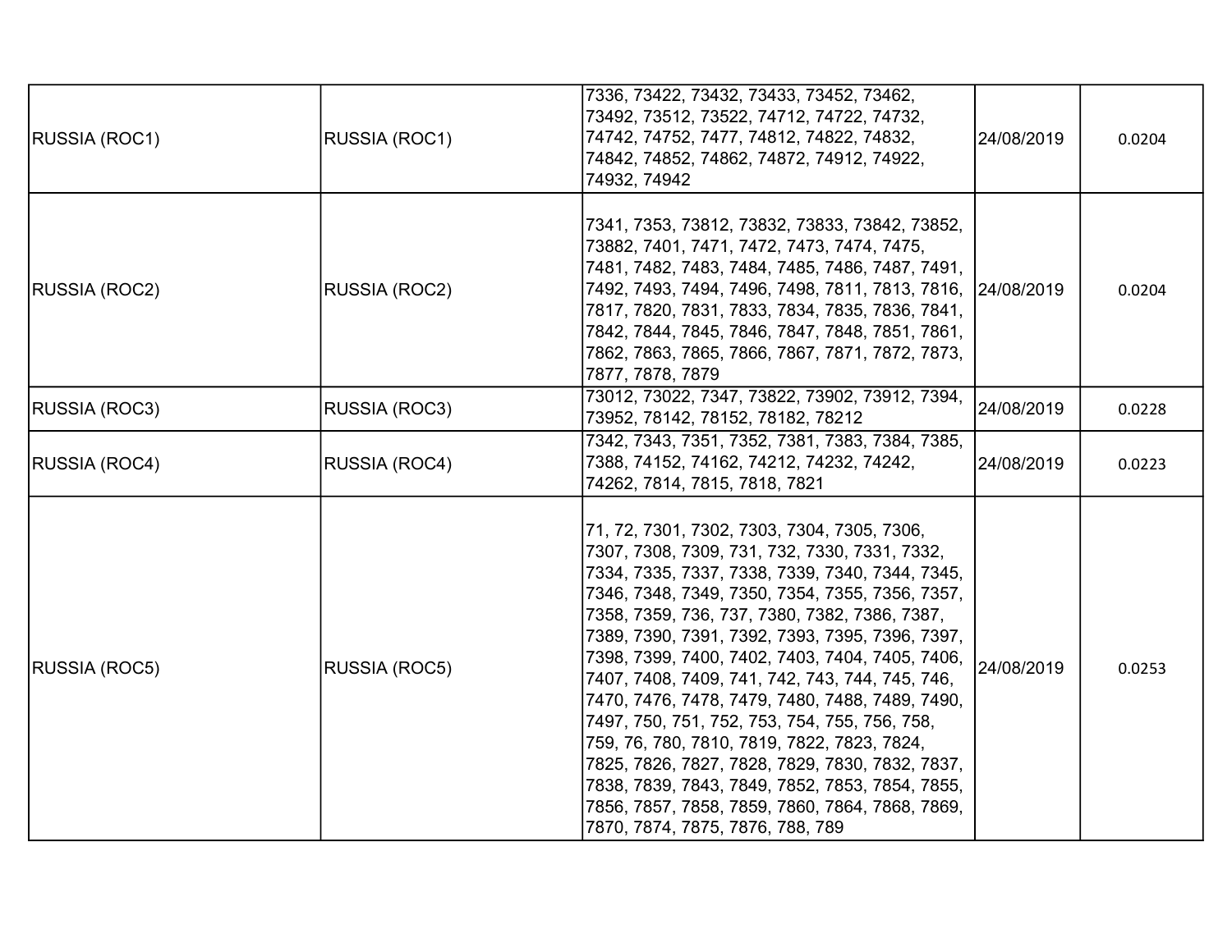| RUSSIA (ROC1) | RUSSIA (ROC1) | 7336, 73422, 73432, 73433, 73452, 73462, 73492, 73512, 73522, 74712, 74722, 74732, 74742, 74752, 7477, 74812, 74822, 74832, 74842, 74852, 74862, 74872, 74912, 74922, 74932, 74942 | 24/08/2019 | 0.0204 |
|---|---|---|---|---|
| RUSSIA (ROC2) | RUSSIA (ROC2) | 7341, 7353, 73812, 73832, 73833, 73842, 73852, 73882, 7401, 7471, 7472, 7473, 7474, 7475, 7481, 7482, 7483, 7484, 7485, 7486, 7487, 7491, 7492, 7493, 7494, 7496, 7498, 7811, 7813, 7816, 7817, 7820, 7831, 7833, 7834, 7835, 7836, 7841, 7842, 7844, 7845, 7846, 7847, 7848, 7851, 7861, 7862, 7863, 7865, 7866, 7867, 7871, 7872, 7873, 7877, 7878, 7879 | 24/08/2019 | 0.0204 |
| RUSSIA (ROC3) | RUSSIA (ROC3) | 73012, 73022, 7347, 73822, 73902, 73912, 7394, 73952, 78142, 78152, 78182, 78212 | 24/08/2019 | 0.0228 |
| RUSSIA (ROC4) | RUSSIA (ROC4) | 7342, 7343, 7351, 7352, 7381, 7383, 7384, 7385, 7388, 74152, 74162, 74212, 74232, 74242, 74262, 7814, 7815, 7818, 7821 | 24/08/2019 | 0.0223 |
| RUSSIA (ROC5) | RUSSIA (ROC5) | 71, 72, 7301, 7302, 7303, 7304, 7305, 7306, 7307, 7308, 7309, 731, 732, 7330, 7331, 7332, 7334, 7335, 7337, 7338, 7339, 7340, 7344, 7345, 7346, 7348, 7349, 7350, 7354, 7355, 7356, 7357, 7358, 7359, 736, 737, 7380, 7382, 7386, 7387, 7389, 7390, 7391, 7392, 7393, 7395, 7396, 7397, 7398, 7399, 7400, 7402, 7403, 7404, 7405, 7406, 7407, 7408, 7409, 741, 742, 743, 744, 745, 746, 7470, 7476, 7478, 7479, 7480, 7488, 7489, 7490, 7497, 750, 751, 752, 753, 754, 755, 756, 758, 759, 76, 780, 7810, 7819, 7822, 7823, 7824, 7825, 7826, 7827, 7828, 7829, 7830, 7832, 7837, 7838, 7839, 7843, 7849, 7852, 7853, 7854, 7855, 7856, 7857, 7858, 7859, 7860, 7864, 7868, 7869, 7870, 7874, 7875, 7876, 788, 789 | 24/08/2019 | 0.0253 |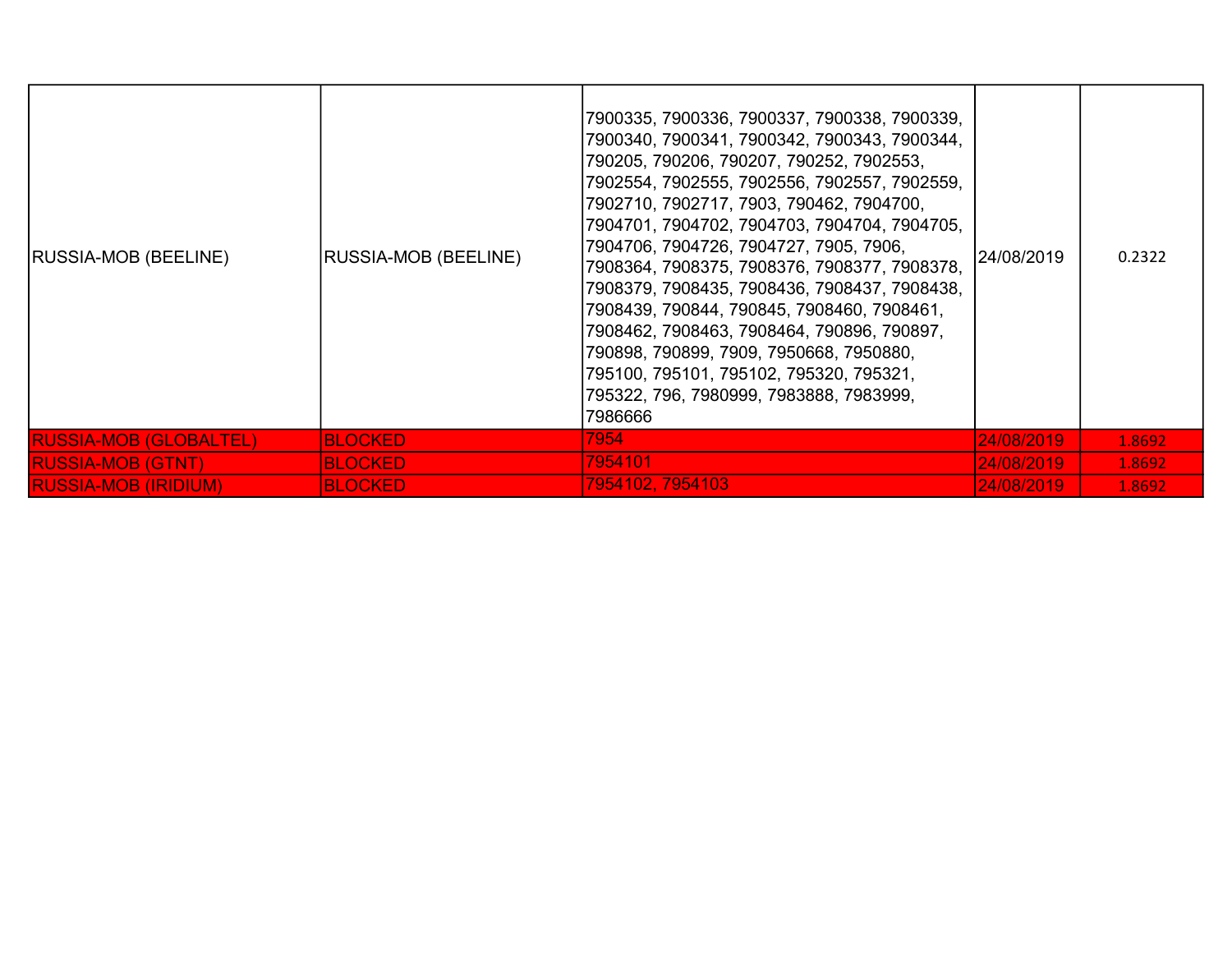| RUSSIA-MOB (BEELINE) | RUSSIA-MOB (BEELINE) | 7900335, 7900336, 7900337, 7900338, 7900339, 7900340, 7900341, 7900342, 7900343, 7900344, 790205, 790206, 790207, 790252, 7902553, 7902554, 7902555, 7902556, 7902557, 7902559, 7902710, 7902717, 7903, 790462, 7904700, 7904701, 7904702, 7904703, 7904704, 7904705, 7904706, 7904726, 7904727, 7905, 7906, 7908364, 7908375, 7908376, 7908377, 7908378, 7908379, 7908435, 7908436, 7908437, 7908438, 7908439, 790844, 790845, 7908460, 7908461, 7908462, 7908463, 7908464, 790896, 790897, 790898, 790899, 7909, 7950668, 7950880, 795100, 795101, 795102, 795320, 795321, 795322, 796, 7980999, 7983888, 7983999, 7986666 | 24/08/2019 | 0.2322 |
|---|---|---|---|---|
| RUSSIA-MOB (GLOBALTEL) | BLOCKED | 7954 | 24/08/2019 | 1.8692 |
| RUSSIA-MOB (GTNT) | BLOCKED | 7954101 | 24/08/2019 | 1.8692 |
| RUSSIA-MOB (IRIDIUM) | BLOCKED | 7954102, 7954103 | 24/08/2019 | 1.8692 |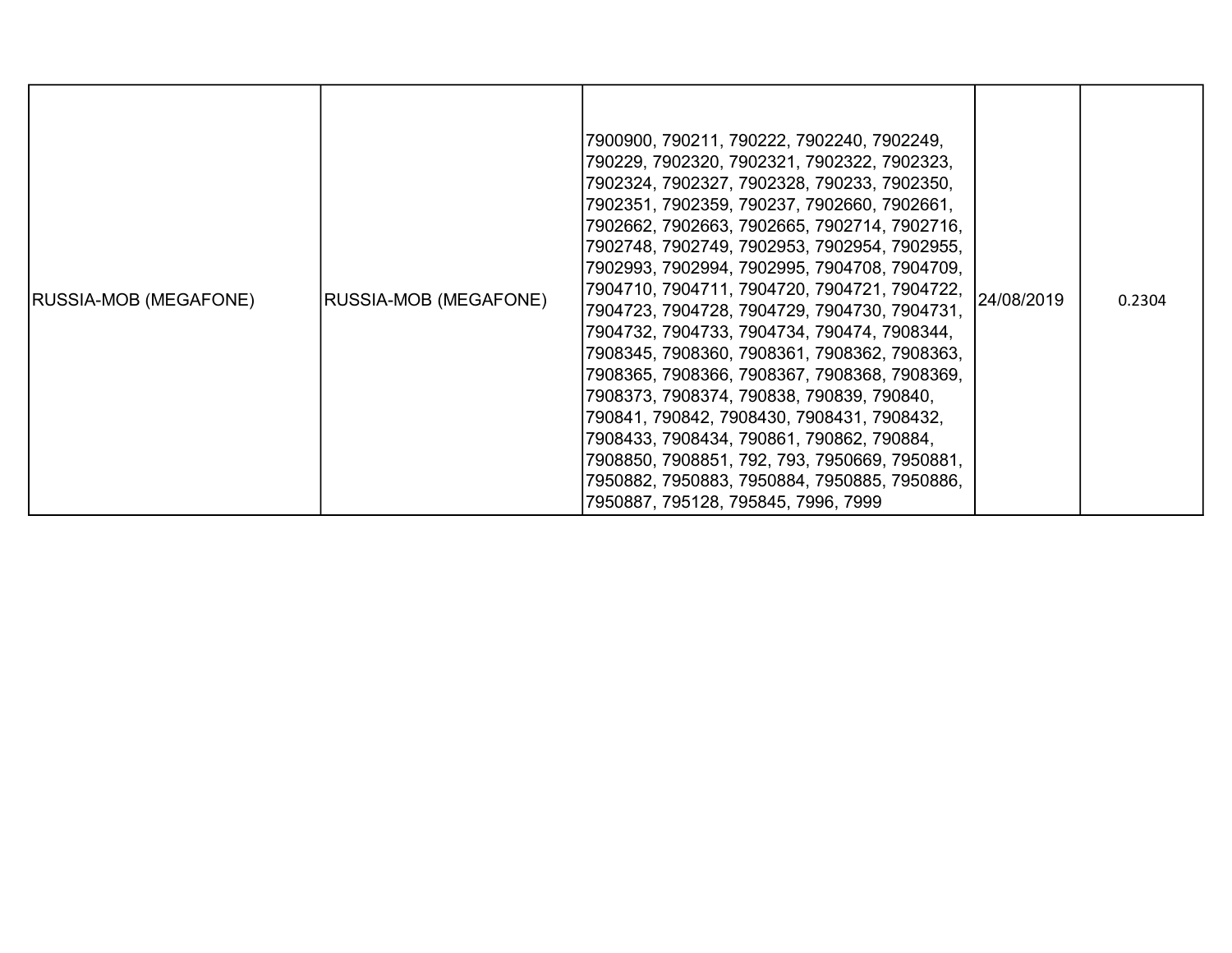| RUSSIA-MOB (MEGAFONE) | RUSSIA-MOB (MEGAFONE) | 7900900, 790211, 790222, 7902240, 7902249, 790229, 7902320, 7902321, 7902322, 7902323, 7902324, 7902327, 7902328, 790233, 7902350, 7902351, 7902359, 790237, 7902660, 7902661, 7902662, 7902663, 7902665, 7902714, 7902716, 7902748, 7902749, 7902953, 7902954, 7902955, 7902993, 7902994, 7902995, 7904708, 7904709, 7904710, 7904711, 7904720, 7904721, 7904722, 7904723, 7904728, 7904729, 7904730, 7904731, 7904732, 7904733, 7904734, 790474, 7908344, 7908345, 7908360, 7908361, 7908362, 7908363, 7908365, 7908366, 7908367, 7908368, 7908369, 7908373, 7908374, 790838, 790839, 790840, 790841, 790842, 7908430, 7908431, 7908432, 7908433, 7908434, 790861, 790862, 790884, 7908850, 7908851, 792, 793, 7950669, 7950881, 7950882, 7950883, 7950884, 7950885, 7950886, 7950887, 795128, 795845, 7996, 7999 | 24/08/2019 | 0.2304 |
|---|---|---|---|---|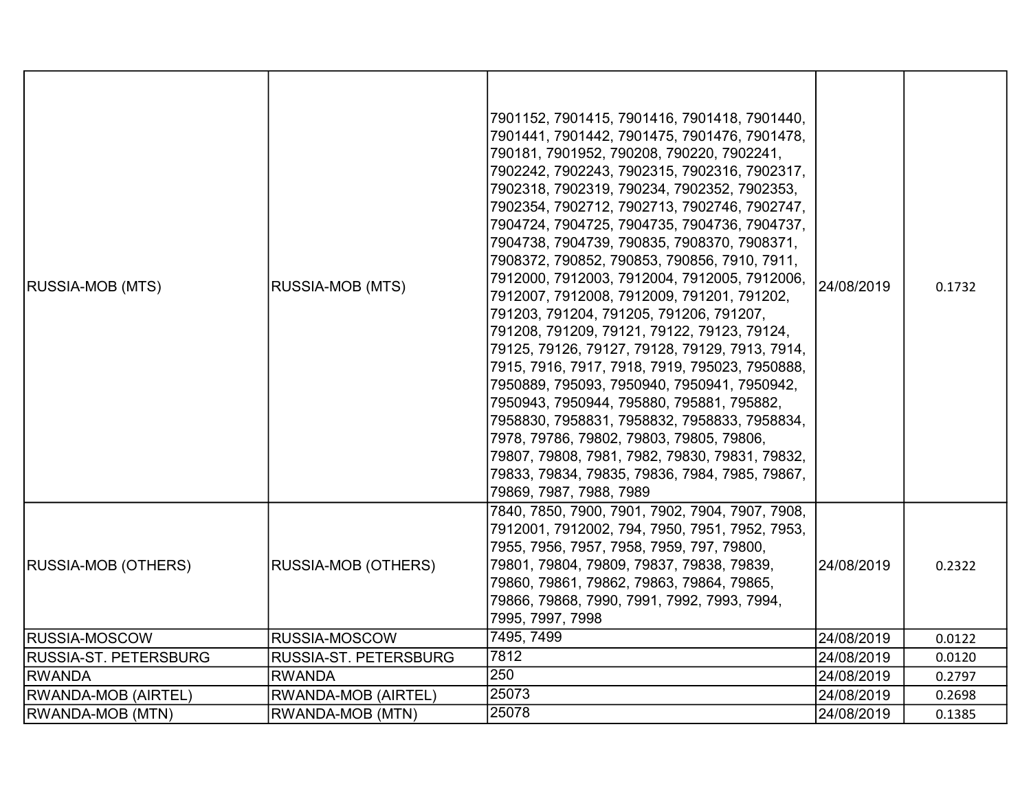| | | | | |
|---|---|---|---|---|
| RUSSIA-MOB (MTS) | RUSSIA-MOB (MTS) | 7901152, 7901415, 7901416, 7901418, 7901440, 7901441, 7901442, 7901475, 7901476, 7901478, 790181, 7901952, 790208, 790220, 7902241, 7902242, 7902243, 7902315, 7902316, 7902317, 7902318, 7902319, 790234, 7902352, 7902353, 7902354, 7902712, 7902713, 7902746, 7902747, 7904724, 7904725, 7904735, 7904736, 7904737, 7904738, 7904739, 790835, 7908370, 7908371, 7908372, 790852, 790853, 790856, 7910, 7911, 7912000, 7912003, 7912004, 7912005, 7912006, 7912007, 7912008, 7912009, 791201, 791202, 791203, 791204, 791205, 791206, 791207, 791208, 791209, 79121, 79122, 79123, 79124, 79125, 79126, 79127, 79128, 79129, 7913, 7914, 7915, 7916, 7917, 7918, 7919, 795023, 7950888, 7950889, 795093, 7950940, 7950941, 7950942, 7950943, 7950944, 795880, 795881, 795882, 7958830, 7958831, 7958832, 7958833, 7958834, 7978, 79786, 79802, 79803, 79805, 79806, 79807, 79808, 7981, 7982, 79830, 79831, 79832, 79833, 79834, 79835, 79836, 7984, 7985, 79867, 79869, 7987, 7988, 7989 | 24/08/2019 | 0.1732 |
| RUSSIA-MOB (OTHERS) | RUSSIA-MOB (OTHERS) | 7840, 7850, 7900, 7901, 7902, 7904, 7907, 7908, 7912001, 7912002, 794, 7950, 7951, 7952, 7953, 7955, 7956, 7957, 7958, 7959, 797, 79800, 79801, 79804, 79809, 79837, 79838, 79839, 79860, 79861, 79862, 79863, 79864, 79865, 79866, 79868, 7990, 7991, 7992, 7993, 7994, 7995, 7997, 7998 | 24/08/2019 | 0.2322 |
| RUSSIA-MOSCOW | RUSSIA-MOSCOW | 7495, 7499 | 24/08/2019 | 0.0122 |
| RUSSIA-ST. PETERSBURG | RUSSIA-ST. PETERSBURG | 7812 | 24/08/2019 | 0.0120 |
| RWANDA | RWANDA | 250 | 24/08/2019 | 0.2797 |
| RWANDA-MOB (AIRTEL) | RWANDA-MOB (AIRTEL) | 25073 | 24/08/2019 | 0.2698 |
| RWANDA-MOB (MTN) | RWANDA-MOB (MTN) | 25078 | 24/08/2019 | 0.1385 |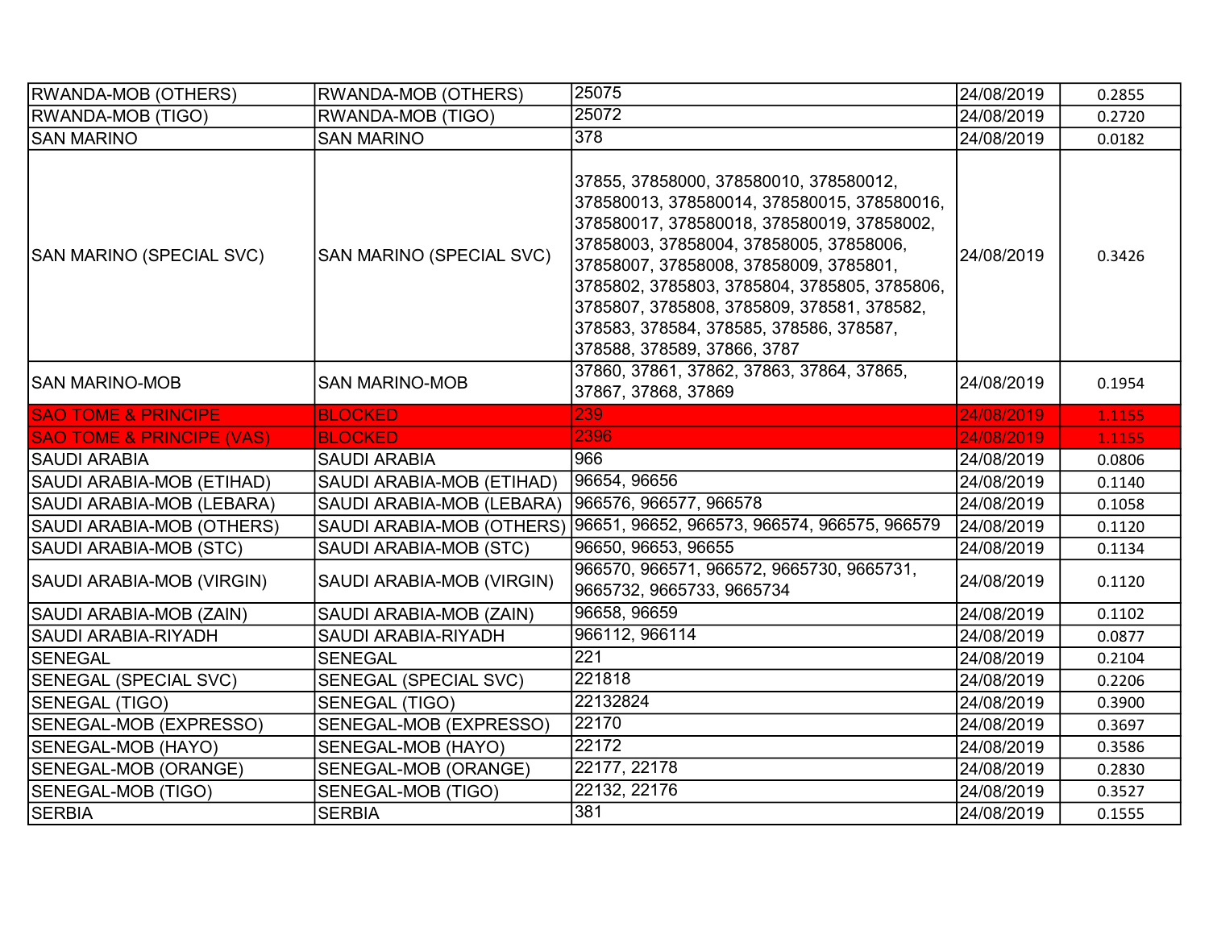| RWANDA-MOB (OTHERS) | RWANDA-MOB (OTHERS) | 25075 | 24/08/2019 | 0.2855 |
|---|---|---|---|---|
| RWANDA-MOB (TIGO) | RWANDA-MOB (TIGO) | 25072 | 24/08/2019 | 0.2720 |
| SAN MARINO | SAN MARINO | 378 | 24/08/2019 | 0.0182 |
| SAN MARINO (SPECIAL SVC) | SAN MARINO (SPECIAL SVC) | 37855, 37858000, 378580010, 378580012, 378580013, 378580014, 378580015, 378580016, 378580017, 378580018, 378580019, 37858002, 37858003, 37858004, 37858005, 37858006, 37858007, 37858008, 37858009, 3785801, 3785802, 3785803, 3785804, 3785805, 3785806, 3785807, 3785808, 3785809, 378581, 378582, 378583, 378584, 378585, 378586, 378587, 378588, 378589, 37866, 3787 | 24/08/2019 | 0.3426 |
| SAN MARINO-MOB | SAN MARINO-MOB | 37860, 37861, 37862, 37863, 37864, 37865, 37867, 37868, 37869 | 24/08/2019 | 0.1954 |
| SAO TOME & PRINCIPE | BLOCKED | 239 | 24/08/2019 | 1.1155 |
| SAO TOME & PRINCIPE (VAS) | BLOCKED | 2396 | 24/08/2019 | 1.1155 |
| SAUDI ARABIA | SAUDI ARABIA | 966 | 24/08/2019 | 0.0806 |
| SAUDI ARABIA-MOB (ETIHAD) | SAUDI ARABIA-MOB (ETIHAD) | 96654, 96656 | 24/08/2019 | 0.1140 |
| SAUDI ARABIA-MOB (LEBARA) | SAUDI ARABIA-MOB (LEBARA) | 966576, 966577, 966578 | 24/08/2019 | 0.1058 |
| SAUDI ARABIA-MOB (OTHERS) | SAUDI ARABIA-MOB (OTHERS) | 96651, 96652, 966573, 966574, 966575, 966579 | 24/08/2019 | 0.1120 |
| SAUDI ARABIA-MOB (STC) | SAUDI ARABIA-MOB (STC) | 96650, 96653, 96655 | 24/08/2019 | 0.1134 |
| SAUDI ARABIA-MOB (VIRGIN) | SAUDI ARABIA-MOB (VIRGIN) | 966570, 966571, 966572, 9665730, 9665731, 9665732, 9665733, 9665734 | 24/08/2019 | 0.1120 |
| SAUDI ARABIA-MOB (ZAIN) | SAUDI ARABIA-MOB (ZAIN) | 96658, 96659 | 24/08/2019 | 0.1102 |
| SAUDI ARABIA-RIYADH | SAUDI ARABIA-RIYADH | 966112, 966114 | 24/08/2019 | 0.0877 |
| SENEGAL | SENEGAL | 221 | 24/08/2019 | 0.2104 |
| SENEGAL (SPECIAL SVC) | SENEGAL (SPECIAL SVC) | 221818 | 24/08/2019 | 0.2206 |
| SENEGAL (TIGO) | SENEGAL (TIGO) | 22132824 | 24/08/2019 | 0.3900 |
| SENEGAL-MOB (EXPRESSO) | SENEGAL-MOB (EXPRESSO) | 22170 | 24/08/2019 | 0.3697 |
| SENEGAL-MOB (HAYO) | SENEGAL-MOB (HAYO) | 22172 | 24/08/2019 | 0.3586 |
| SENEGAL-MOB (ORANGE) | SENEGAL-MOB (ORANGE) | 22177, 22178 | 24/08/2019 | 0.2830 |
| SENEGAL-MOB (TIGO) | SENEGAL-MOB (TIGO) | 22132, 22176 | 24/08/2019 | 0.3527 |
| SERBIA | SERBIA | 381 | 24/08/2019 | 0.1555 |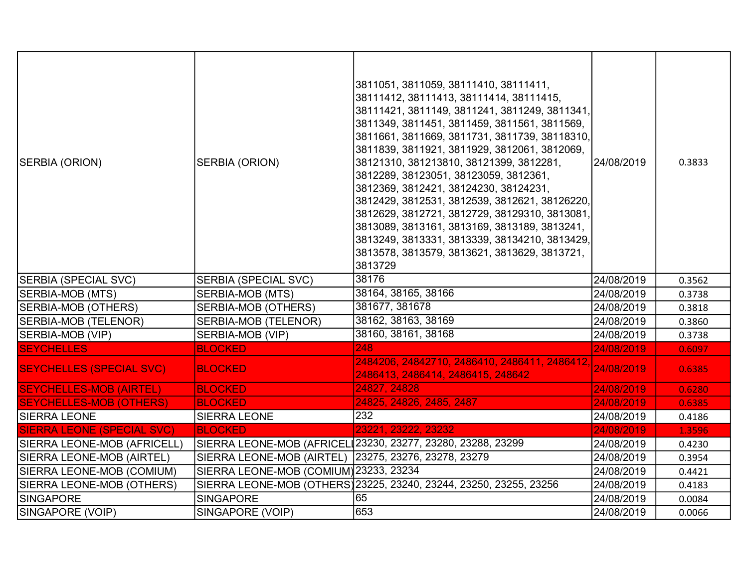| | | | | |
|---|---|---|---|---|
| SERBIA (ORION) | SERBIA (ORION) | 3811051, 3811059, 38111410, 38111411, 38111412, 38111413, 38111414, 38111415, 38111421, 3811149, 3811241, 3811249, 3811341, 3811349, 3811451, 3811459, 3811561, 3811569, 3811661, 3811669, 3811731, 3811739, 38118310, 3811839, 3811921, 3811929, 3812061, 3812069, 38121310, 381213810, 38121399, 3812281, 3812289, 38123051, 38123059, 3812361, 3812369, 3812421, 38124230, 38124231, 3812429, 3812531, 3812539, 3812621, 38126220, 3812629, 3812721, 3812729, 38129310, 3813081, 3813089, 3813161, 3813169, 3813189, 3813241, 3813249, 3813331, 3813339, 38134210, 3813429, 3813578, 3813579, 3813621, 3813629, 3813721, 3813729 | 24/08/2019 | 0.3833 |
| SERBIA (SPECIAL SVC) | SERBIA (SPECIAL SVC) | 38176 | 24/08/2019 | 0.3562 |
| SERBIA-MOB (MTS) | SERBIA-MOB (MTS) | 38164, 38165, 38166 | 24/08/2019 | 0.3738 |
| SERBIA-MOB (OTHERS) | SERBIA-MOB (OTHERS) | 381677, 381678 | 24/08/2019 | 0.3818 |
| SERBIA-MOB (TELENOR) | SERBIA-MOB (TELENOR) | 38162, 38163, 38169 | 24/08/2019 | 0.3860 |
| SERBIA-MOB (VIP) | SERBIA-MOB (VIP) | 38160, 38161, 38168 | 24/08/2019 | 0.3738 |
| SEYCHELLES | BLOCKED | 248 | 24/08/2019 | 0.6097 |
| SEYCHELLES (SPECIAL SVC) | BLOCKED | 2484206, 24842710, 2486410, 2486411, 2486412, 2486413, 2486414, 2486415, 248642 | 24/08/2019 | 0.6385 |
| SEYCHELLES-MOB (AIRTEL) | BLOCKED | 24827, 24828 | 24/08/2019 | 0.6280 |
| SEYCHELLES-MOB (OTHERS) | BLOCKED | 24825, 24826, 2485, 2487 | 24/08/2019 | 0.6385 |
| SIERRA LEONE | SIERRA LEONE | 232 | 24/08/2019 | 0.4186 |
| SIERRA LEONE (SPECIAL SVC) | BLOCKED | 23221, 23222, 23232 | 24/08/2019 | 1.3596 |
| SIERRA LEONE-MOB (AFRICELL) | SIERRA LEONE-MOB (AFRICELL | 23230, 23277, 23280, 23288, 23299 | 24/08/2019 | 0.4230 |
| SIERRA LEONE-MOB (AIRTEL) | SIERRA LEONE-MOB (AIRTEL) | 23275, 23276, 23278, 23279 | 24/08/2019 | 0.3954 |
| SIERRA LEONE-MOB (COMIUM) | SIERRA LEONE-MOB (COMIUM) | 23233, 23234 | 24/08/2019 | 0.4421 |
| SIERRA LEONE-MOB (OTHERS) | SIERRA LEONE-MOB (OTHERS) | 23225, 23240, 23244, 23250, 23255, 23256 | 24/08/2019 | 0.4183 |
| SINGAPORE | SINGAPORE | 65 | 24/08/2019 | 0.0084 |
| SINGAPORE (VOIP) | SINGAPORE (VOIP) | 653 | 24/08/2019 | 0.0066 |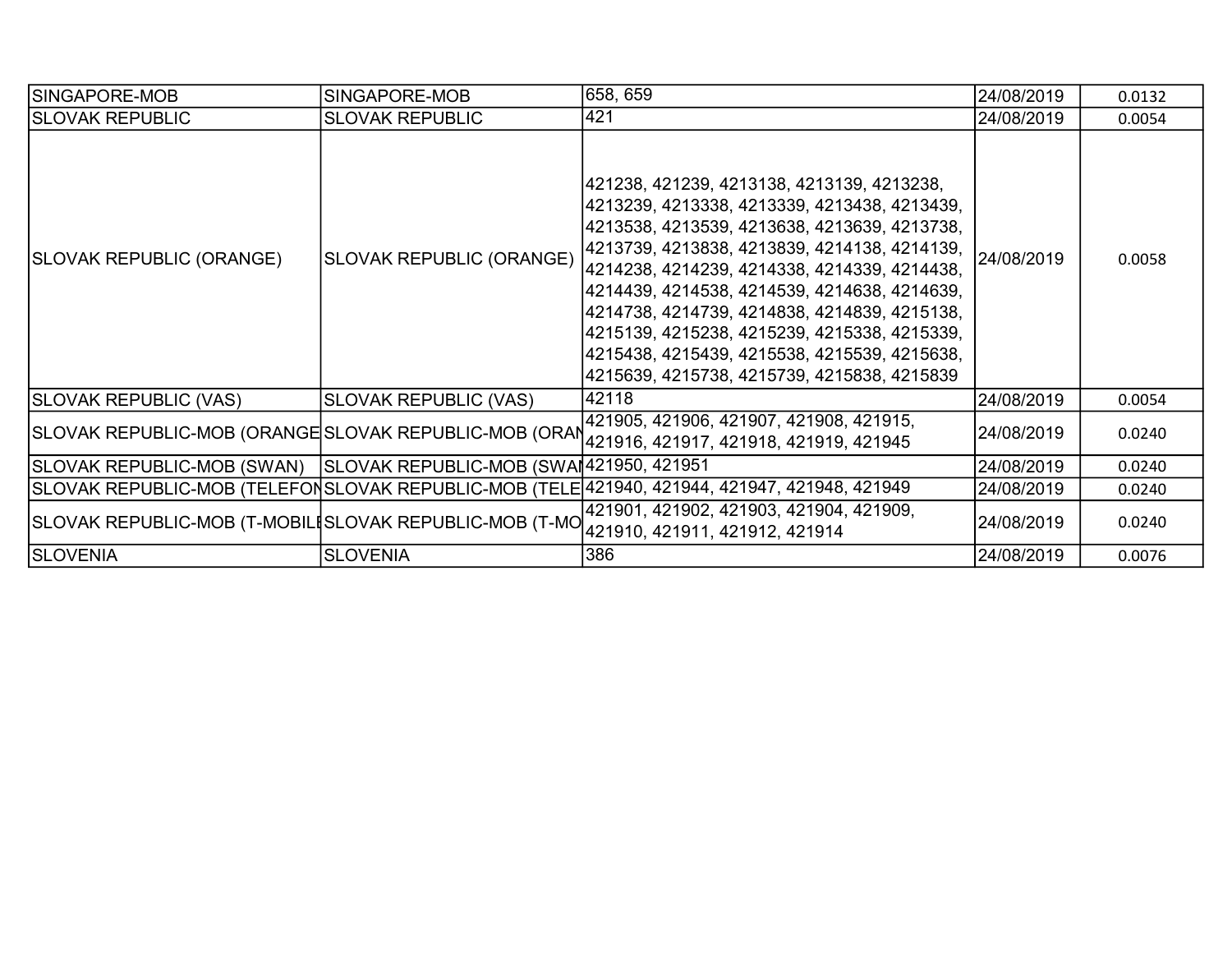| SINGAPORE-MOB | SINGAPORE-MOB | 658, 659 | 24/08/2019 | 0.0132 |
|---|---|---|---|---|
| SLOVAK REPUBLIC | SLOVAK REPUBLIC | 421 | 24/08/2019 | 0.0054 |
| SLOVAK REPUBLIC (ORANGE) | SLOVAK REPUBLIC (ORANGE) | 421238, 421239, 4213138, 4213139, 4213238, 4213239, 4213338, 4213339, 4213438, 4213439, 4213538, 4213539, 4213638, 4213639, 4213738, 4213739, 4213838, 4213839, 4214138, 4214139, 4214238, 4214239, 4214338, 4214339, 4214438, 4214439, 4214538, 4214539, 4214638, 4214639, 4214738, 4214739, 4214838, 4214839, 4215138, 4215139, 4215238, 4215239, 4215338, 4215339, 4215438, 4215439, 4215538, 4215539, 4215638, 4215639, 4215738, 4215739, 4215838, 4215839 | 24/08/2019 | 0.0058 |
| SLOVAK REPUBLIC (VAS) | SLOVAK REPUBLIC (VAS) | 42118 | 24/08/2019 | 0.0054 |
| SLOVAK REPUBLIC-MOB (ORANGE | SLOVAK REPUBLIC-MOB (ORAN | 421905, 421906, 421907, 421908, 421915, 421916, 421917, 421918, 421919, 421945 | 24/08/2019 | 0.0240 |
| SLOVAK REPUBLIC-MOB (SWAN) | SLOVAK REPUBLIC-MOB (SWAN | 421950, 421951 | 24/08/2019 | 0.0240 |
| SLOVAK REPUBLIC-MOB (TELEFON | SLOVAK REPUBLIC-MOB (TELE | 421940, 421944, 421947, 421948, 421949 | 24/08/2019 | 0.0240 |
| SLOVAK REPUBLIC-MOB (T-MOBILE | SLOVAK REPUBLIC-MOB (T-MO | 421901, 421902, 421903, 421904, 421909, 421910, 421911, 421912, 421914 | 24/08/2019 | 0.0240 |
| SLOVENIA | SLOVENIA | 386 | 24/08/2019 | 0.0076 |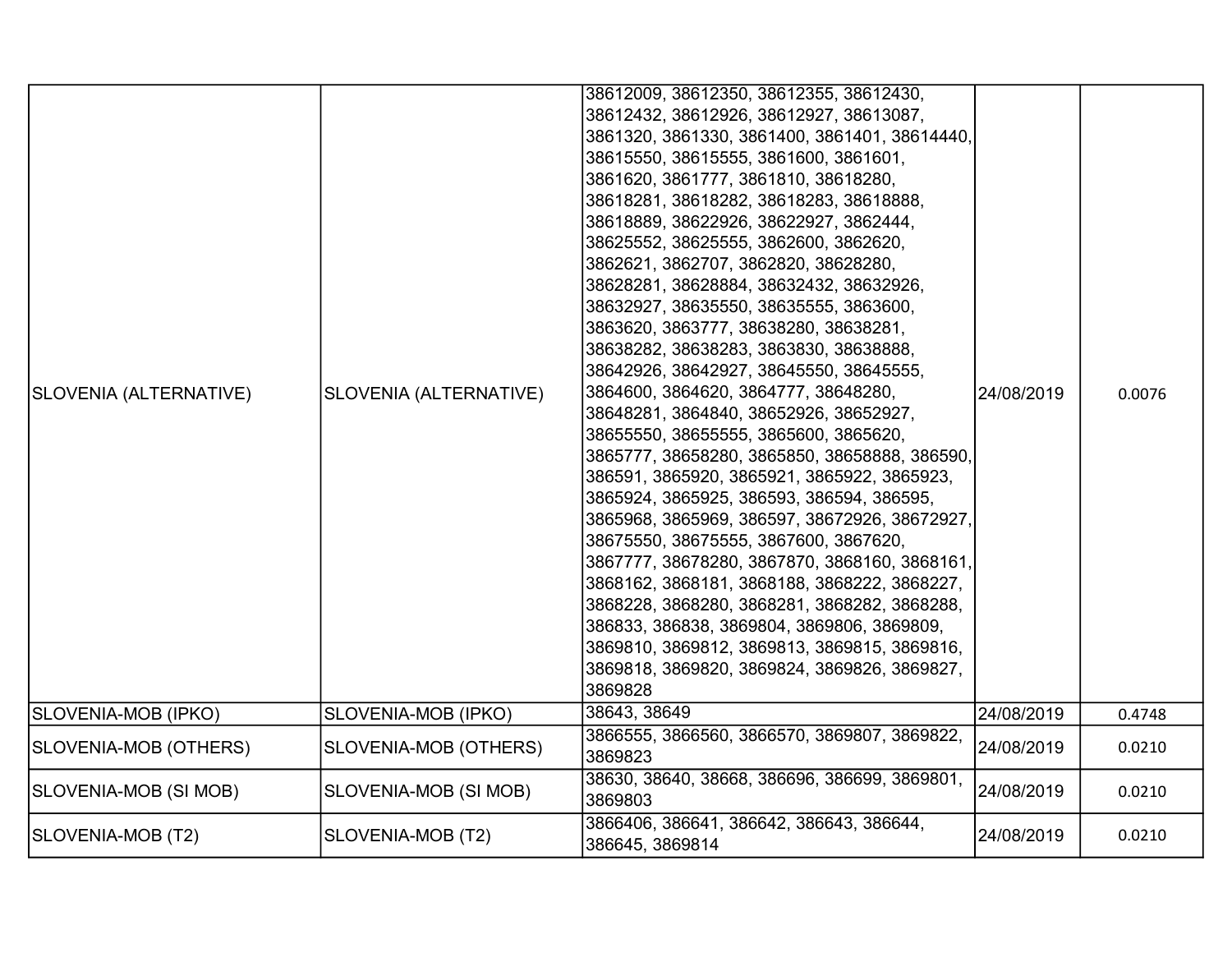| SLOVENIA (ALTERNATIVE) | SLOVENIA (ALTERNATIVE) | 38612009, 38612350, 38612355, 38612430, 38612432, 38612926, 38612927, 38613087, 3861320, 3861330, 3861400, 3861401, 38614440, 38615550, 38615555, 3861600, 3861601, 3861620, 3861777, 3861810, 38618280, 38618281, 38618282, 38618283, 38618888, 38618889, 38622926, 38622927, 3862444, 38625552, 38625555, 3862600, 3862620, 3862621, 3862707, 3862820, 38628280, 38628281, 38628884, 38632432, 38632926, 38632927, 38635550, 38635555, 3863600, 3863620, 3863777, 38638280, 38638281, 38638282, 38638283, 3863830, 38638888, 38642926, 38642927, 38645550, 38645555, 3864600, 3864620, 3864777, 38648280, 38648281, 3864840, 38652926, 38652927, 38655550, 38655555, 3865600, 3865620, 3865777, 38658280, 3865850, 38658888, 386590, 386591, 3865920, 3865921, 3865922, 3865923, 3865924, 3865925, 386593, 386594, 386595, 3865968, 3865969, 386597, 38672926, 38672927, 38675550, 38675555, 3867600, 3867620, 3867777, 38678280, 3867870, 3868160, 3868161, 3868162, 3868181, 3868188, 3868222, 3868227, 3868228, 3868280, 3868281, 3868282, 3868288, 386833, 386838, 3869804, 3869806, 3869809, 3869810, 3869812, 3869813, 3869815, 3869816, 3869818, 3869820, 3869824, 3869826, 3869827, 3869828 | 24/08/2019 | 0.0076 |
|---|---|---|---|---|
| SLOVENIA-MOB (IPKO) | SLOVENIA-MOB (IPKO) | 38643, 38649 | 24/08/2019 | 0.4748 |
| SLOVENIA-MOB (OTHERS) | SLOVENIA-MOB (OTHERS) | 3866555, 3866560, 3866570, 3869807, 3869822, 3869823 | 24/08/2019 | 0.0210 |
| SLOVENIA-MOB (SI MOB) | SLOVENIA-MOB (SI MOB) | 38630, 38640, 38668, 386696, 386699, 3869801, 3869803 | 24/08/2019 | 0.0210 |
| SLOVENIA-MOB (T2) | SLOVENIA-MOB (T2) | 3866406, 386641, 386642, 386643, 386644, 386645, 3869814 | 24/08/2019 | 0.0210 |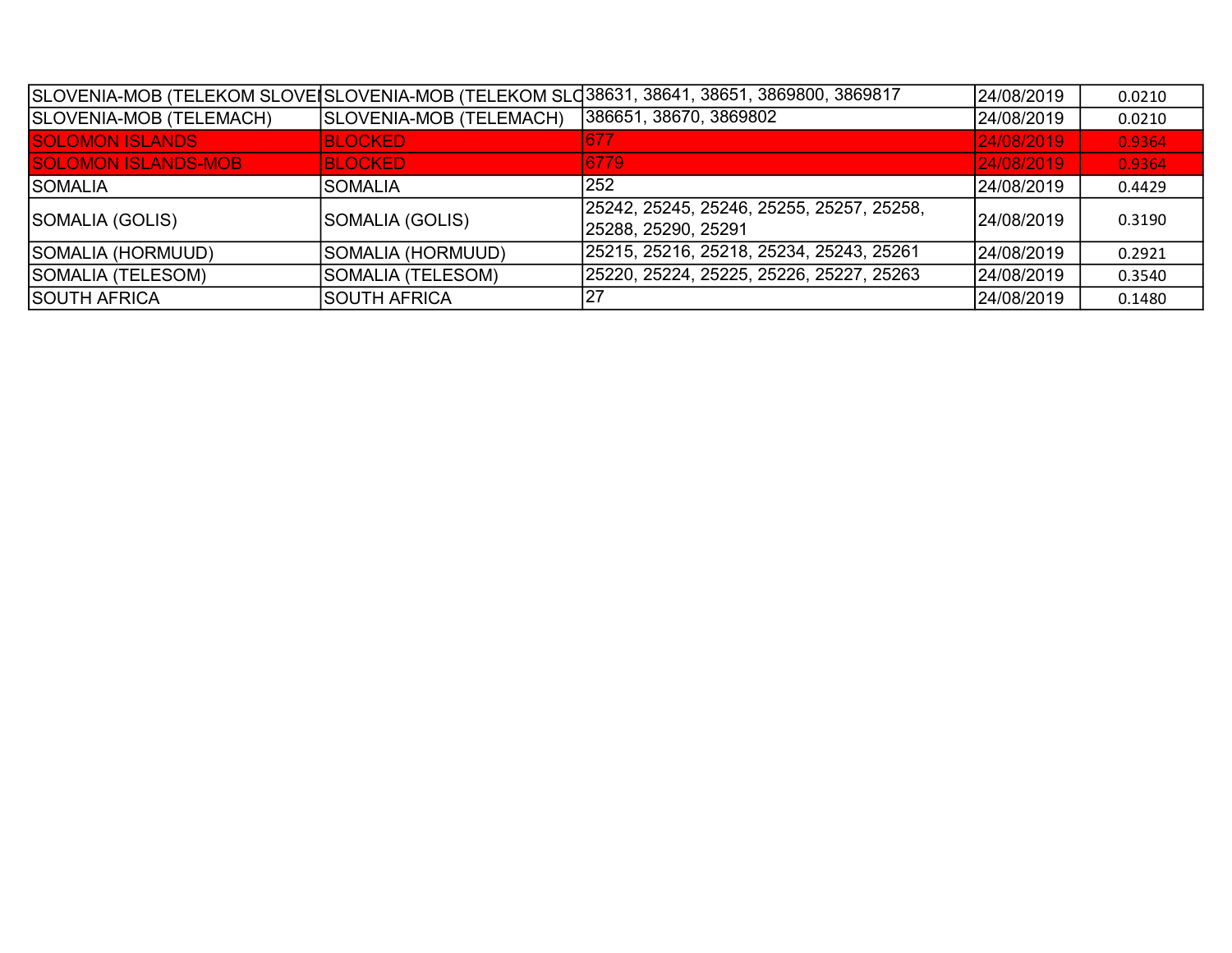| | | | | |
|---|---|---|---|---|
| SLOVENIA-MOB (TELEKOM SLOVEI | SLOVENIA-MOB (TELEKOM SLO | 38631, 38641, 38651, 3869800, 3869817 | 24/08/2019 | 0.0210 |
| SLOVENIA-MOB (TELEMACH) | SLOVENIA-MOB (TELEMACH) | 386651, 38670, 3869802 | 24/08/2019 | 0.0210 |
| SOLOMON ISLANDS | BLOCKED | 677 | 24/08/2019 | 0.9364 |
| SOLOMON ISLANDS-MOB | BLOCKED | 6779 | 24/08/2019 | 0.9364 |
| SOMALIA | SOMALIA | 252 | 24/08/2019 | 0.4429 |
| SOMALIA (GOLIS) | SOMALIA (GOLIS) | 25242, 25245, 25246, 25255, 25257, 25258, 25288, 25290, 25291 | 24/08/2019 | 0.3190 |
| SOMALIA (HORMUUD) | SOMALIA (HORMUUD) | 25215, 25216, 25218, 25234, 25243, 25261 | 24/08/2019 | 0.2921 |
| SOMALIA (TELESOM) | SOMALIA (TELESOM) | 25220, 25224, 25225, 25226, 25227, 25263 | 24/08/2019 | 0.3540 |
| SOUTH AFRICA | SOUTH AFRICA | 27 | 24/08/2019 | 0.1480 |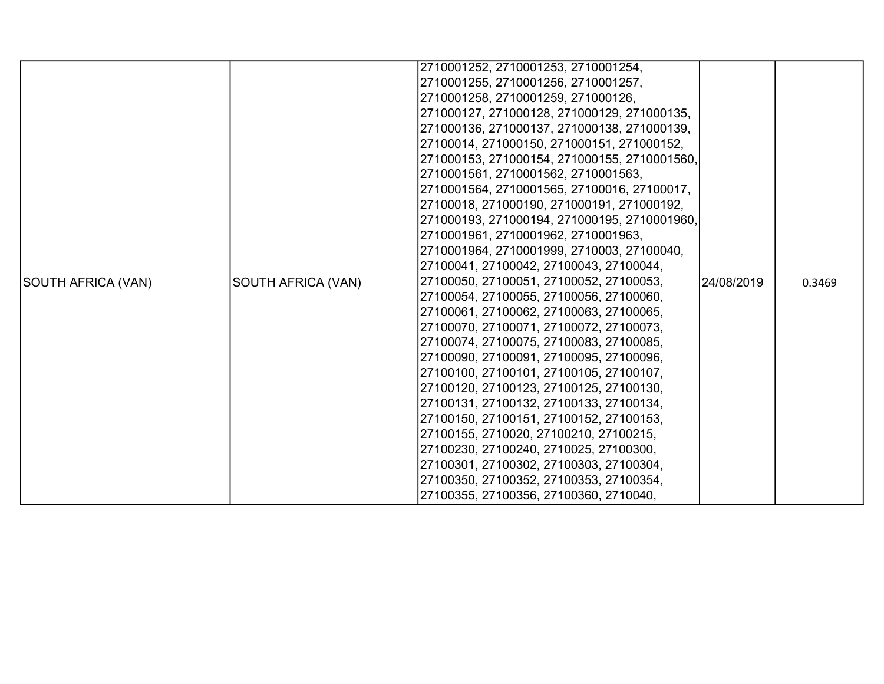| | | | | |
|---|---|---|---|---|
| SOUTH AFRICA (VAN) | SOUTH AFRICA (VAN) | 2710001252, 2710001253, 2710001254, 2710001255, 2710001256, 2710001257, 2710001258, 2710001259, 271000126, 271000127, 271000128, 271000129, 271000135, 271000136, 271000137, 271000138, 271000139, 27100014, 271000150, 271000151, 271000152, 271000153, 271000154, 271000155, 2710001560, 2710001561, 2710001562, 2710001563, 2710001564, 2710001565, 27100016, 27100017, 27100018, 271000190, 271000191, 271000192, 271000193, 271000194, 271000195, 2710001960, 2710001961, 2710001962, 2710001963, 2710001964, 2710001999, 2710003, 27100040, 27100041, 27100042, 27100043, 27100044, 27100050, 27100051, 27100052, 27100053, 27100054, 27100055, 27100056, 27100060, 27100061, 27100062, 27100063, 27100065, 27100070, 27100071, 27100072, 27100073, 27100074, 27100075, 27100083, 27100085, 27100090, 27100091, 27100095, 27100096, 27100100, 27100101, 27100105, 27100107, 27100120, 27100123, 27100125, 27100130, 27100131, 27100132, 27100133, 27100134, 27100150, 27100151, 27100152, 27100153, 27100155, 2710020, 27100210, 27100215, 27100230, 27100240, 2710025, 27100300, 27100301, 27100302, 27100303, 27100304, 27100350, 27100352, 27100353, 27100354, 27100355, 27100356, 27100360, 2710040, | 24/08/2019 | 0.3469 |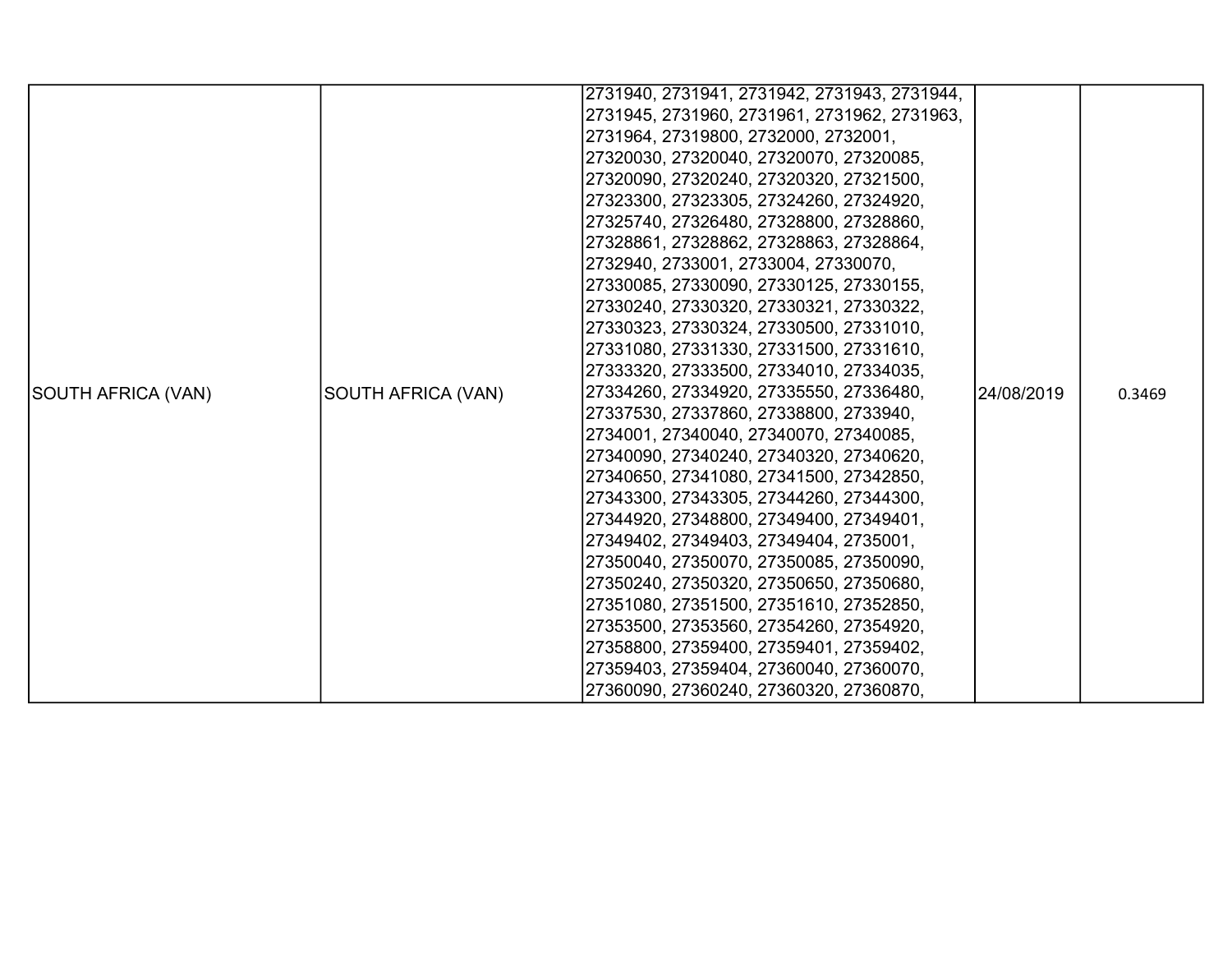| SOUTH AFRICA (VAN) | SOUTH AFRICA (VAN) | 2731940, 2731941, 2731942, 2731943, 2731944, 2731945, 2731960, 2731961, 2731962, 2731963, 2731964, 27319800, 2732000, 2732001, 27320030, 27320040, 27320070, 27320085, 27320090, 27320240, 27320320, 27321500, 27323300, 27323305, 27324260, 27324920, 27325740, 27326480, 27328800, 27328860, 27328861, 27328862, 27328863, 27328864, 2732940, 2733001, 2733004, 27330070, 27330085, 27330090, 27330125, 27330155, 27330240, 27330320, 27330321, 27330322, 27330323, 27330324, 27330500, 27331010, 27331080, 27331330, 27331500, 27331610, 27333320, 27333500, 27334010, 27334035, 27334260, 27334920, 27335550, 27336480, 27337530, 27337860, 27338800, 2733940, 2734001, 27340040, 27340070, 27340085, 27340090, 27340240, 27340320, 27340620, 27340650, 27341080, 27341500, 27342850, 27343300, 27343305, 27344260, 27344300, 27344920, 27348800, 27349400, 27349401, 27349402, 27349403, 27349404, 2735001, 27350040, 27350070, 27350085, 27350090, 27350240, 27350320, 27350650, 27350680, 27351080, 27351500, 27351610, 27352850, 27353500, 27353560, 27354260, 27354920, 27358800, 27359400, 27359401, 27359402, 27359403, 27359404, 27360040, 27360070, 27360090, 27360240, 27360320, 27360870, | 24/08/2019 | 0.3469 |
|---|---|---|---|---|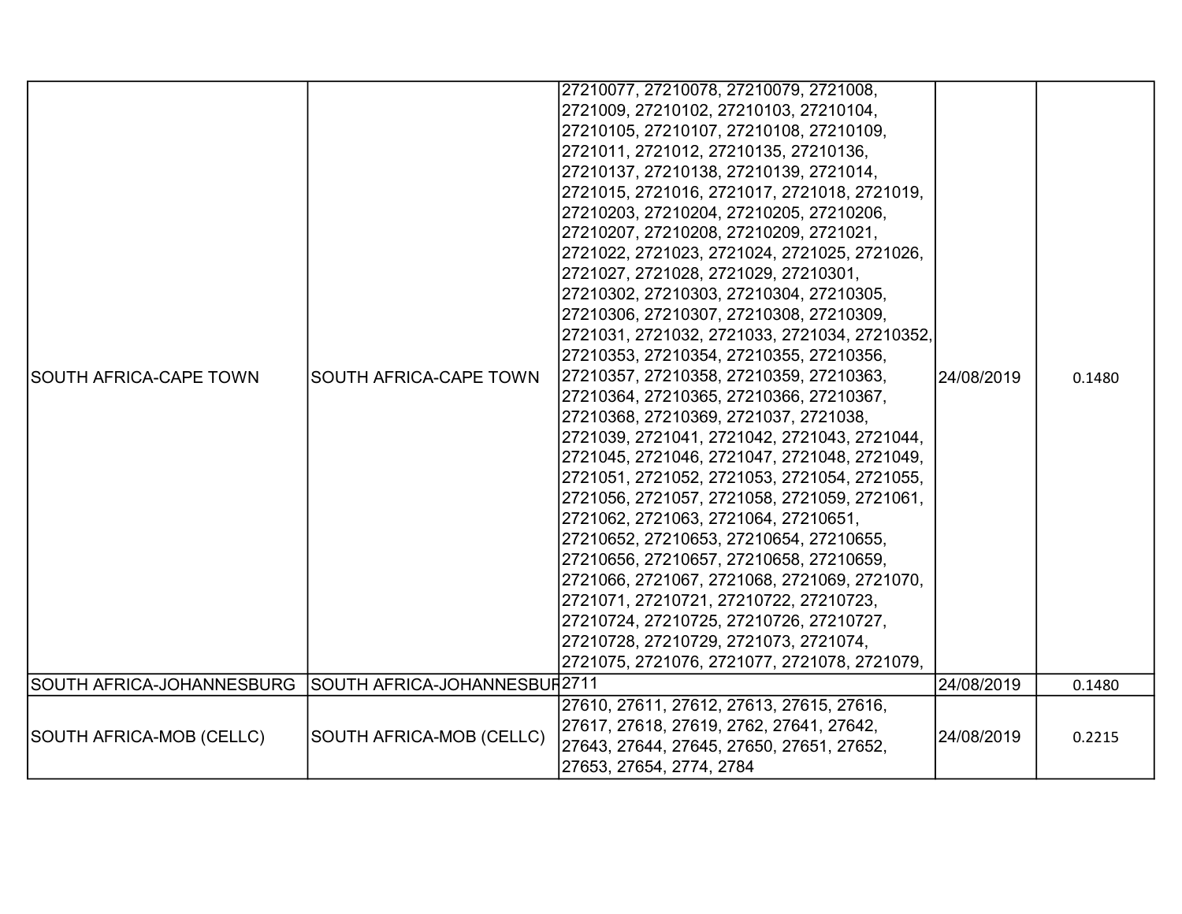| | | | | |
|---|---|---|---|---|
| SOUTH AFRICA-CAPE TOWN | SOUTH AFRICA-CAPE TOWN | 27210077, 27210078, 27210079, 2721008, 2721009, 27210102, 27210103, 27210104, 27210105, 27210107, 27210108, 27210109, 2721011, 2721012, 27210135, 27210136, 27210137, 27210138, 27210139, 2721014, 2721015, 2721016, 2721017, 2721018, 2721019, 27210203, 27210204, 27210205, 27210206, 27210207, 27210208, 27210209, 2721021, 2721022, 2721023, 2721024, 2721025, 2721026, 2721027, 2721028, 2721029, 27210301, 27210302, 27210303, 27210304, 27210305, 27210306, 27210307, 27210308, 27210309, 2721031, 2721032, 2721033, 2721034, 27210352, 27210353, 27210354, 27210355, 27210356, 27210357, 27210358, 27210359, 27210363, 27210364, 27210365, 27210366, 27210367, 27210368, 27210369, 2721037, 2721038, 2721039, 2721041, 2721042, 2721043, 2721044, 2721045, 2721046, 2721047, 2721048, 2721049, 2721051, 2721052, 2721053, 2721054, 2721055, 2721056, 2721057, 2721058, 2721059, 2721061, 2721062, 2721063, 2721064, 27210651, 27210652, 27210653, 27210654, 27210655, 27210656, 27210657, 27210658, 27210659, 2721066, 2721067, 2721068, 2721069, 2721070, 2721071, 27210721, 27210722, 27210723, 27210724, 27210725, 27210726, 27210727, 27210728, 27210729, 2721073, 2721074, 2721075, 2721076, 2721077, 2721078, 2721079, | 24/08/2019 | 0.1480 |
| SOUTH AFRICA-JOHANNESBURG | SOUTH AFRICA-JOHANNESBUR | 2711 | 24/08/2019 | 0.1480 |
| SOUTH AFRICA-MOB (CELLC) | SOUTH AFRICA-MOB (CELLC) | 27610, 27611, 27612, 27613, 27615, 27616, 27617, 27618, 27619, 2762, 27641, 27642, 27643, 27644, 27645, 27650, 27651, 27652, 27653, 27654, 2774, 2784 | 24/08/2019 | 0.2215 |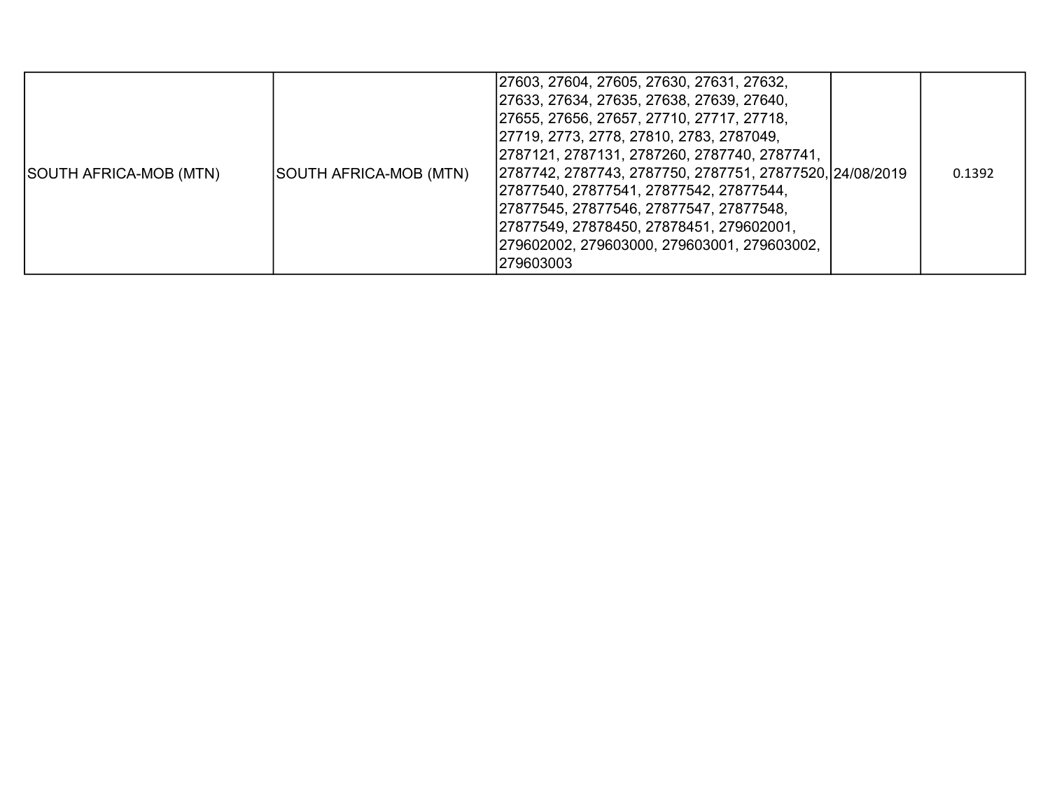| | | | | |
|---|---|---|---|---|
| SOUTH AFRICA-MOB (MTN) | SOUTH AFRICA-MOB (MTN) | 27603, 27604, 27605, 27630, 27631, 27632, 27633, 27634, 27635, 27638, 27639, 27640, 27655, 27656, 27657, 27710, 27717, 27718, 27719, 2773, 2778, 27810, 2783, 2787049, 2787121, 2787131, 2787260, 2787740, 2787741, 2787742, 2787743, 2787750, 2787751, 27877520, 27877540, 27877541, 27877542, 27877544, 27877545, 27877546, 27877547, 27877548, 27877549, 27878450, 27878451, 279602001, 279602002, 279603000, 279603001, 279603002, 279603003 | 24/08/2019 | 0.1392 |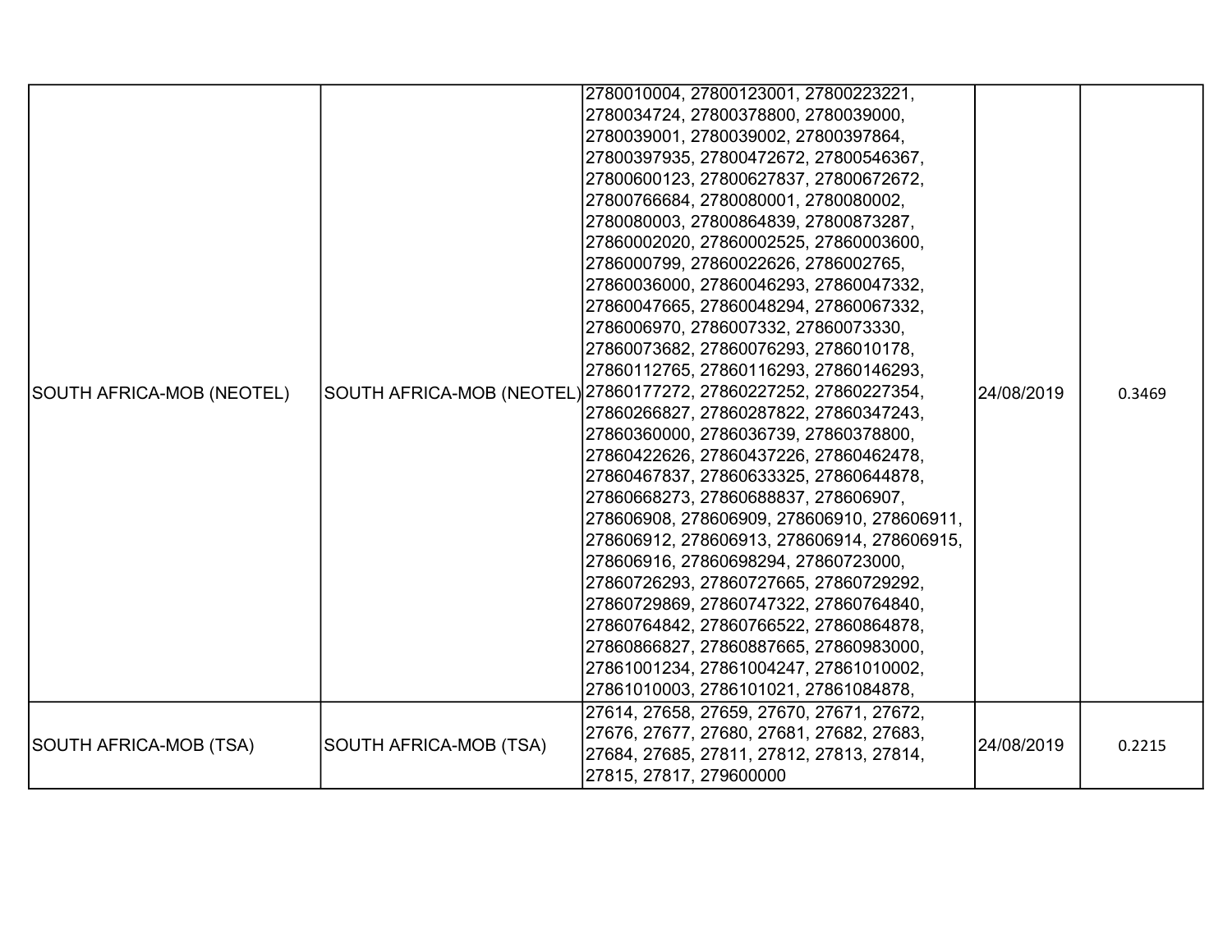| | | | | |
|---|---|---|---|---|
| SOUTH AFRICA-MOB (NEOTEL) | SOUTH AFRICA-MOB (NEOTEL) | 2780010004, 27800123001, 27800223221, 2780034724, 27800378800, 2780039000, 2780039001, 2780039002, 27800397864, 27800397935, 27800472672, 27800546367, 27800600123, 27800627837, 27800672672, 27800766684, 2780080001, 2780080002, 2780080003, 27800864839, 27800873287, 27860002020, 27860002525, 27860003600, 2786000799, 27860022626, 2786002765, 27860036000, 27860046293, 27860047332, 27860047665, 27860048294, 27860067332, 2786006970, 2786007332, 27860073330, 27860073682, 27860076293, 2786010178, 27860112765, 27860116293, 27860146293, 27860177272, 27860227252, 27860227354, 27860266827, 27860287822, 27860347243, 27860360000, 2786036739, 27860378800, 27860422626, 27860437226, 27860462478, 27860467837, 27860633325, 27860644878, 27860668273, 27860688837, 278606907, 278606908, 278606909, 278606910, 278606911, 278606912, 278606913, 278606914, 278606915, 278606916, 27860698294, 27860723000, 27860726293, 27860727665, 27860729292, 27860729869, 27860747322, 27860764840, 27860764842, 27860766522, 27860864878, 27860866827, 27860887665, 27860983000, 27861001234, 27861004247, 27861010002, 27861010003, 2786101021, 27861084878, | 24/08/2019 | 0.3469 |
| SOUTH AFRICA-MOB (TSA) | SOUTH AFRICA-MOB (TSA) | 27614, 27658, 27659, 27670, 27671, 27672, 27676, 27677, 27680, 27681, 27682, 27683, 27684, 27685, 27811, 27812, 27813, 27814, 27815, 27817, 279600000 | 24/08/2019 | 0.2215 |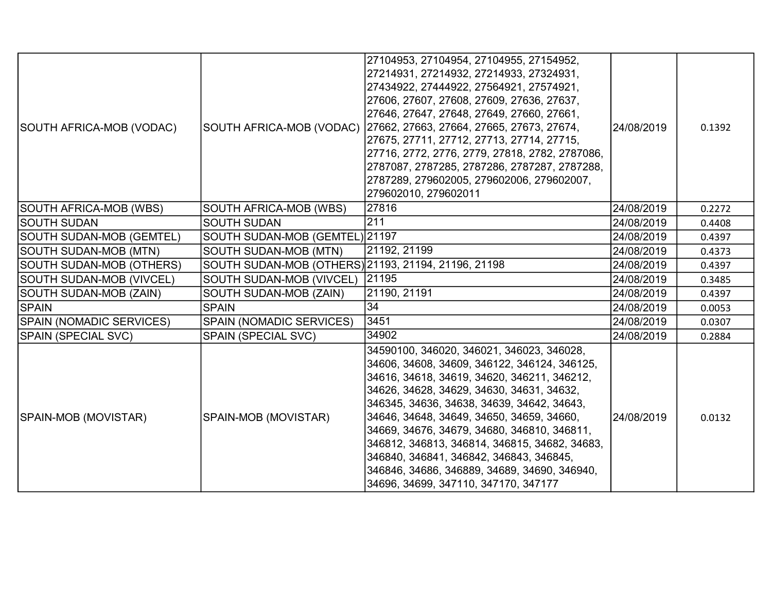| | | | | |
|---|---|---|---|---|
| SOUTH AFRICA-MOB (VODAC) | SOUTH AFRICA-MOB (VODAC) | 27104953, 27104954, 27104955, 27154952, 27214931, 27214932, 27214933, 27324931, 27434922, 27444922, 27564921, 27574921, 27606, 27607, 27608, 27609, 27636, 27637, 27646, 27647, 27648, 27649, 27660, 27661, 27662, 27663, 27664, 27665, 27673, 27674, 27675, 27711, 27712, 27713, 27714, 27715, 27716, 2772, 2776, 2779, 27818, 2782, 2787086, 2787087, 2787285, 2787286, 2787287, 2787288, 2787289, 279602005, 279602006, 279602007, 279602010, 279602011 | 24/08/2019 | 0.1392 |
| SOUTH AFRICA-MOB (WBS) | SOUTH AFRICA-MOB (WBS) | 27816 | 24/08/2019 | 0.2272 |
| SOUTH SUDAN | SOUTH SUDAN | 211 | 24/08/2019 | 0.4408 |
| SOUTH SUDAN-MOB (GEMTEL) | SOUTH SUDAN-MOB (GEMTEL) | 21197 | 24/08/2019 | 0.4397 |
| SOUTH SUDAN-MOB (MTN) | SOUTH SUDAN-MOB (MTN) | 21192, 21199 | 24/08/2019 | 0.4373 |
| SOUTH SUDAN-MOB (OTHERS) | SOUTH SUDAN-MOB (OTHERS) | 21193, 21194, 21196, 21198 | 24/08/2019 | 0.4397 |
| SOUTH SUDAN-MOB (VIVCEL) | SOUTH SUDAN-MOB (VIVCEL) | 21195 | 24/08/2019 | 0.3485 |
| SOUTH SUDAN-MOB (ZAIN) | SOUTH SUDAN-MOB (ZAIN) | 21190, 21191 | 24/08/2019 | 0.4397 |
| SPAIN | SPAIN | 34 | 24/08/2019 | 0.0053 |
| SPAIN (NOMADIC SERVICES) | SPAIN (NOMADIC SERVICES) | 3451 | 24/08/2019 | 0.0307 |
| SPAIN (SPECIAL SVC) | SPAIN (SPECIAL SVC) | 34902 | 24/08/2019 | 0.2884 |
| SPAIN-MOB (MOVISTAR) | SPAIN-MOB (MOVISTAR) | 34590100, 346020, 346021, 346023, 346028, 34606, 34608, 34609, 346122, 346124, 346125, 34616, 34618, 34619, 34620, 346211, 346212, 34626, 34628, 34629, 34630, 34631, 34632, 346345, 34636, 34638, 34639, 34642, 34643, 34646, 34648, 34649, 34650, 34659, 34660, 34669, 34676, 34679, 34680, 346810, 346811, 346812, 346813, 346814, 346815, 34682, 34683, 346840, 346841, 346842, 346843, 346845, 346846, 34686, 346889, 34689, 34690, 346940, 34696, 34699, 347110, 347170, 347177 | 24/08/2019 | 0.0132 |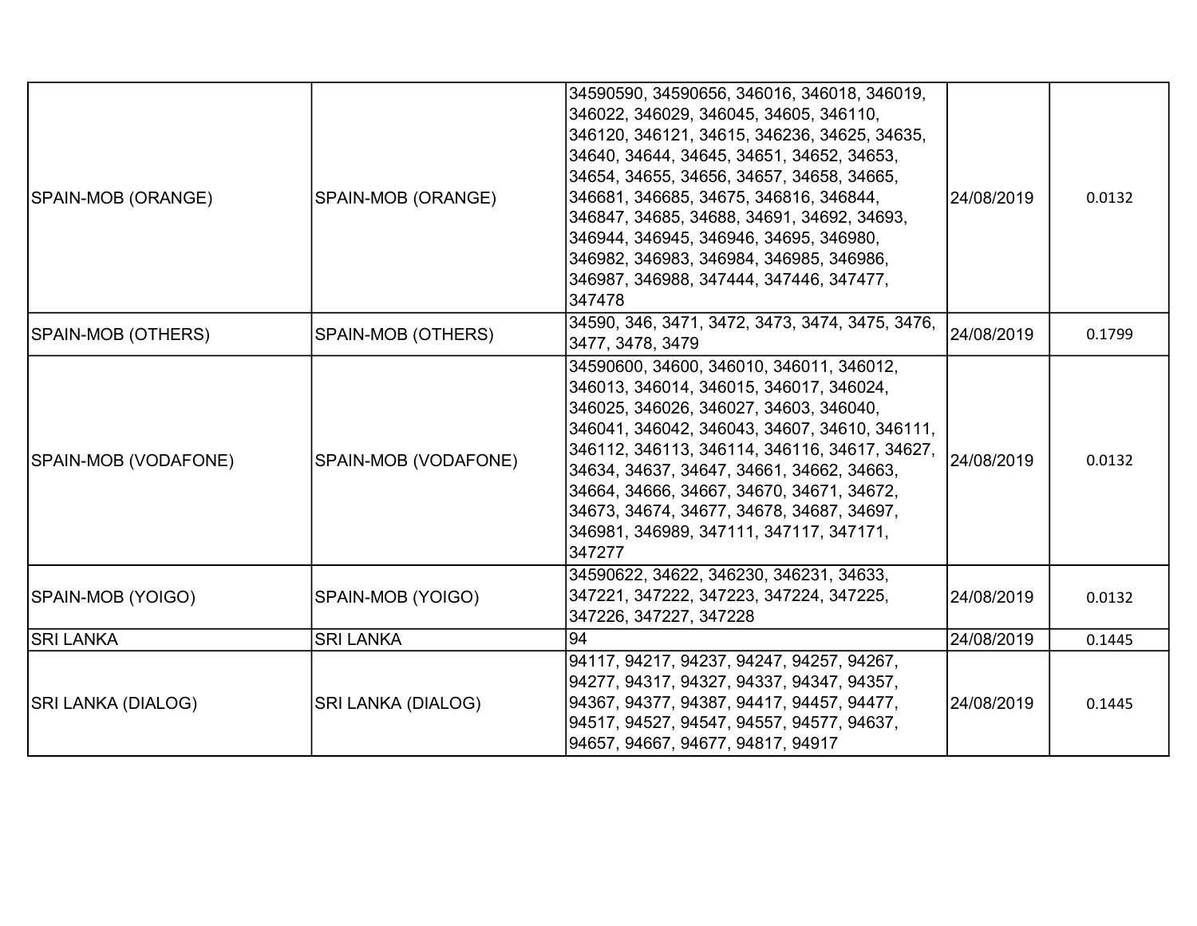| | | | | |
|---|---|---|---|---|
| SPAIN-MOB (ORANGE) | SPAIN-MOB (ORANGE) | 34590590, 34590656, 346016, 346018, 346019, 346022, 346029, 346045, 34605, 346110, 346120, 346121, 34615, 346236, 34625, 34635, 34640, 34644, 34645, 34651, 34652, 34653, 34654, 34655, 34656, 34657, 34658, 34665, 346681, 346685, 34675, 346816, 346844, 346847, 34685, 34688, 34691, 34692, 34693, 346944, 346945, 346946, 34695, 346980, 346982, 346983, 346984, 346985, 346986, 346987, 346988, 347444, 347446, 347477, 347478 | 24/08/2019 | 0.0132 |
| SPAIN-MOB (OTHERS) | SPAIN-MOB (OTHERS) | 34590, 346, 3471, 3472, 3473, 3474, 3475, 3476, 3477, 3478, 3479 | 24/08/2019 | 0.1799 |
| SPAIN-MOB (VODAFONE) | SPAIN-MOB (VODAFONE) | 34590600, 34600, 346010, 346011, 346012, 346013, 346014, 346015, 346017, 346024, 346025, 346026, 346027, 34603, 346040, 346041, 346042, 346043, 34607, 34610, 346111, 346112, 346113, 346114, 346116, 34617, 34627, 34634, 34637, 34647, 34661, 34662, 34663, 34664, 34666, 34667, 34670, 34671, 34672, 34673, 34674, 34677, 34678, 34687, 34697, 346981, 346989, 347111, 347117, 347171, 347277 | 24/08/2019 | 0.0132 |
| SPAIN-MOB (YOIGO) | SPAIN-MOB (YOIGO) | 34590622, 34622, 346230, 346231, 34633, 347221, 347222, 347223, 347224, 347225, 347226, 347227, 347228 | 24/08/2019 | 0.0132 |
| SRI LANKA | SRI LANKA | 94 | 24/08/2019 | 0.1445 |
| SRI LANKA (DIALOG) | SRI LANKA (DIALOG) | 94117, 94217, 94237, 94247, 94257, 94267, 94277, 94317, 94327, 94337, 94347, 94357, 94367, 94377, 94387, 94417, 94457, 94477, 94517, 94527, 94547, 94557, 94577, 94637, 94657, 94667, 94677, 94817, 94917 | 24/08/2019 | 0.1445 |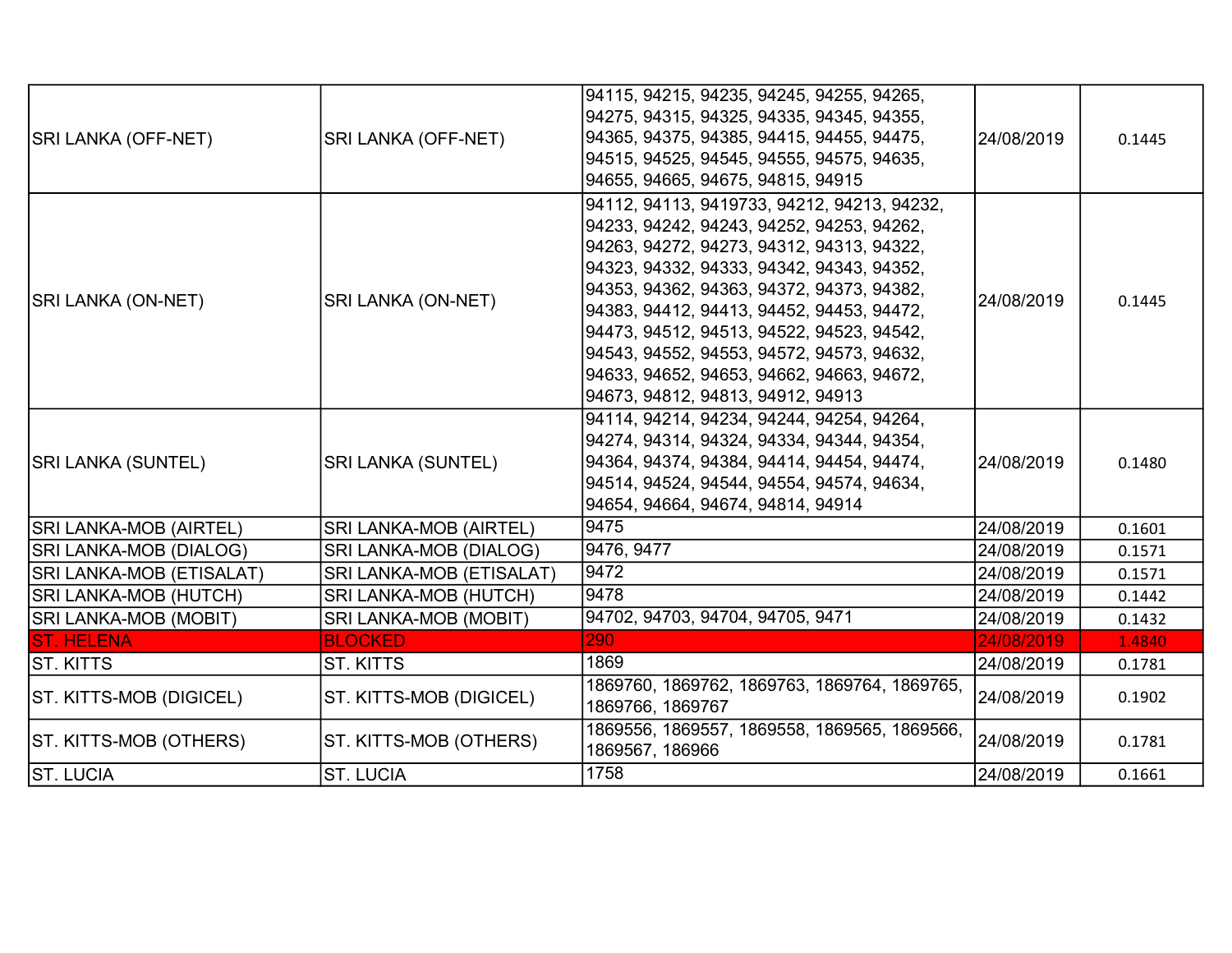| SRI LANKA (OFF-NET) | SRI LANKA (OFF-NET) | 94115, 94215, 94235, 94245, 94255, 94265, 94275, 94315, 94325, 94335, 94345, 94355, 94365, 94375, 94385, 94415, 94455, 94475, 94515, 94525, 94545, 94555, 94575, 94635, 94655, 94665, 94675, 94815, 94915 | 24/08/2019 | 0.1445 |
|---|---|---|---|---|
| SRI LANKA (ON-NET) | SRI LANKA (ON-NET) | 94112, 94113, 9419733, 94212, 94213, 94232, 94233, 94242, 94243, 94252, 94253, 94262, 94263, 94272, 94273, 94312, 94313, 94322, 94323, 94332, 94333, 94342, 94343, 94352, 94353, 94362, 94363, 94372, 94373, 94382, 94383, 94412, 94413, 94452, 94453, 94472, 94473, 94512, 94513, 94522, 94523, 94542, 94543, 94552, 94553, 94572, 94573, 94632, 94633, 94652, 94653, 94662, 94663, 94672, 94673, 94812, 94813, 94912, 94913 | 24/08/2019 | 0.1445 |
| SRI LANKA (SUNTEL) | SRI LANKA (SUNTEL) | 94114, 94214, 94234, 94244, 94254, 94264, 94274, 94314, 94324, 94334, 94344, 94354, 94364, 94374, 94384, 94414, 94454, 94474, 94514, 94524, 94544, 94554, 94574, 94634, 94654, 94664, 94674, 94814, 94914 | 24/08/2019 | 0.1480 |
| SRI LANKA-MOB (AIRTEL) | SRI LANKA-MOB (AIRTEL) | 9475 | 24/08/2019 | 0.1601 |
| SRI LANKA-MOB (DIALOG) | SRI LANKA-MOB (DIALOG) | 9476, 9477 | 24/08/2019 | 0.1571 |
| SRI LANKA-MOB (ETISALAT) | SRI LANKA-MOB (ETISALAT) | 9472 | 24/08/2019 | 0.1571 |
| SRI LANKA-MOB (HUTCH) | SRI LANKA-MOB (HUTCH) | 9478 | 24/08/2019 | 0.1442 |
| SRI LANKA-MOB (MOBIT) | SRI LANKA-MOB (MOBIT) | 94702, 94703, 94704, 94705, 9471 | 24/08/2019 | 0.1432 |
| ST. HELENA | BLOCKED | 290 | 24/08/2019 | 1.4840 |
| ST. KITTS | ST. KITTS | 1869 | 24/08/2019 | 0.1781 |
| ST. KITTS-MOB (DIGICEL) | ST. KITTS-MOB (DIGICEL) | 1869760, 1869762, 1869763, 1869764, 1869765, 1869766, 1869767 | 24/08/2019 | 0.1902 |
| ST. KITTS-MOB (OTHERS) | ST. KITTS-MOB (OTHERS) | 1869556, 1869557, 1869558, 1869565, 1869566, 1869567, 186966 | 24/08/2019 | 0.1781 |
| ST. LUCIA | ST. LUCIA | 1758 | 24/08/2019 | 0.1661 |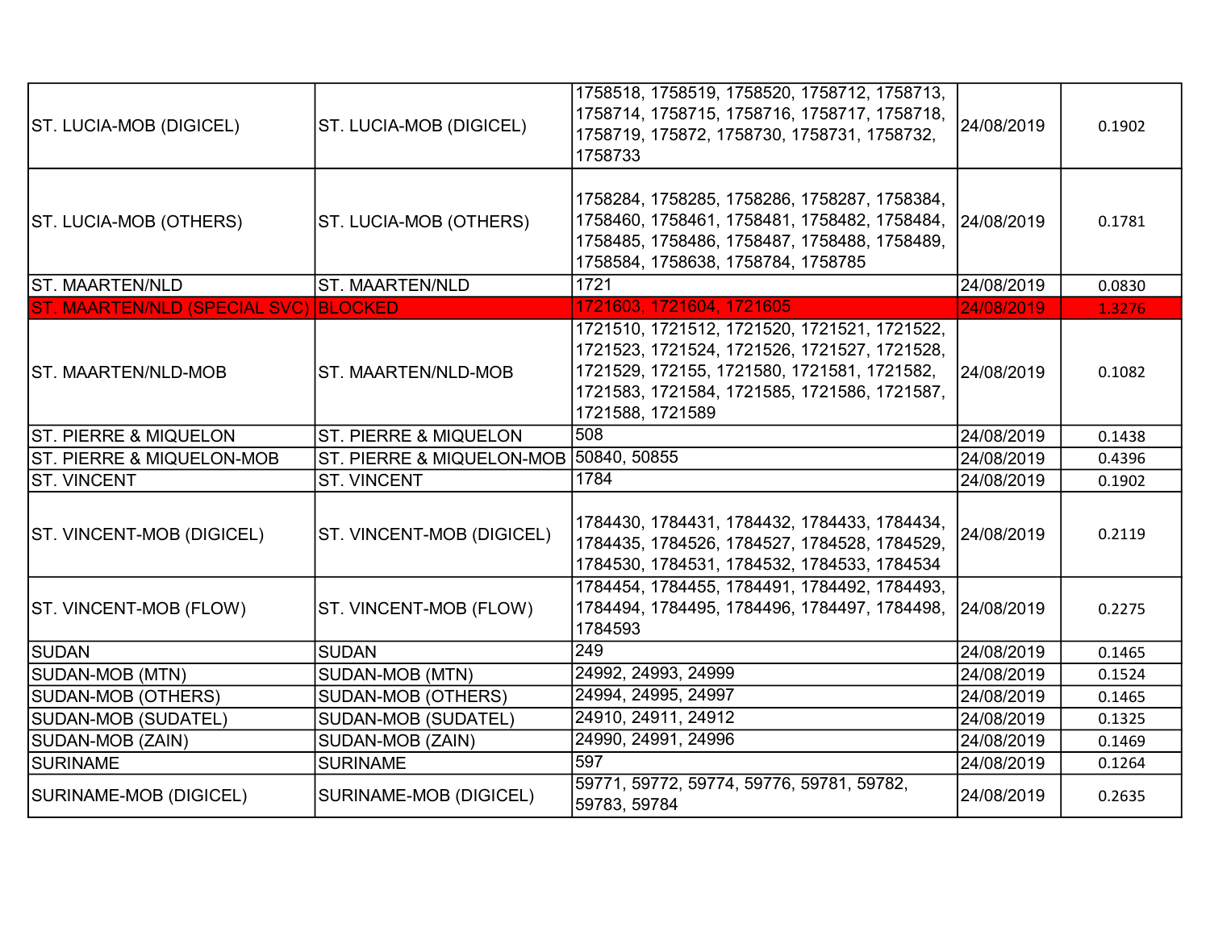| | | | | |
|---|---|---|---|---|
| ST. LUCIA-MOB (DIGICEL) | ST. LUCIA-MOB (DIGICEL) | 1758518, 1758519, 1758520, 1758712, 1758713, 1758714, 1758715, 1758716, 1758717, 1758718, 1758719, 175872, 1758730, 1758731, 1758732, 1758733 | 24/08/2019 | 0.1902 |
| ST. LUCIA-MOB (OTHERS) | ST. LUCIA-MOB (OTHERS) | 1758284, 1758285, 1758286, 1758287, 1758384, 1758460, 1758461, 1758481, 1758482, 1758484, 1758485, 1758486, 1758487, 1758488, 1758489, 1758584, 1758638, 1758784, 1758785 | 24/08/2019 | 0.1781 |
| ST. MAARTEN/NLD | ST. MAARTEN/NLD | 1721 | 24/08/2019 | 0.0830 |
| ST. MAARTEN/NLD (SPECIAL SVC) | BLOCKED | 1721603, 1721604, 1721605 | 24/08/2019 | 1.3276 |
| ST. MAARTEN/NLD-MOB | ST. MAARTEN/NLD-MOB | 1721510, 1721512, 1721520, 1721521, 1721522, 1721523, 1721524, 1721526, 1721527, 1721528, 1721529, 172155, 1721580, 1721581, 1721582, 1721583, 1721584, 1721585, 1721586, 1721587, 1721588, 1721589 | 24/08/2019 | 0.1082 |
| ST. PIERRE & MIQUELON | ST. PIERRE & MIQUELON | 508 | 24/08/2019 | 0.1438 |
| ST. PIERRE & MIQUELON-MOB | ST. PIERRE & MIQUELON-MOB | 50840, 50855 | 24/08/2019 | 0.4396 |
| ST. VINCENT | ST. VINCENT | 1784 | 24/08/2019 | 0.1902 |
| ST. VINCENT-MOB (DIGICEL) | ST. VINCENT-MOB (DIGICEL) | 1784430, 1784431, 1784432, 1784433, 1784434, 1784435, 1784526, 1784527, 1784528, 1784529, 1784530, 1784531, 1784532, 1784533, 1784534 | 24/08/2019 | 0.2119 |
| ST. VINCENT-MOB (FLOW) | ST. VINCENT-MOB (FLOW) | 1784454, 1784455, 1784491, 1784492, 1784493, 1784494, 1784495, 1784496, 1784497, 1784498, 1784593 | 24/08/2019 | 0.2275 |
| SUDAN | SUDAN | 249 | 24/08/2019 | 0.1465 |
| SUDAN-MOB (MTN) | SUDAN-MOB (MTN) | 24992, 24993, 24999 | 24/08/2019 | 0.1524 |
| SUDAN-MOB (OTHERS) | SUDAN-MOB (OTHERS) | 24994, 24995, 24997 | 24/08/2019 | 0.1465 |
| SUDAN-MOB (SUDATEL) | SUDAN-MOB (SUDATEL) | 24910, 24911, 24912 | 24/08/2019 | 0.1325 |
| SUDAN-MOB (ZAIN) | SUDAN-MOB (ZAIN) | 24990, 24991, 24996 | 24/08/2019 | 0.1469 |
| SURINAME | SURINAME | 597 | 24/08/2019 | 0.1264 |
| SURINAME-MOB (DIGICEL) | SURINAME-MOB (DIGICEL) | 59771, 59772, 59774, 59776, 59781, 59782, 59783, 59784 | 24/08/2019 | 0.2635 |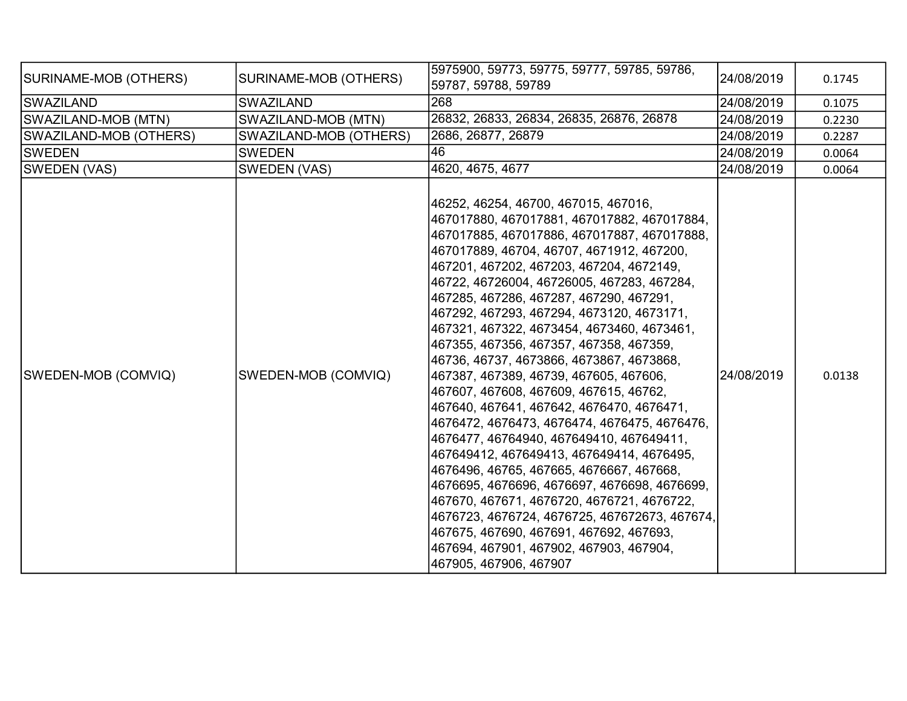| SURINAME-MOB (OTHERS) | SURINAME-MOB (OTHERS) | 5975900, 59773, 59775, 59777, 59785, 59786, 59787, 59788, 59789 | 24/08/2019 | 0.1745 |
|---|---|---|---|---|
| SWAZILAND | SWAZILAND | 268 | 24/08/2019 | 0.1075 |
| SWAZILAND-MOB (MTN) | SWAZILAND-MOB (MTN) | 26832, 26833, 26834, 26835, 26876, 26878 | 24/08/2019 | 0.2230 |
| SWAZILAND-MOB (OTHERS) | SWAZILAND-MOB (OTHERS) | 2686, 26877, 26879 | 24/08/2019 | 0.2287 |
| SWEDEN | SWEDEN | 46 | 24/08/2019 | 0.0064 |
| SWEDEN (VAS) | SWEDEN (VAS) | 4620, 4675, 4677 | 24/08/2019 | 0.0064 |
| SWEDEN-MOB (COMVIQ) | SWEDEN-MOB (COMVIQ) | 46252, 46254, 46700, 467015, 467016, 467017880, 467017881, 467017882, 467017884, 467017885, 467017886, 467017887, 467017888, 467017889, 46704, 46707, 4671912, 467200, 467201, 467202, 467203, 467204, 4672149, 46722, 46726004, 46726005, 467283, 467284, 467285, 467286, 467287, 467290, 467291, 467292, 467293, 467294, 4673120, 4673171, 467321, 467322, 4673454, 4673460, 4673461, 467355, 467356, 467357, 467358, 467359, 46736, 46737, 4673866, 4673867, 4673868, 467387, 467389, 46739, 467605, 467606, 467607, 467608, 467609, 467615, 46762, 467640, 467641, 467642, 4676470, 4676471, 4676472, 4676473, 4676474, 4676475, 4676476, 4676477, 46764940, 467649410, 467649411, 467649412, 467649413, 467649414, 4676495, 4676496, 46765, 467665, 4676667, 467668, 4676695, 4676696, 4676697, 4676698, 4676699, 467670, 467671, 4676720, 4676721, 4676722, 4676723, 4676724, 4676725, 467672673, 467674, 467675, 467690, 467691, 467692, 467693, 467694, 467901, 467902, 467903, 467904, 467905, 467906, 467907 | 24/08/2019 | 0.0138 |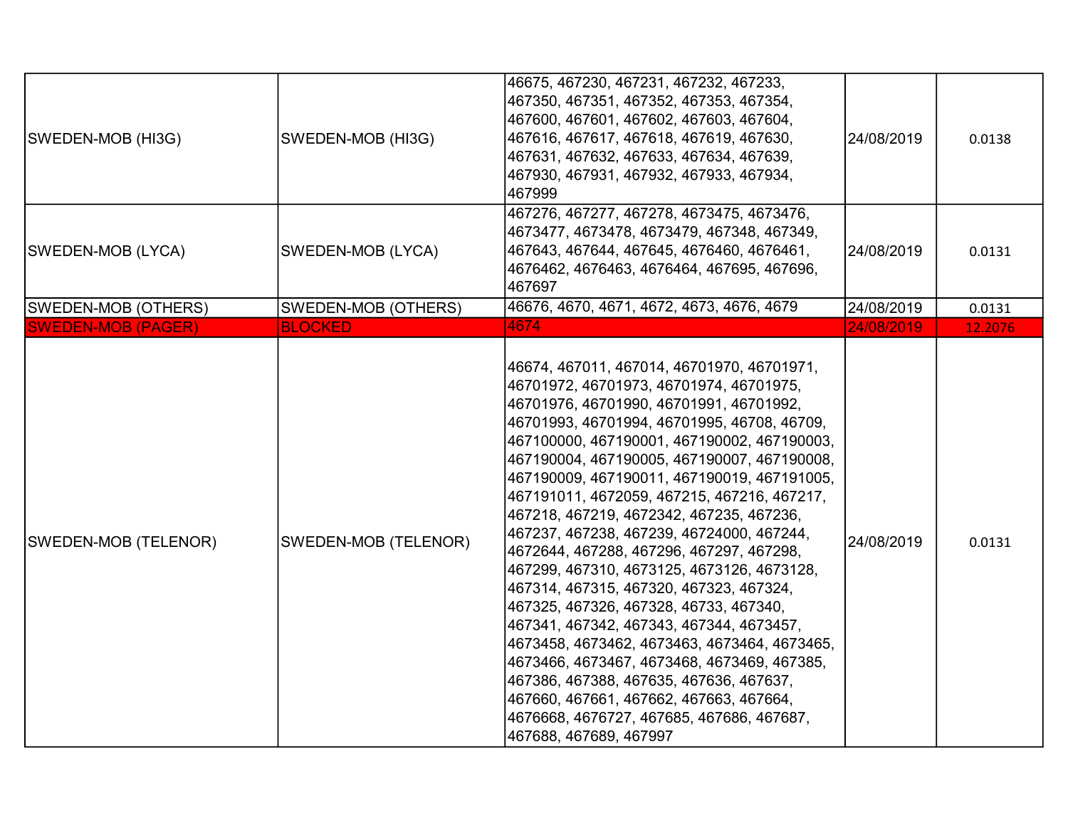| | | | | |
|---|---|---|---|---|
| SWEDEN-MOB (HI3G) | SWEDEN-MOB (HI3G) | 46675, 467230, 467231, 467232, 467233, 467350, 467351, 467352, 467353, 467354, 467600, 467601, 467602, 467603, 467604, 467616, 467617, 467618, 467619, 467630, 467631, 467632, 467633, 467634, 467639, 467930, 467931, 467932, 467933, 467934, 467999 | 24/08/2019 | 0.0138 |
| SWEDEN-MOB (LYCA) | SWEDEN-MOB (LYCA) | 467276, 467277, 467278, 4673475, 4673476, 4673477, 4673478, 4673479, 467348, 467349, 467643, 467644, 467645, 4676460, 4676461, 4676462, 4676463, 4676464, 467695, 467696, 467697 | 24/08/2019 | 0.0131 |
| SWEDEN-MOB (OTHERS) | SWEDEN-MOB (OTHERS) | 46676, 4670, 4671, 4672, 4673, 4676, 4679 | 24/08/2019 | 0.0131 |
| SWEDEN-MOB (PAGER) | BLOCKED | 4674 | 24/08/2019 | 12.2076 |
| SWEDEN-MOB (TELENOR) | SWEDEN-MOB (TELENOR) | 46674, 467011, 467014, 46701970, 46701971, 46701972, 46701973, 46701974, 46701975, 46701976, 46701990, 46701991, 46701992, 46701993, 46701994, 46701995, 46708, 46709, 467100000, 467190001, 467190002, 467190003, 467190004, 467190005, 467190007, 467190008, 467190009, 467190011, 467190019, 467191005, 467191011, 4672059, 467215, 467216, 467217, 467218, 467219, 4672342, 467235, 467236, 467237, 467238, 467239, 46724000, 467244, 4672644, 467288, 467296, 467297, 467298, 467299, 467310, 4673125, 4673126, 4673128, 467314, 467315, 467320, 467323, 467324, 467325, 467326, 467328, 46733, 467340, 467341, 467342, 467343, 467344, 4673457, 4673458, 4673462, 4673463, 4673464, 4673465, 4673466, 4673467, 4673468, 4673469, 467385, 467386, 467388, 467635, 467636, 467637, 467660, 467661, 467662, 467663, 467664, 4676668, 4676727, 467685, 467686, 467687, 467688, 467689, 467997 | 24/08/2019 | 0.0131 |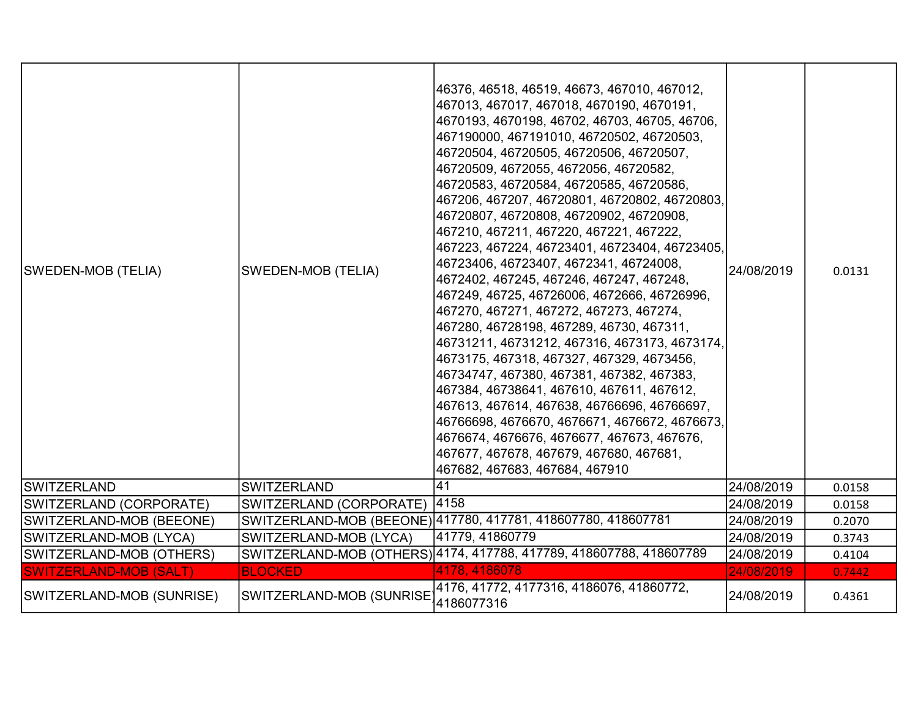| | | | | |
|---|---|---|---|---|
| SWEDEN-MOB (TELIA) | SWEDEN-MOB (TELIA) | 46376, 46518, 46519, 46673, 467010, 467012, 467013, 467017, 467018, 4670190, 4670191, 4670193, 4670198, 46702, 46703, 46705, 46706, 467190000, 467191010, 46720502, 46720503, 46720504, 46720505, 46720506, 46720507, 46720509, 4672055, 4672056, 46720582, 46720583, 46720584, 46720585, 46720586, 467206, 467207, 46720801, 46720802, 46720803, 46720807, 46720808, 46720902, 46720908, 467210, 467211, 467220, 467221, 467222, 467223, 467224, 46723401, 46723404, 46723405, 46723406, 46723407, 4672341, 46724008, 4672402, 467245, 467246, 467247, 467248, 467249, 46725, 46726006, 4672666, 46726996, 467270, 467271, 467272, 467273, 467274, 467280, 46728198, 467289, 46730, 467311, 46731211, 46731212, 467316, 4673173, 4673174, 4673175, 467318, 467327, 467329, 4673456, 46734747, 467380, 467381, 467382, 467383, 467384, 46738641, 467610, 467611, 467612, 467613, 467614, 467638, 46766696, 46766697, 46766698, 4676670, 4676671, 4676672, 4676673, 4676674, 4676676, 4676677, 467673, 467676, 467677, 467678, 467679, 467680, 467681, 467682, 467683, 467684, 467910 | 24/08/2019 | 0.0131 |
| SWITZERLAND | SWITZERLAND | 41 | 24/08/2019 | 0.0158 |
| SWITZERLAND (CORPORATE) | SWITZERLAND (CORPORATE) | 4158 | 24/08/2019 | 0.0158 |
| SWITZERLAND-MOB (BEEONE) | SWITZERLAND-MOB (BEEONE) | 417780, 417781, 418607780, 418607781 | 24/08/2019 | 0.2070 |
| SWITZERLAND-MOB (LYCA) | SWITZERLAND-MOB (LYCA) | 41779, 41860779 | 24/08/2019 | 0.3743 |
| SWITZERLAND-MOB (OTHERS) | SWITZERLAND-MOB (OTHERS) | 4174, 417788, 417789, 418607788, 418607789 | 24/08/2019 | 0.4104 |
| SWITZERLAND-MOB (SALT) | BLOCKED | 4178, 4186078 | 24/08/2019 | 0.7442 |
| SWITZERLAND-MOB (SUNRISE) | SWITZERLAND-MOB (SUNRISE) | 4176, 41772, 4177316, 4186076, 41860772, 4186077316 | 24/08/2019 | 0.4361 |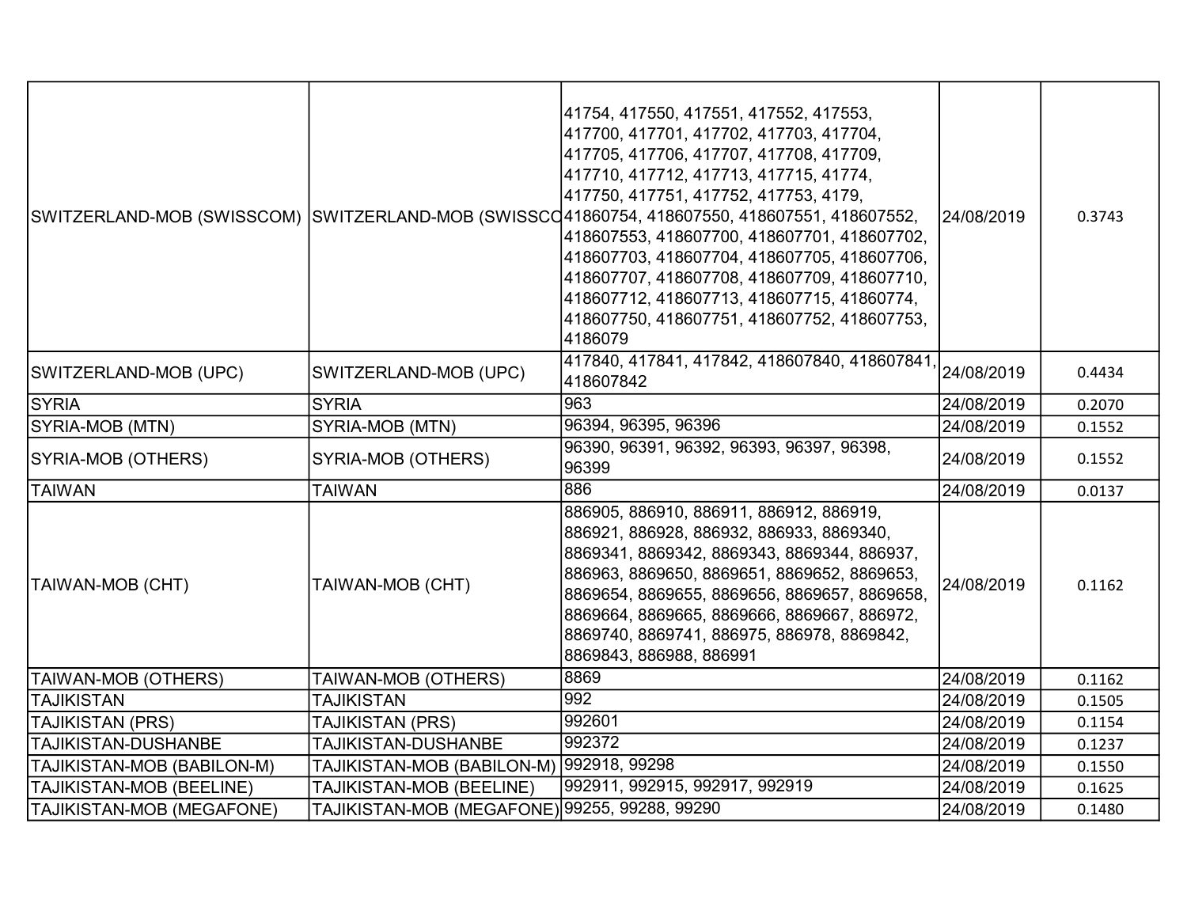| | | | | |
|---|---|---|---|---|
| SWITZERLAND-MOB (SWISSCOM) | SWITZERLAND-MOB (SWISSCO | 41754, 417550, 417551, 417552, 417553, 417700, 417701, 417702, 417703, 417704, 417705, 417706, 417707, 417708, 417709, 417710, 417712, 417713, 417715, 41774, 417750, 417751, 417752, 417753, 4179, 41860754, 418607550, 418607551, 418607552, 418607553, 418607700, 418607701, 418607702, 418607703, 418607704, 418607705, 418607706, 418607707, 418607708, 418607709, 418607710, 418607712, 418607713, 418607715, 41860774, 418607750, 418607751, 418607752, 418607753, 4186079 | 24/08/2019 | 0.3743 |
| SWITZERLAND-MOB (UPC) | SWITZERLAND-MOB (UPC) | 417840, 417841, 417842, 418607840, 418607841, 418607842 | 24/08/2019 | 0.4434 |
| SYRIA | SYRIA | 963 | 24/08/2019 | 0.2070 |
| SYRIA-MOB (MTN) | SYRIA-MOB (MTN) | 96394, 96395, 96396 | 24/08/2019 | 0.1552 |
| SYRIA-MOB (OTHERS) | SYRIA-MOB (OTHERS) | 96390, 96391, 96392, 96393, 96397, 96398, 96399 | 24/08/2019 | 0.1552 |
| TAIWAN | TAIWAN | 886 | 24/08/2019 | 0.0137 |
| TAIWAN-MOB (CHT) | TAIWAN-MOB (CHT) | 886905, 886910, 886911, 886912, 886919, 886921, 886928, 886932, 886933, 8869340, 8869341, 8869342, 8869343, 8869344, 886937, 886963, 8869650, 8869651, 8869652, 8869653, 8869654, 8869655, 8869656, 8869657, 8869658, 8869664, 8869665, 8869666, 8869667, 886972, 8869740, 8869741, 886975, 886978, 8869842, 8869843, 886988, 886991 | 24/08/2019 | 0.1162 |
| TAIWAN-MOB (OTHERS) | TAIWAN-MOB (OTHERS) | 8869 | 24/08/2019 | 0.1162 |
| TAJIKISTAN | TAJIKISTAN | 992 | 24/08/2019 | 0.1505 |
| TAJIKISTAN (PRS) | TAJIKISTAN (PRS) | 992601 | 24/08/2019 | 0.1154 |
| TAJIKISTAN-DUSHANBE | TAJIKISTAN-DUSHANBE | 992372 | 24/08/2019 | 0.1237 |
| TAJIKISTAN-MOB (BABILON-M) | TAJIKISTAN-MOB (BABILON-M) | 992918, 99298 | 24/08/2019 | 0.1550 |
| TAJIKISTAN-MOB (BEELINE) | TAJIKISTAN-MOB (BEELINE) | 992911, 992915, 992917, 992919 | 24/08/2019 | 0.1625 |
| TAJIKISTAN-MOB (MEGAFONE) | TAJIKISTAN-MOB (MEGAFONE) | 99255, 99288, 99290 | 24/08/2019 | 0.1480 |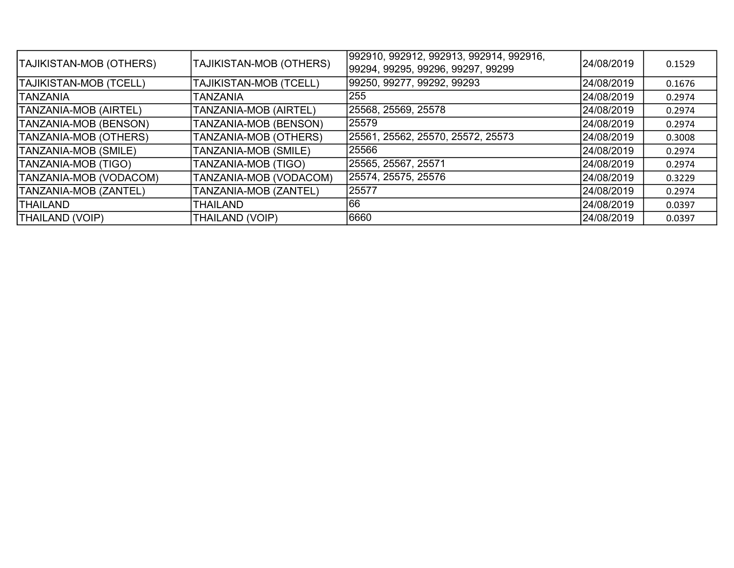| | | | | |
|---|---|---|---|---|
| TAJIKISTAN-MOB (OTHERS) | TAJIKISTAN-MOB (OTHERS) | 992910, 992912, 992913, 992914, 992916, 99294, 99295, 99296, 99297, 99299 | 24/08/2019 | 0.1529 |
| TAJIKISTAN-MOB (TCELL) | TAJIKISTAN-MOB (TCELL) | 99250, 99277, 99292, 99293 | 24/08/2019 | 0.1676 |
| TANZANIA | TANZANIA | 255 | 24/08/2019 | 0.2974 |
| TANZANIA-MOB (AIRTEL) | TANZANIA-MOB (AIRTEL) | 25568, 25569, 25578 | 24/08/2019 | 0.2974 |
| TANZANIA-MOB (BENSON) | TANZANIA-MOB (BENSON) | 25579 | 24/08/2019 | 0.2974 |
| TANZANIA-MOB (OTHERS) | TANZANIA-MOB (OTHERS) | 25561, 25562, 25570, 25572, 25573 | 24/08/2019 | 0.3008 |
| TANZANIA-MOB (SMILE) | TANZANIA-MOB (SMILE) | 25566 | 24/08/2019 | 0.2974 |
| TANZANIA-MOB (TIGO) | TANZANIA-MOB (TIGO) | 25565, 25567, 25571 | 24/08/2019 | 0.2974 |
| TANZANIA-MOB (VODACOM) | TANZANIA-MOB (VODACOM) | 25574, 25575, 25576 | 24/08/2019 | 0.3229 |
| TANZANIA-MOB (ZANTEL) | TANZANIA-MOB (ZANTEL) | 25577 | 24/08/2019 | 0.2974 |
| THAILAND | THAILAND | 66 | 24/08/2019 | 0.0397 |
| THAILAND (VOIP) | THAILAND (VOIP) | 6660 | 24/08/2019 | 0.0397 |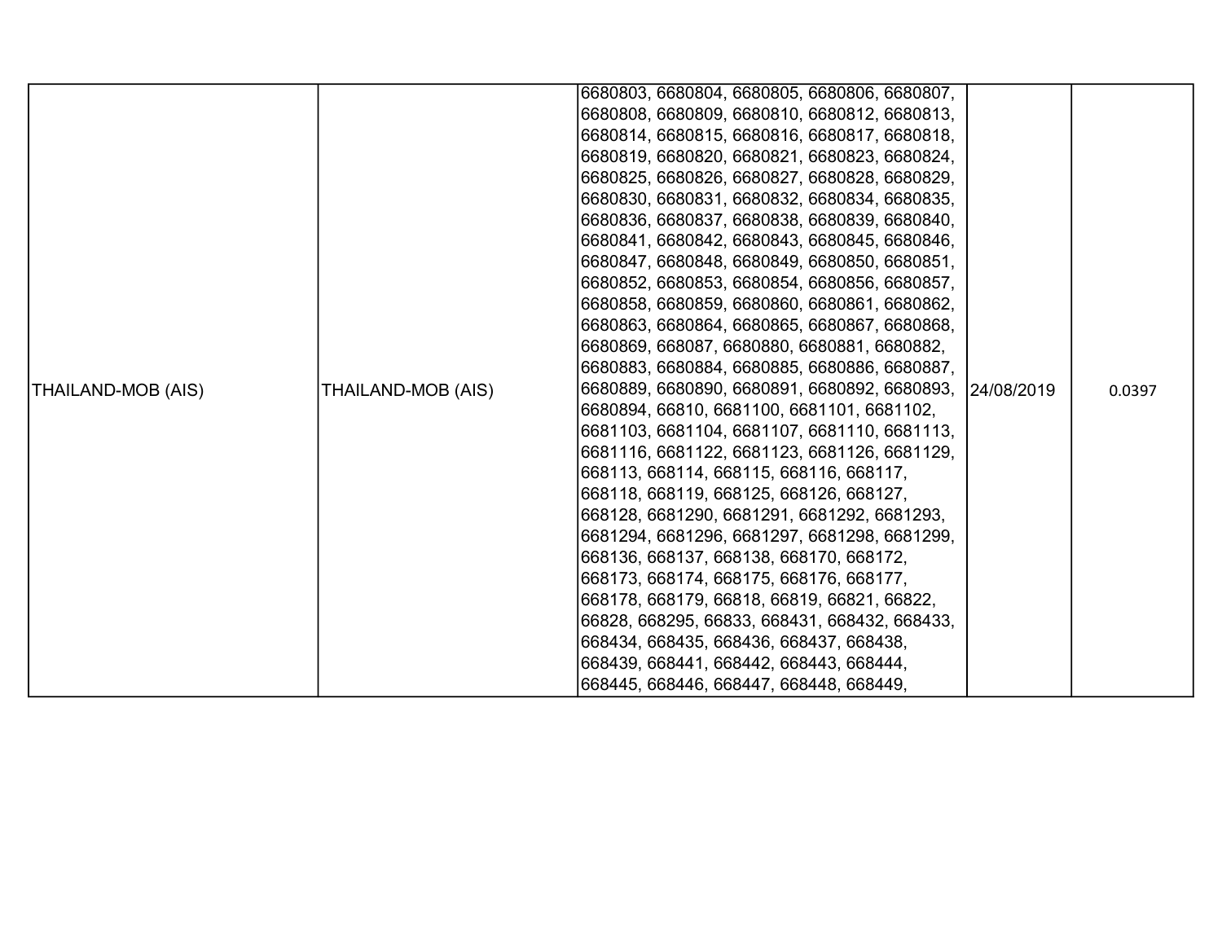| | | | | |
|---|---|---|---|---|
| THAILAND-MOB (AIS) | THAILAND-MOB (AIS) | 6680803, 6680804, 6680805, 6680806, 6680807, 6680808, 6680809, 6680810, 6680812, 6680813, 6680814, 6680815, 6680816, 6680817, 6680818, 6680819, 6680820, 6680821, 6680823, 6680824, 6680825, 6680826, 6680827, 6680828, 6680829, 6680830, 6680831, 6680832, 6680834, 6680835, 6680836, 6680837, 6680838, 6680839, 6680840, 6680841, 6680842, 6680843, 6680845, 6680846, 6680847, 6680848, 6680849, 6680850, 6680851, 6680852, 6680853, 6680854, 6680856, 6680857, 6680858, 6680859, 6680860, 6680861, 6680862, 6680863, 6680864, 6680865, 6680867, 6680868, 6680869, 668087, 6680880, 6680881, 6680882, 6680883, 6680884, 6680885, 6680886, 6680887, 6680889, 6680890, 6680891, 6680892, 6680893, 6680894, 66810, 6681100, 6681101, 6681102, 6681103, 6681104, 6681107, 6681110, 6681113, 6681116, 6681122, 6681123, 6681126, 6681129, 668113, 668114, 668115, 668116, 668117, 668118, 668119, 668125, 668126, 668127, 668128, 6681290, 6681291, 6681292, 6681293, 6681294, 6681296, 6681297, 6681298, 6681299, 668136, 668137, 668138, 668170, 668172, 668173, 668174, 668175, 668176, 668177, 668178, 668179, 66818, 66819, 66821, 66822, 66828, 668295, 66833, 668431, 668432, 668433, 668434, 668435, 668436, 668437, 668438, 668439, 668441, 668442, 668443, 668444, 668445, 668446, 668447, 668448, 668449, | 24/08/2019 | 0.0397 |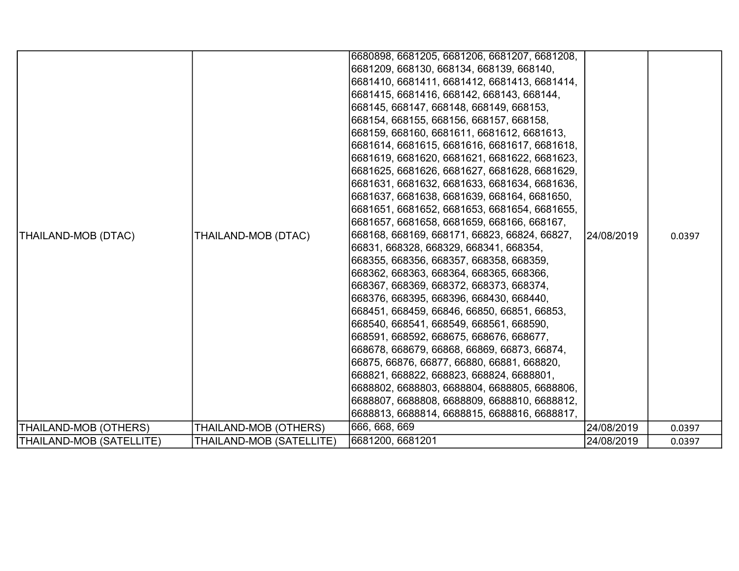| | | | | |
|---|---|---|---|---|
| THAILAND-MOB (DTAC) | THAILAND-MOB (DTAC) | 6680898, 6681205, 6681206, 6681207, 6681208, 6681209, 668130, 668134, 668139, 668140, 6681410, 6681411, 6681412, 6681413, 6681414, 6681415, 6681416, 668142, 668143, 668144, 668145, 668147, 668148, 668149, 668153, 668154, 668155, 668156, 668157, 668158, 668159, 668160, 6681611, 6681612, 6681613, 6681614, 6681615, 6681616, 6681617, 6681618, 6681619, 6681620, 6681621, 6681622, 6681623, 6681625, 6681626, 6681627, 6681628, 6681629, 6681631, 6681632, 6681633, 6681634, 6681636, 6681637, 6681638, 6681639, 668164, 6681650, 6681651, 6681652, 6681653, 6681654, 6681655, 6681657, 6681658, 6681659, 668166, 668167, 668168, 668169, 668171, 66823, 66824, 66827, 66831, 668328, 668329, 668341, 668354, 668355, 668356, 668357, 668358, 668359, 668362, 668363, 668364, 668365, 668366, 668367, 668369, 668372, 668373, 668374, 668376, 668395, 668396, 668430, 668440, 668451, 668459, 66846, 66850, 66851, 66853, 668540, 668541, 668549, 668561, 668590, 668591, 668592, 668675, 668676, 668677, 668678, 668679, 66868, 66869, 66873, 66874, 66875, 66876, 66877, 66880, 66881, 668820, 668821, 668822, 668823, 668824, 6688801, 6688802, 6688803, 6688804, 6688805, 6688806, 6688807, 6688808, 6688809, 6688810, 6688812, 6688813, 6688814, 6688815, 6688816, 6688817, | 24/08/2019 | 0.0397 |
| THAILAND-MOB (OTHERS) | THAILAND-MOB (OTHERS) | 666, 668, 669 | 24/08/2019 | 0.0397 |
| THAILAND-MOB (SATELLITE) | THAILAND-MOB (SATELLITE) | 6681200, 6681201 | 24/08/2019 | 0.0397 |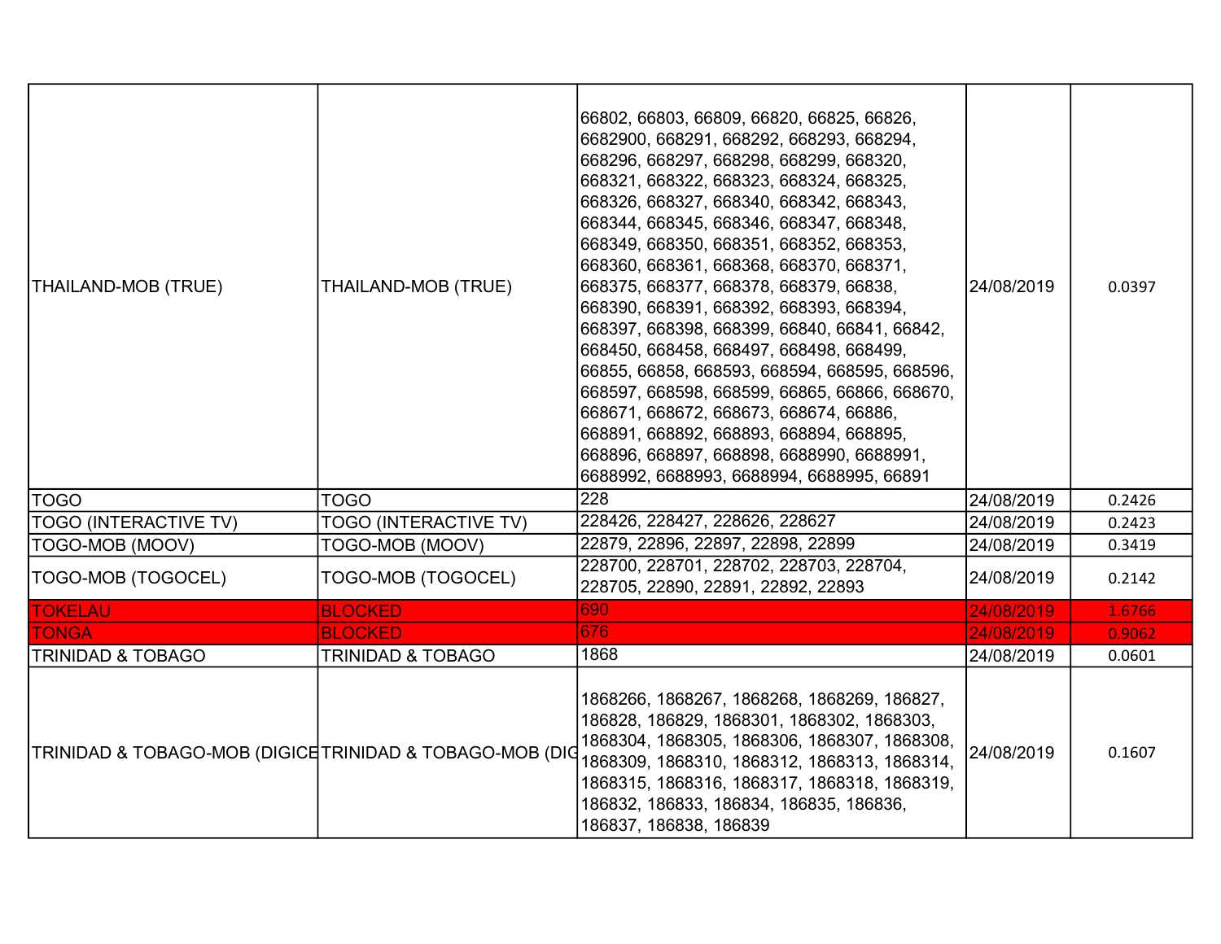| | | | | |
|---|---|---|---|---|
| THAILAND-MOB (TRUE) | THAILAND-MOB (TRUE) | 66802, 66803, 66809, 66820, 66825, 66826, 6682900, 668291, 668292, 668293, 668294, 668296, 668297, 668298, 668299, 668320, 668321, 668322, 668323, 668324, 668325, 668326, 668327, 668340, 668342, 668343, 668344, 668345, 668346, 668347, 668348, 668349, 668350, 668351, 668352, 668353, 668360, 668361, 668368, 668370, 668371, 668375, 668377, 668378, 668379, 66838, 668390, 668391, 668392, 668393, 668394, 668397, 668398, 668399, 66840, 66841, 66842, 668450, 668458, 668497, 668498, 668499, 66855, 66858, 668593, 668594, 668595, 668596, 668597, 668598, 668599, 66865, 66866, 668670, 668671, 668672, 668673, 668674, 66886, 668891, 668892, 668893, 668894, 668895, 668896, 668897, 668898, 6688990, 6688991, 6688992, 6688993, 6688994, 6688995, 66891 | 24/08/2019 | 0.0397 |
| TOGO | TOGO | 228 | 24/08/2019 | 0.2426 |
| TOGO (INTERACTIVE TV) | TOGO (INTERACTIVE TV) | 228426, 228427, 228626, 228627 | 24/08/2019 | 0.2423 |
| TOGO-MOB (MOOV) | TOGO-MOB (MOOV) | 22879, 22896, 22897, 22898, 22899 | 24/08/2019 | 0.3419 |
| TOGO-MOB (TOGOCEL) | TOGO-MOB (TOGOCEL) | 228700, 228701, 228702, 228703, 228704, 228705, 22890, 22891, 22892, 22893 | 24/08/2019 | 0.2142 |
| TOKELAU | BLOCKED | 690 | 24/08/2019 | 1.6766 |
| TONGA | BLOCKED | 676 | 24/08/2019 | 0.9062 |
| TRINIDAD & TOBAGO | TRINIDAD & TOBAGO | 1868 | 24/08/2019 | 0.0601 |
| TRINIDAD & TOBAGO-MOB (DIGICE | TRINIDAD & TOBAGO-MOB (DIG | 1868266, 1868267, 1868268, 1868269, 186827, 186828, 186829, 1868301, 1868302, 1868303, 1868304, 1868305, 1868306, 1868307, 1868308, 1868309, 1868310, 1868312, 1868313, 1868314, 1868315, 1868316, 1868317, 1868318, 1868319, 186832, 186833, 186834, 186835, 186836, 186837, 186838, 186839 | 24/08/2019 | 0.1607 |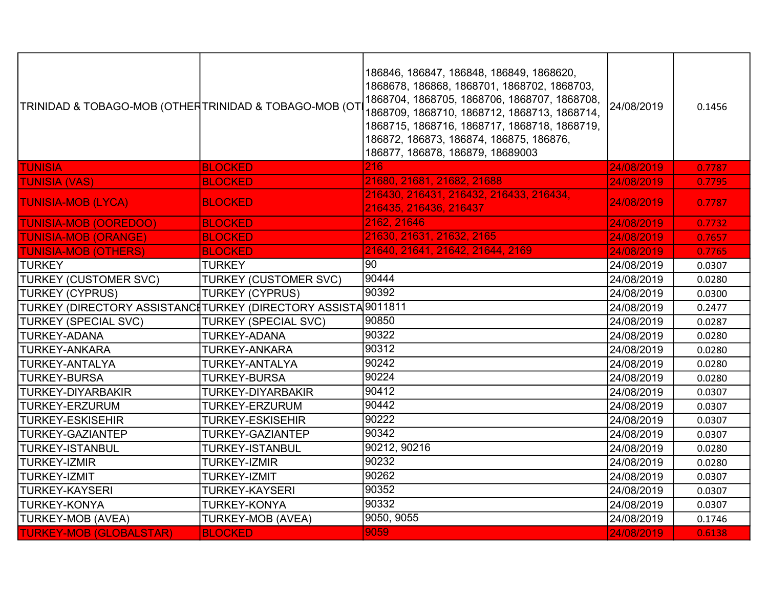| | | | | |
|---|---|---|---|---|
| TRINIDAD & TOBAGO-MOB (OTHER | TRINIDAD & TOBAGO-MOB (OT | 186846, 186847, 186848, 186849, 1868620, 1868678, 186868, 1868701, 1868702, 1868703, 1868704, 1868705, 1868706, 1868707, 1868708, 1868709, 1868710, 1868712, 1868713, 1868714, 1868715, 1868716, 1868717, 1868718, 1868719, 186872, 186873, 186874, 186875, 186876, 186877, 186878, 186879, 18689003 | 24/08/2019 | 0.1456 |
| TUNISIA | BLOCKED | 216 | 24/08/2019 | 0.7787 |
| TUNISIA (VAS) | BLOCKED | 21680, 21681, 21682, 21688 | 24/08/2019 | 0.7795 |
| TUNISIA-MOB (LYCA) | BLOCKED | 216430, 216431, 216432, 216433, 216434, 216435, 216436, 216437 | 24/08/2019 | 0.7787 |
| TUNISIA-MOB (OOREDOO) | BLOCKED | 2162, 21646 | 24/08/2019 | 0.7732 |
| TUNISIA-MOB (ORANGE) | BLOCKED | 21630, 21631, 21632, 2165 | 24/08/2019 | 0.7657 |
| TUNISIA-MOB (OTHERS) | BLOCKED | 21640, 21641, 21642, 21644, 2169 | 24/08/2019 | 0.7765 |
| TURKEY | TURKEY | 90 | 24/08/2019 | 0.0307 |
| TURKEY (CUSTOMER SVC) | TURKEY (CUSTOMER SVC) | 90444 | 24/08/2019 | 0.0280 |
| TURKEY (CYPRUS) | TURKEY (CYPRUS) | 90392 | 24/08/2019 | 0.0300 |
| TURKEY (DIRECTORY ASSISTANCE | TURKEY (DIRECTORY ASSISTA | 9011811 | 24/08/2019 | 0.2477 |
| TURKEY (SPECIAL SVC) | TURKEY (SPECIAL SVC) | 90850 | 24/08/2019 | 0.0287 |
| TURKEY-ADANA | TURKEY-ADANA | 90322 | 24/08/2019 | 0.0280 |
| TURKEY-ANKARA | TURKEY-ANKARA | 90312 | 24/08/2019 | 0.0280 |
| TURKEY-ANTALYA | TURKEY-ANTALYA | 90242 | 24/08/2019 | 0.0280 |
| TURKEY-BURSA | TURKEY-BURSA | 90224 | 24/08/2019 | 0.0280 |
| TURKEY-DIYARBAKIR | TURKEY-DIYARBAKIR | 90412 | 24/08/2019 | 0.0307 |
| TURKEY-ERZURUM | TURKEY-ERZURUM | 90442 | 24/08/2019 | 0.0307 |
| TURKEY-ESKISEHIR | TURKEY-ESKISEHIR | 90222 | 24/08/2019 | 0.0307 |
| TURKEY-GAZIANTEP | TURKEY-GAZIANTEP | 90342 | 24/08/2019 | 0.0307 |
| TURKEY-ISTANBUL | TURKEY-ISTANBUL | 90212, 90216 | 24/08/2019 | 0.0280 |
| TURKEY-IZMIR | TURKEY-IZMIR | 90232 | 24/08/2019 | 0.0280 |
| TURKEY-IZMIT | TURKEY-IZMIT | 90262 | 24/08/2019 | 0.0307 |
| TURKEY-KAYSERI | TURKEY-KAYSERI | 90352 | 24/08/2019 | 0.0307 |
| TURKEY-KONYA | TURKEY-KONYA | 90332 | 24/08/2019 | 0.0307 |
| TURKEY-MOB (AVEA) | TURKEY-MOB (AVEA) | 9050, 9055 | 24/08/2019 | 0.1746 |
| TURKEY-MOB (GLOBALSTAR) | BLOCKED | 9059 | 24/08/2019 | 0.6138 |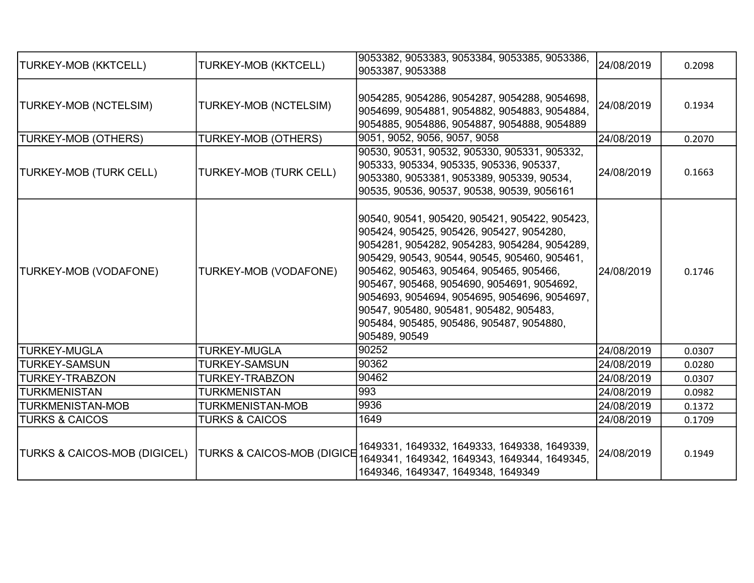| TURKEY-MOB (KKTCELL) | TURKEY-MOB (KKTCELL) | 9053382, 9053383, 9053384, 9053385, 9053386, 9053387, 9053388 | 24/08/2019 | 0.2098 |
|---|---|---|---|---|
| TURKEY-MOB (NCTELSIM) | TURKEY-MOB (NCTELSIM) | 9054285, 9054286, 9054287, 9054288, 9054698, 9054699, 9054881, 9054882, 9054883, 9054884, 9054885, 9054886, 9054887, 9054888, 9054889 | 24/08/2019 | 0.1934 |
| TURKEY-MOB (OTHERS) | TURKEY-MOB (OTHERS) | 9051, 9052, 9056, 9057, 9058 | 24/08/2019 | 0.2070 |
| TURKEY-MOB (TURK CELL) | TURKEY-MOB (TURK CELL) | 90530, 90531, 90532, 905330, 905331, 905332, 905333, 905334, 905335, 905336, 905337, 9053380, 9053381, 9053389, 905339, 90534, 90535, 90536, 90537, 90538, 90539, 9056161 | 24/08/2019 | 0.1663 |
| TURKEY-MOB (VODAFONE) | TURKEY-MOB (VODAFONE) | 90540, 90541, 905420, 905421, 905422, 905423, 905424, 905425, 905426, 905427, 9054280, 9054281, 9054282, 9054283, 9054284, 9054289, 905429, 90543, 90544, 90545, 905460, 905461, 905462, 905463, 905464, 905465, 905466, 905467, 905468, 9054690, 9054691, 9054692, 9054693, 9054694, 9054695, 9054696, 9054697, 90547, 905480, 905481, 905482, 905483, 905484, 905485, 905486, 905487, 9054880, 905489, 90549 | 24/08/2019 | 0.1746 |
| TURKEY-MUGLA | TURKEY-MUGLA | 90252 | 24/08/2019 | 0.0307 |
| TURKEY-SAMSUN | TURKEY-SAMSUN | 90362 | 24/08/2019 | 0.0280 |
| TURKEY-TRABZON | TURKEY-TRABZON | 90462 | 24/08/2019 | 0.0307 |
| TURKMENISTAN | TURKMENISTAN | 993 | 24/08/2019 | 0.0982 |
| TURKMENISTAN-MOB | TURKMENISTAN-MOB | 9936 | 24/08/2019 | 0.1372 |
| TURKS & CAICOS | TURKS & CAICOS | 1649 | 24/08/2019 | 0.1709 |
| TURKS & CAICOS-MOB (DIGICEL) | TURKS & CAICOS-MOB (DIGICE | 1649331, 1649332, 1649333, 1649338, 1649339, 1649341, 1649342, 1649343, 1649344, 1649345, 1649346, 1649347, 1649348, 1649349 | 24/08/2019 | 0.1949 |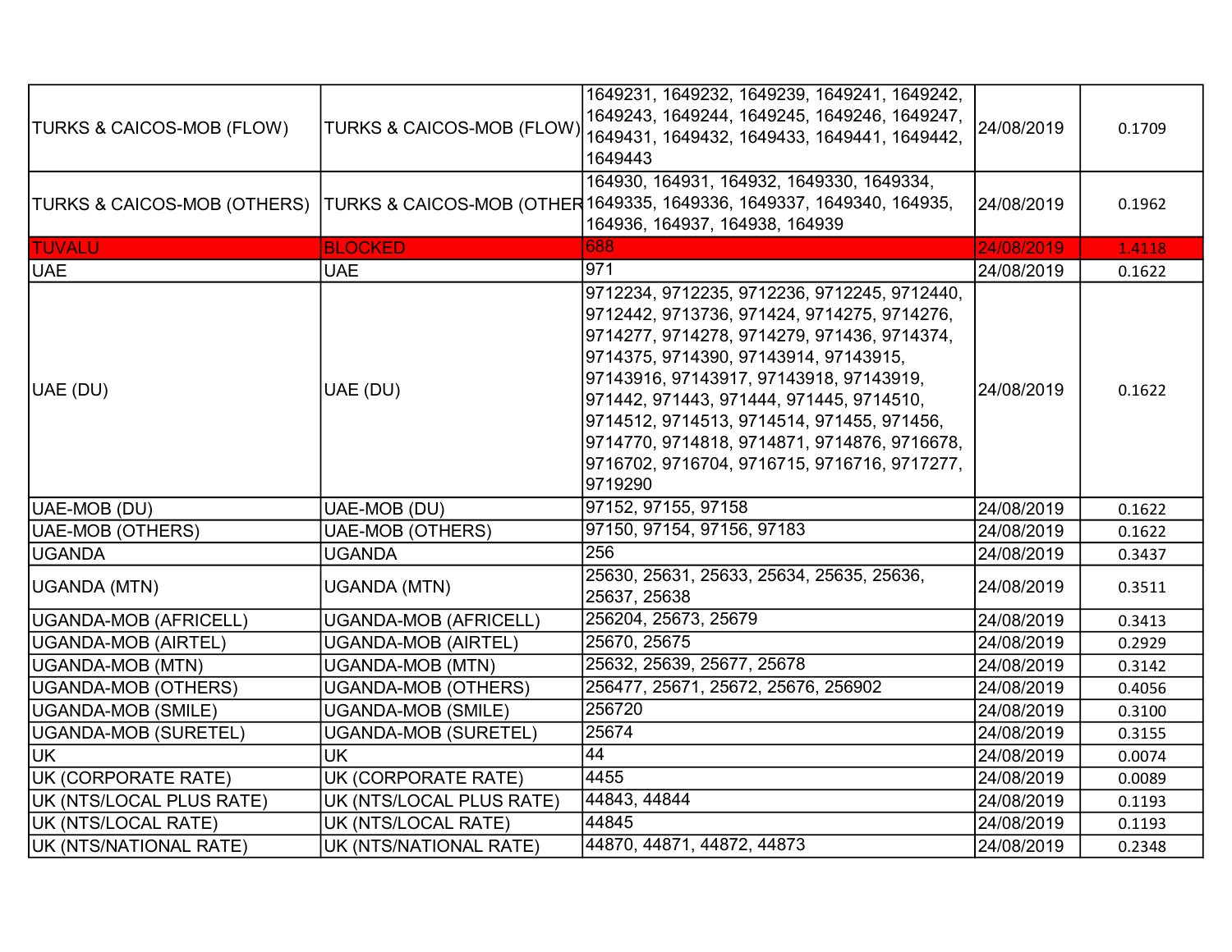| | | | | |
|---|---|---|---|---|
| TURKS & CAICOS-MOB (FLOW) | TURKS & CAICOS-MOB (FLOW) | 1649231, 1649232, 1649239, 1649241, 1649242, 1649243, 1649244, 1649245, 1649246, 1649247, 1649431, 1649432, 1649433, 1649441, 1649442, 1649443 | 24/08/2019 | 0.1709 |
| TURKS & CAICOS-MOB (OTHERS) | TURKS & CAICOS-MOB (OTHER | 164930, 164931, 164932, 1649330, 1649334, 1649335, 1649336, 1649337, 1649340, 164935, 164936, 164937, 164938, 164939 | 24/08/2019 | 0.1962 |
| TUVALU | BLOCKED | 688 | 24/08/2019 | 1.4118 |
| UAE | UAE | 971 | 24/08/2019 | 0.1622 |
| UAE (DU) | UAE (DU) | 9712234, 9712235, 9712236, 9712245, 9712440, 9712442, 9713736, 971424, 9714275, 9714276, 9714277, 9714278, 9714279, 971436, 9714374, 9714375, 9714390, 97143914, 97143915, 97143916, 97143917, 97143918, 97143919, 971442, 971443, 971444, 971445, 9714510, 9714512, 9714513, 9714514, 971455, 971456, 9714770, 9714818, 9714871, 9714876, 9716678, 9716702, 9716704, 9716715, 9716716, 9717277, 9719290 | 24/08/2019 | 0.1622 |
| UAE-MOB (DU) | UAE-MOB (DU) | 97152, 97155, 97158 | 24/08/2019 | 0.1622 |
| UAE-MOB (OTHERS) | UAE-MOB (OTHERS) | 97150, 97154, 97156, 97183 | 24/08/2019 | 0.1622 |
| UGANDA | UGANDA | 256 | 24/08/2019 | 0.3437 |
| UGANDA (MTN) | UGANDA (MTN) | 25630, 25631, 25633, 25634, 25635, 25636, 25637, 25638 | 24/08/2019 | 0.3511 |
| UGANDA-MOB (AFRICELL) | UGANDA-MOB (AFRICELL) | 256204, 25673, 25679 | 24/08/2019 | 0.3413 |
| UGANDA-MOB (AIRTEL) | UGANDA-MOB (AIRTEL) | 25670, 25675 | 24/08/2019 | 0.2929 |
| UGANDA-MOB (MTN) | UGANDA-MOB (MTN) | 25632, 25639, 25677, 25678 | 24/08/2019 | 0.3142 |
| UGANDA-MOB (OTHERS) | UGANDA-MOB (OTHERS) | 256477, 25671, 25672, 25676, 256902 | 24/08/2019 | 0.4056 |
| UGANDA-MOB (SMILE) | UGANDA-MOB (SMILE) | 256720 | 24/08/2019 | 0.3100 |
| UGANDA-MOB (SURETEL) | UGANDA-MOB (SURETEL) | 25674 | 24/08/2019 | 0.3155 |
| UK | UK | 44 | 24/08/2019 | 0.0074 |
| UK (CORPORATE RATE) | UK (CORPORATE RATE) | 4455 | 24/08/2019 | 0.0089 |
| UK (NTS/LOCAL PLUS RATE) | UK (NTS/LOCAL PLUS RATE) | 44843, 44844 | 24/08/2019 | 0.1193 |
| UK (NTS/LOCAL RATE) | UK (NTS/LOCAL RATE) | 44845 | 24/08/2019 | 0.1193 |
| UK (NTS/NATIONAL RATE) | UK (NTS/NATIONAL RATE) | 44870, 44871, 44872, 44873 | 24/08/2019 | 0.2348 |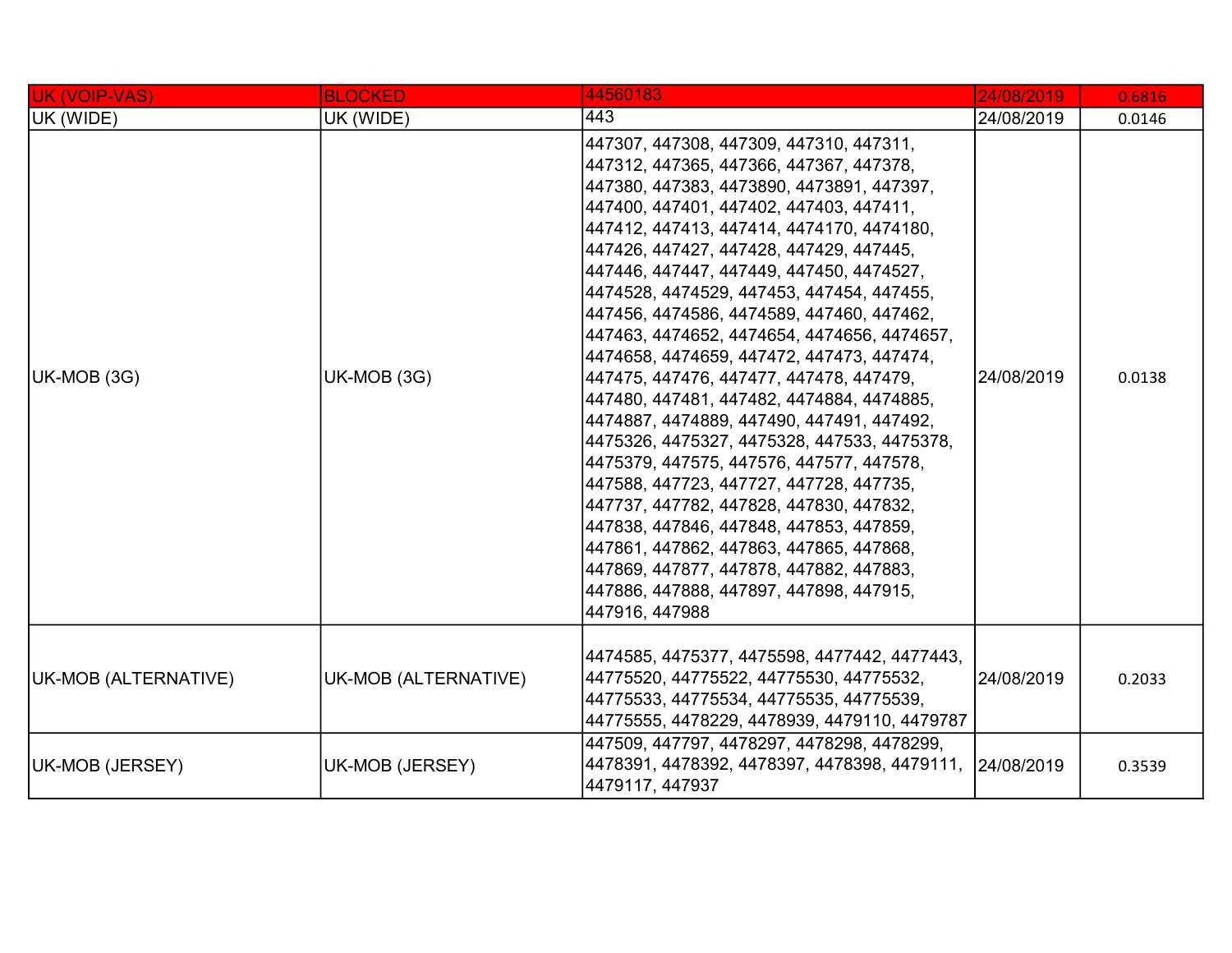| UK (VOIP-VAS) | BLOCKED | 44560183 | 24/08/2019 | 0.6816 |
|---|---|---|---|---|
| UK (WIDE) | UK (WIDE) | 443 | 24/08/2019 | 0.0146 |
| UK-MOB (3G) | UK-MOB (3G) | 447307, 447308, 447309, 447310, 447311, 447312, 447365, 447366, 447367, 447378, 447380, 447383, 4473890, 4473891, 447397, 447400, 447401, 447402, 447403, 447411, 447412, 447413, 447414, 4474170, 4474180, 447426, 447427, 447428, 447429, 447445, 447446, 447447, 447449, 447450, 4474527, 4474528, 4474529, 447453, 447454, 447455, 447456, 4474586, 4474589, 447460, 447462, 447463, 4474652, 4474654, 4474656, 4474657, 4474658, 4474659, 447472, 447473, 447474, 447475, 447476, 447477, 447478, 447479, 447480, 447481, 447482, 4474884, 4474885, 4474887, 4474889, 447490, 447491, 447492, 4475326, 4475327, 4475328, 447533, 4475378, 4475379, 447575, 447576, 447577, 447578, 447588, 447723, 447727, 447728, 447735, 447737, 447782, 447828, 447830, 447832, 447838, 447846, 447848, 447853, 447859, 447861, 447862, 447863, 447865, 447868, 447869, 447877, 447878, 447882, 447883, 447886, 447888, 447897, 447898, 447915, 447916, 447988 | 24/08/2019 | 0.0138 |
| UK-MOB (ALTERNATIVE) | UK-MOB (ALTERNATIVE) | 4474585, 4475377, 4475598, 4477442, 4477443, 44775520, 44775522, 44775530, 44775532, 44775533, 44775534, 44775535, 44775539, 44775555, 4478229, 4478939, 4479110, 4479787 | 24/08/2019 | 0.2033 |
| UK-MOB (JERSEY) | UK-MOB (JERSEY) | 447509, 447797, 4478297, 4478298, 4478299, 4478391, 4478392, 4478397, 4478398, 4479111, 4479117, 447937 | 24/08/2019 | 0.3539 |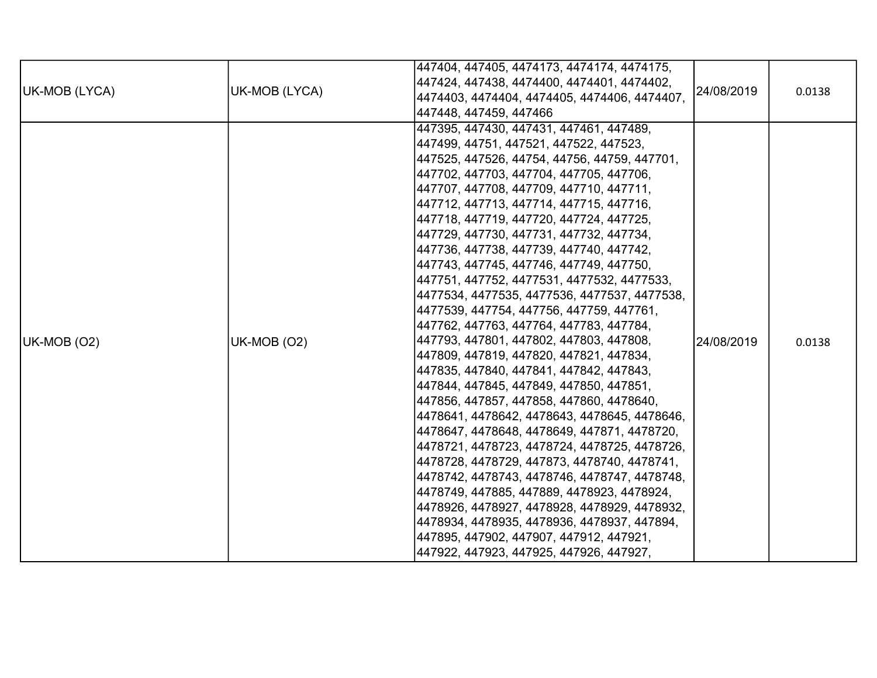| UK-MOB (LYCA) | UK-MOB (LYCA) | 447404, 447405, 4474173, 4474174, 4474175, 447424, 447438, 4474400, 4474401, 4474402, 4474403, 4474404, 4474405, 4474406, 4474407, 447448, 447459, 447466 | 24/08/2019 | 0.0138 |
|---|---|---|---|---|
| UK-MOB (O2) | UK-MOB (O2) | 447395, 447430, 447431, 447461, 447489, 447499, 44751, 447521, 447522, 447523, 447525, 447526, 44754, 44756, 44759, 447701, 447702, 447703, 447704, 447705, 447706, 447707, 447708, 447709, 447710, 447711, 447712, 447713, 447714, 447715, 447716, 447718, 447719, 447720, 447724, 447725, 447729, 447730, 447731, 447732, 447734, 447736, 447738, 447739, 447740, 447742, 447743, 447745, 447746, 447749, 447750, 447751, 447752, 4477531, 4477532, 4477533, 4477534, 4477535, 4477536, 4477537, 4477538, 4477539, 447754, 447756, 447759, 447761, 447762, 447763, 447764, 447783, 447784, 447793, 447801, 447802, 447803, 447808, 447809, 447819, 447820, 447821, 447834, 447835, 447840, 447841, 447842, 447843, 447844, 447845, 447849, 447850, 447851, 447856, 447857, 447858, 447860, 4478640, 4478641, 4478642, 4478643, 4478645, 4478646, 4478647, 4478648, 4478649, 447871, 4478720, 4478721, 4478723, 4478724, 4478725, 4478726, 4478728, 4478729, 447873, 4478740, 4478741, 4478742, 4478743, 4478746, 4478747, 4478748, 4478749, 447885, 447889, 4478923, 4478924, 4478926, 4478927, 4478928, 4478929, 4478932, 4478934, 4478935, 4478936, 4478937, 447894, 447895, 447902, 447907, 447912, 447921, 447922, 447923, 447925, 447926, 447927, | 24/08/2019 | 0.0138 |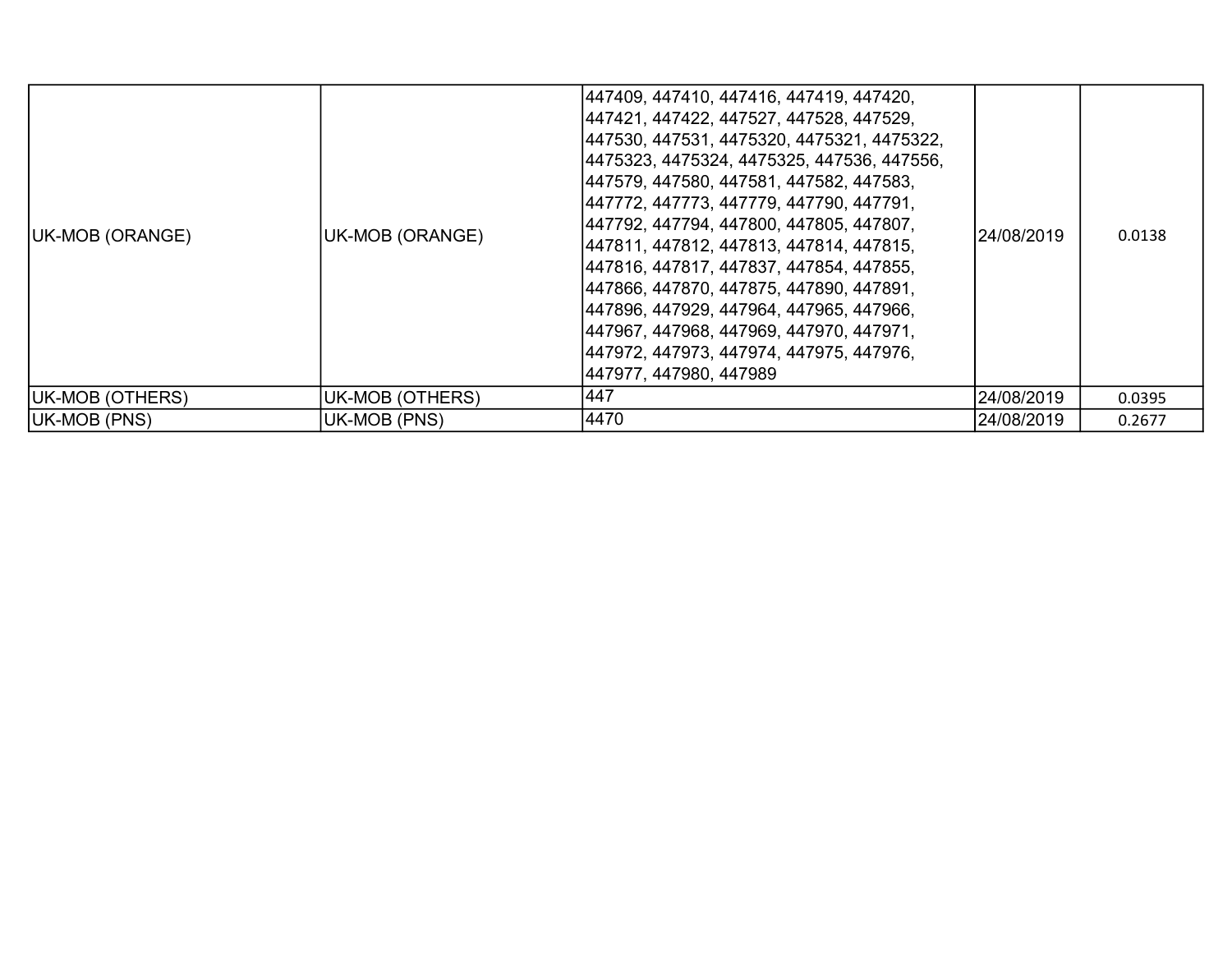| | | | | |
|---|---|---|---|---|
| UK-MOB (ORANGE) | UK-MOB (ORANGE) | 447409, 447410, 447416, 447419, 447420, 447421, 447422, 447527, 447528, 447529, 447530, 447531, 4475320, 4475321, 4475322, 4475323, 4475324, 4475325, 447536, 447556, 447579, 447580, 447581, 447582, 447583, 447772, 447773, 447779, 447790, 447791, 447792, 447794, 447800, 447805, 447807, 447811, 447812, 447813, 447814, 447815, 447816, 447817, 447837, 447854, 447855, 447866, 447870, 447875, 447890, 447891, 447896, 447929, 447964, 447965, 447966, 447967, 447968, 447969, 447970, 447971, 447972, 447973, 447974, 447975, 447976, 447977, 447980, 447989 | 24/08/2019 | 0.0138 |
| UK-MOB (OTHERS) | UK-MOB (OTHERS) | 447 | 24/08/2019 | 0.0395 |
| UK-MOB (PNS) | UK-MOB (PNS) | 4470 | 24/08/2019 | 0.2677 |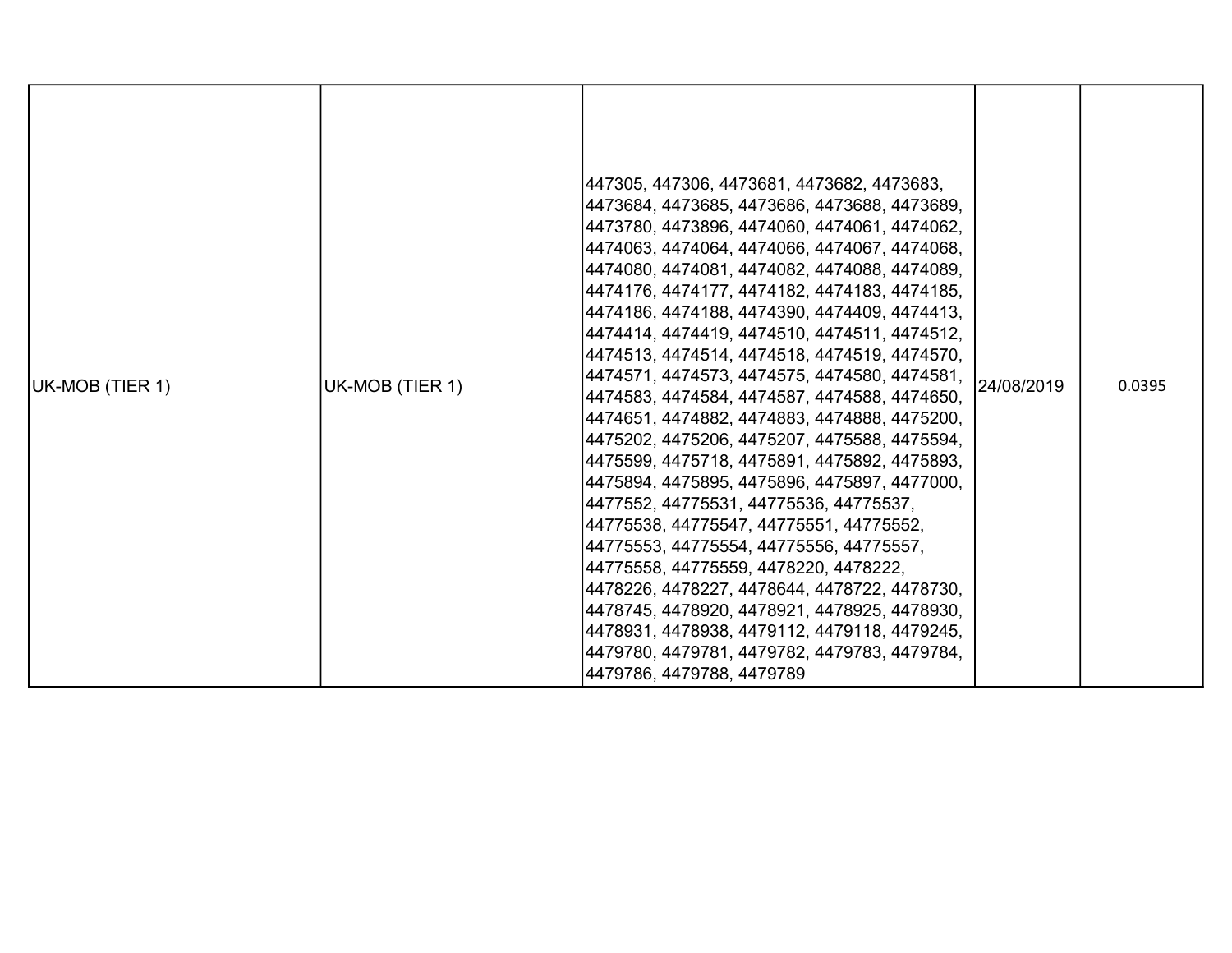| | | | | |
|---|---|---|---|---|
| UK-MOB (TIER 1) | UK-MOB (TIER 1) | 447305, 447306, 4473681, 4473682, 4473683, 4473684, 4473685, 4473686, 4473688, 4473689, 4473780, 4473896, 4474060, 4474061, 4474062, 4474063, 4474064, 4474066, 4474067, 4474068, 4474080, 4474081, 4474082, 4474088, 4474089, 4474176, 4474177, 4474182, 4474183, 4474185, 4474186, 4474188, 4474390, 4474409, 4474413, 4474414, 4474419, 4474510, 4474511, 4474512, 4474513, 4474514, 4474518, 4474519, 4474570, 4474571, 4474573, 4474575, 4474580, 4474581, 4474583, 4474584, 4474587, 4474588, 4474650, 4474651, 4474882, 4474883, 4474888, 4475200, 4475202, 4475206, 4475207, 4475588, 4475594, 4475599, 4475718, 4475891, 4475892, 4475893, 4475894, 4475895, 4475896, 4475897, 4477000, 4477552, 44775531, 44775536, 44775537, 44775538, 44775547, 44775551, 44775552, 44775553, 44775554, 44775556, 44775557, 44775558, 44775559, 4478220, 4478222, 4478226, 4478227, 4478644, 4478722, 4478730, 4478745, 4478920, 4478921, 4478925, 4478930, 4478931, 4478938, 4479112, 4479118, 4479245, 4479780, 4479781, 4479782, 4479783, 4479784, 4479786, 4479788, 4479789 | 24/08/2019 | 0.0395 |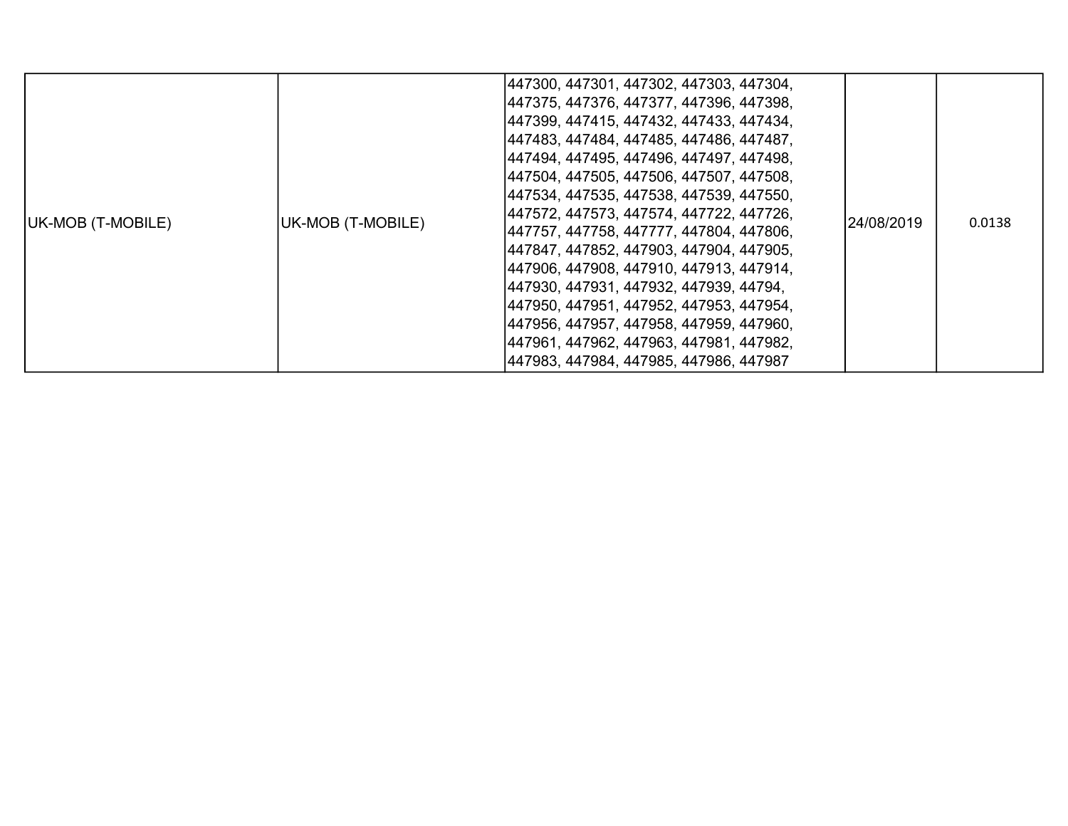| UK-MOB (T-MOBILE) | UK-MOB (T-MOBILE) | 447300, 447301, 447302, 447303, 447304, 447375, 447376, 447377, 447396, 447398, 447399, 447415, 447432, 447433, 447434, 447483, 447484, 447485, 447486, 447487, 447494, 447495, 447496, 447497, 447498, 447504, 447505, 447506, 447507, 447508, 447534, 447535, 447538, 447539, 447550, 447572, 447573, 447574, 447722, 447726, 447757, 447758, 447777, 447804, 447806, 447847, 447852, 447903, 447904, 447905, 447906, 447908, 447910, 447913, 447914, 447930, 447931, 447932, 447939, 44794, 447950, 447951, 447952, 447953, 447954, 447956, 447957, 447958, 447959, 447960, 447961, 447962, 447963, 447981, 447982, 447983, 447984, 447985, 447986, 447987 | 24/08/2019 | 0.0138 |
|---|---|---|---|---|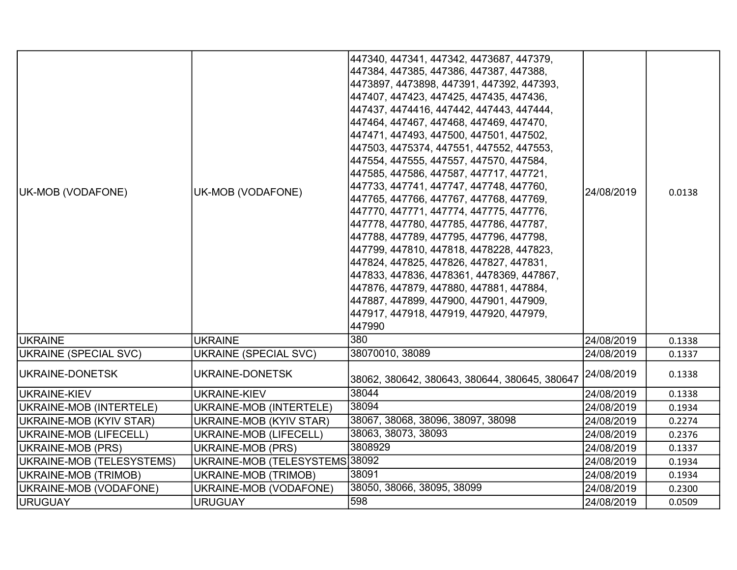| | | | | |
|---|---|---|---|---|
| UK-MOB (VODAFONE) | UK-MOB (VODAFONE) | 447340, 447341, 447342, 4473687, 447379, 447384, 447385, 447386, 447387, 447388, 4473897, 4473898, 447391, 447392, 447393, 447407, 447423, 447425, 447435, 447436, 447437, 4474416, 447442, 447443, 447444, 447464, 447467, 447468, 447469, 447470, 447471, 447493, 447500, 447501, 447502, 447503, 4475374, 447551, 447552, 447553, 447554, 447555, 447557, 447570, 447584, 447585, 447586, 447587, 447717, 447721, 447733, 447741, 447747, 447748, 447760, 447765, 447766, 447767, 447768, 447769, 447770, 447771, 447774, 447775, 447776, 447778, 447780, 447785, 447786, 447787, 447788, 447789, 447795, 447796, 447798, 447799, 447810, 447818, 4478228, 447823, 447824, 447825, 447826, 447827, 447831, 447833, 447836, 4478361, 4478369, 447867, 447876, 447879, 447880, 447881, 447884, 447887, 447899, 447900, 447901, 447909, 447917, 447918, 447919, 447920, 447979, 447990 | 24/08/2019 | 0.0138 |
| UKRAINE | UKRAINE | 380 | 24/08/2019 | 0.1338 |
| UKRAINE (SPECIAL SVC) | UKRAINE (SPECIAL SVC) | 38070010, 38089 | 24/08/2019 | 0.1337 |
| UKRAINE-DONETSK | UKRAINE-DONETSK | 38062, 380642, 380643, 380644, 380645, 380647 | 24/08/2019 | 0.1338 |
| UKRAINE-KIEV | UKRAINE-KIEV | 38044 | 24/08/2019 | 0.1338 |
| UKRAINE-MOB (INTERTELE) | UKRAINE-MOB (INTERTELE) | 38094 | 24/08/2019 | 0.1934 |
| UKRAINE-MOB (KYIV STAR) | UKRAINE-MOB (KYIV STAR) | 38067, 38068, 38096, 38097, 38098 | 24/08/2019 | 0.2274 |
| UKRAINE-MOB (LIFECELL) | UKRAINE-MOB (LIFECELL) | 38063, 38073, 38093 | 24/08/2019 | 0.2376 |
| UKRAINE-MOB (PRS) | UKRAINE-MOB (PRS) | 3808929 | 24/08/2019 | 0.1337 |
| UKRAINE-MOB (TELESYSTEMS) | UKRAINE-MOB (TELESYSTEMS | 38092 | 24/08/2019 | 0.1934 |
| UKRAINE-MOB (TRIMOB) | UKRAINE-MOB (TRIMOB) | 38091 | 24/08/2019 | 0.1934 |
| UKRAINE-MOB (VODAFONE) | UKRAINE-MOB (VODAFONE) | 38050, 38066, 38095, 38099 | 24/08/2019 | 0.2300 |
| URUGUAY | URUGUAY | 598 | 24/08/2019 | 0.0509 |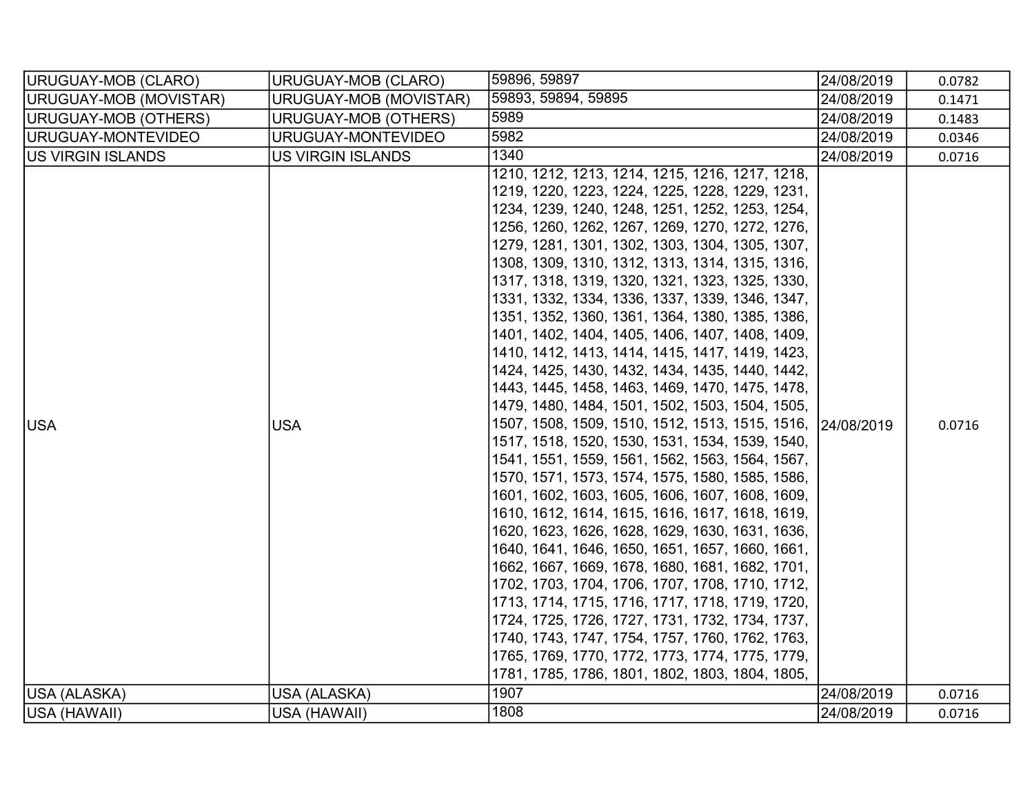| URUGUAY-MOB (CLARO) | URUGUAY-MOB (CLARO) | 59896, 59897 | 24/08/2019 | 0.0782 |
|---|---|---|---|---|
| URUGUAY-MOB (MOVISTAR) | URUGUAY-MOB (MOVISTAR) | 59893, 59894, 59895 | 24/08/2019 | 0.1471 |
| URUGUAY-MOB (OTHERS) | URUGUAY-MOB (OTHERS) | 5989 | 24/08/2019 | 0.1483 |
| URUGUAY-MONTEVIDEO | URUGUAY-MONTEVIDEO | 5982 | 24/08/2019 | 0.0346 |
| US VIRGIN ISLANDS | US VIRGIN ISLANDS | 1340 | 24/08/2019 | 0.0716 |
| USA | USA | 1210, 1212, 1213, 1214, 1215, 1216, 1217, 1218, 1219, 1220, 1223, 1224, 1225, 1228, 1229, 1231, 1234, 1239, 1240, 1248, 1251, 1252, 1253, 1254, 1256, 1260, 1262, 1267, 1269, 1270, 1272, 1276, 1279, 1281, 1301, 1302, 1303, 1304, 1305, 1307, 1308, 1309, 1310, 1312, 1313, 1314, 1315, 1316, 1317, 1318, 1319, 1320, 1321, 1323, 1325, 1330, 1331, 1332, 1334, 1336, 1337, 1339, 1346, 1347, 1351, 1352, 1360, 1361, 1364, 1380, 1385, 1386, 1401, 1402, 1404, 1405, 1406, 1407, 1408, 1409, 1410, 1412, 1413, 1414, 1415, 1417, 1419, 1423, 1424, 1425, 1430, 1432, 1434, 1435, 1440, 1442, 1443, 1445, 1458, 1463, 1469, 1470, 1475, 1478, 1479, 1480, 1484, 1501, 1502, 1503, 1504, 1505, 1507, 1508, 1509, 1510, 1512, 1513, 1515, 1516, 1517, 1518, 1520, 1530, 1531, 1534, 1539, 1540, 1541, 1551, 1559, 1561, 1562, 1563, 1564, 1567, 1570, 1571, 1573, 1574, 1575, 1580, 1585, 1586, 1601, 1602, 1603, 1605, 1606, 1607, 1608, 1609, 1610, 1612, 1614, 1615, 1616, 1617, 1618, 1619, 1620, 1623, 1626, 1628, 1629, 1630, 1631, 1636, 1640, 1641, 1646, 1650, 1651, 1657, 1660, 1661, 1662, 1667, 1669, 1678, 1680, 1681, 1682, 1701, 1702, 1703, 1704, 1706, 1707, 1708, 1710, 1712, 1713, 1714, 1715, 1716, 1717, 1718, 1719, 1720, 1724, 1725, 1726, 1727, 1731, 1732, 1734, 1737, 1740, 1743, 1747, 1754, 1757, 1760, 1762, 1763, 1765, 1769, 1770, 1772, 1773, 1774, 1775, 1779, 1781, 1785, 1786, 1801, 1802, 1803, 1804, 1805, | 24/08/2019 | 0.0716 |
| USA (ALASKA) | USA (ALASKA) | 1907 | 24/08/2019 | 0.0716 |
| USA (HAWAII) | USA (HAWAII) | 1808 | 24/08/2019 | 0.0716 |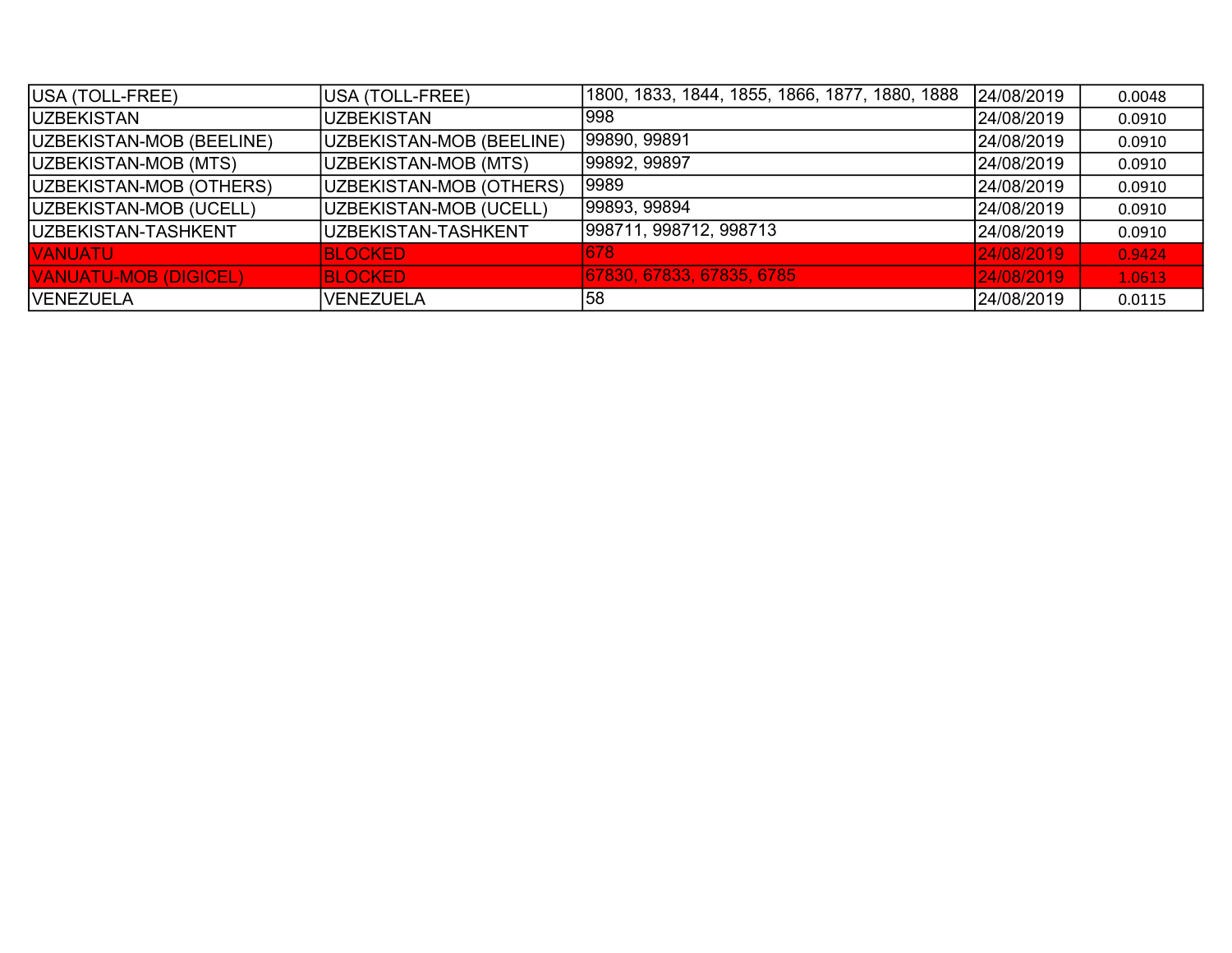| | | | | |
|---|---|---|---|---|
| USA (TOLL-FREE) | USA (TOLL-FREE) | 1800, 1833, 1844, 1855, 1866, 1877, 1880, 1888 | 24/08/2019 | 0.0048 |
| UZBEKISTAN | UZBEKISTAN | 998 | 24/08/2019 | 0.0910 |
| UZBEKISTAN-MOB (BEELINE) | UZBEKISTAN-MOB (BEELINE) | 99890, 99891 | 24/08/2019 | 0.0910 |
| UZBEKISTAN-MOB (MTS) | UZBEKISTAN-MOB (MTS) | 99892, 99897 | 24/08/2019 | 0.0910 |
| UZBEKISTAN-MOB (OTHERS) | UZBEKISTAN-MOB (OTHERS) | 9989 | 24/08/2019 | 0.0910 |
| UZBEKISTAN-MOB (UCELL) | UZBEKISTAN-MOB (UCELL) | 99893, 99894 | 24/08/2019 | 0.0910 |
| UZBEKISTAN-TASHKENT | UZBEKISTAN-TASHKENT | 998711, 998712, 998713 | 24/08/2019 | 0.0910 |
| VANUATU | BLOCKED | 678 | 24/08/2019 | 0.9424 |
| VANUATU-MOB (DIGICEL) | BLOCKED | 67830, 67833, 67835, 6785 | 24/08/2019 | 1.0613 |
| VENEZUELA | VENEZUELA | 58 | 24/08/2019 | 0.0115 |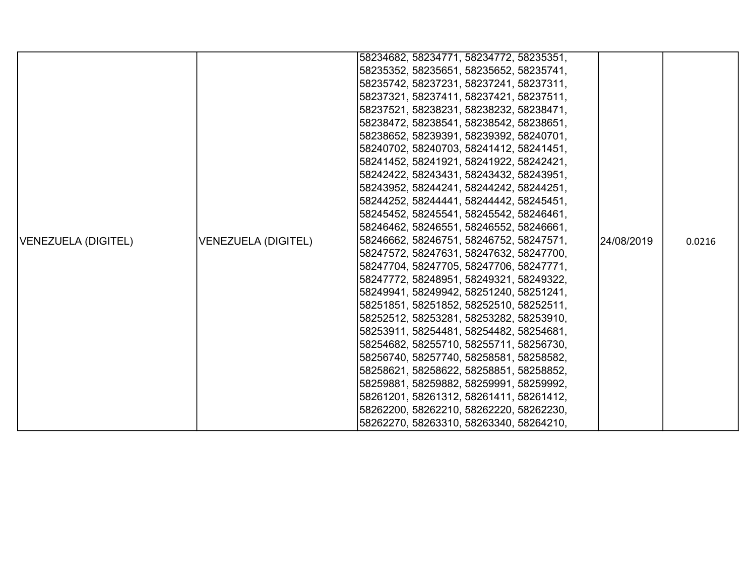| VENEZUELA (DIGITEL) | VENEZUELA (DIGITEL) | 58234682, 58234771, 58234772, 58235351, 58235352, 58235651, 58235652, 58235741, 58235742, 58237231, 58237241, 58237311, 58237321, 58237411, 58237421, 58237511, 58237521, 58238231, 58238232, 58238471, 58238472, 58238541, 58238542, 58238651, 58238652, 58239391, 58239392, 58240701, 58240702, 58240703, 58241412, 58241451, 58241452, 58241921, 58241922, 58242421, 58242422, 58243431, 58243432, 58243951, 58243952, 58244241, 58244242, 58244251, 58244252, 58244441, 58244442, 58245451, 58245452, 58245541, 58245542, 58246461, 58246462, 58246551, 58246552, 58246661, 58246662, 58246751, 58246752, 58247571, 58247572, 58247631, 58247632, 58247700, 58247704, 58247705, 58247706, 58247771, 58247772, 58248951, 58249321, 58249322, 58249941, 58249942, 58251240, 58251241, 58251851, 58251852, 58252510, 58252511, 58252512, 58253281, 58253282, 58253910, 58253911, 58254481, 58254482, 58254681, 58254682, 58255710, 58255711, 58256730, 58256740, 58257740, 58258581, 58258582, 58258621, 58258622, 58258851, 58258852, 58259881, 58259882, 58259991, 58259992, 58261201, 58261312, 58261411, 58261412, 58262200, 58262210, 58262220, 58262230, 58262270, 58263310, 58263340, 58264210, | 24/08/2019 | 0.0216 |
|---|---|---|---|---|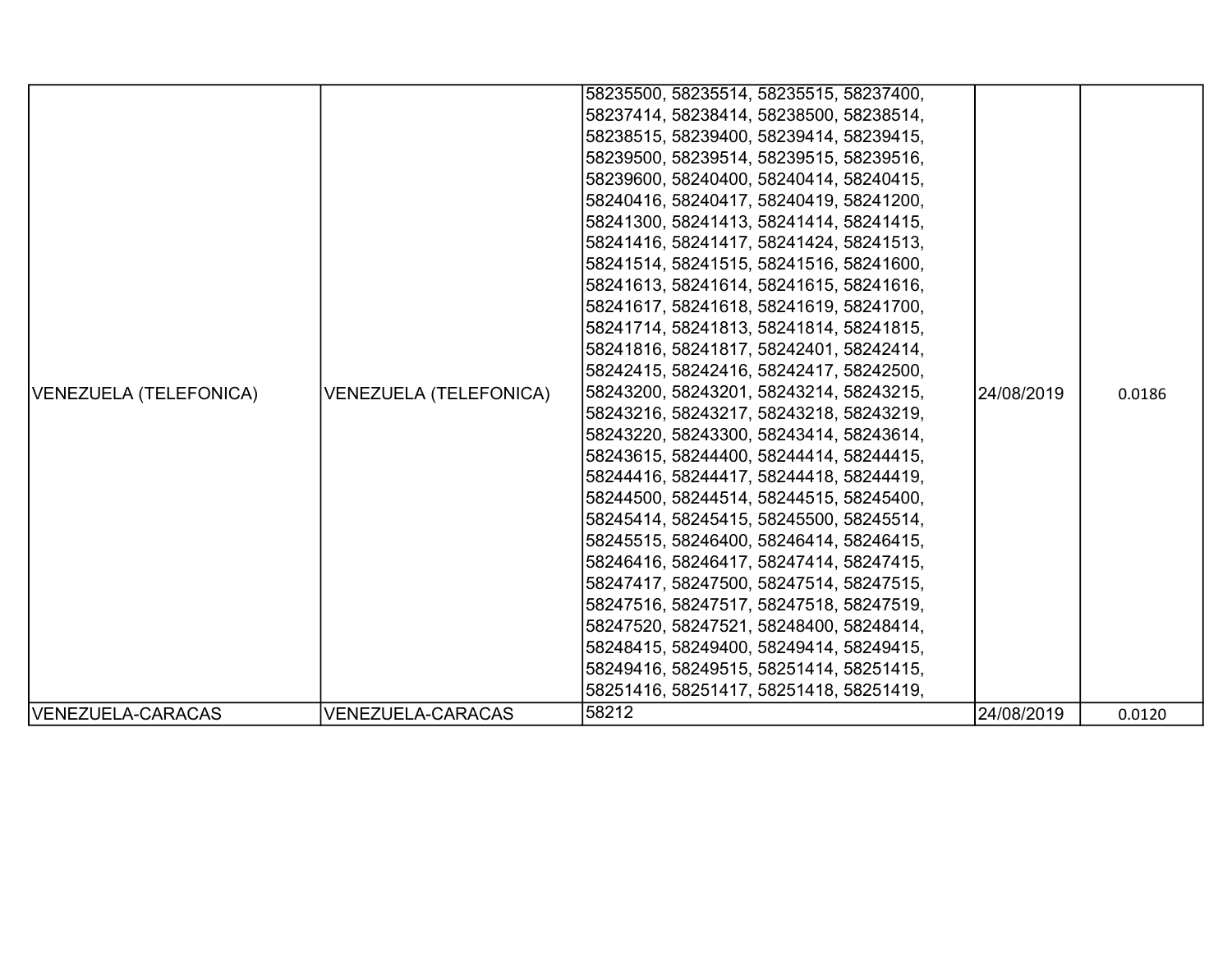| | | | | |
|---|---|---|---|---|
| VENEZUELA (TELEFONICA) | VENEZUELA (TELEFONICA) | 58235500, 58235514, 58235515, 58237400, 58237414, 58238414, 58238500, 58238514, 58238515, 58239400, 58239414, 58239415, 58239500, 58239514, 58239515, 58239516, 58239600, 58240400, 58240414, 58240415, 58240416, 58240417, 58240419, 58241200, 58241300, 58241413, 58241414, 58241415, 58241416, 58241417, 58241424, 58241513, 58241514, 58241515, 58241516, 58241600, 58241613, 58241614, 58241615, 58241616, 58241617, 58241618, 58241619, 58241700, 58241714, 58241813, 58241814, 58241815, 58241816, 58241817, 58242401, 58242414, 58242415, 58242416, 58242417, 58242500, 58243200, 58243201, 58243214, 58243215, 58243216, 58243217, 58243218, 58243219, 58243220, 58243300, 58243414, 58243614, 58243615, 58244400, 58244414, 58244415, 58244416, 58244417, 58244418, 58244419, 58244500, 58244514, 58244515, 58245400, 58245414, 58245415, 58245500, 58245514, 58245515, 58246400, 58246414, 58246415, 58246416, 58246417, 58247414, 58247415, 58247417, 58247500, 58247514, 58247515, 58247516, 58247517, 58247518, 58247519, 58247520, 58247521, 58248400, 58248414, 58248415, 58249400, 58249414, 58249415, 58249416, 58249515, 58251414, 58251415, 58251416, 58251417, 58251418, 58251419, | 24/08/2019 | 0.0186 |
| VENEZUELA-CARACAS | VENEZUELA-CARACAS | 58212 | 24/08/2019 | 0.0120 |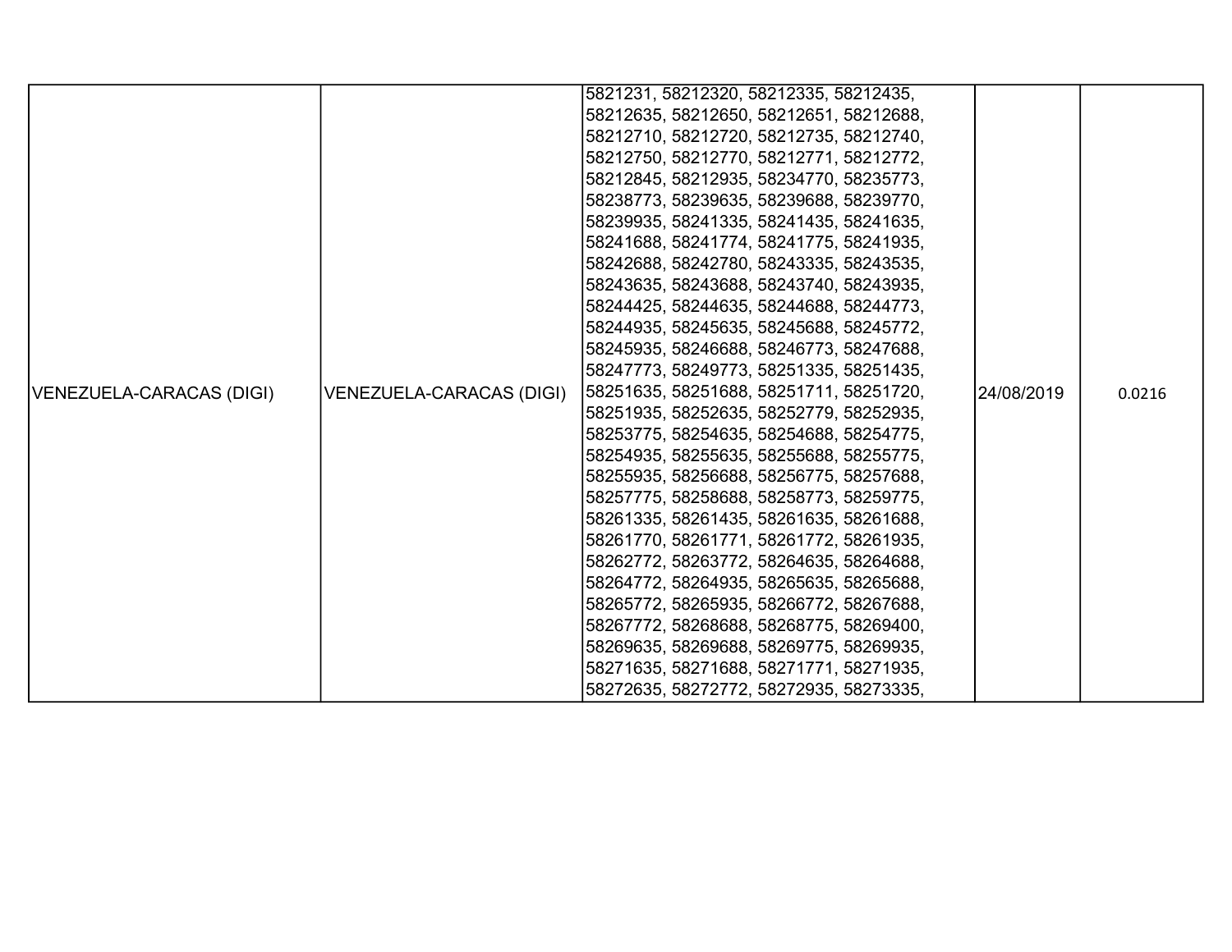| | | | | |
|---|---|---|---|---|
| VENEZUELA-CARACAS (DIGI) | VENEZUELA-CARACAS (DIGI) | 5821231, 58212320, 58212335, 58212435, 58212635, 58212650, 58212651, 58212688, 58212710, 58212720, 58212735, 58212740, 58212750, 58212770, 58212771, 58212772, 58212845, 58212935, 58234770, 58235773, 58238773, 58239635, 58239688, 58239770, 58239935, 58241335, 58241435, 58241635, 58241688, 58241774, 58241775, 58241935, 58242688, 58242780, 58243335, 58243535, 58243635, 58243688, 58243740, 58243935, 58244425, 58244635, 58244688, 58244773, 58244935, 58245635, 58245688, 58245772, 58245935, 58246688, 58246773, 58247688, 58247773, 58249773, 58251335, 58251435, 58251635, 58251688, 58251711, 58251720, 58251935, 58252635, 58252779, 58252935, 58253775, 58254635, 58254688, 58254775, 58254935, 58255635, 58255688, 58255775, 58255935, 58256688, 58256775, 58257688, 58257775, 58258688, 58258773, 58259775, 58261335, 58261435, 58261635, 58261688, 58261770, 58261771, 58261772, 58261935, 58262772, 58263772, 58264635, 58264688, 58264772, 58264935, 58265635, 58265688, 58265772, 58265935, 58266772, 58267688, 58267772, 58268688, 58268775, 58269400, 58269635, 58269688, 58269775, 58269935, 58271635, 58271688, 58271771, 58271935, 58272635, 58272772, 58272935, 58273335, | 24/08/2019 | 0.0216 |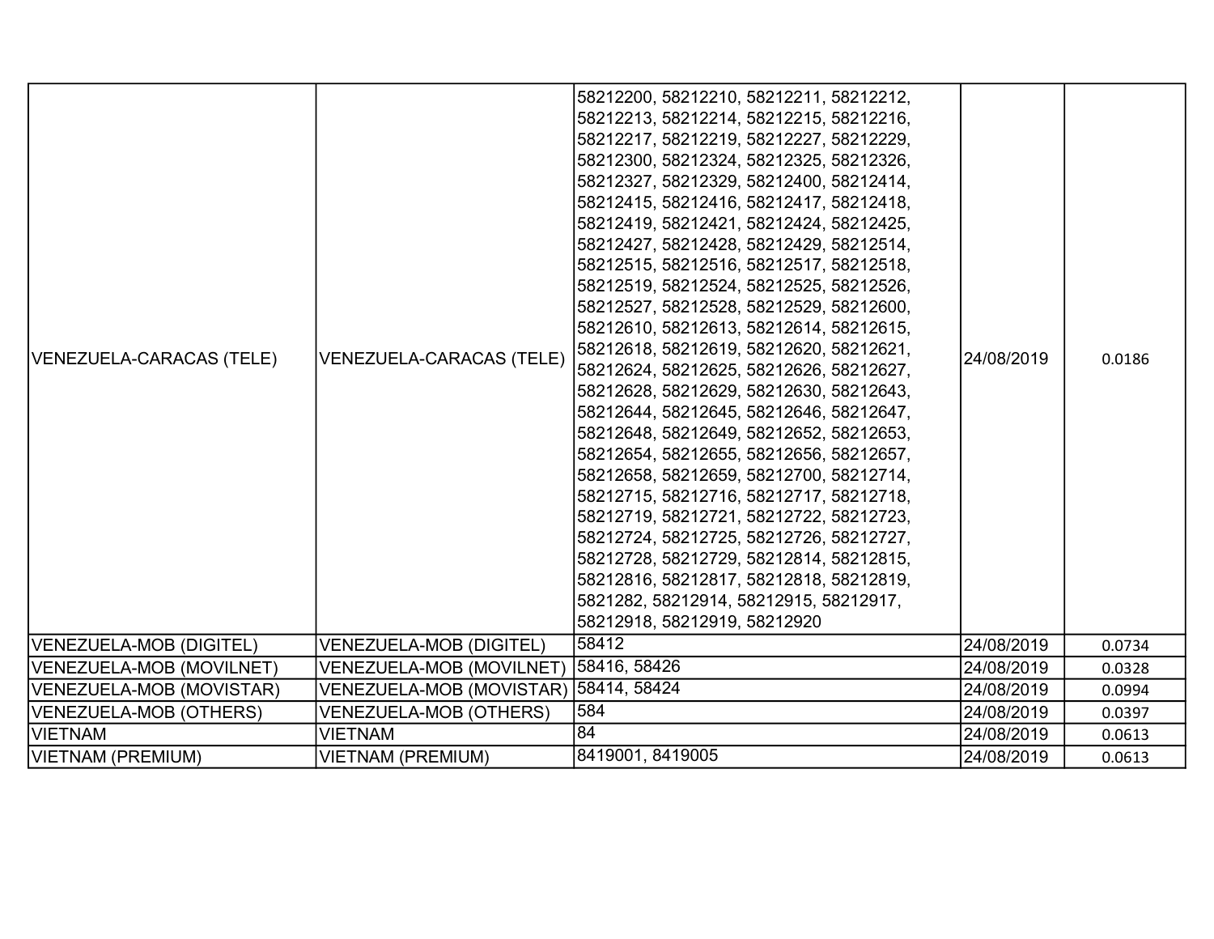| | | | | |
|---|---|---|---|---|
| VENEZUELA-CARACAS (TELE) | VENEZUELA-CARACAS (TELE) | 58212200, 58212210, 58212211, 58212212, 58212213, 58212214, 58212215, 58212216, 58212217, 58212219, 58212227, 58212229, 58212300, 58212324, 58212325, 58212326, 58212327, 58212329, 58212400, 58212414, 58212415, 58212416, 58212417, 58212418, 58212419, 58212421, 58212424, 58212425, 58212427, 58212428, 58212429, 58212514, 58212515, 58212516, 58212517, 58212518, 58212519, 58212524, 58212525, 58212526, 58212527, 58212528, 58212529, 58212600, 58212610, 58212613, 58212614, 58212615, 58212618, 58212619, 58212620, 58212621, 58212624, 58212625, 58212626, 58212627, 58212628, 58212629, 58212630, 58212643, 58212644, 58212645, 58212646, 58212647, 58212648, 58212649, 58212652, 58212653, 58212654, 58212655, 58212656, 58212657, 58212658, 58212659, 58212700, 58212714, 58212715, 58212716, 58212717, 58212718, 58212719, 58212721, 58212722, 58212723, 58212724, 58212725, 58212726, 58212727, 58212728, 58212729, 58212814, 58212815, 58212816, 58212817, 58212818, 58212819, 5821282, 58212914, 58212915, 58212917, 58212918, 58212919, 58212920 | 24/08/2019 | 0.0186 |
| VENEZUELA-MOB (DIGITEL) | VENEZUELA-MOB (DIGITEL) | 58412 | 24/08/2019 | 0.0734 |
| VENEZUELA-MOB (MOVILNET) | VENEZUELA-MOB (MOVILNET) | 58416, 58426 | 24/08/2019 | 0.0328 |
| VENEZUELA-MOB (MOVISTAR) | VENEZUELA-MOB (MOVISTAR) | 58414, 58424 | 24/08/2019 | 0.0994 |
| VENEZUELA-MOB (OTHERS) | VENEZUELA-MOB (OTHERS) | 584 | 24/08/2019 | 0.0397 |
| VIETNAM | VIETNAM | 84 | 24/08/2019 | 0.0613 |
| VIETNAM (PREMIUM) | VIETNAM (PREMIUM) | 8419001, 8419005 | 24/08/2019 | 0.0613 |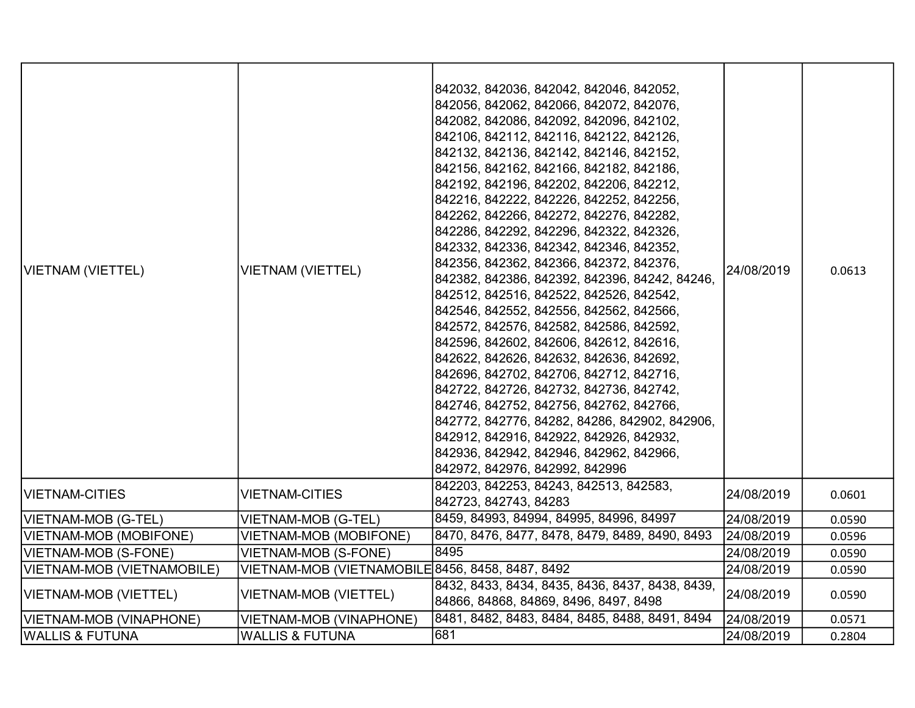| VIETNAM (VIETTEL) | VIETNAM (VIETTEL) | 842032, 842036, 842042, 842046, 842052, 842056, 842062, 842066, 842072, 842076, 842082, 842086, 842092, 842096, 842102, 842106, 842112, 842116, 842122, 842126, 842132, 842136, 842142, 842146, 842152, 842156, 842162, 842166, 842182, 842186, 842192, 842196, 842202, 842206, 842212, 842216, 842222, 842226, 842252, 842256, 842262, 842266, 842272, 842276, 842282, 842286, 842292, 842296, 842322, 842326, 842332, 842336, 842342, 842346, 842352, 842356, 842362, 842366, 842372, 842376, 842382, 842386, 842392, 842396, 84242, 84246, 842512, 842516, 842522, 842526, 842542, 842546, 842552, 842556, 842562, 842566, 842572, 842576, 842582, 842586, 842592, 842596, 842602, 842606, 842612, 842616, 842622, 842626, 842632, 842636, 842692, 842696, 842702, 842706, 842712, 842716, 842722, 842726, 842732, 842736, 842742, 842746, 842752, 842756, 842762, 842766, 842772, 842776, 84282, 84286, 842902, 842906, 842912, 842916, 842922, 842926, 842932, 842936, 842942, 842946, 842962, 842966, 842972, 842976, 842992, 842996 | 24/08/2019 | 0.0613 |
|---|---|---|---|---|
| VIETNAM-CITIES | VIETNAM-CITIES | 842203, 842253, 84243, 842513, 842583, 842723, 842743, 84283 | 24/08/2019 | 0.0601 |
| VIETNAM-MOB (G-TEL) | VIETNAM-MOB (G-TEL) | 8459, 84993, 84994, 84995, 84996, 84997 | 24/08/2019 | 0.0590 |
| VIETNAM-MOB (MOBIFONE) | VIETNAM-MOB (MOBIFONE) | 8470, 8476, 8477, 8478, 8479, 8489, 8490, 8493 | 24/08/2019 | 0.0596 |
| VIETNAM-MOB (S-FONE) | VIETNAM-MOB (S-FONE) | 8495 | 24/08/2019 | 0.0590 |
| VIETNAM-MOB (VIETNAMOBILE) | VIETNAM-MOB (VIETNAMOBILE | 8456, 8458, 8487, 8492 | 24/08/2019 | 0.0590 |
| VIETNAM-MOB (VIETTEL) | VIETNAM-MOB (VIETTEL) | 8432, 8433, 8434, 8435, 8436, 8437, 8438, 8439, 84866, 84868, 84869, 8496, 8497, 8498 | 24/08/2019 | 0.0590 |
| VIETNAM-MOB (VINAPHONE) | VIETNAM-MOB (VINAPHONE) | 8481, 8482, 8483, 8484, 8485, 8488, 8491, 8494 | 24/08/2019 | 0.0571 |
| WALLIS & FUTUNA | WALLIS & FUTUNA | 681 | 24/08/2019 | 0.2804 |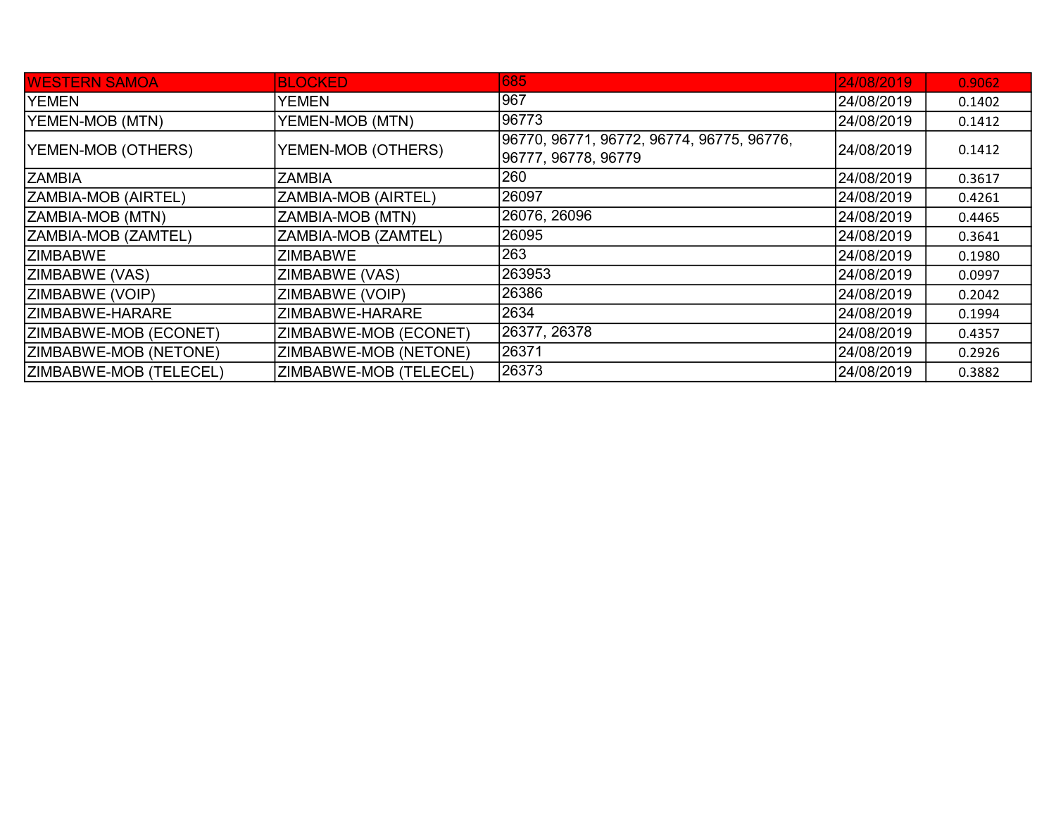| | | | | |
|---|---|---|---|---|
| WESTERN SAMOA | BLOCKED | 685 | 24/08/2019 | 0.9062 |
| YEMEN | YEMEN | 967 | 24/08/2019 | 0.1402 |
| YEMEN-MOB (MTN) | YEMEN-MOB (MTN) | 96773 | 24/08/2019 | 0.1412 |
| YEMEN-MOB (OTHERS) | YEMEN-MOB (OTHERS) | 96770, 96771, 96772, 96774, 96775, 96776, 96777, 96778, 96779 | 24/08/2019 | 0.1412 |
| ZAMBIA | ZAMBIA | 260 | 24/08/2019 | 0.3617 |
| ZAMBIA-MOB (AIRTEL) | ZAMBIA-MOB (AIRTEL) | 26097 | 24/08/2019 | 0.4261 |
| ZAMBIA-MOB (MTN) | ZAMBIA-MOB (MTN) | 26076, 26096 | 24/08/2019 | 0.4465 |
| ZAMBIA-MOB (ZAMTEL) | ZAMBIA-MOB (ZAMTEL) | 26095 | 24/08/2019 | 0.3641 |
| ZIMBABWE | ZIMBABWE | 263 | 24/08/2019 | 0.1980 |
| ZIMBABWE (VAS) | ZIMBABWE (VAS) | 263953 | 24/08/2019 | 0.0997 |
| ZIMBABWE (VOIP) | ZIMBABWE (VOIP) | 26386 | 24/08/2019 | 0.2042 |
| ZIMBABWE-HARARE | ZIMBABWE-HARARE | 2634 | 24/08/2019 | 0.1994 |
| ZIMBABWE-MOB (ECONET) | ZIMBABWE-MOB (ECONET) | 26377, 26378 | 24/08/2019 | 0.4357 |
| ZIMBABWE-MOB (NETONE) | ZIMBABWE-MOB (NETONE) | 26371 | 24/08/2019 | 0.2926 |
| ZIMBABWE-MOB (TELECEL) | ZIMBABWE-MOB (TELECEL) | 26373 | 24/08/2019 | 0.3882 |